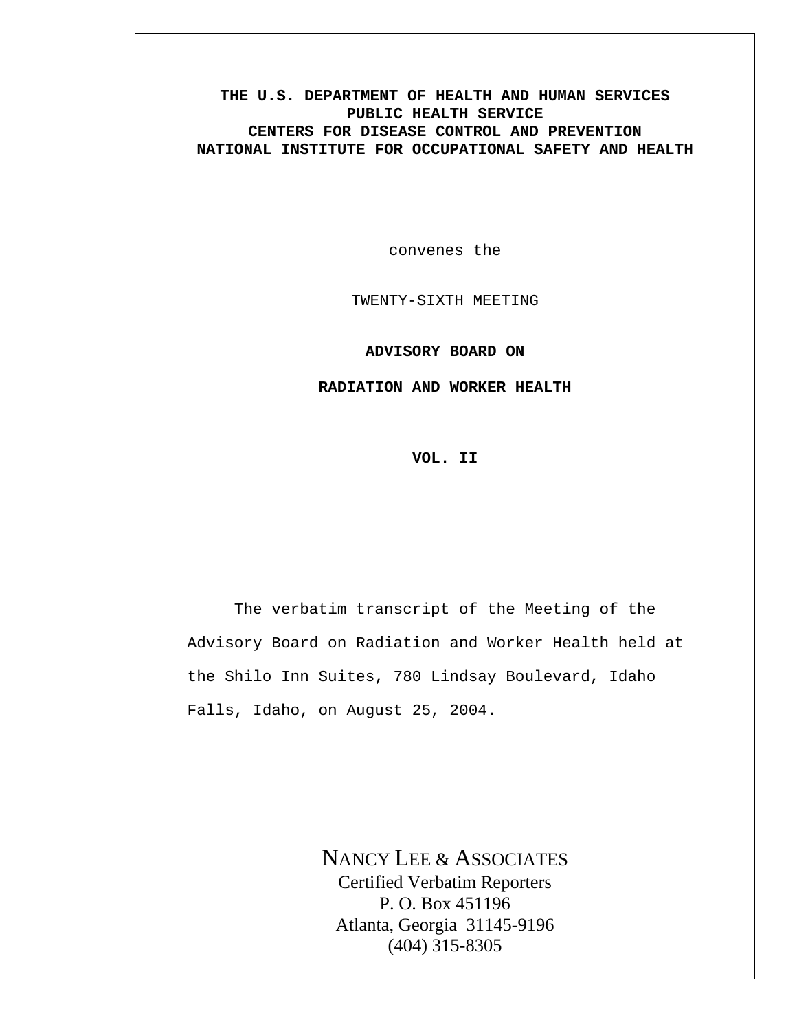**THE U.S. DEPARTMENT OF HEALTH AND HUMAN SERVICES**
**PUBLIC HEALTH SERVICE**
**CENTERS FOR DISEASE CONTROL AND PREVENTION**
**NATIONAL INSTITUTE FOR OCCUPATIONAL SAFETY AND HEALTH**

convenes the

TWENTY-SIXTH MEETING

**ADVISORY BOARD ON**

**RADIATION AND WORKER HEALTH**

**VOL. II**

The verbatim transcript of the Meeting of the Advisory Board on Radiation and Worker Health held at the Shilo Inn Suites, 780 Lindsay Boulevard, Idaho Falls, Idaho, on August 25, 2004.

NANCY LEE & ASSOCIATES
Certified Verbatim Reporters
P. O. Box 451196
Atlanta, Georgia 31145-9196
(404) 315-8305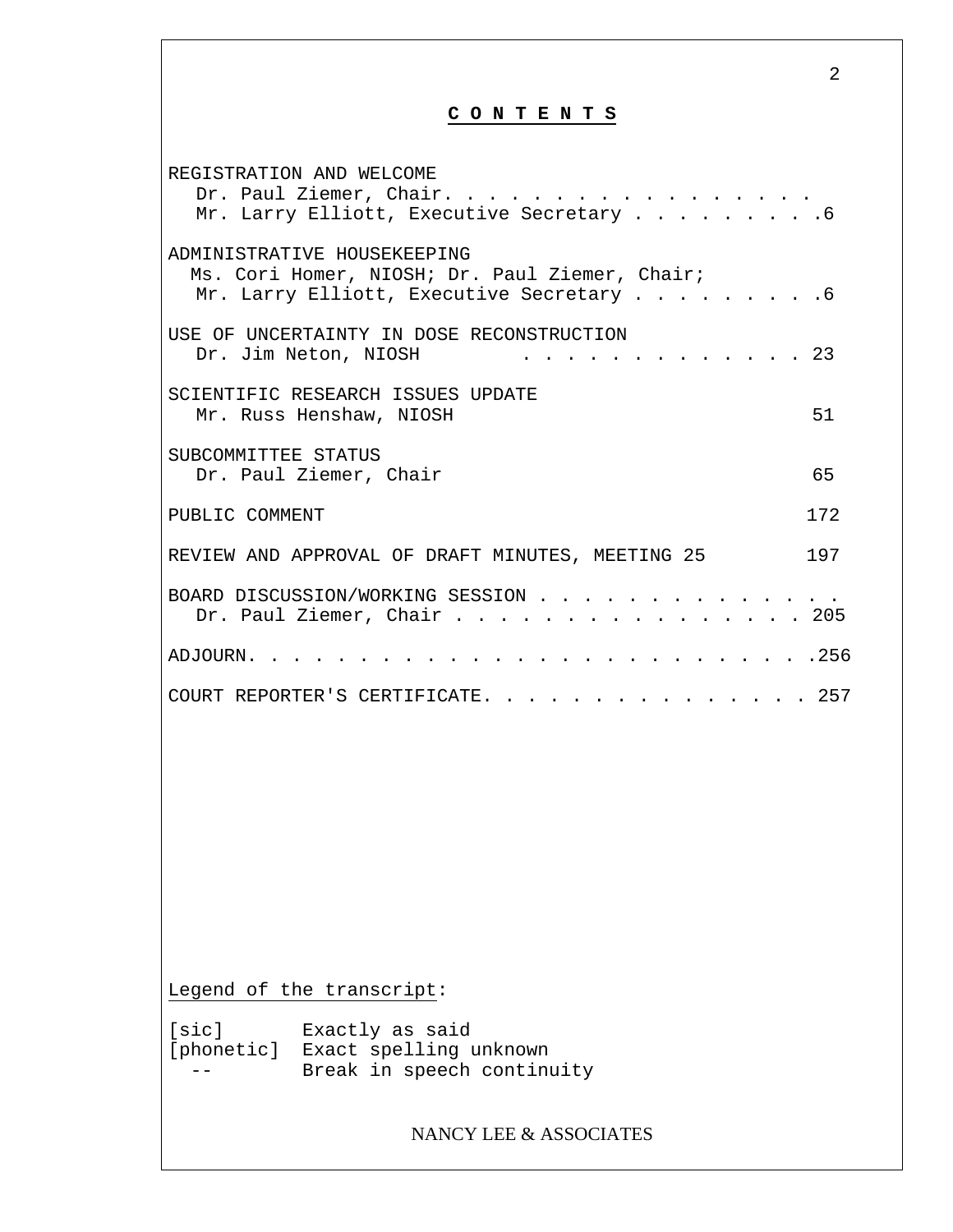# C O N T E N T S

REGISTRATION AND WELCOME
Dr. Paul Ziemer, Chair. . . . . . . . . . . . . . . . .
Mr. Larry Elliott, Executive Secretary . . . . . . . . .6

ADMINISTRATIVE HOUSEKEEPING
Ms. Cori Homer, NIOSH; Dr. Paul Ziemer, Chair;
Mr. Larry Elliott, Executive Secretary . . . . . . . . .6

USE OF UNCERTAINTY IN DOSE RECONSTRUCTION
Dr. Jim Neton, NIOSH . . . . . . . . . . . . . 23

SCIENTIFIC RESEARCH ISSUES UPDATE
Mr. Russ Henshaw, NIOSH 51

SUBCOMMITTEE STATUS
Dr. Paul Ziemer, Chair 65

PUBLIC COMMENT 172

REVIEW AND APPROVAL OF DRAFT MINUTES, MEETING 25 197

BOARD DISCUSSION/WORKING SESSION . . . . . . . . . . . . . .
Dr. Paul Ziemer, Chair . . . . . . . . . . . . . . . . 205

ADJOURN. . . . . . . . . . . . . . . . . . . . . . . . . .256

COURT REPORTER'S CERTIFICATE. . . . . . . . . . . . . . . 257

Legend of the transcript:

[sic] Exactly as said
[phonetic] Exact spelling unknown
-- Break in speech continuity

NANCY LEE & ASSOCIATES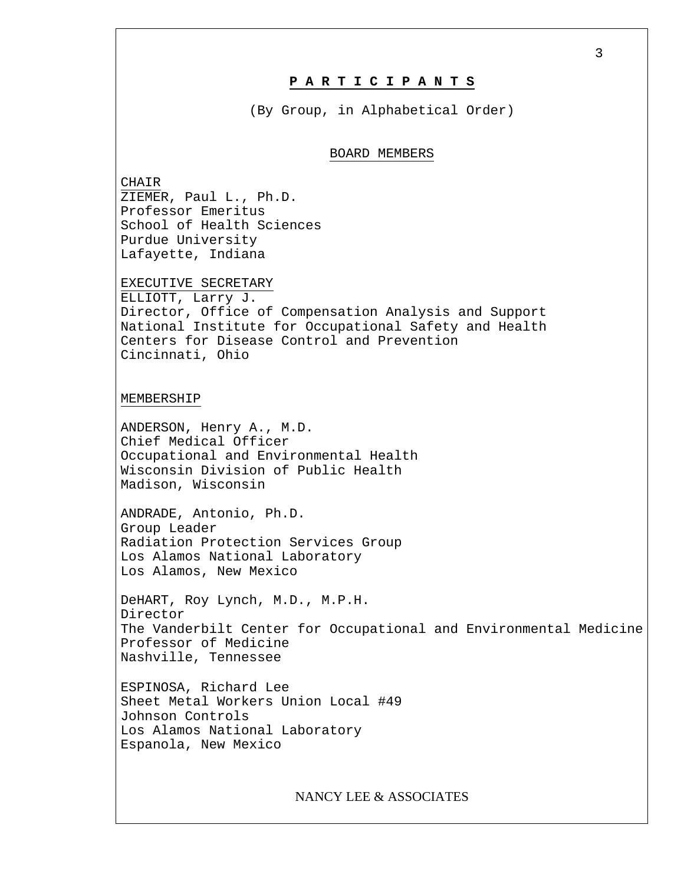# P A R T I C I P A N T S

(By Group, in Alphabetical Order)

## BOARD MEMBERS

CHAIR
ZIEMER, Paul L., Ph.D.
Professor Emeritus
School of Health Sciences
Purdue University
Lafayette, Indiana

EXECUTIVE SECRETARY
ELLIOTT, Larry J.
Director, Office of Compensation Analysis and Support
National Institute for Occupational Safety and Health
Centers for Disease Control and Prevention
Cincinnati, Ohio

MEMBERSHIP

ANDERSON, Henry A., M.D.
Chief Medical Officer
Occupational and Environmental Health
Wisconsin Division of Public Health
Madison, Wisconsin

ANDRADE, Antonio, Ph.D.
Group Leader
Radiation Protection Services Group
Los Alamos National Laboratory
Los Alamos, New Mexico

DeHART, Roy Lynch, M.D., M.P.H.
Director
The Vanderbilt Center for Occupational and Environmental Medicine
Professor of Medicine
Nashville, Tennessee

ESPINOSA, Richard Lee
Sheet Metal Workers Union Local #49
Johnson Controls
Los Alamos National Laboratory
Espanola, New Mexico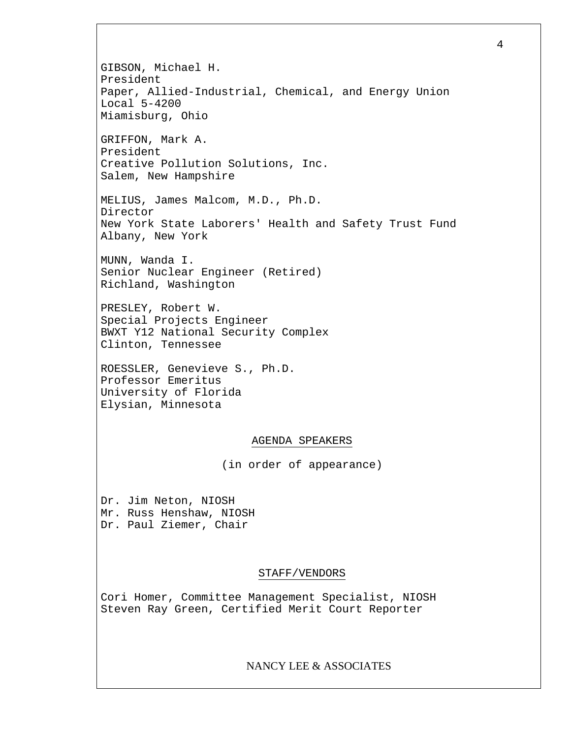GIBSON, Michael H.
President
Paper, Allied-Industrial, Chemical, and Energy Union
Local 5-4200
Miamisburg, Ohio

GRIFFON, Mark A.
President
Creative Pollution Solutions, Inc.
Salem, New Hampshire

MELIUS, James Malcom, M.D., Ph.D.
Director
New York State Laborers' Health and Safety Trust Fund
Albany, New York

MUNN, Wanda I.
Senior Nuclear Engineer (Retired)
Richland, Washington

PRESLEY, Robert W.
Special Projects Engineer
BWXT Y12 National Security Complex
Clinton, Tennessee

ROESSLER, Genevieve S., Ph.D.
Professor Emeritus
University of Florida
Elysian, Minnesota

## AGENDA SPEAKERS

(in order of appearance)

Dr. Jim Neton, NIOSH
Mr. Russ Henshaw, NIOSH
Dr. Paul Ziemer, Chair

## STAFF/VENDORS

Cori Homer, Committee Management Specialist, NIOSH
Steven Ray Green, Certified Merit Court Reporter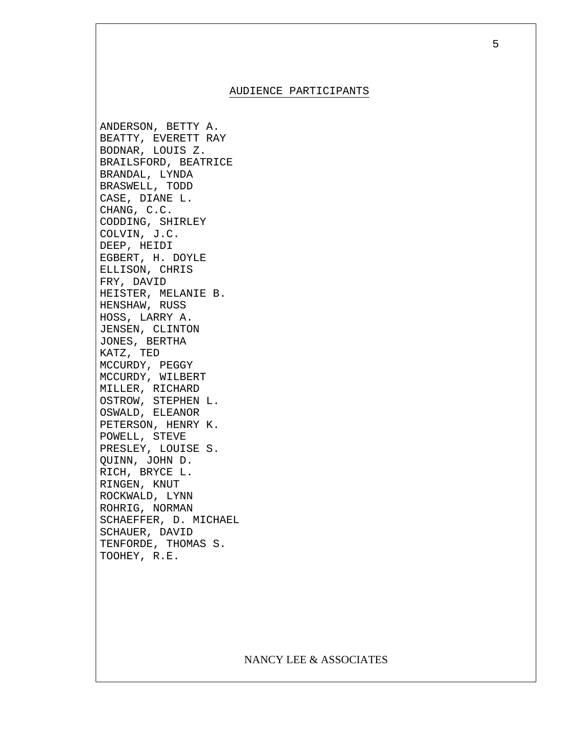## AUDIENCE PARTICIPANTS

ANDERSON, BETTY A.
BEATTY, EVERETT RAY
BODNAR, LOUIS Z.
BRAILSFORD, BEATRICE
BRANDAL, LYNDA
BRASWELL, TODD
CASE, DIANE L.
CHANG, C.C.
CODDING, SHIRLEY
COLVIN, J.C.
DEEP, HEIDI
EGBERT, H. DOYLE
ELLISON, CHRIS
FRY, DAVID
HEISTER, MELANIE B.
HENSHAW, RUSS
HOSS, LARRY A.
JENSEN, CLINTON
JONES, BERTHA
KATZ, TED
MCCURDY, PEGGY
MCCURDY, WILBERT
MILLER, RICHARD
OSTROW, STEPHEN L.
OSWALD, ELEANOR
PETERSON, HENRY K.
POWELL, STEVE
PRESLEY, LOUISE S.
QUINN, JOHN D.
RICH, BRYCE L.
RINGEN, KNUT
ROCKWALD, LYNN
ROHRIG, NORMAN
SCHAEFFER, D. MICHAEL
SCHAUER, DAVID
TENFORDE, THOMAS S.
TOOHEY, R.E.

NANCY LEE & ASSOCIATES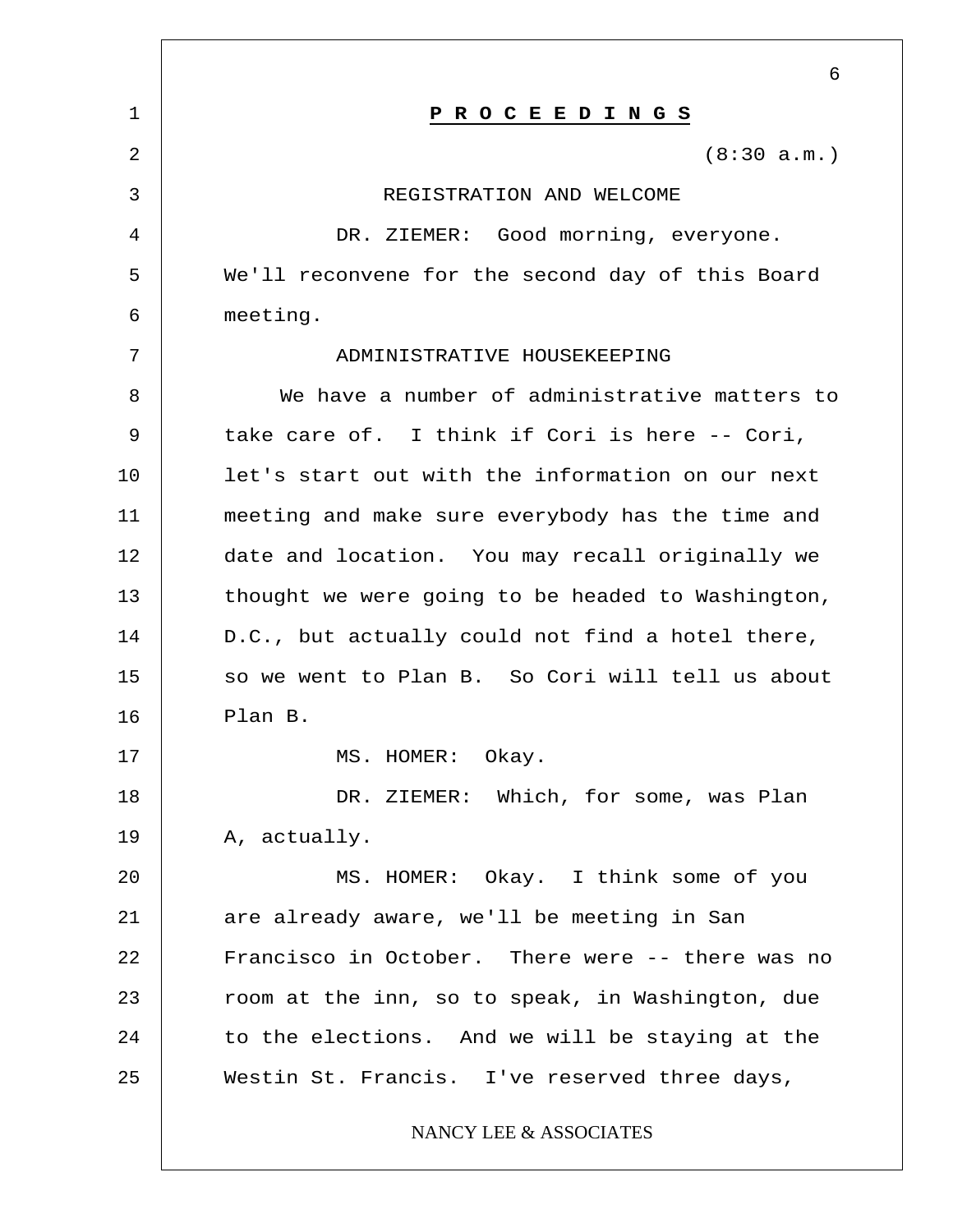**P R O C E E D I N G S**

(8:30 a.m.)

REGISTRATION AND WELCOME

DR. ZIEMER: Good morning, everyone. We'll reconvene for the second day of this Board meeting.

ADMINISTRATIVE HOUSEKEEPING

We have a number of administrative matters to take care of. I think if Cori is here -- Cori, let's start out with the information on our next meeting and make sure everybody has the time and date and location. You may recall originally we thought we were going to be headed to Washington, D.C., but actually could not find a hotel there, so we went to Plan B. So Cori will tell us about Plan B.

MS. HOMER: Okay.

DR. ZIEMER: Which, for some, was Plan A, actually.

MS. HOMER: Okay. I think some of you are already aware, we'll be meeting in San Francisco in October. There were -- there was no room at the inn, so to speak, in Washington, due to the elections. And we will be staying at the Westin St. Francis. I've reserved three days,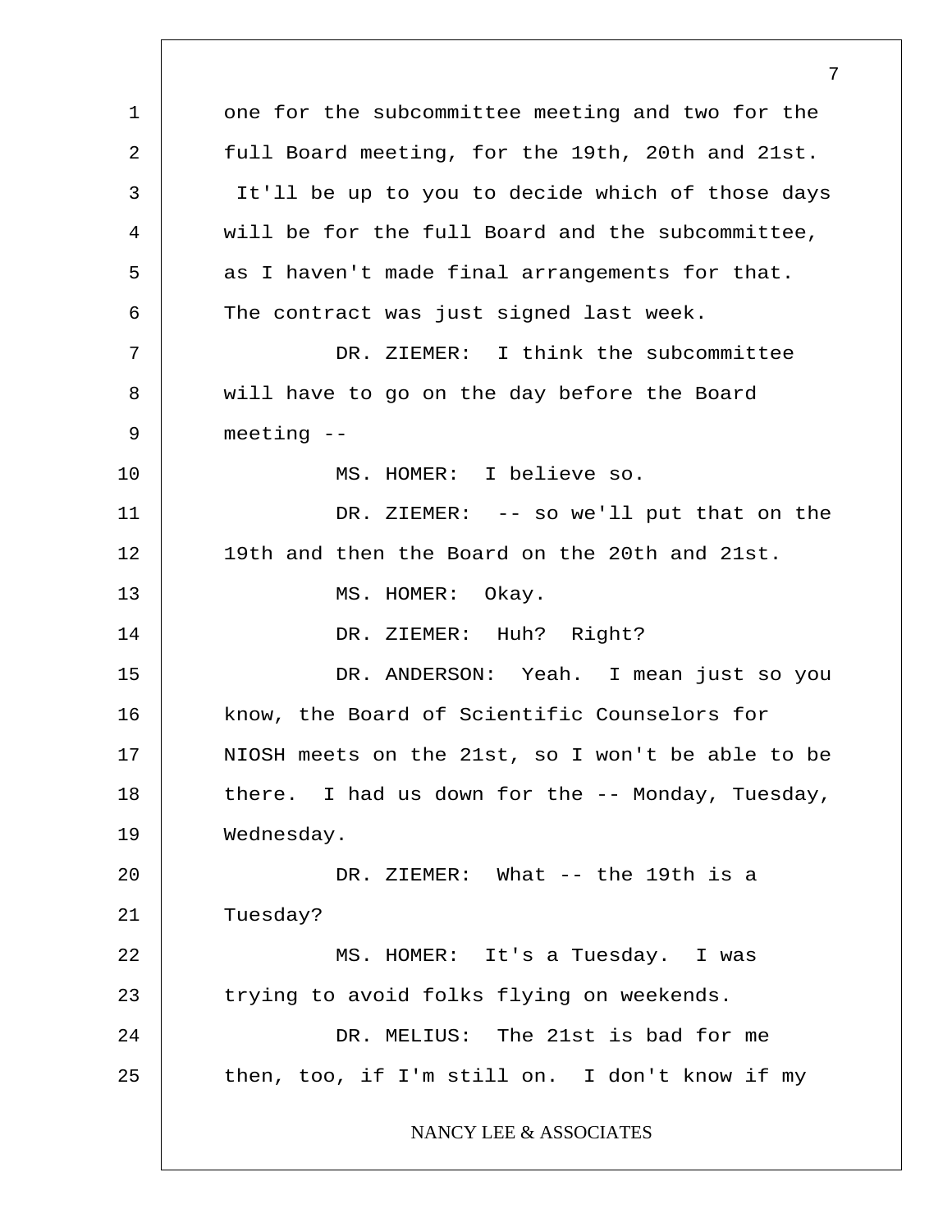one for the subcommittee meeting and two for the full Board meeting, for the 19th, 20th and 21st. It'll be up to you to decide which of those days will be for the full Board and the subcommittee, as I haven't made final arrangements for that. The contract was just signed last week.

DR. ZIEMER: I think the subcommittee will have to go on the day before the Board meeting --

MS. HOMER: I believe so.

DR. ZIEMER: -- so we'll put that on the 19th and then the Board on the 20th and 21st.

MS. HOMER: Okay.

DR. ZIEMER: Huh? Right?

DR. ANDERSON: Yeah. I mean just so you know, the Board of Scientific Counselors for NIOSH meets on the 21st, so I won't be able to be there. I had us down for the -- Monday, Tuesday, Wednesday.

DR. ZIEMER: What -- the 19th is a Tuesday?

MS. HOMER: It's a Tuesday. I was trying to avoid folks flying on weekends.

DR. MELIUS: The 21st is bad for me then, too, if I'm still on. I don't know if my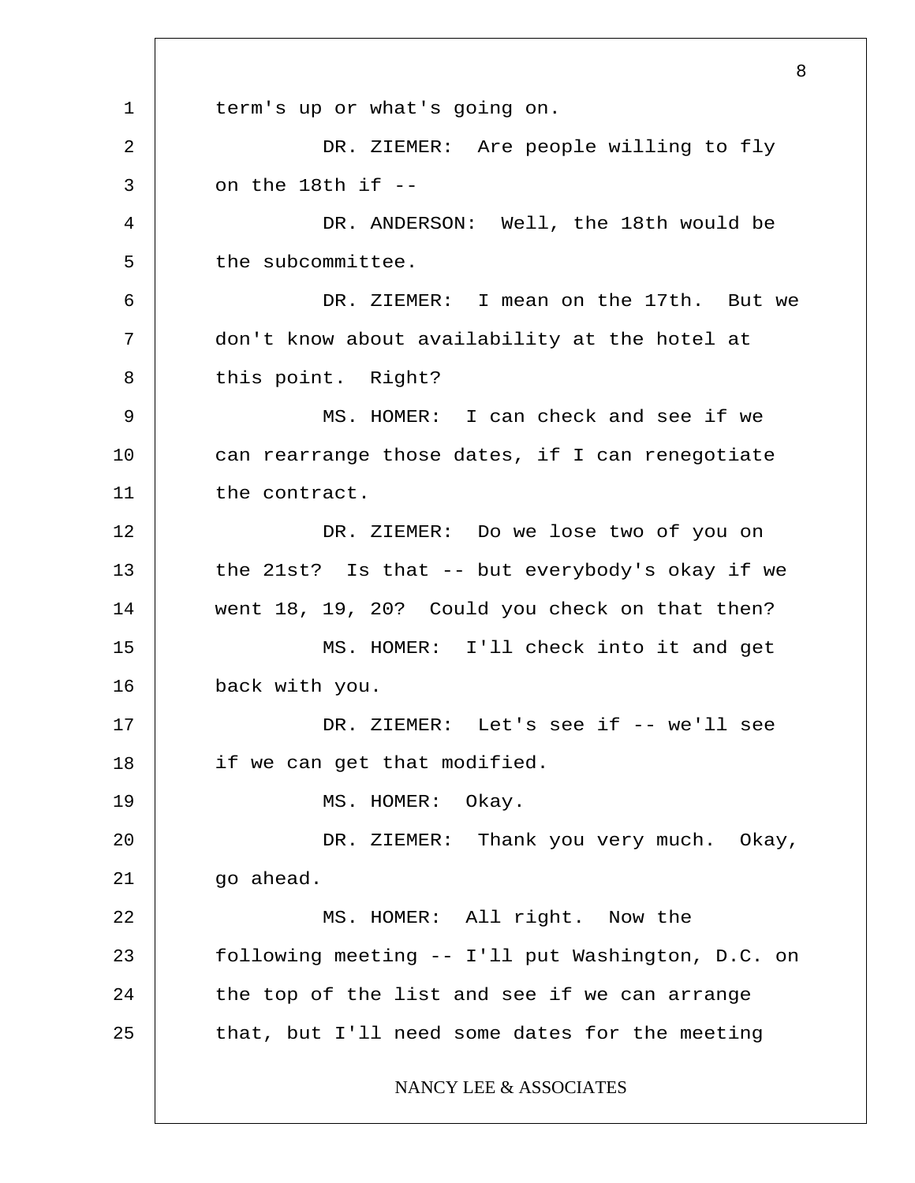term's up or what's going on.

DR. ZIEMER: Are people willing to fly on the 18th if --

DR. ANDERSON: Well, the 18th would be the subcommittee.

DR. ZIEMER: I mean on the 17th. But we don't know about availability at the hotel at this point. Right?

MS. HOMER: I can check and see if we can rearrange those dates, if I can renegotiate the contract.

DR. ZIEMER: Do we lose two of you on the 21st? Is that -- but everybody's okay if we went 18, 19, 20? Could you check on that then?

MS. HOMER: I'll check into it and get back with you.

DR. ZIEMER: Let's see if -- we'll see if we can get that modified.

MS. HOMER: Okay.

DR. ZIEMER: Thank you very much. Okay, go ahead.

MS. HOMER: All right. Now the following meeting -- I'll put Washington, D.C. on the top of the list and see if we can arrange that, but I'll need some dates for the meeting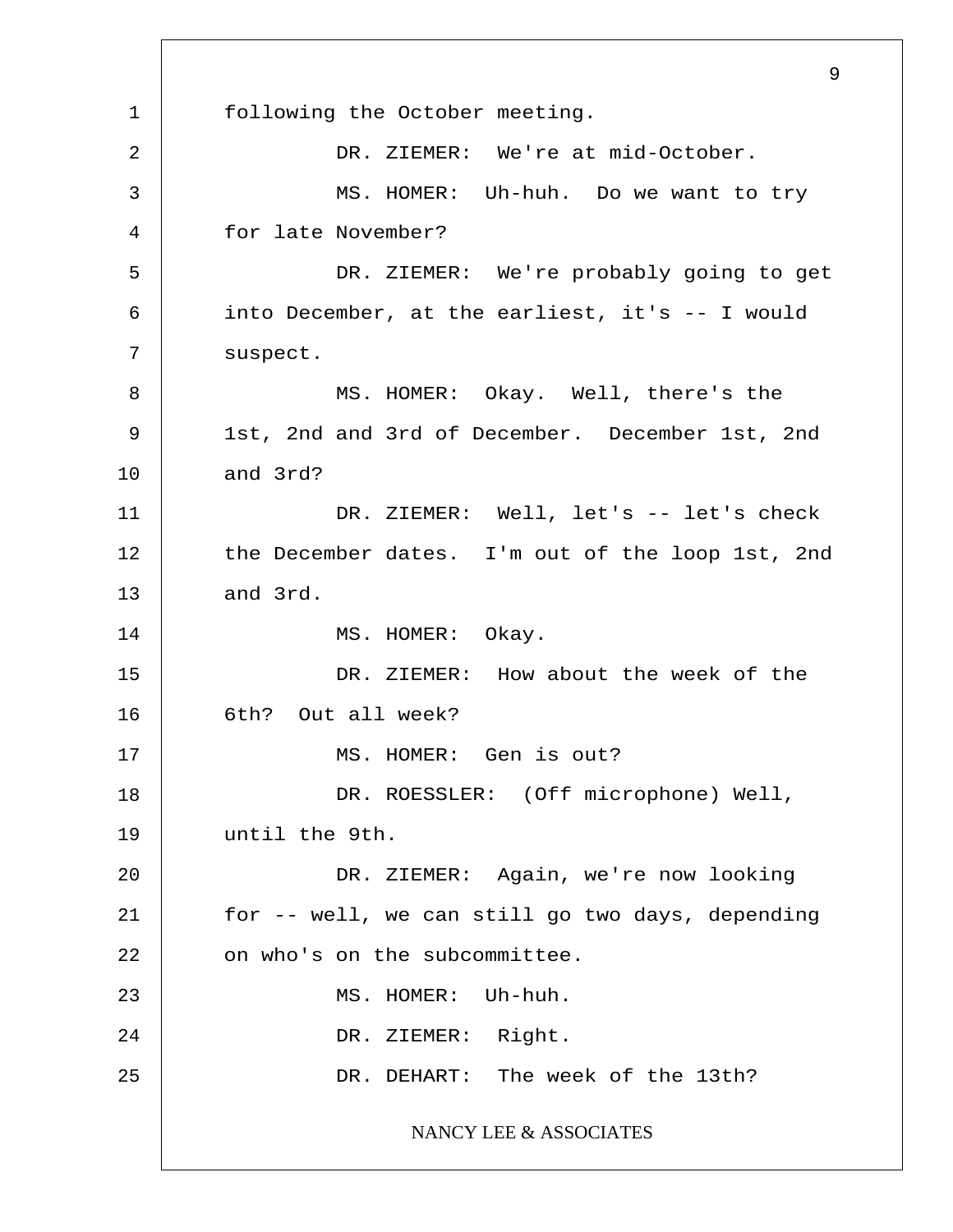following the October meeting.

DR. ZIEMER: We're at mid-October.

MS. HOMER: Uh-huh. Do we want to try for late November?

DR. ZIEMER: We're probably going to get into December, at the earliest, it's -- I would suspect.

MS. HOMER: Okay. Well, there's the 1st, 2nd and 3rd of December. December 1st, 2nd and 3rd?

DR. ZIEMER: Well, let's -- let's check the December dates. I'm out of the loop 1st, 2nd and 3rd.

MS. HOMER: Okay.

DR. ZIEMER: How about the week of the 6th? Out all week?

MS. HOMER: Gen is out?

DR. ROESSLER: (Off microphone) Well, until the 9th.

DR. ZIEMER: Again, we're now looking for -- well, we can still go two days, depending on who's on the subcommittee.

MS. HOMER: Uh-huh.

DR. ZIEMER: Right.

DR. DEHART: The week of the 13th?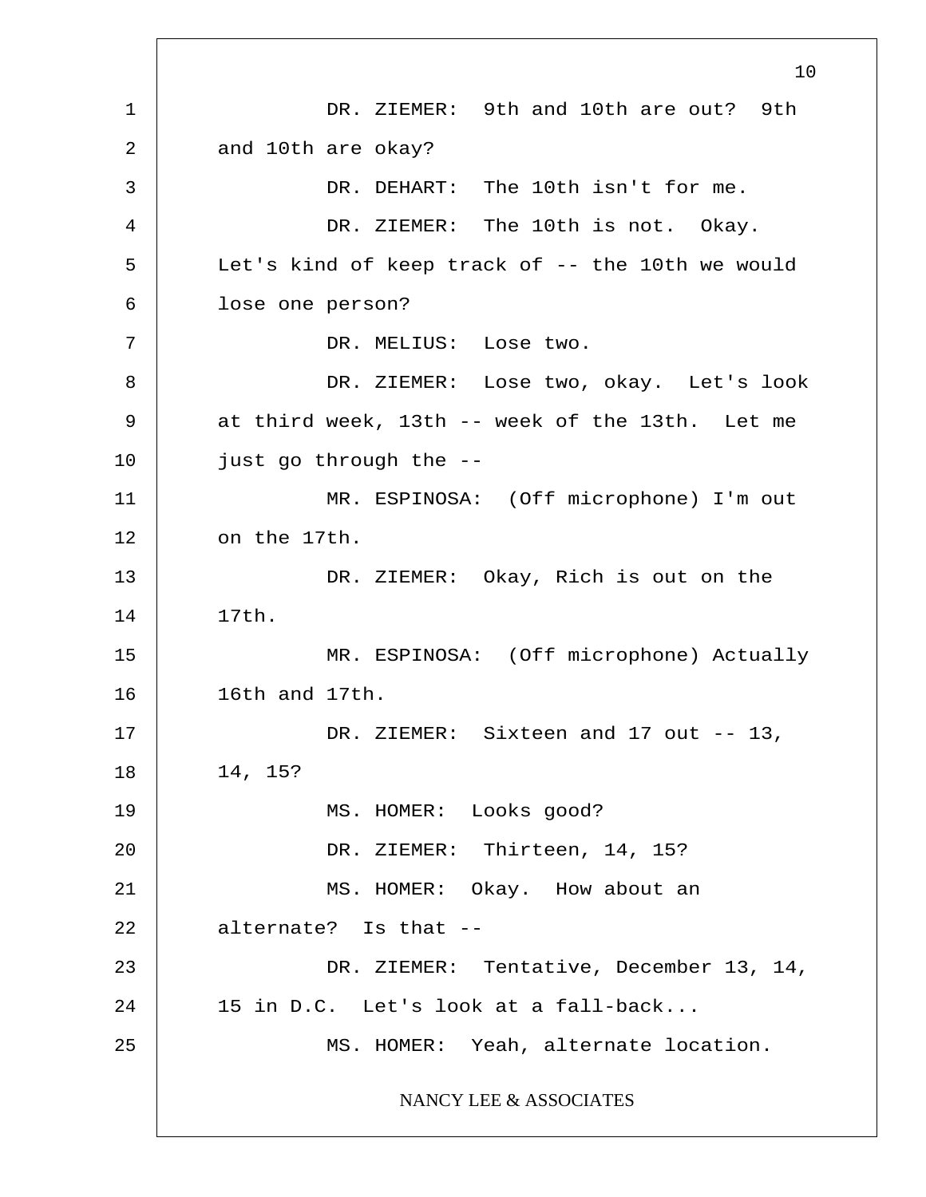DR. ZIEMER: 9th and 10th are out? 9th and 10th are okay?

DR. DEHART: The 10th isn't for me.

DR. ZIEMER: The 10th is not. Okay. Let's kind of keep track of -- the 10th we would lose one person?

DR. MELIUS: Lose two.

DR. ZIEMER: Lose two, okay. Let's look at third week, 13th -- week of the 13th. Let me just go through the --

MR. ESPINOSA: (Off microphone) I'm out on the 17th.

DR. ZIEMER: Okay, Rich is out on the 17th.

MR. ESPINOSA: (Off microphone) Actually 16th and 17th.

DR. ZIEMER: Sixteen and 17 out -- 13, 14, 15?

MS. HOMER: Looks good?

DR. ZIEMER: Thirteen, 14, 15?

MS. HOMER: Okay. How about an alternate? Is that --

DR. ZIEMER: Tentative, December 13, 14, 15 in D.C. Let's look at a fall-back...

MS. HOMER: Yeah, alternate location.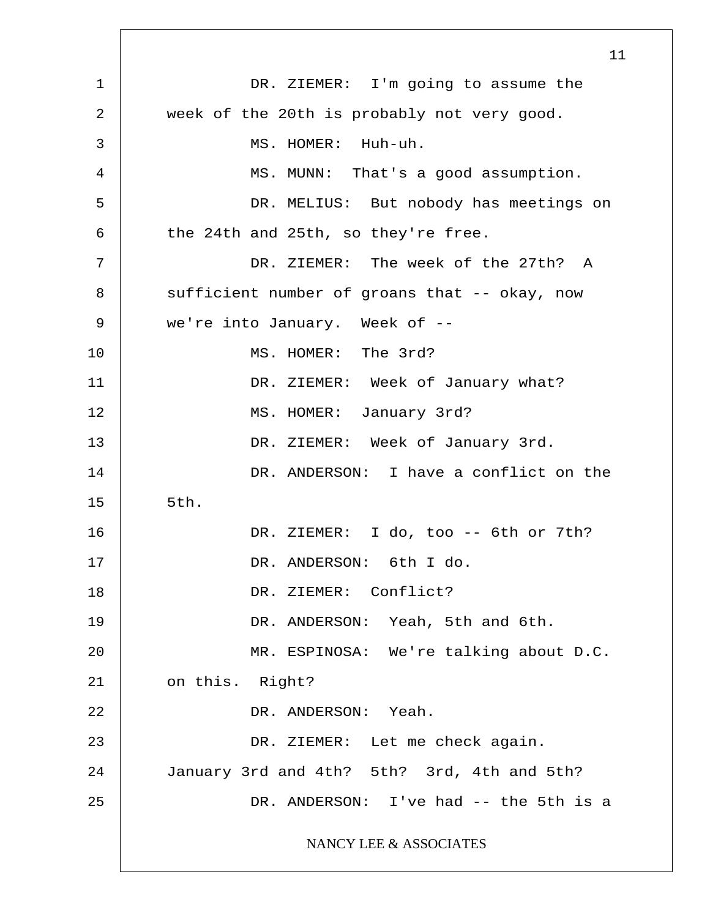DR. ZIEMER: I'm going to assume the week of the 20th is probably not very good.

MS. HOMER: Huh-uh.

MS. MUNN: That's a good assumption.

DR. MELIUS: But nobody has meetings on the 24th and 25th, so they're free.

DR. ZIEMER: The week of the 27th? A sufficient number of groans that -- okay, now we're into January. Week of --

MS. HOMER: The 3rd?

DR. ZIEMER: Week of January what?

MS. HOMER: January 3rd?

DR. ZIEMER: Week of January 3rd.

DR. ANDERSON: I have a conflict on the 5th.

DR. ZIEMER: I do, too -- 6th or 7th?

DR. ANDERSON: 6th I do.

DR. ZIEMER: Conflict?

DR. ANDERSON: Yeah, 5th and 6th.

MR. ESPINOSA: We're talking about D.C. on this. Right?

DR. ANDERSON: Yeah.

DR. ZIEMER: Let me check again. January 3rd and 4th? 5th? 3rd, 4th and 5th?

DR. ANDERSON: I've had -- the 5th is a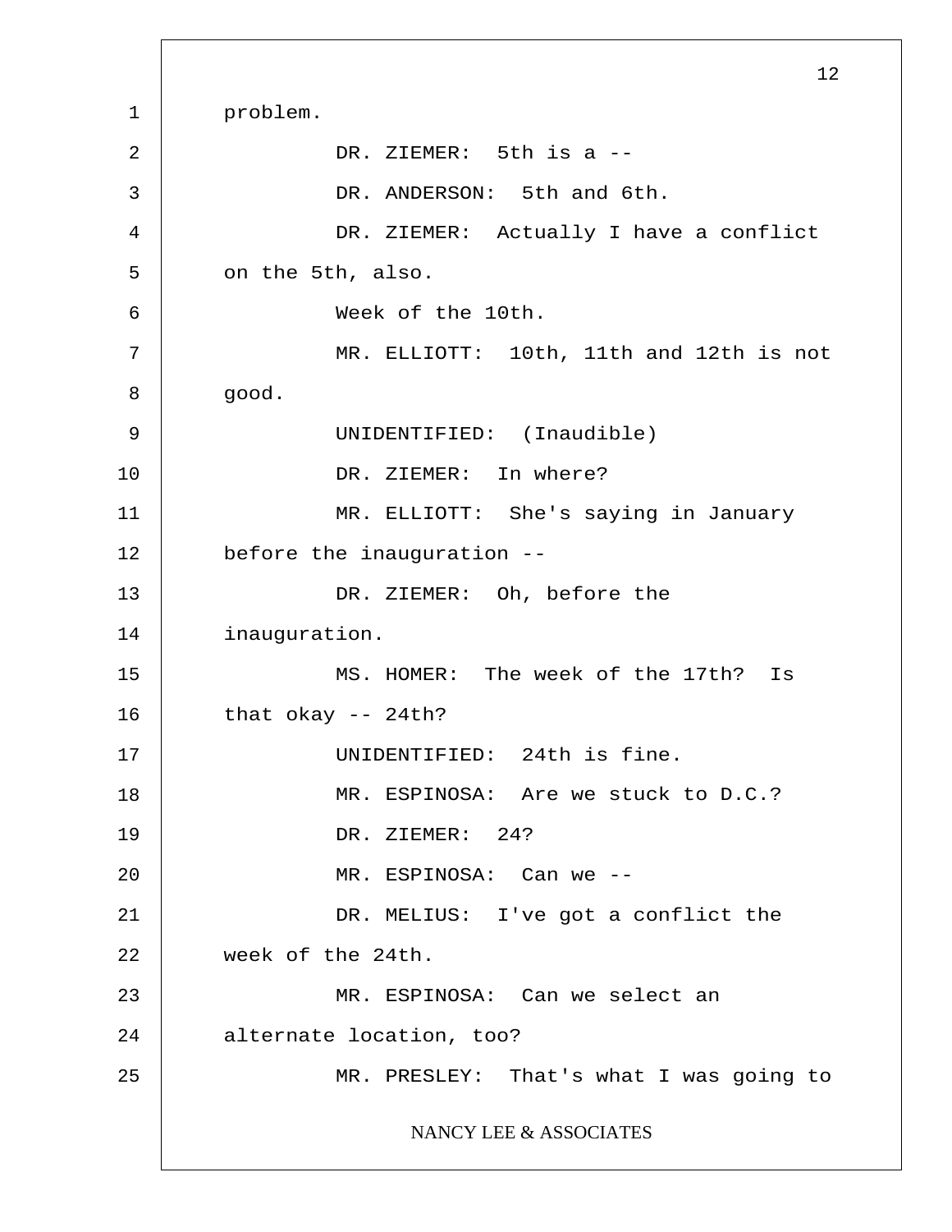problem.

DR. ZIEMER: 5th is a --

DR. ANDERSON: 5th and 6th.

DR. ZIEMER: Actually I have a conflict on the 5th, also.

Week of the 10th.

MR. ELLIOTT: 10th, 11th and 12th is not good.

UNIDENTIFIED: (Inaudible)

DR. ZIEMER: In where?

MR. ELLIOTT: She's saying in January before the inauguration --

DR. ZIEMER: Oh, before the inauguration.

MS. HOMER: The week of the 17th? Is that okay -- 24th?

UNIDENTIFIED: 24th is fine.

MR. ESPINOSA: Are we stuck to D.C.?

DR. ZIEMER: 24?

MR. ESPINOSA: Can we --

DR. MELIUS: I've got a conflict the week of the 24th.

MR. ESPINOSA: Can we select an alternate location, too?

MR. PRESLEY: That's what I was going to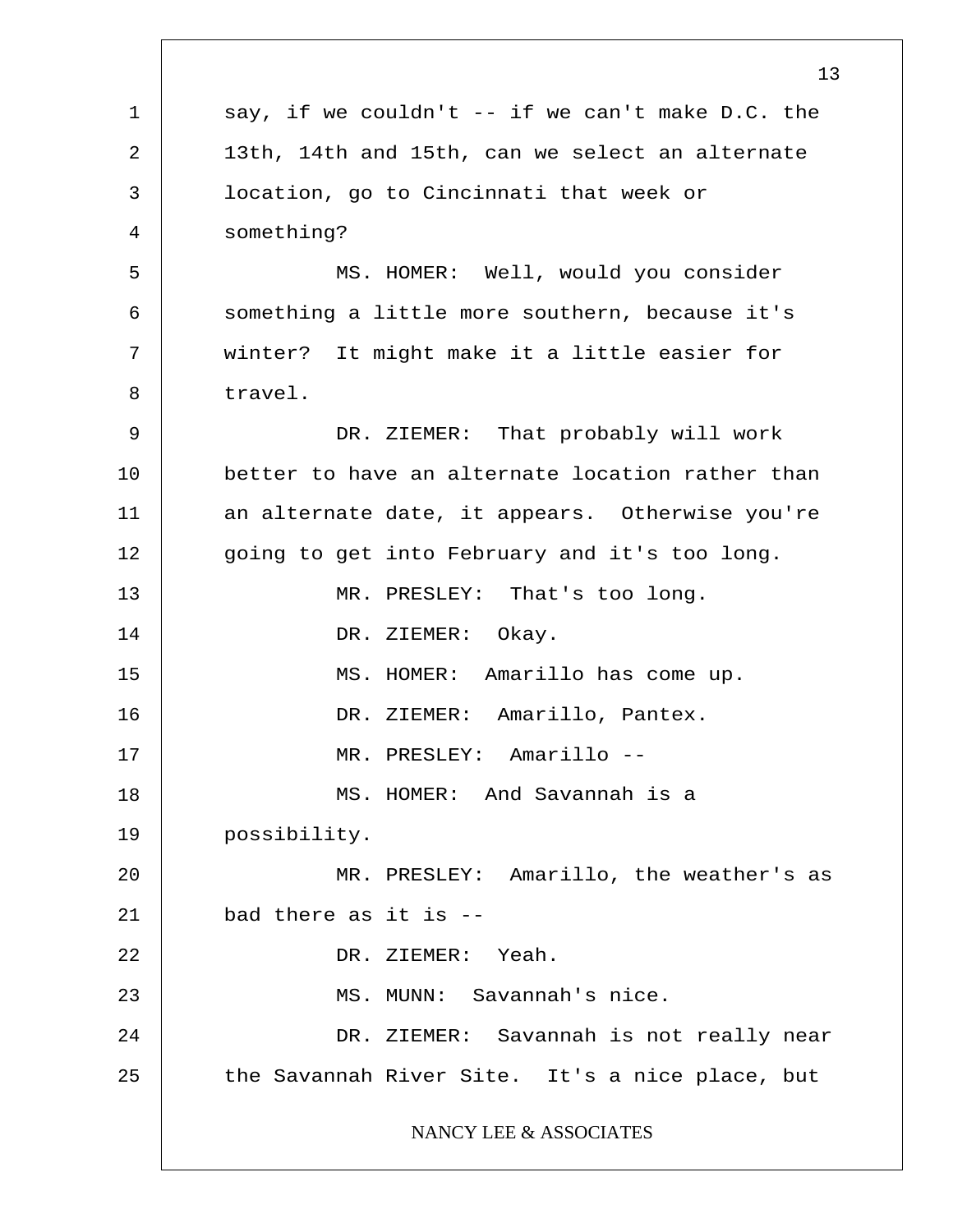say, if we couldn't -- if we can't make D.C. the 13th, 14th and 15th, can we select an alternate location, go to Cincinnati that week or something?

MS. HOMER: Well, would you consider something a little more southern, because it's winter? It might make it a little easier for travel.

DR. ZIEMER: That probably will work better to have an alternate location rather than an alternate date, it appears. Otherwise you're going to get into February and it's too long.

MR. PRESLEY: That's too long.

DR. ZIEMER: Okay.

MS. HOMER: Amarillo has come up.

DR. ZIEMER: Amarillo, Pantex.

MR. PRESLEY: Amarillo --

MS. HOMER: And Savannah is a possibility.

MR. PRESLEY: Amarillo, the weather's as bad there as it is --

DR. ZIEMER: Yeah.

MS. MUNN: Savannah's nice.

DR. ZIEMER: Savannah is not really near the Savannah River Site. It's a nice place, but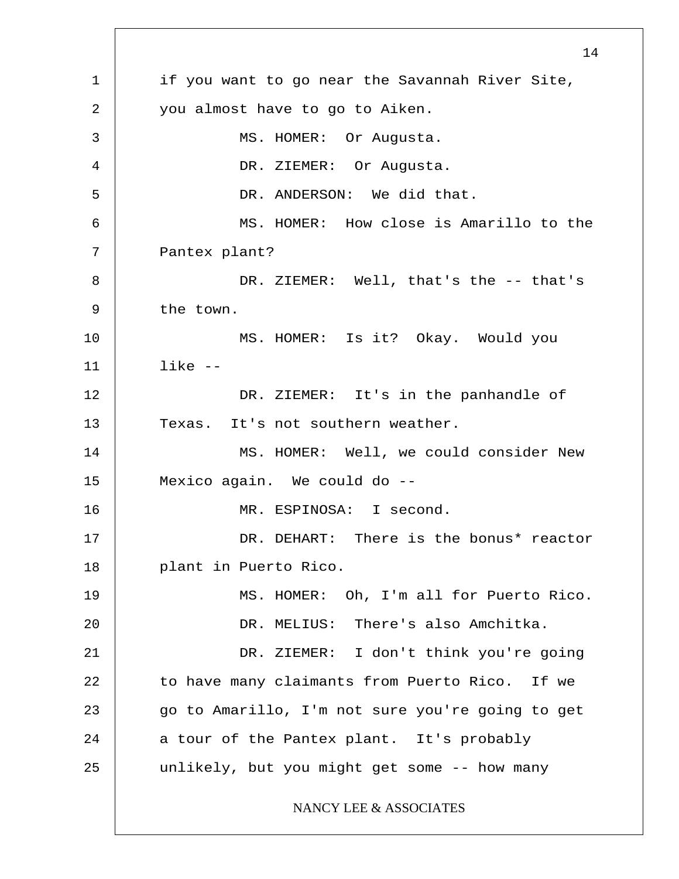if you want to go near the Savannah River Site, you almost have to go to Aiken.

MS. HOMER: Or Augusta.

DR. ZIEMER: Or Augusta.

DR. ANDERSON: We did that.

MS. HOMER: How close is Amarillo to the Pantex plant?

DR. ZIEMER: Well, that's the -- that's the town.

MS. HOMER: Is it? Okay. Would you like --

DR. ZIEMER: It's in the panhandle of Texas. It's not southern weather.

MS. HOMER: Well, we could consider New Mexico again. We could do --

MR. ESPINOSA: I second.

DR. DEHART: There is the bonus* reactor plant in Puerto Rico.

MS. HOMER: Oh, I'm all for Puerto Rico.

DR. MELIUS: There's also Amchitka.

DR. ZIEMER: I don't think you're going to have many claimants from Puerto Rico. If we go to Amarillo, I'm not sure you're going to get a tour of the Pantex plant. It's probably unlikely, but you might get some -- how many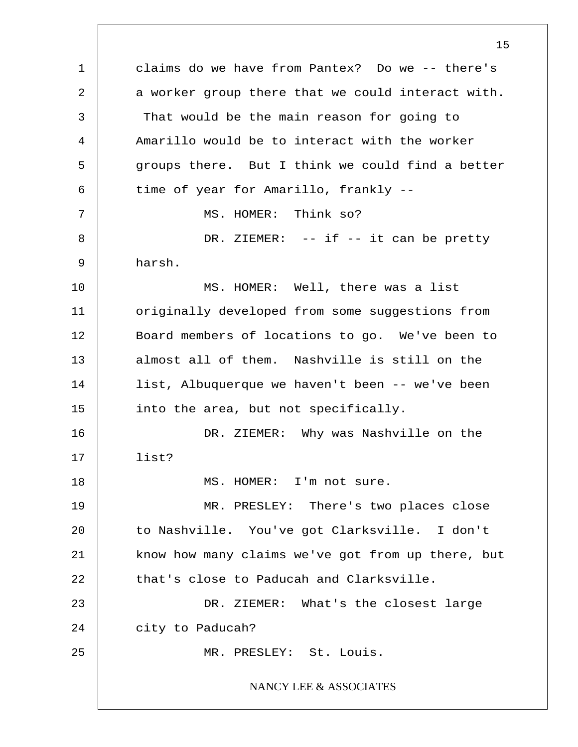claims do we have from Pantex? Do we -- there's a worker group there that we could interact with. That would be the main reason for going to Amarillo would be to interact with the worker groups there. But I think we could find a better time of year for Amarillo, frankly --

MS. HOMER: Think so?

DR. ZIEMER: -- if -- it can be pretty harsh.

MS. HOMER: Well, there was a list originally developed from some suggestions from Board members of locations to go. We've been to almost all of them. Nashville is still on the list, Albuquerque we haven't been -- we've been into the area, but not specifically.

DR. ZIEMER: Why was Nashville on the list?

MS. HOMER: I'm not sure.

MR. PRESLEY: There's two places close to Nashville. You've got Clarksville. I don't know how many claims we've got from up there, but that's close to Paducah and Clarksville.

DR. ZIEMER: What's the closest large city to Paducah?

MR. PRESLEY: St. Louis.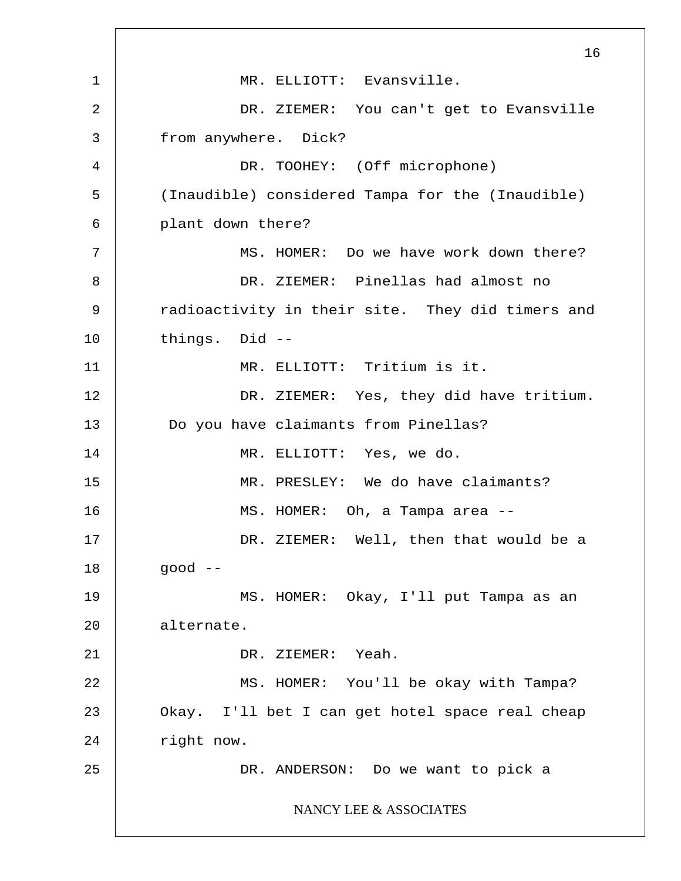MR. ELLIOTT: Evansville.

DR. ZIEMER: You can't get to Evansville from anywhere. Dick?

DR. TOOHEY: (Off microphone) (Inaudible) considered Tampa for the (Inaudible) plant down there?

MS. HOMER: Do we have work down there?

DR. ZIEMER: Pinellas had almost no radioactivity in their site. They did timers and things. Did --

MR. ELLIOTT: Tritium is it.

DR. ZIEMER: Yes, they did have tritium. Do you have claimants from Pinellas?

MR. ELLIOTT: Yes, we do.

MR. PRESLEY: We do have claimants?

MS. HOMER: Oh, a Tampa area --

DR. ZIEMER: Well, then that would be a good --

MS. HOMER: Okay, I'll put Tampa as an alternate.

DR. ZIEMER: Yeah.

MS. HOMER: You'll be okay with Tampa? Okay. I'll bet I can get hotel space real cheap right now.

DR. ANDERSON: Do we want to pick a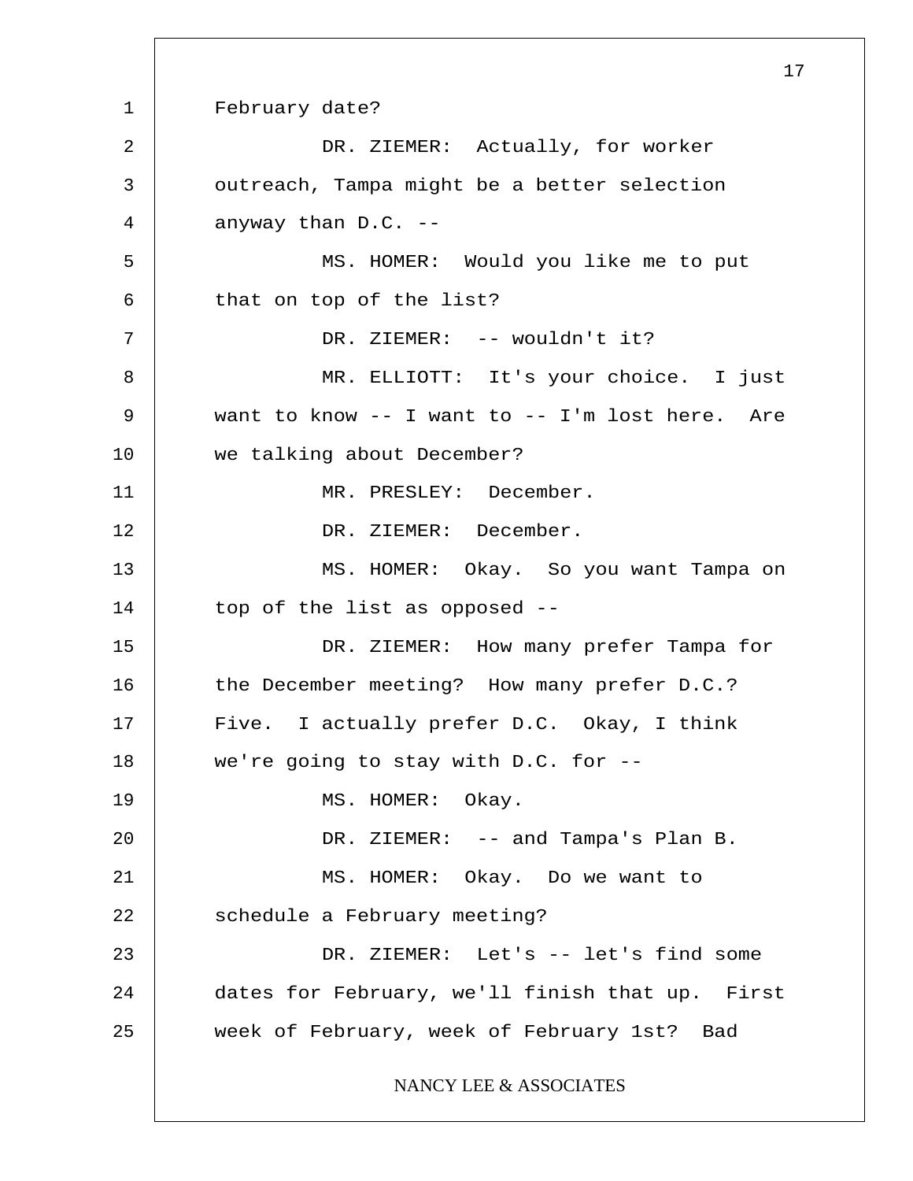February date?

DR. ZIEMER: Actually, for worker outreach, Tampa might be a better selection anyway than D.C. --

MS. HOMER: Would you like me to put that on top of the list?

DR. ZIEMER: -- wouldn't it?

MR. ELLIOTT: It's your choice. I just want to know -- I want to -- I'm lost here. Are we talking about December?

MR. PRESLEY: December.

DR. ZIEMER: December.

MS. HOMER: Okay. So you want Tampa on top of the list as opposed --

DR. ZIEMER: How many prefer Tampa for the December meeting? How many prefer D.C.? Five. I actually prefer D.C. Okay, I think we're going to stay with D.C. for --

MS. HOMER: Okay.

DR. ZIEMER: -- and Tampa's Plan B.

MS. HOMER: Okay. Do we want to schedule a February meeting?

DR. ZIEMER: Let's -- let's find some dates for February, we'll finish that up. First week of February, week of February 1st? Bad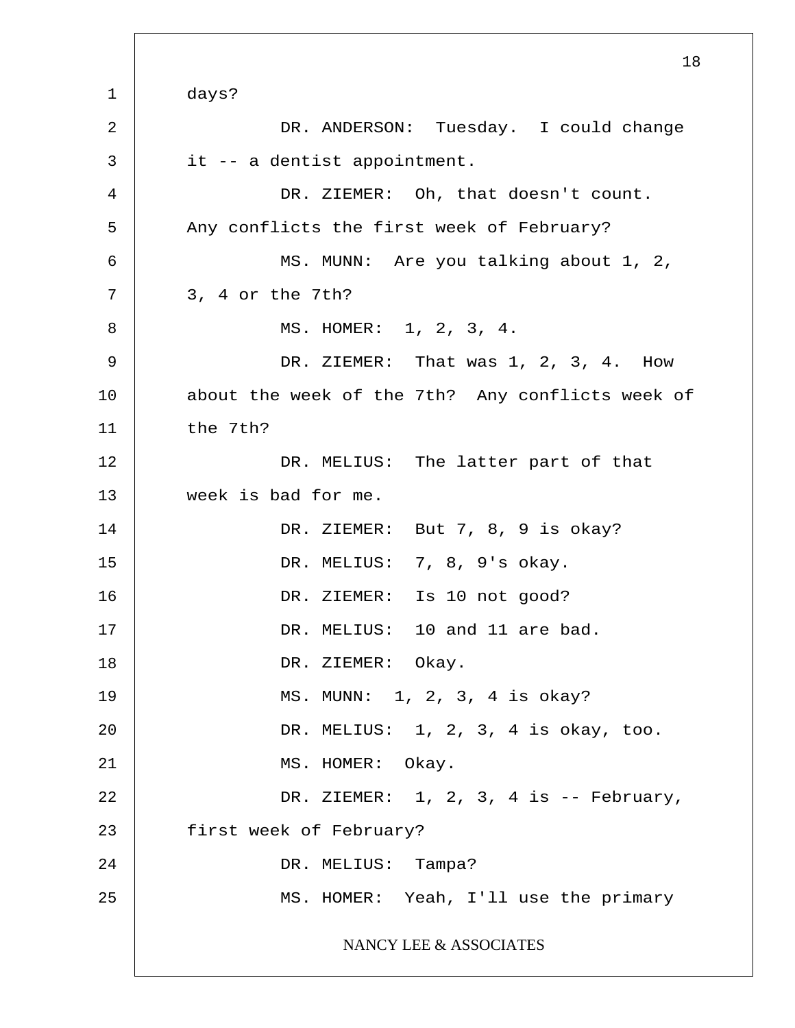days?

DR. ANDERSON: Tuesday. I could change it -- a dentist appointment.

DR. ZIEMER: Oh, that doesn't count. Any conflicts the first week of February?

MS. MUNN: Are you talking about 1, 2, 3, 4 or the 7th?

MS. HOMER: 1, 2, 3, 4.

DR. ZIEMER: That was 1, 2, 3, 4. How about the week of the 7th? Any conflicts week of the 7th?

DR. MELIUS: The latter part of that week is bad for me.

DR. ZIEMER: But 7, 8, 9 is okay?

DR. MELIUS: 7, 8, 9's okay.

DR. ZIEMER: Is 10 not good?

DR. MELIUS: 10 and 11 are bad.

DR. ZIEMER: Okay.

MS. MUNN: 1, 2, 3, 4 is okay?

DR. MELIUS: 1, 2, 3, 4 is okay, too.

MS. HOMER: Okay.

DR. ZIEMER: 1, 2, 3, 4 is -- February, first week of February?

DR. MELIUS: Tampa?

MS. HOMER: Yeah, I'll use the primary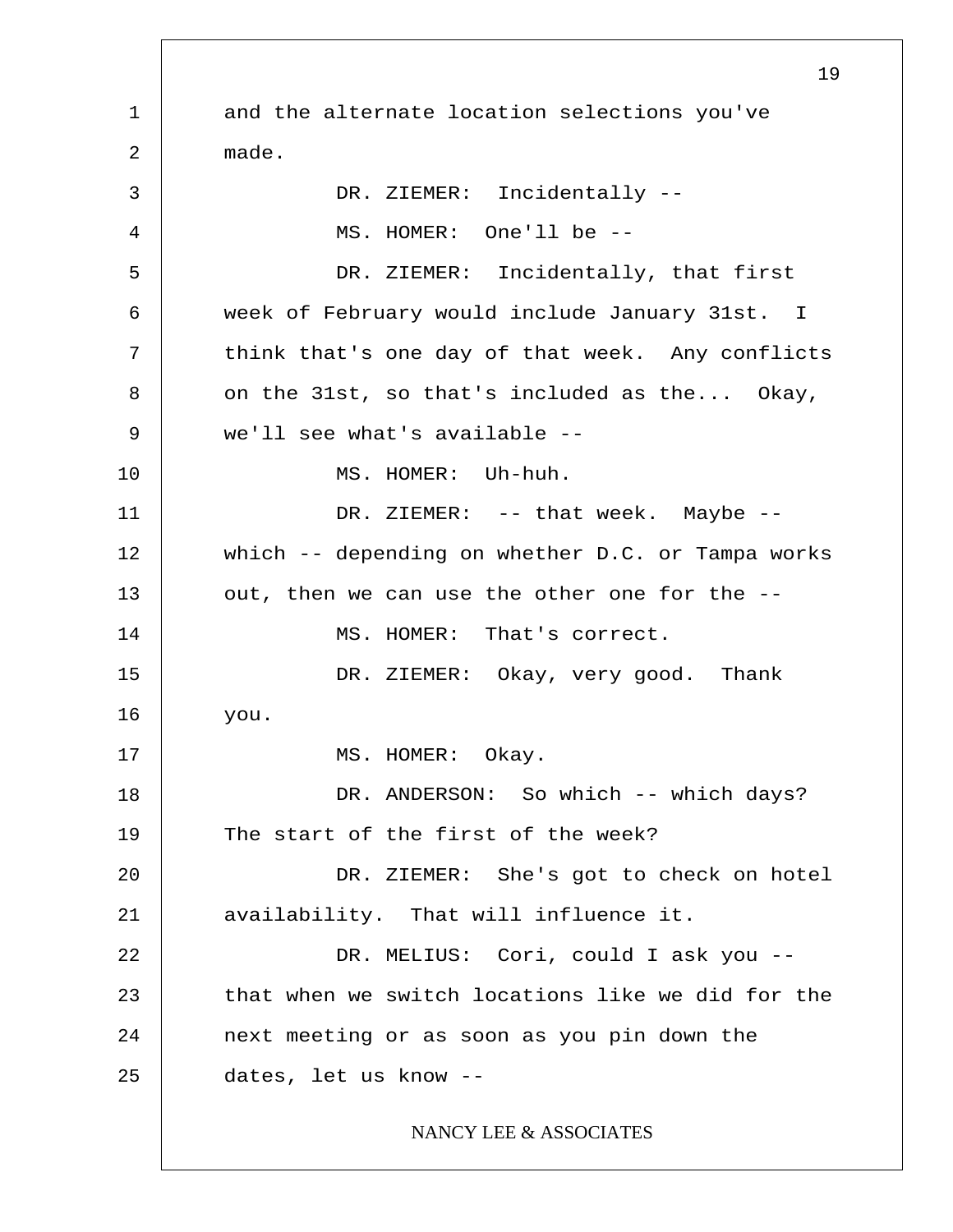and the alternate location selections you've made.

DR. ZIEMER: Incidentally --

MS. HOMER: One'll be --

DR. ZIEMER: Incidentally, that first week of February would include January 31st. I think that's one day of that week. Any conflicts on the 31st, so that's included as the... Okay, we'll see what's available --

MS. HOMER: Uh-huh.

DR. ZIEMER: -- that week. Maybe -- which -- depending on whether D.C. or Tampa works out, then we can use the other one for the --

MS. HOMER: That's correct.

DR. ZIEMER: Okay, very good. Thank you.

MS. HOMER: Okay.

DR. ANDERSON: So which -- which days? The start of the first of the week?

DR. ZIEMER: She's got to check on hotel availability. That will influence it.

DR. MELIUS: Cori, could I ask you -- that when we switch locations like we did for the next meeting or as soon as you pin down the dates, let us know --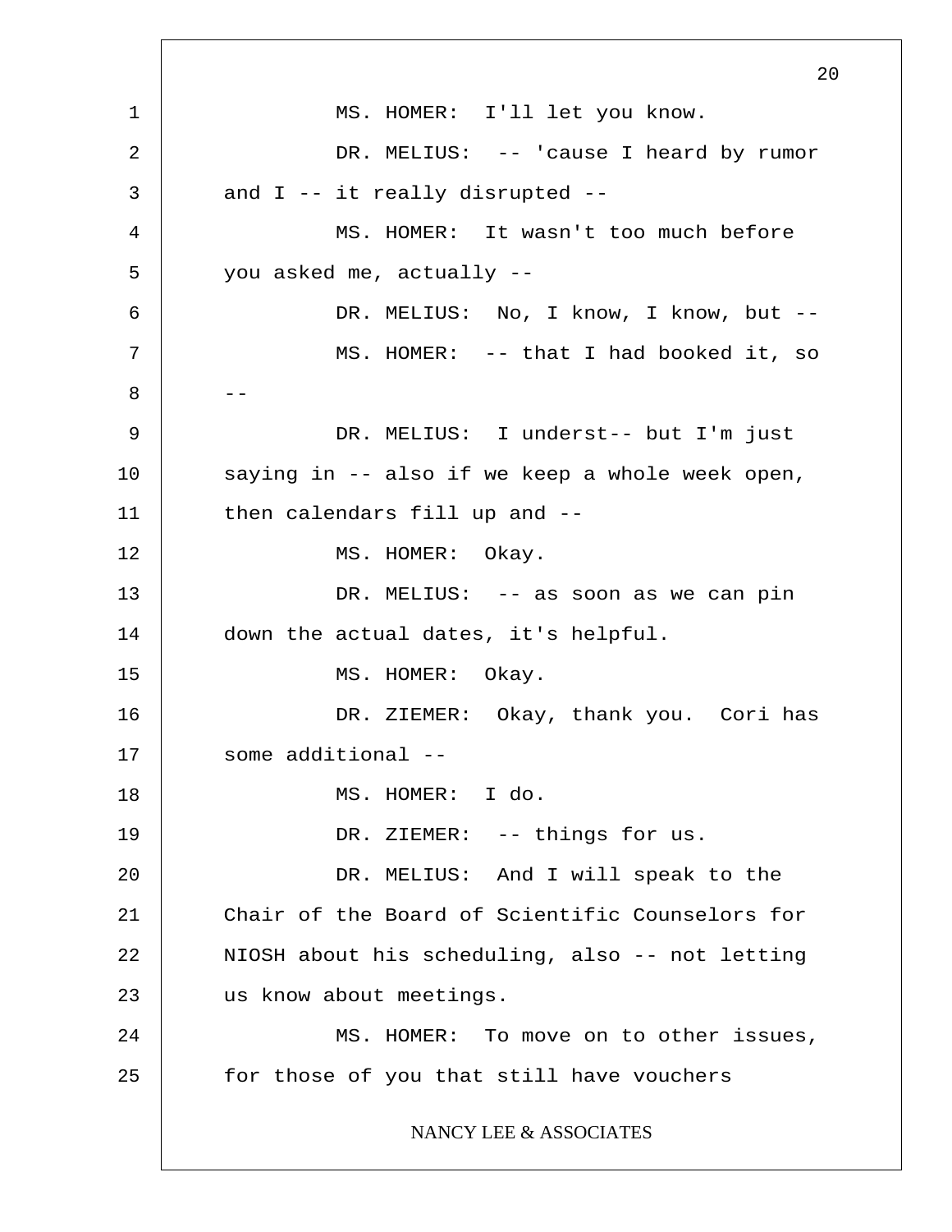MS. HOMER: I'll let you know.

DR. MELIUS: -- 'cause I heard by rumor and I -- it really disrupted --

MS. HOMER: It wasn't too much before you asked me, actually --

DR. MELIUS: No, I know, I know, but --

MS. HOMER: -- that I had booked it, so --

DR. MELIUS: I underst-- but I'm just saying in -- also if we keep a whole week open, then calendars fill up and --

MS. HOMER: Okay.

DR. MELIUS: -- as soon as we can pin down the actual dates, it's helpful.

MS. HOMER: Okay.

DR. ZIEMER: Okay, thank you. Cori has some additional --

MS. HOMER: I do.

DR. ZIEMER: -- things for us.

DR. MELIUS: And I will speak to the Chair of the Board of Scientific Counselors for NIOSH about his scheduling, also -- not letting us know about meetings.

MS. HOMER: To move on to other issues, for those of you that still have vouchers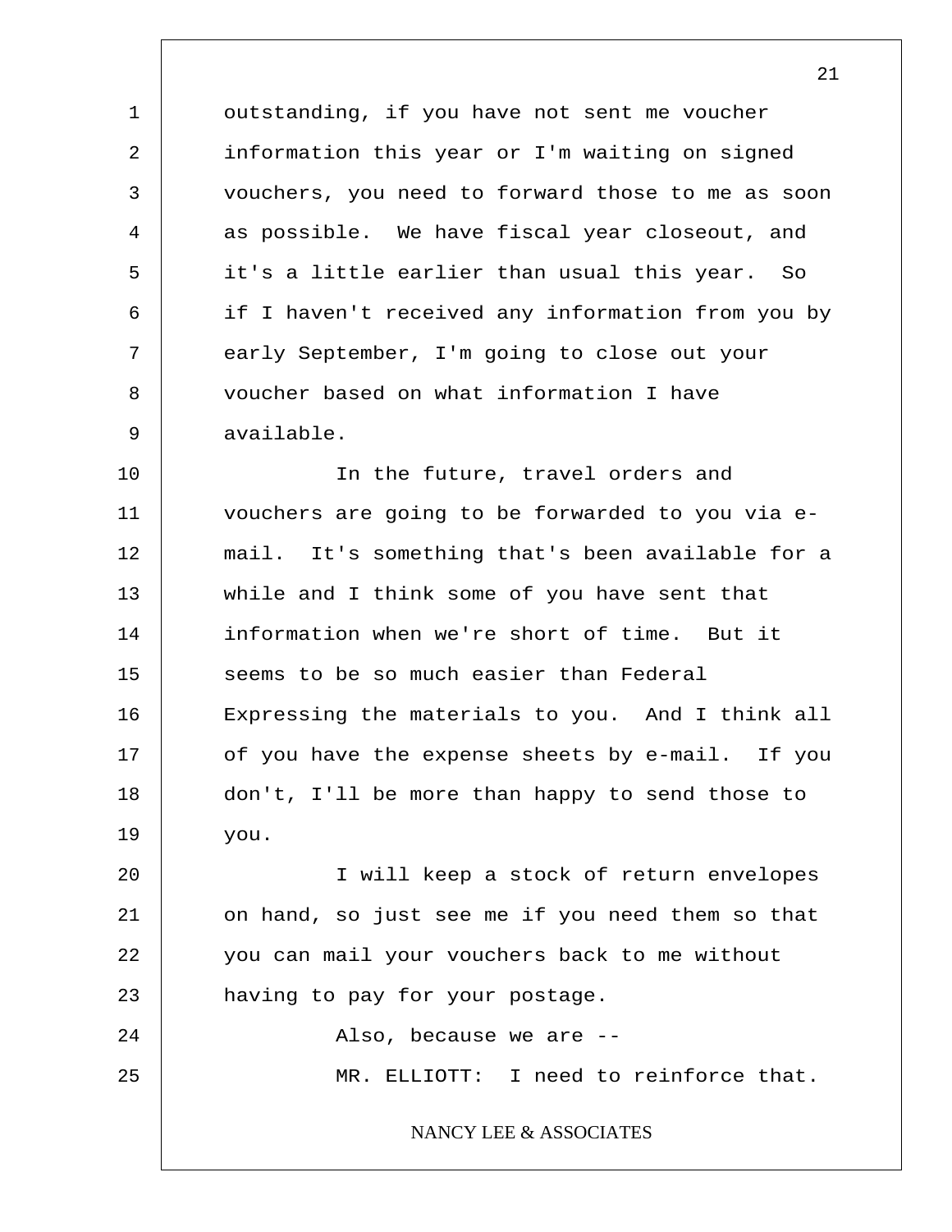outstanding, if you have not sent me voucher information this year or I'm waiting on signed vouchers, you need to forward those to me as soon as possible. We have fiscal year closeout, and it's a little earlier than usual this year. So if I haven't received any information from you by early September, I'm going to close out your voucher based on what information I have available.

In the future, travel orders and vouchers are going to be forwarded to you via e-mail. It's something that's been available for a while and I think some of you have sent that information when we're short of time. But it seems to be so much easier than Federal Expressing the materials to you. And I think all of you have the expense sheets by e-mail. If you don't, I'll be more than happy to send those to you.

I will keep a stock of return envelopes on hand, so just see me if you need them so that you can mail your vouchers back to me without having to pay for your postage.

Also, because we are --

MR. ELLIOTT: I need to reinforce that.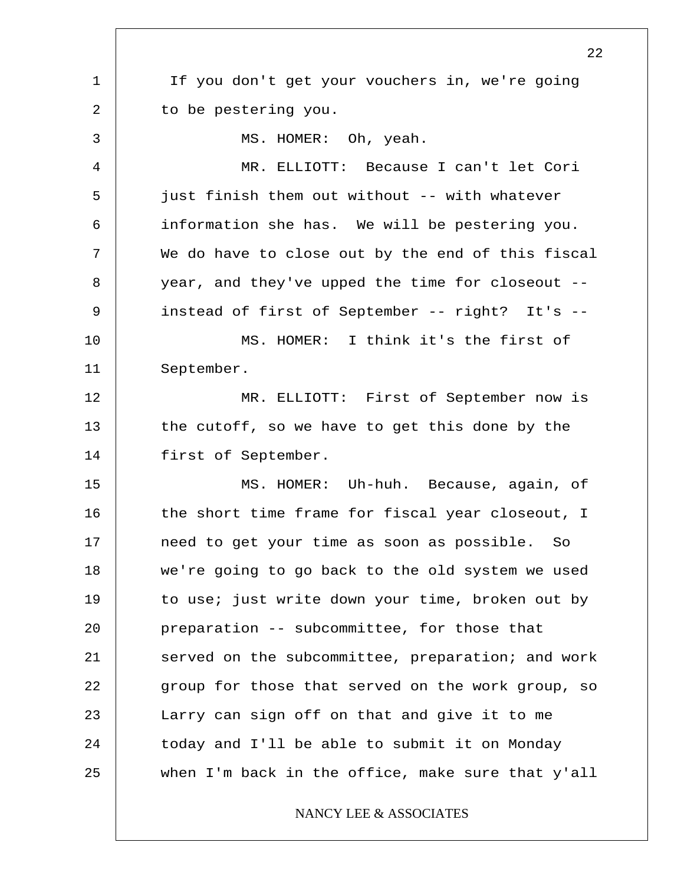If you don't get your vouchers in, we're going to be pestering you.

MS. HOMER: Oh, yeah.

MR. ELLIOTT: Because I can't let Cori just finish them out without -- with whatever information she has. We will be pestering you. We do have to close out by the end of this fiscal year, and they've upped the time for closeout -- instead of first of September -- right? It's --

MS. HOMER: I think it's the first of September.

MR. ELLIOTT: First of September now is the cutoff, so we have to get this done by the first of September.

MS. HOMER: Uh-huh. Because, again, of the short time frame for fiscal year closeout, I need to get your time as soon as possible. So we're going to go back to the old system we used to use; just write down your time, broken out by preparation -- subcommittee, for those that served on the subcommittee, preparation; and work group for those that served on the work group, so Larry can sign off on that and give it to me today and I'll be able to submit it on Monday when I'm back in the office, make sure that y'all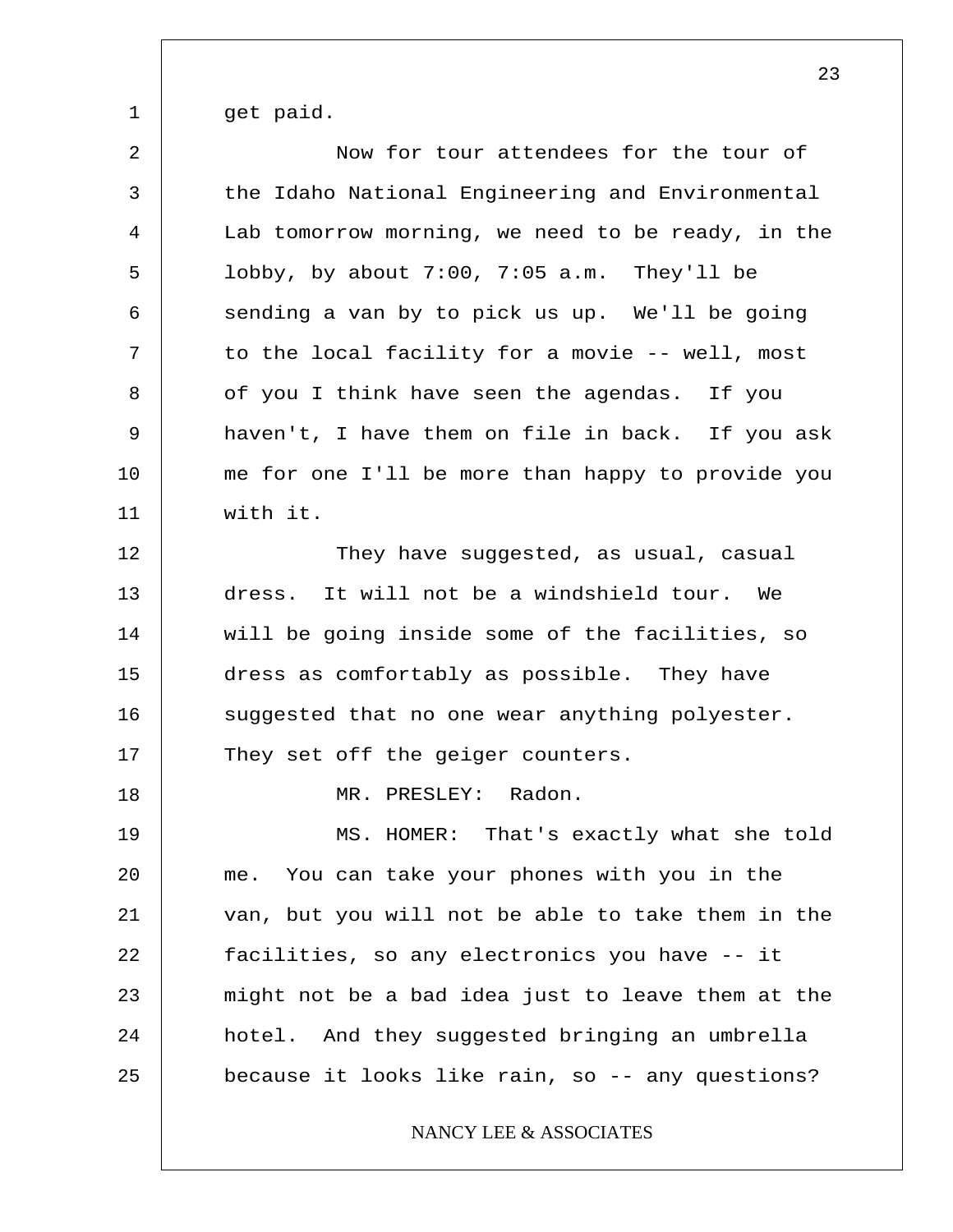get paid.

Now for tour attendees for the tour of the Idaho National Engineering and Environmental Lab tomorrow morning, we need to be ready, in the lobby, by about 7:00, 7:05 a.m. They'll be sending a van by to pick us up. We'll be going to the local facility for a movie -- well, most of you I think have seen the agendas. If you haven't, I have them on file in back. If you ask me for one I'll be more than happy to provide you with it.

They have suggested, as usual, casual dress. It will not be a windshield tour. We will be going inside some of the facilities, so dress as comfortably as possible. They have suggested that no one wear anything polyester. They set off the geiger counters.

MR. PRESLEY: Radon.

MS. HOMER: That's exactly what she told me. You can take your phones with you in the van, but you will not be able to take them in the facilities, so any electronics you have -- it might not be a bad idea just to leave them at the hotel. And they suggested bringing an umbrella because it looks like rain, so -- any questions?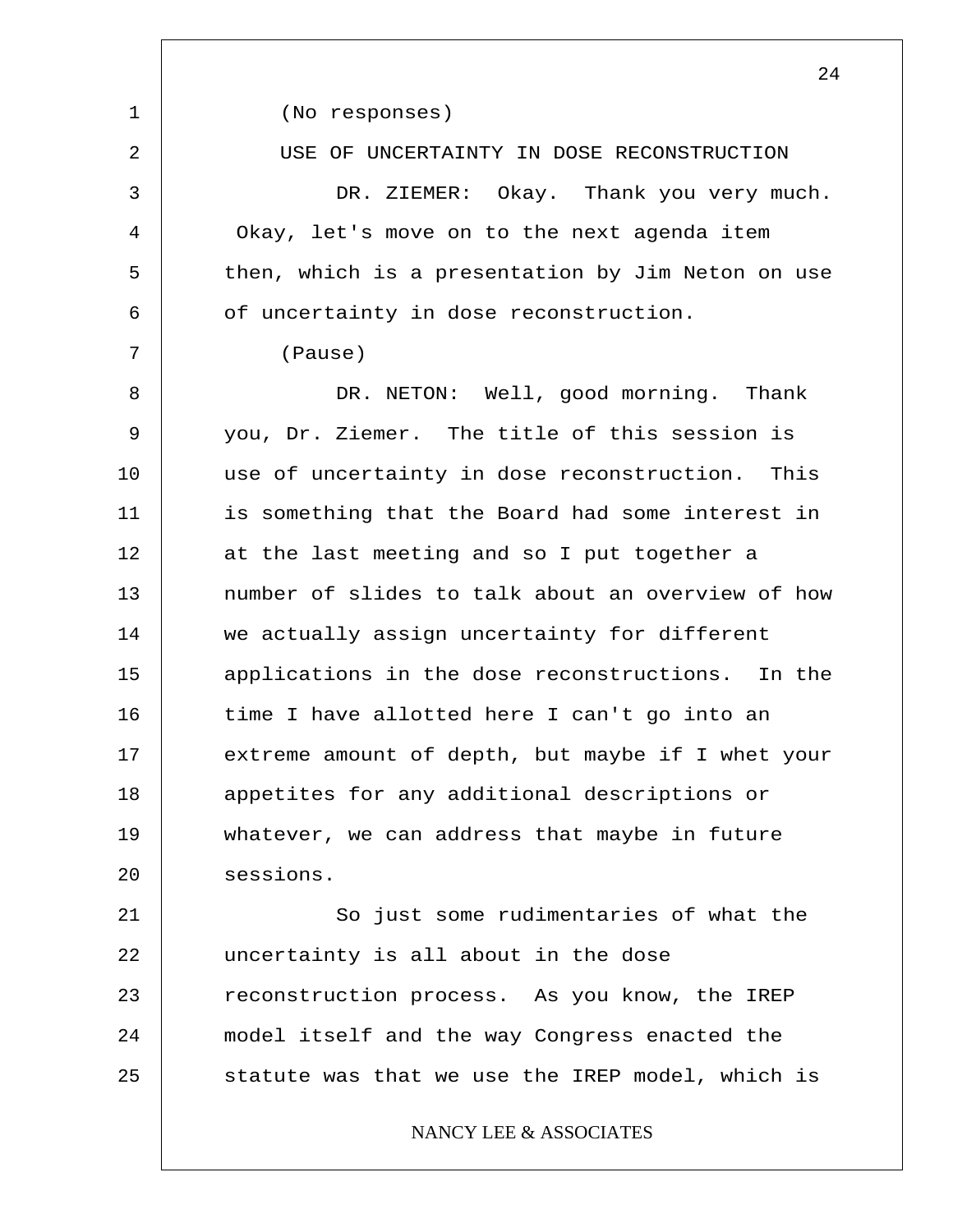(No responses)

## USE OF UNCERTAINTY IN DOSE RECONSTRUCTION

DR. ZIEMER: Okay. Thank you very much. Okay, let's move on to the next agenda item then, which is a presentation by Jim Neton on use of uncertainty in dose reconstruction.

(Pause)

DR. NETON: Well, good morning. Thank you, Dr. Ziemer. The title of this session is use of uncertainty in dose reconstruction. This is something that the Board had some interest in at the last meeting and so I put together a number of slides to talk about an overview of how we actually assign uncertainty for different applications in the dose reconstructions. In the time I have allotted here I can't go into an extreme amount of depth, but maybe if I whet your appetites for any additional descriptions or whatever, we can address that maybe in future sessions.

So just some rudimentaries of what the uncertainty is all about in the dose reconstruction process. As you know, the IREP model itself and the way Congress enacted the statute was that we use the IREP model, which is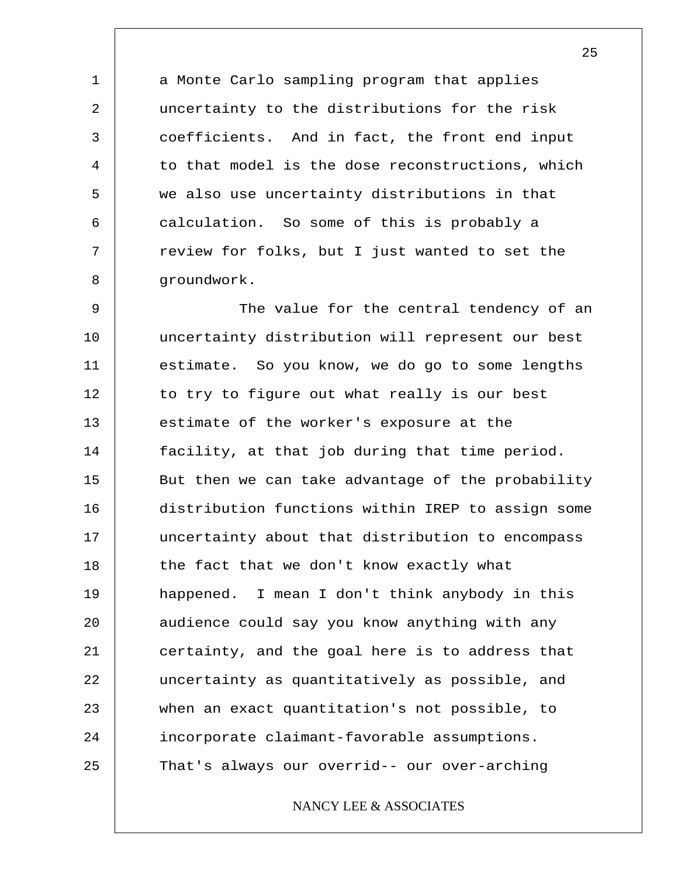a Monte Carlo sampling program that applies uncertainty to the distributions for the risk coefficients. And in fact, the front end input to that model is the dose reconstructions, which we also use uncertainty distributions in that calculation. So some of this is probably a review for folks, but I just wanted to set the groundwork.

The value for the central tendency of an uncertainty distribution will represent our best estimate. So you know, we do go to some lengths to try to figure out what really is our best estimate of the worker's exposure at the facility, at that job during that time period. But then we can take advantage of the probability distribution functions within IREP to assign some uncertainty about that distribution to encompass the fact that we don't know exactly what happened. I mean I don't think anybody in this audience could say you know anything with any certainty, and the goal here is to address that uncertainty as quantitatively as possible, and when an exact quantitation's not possible, to incorporate claimant-favorable assumptions. That's always our overrid-- our over-arching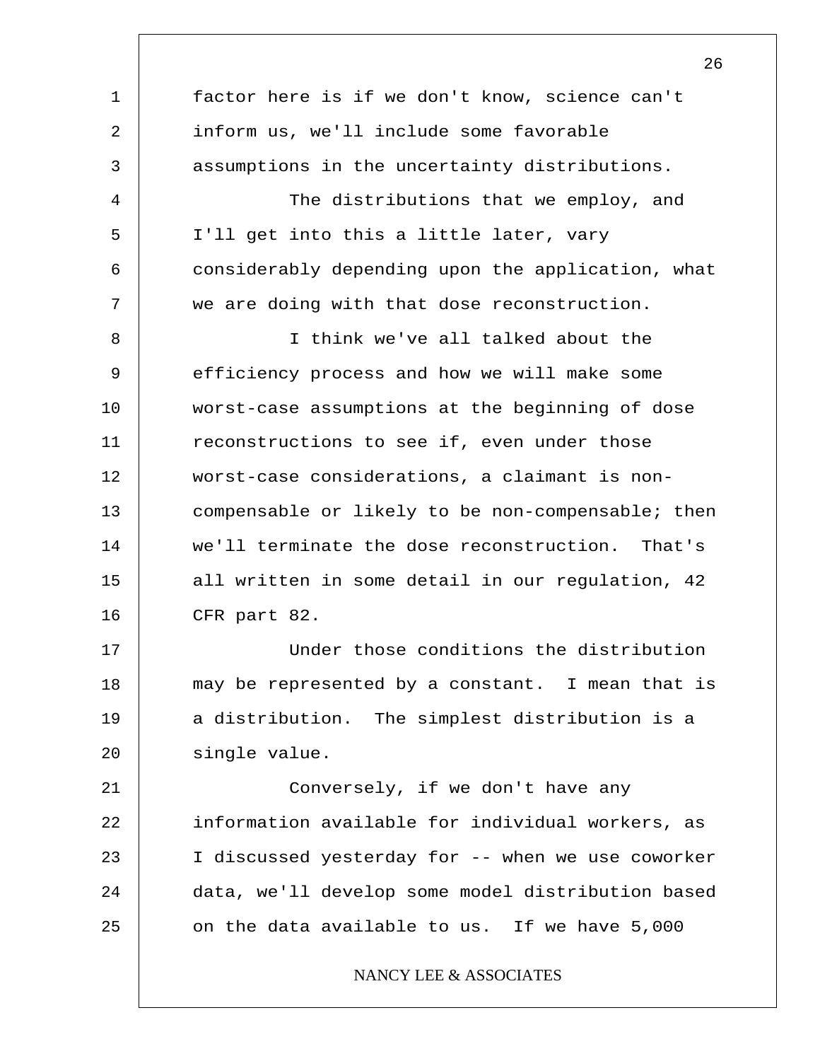factor here is if we don't know, science can't inform us, we'll include some favorable assumptions in the uncertainty distributions.

The distributions that we employ, and I'll get into this a little later, vary considerably depending upon the application, what we are doing with that dose reconstruction.

I think we've all talked about the efficiency process and how we will make some worst-case assumptions at the beginning of dose reconstructions to see if, even under those worst-case considerations, a claimant is non-compensable or likely to be non-compensable; then we'll terminate the dose reconstruction. That's all written in some detail in our regulation, 42 CFR part 82.

Under those conditions the distribution may be represented by a constant. I mean that is a distribution. The simplest distribution is a single value.

Conversely, if we don't have any information available for individual workers, as I discussed yesterday for -- when we use coworker data, we'll develop some model distribution based on the data available to us. If we have 5,000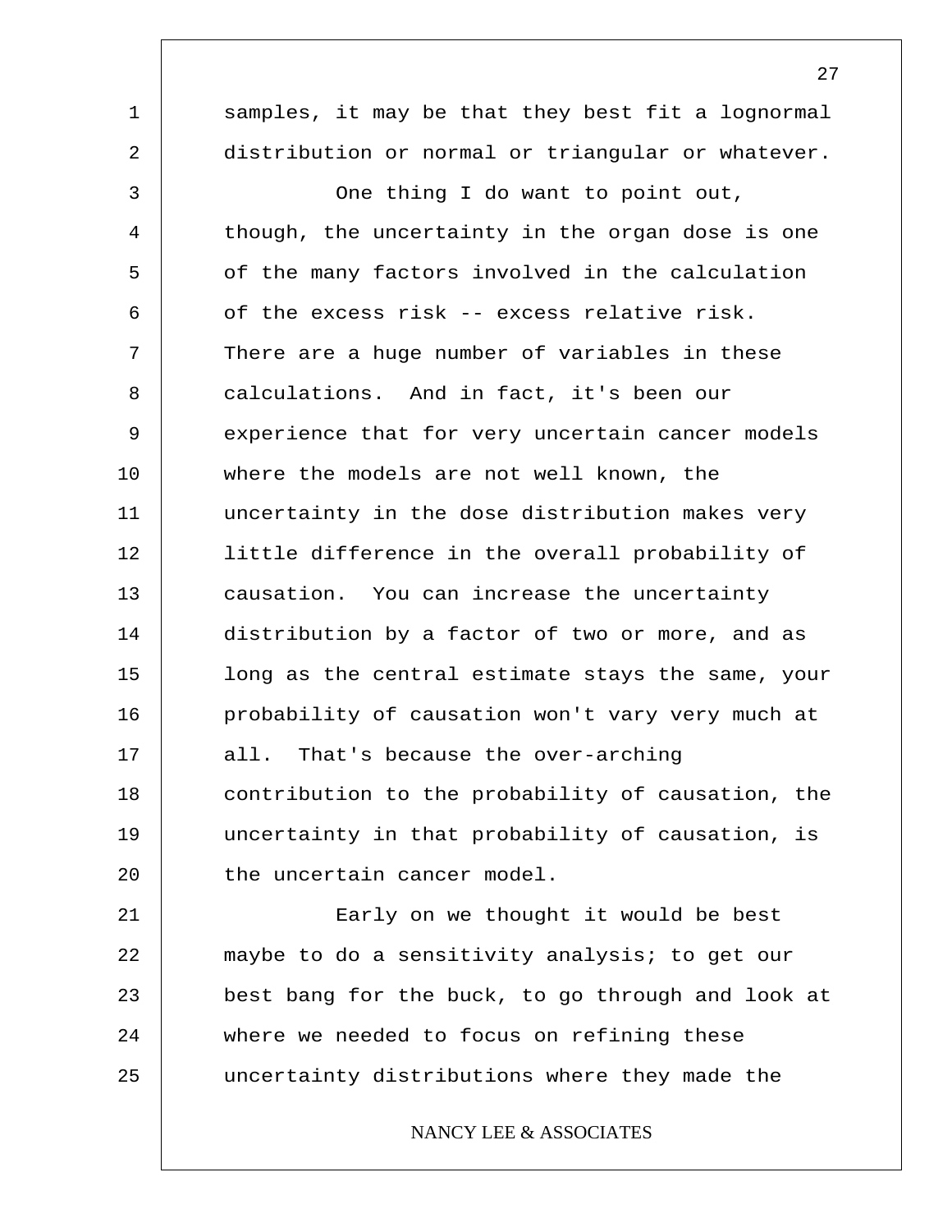samples, it may be that they best fit a lognormal distribution or normal or triangular or whatever.

One thing I do want to point out, though, the uncertainty in the organ dose is one of the many factors involved in the calculation of the excess risk -- excess relative risk. There are a huge number of variables in these calculations. And in fact, it's been our experience that for very uncertain cancer models where the models are not well known, the uncertainty in the dose distribution makes very little difference in the overall probability of causation. You can increase the uncertainty distribution by a factor of two or more, and as long as the central estimate stays the same, your probability of causation won't vary very much at all. That's because the over-arching contribution to the probability of causation, the uncertainty in that probability of causation, is the uncertain cancer model.

Early on we thought it would be best maybe to do a sensitivity analysis; to get our best bang for the buck, to go through and look at where we needed to focus on refining these uncertainty distributions where they made the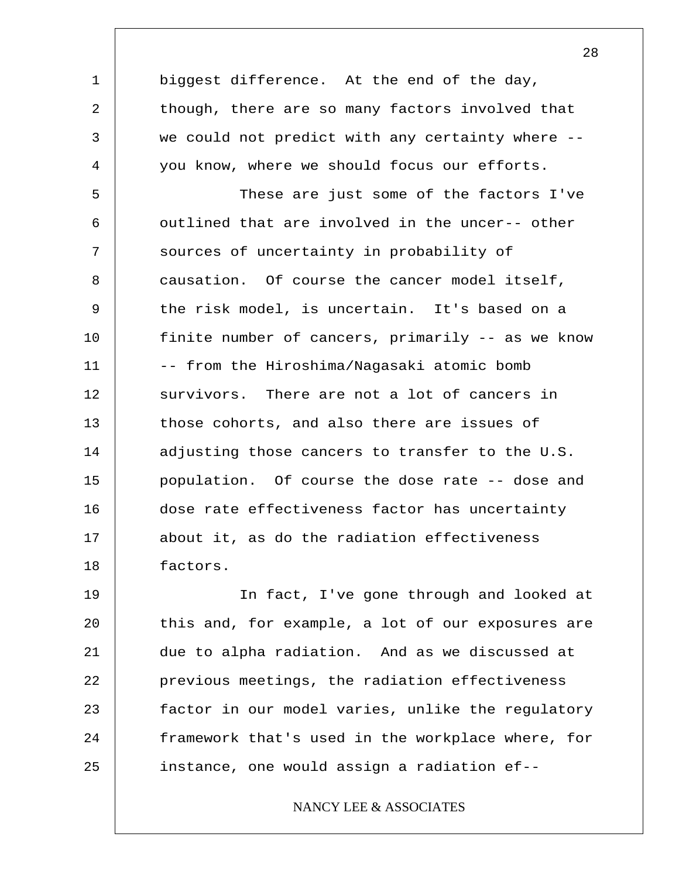biggest difference. At the end of the day, though, there are so many factors involved that we could not predict with any certainty where -- you know, where we should focus our efforts.

These are just some of the factors I've outlined that are involved in the uncer-- other sources of uncertainty in probability of causation. Of course the cancer model itself, the risk model, is uncertain. It's based on a finite number of cancers, primarily -- as we know -- from the Hiroshima/Nagasaki atomic bomb survivors. There are not a lot of cancers in those cohorts, and also there are issues of adjusting those cancers to transfer to the U.S. population. Of course the dose rate -- dose and dose rate effectiveness factor has uncertainty about it, as do the radiation effectiveness factors.

In fact, I've gone through and looked at this and, for example, a lot of our exposures are due to alpha radiation. And as we discussed at previous meetings, the radiation effectiveness factor in our model varies, unlike the regulatory framework that's used in the workplace where, for instance, one would assign a radiation ef--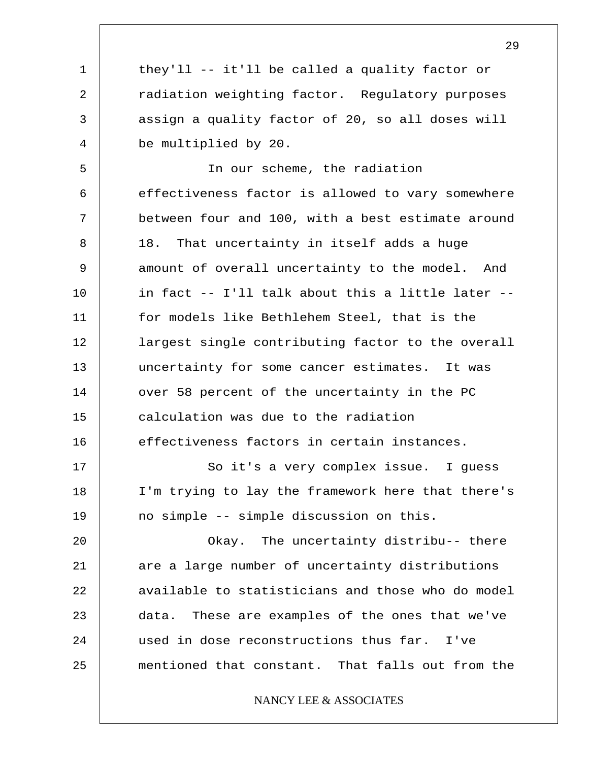they'll -- it'll be called a quality factor or radiation weighting factor. Regulatory purposes assign a quality factor of 20, so all doses will be multiplied by 20.

In our scheme, the radiation effectiveness factor is allowed to vary somewhere between four and 100, with a best estimate around 18. That uncertainty in itself adds a huge amount of overall uncertainty to the model. And in fact -- I'll talk about this a little later -- for models like Bethlehem Steel, that is the largest single contributing factor to the overall uncertainty for some cancer estimates. It was over 58 percent of the uncertainty in the PC calculation was due to the radiation effectiveness factors in certain instances.

So it's a very complex issue. I guess I'm trying to lay the framework here that there's no simple -- simple discussion on this.

Okay. The uncertainty distribu-- there are a large number of uncertainty distributions available to statisticians and those who do model data. These are examples of the ones that we've used in dose reconstructions thus far. I've mentioned that constant. That falls out from the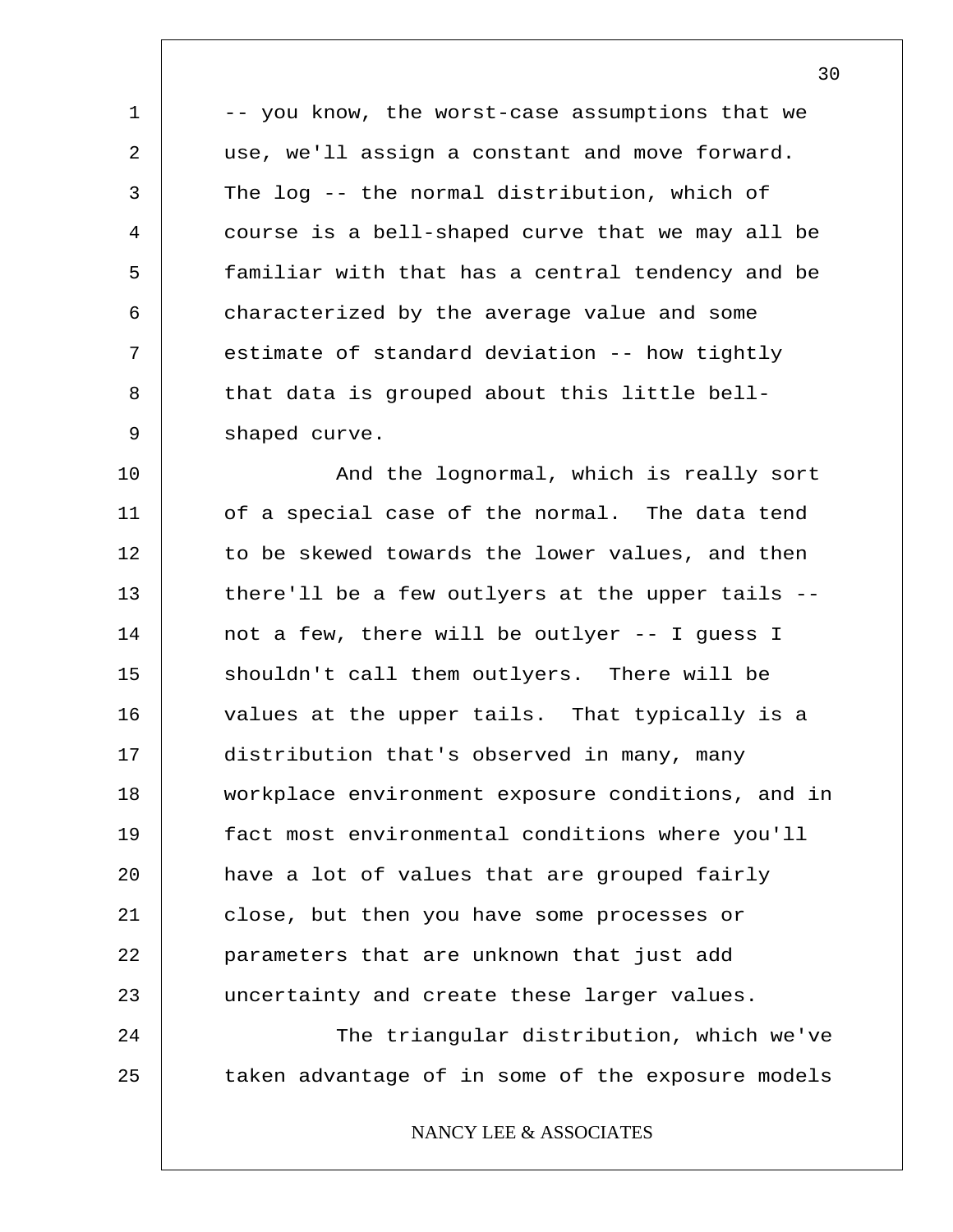-- you know, the worst-case assumptions that we use, we'll assign a constant and move forward. The log -- the normal distribution, which of course is a bell-shaped curve that we may all be familiar with that has a central tendency and be characterized by the average value and some estimate of standard deviation -- how tightly that data is grouped about this little bell-shaped curve.

And the lognormal, which is really sort of a special case of the normal. The data tend to be skewed towards the lower values, and then there'll be a few outlyers at the upper tails -- not a few, there will be outlyer -- I guess I shouldn't call them outlyers. There will be values at the upper tails. That typically is a distribution that's observed in many, many workplace environment exposure conditions, and in fact most environmental conditions where you'll have a lot of values that are grouped fairly close, but then you have some processes or parameters that are unknown that just add uncertainty and create these larger values.

The triangular distribution, which we've taken advantage of in some of the exposure models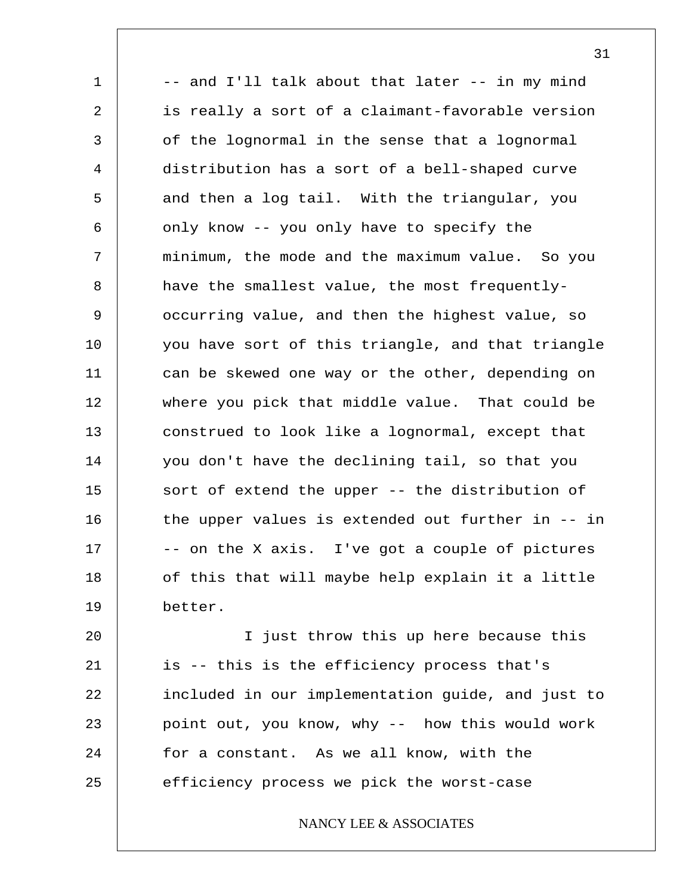-- and I'll talk about that later -- in my mind is really a sort of a claimant-favorable version of the lognormal in the sense that a lognormal distribution has a sort of a bell-shaped curve and then a log tail. With the triangular, you only know -- you only have to specify the minimum, the mode and the maximum value. So you have the smallest value, the most frequently-occurring value, and then the highest value, so you have sort of this triangle, and that triangle can be skewed one way or the other, depending on where you pick that middle value. That could be construed to look like a lognormal, except that you don't have the declining tail, so that you sort of extend the upper -- the distribution of the upper values is extended out further in -- in -- on the X axis. I've got a couple of pictures of this that will maybe help explain it a little better.

I just throw this up here because this is -- this is the efficiency process that's included in our implementation guide, and just to point out, you know, why -- how this would work for a constant. As we all know, with the efficiency process we pick the worst-case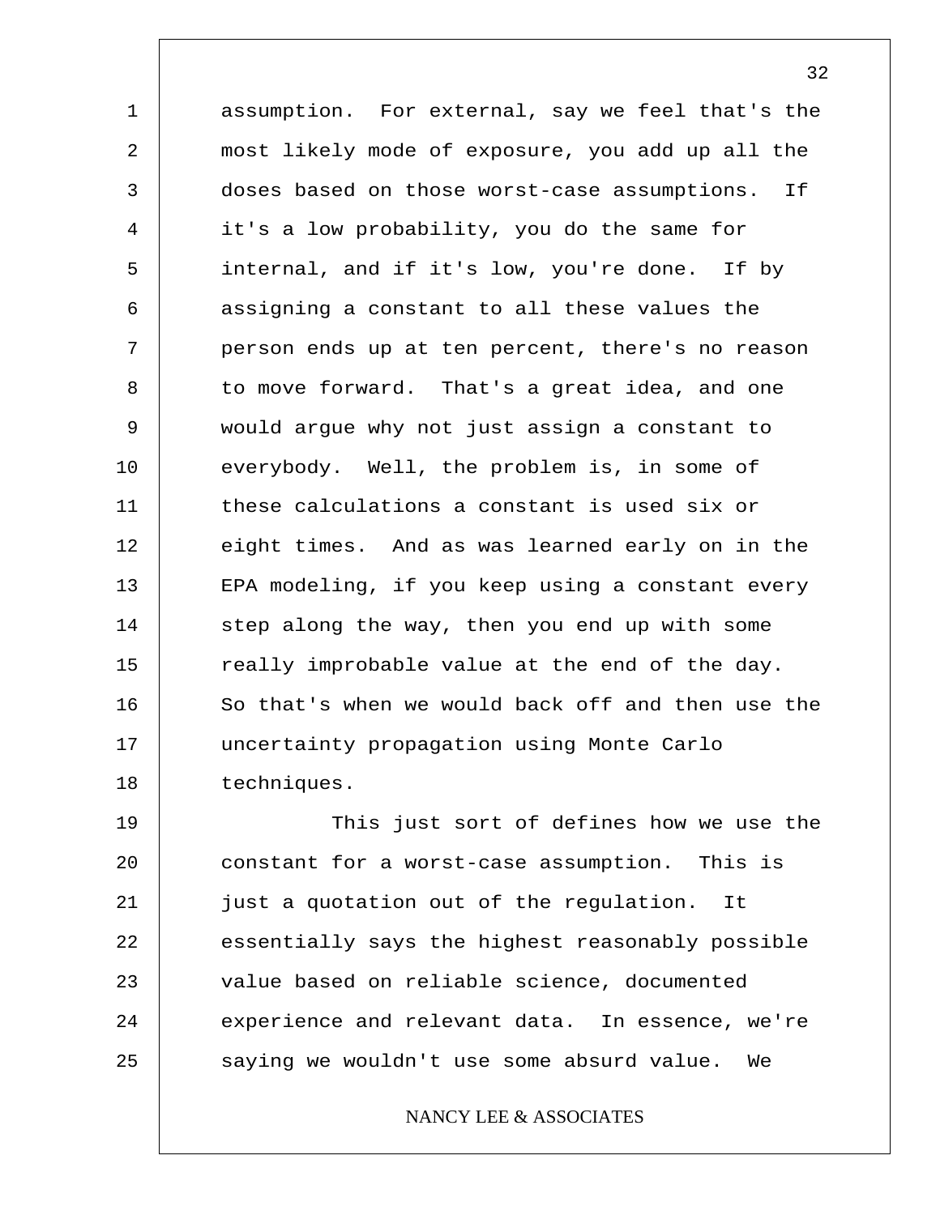assumption. For external, say we feel that's the most likely mode of exposure, you add up all the doses based on those worst-case assumptions. If it's a low probability, you do the same for internal, and if it's low, you're done. If by assigning a constant to all these values the person ends up at ten percent, there's no reason to move forward. That's a great idea, and one would argue why not just assign a constant to everybody. Well, the problem is, in some of these calculations a constant is used six or eight times. And as was learned early on in the EPA modeling, if you keep using a constant every step along the way, then you end up with some really improbable value at the end of the day. So that's when we would back off and then use the uncertainty propagation using Monte Carlo techniques.

This just sort of defines how we use the constant for a worst-case assumption. This is just a quotation out of the regulation. It essentially says the highest reasonably possible value based on reliable science, documented experience and relevant data. In essence, we're saying we wouldn't use some absurd value. We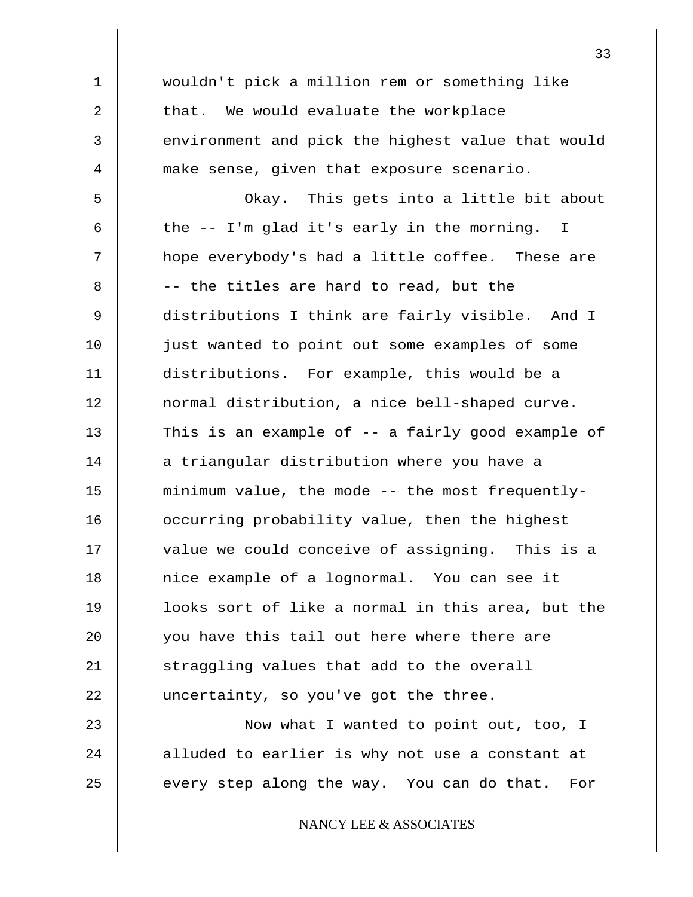wouldn't pick a million rem or something like that. We would evaluate the workplace environment and pick the highest value that would make sense, given that exposure scenario.

Okay. This gets into a little bit about the -- I'm glad it's early in the morning. I hope everybody's had a little coffee. These are -- the titles are hard to read, but the distributions I think are fairly visible. And I just wanted to point out some examples of some distributions. For example, this would be a normal distribution, a nice bell-shaped curve. This is an example of -- a fairly good example of a triangular distribution where you have a minimum value, the mode -- the most frequently-occurring probability value, then the highest value we could conceive of assigning. This is a nice example of a lognormal. You can see it looks sort of like a normal in this area, but the you have this tail out here where there are straggling values that add to the overall uncertainty, so you've got the three.

Now what I wanted to point out, too, I alluded to earlier is why not use a constant at every step along the way. You can do that. For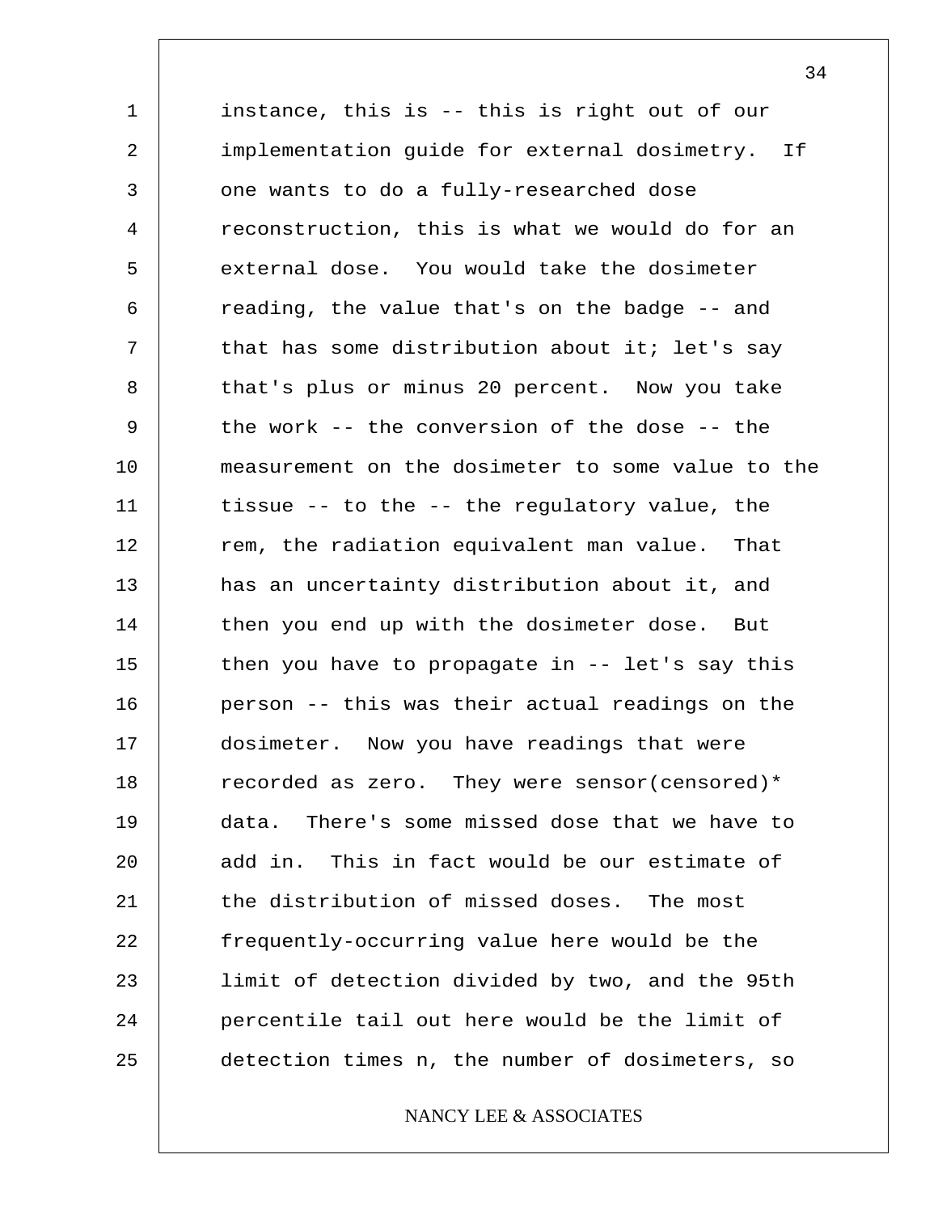instance, this is -- this is right out of our implementation guide for external dosimetry. If one wants to do a fully-researched dose reconstruction, this is what we would do for an external dose. You would take the dosimeter reading, the value that's on the badge -- and that has some distribution about it; let's say that's plus or minus 20 percent. Now you take the work -- the conversion of the dose -- the measurement on the dosimeter to some value to the tissue -- to the -- the regulatory value, the rem, the radiation equivalent man value. That has an uncertainty distribution about it, and then you end up with the dosimeter dose. But then you have to propagate in -- let's say this person -- this was their actual readings on the dosimeter. Now you have readings that were recorded as zero. They were sensor(censored)* data. There's some missed dose that we have to add in. This in fact would be our estimate of the distribution of missed doses. The most frequently-occurring value here would be the limit of detection divided by two, and the 95th percentile tail out here would be the limit of detection times n, the number of dosimeters, so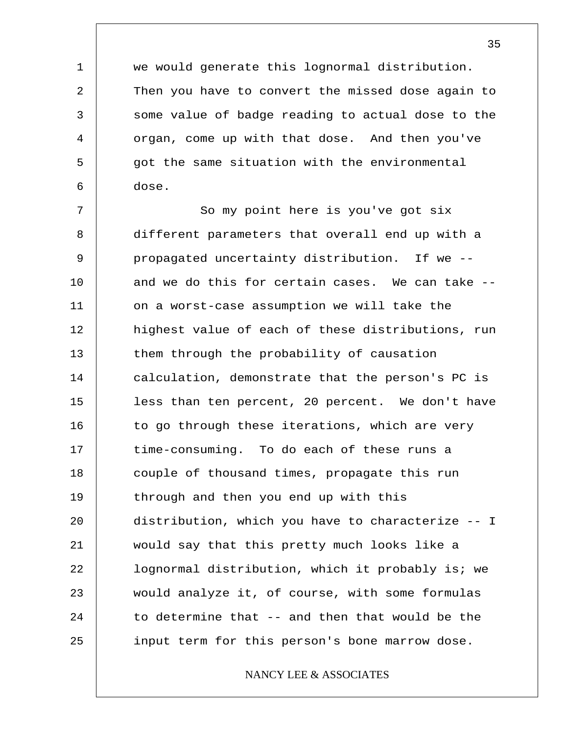we would generate this lognormal distribution. Then you have to convert the missed dose again to some value of badge reading to actual dose to the organ, come up with that dose. And then you've got the same situation with the environmental dose.

So my point here is you've got six different parameters that overall end up with a propagated uncertainty distribution. If we -- and we do this for certain cases. We can take -- on a worst-case assumption we will take the highest value of each of these distributions, run them through the probability of causation calculation, demonstrate that the person's PC is less than ten percent, 20 percent. We don't have to go through these iterations, which are very time-consuming. To do each of these runs a couple of thousand times, propagate this run through and then you end up with this distribution, which you have to characterize -- I would say that this pretty much looks like a lognormal distribution, which it probably is; we would analyze it, of course, with some formulas to determine that -- and then that would be the input term for this person's bone marrow dose.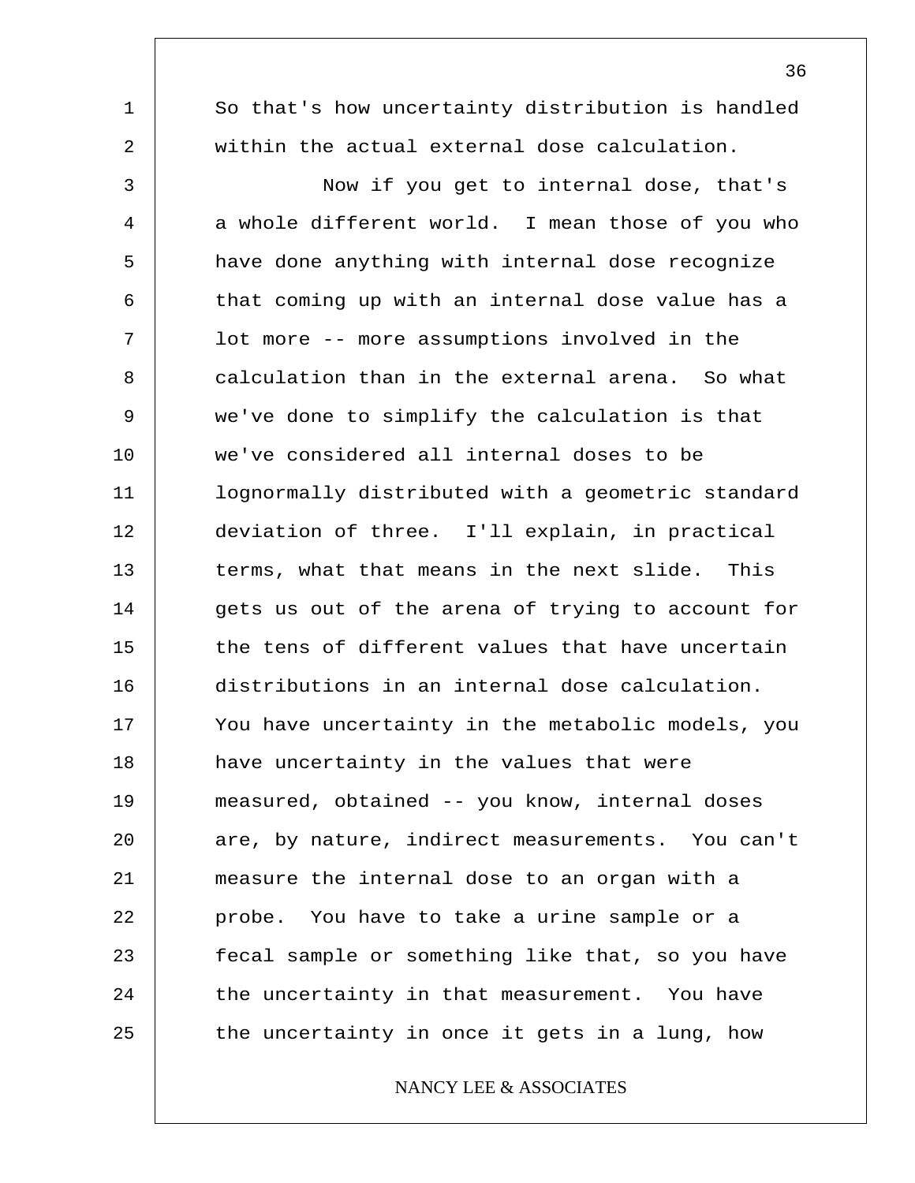So that's how uncertainty distribution is handled within the actual external dose calculation.

Now if you get to internal dose, that's a whole different world. I mean those of you who have done anything with internal dose recognize that coming up with an internal dose value has a lot more -- more assumptions involved in the calculation than in the external arena. So what we've done to simplify the calculation is that we've considered all internal doses to be lognormally distributed with a geometric standard deviation of three. I'll explain, in practical terms, what that means in the next slide. This gets us out of the arena of trying to account for the tens of different values that have uncertain distributions in an internal dose calculation. You have uncertainty in the metabolic models, you have uncertainty in the values that were measured, obtained -- you know, internal doses are, by nature, indirect measurements. You can't measure the internal dose to an organ with a probe. You have to take a urine sample or a fecal sample or something like that, so you have the uncertainty in that measurement. You have the uncertainty in once it gets in a lung, how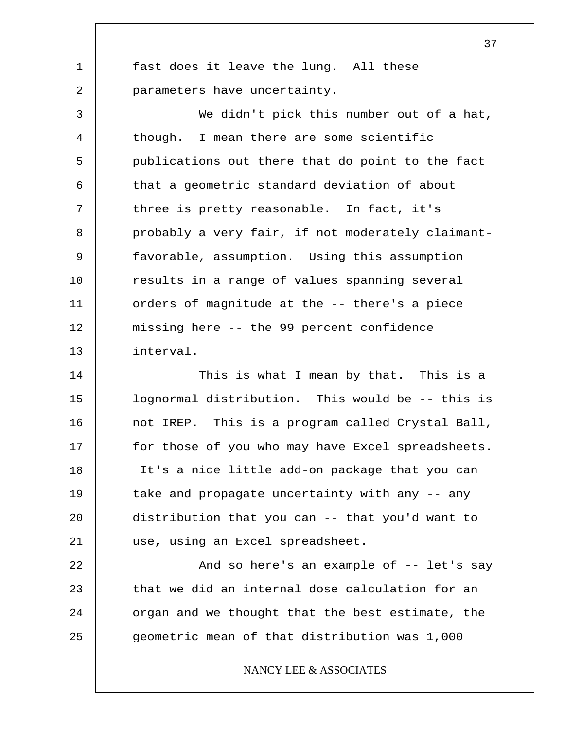fast does it leave the lung. All these parameters have uncertainty.

We didn't pick this number out of a hat, though. I mean there are some scientific publications out there that do point to the fact that a geometric standard deviation of about three is pretty reasonable. In fact, it's probably a very fair, if not moderately claimant-favorable, assumption. Using this assumption results in a range of values spanning several orders of magnitude at the -- there's a piece missing here -- the 99 percent confidence interval.

This is what I mean by that. This is a lognormal distribution. This would be -- this is not IREP. This is a program called Crystal Ball, for those of you who may have Excel spreadsheets. It's a nice little add-on package that you can take and propagate uncertainty with any -- any distribution that you can -- that you'd want to use, using an Excel spreadsheet.

And so here's an example of -- let's say that we did an internal dose calculation for an organ and we thought that the best estimate, the geometric mean of that distribution was 1,000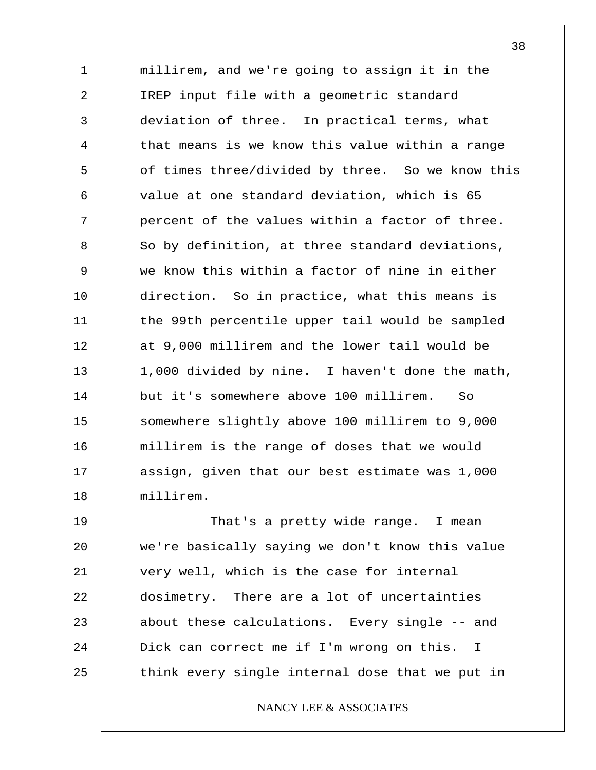millirem, and we're going to assign it in the IREP input file with a geometric standard deviation of three. In practical terms, what that means is we know this value within a range of times three/divided by three. So we know this value at one standard deviation, which is 65 percent of the values within a factor of three. So by definition, at three standard deviations, we know this within a factor of nine in either direction. So in practice, what this means is the 99th percentile upper tail would be sampled at 9,000 millirem and the lower tail would be 1,000 divided by nine. I haven't done the math, but it's somewhere above 100 millirem. So somewhere slightly above 100 millirem to 9,000 millirem is the range of doses that we would assign, given that our best estimate was 1,000 millirem.

That's a pretty wide range. I mean we're basically saying we don't know this value very well, which is the case for internal dosimetry. There are a lot of uncertainties about these calculations. Every single -- and Dick can correct me if I'm wrong on this. I think every single internal dose that we put in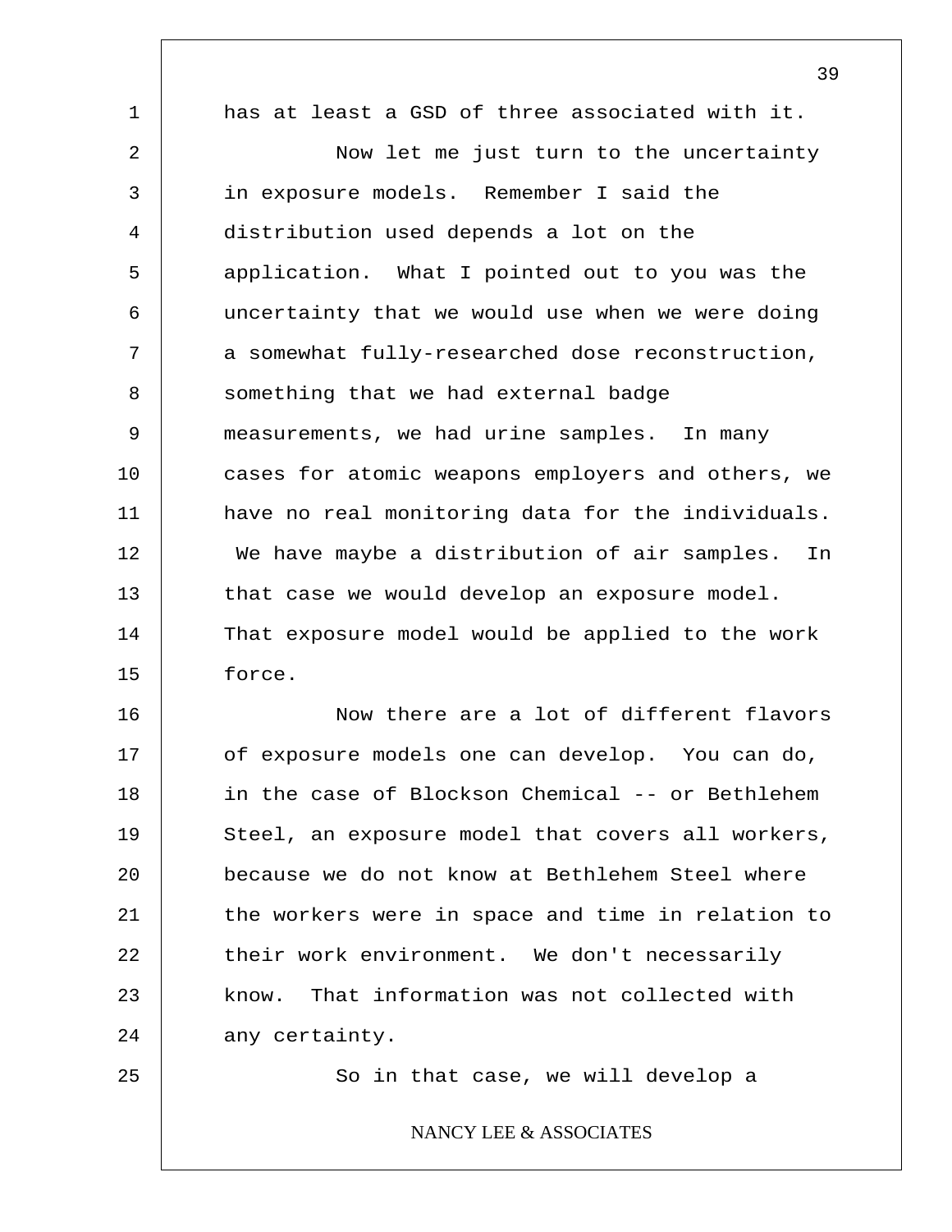has at least a GSD of three associated with it.

Now let me just turn to the uncertainty in exposure models. Remember I said the distribution used depends a lot on the application. What I pointed out to you was the uncertainty that we would use when we were doing a somewhat fully-researched dose reconstruction, something that we had external badge measurements, we had urine samples. In many cases for atomic weapons employers and others, we have no real monitoring data for the individuals. We have maybe a distribution of air samples. In that case we would develop an exposure model. That exposure model would be applied to the work force.

Now there are a lot of different flavors of exposure models one can develop. You can do, in the case of Blockson Chemical -- or Bethlehem Steel, an exposure model that covers all workers, because we do not know at Bethlehem Steel where the workers were in space and time in relation to their work environment. We don't necessarily know. That information was not collected with any certainty.

So in that case, we will develop a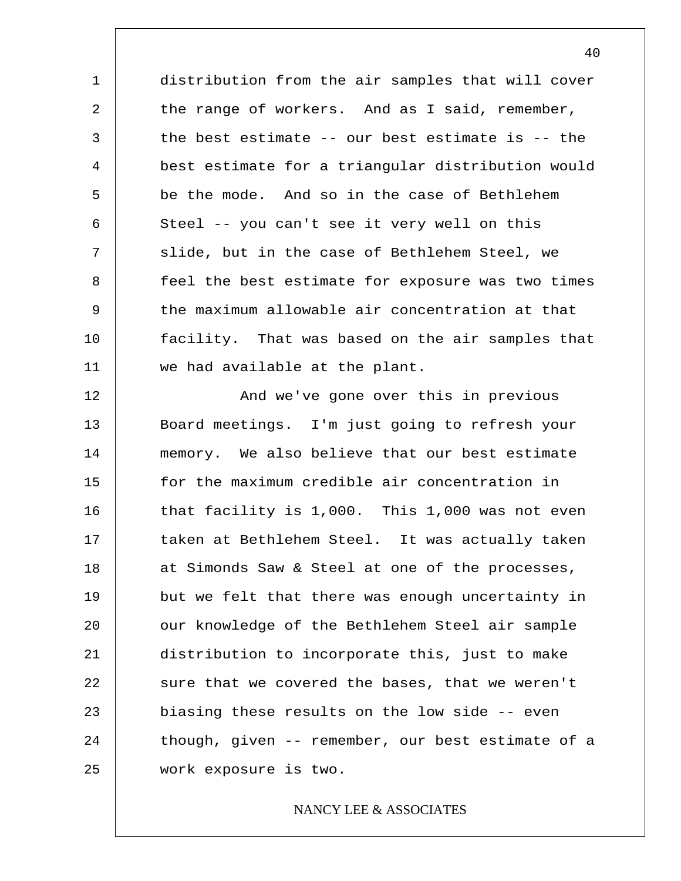distribution from the air samples that will cover the range of workers. And as I said, remember, the best estimate -- our best estimate is -- the best estimate for a triangular distribution would be the mode. And so in the case of Bethlehem Steel -- you can't see it very well on this slide, but in the case of Bethlehem Steel, we feel the best estimate for exposure was two times the maximum allowable air concentration at that facility. That was based on the air samples that we had available at the plant.

And we've gone over this in previous Board meetings. I'm just going to refresh your memory. We also believe that our best estimate for the maximum credible air concentration in that facility is 1,000. This 1,000 was not even taken at Bethlehem Steel. It was actually taken at Simonds Saw & Steel at one of the processes, but we felt that there was enough uncertainty in our knowledge of the Bethlehem Steel air sample distribution to incorporate this, just to make sure that we covered the bases, that we weren't biasing these results on the low side -- even though, given -- remember, our best estimate of a work exposure is two.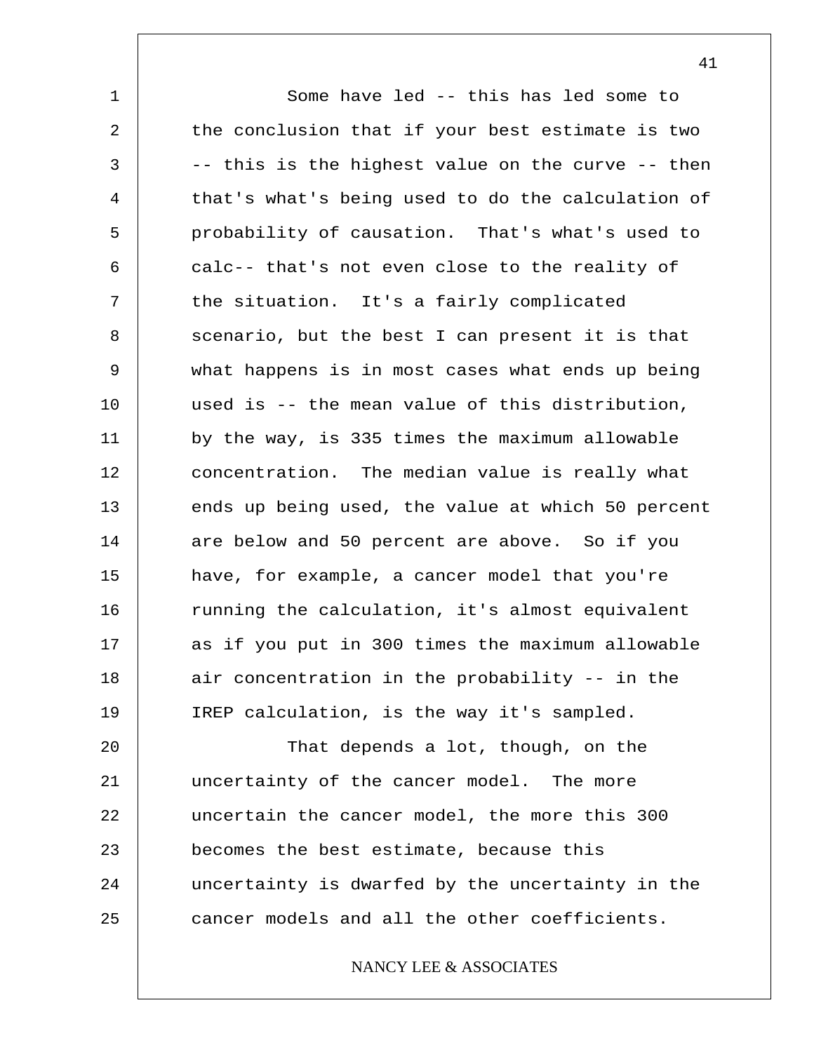Some have led -- this has led some to the conclusion that if your best estimate is two -- this is the highest value on the curve -- then that's what's being used to do the calculation of probability of causation. That's what's used to calc-- that's not even close to the reality of the situation. It's a fairly complicated scenario, but the best I can present it is that what happens is in most cases what ends up being used is -- the mean value of this distribution, by the way, is 335 times the maximum allowable concentration. The median value is really what ends up being used, the value at which 50 percent are below and 50 percent are above. So if you have, for example, a cancer model that you're running the calculation, it's almost equivalent as if you put in 300 times the maximum allowable air concentration in the probability -- in the IREP calculation, is the way it's sampled.

That depends a lot, though, on the uncertainty of the cancer model. The more uncertain the cancer model, the more this 300 becomes the best estimate, because this uncertainty is dwarfed by the uncertainty in the cancer models and all the other coefficients.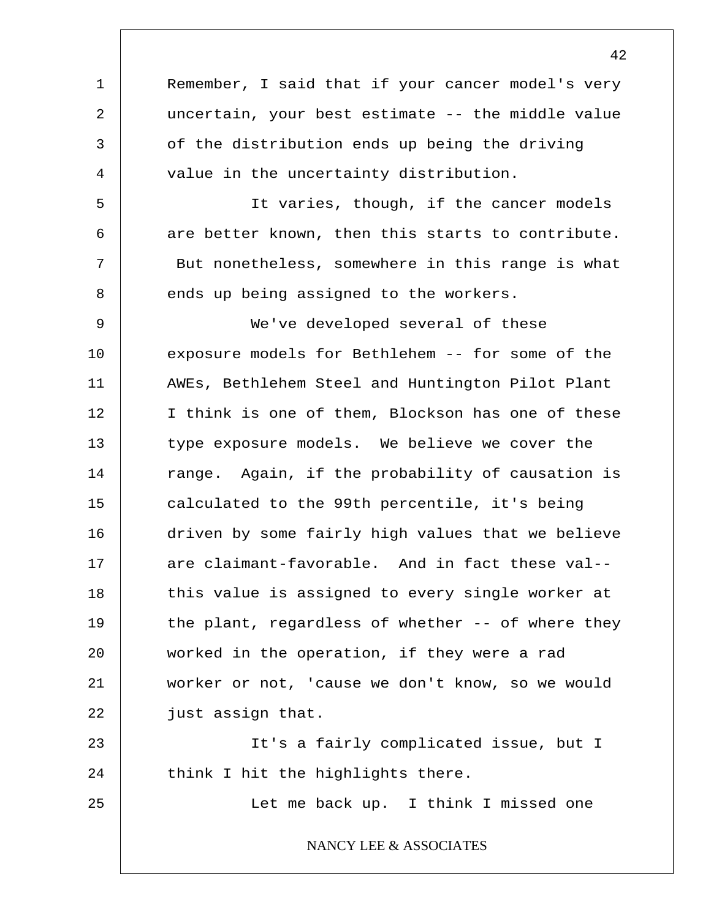Remember, I said that if your cancer model's very uncertain, your best estimate -- the middle value of the distribution ends up being the driving value in the uncertainty distribution.

It varies, though, if the cancer models are better known, then this starts to contribute. But nonetheless, somewhere in this range is what ends up being assigned to the workers.

We've developed several of these exposure models for Bethlehem -- for some of the AWEs, Bethlehem Steel and Huntington Pilot Plant I think is one of them, Blockson has one of these type exposure models. We believe we cover the range. Again, if the probability of causation is calculated to the 99th percentile, it's being driven by some fairly high values that we believe are claimant-favorable. And in fact these val-- this value is assigned to every single worker at the plant, regardless of whether -- of where they worked in the operation, if they were a rad worker or not, 'cause we don't know, so we would just assign that.

It's a fairly complicated issue, but I think I hit the highlights there.

Let me back up. I think I missed one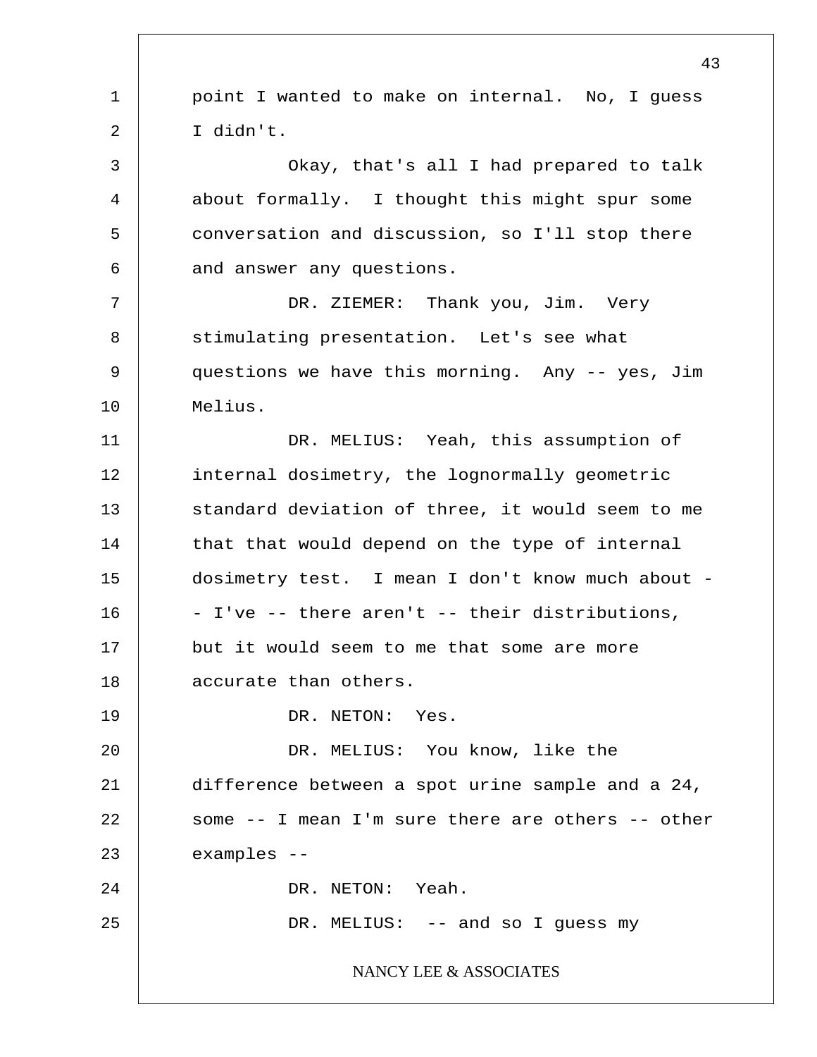point I wanted to make on internal. No, I guess I didn't.

Okay, that's all I had prepared to talk about formally. I thought this might spur some conversation and discussion, so I'll stop there and answer any questions.

DR. ZIEMER: Thank you, Jim. Very stimulating presentation. Let's see what questions we have this morning. Any -- yes, Jim Melius.

DR. MELIUS: Yeah, this assumption of internal dosimetry, the lognormally geometric standard deviation of three, it would seem to me that that would depend on the type of internal dosimetry test. I mean I don't know much about -- I've -- there aren't -- their distributions, but it would seem to me that some are more accurate than others.

DR. NETON: Yes.

DR. MELIUS: You know, like the difference between a spot urine sample and a 24, some -- I mean I'm sure there are others -- other examples --

DR. NETON: Yeah.

DR. MELIUS: -- and so I guess my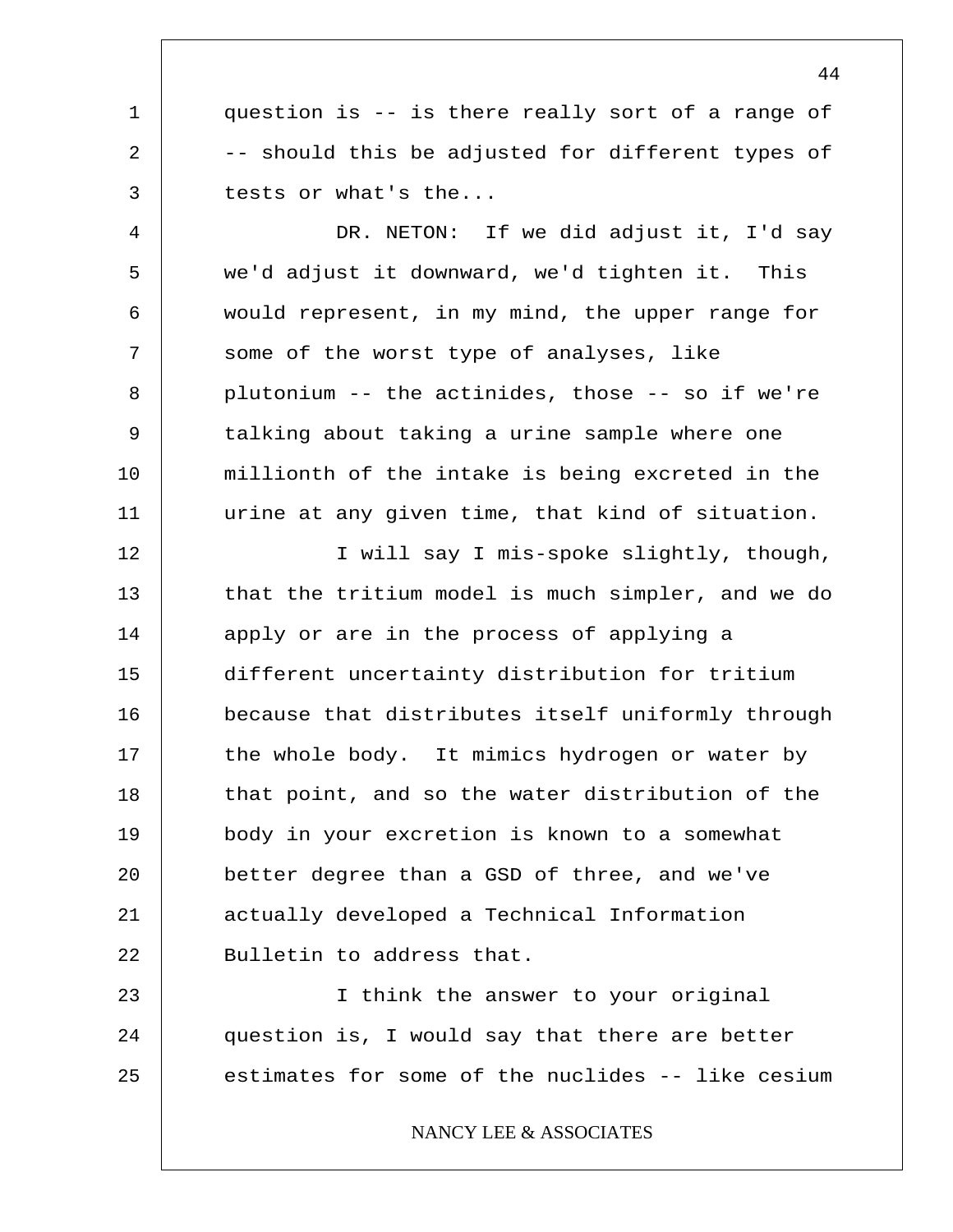question is -- is there really sort of a range of -- should this be adjusted for different types of tests or what's the...

DR. NETON: If we did adjust it, I'd say we'd adjust it downward, we'd tighten it. This would represent, in my mind, the upper range for some of the worst type of analyses, like plutonium -- the actinides, those -- so if we're talking about taking a urine sample where one millionth of the intake is being excreted in the urine at any given time, that kind of situation.

I will say I mis-spoke slightly, though, that the tritium model is much simpler, and we do apply or are in the process of applying a different uncertainty distribution for tritium because that distributes itself uniformly through the whole body. It mimics hydrogen or water by that point, and so the water distribution of the body in your excretion is known to a somewhat better degree than a GSD of three, and we've actually developed a Technical Information Bulletin to address that.

I think the answer to your original question is, I would say that there are better estimates for some of the nuclides -- like cesium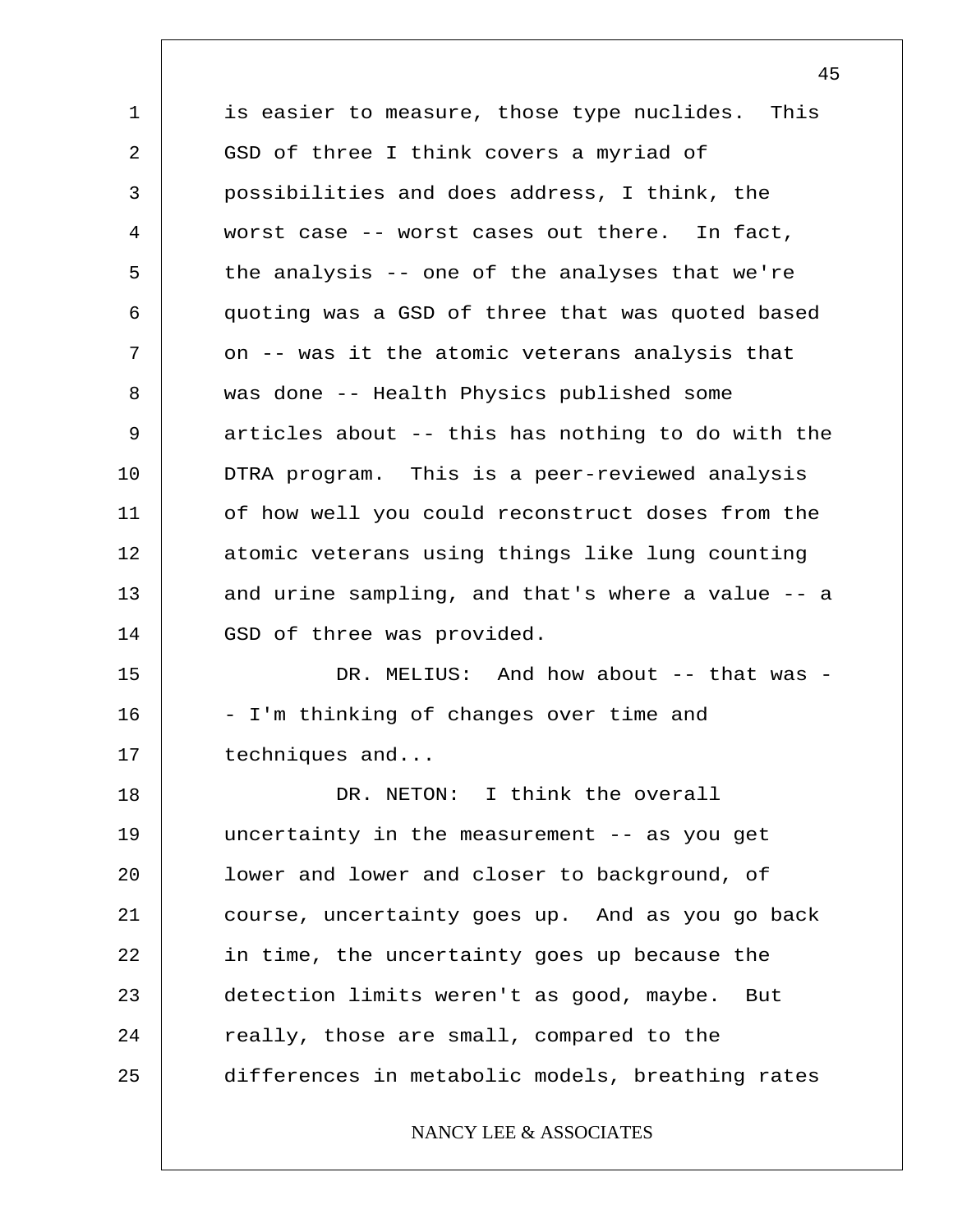is easier to measure, those type nuclides. This GSD of three I think covers a myriad of possibilities and does address, I think, the worst case -- worst cases out there. In fact, the analysis -- one of the analyses that we're quoting was a GSD of three that was quoted based on -- was it the atomic veterans analysis that was done -- Health Physics published some articles about -- this has nothing to do with the DTRA program. This is a peer-reviewed analysis of how well you could reconstruct doses from the atomic veterans using things like lung counting and urine sampling, and that's where a value -- a GSD of three was provided.

DR. MELIUS: And how about -- that was -- I'm thinking of changes over time and techniques and...

DR. NETON: I think the overall uncertainty in the measurement -- as you get lower and lower and closer to background, of course, uncertainty goes up. And as you go back in time, the uncertainty goes up because the detection limits weren't as good, maybe. But really, those are small, compared to the differences in metabolic models, breathing rates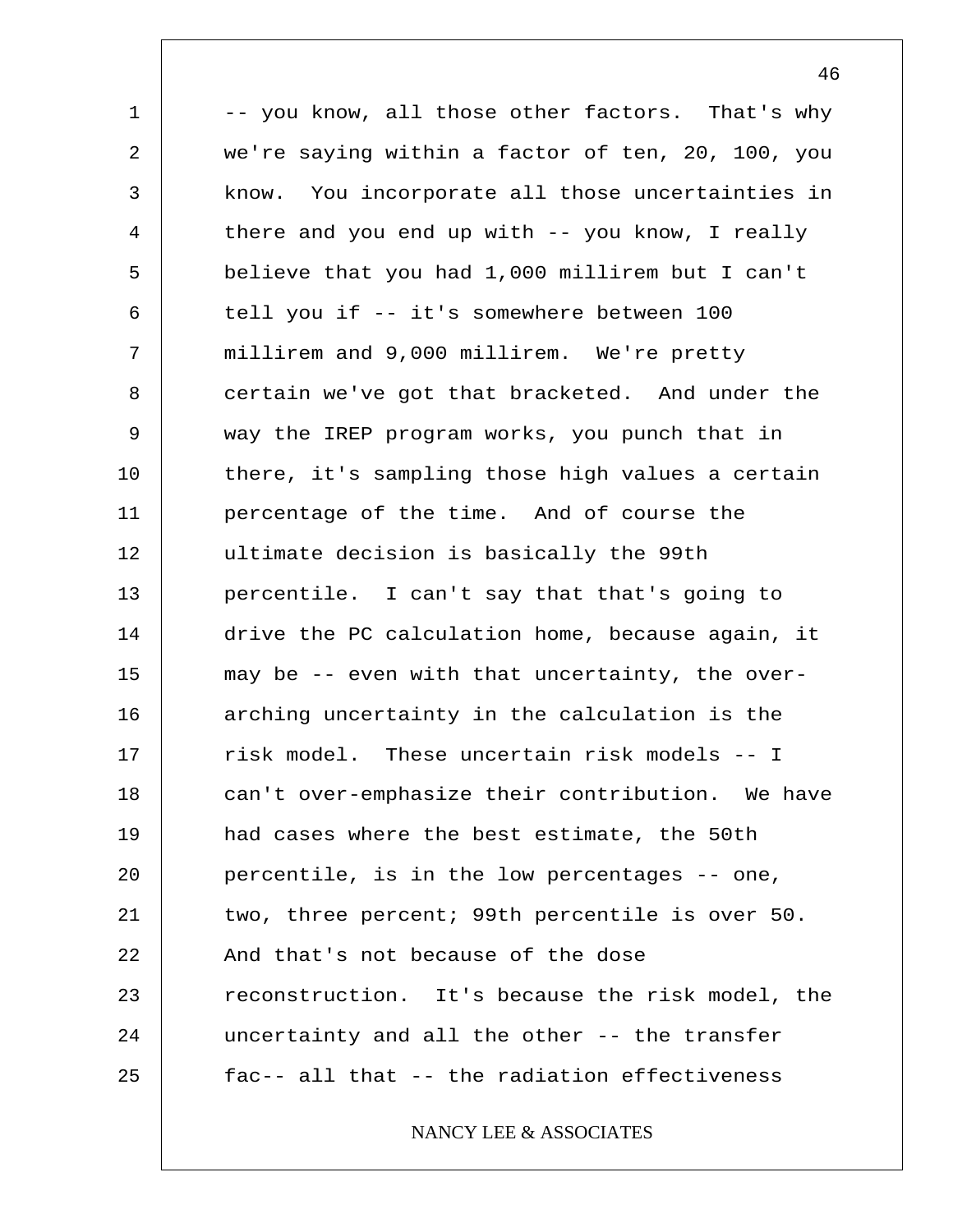-- you know, all those other factors. That's why we're saying within a factor of ten, 20, 100, you know. You incorporate all those uncertainties in there and you end up with -- you know, I really believe that you had 1,000 millirem but I can't tell you if -- it's somewhere between 100 millirem and 9,000 millirem. We're pretty certain we've got that bracketed. And under the way the IREP program works, you punch that in there, it's sampling those high values a certain percentage of the time. And of course the ultimate decision is basically the 99th percentile. I can't say that that's going to drive the PC calculation home, because again, it may be -- even with that uncertainty, the over-arching uncertainty in the calculation is the risk model. These uncertain risk models -- I can't over-emphasize their contribution. We have had cases where the best estimate, the 50th percentile, is in the low percentages -- one, two, three percent; 99th percentile is over 50. And that's not because of the dose reconstruction. It's because the risk model, the uncertainty and all the other -- the transfer fac-- all that -- the radiation effectiveness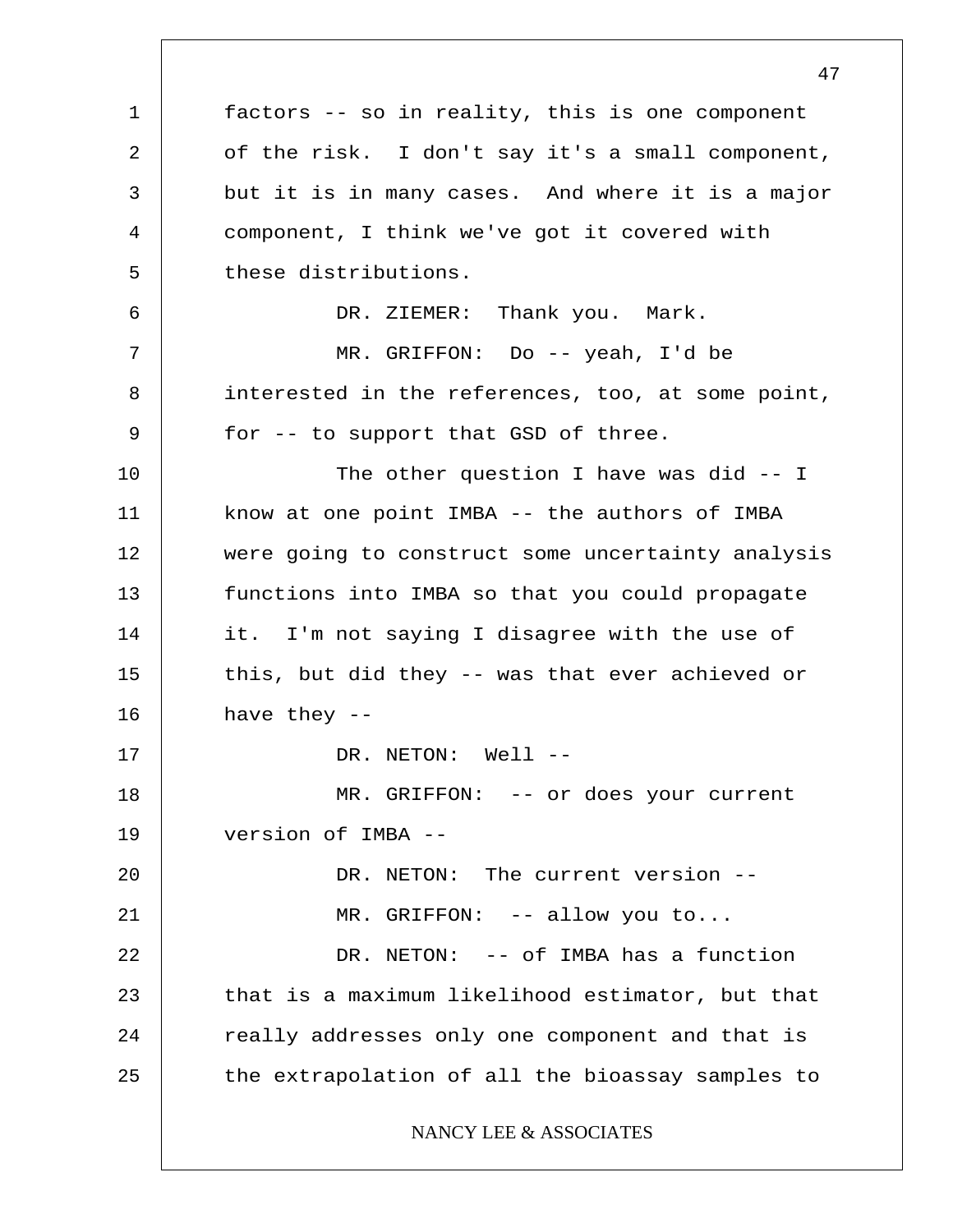factors -- so in reality, this is one component of the risk. I don't say it's a small component, but it is in many cases. And where it is a major component, I think we've got it covered with these distributions.

DR. ZIEMER: Thank you. Mark.

MR. GRIFFON: Do -- yeah, I'd be interested in the references, too, at some point, for -- to support that GSD of three.

The other question I have was did -- I know at one point IMBA -- the authors of IMBA were going to construct some uncertainty analysis functions into IMBA so that you could propagate it. I'm not saying I disagree with the use of this, but did they -- was that ever achieved or have they --

DR. NETON: Well --

MR. GRIFFON: -- or does your current version of IMBA --

DR. NETON: The current version --

MR. GRIFFON: -- allow you to...

DR. NETON: -- of IMBA has a function that is a maximum likelihood estimator, but that really addresses only one component and that is the extrapolation of all the bioassay samples to

NANCY LEE & ASSOCIATES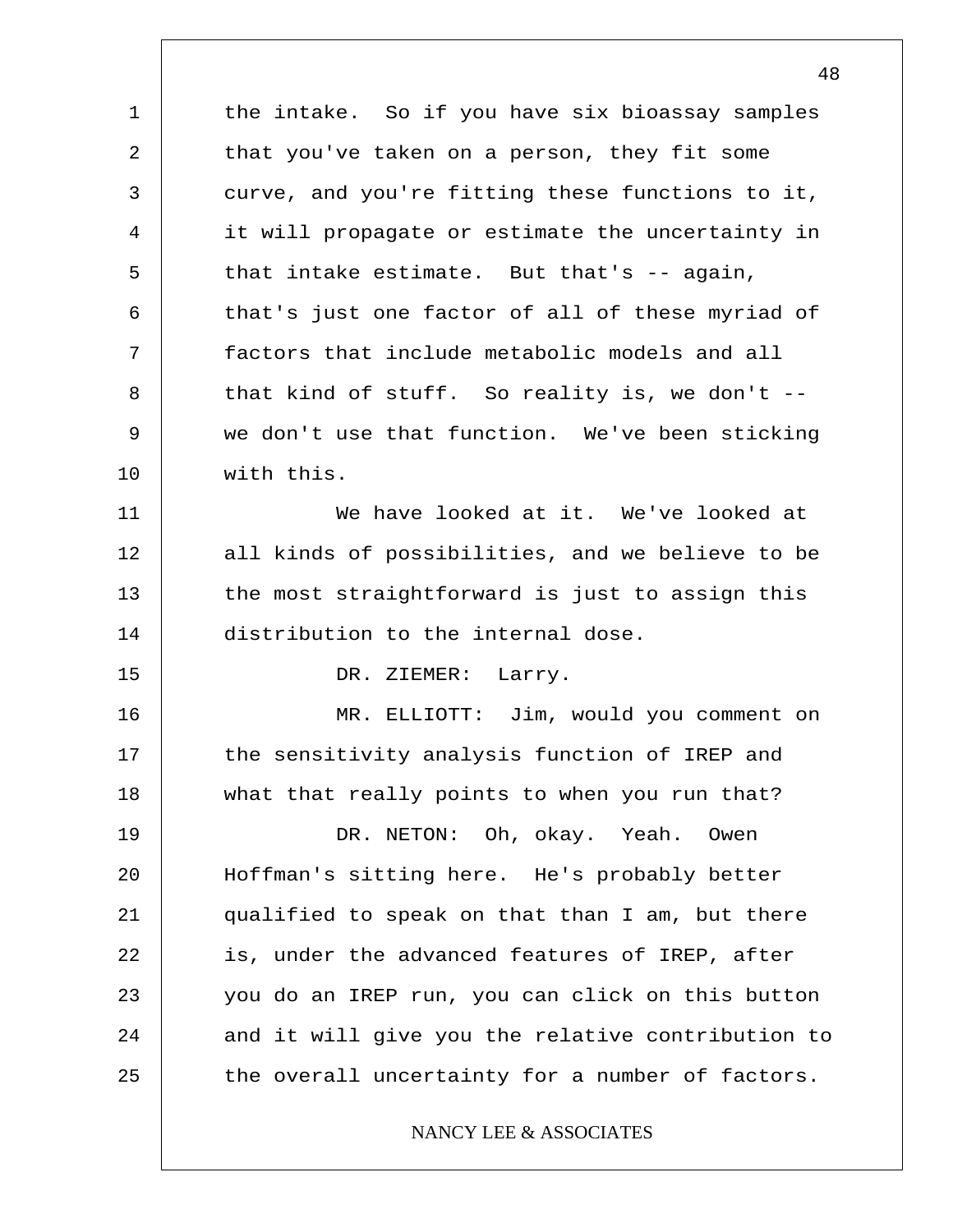the intake. So if you have six bioassay samples that you've taken on a person, they fit some curve, and you're fitting these functions to it, it will propagate or estimate the uncertainty in that intake estimate. But that's -- again, that's just one factor of all of these myriad of factors that include metabolic models and all that kind of stuff. So reality is, we don't -- we don't use that function. We've been sticking with this.

We have looked at it. We've looked at all kinds of possibilities, and we believe to be the most straightforward is just to assign this distribution to the internal dose.

DR. ZIEMER: Larry.

MR. ELLIOTT: Jim, would you comment on the sensitivity analysis function of IREP and what that really points to when you run that?

DR. NETON: Oh, okay. Yeah. Owen Hoffman's sitting here. He's probably better qualified to speak on that than I am, but there is, under the advanced features of IREP, after you do an IREP run, you can click on this button and it will give you the relative contribution to the overall uncertainty for a number of factors.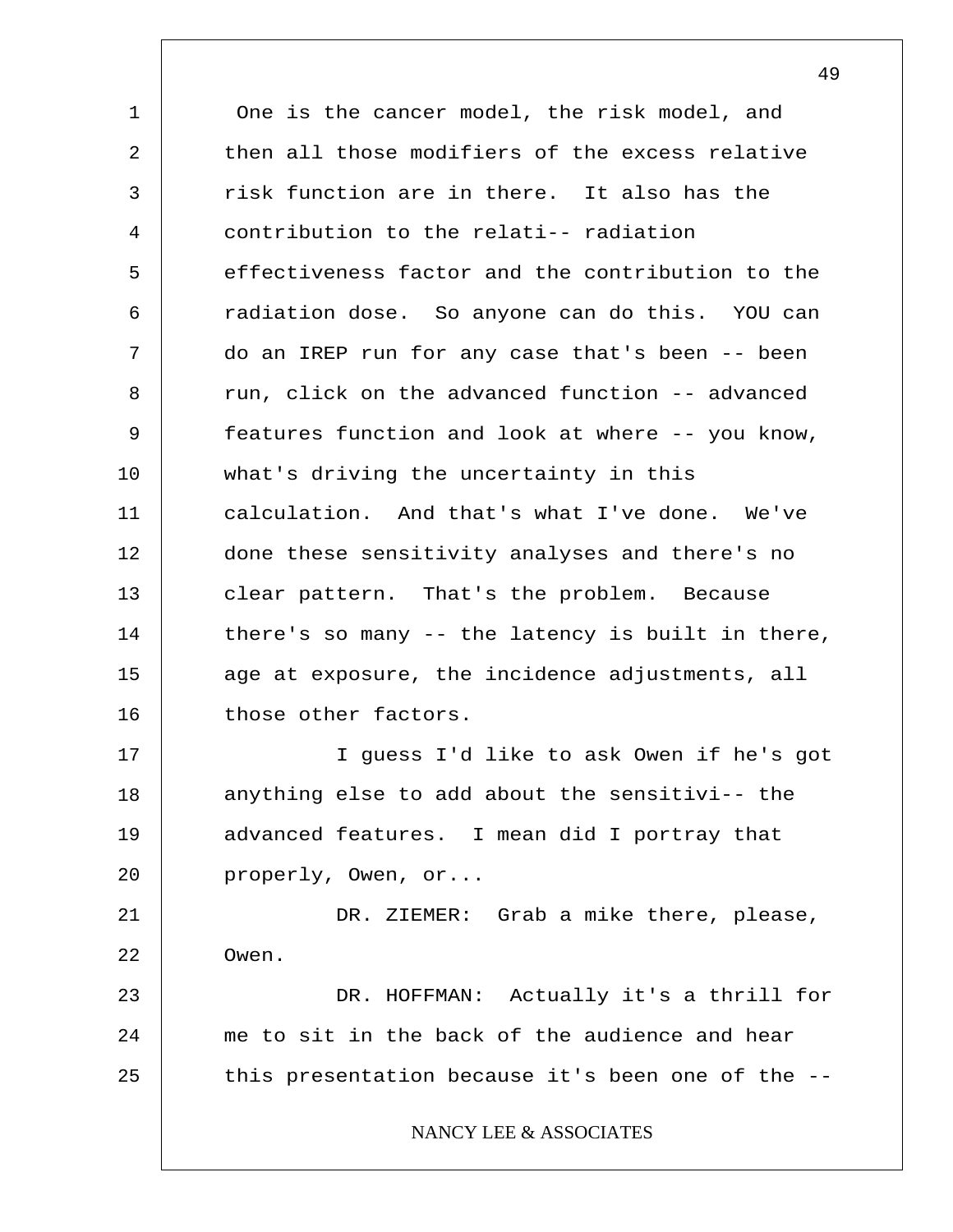One is the cancer model, the risk model, and then all those modifiers of the excess relative risk function are in there. It also has the contribution to the relati-- radiation effectiveness factor and the contribution to the radiation dose. So anyone can do this. YOU can do an IREP run for any case that's been -- been run, click on the advanced function -- advanced features function and look at where -- you know, what's driving the uncertainty in this calculation. And that's what I've done. We've done these sensitivity analyses and there's no clear pattern. That's the problem. Because there's so many -- the latency is built in there, age at exposure, the incidence adjustments, all those other factors.

I guess I'd like to ask Owen if he's got anything else to add about the sensitivi-- the advanced features. I mean did I portray that properly, Owen, or...

DR. ZIEMER: Grab a mike there, please, Owen.

DR. HOFFMAN: Actually it's a thrill for me to sit in the back of the audience and hear this presentation because it's been one of the --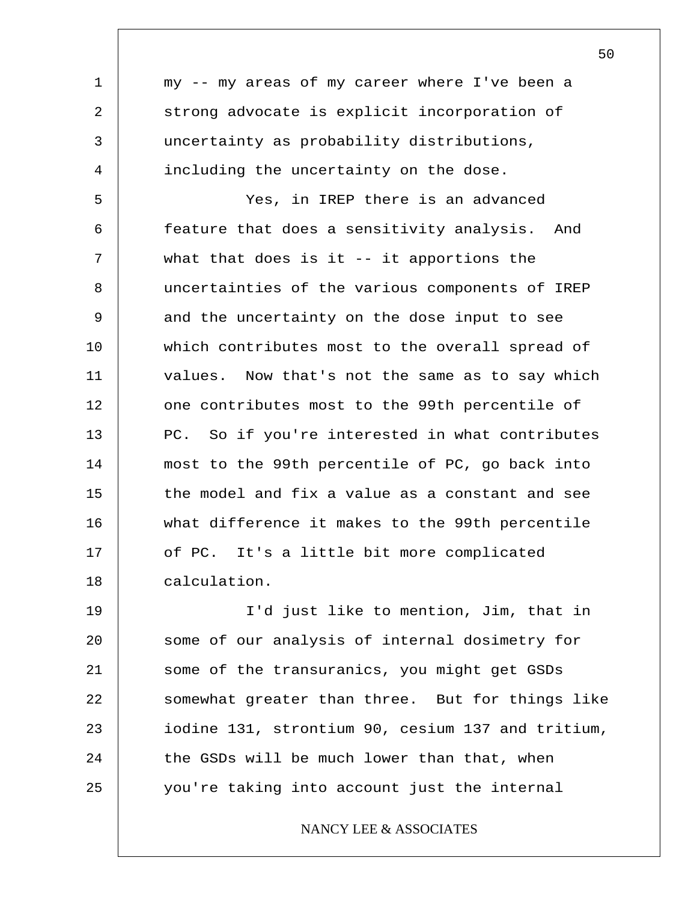my -- my areas of my career where I've been a strong advocate is explicit incorporation of uncertainty as probability distributions, including the uncertainty on the dose.

Yes, in IREP there is an advanced feature that does a sensitivity analysis. And what that does is it -- it apportions the uncertainties of the various components of IREP and the uncertainty on the dose input to see which contributes most to the overall spread of values. Now that's not the same as to say which one contributes most to the 99th percentile of PC. So if you're interested in what contributes most to the 99th percentile of PC, go back into the model and fix a value as a constant and see what difference it makes to the 99th percentile of PC. It's a little bit more complicated calculation.

I'd just like to mention, Jim, that in some of our analysis of internal dosimetry for some of the transuranics, you might get GSDs somewhat greater than three. But for things like iodine 131, strontium 90, cesium 137 and tritium, the GSDs will be much lower than that, when you're taking into account just the internal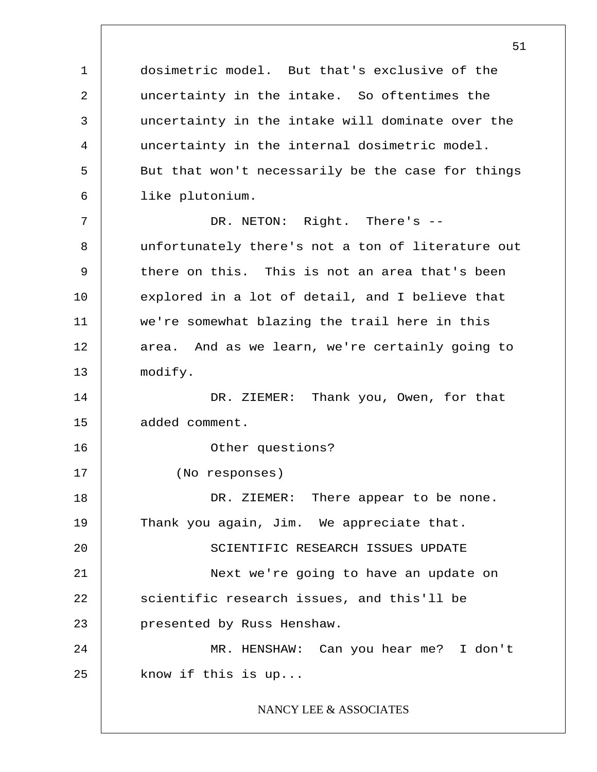dosimetric model. But that's exclusive of the uncertainty in the intake. So oftentimes the uncertainty in the intake will dominate over the uncertainty in the internal dosimetric model. But that won't necessarily be the case for things like plutonium.

DR. NETON: Right. There's -- unfortunately there's not a ton of literature out there on this. This is not an area that's been explored in a lot of detail, and I believe that we're somewhat blazing the trail here in this area. And as we learn, we're certainly going to modify.

DR. ZIEMER: Thank you, Owen, for that added comment.

Other questions?

(No responses)

DR. ZIEMER: There appear to be none. Thank you again, Jim. We appreciate that.

## SCIENTIFIC RESEARCH ISSUES UPDATE

Next we're going to have an update on scientific research issues, and this'll be presented by Russ Henshaw.

MR. HENSHAW: Can you hear me? I don't know if this is up...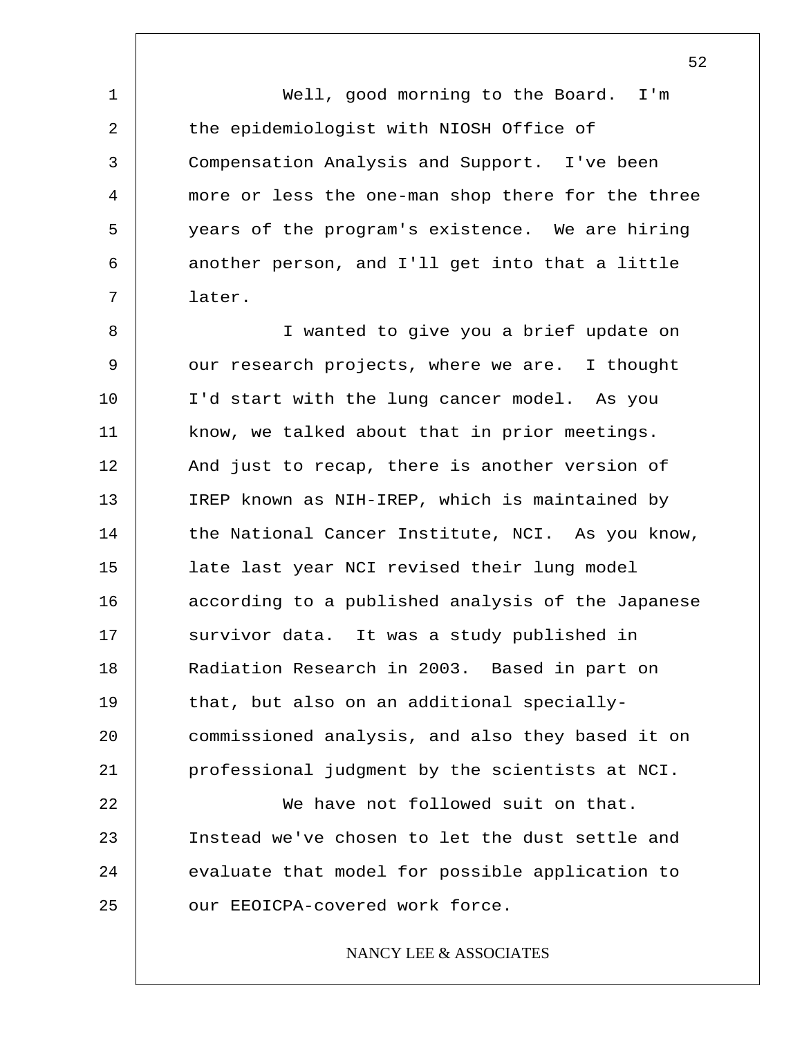Well, good morning to the Board. I'm the epidemiologist with NIOSH Office of Compensation Analysis and Support. I've been more or less the one-man shop there for the three years of the program's existence. We are hiring another person, and I'll get into that a little later.

I wanted to give you a brief update on our research projects, where we are. I thought I'd start with the lung cancer model. As you know, we talked about that in prior meetings. And just to recap, there is another version of IREP known as NIH-IREP, which is maintained by the National Cancer Institute, NCI. As you know, late last year NCI revised their lung model according to a published analysis of the Japanese survivor data. It was a study published in Radiation Research in 2003. Based in part on that, but also on an additional specially-commissioned analysis, and also they based it on professional judgment by the scientists at NCI.

We have not followed suit on that. Instead we've chosen to let the dust settle and evaluate that model for possible application to our EEOICPA-covered work force.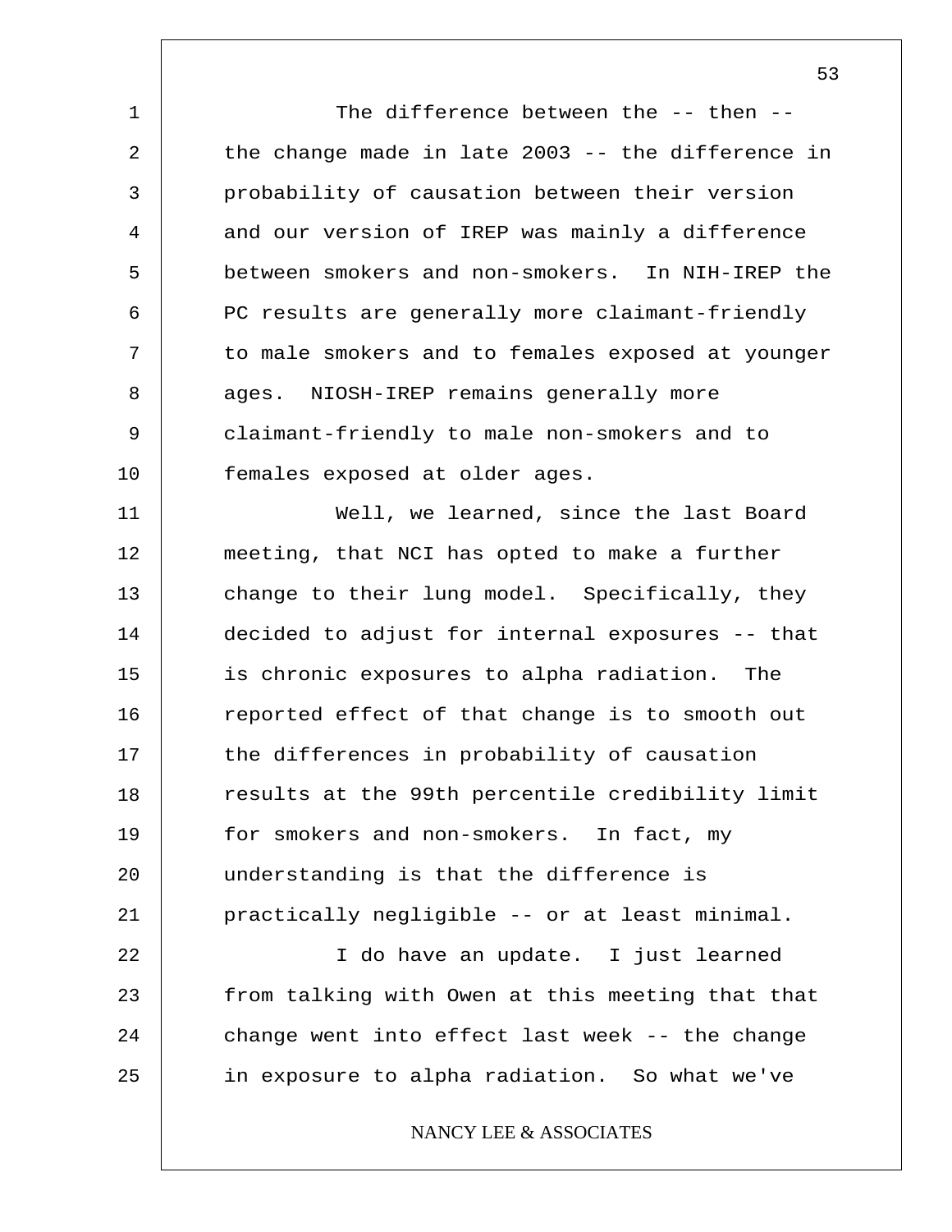The difference between the -- then -- the change made in late 2003 -- the difference in probability of causation between their version and our version of IREP was mainly a difference between smokers and non-smokers. In NIH-IREP the PC results are generally more claimant-friendly to male smokers and to females exposed at younger ages. NIOSH-IREP remains generally more claimant-friendly to male non-smokers and to females exposed at older ages.

Well, we learned, since the last Board meeting, that NCI has opted to make a further change to their lung model. Specifically, they decided to adjust for internal exposures -- that is chronic exposures to alpha radiation. The reported effect of that change is to smooth out the differences in probability of causation results at the 99th percentile credibility limit for smokers and non-smokers. In fact, my understanding is that the difference is practically negligible -- or at least minimal.

I do have an update. I just learned from talking with Owen at this meeting that that change went into effect last week -- the change in exposure to alpha radiation. So what we've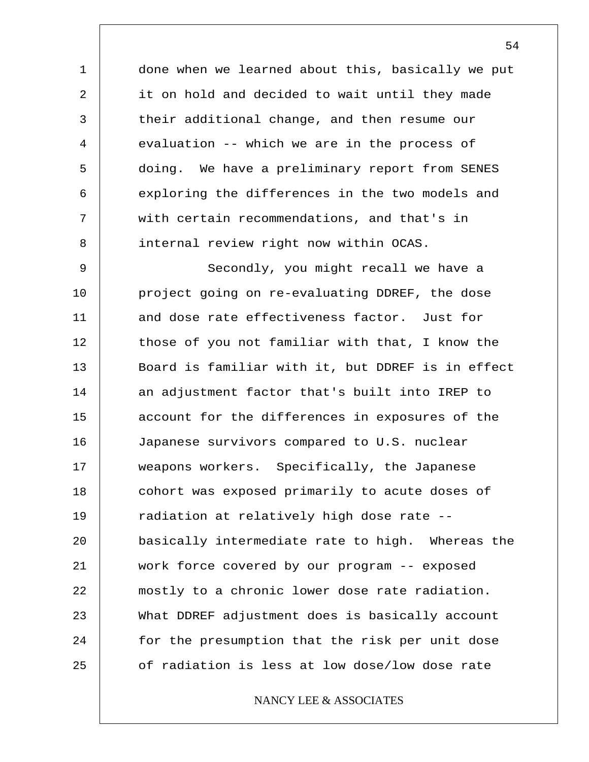done when we learned about this, basically we put it on hold and decided to wait until they made their additional change, and then resume our evaluation -- which we are in the process of doing. We have a preliminary report from SENES exploring the differences in the two models and with certain recommendations, and that's in internal review right now within OCAS.

Secondly, you might recall we have a project going on re-evaluating DDREF, the dose and dose rate effectiveness factor. Just for those of you not familiar with that, I know the Board is familiar with it, but DDREF is in effect an adjustment factor that's built into IREP to account for the differences in exposures of the Japanese survivors compared to U.S. nuclear weapons workers. Specifically, the Japanese cohort was exposed primarily to acute doses of radiation at relatively high dose rate -- basically intermediate rate to high. Whereas the work force covered by our program -- exposed mostly to a chronic lower dose rate radiation. What DDREF adjustment does is basically account for the presumption that the risk per unit dose of radiation is less at low dose/low dose rate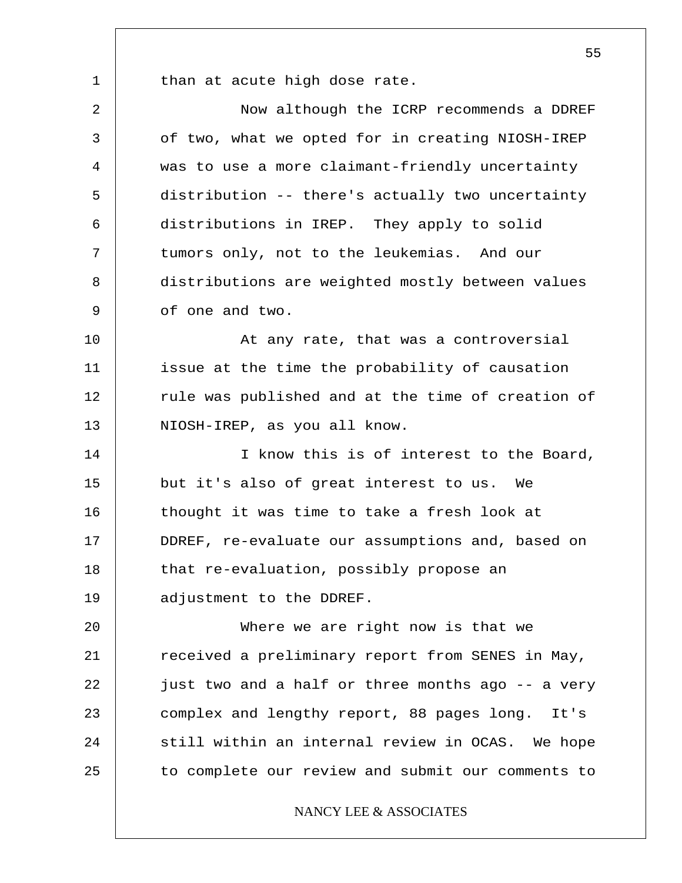than at acute high dose rate.

Now although the ICRP recommends a DDREF of two, what we opted for in creating NIOSH-IREP was to use a more claimant-friendly uncertainty distribution -- there's actually two uncertainty distributions in IREP. They apply to solid tumors only, not to the leukemias. And our distributions are weighted mostly between values of one and two.

At any rate, that was a controversial issue at the time the probability of causation rule was published and at the time of creation of NIOSH-IREP, as you all know.

I know this is of interest to the Board, but it's also of great interest to us. We thought it was time to take a fresh look at DDREF, re-evaluate our assumptions and, based on that re-evaluation, possibly propose an adjustment to the DDREF.

Where we are right now is that we received a preliminary report from SENES in May, just two and a half or three months ago -- a very complex and lengthy report, 88 pages long. It's still within an internal review in OCAS. We hope to complete our review and submit our comments to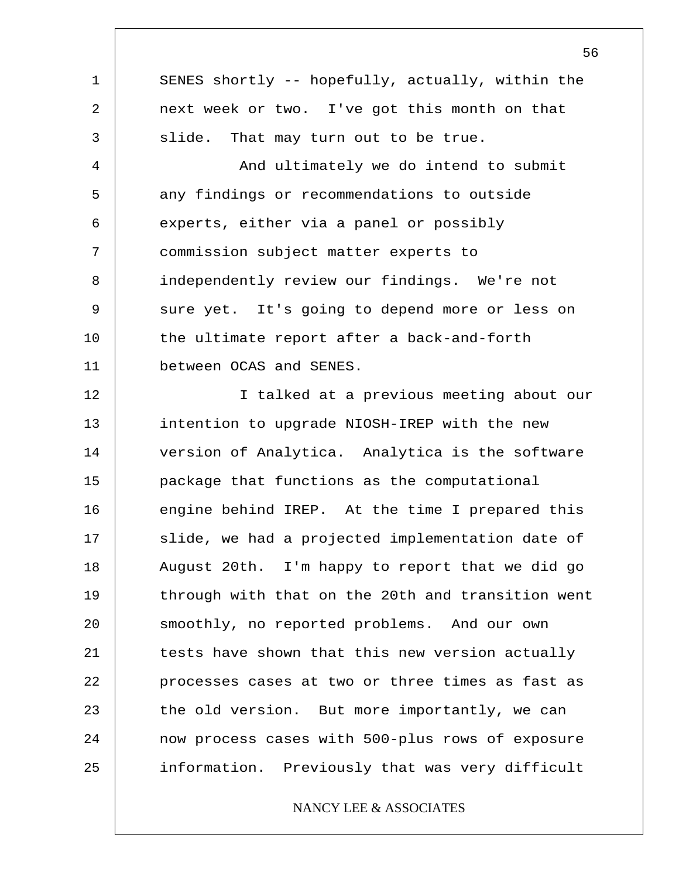SENES shortly -- hopefully, actually, within the next week or two. I've got this month on that slide. That may turn out to be true.

And ultimately we do intend to submit any findings or recommendations to outside experts, either via a panel or possibly commission subject matter experts to independently review our findings. We're not sure yet. It's going to depend more or less on the ultimate report after a back-and-forth between OCAS and SENES.

I talked at a previous meeting about our intention to upgrade NIOSH-IREP with the new version of Analytica. Analytica is the software package that functions as the computational engine behind IREP. At the time I prepared this slide, we had a projected implementation date of August 20th. I'm happy to report that we did go through with that on the 20th and transition went smoothly, no reported problems. And our own tests have shown that this new version actually processes cases at two or three times as fast as the old version. But more importantly, we can now process cases with 500-plus rows of exposure information. Previously that was very difficult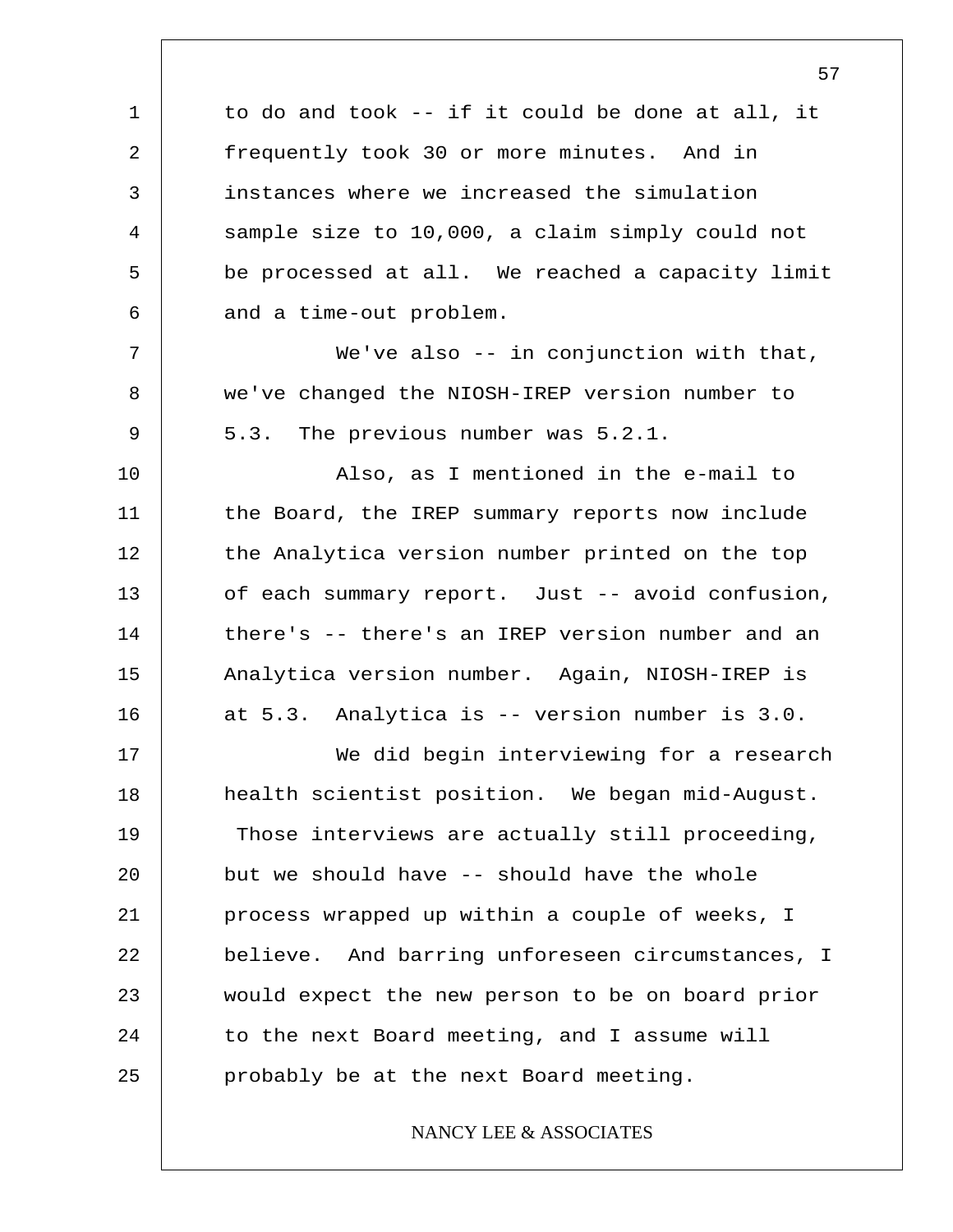to do and took -- if it could be done at all, it frequently took 30 or more minutes. And in instances where we increased the simulation sample size to 10,000, a claim simply could not be processed at all. We reached a capacity limit and a time-out problem.

We've also -- in conjunction with that, we've changed the NIOSH-IREP version number to 5.3. The previous number was 5.2.1.

Also, as I mentioned in the e-mail to the Board, the IREP summary reports now include the Analytica version number printed on the top of each summary report. Just -- avoid confusion, there's -- there's an IREP version number and an Analytica version number. Again, NIOSH-IREP is at 5.3. Analytica is -- version number is 3.0.

We did begin interviewing for a research health scientist position. We began mid-August. Those interviews are actually still proceeding, but we should have -- should have the whole process wrapped up within a couple of weeks, I believe. And barring unforeseen circumstances, I would expect the new person to be on board prior to the next Board meeting, and I assume will probably be at the next Board meeting.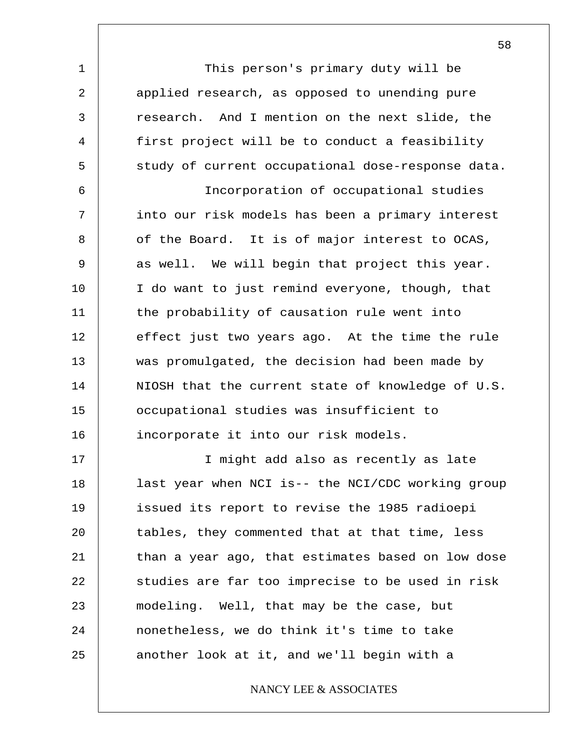This person's primary duty will be applied research, as opposed to unending pure research. And I mention on the next slide, the first project will be to conduct a feasibility study of current occupational dose-response data.

Incorporation of occupational studies into our risk models has been a primary interest of the Board. It is of major interest to OCAS, as well. We will begin that project this year. I do want to just remind everyone, though, that the probability of causation rule went into effect just two years ago. At the time the rule was promulgated, the decision had been made by NIOSH that the current state of knowledge of U.S. occupational studies was insufficient to incorporate it into our risk models.

I might add also as recently as late last year when NCI is-- the NCI/CDC working group issued its report to revise the 1985 radioepi tables, they commented that at that time, less than a year ago, that estimates based on low dose studies are far too imprecise to be used in risk modeling. Well, that may be the case, but nonetheless, we do think it's time to take another look at it, and we'll begin with a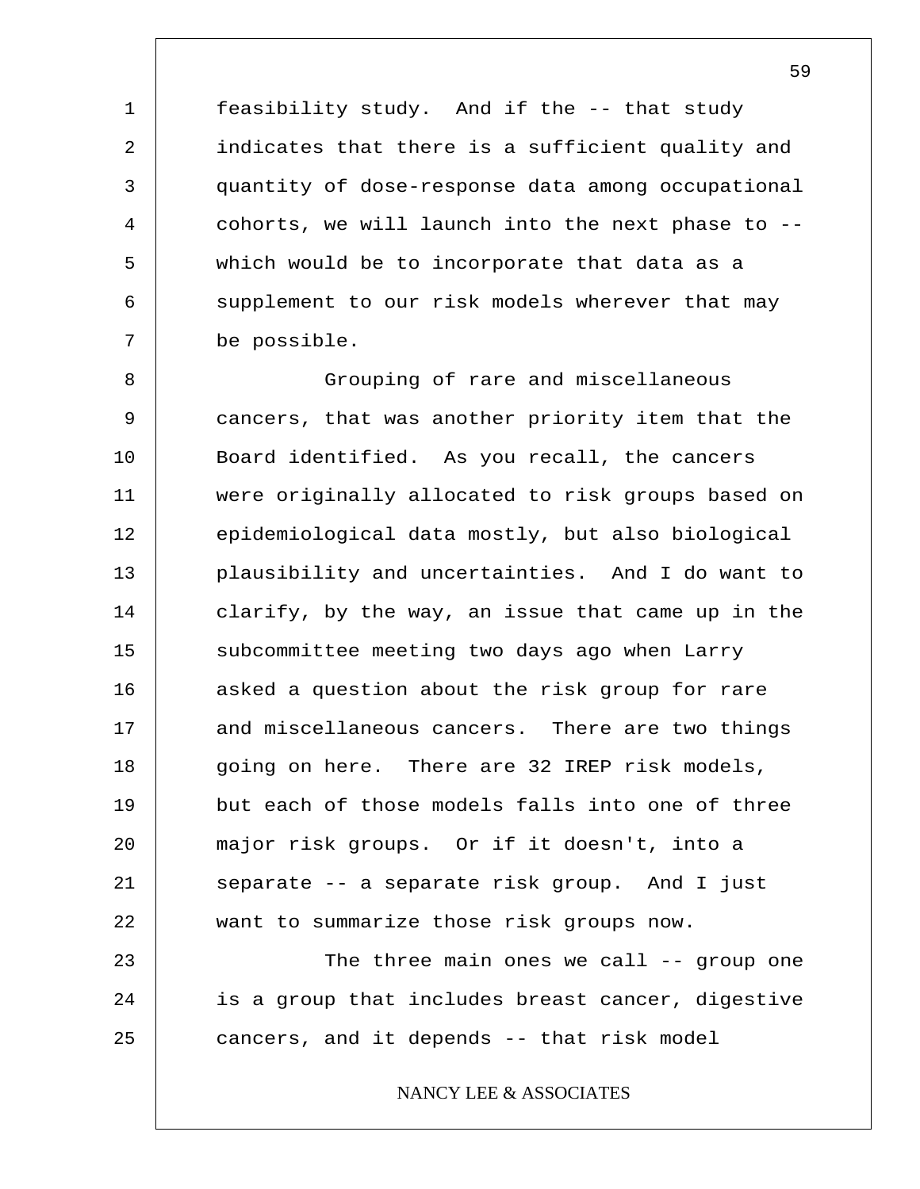feasibility study. And if the -- that study indicates that there is a sufficient quality and quantity of dose-response data among occupational cohorts, we will launch into the next phase to -- which would be to incorporate that data as a supplement to our risk models wherever that may be possible.

Grouping of rare and miscellaneous cancers, that was another priority item that the Board identified. As you recall, the cancers were originally allocated to risk groups based on epidemiological data mostly, but also biological plausibility and uncertainties. And I do want to clarify, by the way, an issue that came up in the subcommittee meeting two days ago when Larry asked a question about the risk group for rare and miscellaneous cancers. There are two things going on here. There are 32 IREP risk models, but each of those models falls into one of three major risk groups. Or if it doesn't, into a separate -- a separate risk group. And I just want to summarize those risk groups now.

The three main ones we call -- group one is a group that includes breast cancer, digestive cancers, and it depends -- that risk model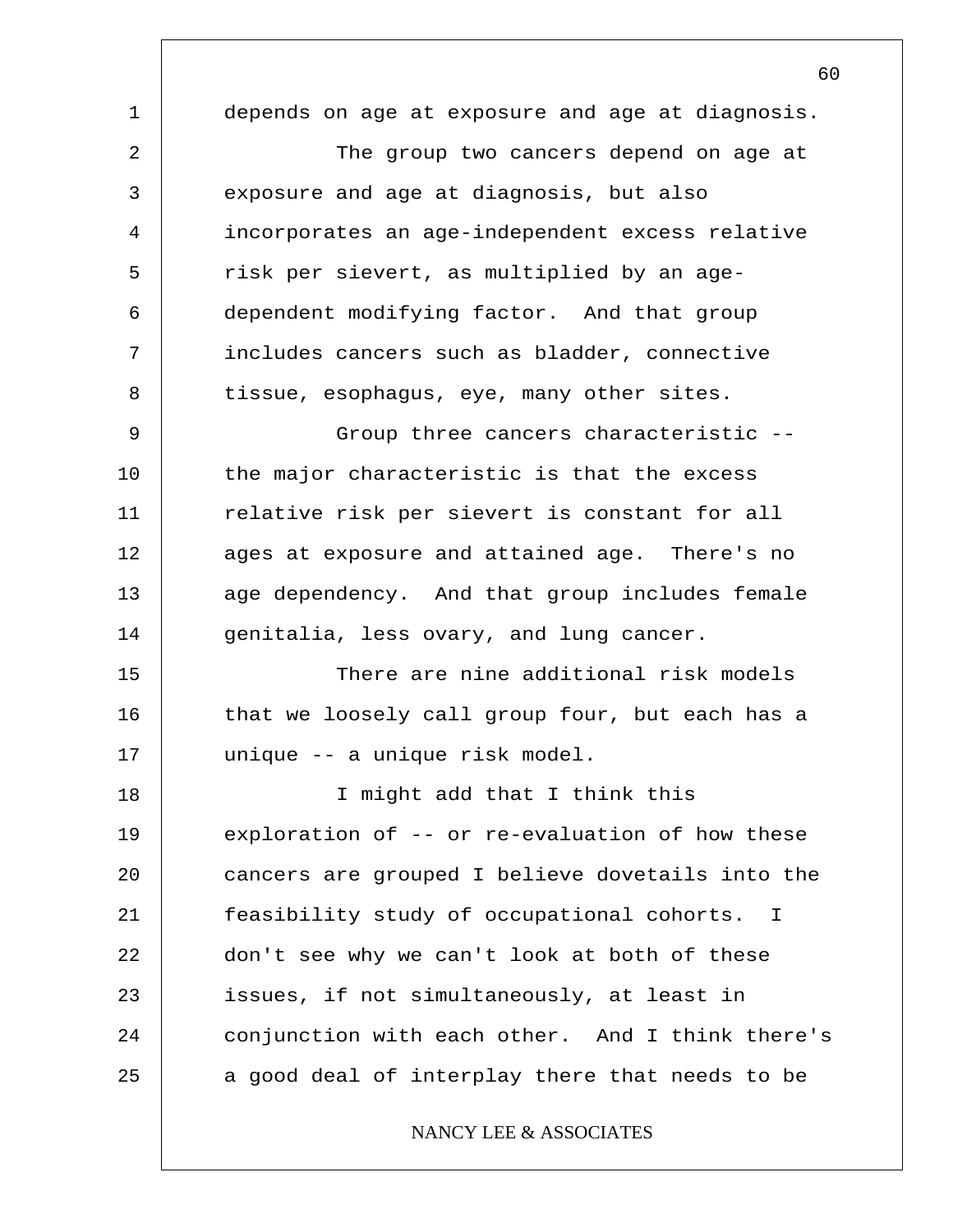depends on age at exposure and age at diagnosis.

The group two cancers depend on age at exposure and age at diagnosis, but also incorporates an age-independent excess relative risk per sievert, as multiplied by an age-dependent modifying factor. And that group includes cancers such as bladder, connective tissue, esophagus, eye, many other sites.

Group three cancers characteristic -- the major characteristic is that the excess relative risk per sievert is constant for all ages at exposure and attained age. There's no age dependency. And that group includes female genitalia, less ovary, and lung cancer.

There are nine additional risk models that we loosely call group four, but each has a unique -- a unique risk model.

I might add that I think this exploration of -- or re-evaluation of how these cancers are grouped I believe dovetails into the feasibility study of occupational cohorts. I don't see why we can't look at both of these issues, if not simultaneously, at least in conjunction with each other. And I think there's a good deal of interplay there that needs to be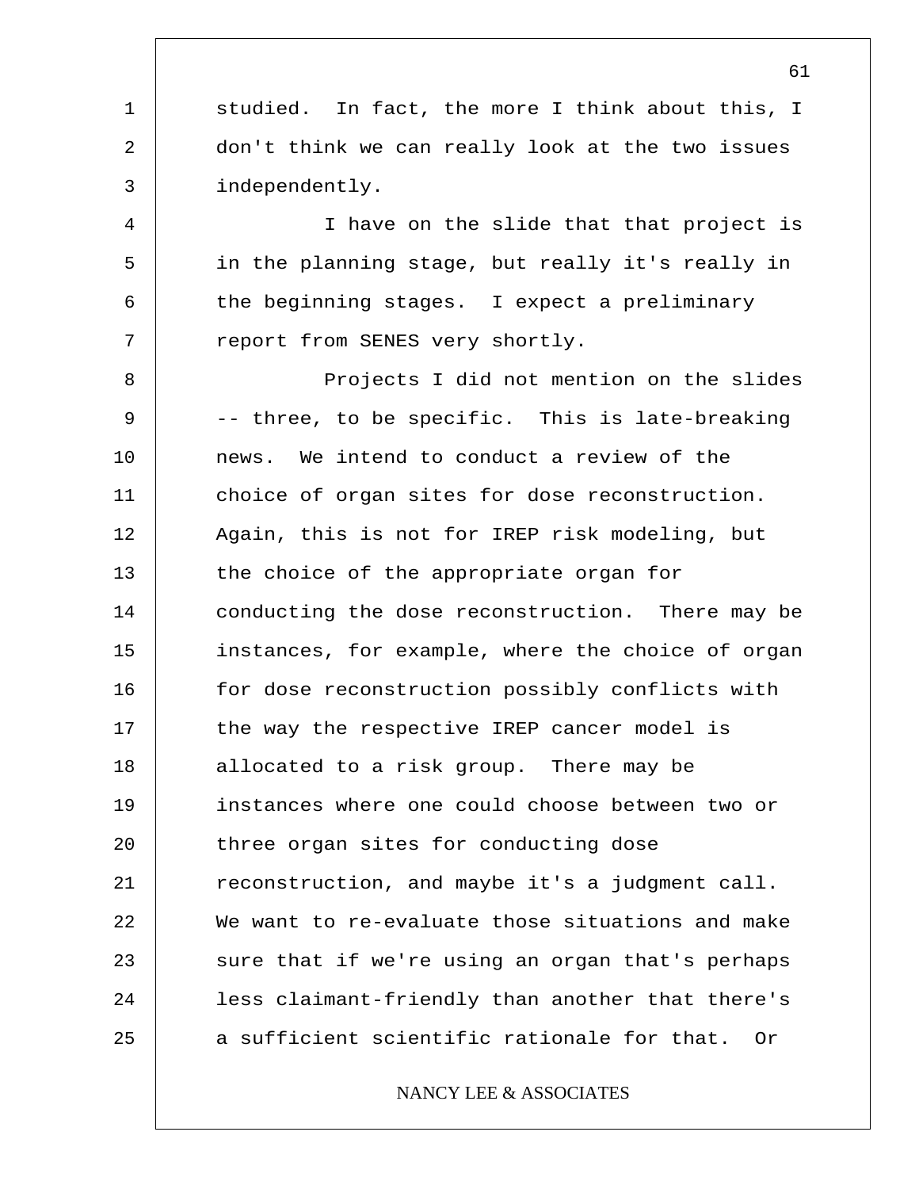studied. In fact, the more I think about this, I don't think we can really look at the two issues independently.

I have on the slide that that project is in the planning stage, but really it's really in the beginning stages. I expect a preliminary report from SENES very shortly.

Projects I did not mention on the slides -- three, to be specific. This is late-breaking news. We intend to conduct a review of the choice of organ sites for dose reconstruction. Again, this is not for IREP risk modeling, but the choice of the appropriate organ for conducting the dose reconstruction. There may be instances, for example, where the choice of organ for dose reconstruction possibly conflicts with the way the respective IREP cancer model is allocated to a risk group. There may be instances where one could choose between two or three organ sites for conducting dose reconstruction, and maybe it's a judgment call. We want to re-evaluate those situations and make sure that if we're using an organ that's perhaps less claimant-friendly than another that there's a sufficient scientific rationale for that. Or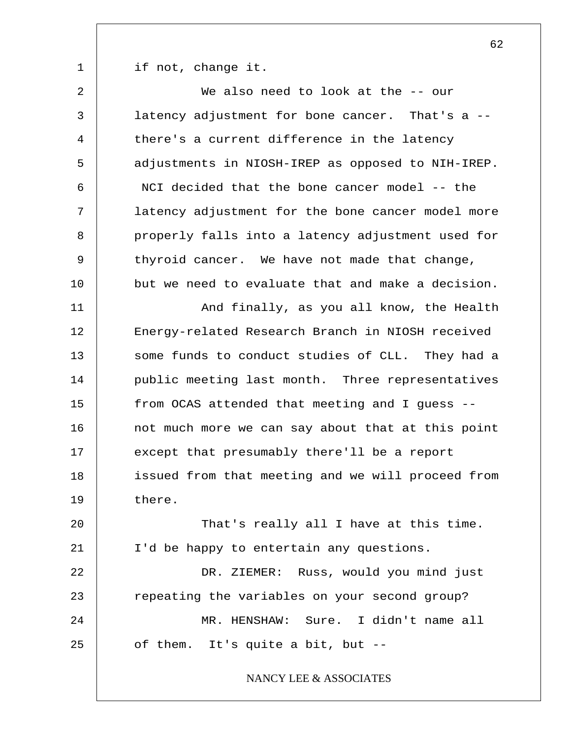if not, change it.

We also need to look at the -- our latency adjustment for bone cancer. That's a -- there's a current difference in the latency adjustments in NIOSH-IREP as opposed to NIH-IREP. NCI decided that the bone cancer model -- the latency adjustment for the bone cancer model more properly falls into a latency adjustment used for thyroid cancer. We have not made that change, but we need to evaluate that and make a decision.

And finally, as you all know, the Health Energy-related Research Branch in NIOSH received some funds to conduct studies of CLL. They had a public meeting last month. Three representatives from OCAS attended that meeting and I guess -- not much more we can say about that at this point except that presumably there'll be a report issued from that meeting and we will proceed from there.

That's really all I have at this time. I'd be happy to entertain any questions.

DR. ZIEMER: Russ, would you mind just repeating the variables on your second group?

MR. HENSHAW: Sure. I didn't name all of them. It's quite a bit, but --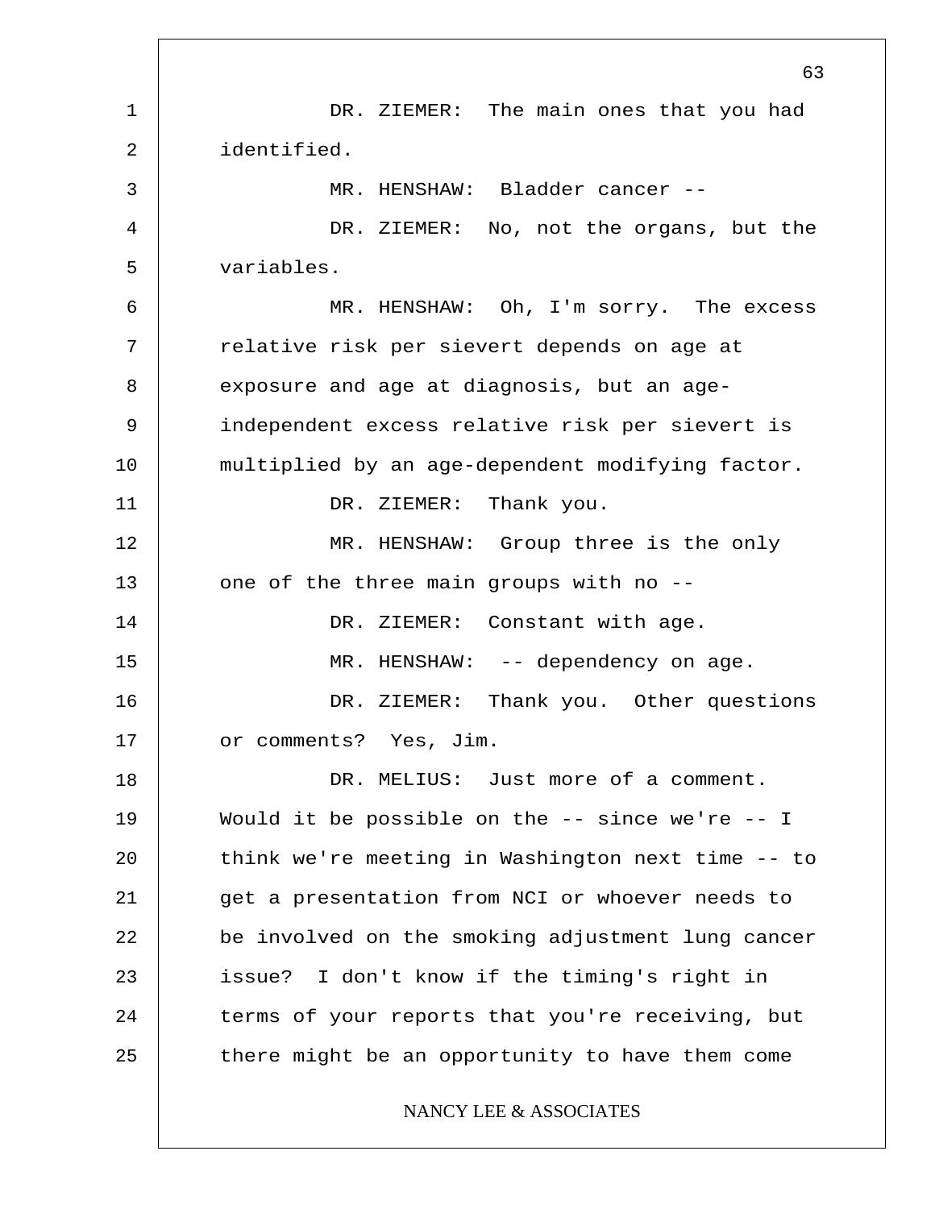DR. ZIEMER: The main ones that you had identified.

MR. HENSHAW: Bladder cancer --

DR. ZIEMER: No, not the organs, but the variables.

MR. HENSHAW: Oh, I'm sorry. The excess relative risk per sievert depends on age at exposure and age at diagnosis, but an age-independent excess relative risk per sievert is multiplied by an age-dependent modifying factor.

DR. ZIEMER: Thank you.

MR. HENSHAW: Group three is the only one of the three main groups with no --

DR. ZIEMER: Constant with age.

MR. HENSHAW: -- dependency on age.

DR. ZIEMER: Thank you. Other questions or comments? Yes, Jim.

DR. MELIUS: Just more of a comment. Would it be possible on the -- since we're -- I think we're meeting in Washington next time -- to get a presentation from NCI or whoever needs to be involved on the smoking adjustment lung cancer issue? I don't know if the timing's right in terms of your reports that you're receiving, but there might be an opportunity to have them come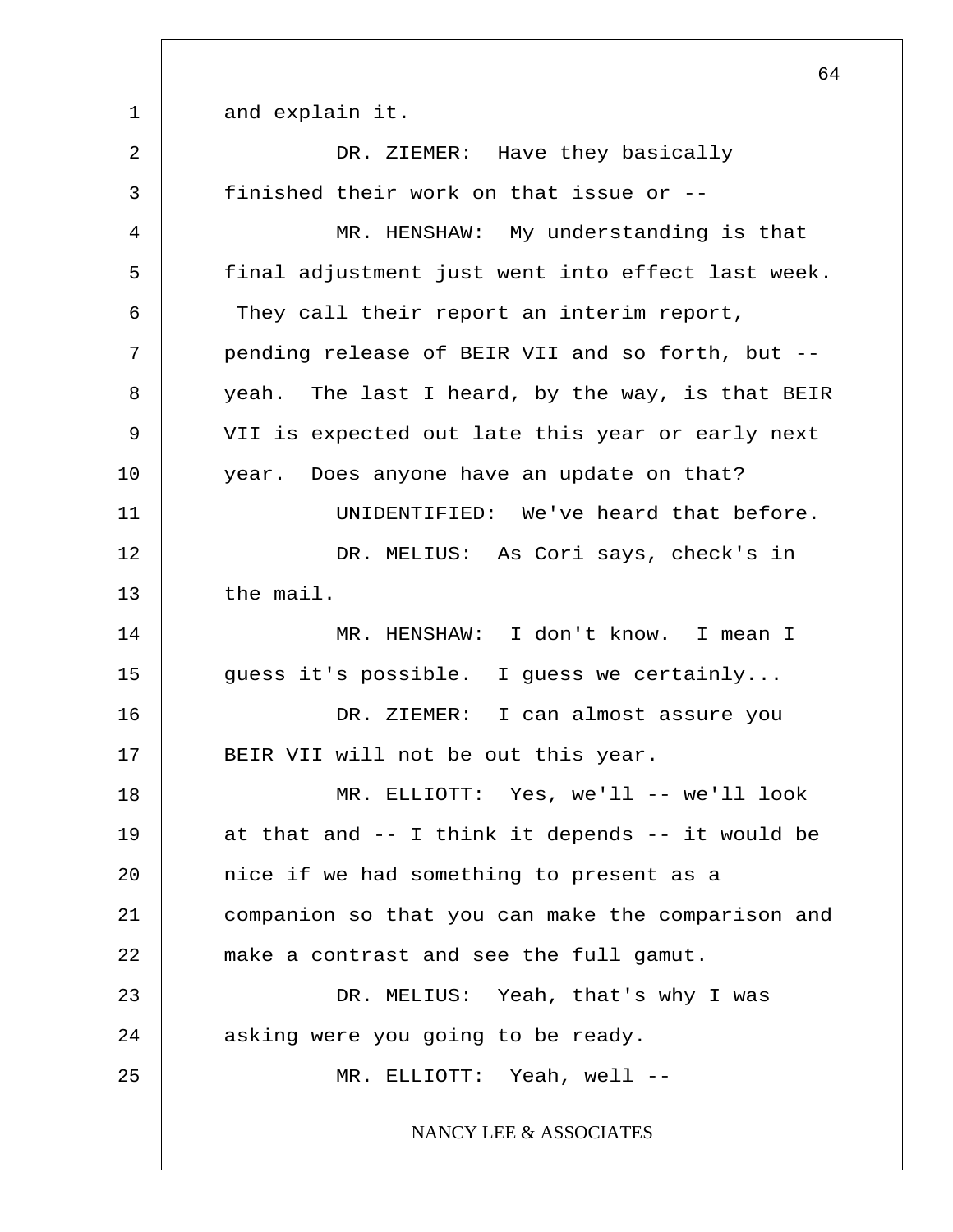and explain it.

DR. ZIEMER: Have they basically finished their work on that issue or --

MR. HENSHAW: My understanding is that final adjustment just went into effect last week. They call their report an interim report, pending release of BEIR VII and so forth, but -- yeah. The last I heard, by the way, is that BEIR VII is expected out late this year or early next year. Does anyone have an update on that?

UNIDENTIFIED: We've heard that before.

DR. MELIUS: As Cori says, check's in the mail.

MR. HENSHAW: I don't know. I mean I guess it's possible. I guess we certainly...

DR. ZIEMER: I can almost assure you BEIR VII will not be out this year.

MR. ELLIOTT: Yes, we'll -- we'll look at that and -- I think it depends -- it would be nice if we had something to present as a companion so that you can make the comparison and make a contrast and see the full gamut.

DR. MELIUS: Yeah, that's why I was asking were you going to be ready.

MR. ELLIOTT: Yeah, well --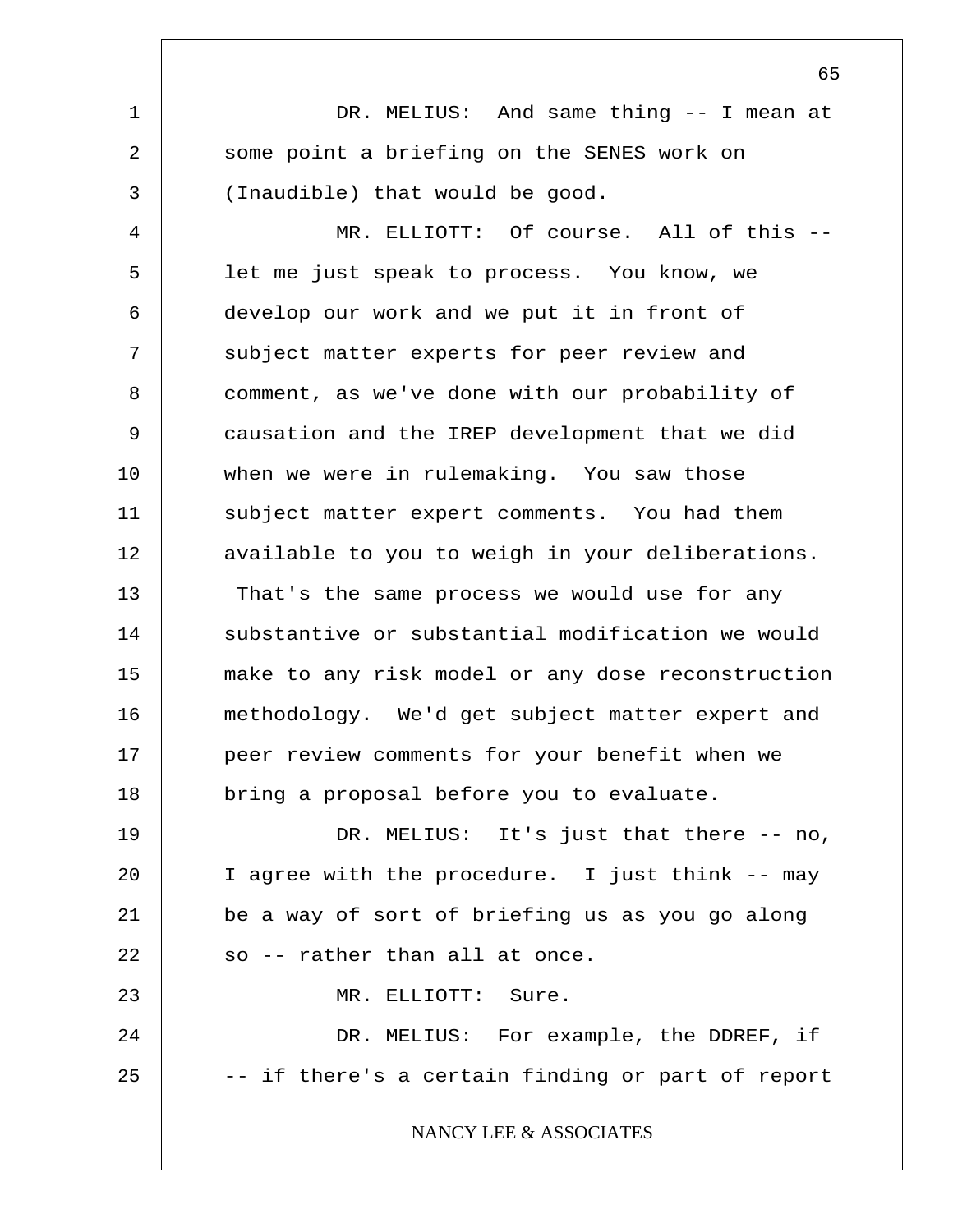DR. MELIUS: And same thing -- I mean at some point a briefing on the SENES work on (Inaudible) that would be good.

MR. ELLIOTT: Of course. All of this -- let me just speak to process. You know, we develop our work and we put it in front of subject matter experts for peer review and comment, as we've done with our probability of causation and the IREP development that we did when we were in rulemaking. You saw those subject matter expert comments. You had them available to you to weigh in your deliberations. That's the same process we would use for any substantive or substantial modification we would make to any risk model or any dose reconstruction methodology. We'd get subject matter expert and peer review comments for your benefit when we bring a proposal before you to evaluate.

DR. MELIUS: It's just that there -- no, I agree with the procedure. I just think -- may be a way of sort of briefing us as you go along so -- rather than all at once.

MR. ELLIOTT: Sure.

DR. MELIUS: For example, the DDREF, if -- if there's a certain finding or part of report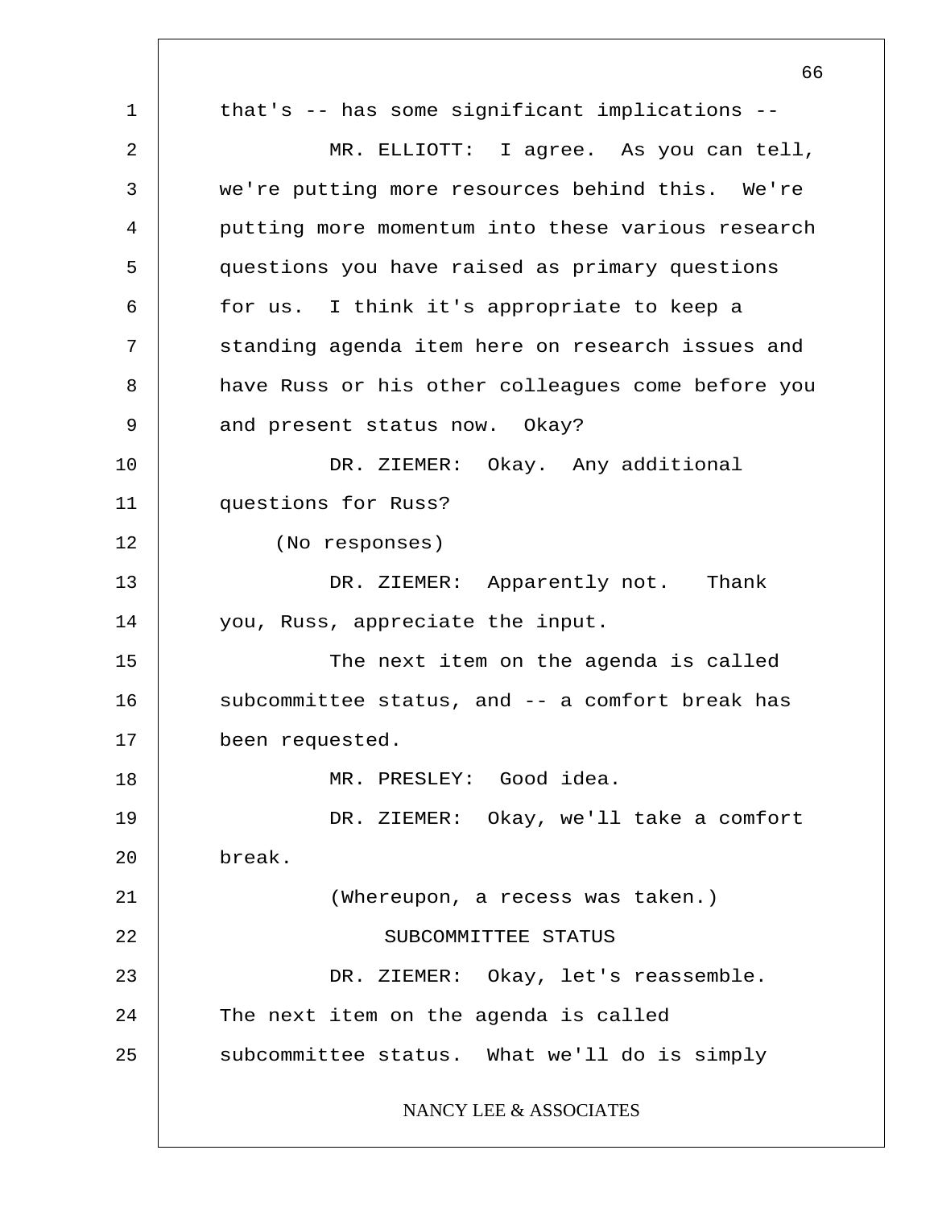that's -- has some significant implications --

MR. ELLIOTT: I agree. As you can tell, we're putting more resources behind this. We're putting more momentum into these various research questions you have raised as primary questions for us. I think it's appropriate to keep a standing agenda item here on research issues and have Russ or his other colleagues come before you and present status now. Okay?

DR. ZIEMER: Okay. Any additional questions for Russ?

(No responses)

DR. ZIEMER: Apparently not. Thank you, Russ, appreciate the input.

The next item on the agenda is called subcommittee status, and -- a comfort break has been requested.

MR. PRESLEY: Good idea.

DR. ZIEMER: Okay, we'll take a comfort break.

(Whereupon, a recess was taken.)

## SUBCOMMITTEE STATUS

DR. ZIEMER: Okay, let's reassemble. The next item on the agenda is called subcommittee status. What we'll do is simply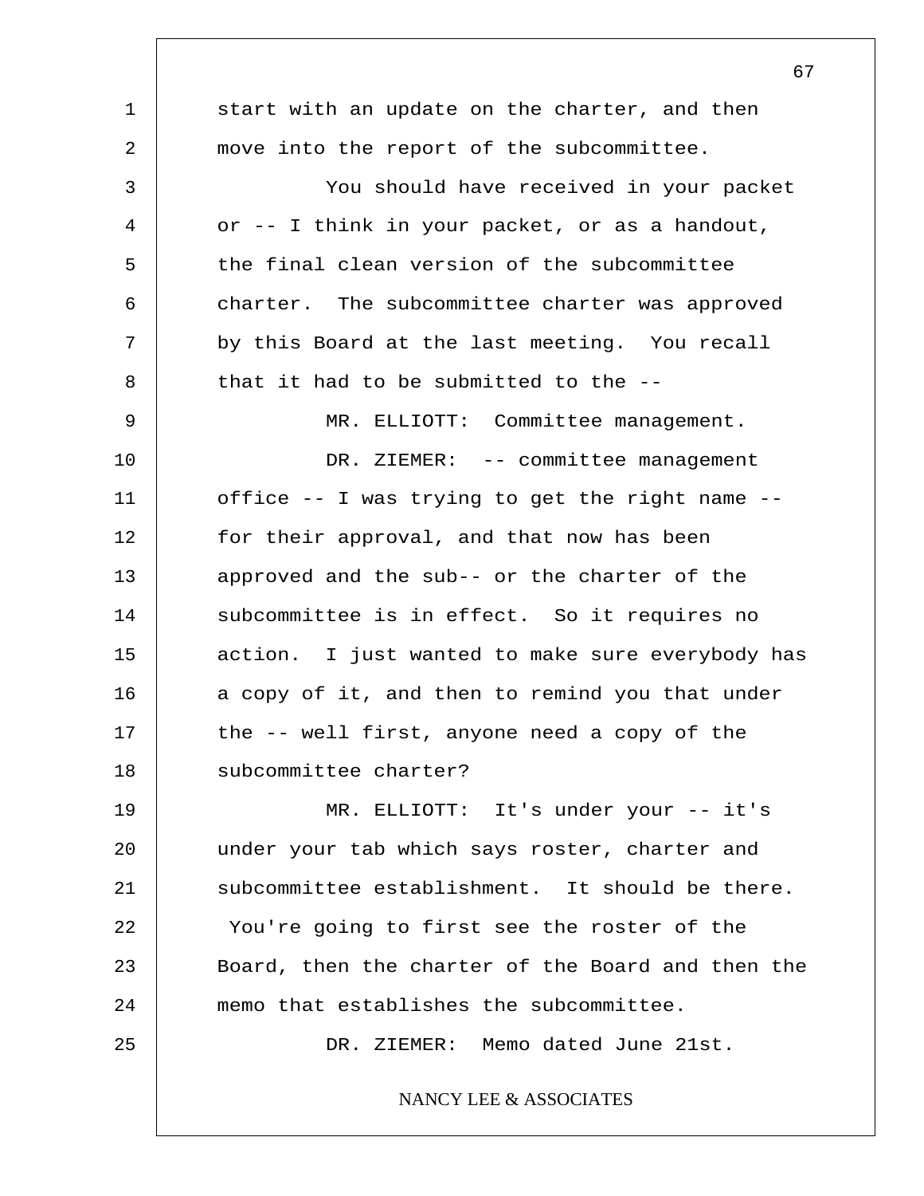start with an update on the charter, and then move into the report of the subcommittee.

You should have received in your packet or -- I think in your packet, or as a handout, the final clean version of the subcommittee charter. The subcommittee charter was approved by this Board at the last meeting. You recall that it had to be submitted to the --

MR. ELLIOTT: Committee management.

DR. ZIEMER: -- committee management office -- I was trying to get the right name -- for their approval, and that now has been approved and the sub-- or the charter of the subcommittee is in effect. So it requires no action. I just wanted to make sure everybody has a copy of it, and then to remind you that under the -- well first, anyone need a copy of the subcommittee charter?

MR. ELLIOTT: It's under your -- it's under your tab which says roster, charter and subcommittee establishment. It should be there. You're going to first see the roster of the Board, then the charter of the Board and then the memo that establishes the subcommittee.

DR. ZIEMER: Memo dated June 21st.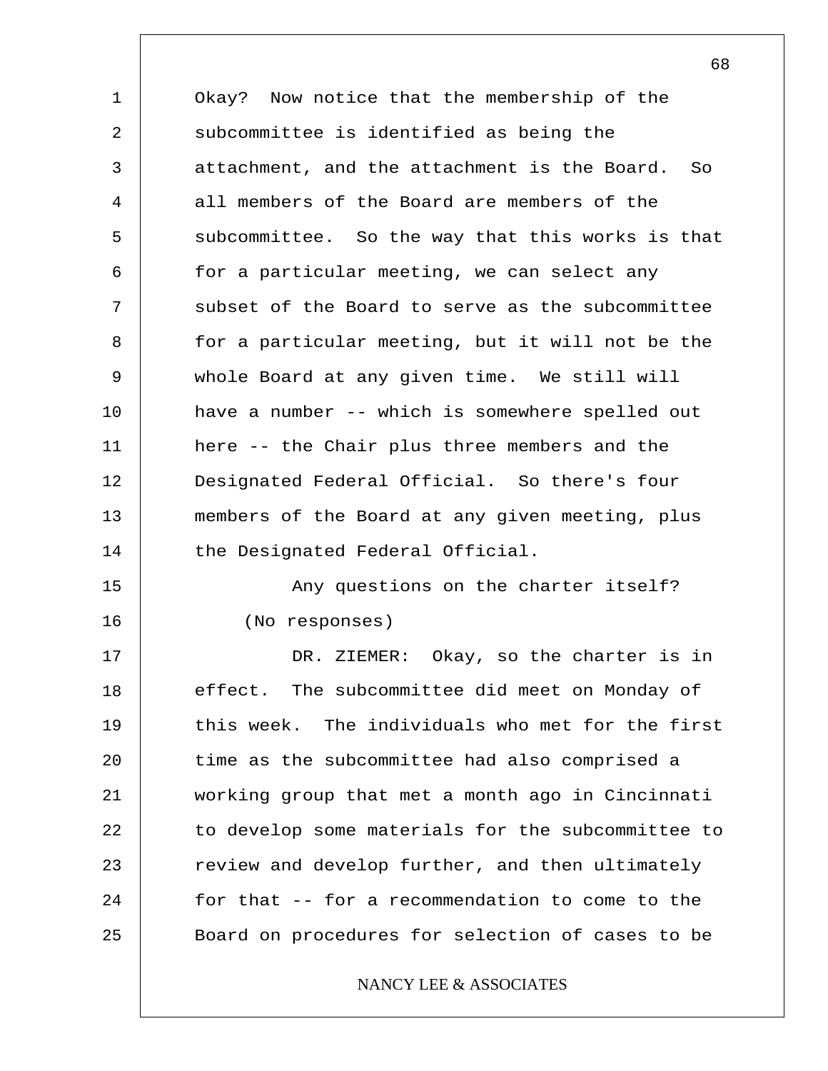Okay? Now notice that the membership of the subcommittee is identified as being the attachment, and the attachment is the Board. So all members of the Board are members of the subcommittee. So the way that this works is that for a particular meeting, we can select any subset of the Board to serve as the subcommittee for a particular meeting, but it will not be the whole Board at any given time. We still will have a number -- which is somewhere spelled out here -- the Chair plus three members and the Designated Federal Official. So there's four members of the Board at any given meeting, plus the Designated Federal Official.

Any questions on the charter itself?

(No responses)

DR. ZIEMER: Okay, so the charter is in effect. The subcommittee did meet on Monday of this week. The individuals who met for the first time as the subcommittee had also comprised a working group that met a month ago in Cincinnati to develop some materials for the subcommittee to review and develop further, and then ultimately for that -- for a recommendation to come to the Board on procedures for selection of cases to be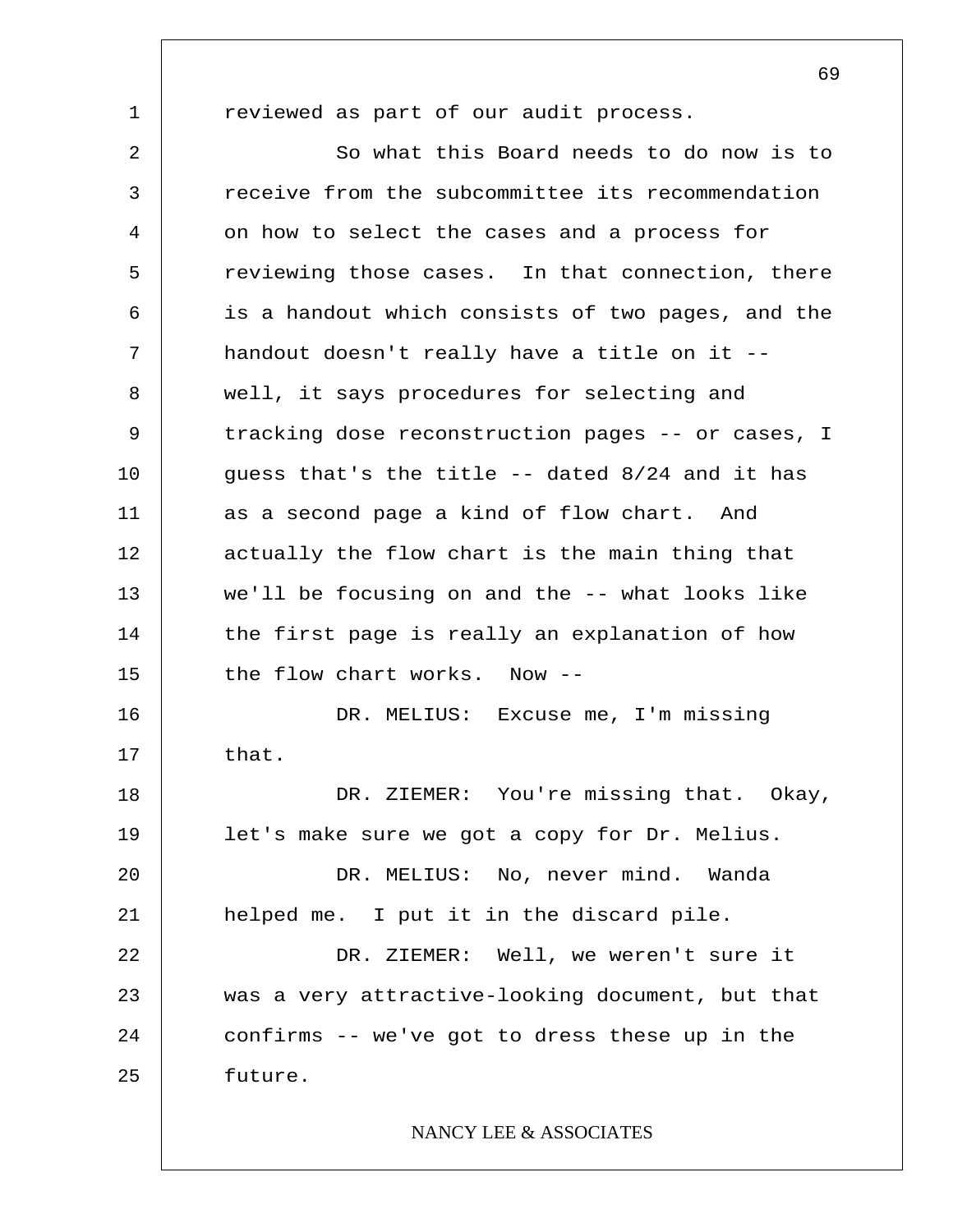reviewed as part of our audit process.

So what this Board needs to do now is to receive from the subcommittee its recommendation on how to select the cases and a process for reviewing those cases. In that connection, there is a handout which consists of two pages, and the handout doesn't really have a title on it -- well, it says procedures for selecting and tracking dose reconstruction pages -- or cases, I guess that's the title -- dated 8/24 and it has as a second page a kind of flow chart. And actually the flow chart is the main thing that we'll be focusing on and the -- what looks like the first page is really an explanation of how the flow chart works. Now --

DR. MELIUS: Excuse me, I'm missing that.

DR. ZIEMER: You're missing that. Okay, let's make sure we got a copy for Dr. Melius.

DR. MELIUS: No, never mind. Wanda helped me. I put it in the discard pile.

DR. ZIEMER: Well, we weren't sure it was a very attractive-looking document, but that confirms -- we've got to dress these up in the future.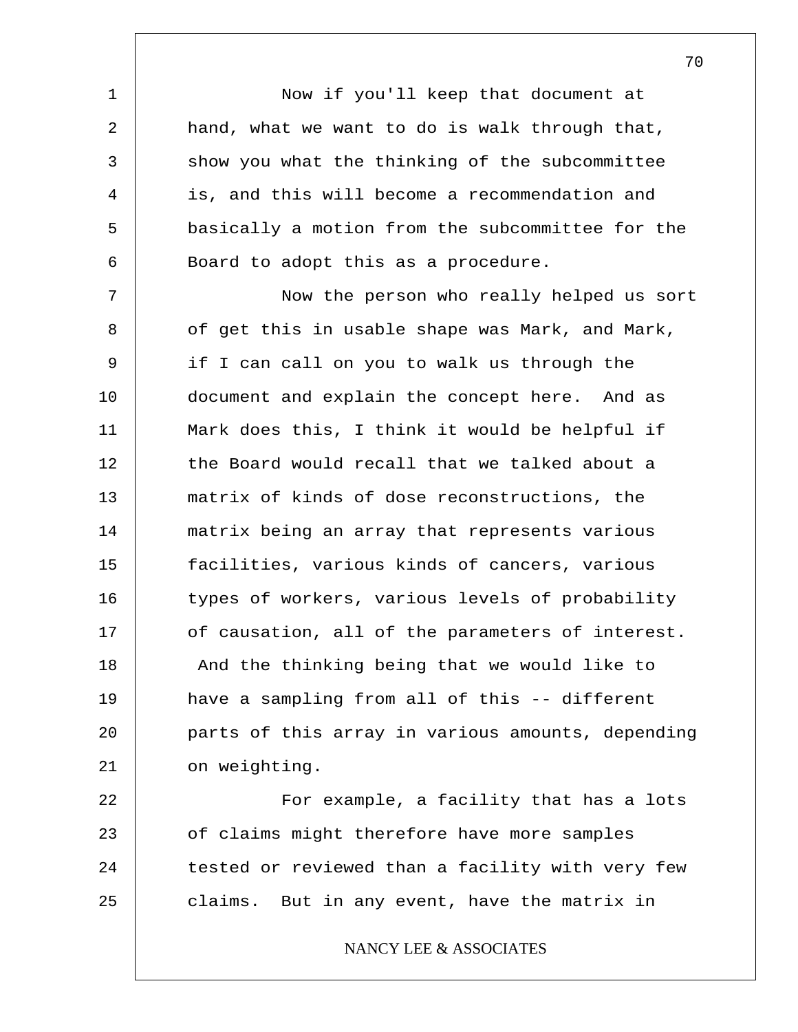Now if you'll keep that document at hand, what we want to do is walk through that, show you what the thinking of the subcommittee is, and this will become a recommendation and basically a motion from the subcommittee for the Board to adopt this as a procedure.

Now the person who really helped us sort of get this in usable shape was Mark, and Mark, if I can call on you to walk us through the document and explain the concept here. And as Mark does this, I think it would be helpful if the Board would recall that we talked about a matrix of kinds of dose reconstructions, the matrix being an array that represents various facilities, various kinds of cancers, various types of workers, various levels of probability of causation, all of the parameters of interest. And the thinking being that we would like to have a sampling from all of this -- different parts of this array in various amounts, depending on weighting.

For example, a facility that has a lots of claims might therefore have more samples tested or reviewed than a facility with very few claims. But in any event, have the matrix in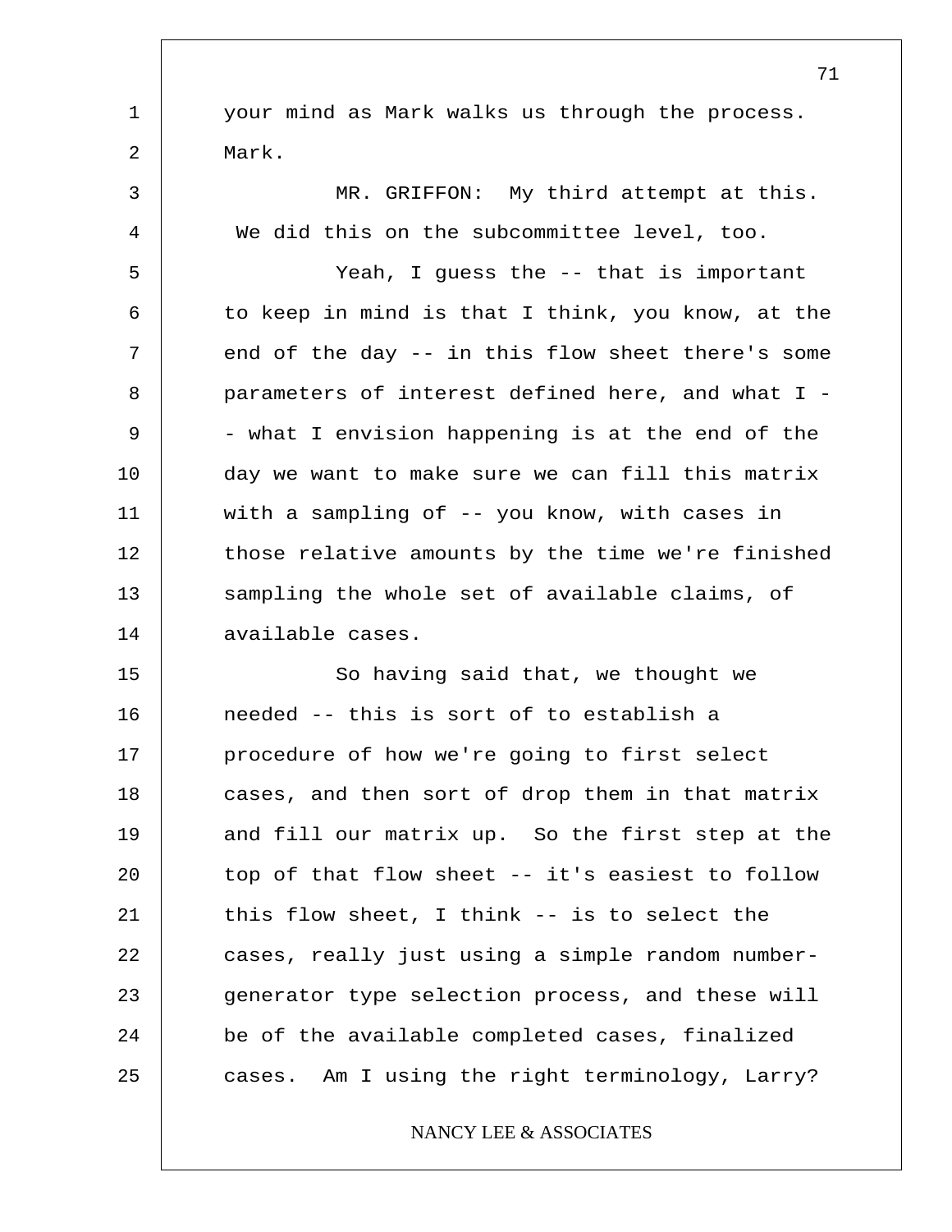your mind as Mark walks us through the process. Mark.

MR. GRIFFON: My third attempt at this. We did this on the subcommittee level, too.

Yeah, I guess the -- that is important to keep in mind is that I think, you know, at the end of the day -- in this flow sheet there's some parameters of interest defined here, and what I -- what I envision happening is at the end of the day we want to make sure we can fill this matrix with a sampling of -- you know, with cases in those relative amounts by the time we're finished sampling the whole set of available claims, of available cases.

So having said that, we thought we needed -- this is sort of to establish a procedure of how we're going to first select cases, and then sort of drop them in that matrix and fill our matrix up. So the first step at the top of that flow sheet -- it's easiest to follow this flow sheet, I think -- is to select the cases, really just using a simple random number-generator type selection process, and these will be of the available completed cases, finalized cases. Am I using the right terminology, Larry?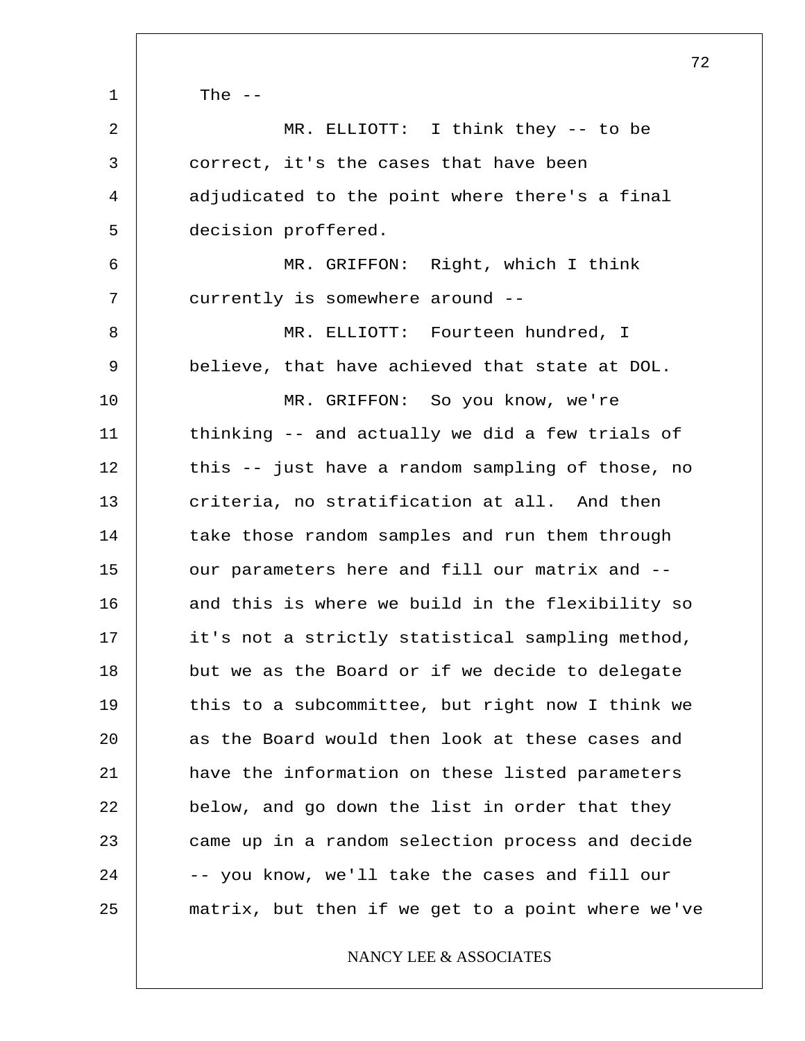The --

MR. ELLIOTT: I think they -- to be correct, it's the cases that have been adjudicated to the point where there's a final decision proffered.

MR. GRIFFON: Right, which I think currently is somewhere around --

MR. ELLIOTT: Fourteen hundred, I believe, that have achieved that state at DOL.

MR. GRIFFON: So you know, we're thinking -- and actually we did a few trials of this -- just have a random sampling of those, no criteria, no stratification at all. And then take those random samples and run them through our parameters here and fill our matrix and -- and this is where we build in the flexibility so it's not a strictly statistical sampling method, but we as the Board or if we decide to delegate this to a subcommittee, but right now I think we as the Board would then look at these cases and have the information on these listed parameters below, and go down the list in order that they came up in a random selection process and decide -- you know, we'll take the cases and fill our matrix, but then if we get to a point where we've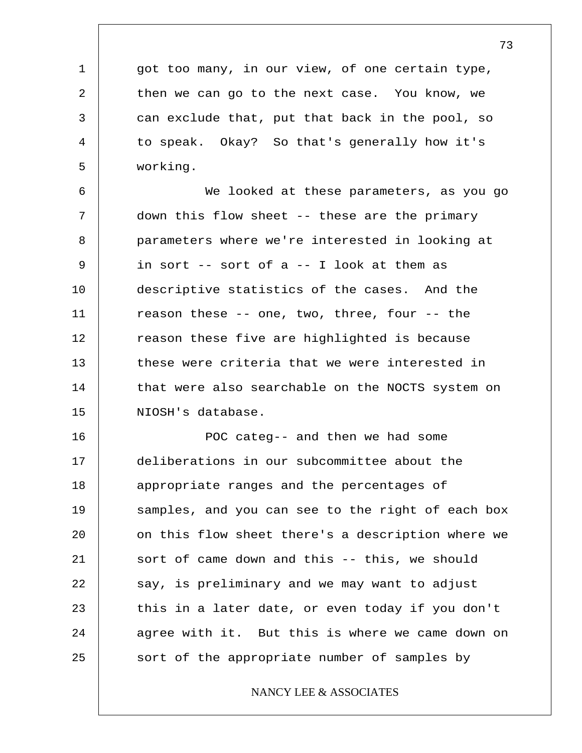got too many, in our view, of one certain type, then we can go to the next case. You know, we can exclude that, put that back in the pool, so to speak. Okay? So that's generally how it's working.

We looked at these parameters, as you go down this flow sheet -- these are the primary parameters where we're interested in looking at in sort -- sort of a -- I look at them as descriptive statistics of the cases. And the reason these -- one, two, three, four -- the reason these five are highlighted is because these were criteria that we were interested in that were also searchable on the NOCTS system on NIOSH's database.

POC categ-- and then we had some deliberations in our subcommittee about the appropriate ranges and the percentages of samples, and you can see to the right of each box on this flow sheet there's a description where we sort of came down and this -- this, we should say, is preliminary and we may want to adjust this in a later date, or even today if you don't agree with it. But this is where we came down on sort of the appropriate number of samples by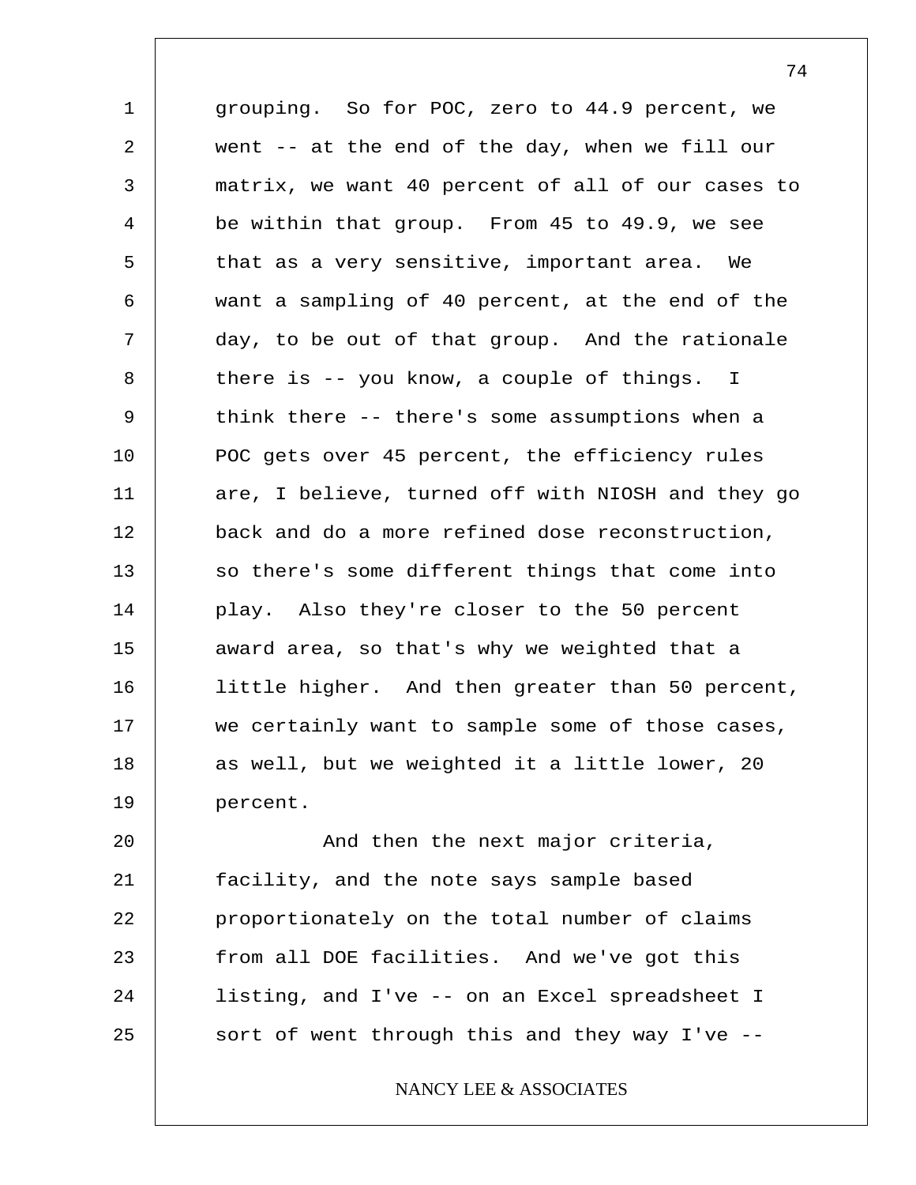grouping. So for POC, zero to 44.9 percent, we went -- at the end of the day, when we fill our matrix, we want 40 percent of all of our cases to be within that group. From 45 to 49.9, we see that as a very sensitive, important area. We want a sampling of 40 percent, at the end of the day, to be out of that group. And the rationale there is -- you know, a couple of things. I think there -- there's some assumptions when a POC gets over 45 percent, the efficiency rules are, I believe, turned off with NIOSH and they go back and do a more refined dose reconstruction, so there's some different things that come into play. Also they're closer to the 50 percent award area, so that's why we weighted that a little higher. And then greater than 50 percent, we certainly want to sample some of those cases, as well, but we weighted it a little lower, 20 percent.

And then the next major criteria, facility, and the note says sample based proportionately on the total number of claims from all DOE facilities. And we've got this listing, and I've -- on an Excel spreadsheet I sort of went through this and they way I've --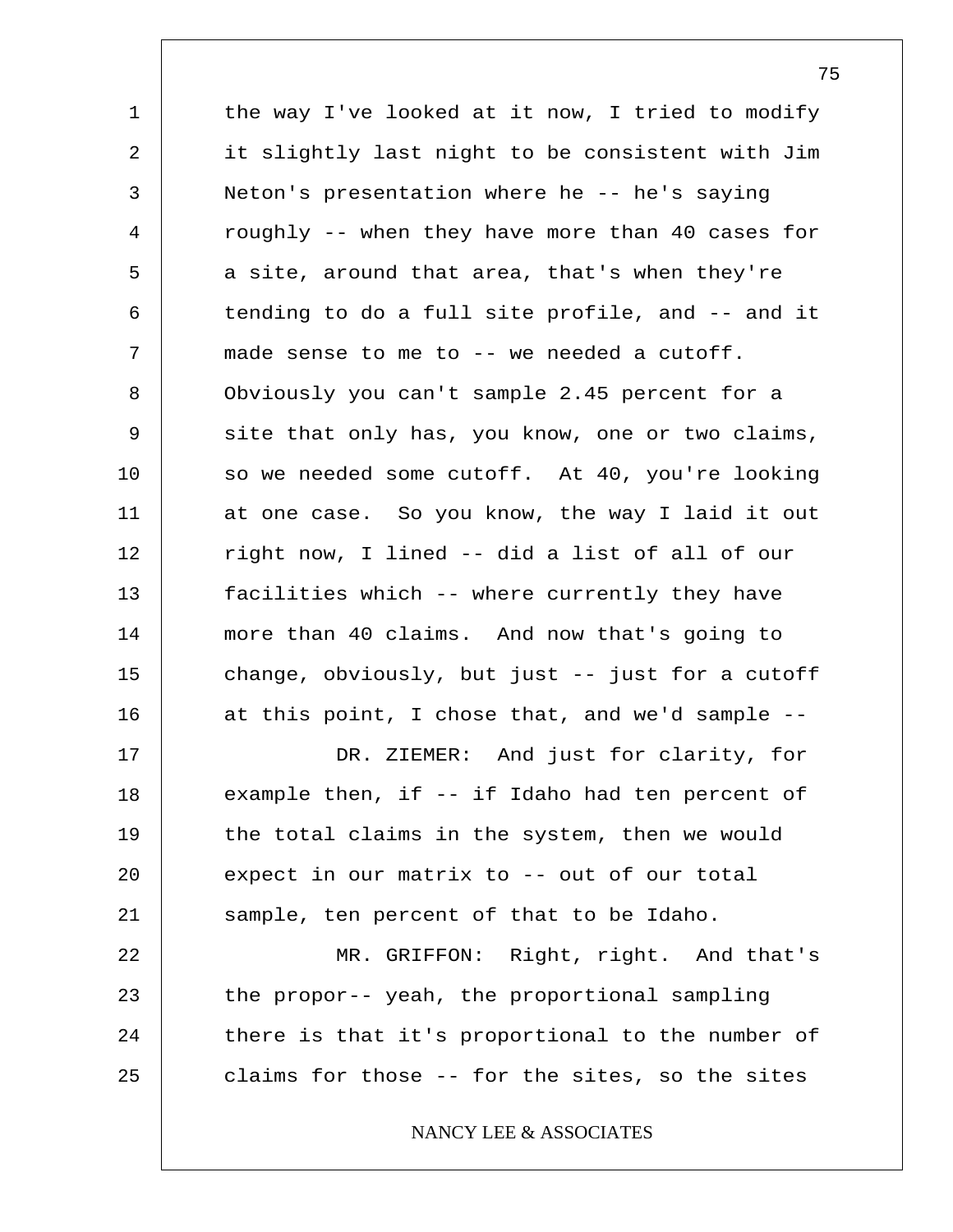the way I've looked at it now, I tried to modify it slightly last night to be consistent with Jim Neton's presentation where he -- he's saying roughly -- when they have more than 40 cases for a site, around that area, that's when they're tending to do a full site profile, and -- and it made sense to me to -- we needed a cutoff. Obviously you can't sample 2.45 percent for a site that only has, you know, one or two claims, so we needed some cutoff. At 40, you're looking at one case. So you know, the way I laid it out right now, I lined -- did a list of all of our facilities which -- where currently they have more than 40 claims. And now that's going to change, obviously, but just -- just for a cutoff at this point, I chose that, and we'd sample --

DR. ZIEMER: And just for clarity, for example then, if -- if Idaho had ten percent of the total claims in the system, then we would expect in our matrix to -- out of our total sample, ten percent of that to be Idaho.

MR. GRIFFON: Right, right. And that's the propor-- yeah, the proportional sampling there is that it's proportional to the number of claims for those -- for the sites, so the sites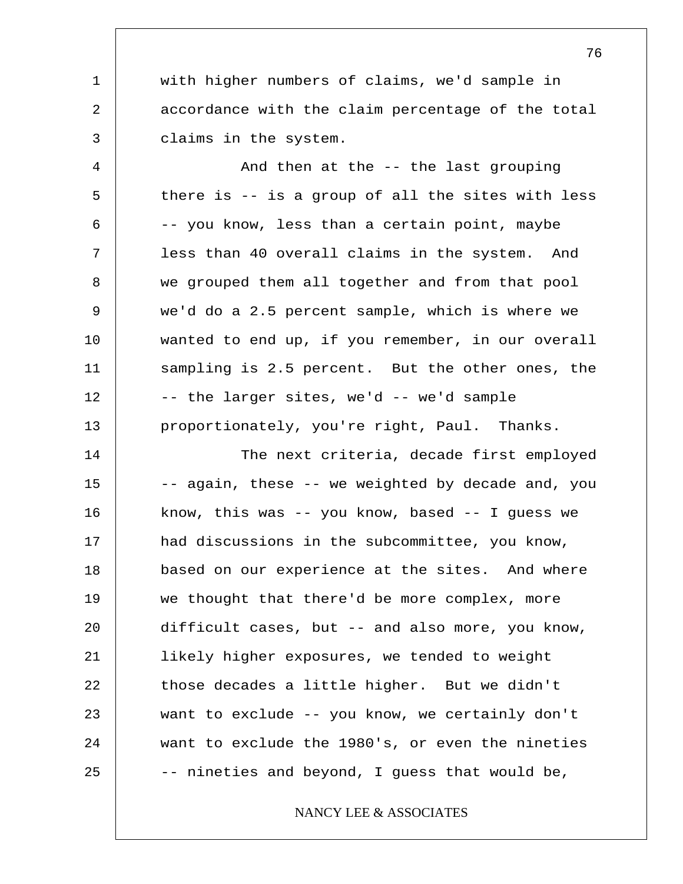with higher numbers of claims, we'd sample in accordance with the claim percentage of the total claims in the system.

And then at the -- the last grouping there is -- is a group of all the sites with less -- you know, less than a certain point, maybe less than 40 overall claims in the system. And we grouped them all together and from that pool we'd do a 2.5 percent sample, which is where we wanted to end up, if you remember, in our overall sampling is 2.5 percent. But the other ones, the -- the larger sites, we'd -- we'd sample proportionately, you're right, Paul. Thanks.

The next criteria, decade first employed -- again, these -- we weighted by decade and, you know, this was -- you know, based -- I guess we had discussions in the subcommittee, you know, based on our experience at the sites. And where we thought that there'd be more complex, more difficult cases, but -- and also more, you know, likely higher exposures, we tended to weight those decades a little higher. But we didn't want to exclude -- you know, we certainly don't want to exclude the 1980's, or even the nineties -- nineties and beyond, I guess that would be,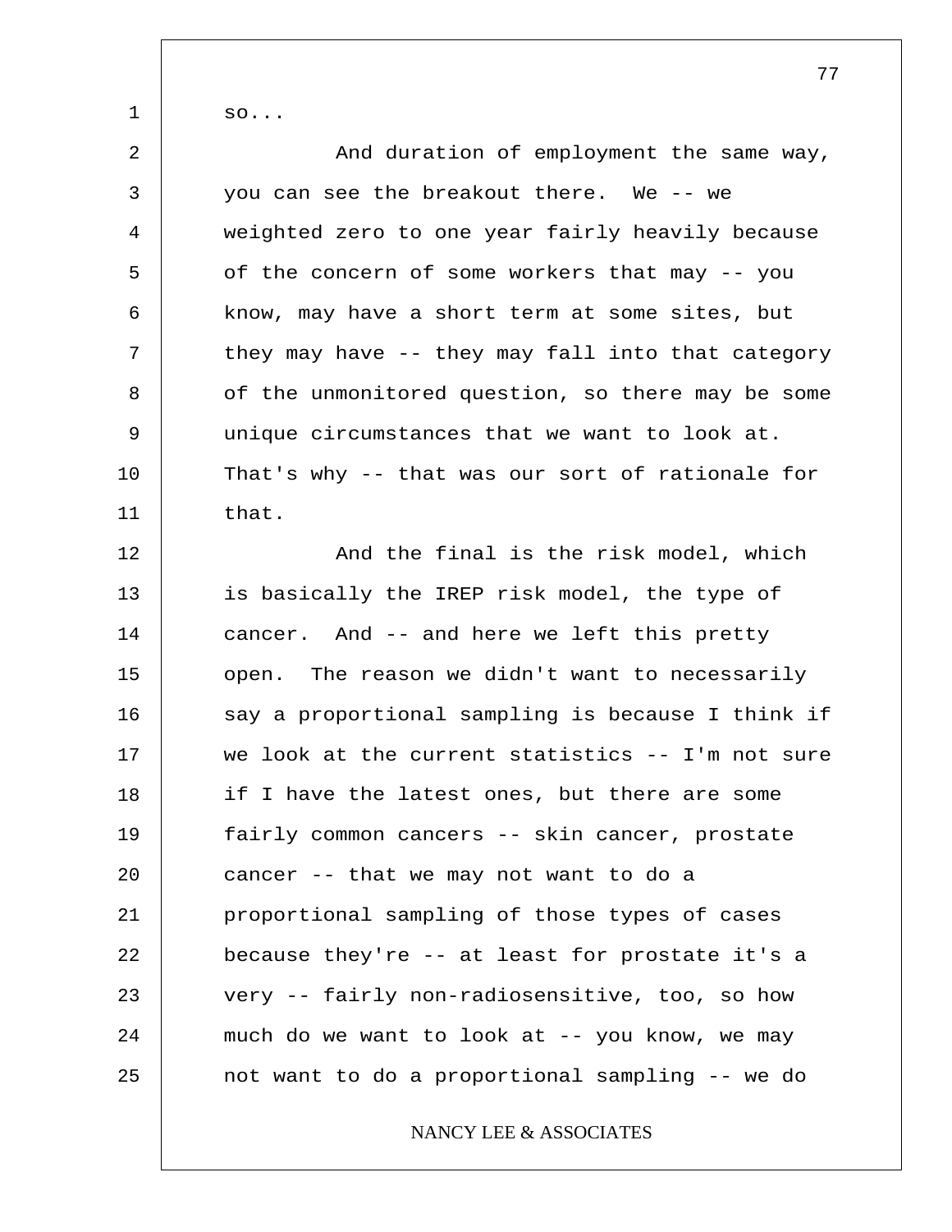so...

And duration of employment the same way, you can see the breakout there. We -- we weighted zero to one year fairly heavily because of the concern of some workers that may -- you know, may have a short term at some sites, but they may have -- they may fall into that category of the unmonitored question, so there may be some unique circumstances that we want to look at. That's why -- that was our sort of rationale for that.

And the final is the risk model, which is basically the IREP risk model, the type of cancer. And -- and here we left this pretty open. The reason we didn't want to necessarily say a proportional sampling is because I think if we look at the current statistics -- I'm not sure if I have the latest ones, but there are some fairly common cancers -- skin cancer, prostate cancer -- that we may not want to do a proportional sampling of those types of cases because they're -- at least for prostate it's a very -- fairly non-radiosensitive, too, so how much do we want to look at -- you know, we may not want to do a proportional sampling -- we do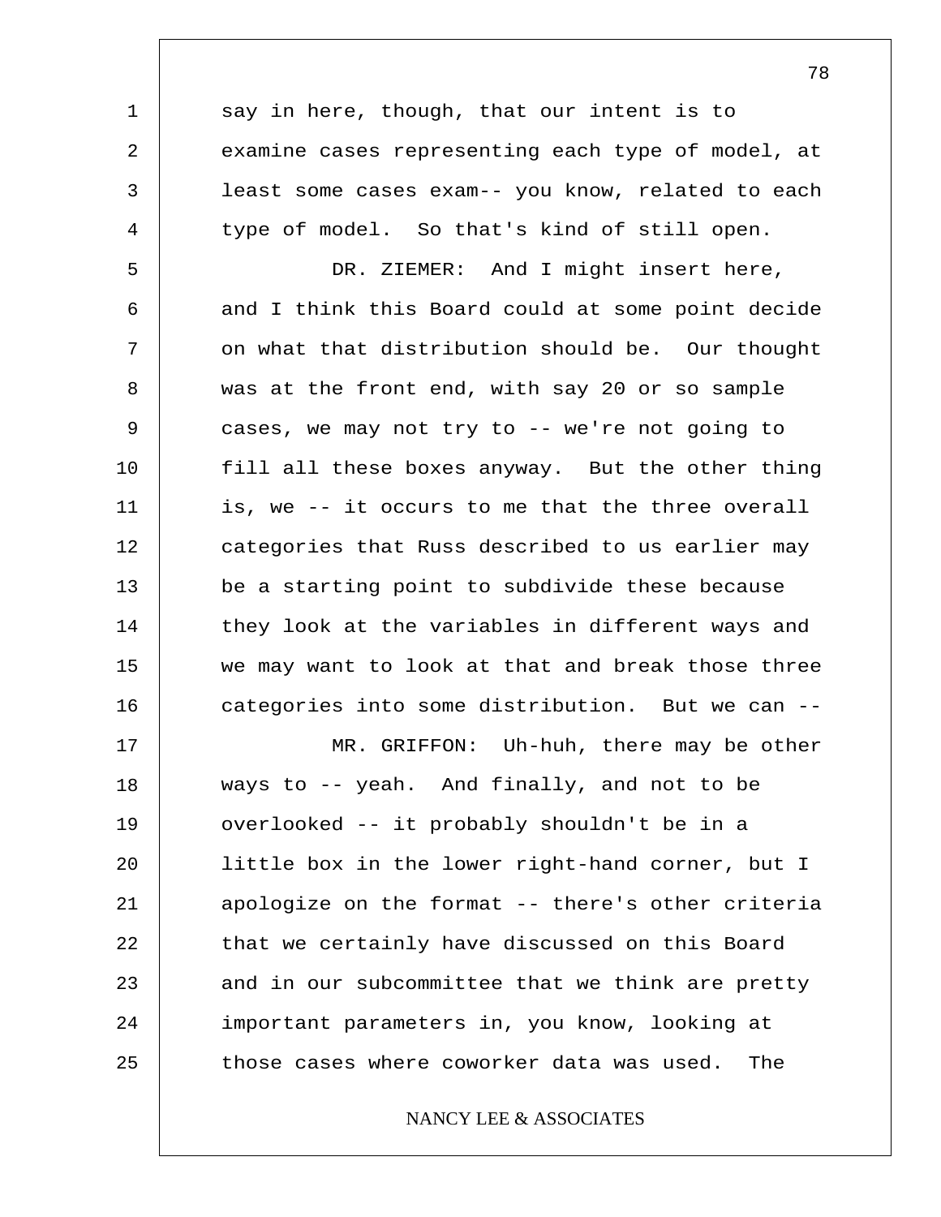say in here, though, that our intent is to examine cases representing each type of model, at least some cases exam-- you know, related to each type of model. So that's kind of still open.

DR. ZIEMER: And I might insert here, and I think this Board could at some point decide on what that distribution should be. Our thought was at the front end, with say 20 or so sample cases, we may not try to -- we're not going to fill all these boxes anyway. But the other thing is, we -- it occurs to me that the three overall categories that Russ described to us earlier may be a starting point to subdivide these because they look at the variables in different ways and we may want to look at that and break those three categories into some distribution. But we can --

MR. GRIFFON: Uh-huh, there may be other ways to -- yeah. And finally, and not to be overlooked -- it probably shouldn't be in a little box in the lower right-hand corner, but I apologize on the format -- there's other criteria that we certainly have discussed on this Board and in our subcommittee that we think are pretty important parameters in, you know, looking at those cases where coworker data was used. The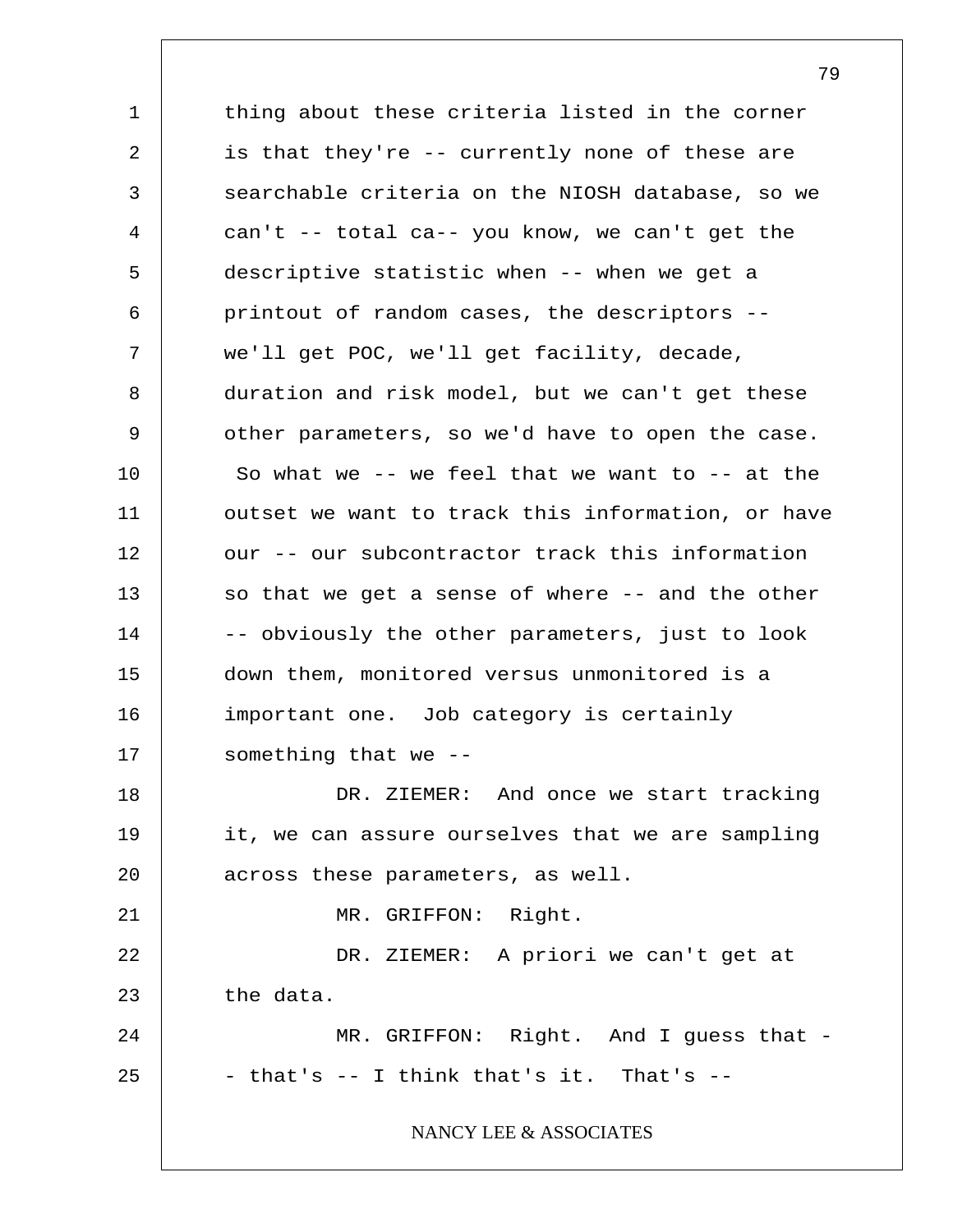thing about these criteria listed in the corner is that they're -- currently none of these are searchable criteria on the NIOSH database, so we can't -- total ca-- you know, we can't get the descriptive statistic when -- when we get a printout of random cases, the descriptors -- we'll get POC, we'll get facility, decade, duration and risk model, but we can't get these other parameters, so we'd have to open the case. So what we -- we feel that we want to -- at the outset we want to track this information, or have our -- our subcontractor track this information so that we get a sense of where -- and the other -- obviously the other parameters, just to look down them, monitored versus unmonitored is a important one. Job category is certainly something that we --

DR. ZIEMER: And once we start tracking it, we can assure ourselves that we are sampling across these parameters, as well.

MR. GRIFFON: Right.

DR. ZIEMER: A priori we can't get at the data.

MR. GRIFFON: Right. And I guess that -- that's -- I think that's it. That's --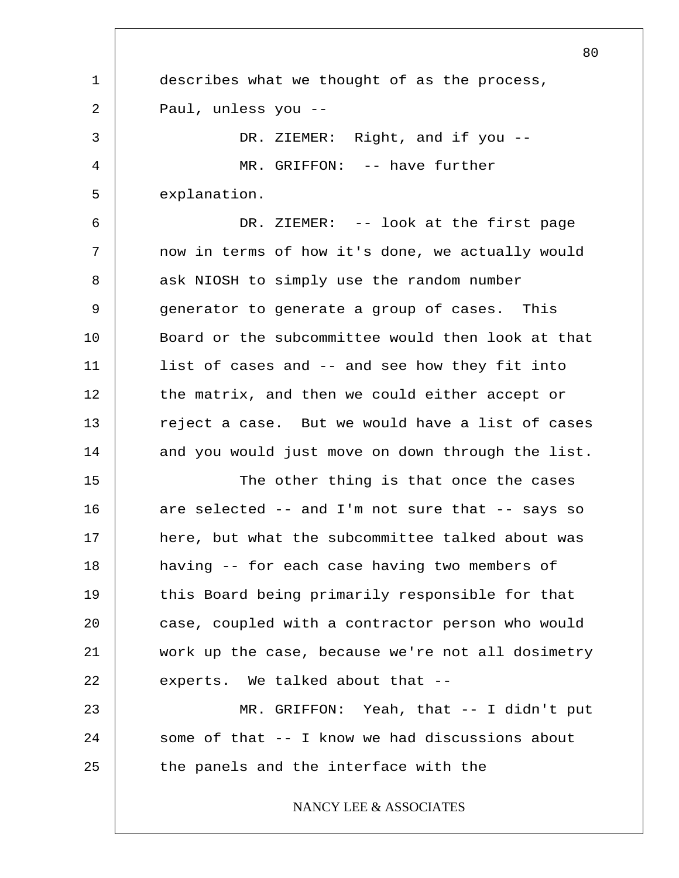describes what we thought of as the process, Paul, unless you --

DR. ZIEMER: Right, and if you --

MR. GRIFFON: -- have further explanation.

DR. ZIEMER: -- look at the first page now in terms of how it's done, we actually would ask NIOSH to simply use the random number generator to generate a group of cases. This Board or the subcommittee would then look at that list of cases and -- and see how they fit into the matrix, and then we could either accept or reject a case. But we would have a list of cases and you would just move on down through the list.

The other thing is that once the cases are selected -- and I'm not sure that -- says so here, but what the subcommittee talked about was having -- for each case having two members of this Board being primarily responsible for that case, coupled with a contractor person who would work up the case, because we're not all dosimetry experts. We talked about that --

MR. GRIFFON: Yeah, that -- I didn't put some of that -- I know we had discussions about the panels and the interface with the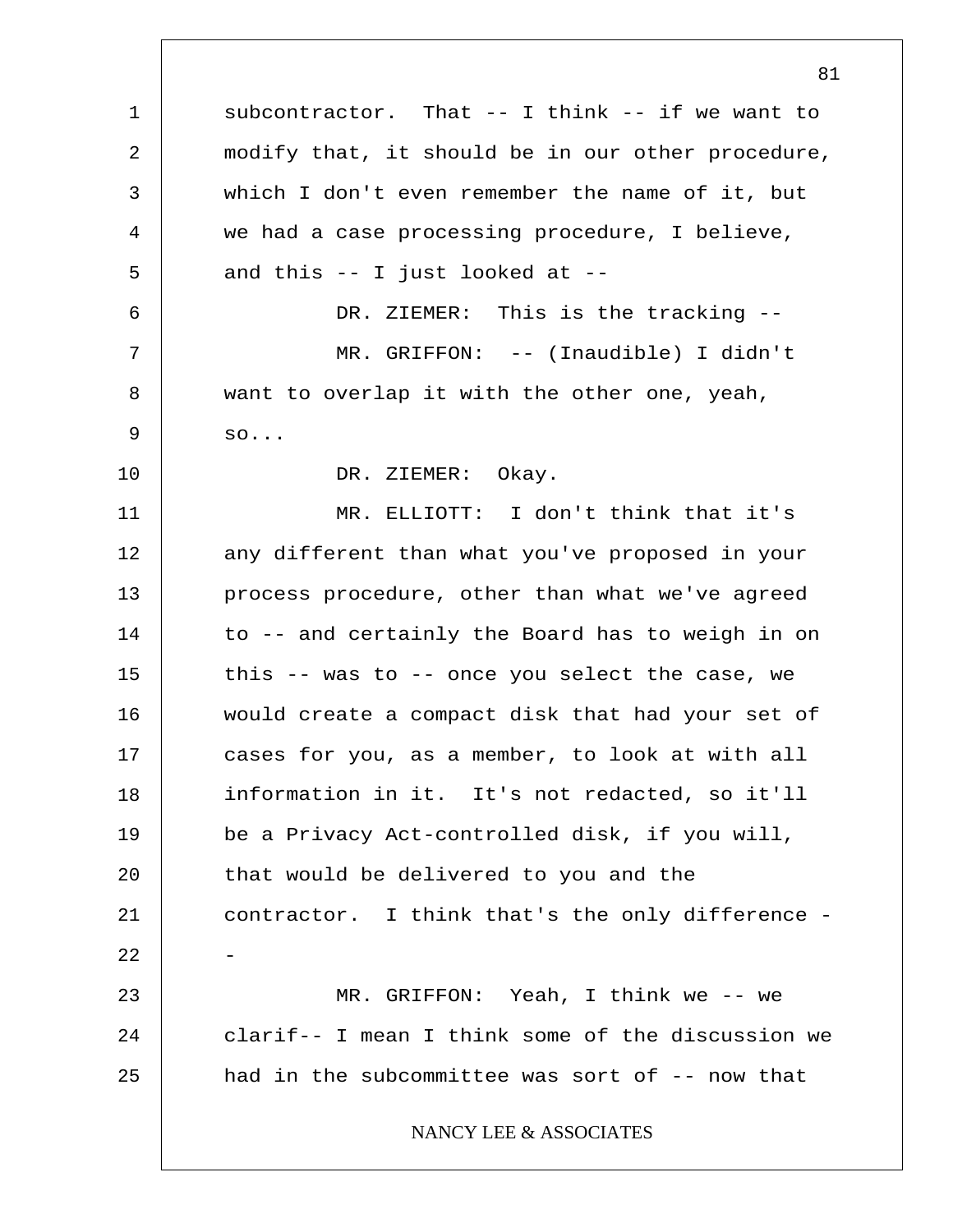subcontractor. That -- I think -- if we want to modify that, it should be in our other procedure, which I don't even remember the name of it, but we had a case processing procedure, I believe, and this -- I just looked at --

DR. ZIEMER: This is the tracking --

MR. GRIFFON: -- (Inaudible) I didn't want to overlap it with the other one, yeah, so...

DR. ZIEMER: Okay.

MR. ELLIOTT: I don't think that it's any different than what you've proposed in your process procedure, other than what we've agreed to -- and certainly the Board has to weigh in on this -- was to -- once you select the case, we would create a compact disk that had your set of cases for you, as a member, to look at with all information in it. It's not redacted, so it'll be a Privacy Act-controlled disk, if you will, that would be delivered to you and the contractor. I think that's the only difference --

MR. GRIFFON: Yeah, I think we -- we clarif-- I mean I think some of the discussion we had in the subcommittee was sort of -- now that

NANCY LEE & ASSOCIATES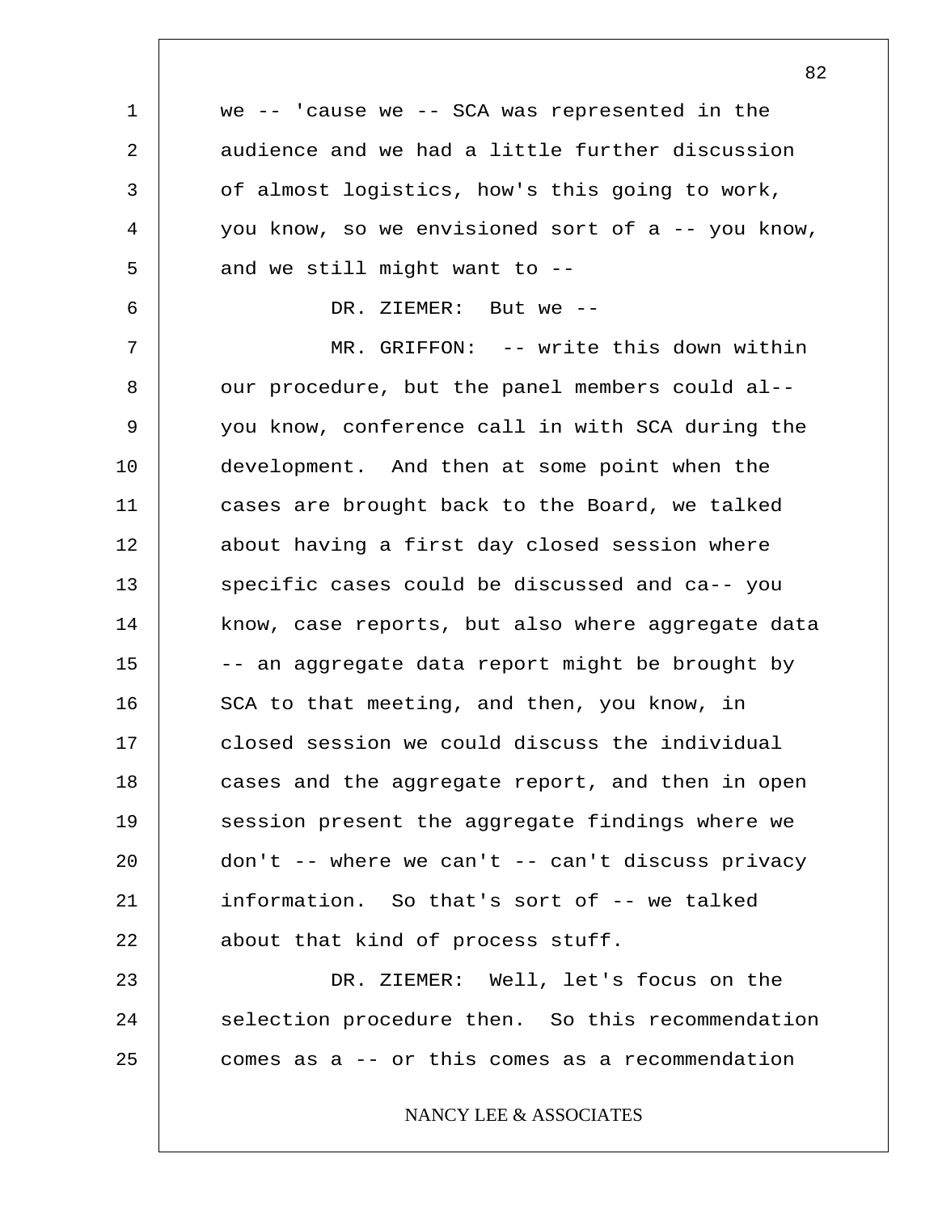we -- 'cause we -- SCA was represented in the audience and we had a little further discussion of almost logistics, how's this going to work, you know, so we envisioned sort of a -- you know, and we still might want to --

DR. ZIEMER: But we --

MR. GRIFFON: -- write this down within our procedure, but the panel members could al-- you know, conference call in with SCA during the development. And then at some point when the cases are brought back to the Board, we talked about having a first day closed session where specific cases could be discussed and ca-- you know, case reports, but also where aggregate data -- an aggregate data report might be brought by SCA to that meeting, and then, you know, in closed session we could discuss the individual cases and the aggregate report, and then in open session present the aggregate findings where we don't -- where we can't -- can't discuss privacy information. So that's sort of -- we talked about that kind of process stuff.

DR. ZIEMER: Well, let's focus on the selection procedure then. So this recommendation comes as a -- or this comes as a recommendation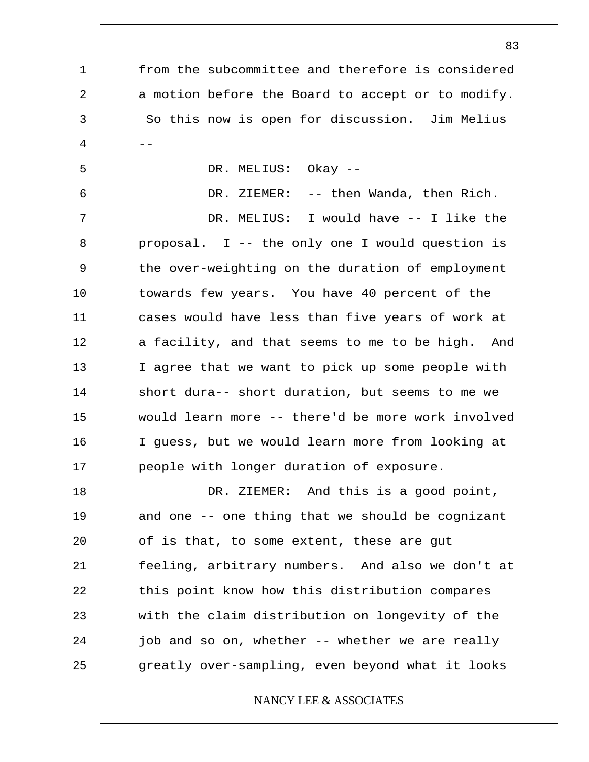from the subcommittee and therefore is considered a motion before the Board to accept or to modify. So this now is open for discussion. Jim Melius --

DR. MELIUS: Okay --

DR. ZIEMER: -- then Wanda, then Rich.

DR. MELIUS: I would have -- I like the proposal. I -- the only one I would question is the over-weighting on the duration of employment towards few years. You have 40 percent of the cases would have less than five years of work at a facility, and that seems to me to be high. And I agree that we want to pick up some people with short dura-- short duration, but seems to me we would learn more -- there'd be more work involved I guess, but we would learn more from looking at people with longer duration of exposure.

DR. ZIEMER: And this is a good point, and one -- one thing that we should be cognizant of is that, to some extent, these are gut feeling, arbitrary numbers. And also we don't at this point know how this distribution compares with the claim distribution on longevity of the job and so on, whether -- whether we are really greatly over-sampling, even beyond what it looks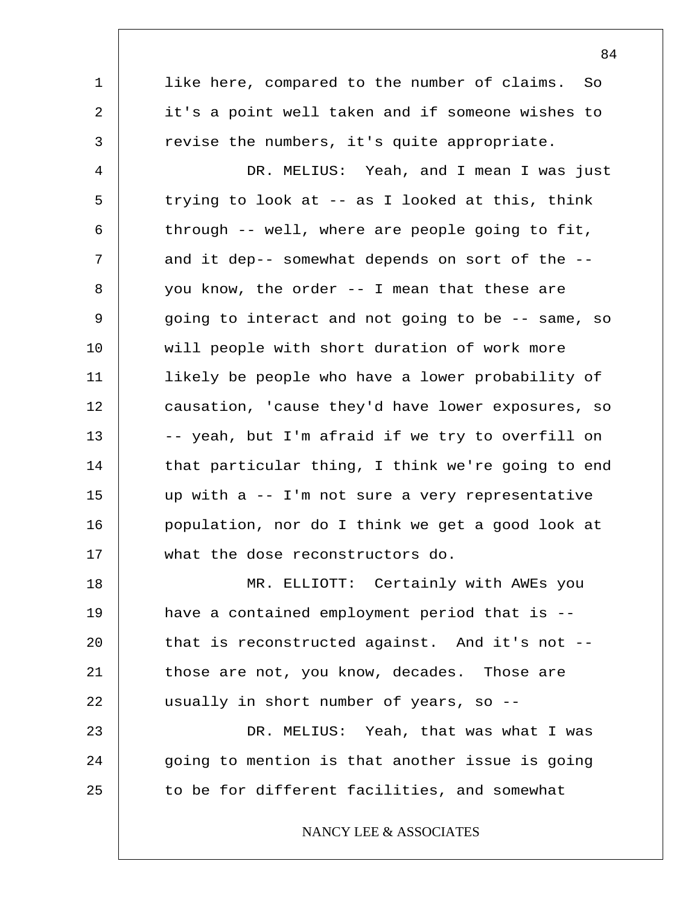like here, compared to the number of claims. So it's a point well taken and if someone wishes to revise the numbers, it's quite appropriate.

DR. MELIUS: Yeah, and I mean I was just trying to look at -- as I looked at this, think through -- well, where are people going to fit, and it dep-- somewhat depends on sort of the -- you know, the order -- I mean that these are going to interact and not going to be -- same, so will people with short duration of work more likely be people who have a lower probability of causation, 'cause they'd have lower exposures, so -- yeah, but I'm afraid if we try to overfill on that particular thing, I think we're going to end up with a -- I'm not sure a very representative population, nor do I think we get a good look at what the dose reconstructors do.

MR. ELLIOTT: Certainly with AWEs you have a contained employment period that is -- that is reconstructed against. And it's not -- those are not, you know, decades. Those are usually in short number of years, so --

DR. MELIUS: Yeah, that was what I was going to mention is that another issue is going to be for different facilities, and somewhat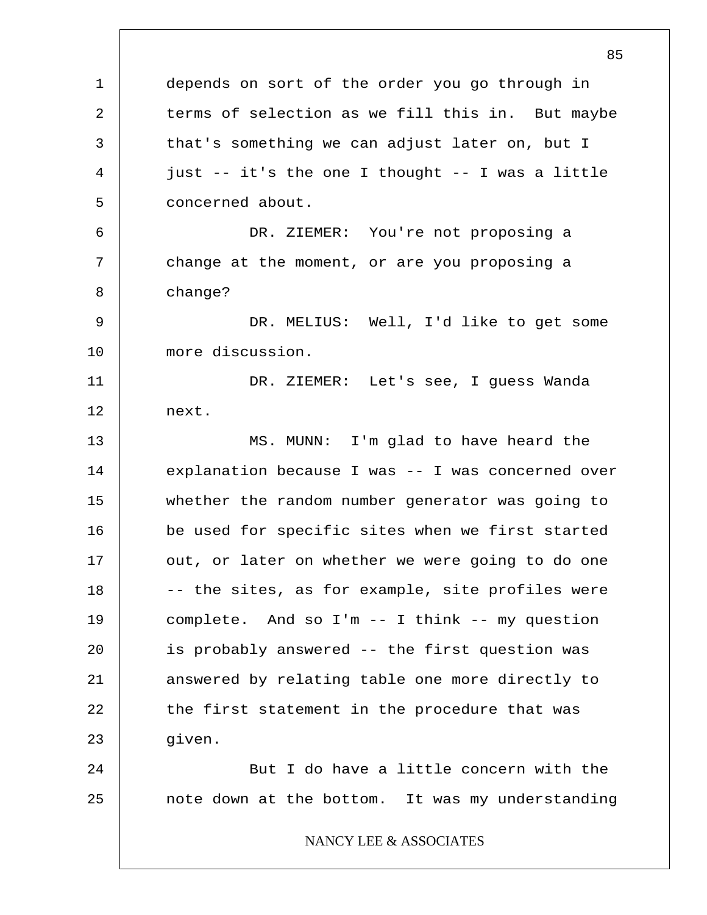depends on sort of the order you go through in terms of selection as we fill this in. But maybe that's something we can adjust later on, but I just -- it's the one I thought -- I was a little concerned about.

DR. ZIEMER: You're not proposing a change at the moment, or are you proposing a change?

DR. MELIUS: Well, I'd like to get some more discussion.

DR. ZIEMER: Let's see, I guess Wanda next.

MS. MUNN: I'm glad to have heard the explanation because I was -- I was concerned over whether the random number generator was going to be used for specific sites when we first started out, or later on whether we were going to do one -- the sites, as for example, site profiles were complete. And so I'm -- I think -- my question is probably answered -- the first question was answered by relating table one more directly to the first statement in the procedure that was given.

But I do have a little concern with the note down at the bottom. It was my understanding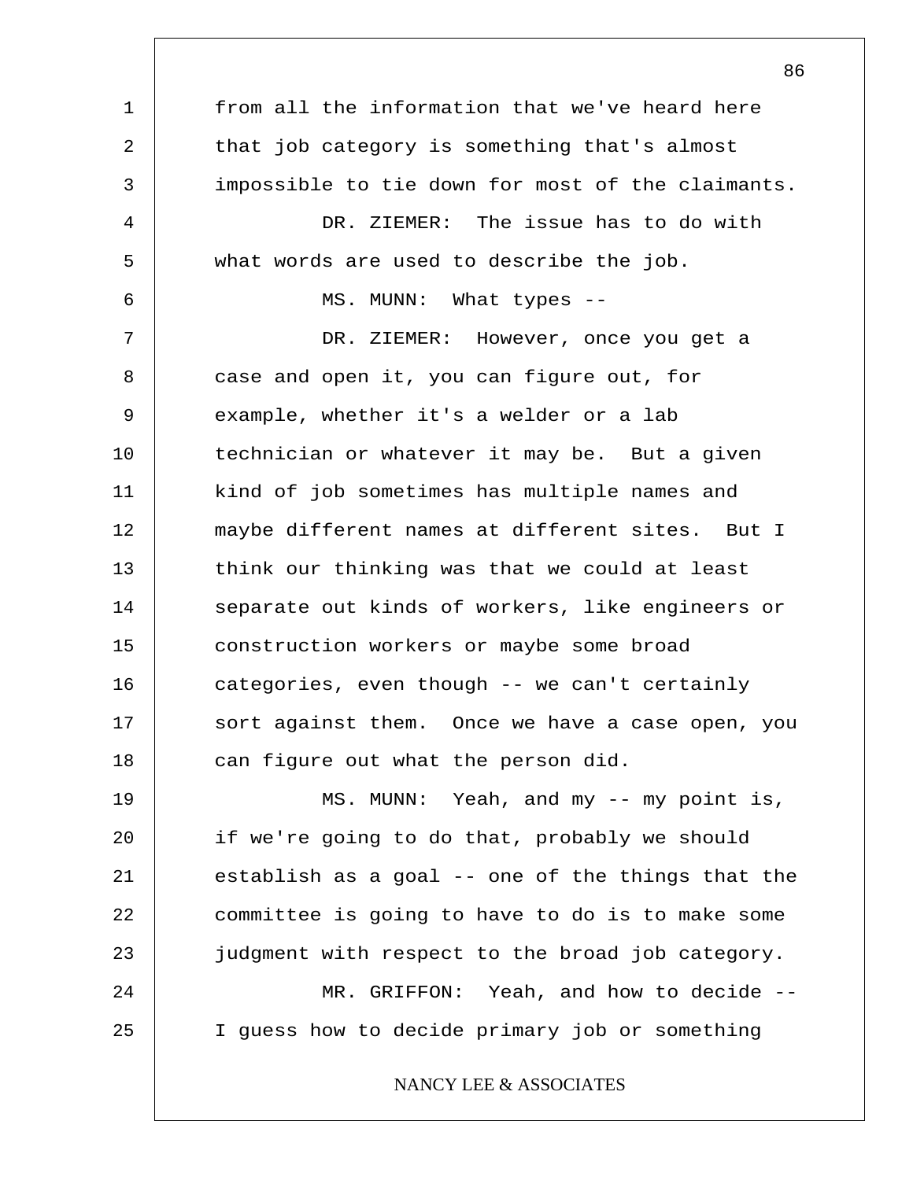from all the information that we've heard here that job category is something that's almost impossible to tie down for most of the claimants.

DR. ZIEMER: The issue has to do with what words are used to describe the job.

MS. MUNN: What types --

DR. ZIEMER: However, once you get a case and open it, you can figure out, for example, whether it's a welder or a lab technician or whatever it may be. But a given kind of job sometimes has multiple names and maybe different names at different sites. But I think our thinking was that we could at least separate out kinds of workers, like engineers or construction workers or maybe some broad categories, even though -- we can't certainly sort against them. Once we have a case open, you can figure out what the person did.

MS. MUNN: Yeah, and my -- my point is, if we're going to do that, probably we should establish as a goal -- one of the things that the committee is going to have to do is to make some judgment with respect to the broad job category.

MR. GRIFFON: Yeah, and how to decide -- I guess how to decide primary job or something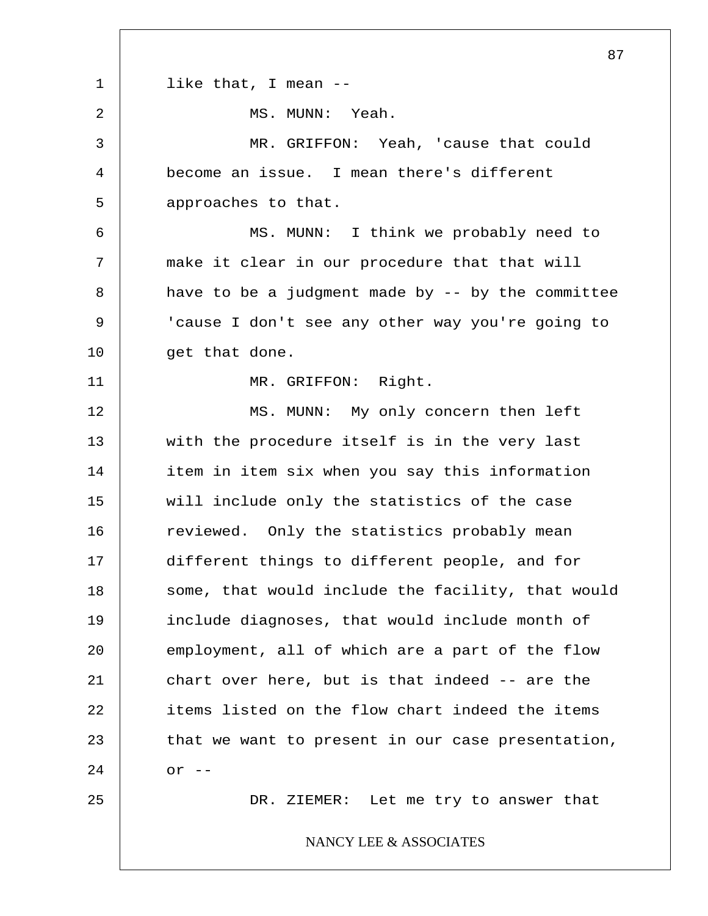like that, I mean --

MS. MUNN: Yeah.

MR. GRIFFON: Yeah, 'cause that could become an issue. I mean there's different approaches to that.

MS. MUNN: I think we probably need to make it clear in our procedure that that will have to be a judgment made by -- by the committee 'cause I don't see any other way you're going to get that done.

MR. GRIFFON: Right.

MS. MUNN: My only concern then left with the procedure itself is in the very last item in item six when you say this information will include only the statistics of the case reviewed. Only the statistics probably mean different things to different people, and for some, that would include the facility, that would include diagnoses, that would include month of employment, all of which are a part of the flow chart over here, but is that indeed -- are the items listed on the flow chart indeed the items that we want to present in our case presentation, or --

DR. ZIEMER: Let me try to answer that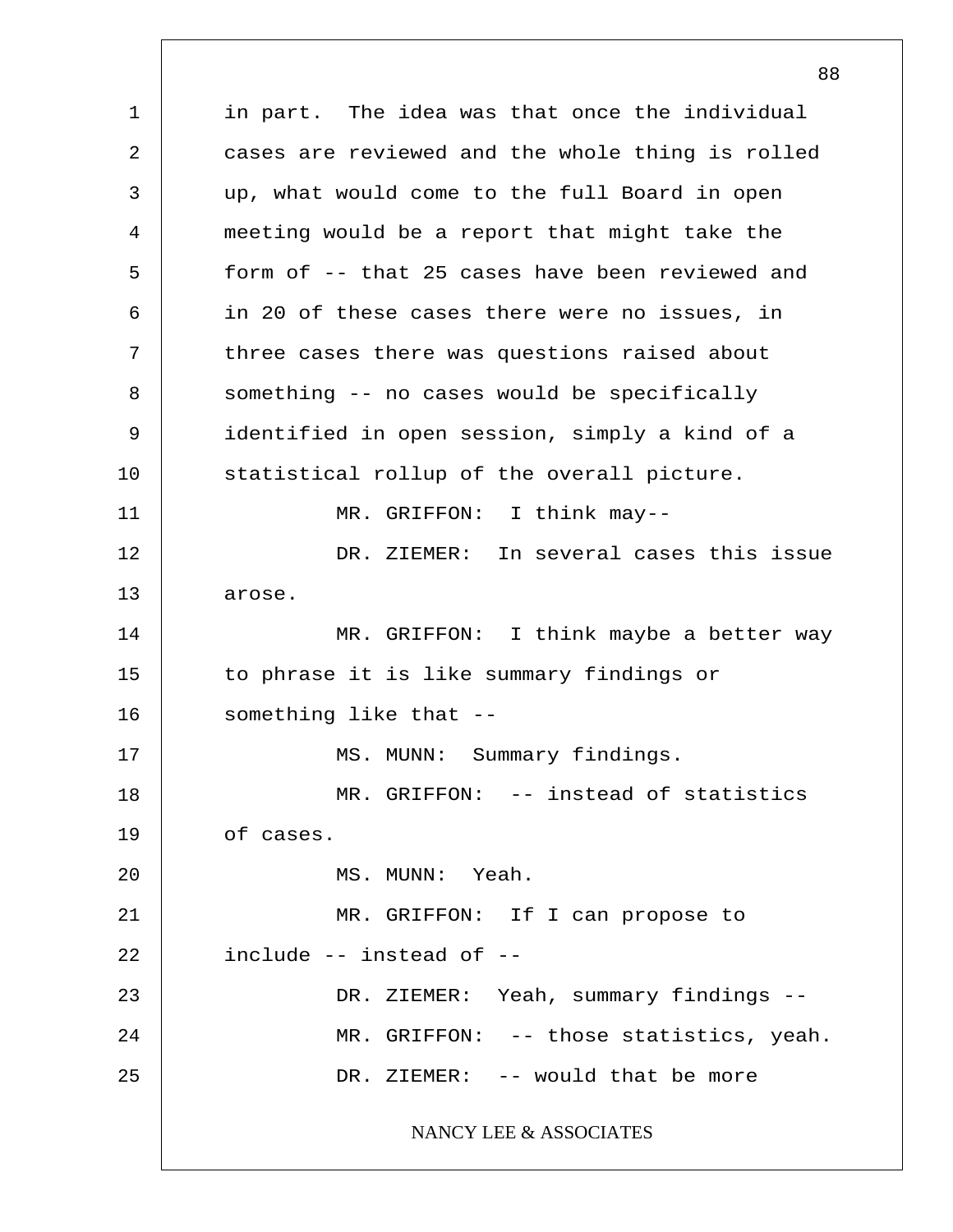in part. The idea was that once the individual cases are reviewed and the whole thing is rolled up, what would come to the full Board in open meeting would be a report that might take the form of -- that 25 cases have been reviewed and in 20 of these cases there were no issues, in three cases there was questions raised about something -- no cases would be specifically identified in open session, simply a kind of a statistical rollup of the overall picture.

MR. GRIFFON: I think may--

DR. ZIEMER: In several cases this issue arose.

MR. GRIFFON: I think maybe a better way to phrase it is like summary findings or something like that --

MS. MUNN: Summary findings.

MR. GRIFFON: -- instead of statistics of cases.

MS. MUNN: Yeah.

MR. GRIFFON: If I can propose to include -- instead of --

DR. ZIEMER: Yeah, summary findings --

MR. GRIFFON: -- those statistics, yeah.

DR. ZIEMER: -- would that be more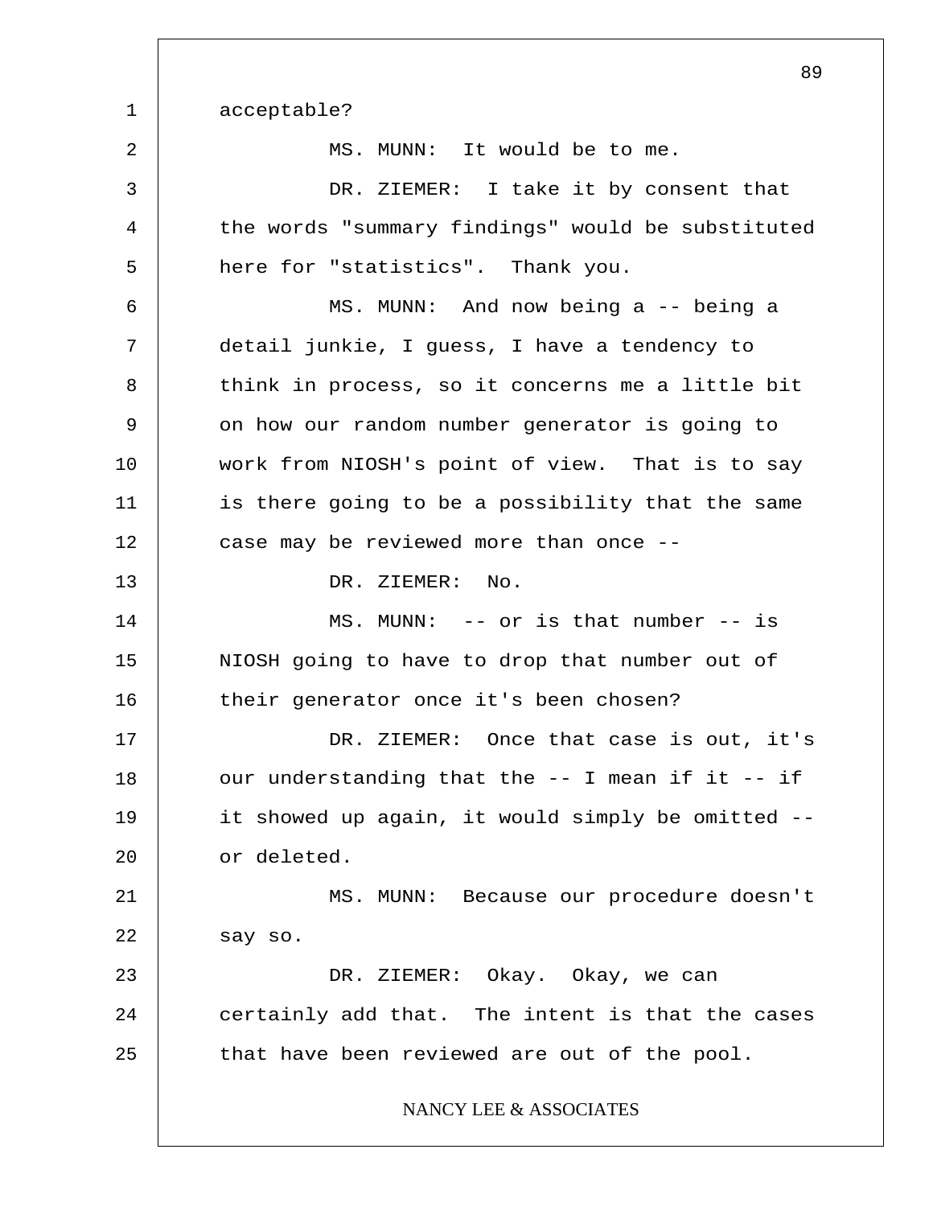acceptable?

MS. MUNN: It would be to me.

DR. ZIEMER: I take it by consent that the words "summary findings" would be substituted here for "statistics". Thank you.

MS. MUNN: And now being a -- being a detail junkie, I guess, I have a tendency to think in process, so it concerns me a little bit on how our random number generator is going to work from NIOSH's point of view. That is to say is there going to be a possibility that the same case may be reviewed more than once --

DR. ZIEMER: No.

MS. MUNN: -- or is that number -- is NIOSH going to have to drop that number out of their generator once it's been chosen?

DR. ZIEMER: Once that case is out, it's our understanding that the -- I mean if it -- if it showed up again, it would simply be omitted -- or deleted.

MS. MUNN: Because our procedure doesn't say so.

DR. ZIEMER: Okay. Okay, we can certainly add that. The intent is that the cases that have been reviewed are out of the pool.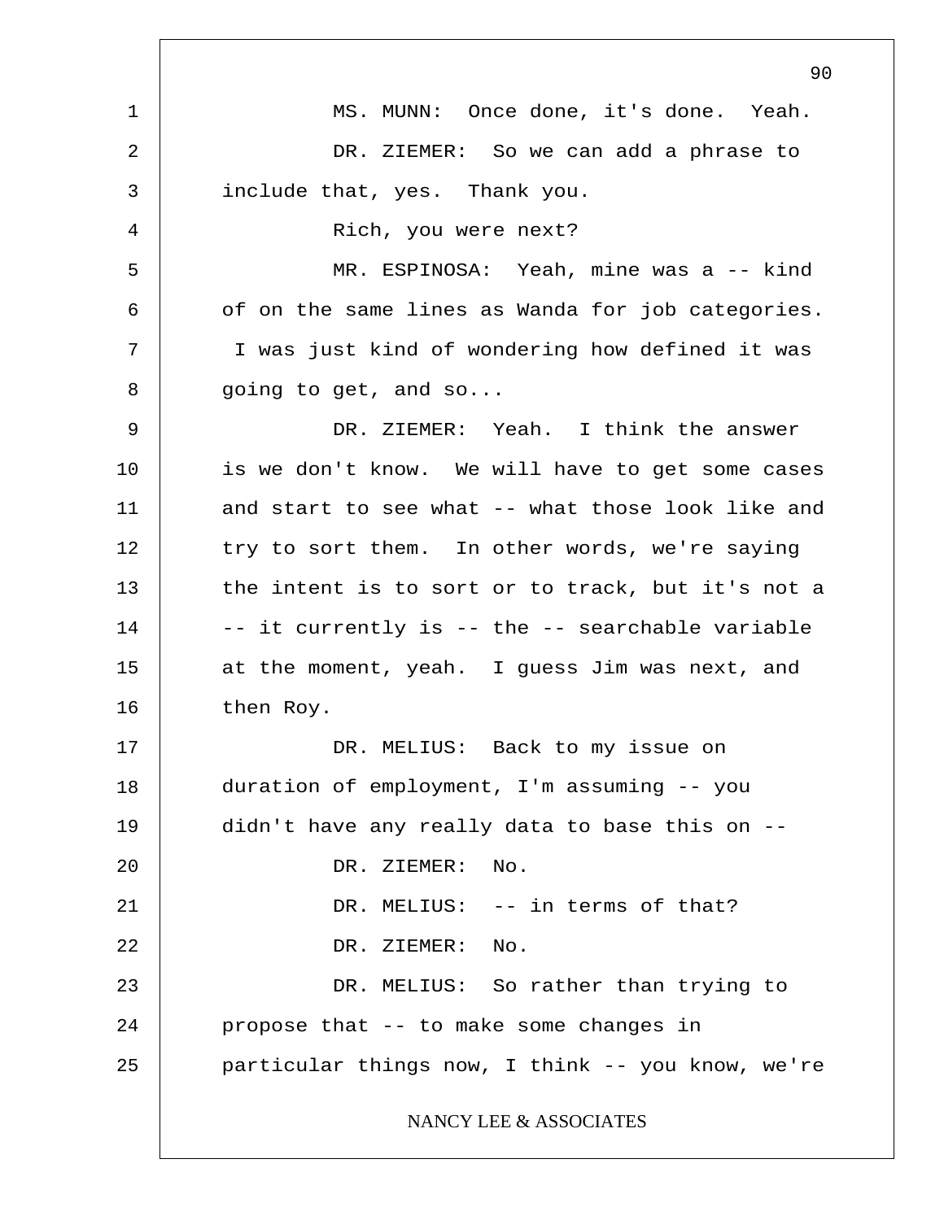MS. MUNN: Once done, it's done. Yeah.

DR. ZIEMER: So we can add a phrase to include that, yes. Thank you.

Rich, you were next?

MR. ESPINOSA: Yeah, mine was a -- kind of on the same lines as Wanda for job categories. I was just kind of wondering how defined it was going to get, and so...

DR. ZIEMER: Yeah. I think the answer is we don't know. We will have to get some cases and start to see what -- what those look like and try to sort them. In other words, we're saying the intent is to sort or to track, but it's not a -- it currently is -- the -- searchable variable at the moment, yeah. I guess Jim was next, and then Roy.

DR. MELIUS: Back to my issue on duration of employment, I'm assuming -- you didn't have any really data to base this on --

DR. ZIEMER: No.

DR. MELIUS: -- in terms of that?

DR. ZIEMER: No.

DR. MELIUS: So rather than trying to propose that -- to make some changes in particular things now, I think -- you know, we're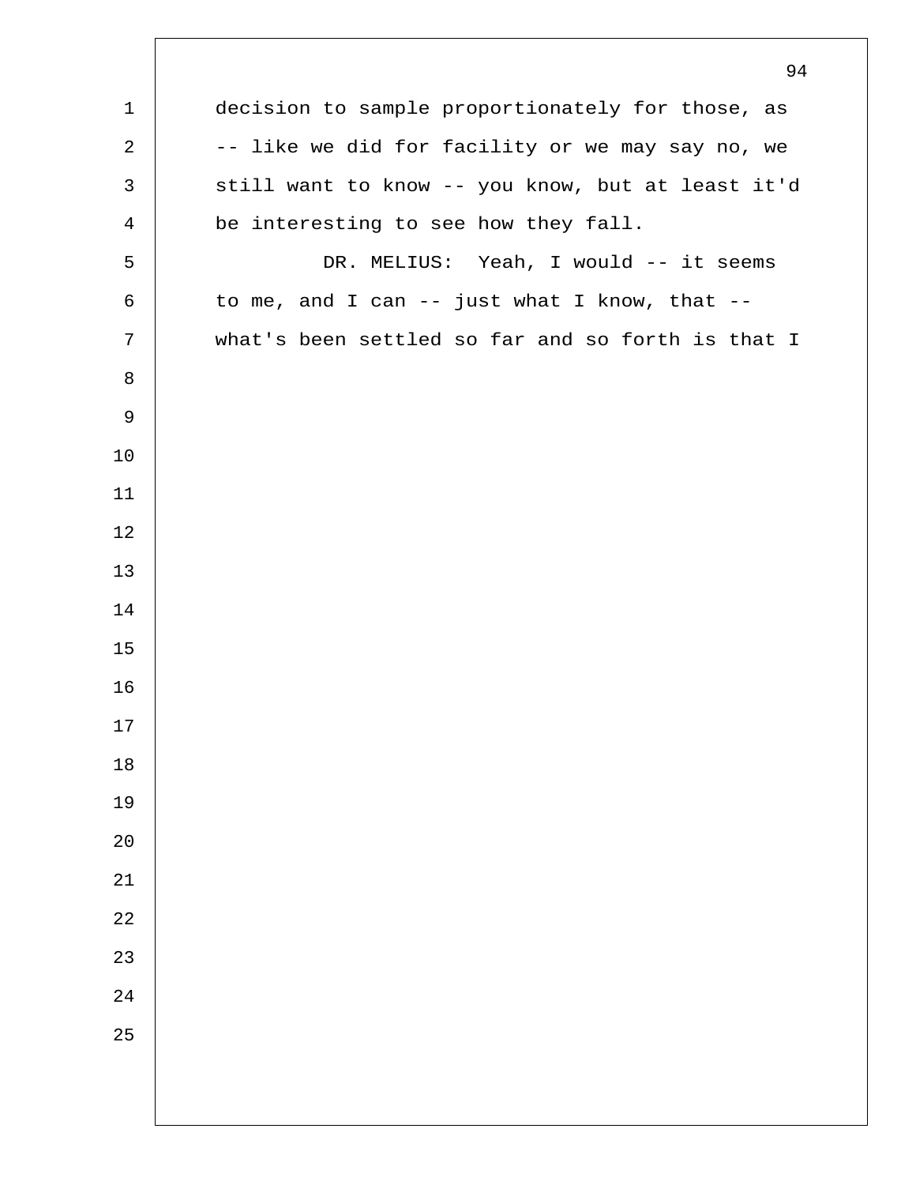decision to sample proportionately for those, as -- like we did for facility or we may say no, we still want to know -- you know, but at least it'd be interesting to see how they fall.

DR. MELIUS: Yeah, I would -- it seems to me, and I can -- just what I know, that -- what's been settled so far and so forth is that I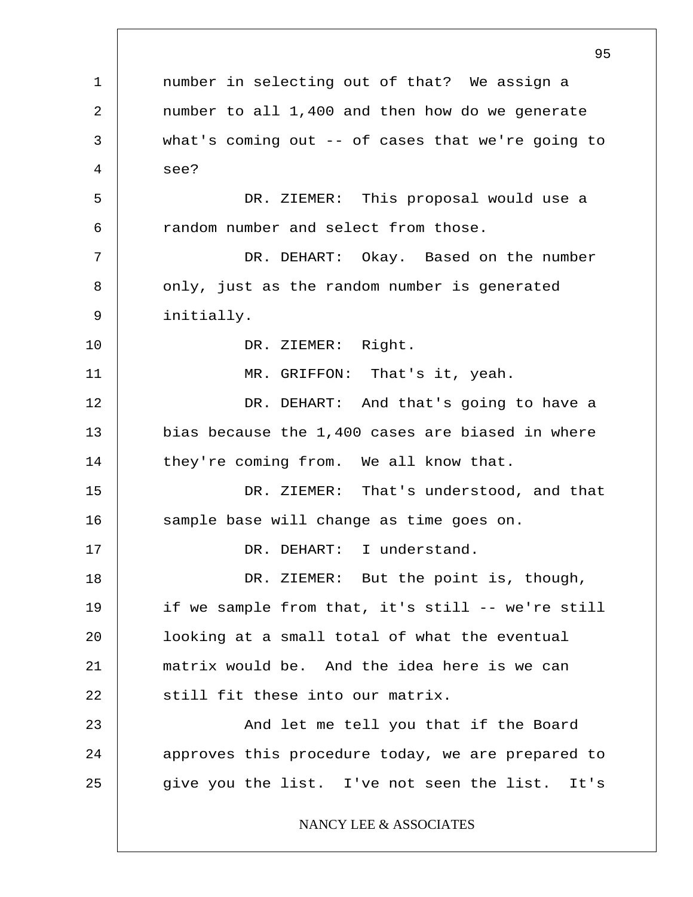number in selecting out of that? We assign a number to all 1,400 and then how do we generate what's coming out -- of cases that we're going to see?

DR. ZIEMER: This proposal would use a random number and select from those.

DR. DEHART: Okay. Based on the number only, just as the random number is generated initially.

DR. ZIEMER: Right.

MR. GRIFFON: That's it, yeah.

DR. DEHART: And that's going to have a bias because the 1,400 cases are biased in where they're coming from. We all know that.

DR. ZIEMER: That's understood, and that sample base will change as time goes on.

DR. DEHART: I understand.

DR. ZIEMER: But the point is, though, if we sample from that, it's still -- we're still looking at a small total of what the eventual matrix would be. And the idea here is we can still fit these into our matrix.

And let me tell you that if the Board approves this procedure today, we are prepared to give you the list. I've not seen the list. It's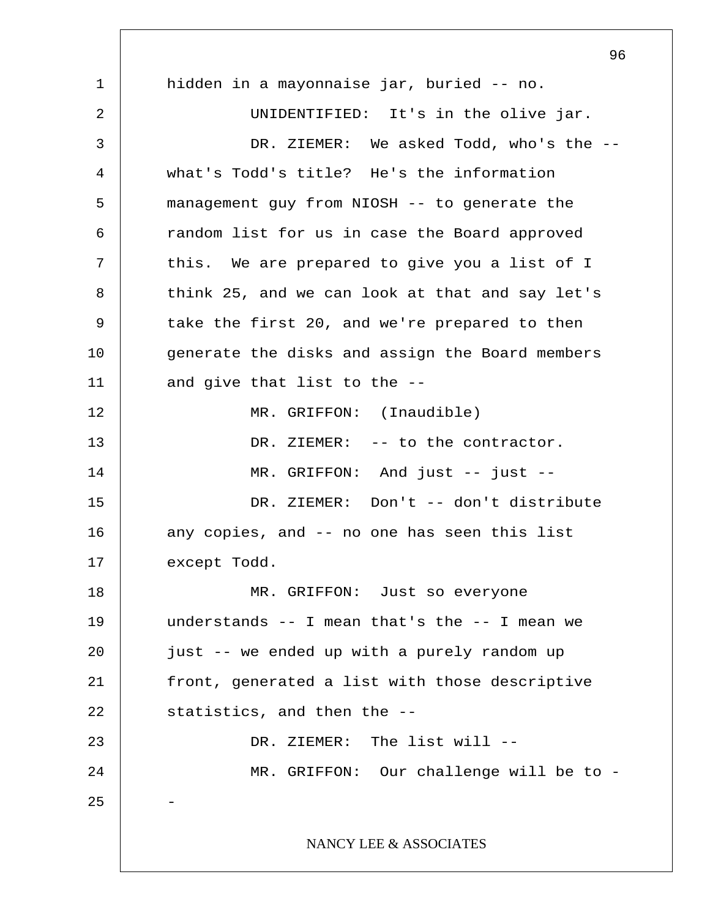hidden in a mayonnaise jar, buried -- no.

UNIDENTIFIED: It's in the olive jar.

DR. ZIEMER: We asked Todd, who's the -- what's Todd's title? He's the information management guy from NIOSH -- to generate the random list for us in case the Board approved this. We are prepared to give you a list of I think 25, and we can look at that and say let's take the first 20, and we're prepared to then generate the disks and assign the Board members and give that list to the --

MR. GRIFFON: (Inaudible)

DR. ZIEMER: -- to the contractor.

MR. GRIFFON: And just -- just --

DR. ZIEMER: Don't -- don't distribute any copies, and -- no one has seen this list except Todd.

MR. GRIFFON: Just so everyone understands -- I mean that's the -- I mean we just -- we ended up with a purely random up front, generated a list with those descriptive statistics, and then the --

DR. ZIEMER: The list will --

MR. GRIFFON: Our challenge will be to --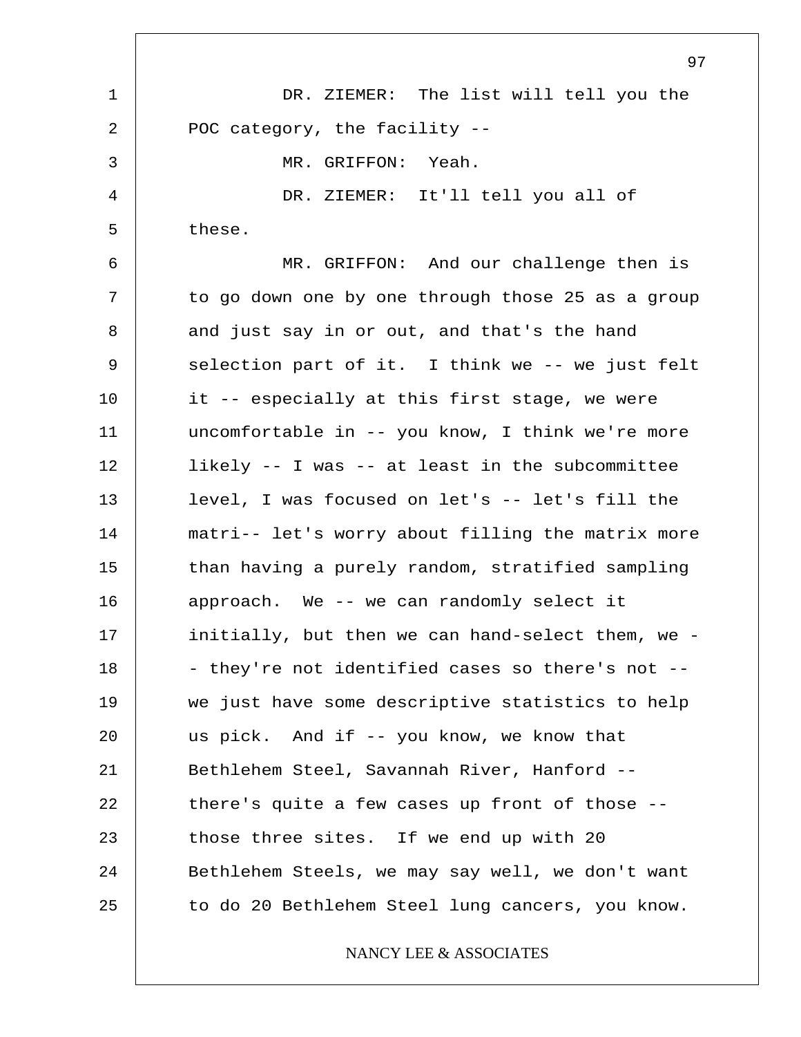DR. ZIEMER: The list will tell you the POC category, the facility --

MR. GRIFFON: Yeah.

DR. ZIEMER: It'll tell you all of these.

MR. GRIFFON: And our challenge then is to go down one by one through those 25 as a group and just say in or out, and that's the hand selection part of it. I think we -- we just felt it -- especially at this first stage, we were uncomfortable in -- you know, I think we're more likely -- I was -- at least in the subcommittee level, I was focused on let's -- let's fill the matri-- let's worry about filling the matrix more than having a purely random, stratified sampling approach. We -- we can randomly select it initially, but then we can hand-select them, we -- they're not identified cases so there's not -- we just have some descriptive statistics to help us pick. And if -- you know, we know that Bethlehem Steel, Savannah River, Hanford -- there's quite a few cases up front of those -- those three sites. If we end up with 20 Bethlehem Steels, we may say well, we don't want to do 20 Bethlehem Steel lung cancers, you know.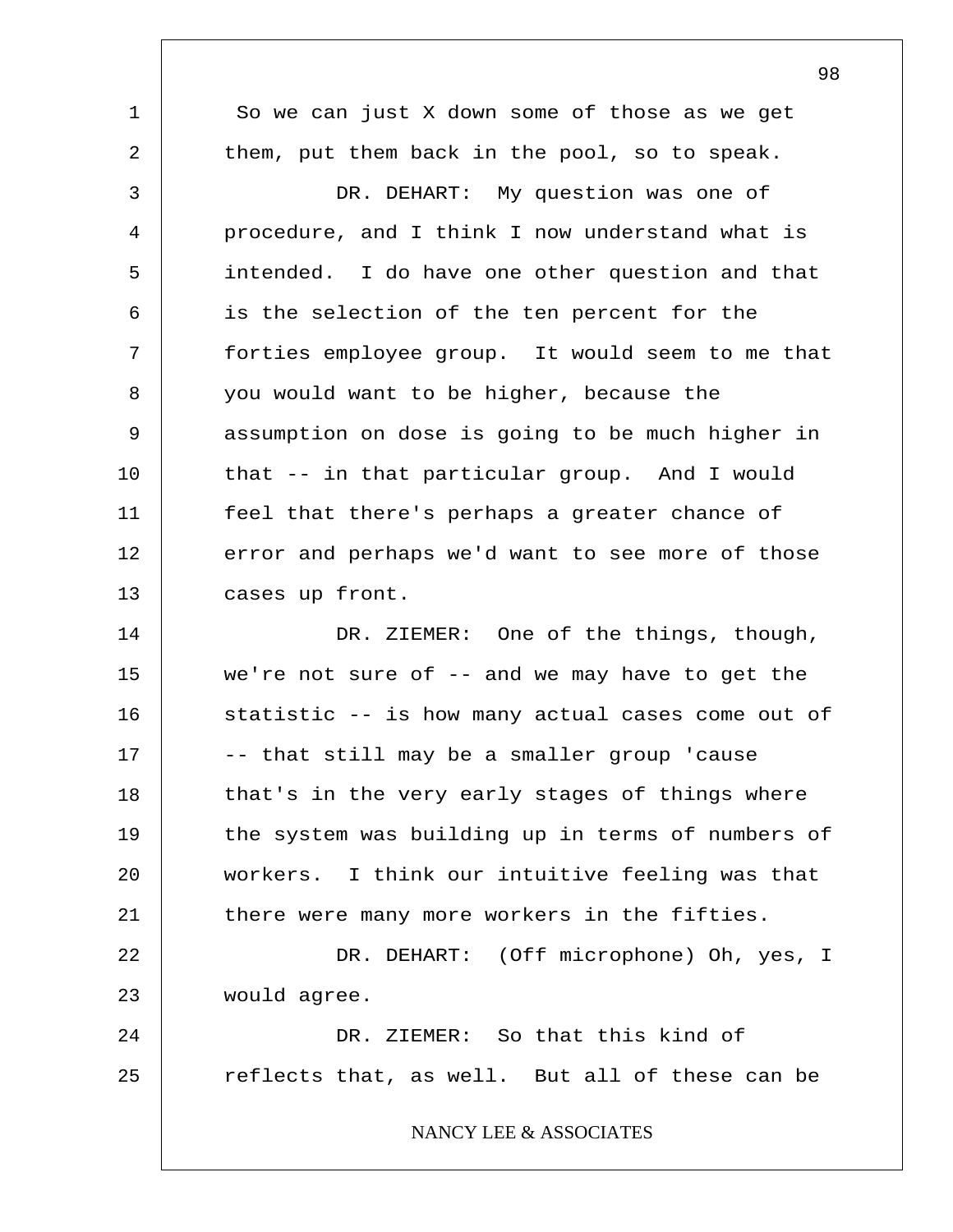So we can just X down some of those as we get them, put them back in the pool, so to speak.

DR. DEHART: My question was one of procedure, and I think I now understand what is intended. I do have one other question and that is the selection of the ten percent for the forties employee group. It would seem to me that you would want to be higher, because the assumption on dose is going to be much higher in that -- in that particular group. And I would feel that there's perhaps a greater chance of error and perhaps we'd want to see more of those cases up front.

DR. ZIEMER: One of the things, though, we're not sure of -- and we may have to get the statistic -- is how many actual cases come out of -- that still may be a smaller group 'cause that's in the very early stages of things where the system was building up in terms of numbers of workers. I think our intuitive feeling was that there were many more workers in the fifties.

DR. DEHART: (Off microphone) Oh, yes, I would agree.

DR. ZIEMER: So that this kind of reflects that, as well. But all of these can be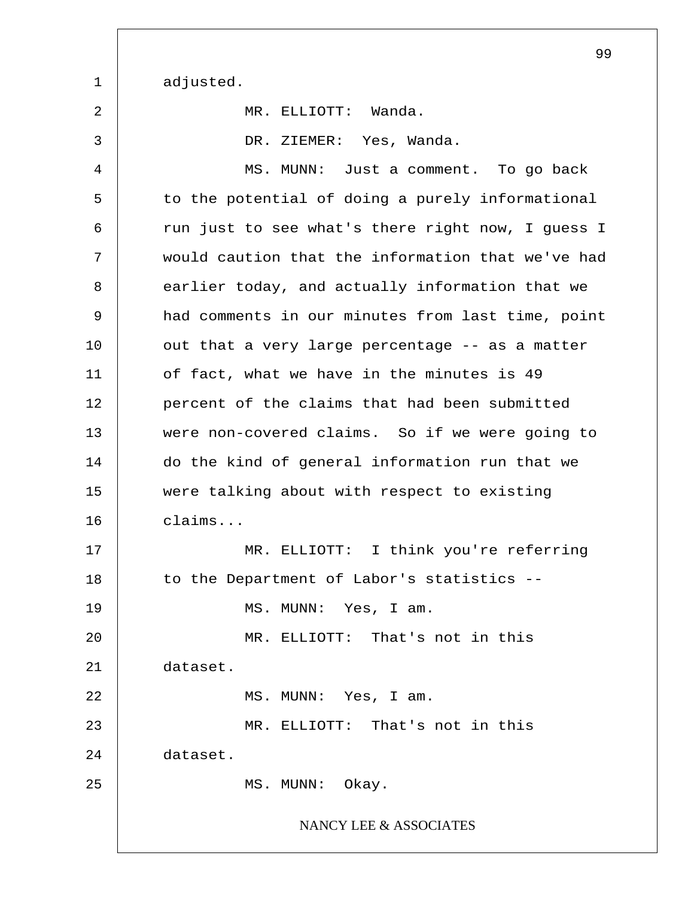adjusted.

MR. ELLIOTT: Wanda.

DR. ZIEMER: Yes, Wanda.

MS. MUNN: Just a comment. To go back to the potential of doing a purely informational run just to see what's there right now, I guess I would caution that the information that we've had earlier today, and actually information that we had comments in our minutes from last time, point out that a very large percentage -- as a matter of fact, what we have in the minutes is 49 percent of the claims that had been submitted were non-covered claims. So if we were going to do the kind of general information run that we were talking about with respect to existing claims...

MR. ELLIOTT: I think you're referring to the Department of Labor's statistics --

MS. MUNN: Yes, I am.

MR. ELLIOTT: That's not in this dataset.

MS. MUNN: Yes, I am.

MR. ELLIOTT: That's not in this dataset.

MS. MUNN: Okay.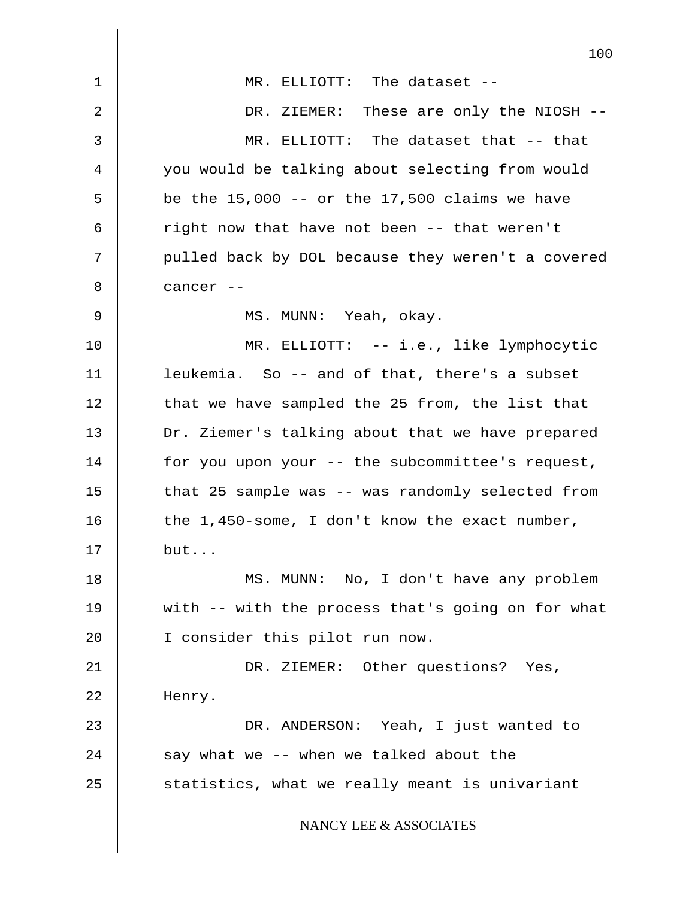MR. ELLIOTT: The dataset --

DR. ZIEMER: These are only the NIOSH --

MR. ELLIOTT: The dataset that -- that you would be talking about selecting from would be the 15,000 -- or the 17,500 claims we have right now that have not been -- that weren't pulled back by DOL because they weren't a covered cancer --

MS. MUNN: Yeah, okay.

MR. ELLIOTT: -- i.e., like lymphocytic leukemia. So -- and of that, there's a subset that we have sampled the 25 from, the list that Dr. Ziemer's talking about that we have prepared for you upon your -- the subcommittee's request, that 25 sample was -- was randomly selected from the 1,450-some, I don't know the exact number, but...

MS. MUNN: No, I don't have any problem with -- with the process that's going on for what I consider this pilot run now.

DR. ZIEMER: Other questions? Yes, Henry.

DR. ANDERSON: Yeah, I just wanted to say what we -- when we talked about the statistics, what we really meant is univariant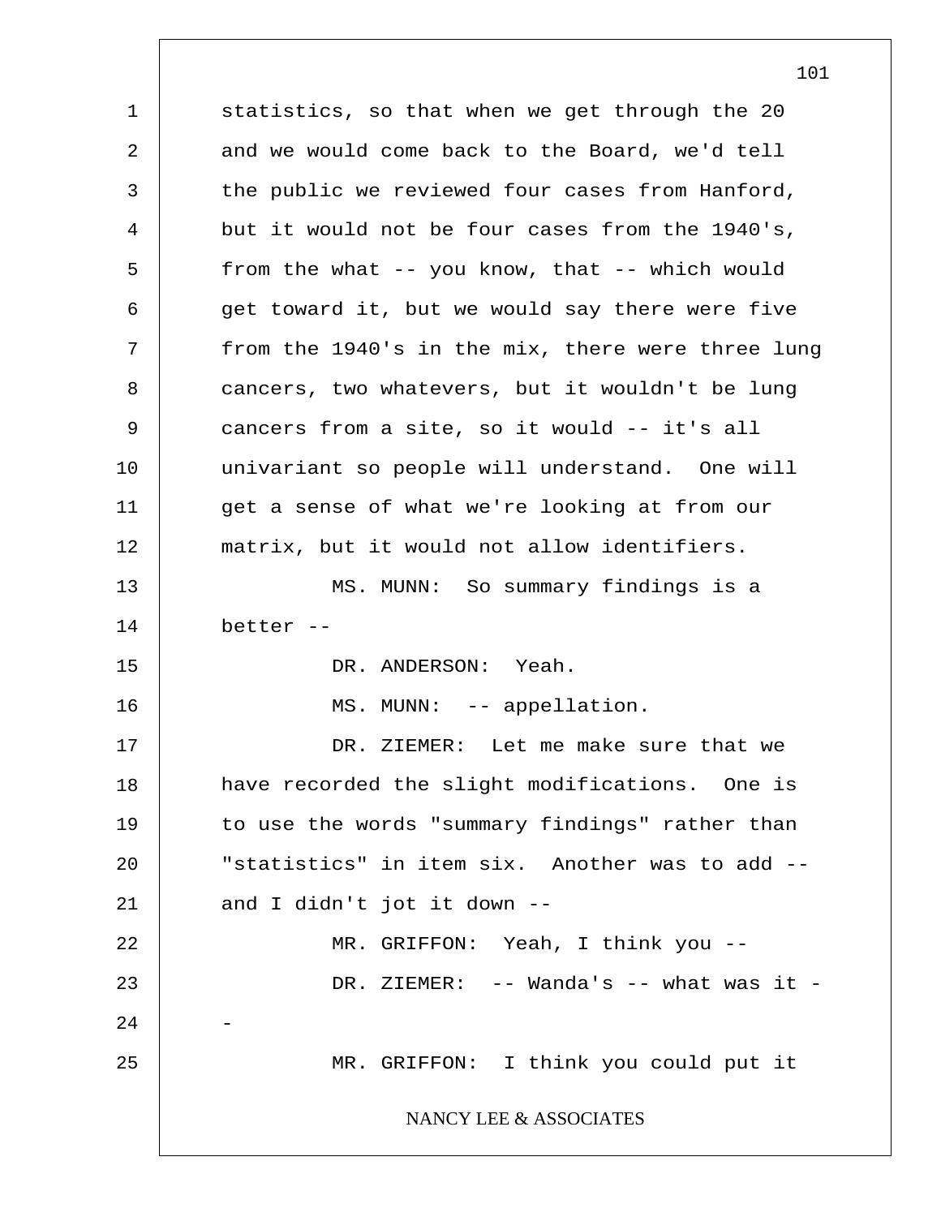statistics, so that when we get through the 20 and we would come back to the Board, we'd tell the public we reviewed four cases from Hanford, but it would not be four cases from the 1940's, from the what -- you know, that -- which would get toward it, but we would say there were five from the 1940's in the mix, there were three lung cancers, two whatevers, but it wouldn't be lung cancers from a site, so it would -- it's all univariant so people will understand. One will get a sense of what we're looking at from our matrix, but it would not allow identifiers.

MS. MUNN: So summary findings is a better --

DR. ANDERSON: Yeah.

MS. MUNN: -- appellation.

DR. ZIEMER: Let me make sure that we have recorded the slight modifications. One is to use the words "summary findings" rather than "statistics" in item six. Another was to add -- and I didn't jot it down --

MR. GRIFFON: Yeah, I think you --

DR. ZIEMER: -- Wanda's -- what was it --

MR. GRIFFON: I think you could put it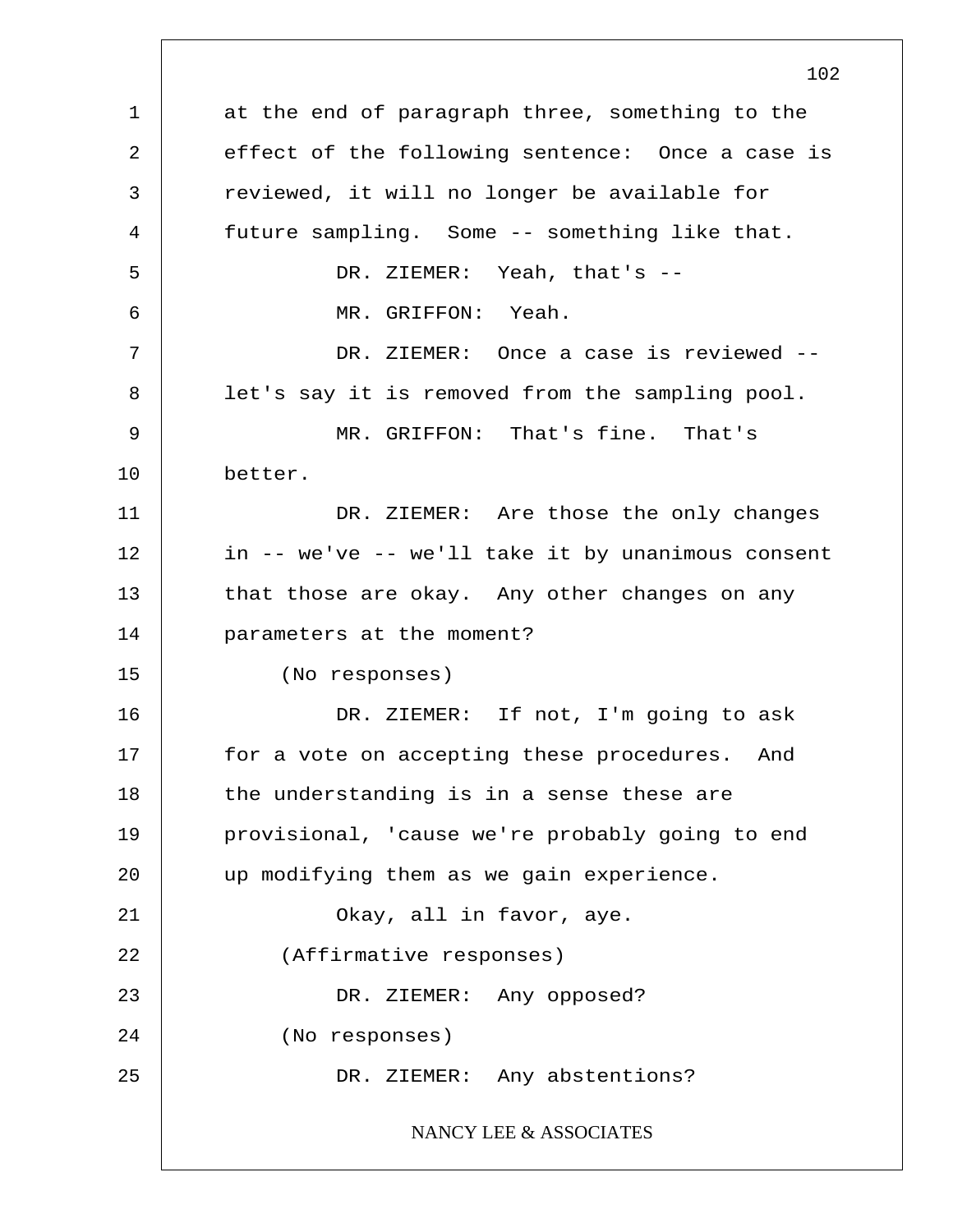at the end of paragraph three, something to the effect of the following sentence: Once a case is reviewed, it will no longer be available for future sampling. Some -- something like that.

DR. ZIEMER: Yeah, that's --

MR. GRIFFON: Yeah.

DR. ZIEMER: Once a case is reviewed -- let's say it is removed from the sampling pool.

MR. GRIFFON: That's fine. That's better.

DR. ZIEMER: Are those the only changes in -- we've -- we'll take it by unanimous consent that those are okay. Any other changes on any parameters at the moment?

(No responses)

DR. ZIEMER: If not, I'm going to ask for a vote on accepting these procedures. And the understanding is in a sense these are provisional, 'cause we're probably going to end up modifying them as we gain experience.

Okay, all in favor, aye.

(Affirmative responses)

DR. ZIEMER: Any opposed?

(No responses)

DR. ZIEMER: Any abstentions?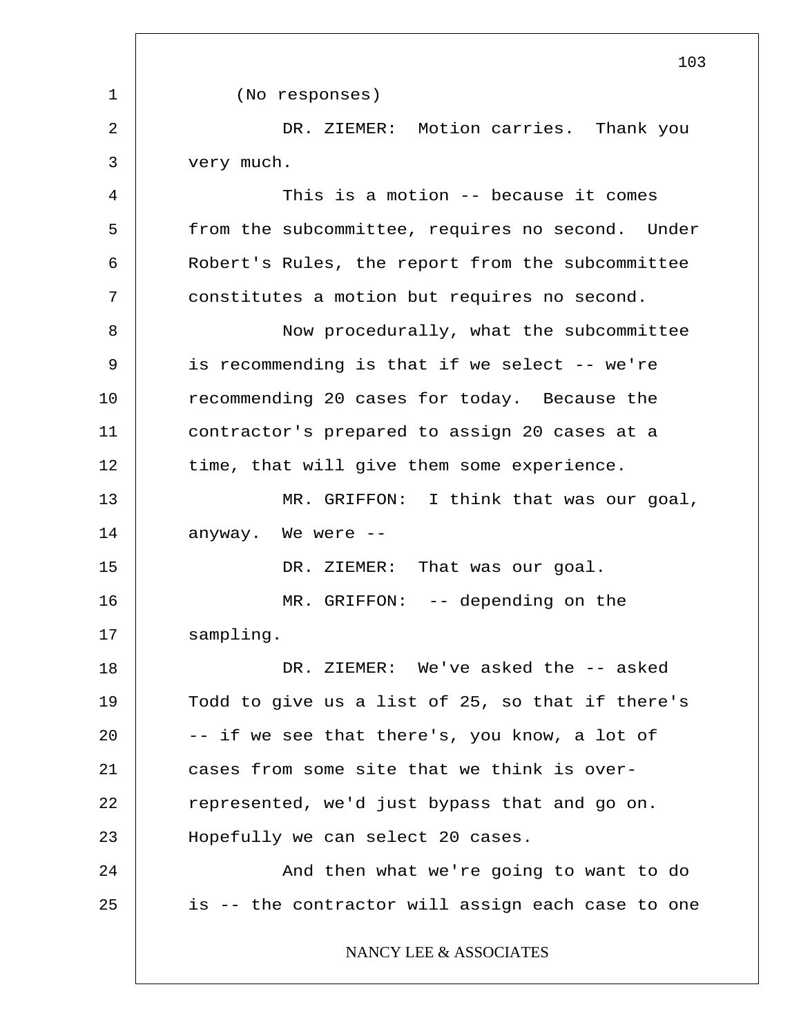(No responses)

DR. ZIEMER: Motion carries. Thank you very much.

This is a motion -- because it comes from the subcommittee, requires no second. Under Robert's Rules, the report from the subcommittee constitutes a motion but requires no second.

Now procedurally, what the subcommittee is recommending is that if we select -- we're recommending 20 cases for today. Because the contractor's prepared to assign 20 cases at a time, that will give them some experience.

MR. GRIFFON: I think that was our goal, anyway. We were --

DR. ZIEMER: That was our goal.

MR. GRIFFON: -- depending on the sampling.

DR. ZIEMER: We've asked the -- asked Todd to give us a list of 25, so that if there's -- if we see that there's, you know, a lot of cases from some site that we think is over-represented, we'd just bypass that and go on. Hopefully we can select 20 cases.

And then what we're going to want to do is -- the contractor will assign each case to one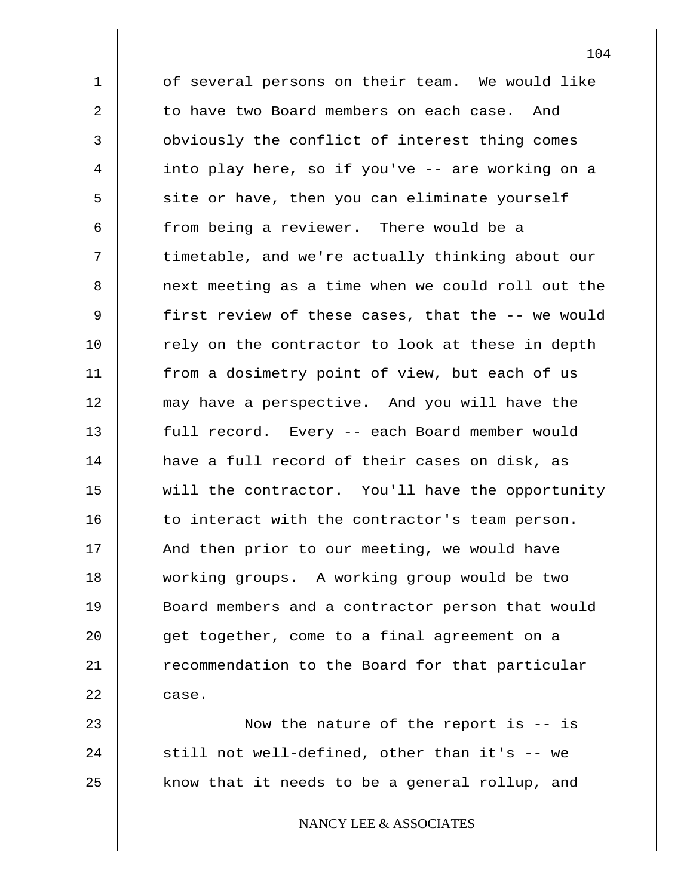of several persons on their team. We would like to have two Board members on each case. And obviously the conflict of interest thing comes into play here, so if you've -- are working on a site or have, then you can eliminate yourself from being a reviewer. There would be a timetable, and we're actually thinking about our next meeting as a time when we could roll out the first review of these cases, that the -- we would rely on the contractor to look at these in depth from a dosimetry point of view, but each of us may have a perspective. And you will have the full record. Every -- each Board member would have a full record of their cases on disk, as will the contractor. You'll have the opportunity to interact with the contractor's team person. And then prior to our meeting, we would have working groups. A working group would be two Board members and a contractor person that would get together, come to a final agreement on a recommendation to the Board for that particular case.

Now the nature of the report is -- is still not well-defined, other than it's -- we know that it needs to be a general rollup, and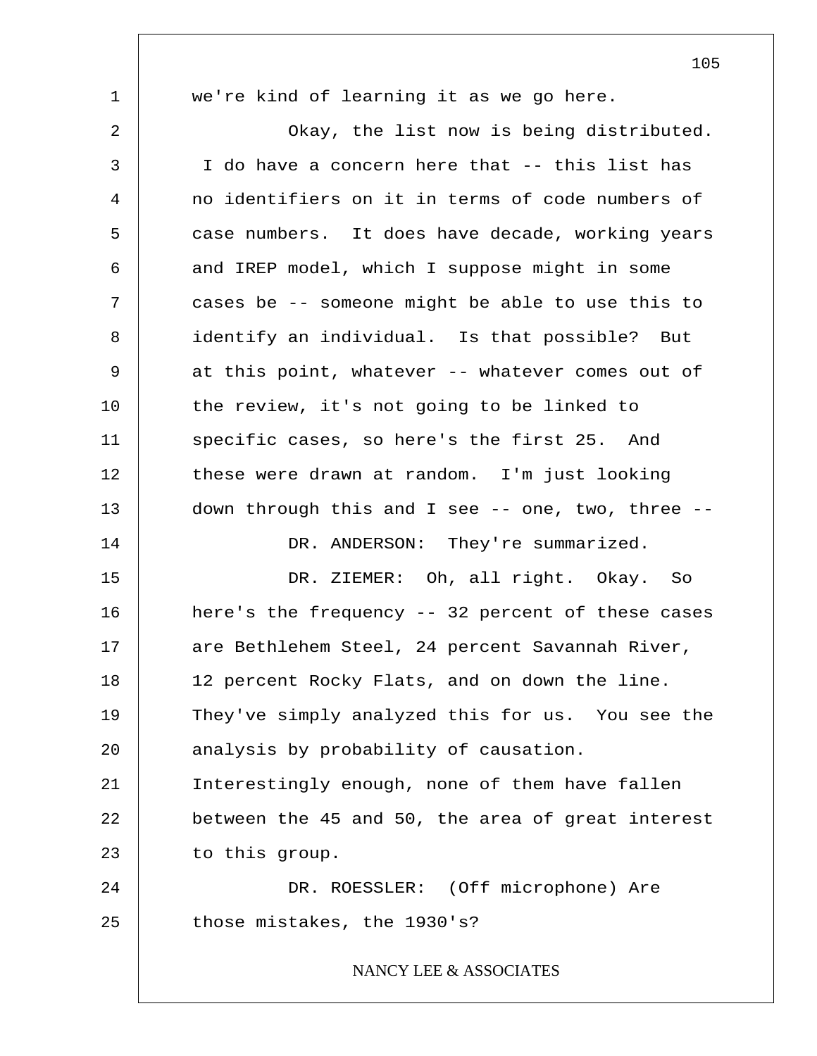we're kind of learning it as we go here.

Okay, the list now is being distributed. I do have a concern here that -- this list has no identifiers on it in terms of code numbers of case numbers. It does have decade, working years and IREP model, which I suppose might in some cases be -- someone might be able to use this to identify an individual. Is that possible? But at this point, whatever -- whatever comes out of the review, it's not going to be linked to specific cases, so here's the first 25. And these were drawn at random. I'm just looking down through this and I see -- one, two, three --

DR. ANDERSON: They're summarized.

DR. ZIEMER: Oh, all right. Okay. So here's the frequency -- 32 percent of these cases are Bethlehem Steel, 24 percent Savannah River, 12 percent Rocky Flats, and on down the line. They've simply analyzed this for us. You see the analysis by probability of causation. Interestingly enough, none of them have fallen between the 45 and 50, the area of great interest to this group.

DR. ROESSLER: (Off microphone) Are those mistakes, the 1930's?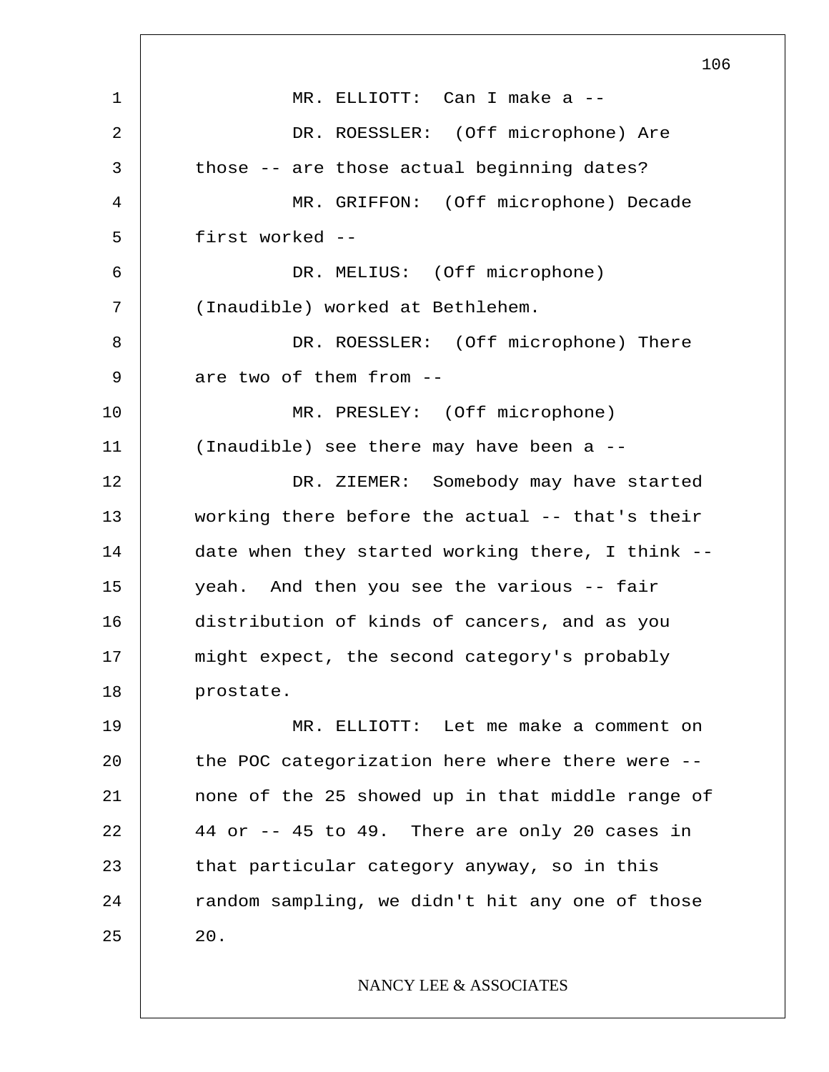MR. ELLIOTT: Can I make a --

DR. ROESSLER: (Off microphone) Are those -- are those actual beginning dates?

MR. GRIFFON: (Off microphone) Decade first worked --

DR. MELIUS: (Off microphone) (Inaudible) worked at Bethlehem.

DR. ROESSLER: (Off microphone) There are two of them from --

MR. PRESLEY: (Off microphone) (Inaudible) see there may have been a --

DR. ZIEMER: Somebody may have started working there before the actual -- that's their date when they started working there, I think -- yeah. And then you see the various -- fair distribution of kinds of cancers, and as you might expect, the second category's probably prostate.

MR. ELLIOTT: Let me make a comment on the POC categorization here where there were -- none of the 25 showed up in that middle range of 44 or -- 45 to 49. There are only 20 cases in that particular category anyway, so in this random sampling, we didn't hit any one of those 20.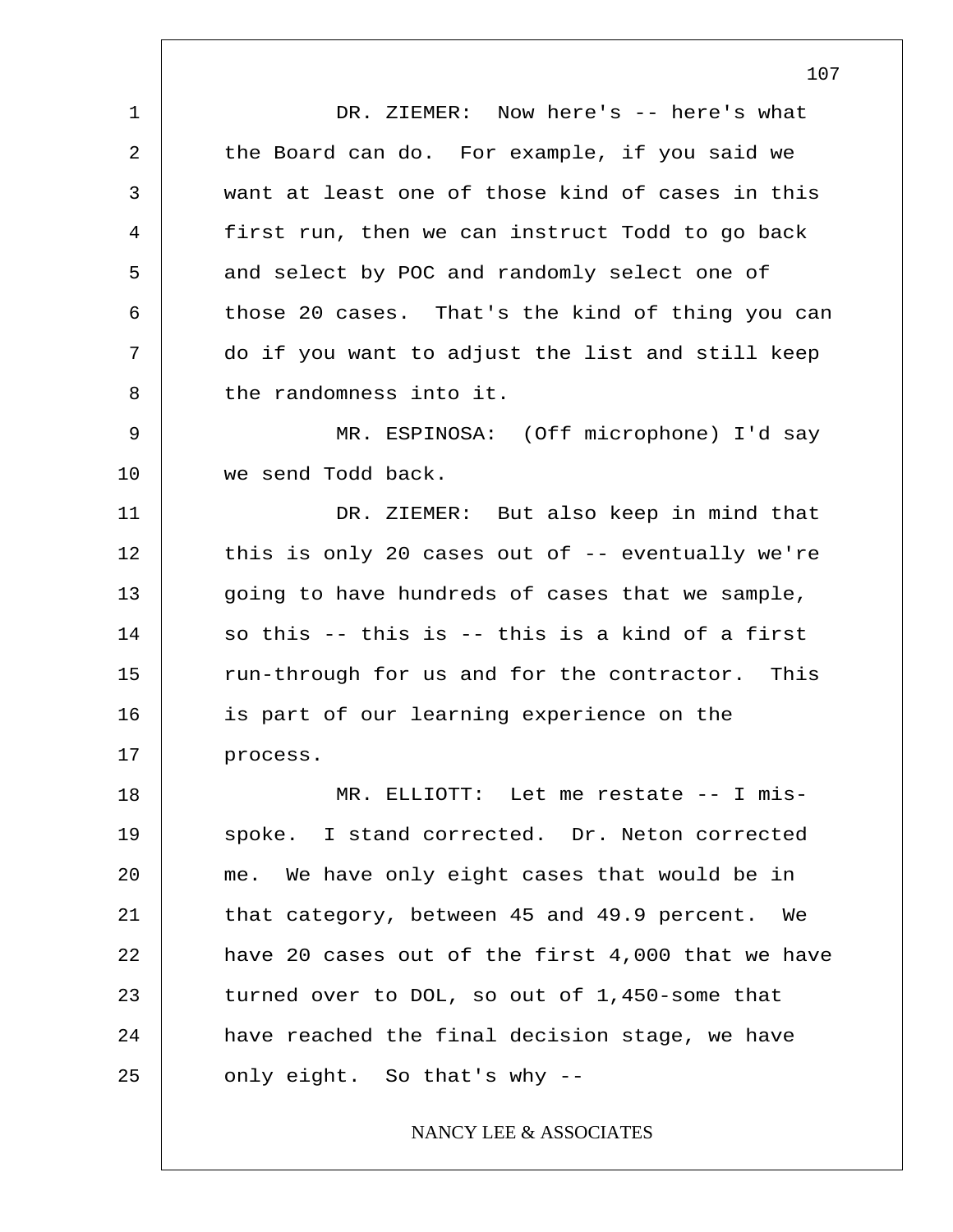DR. ZIEMER: Now here's -- here's what the Board can do. For example, if you said we want at least one of those kind of cases in this first run, then we can instruct Todd to go back and select by POC and randomly select one of those 20 cases. That's the kind of thing you can do if you want to adjust the list and still keep the randomness into it.

MR. ESPINOSA: (Off microphone) I'd say we send Todd back.

DR. ZIEMER: But also keep in mind that this is only 20 cases out of -- eventually we're going to have hundreds of cases that we sample, so this -- this is -- this is a kind of a first run-through for us and for the contractor. This is part of our learning experience on the process.

MR. ELLIOTT: Let me restate -- I mis-spoke. I stand corrected. Dr. Neton corrected me. We have only eight cases that would be in that category, between 45 and 49.9 percent. We have 20 cases out of the first 4,000 that we have turned over to DOL, so out of 1,450-some that have reached the final decision stage, we have only eight. So that's why --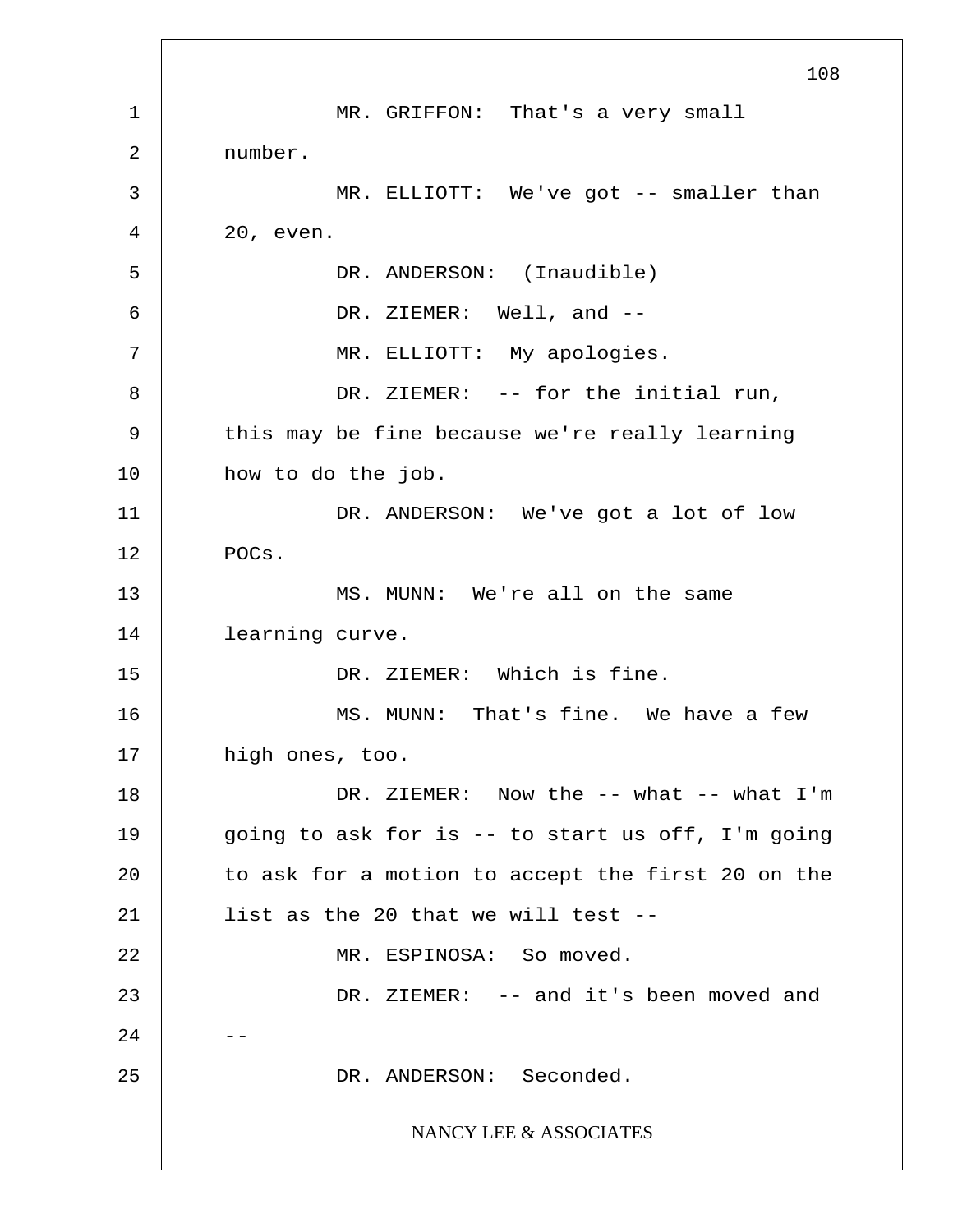MR. GRIFFON: That's a very small number.

MR. ELLIOTT: We've got -- smaller than 20, even.

DR. ANDERSON: (Inaudible)

DR. ZIEMER: Well, and --

MR. ELLIOTT: My apologies.

DR. ZIEMER: -- for the initial run, this may be fine because we're really learning how to do the job.

DR. ANDERSON: We've got a lot of low POCs.

MS. MUNN: We're all on the same learning curve.

DR. ZIEMER: Which is fine.

MS. MUNN: That's fine. We have a few high ones, too.

DR. ZIEMER: Now the -- what -- what I'm going to ask for is -- to start us off, I'm going to ask for a motion to accept the first 20 on the list as the 20 that we will test --

MR. ESPINOSA: So moved.

DR. ZIEMER: -- and it's been moved and --

DR. ANDERSON: Seconded.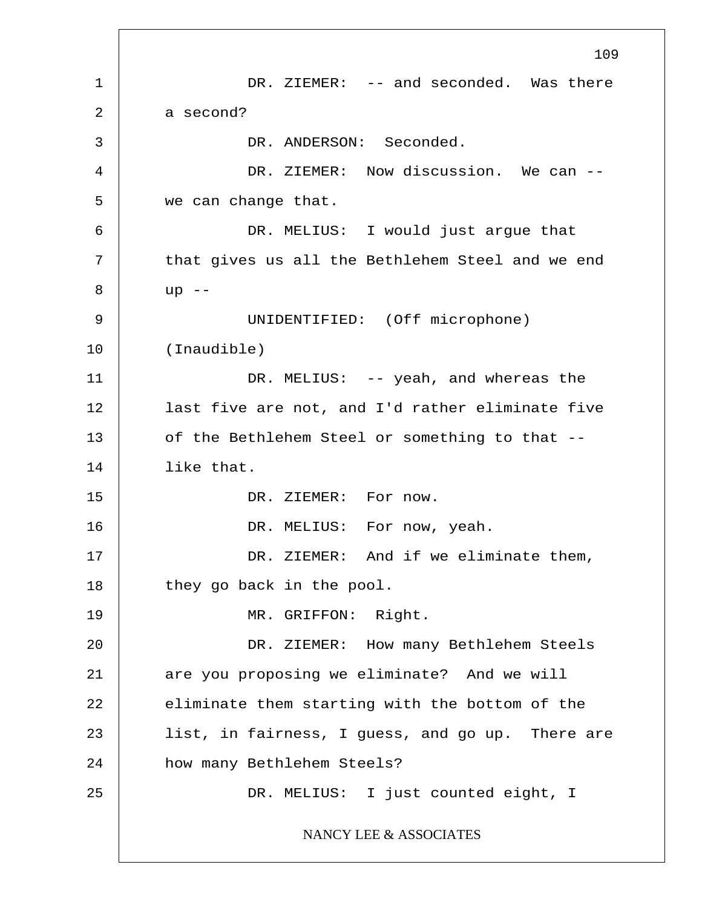DR. ZIEMER: -- and seconded. Was there a second?

DR. ANDERSON: Seconded.

DR. ZIEMER: Now discussion. We can -- we can change that.

DR. MELIUS: I would just argue that that gives us all the Bethlehem Steel and we end up --

UNIDENTIFIED: (Off microphone) (Inaudible)

DR. MELIUS: -- yeah, and whereas the last five are not, and I'd rather eliminate five of the Bethlehem Steel or something to that -- like that.

DR. ZIEMER: For now.

DR. MELIUS: For now, yeah.

DR. ZIEMER: And if we eliminate them, they go back in the pool.

MR. GRIFFON: Right.

DR. ZIEMER: How many Bethlehem Steels are you proposing we eliminate? And we will eliminate them starting with the bottom of the list, in fairness, I guess, and go up. There are how many Bethlehem Steels?

DR. MELIUS: I just counted eight, I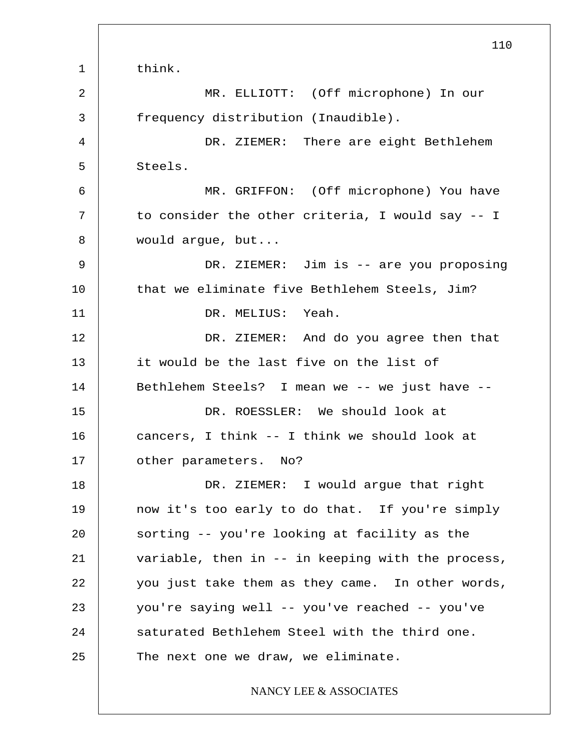think.

MR. ELLIOTT: (Off microphone) In our frequency distribution (Inaudible).

DR. ZIEMER: There are eight Bethlehem Steels.

MR. GRIFFON: (Off microphone) You have to consider the other criteria, I would say -- I would argue, but...

DR. ZIEMER: Jim is -- are you proposing that we eliminate five Bethlehem Steels, Jim?

DR. MELIUS: Yeah.

DR. ZIEMER: And do you agree then that it would be the last five on the list of Bethlehem Steels? I mean we -- we just have --

DR. ROESSLER: We should look at cancers, I think -- I think we should look at other parameters. No?

DR. ZIEMER: I would argue that right now it's too early to do that. If you're simply sorting -- you're looking at facility as the variable, then in -- in keeping with the process, you just take them as they came. In other words, you're saying well -- you've reached -- you've saturated Bethlehem Steel with the third one. The next one we draw, we eliminate.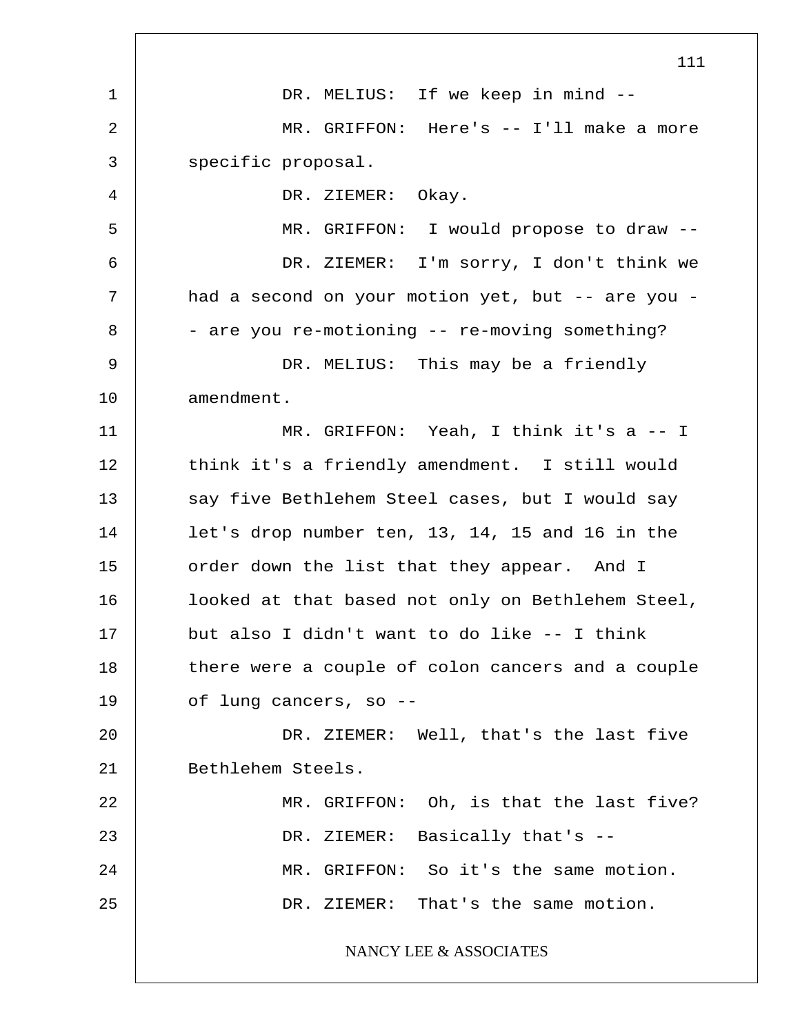DR. MELIUS: If we keep in mind --

MR. GRIFFON: Here's -- I'll make a more specific proposal.

DR. ZIEMER: Okay.

MR. GRIFFON: I would propose to draw --

DR. ZIEMER: I'm sorry, I don't think we had a second on your motion yet, but -- are you -- are you re-motioning -- re-moving something?

DR. MELIUS: This may be a friendly amendment.

MR. GRIFFON: Yeah, I think it's a -- I think it's a friendly amendment. I still would say five Bethlehem Steel cases, but I would say let's drop number ten, 13, 14, 15 and 16 in the order down the list that they appear. And I looked at that based not only on Bethlehem Steel, but also I didn't want to do like -- I think there were a couple of colon cancers and a couple of lung cancers, so --

DR. ZIEMER: Well, that's the last five Bethlehem Steels.

MR. GRIFFON: Oh, is that the last five?

DR. ZIEMER: Basically that's --

MR. GRIFFON: So it's the same motion.

DR. ZIEMER: That's the same motion.

NANCY LEE & ASSOCIATES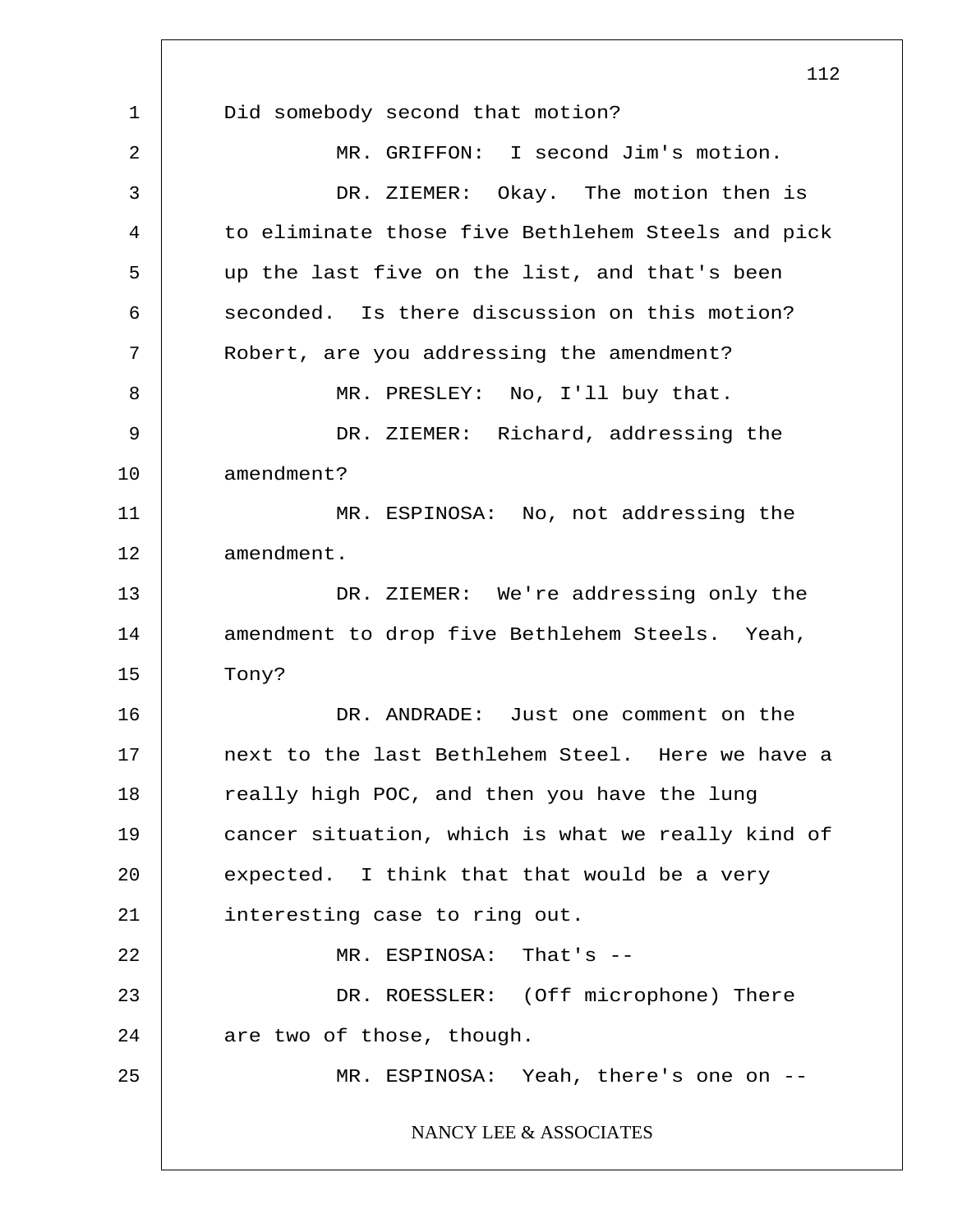Did somebody second that motion?

MR. GRIFFON: I second Jim's motion.

DR. ZIEMER: Okay. The motion then is to eliminate those five Bethlehem Steels and pick up the last five on the list, and that's been seconded. Is there discussion on this motion? Robert, are you addressing the amendment?

MR. PRESLEY: No, I'll buy that.

DR. ZIEMER: Richard, addressing the amendment?

MR. ESPINOSA: No, not addressing the amendment.

DR. ZIEMER: We're addressing only the amendment to drop five Bethlehem Steels. Yeah, Tony?

DR. ANDRADE: Just one comment on the next to the last Bethlehem Steel. Here we have a really high POC, and then you have the lung cancer situation, which is what we really kind of expected. I think that that would be a very interesting case to ring out.

MR. ESPINOSA: That's --

DR. ROESSLER: (Off microphone) There are two of those, though.

MR. ESPINOSA: Yeah, there's one on --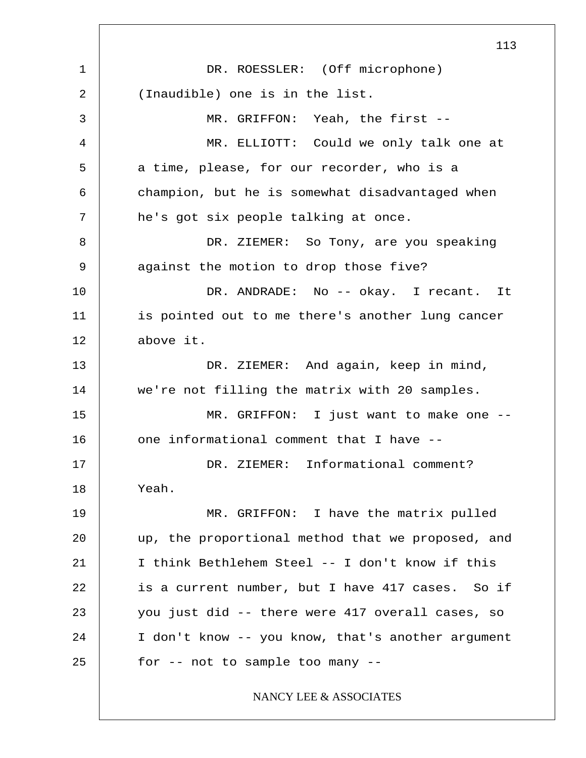DR. ROESSLER: (Off microphone) (Inaudible) one is in the list.

MR. GRIFFON: Yeah, the first --

MR. ELLIOTT: Could we only talk one at a time, please, for our recorder, who is a champion, but he is somewhat disadvantaged when he's got six people talking at once.

DR. ZIEMER: So Tony, are you speaking against the motion to drop those five?

DR. ANDRADE: No -- okay. I recant. It is pointed out to me there's another lung cancer above it.

DR. ZIEMER: And again, keep in mind, we're not filling the matrix with 20 samples.

MR. GRIFFON: I just want to make one -- one informational comment that I have --

DR. ZIEMER: Informational comment? Yeah.

MR. GRIFFON: I have the matrix pulled up, the proportional method that we proposed, and I think Bethlehem Steel -- I don't know if this is a current number, but I have 417 cases. So if you just did -- there were 417 overall cases, so I don't know -- you know, that's another argument for -- not to sample too many --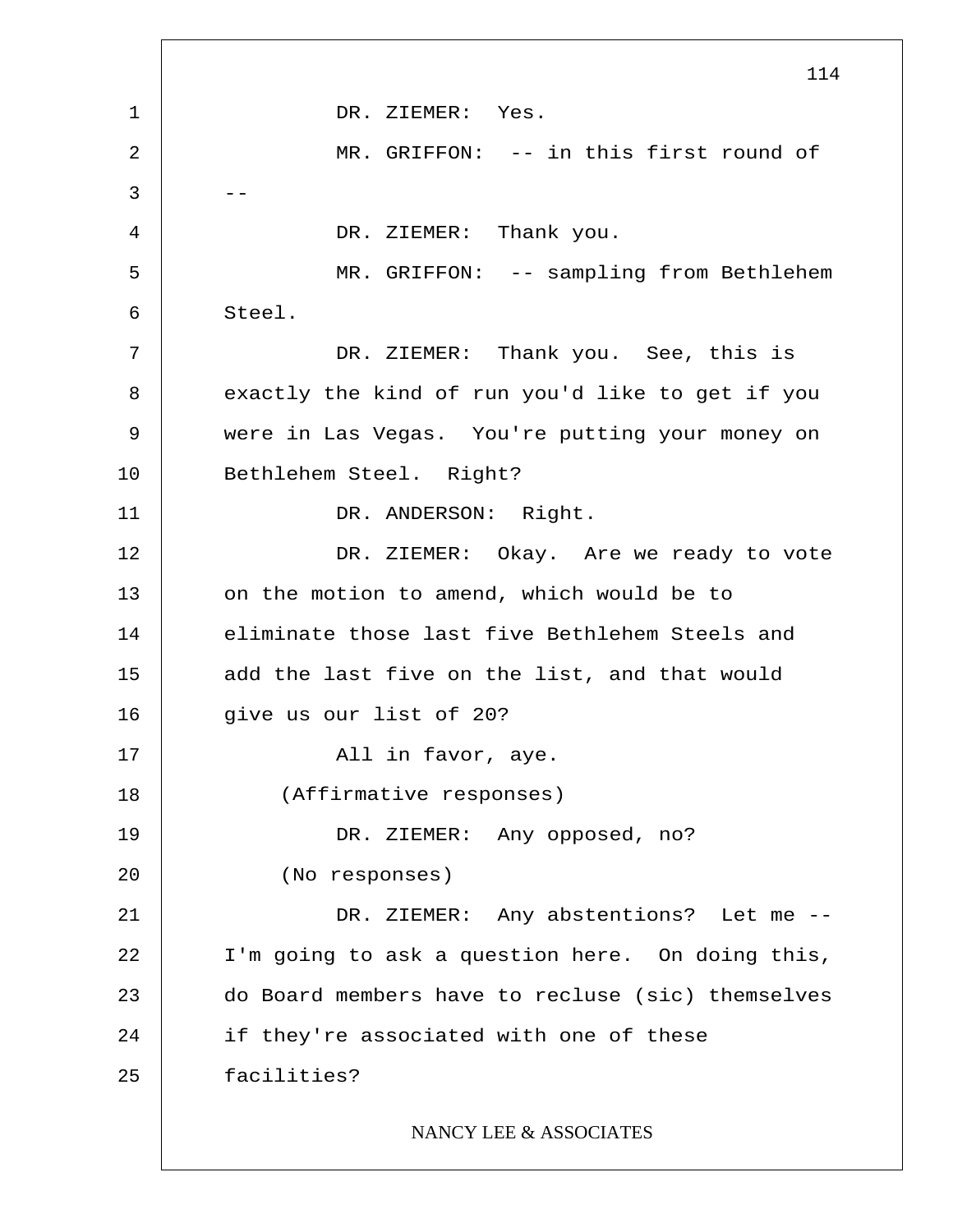DR. ZIEMER: Yes.

MR. GRIFFON: -- in this first round of --

DR. ZIEMER: Thank you.

MR. GRIFFON: -- sampling from Bethlehem Steel.

DR. ZIEMER: Thank you. See, this is exactly the kind of run you'd like to get if you were in Las Vegas. You're putting your money on Bethlehem Steel. Right?

DR. ANDERSON: Right.

DR. ZIEMER: Okay. Are we ready to vote on the motion to amend, which would be to eliminate those last five Bethlehem Steels and add the last five on the list, and that would give us our list of 20?

All in favor, aye.

(Affirmative responses)

DR. ZIEMER: Any opposed, no?

(No responses)

DR. ZIEMER: Any abstentions? Let me -- I'm going to ask a question here. On doing this, do Board members have to recluse (sic) themselves if they're associated with one of these facilities?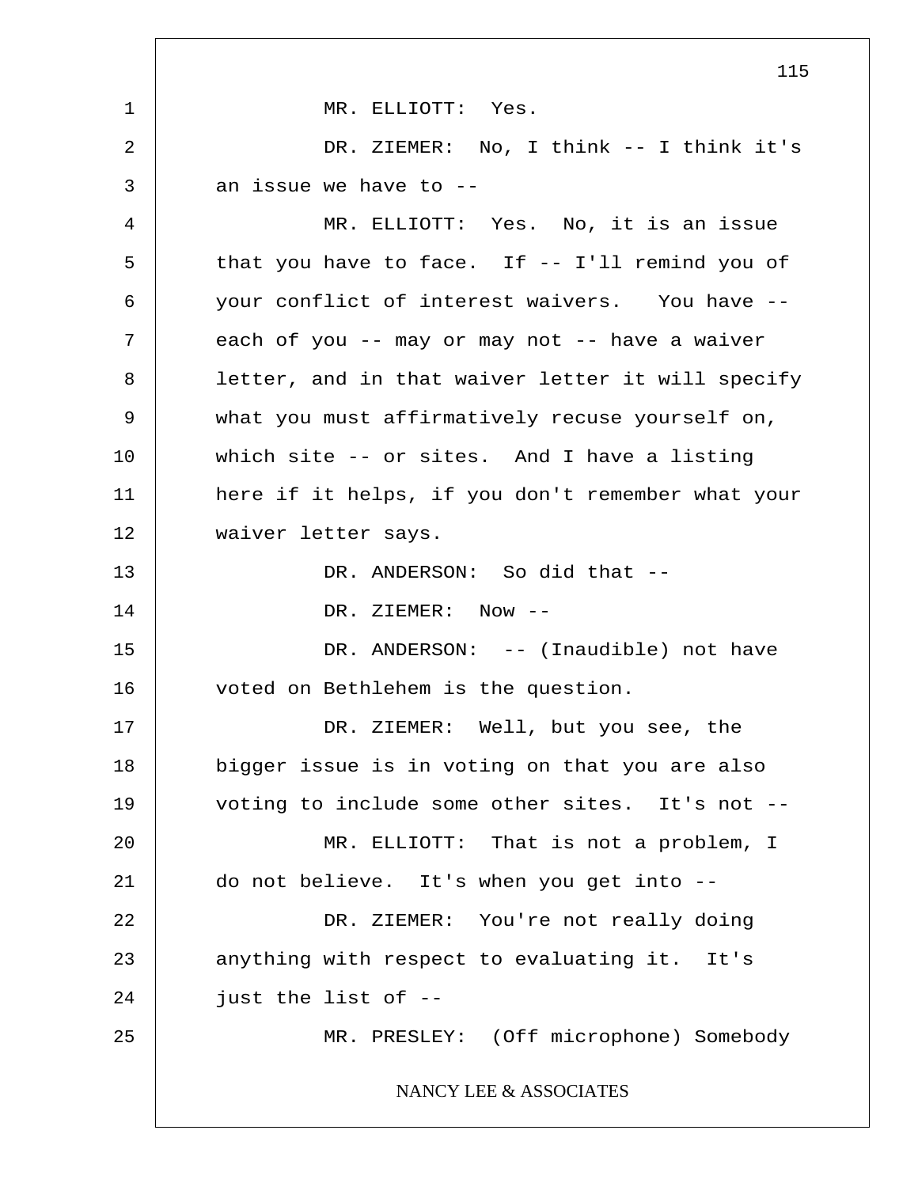MR. ELLIOTT: Yes.

DR. ZIEMER: No, I think -- I think it's an issue we have to --

MR. ELLIOTT: Yes. No, it is an issue that you have to face. If -- I'll remind you of your conflict of interest waivers. You have -- each of you -- may or may not -- have a waiver letter, and in that waiver letter it will specify what you must affirmatively recuse yourself on, which site -- or sites. And I have a listing here if it helps, if you don't remember what your waiver letter says.

DR. ANDERSON: So did that --

DR. ZIEMER: Now --

DR. ANDERSON: -- (Inaudible) not have voted on Bethlehem is the question.

DR. ZIEMER: Well, but you see, the bigger issue is in voting on that you are also voting to include some other sites. It's not --

MR. ELLIOTT: That is not a problem, I do not believe. It's when you get into --

DR. ZIEMER: You're not really doing anything with respect to evaluating it. It's just the list of --

MR. PRESLEY: (Off microphone) Somebody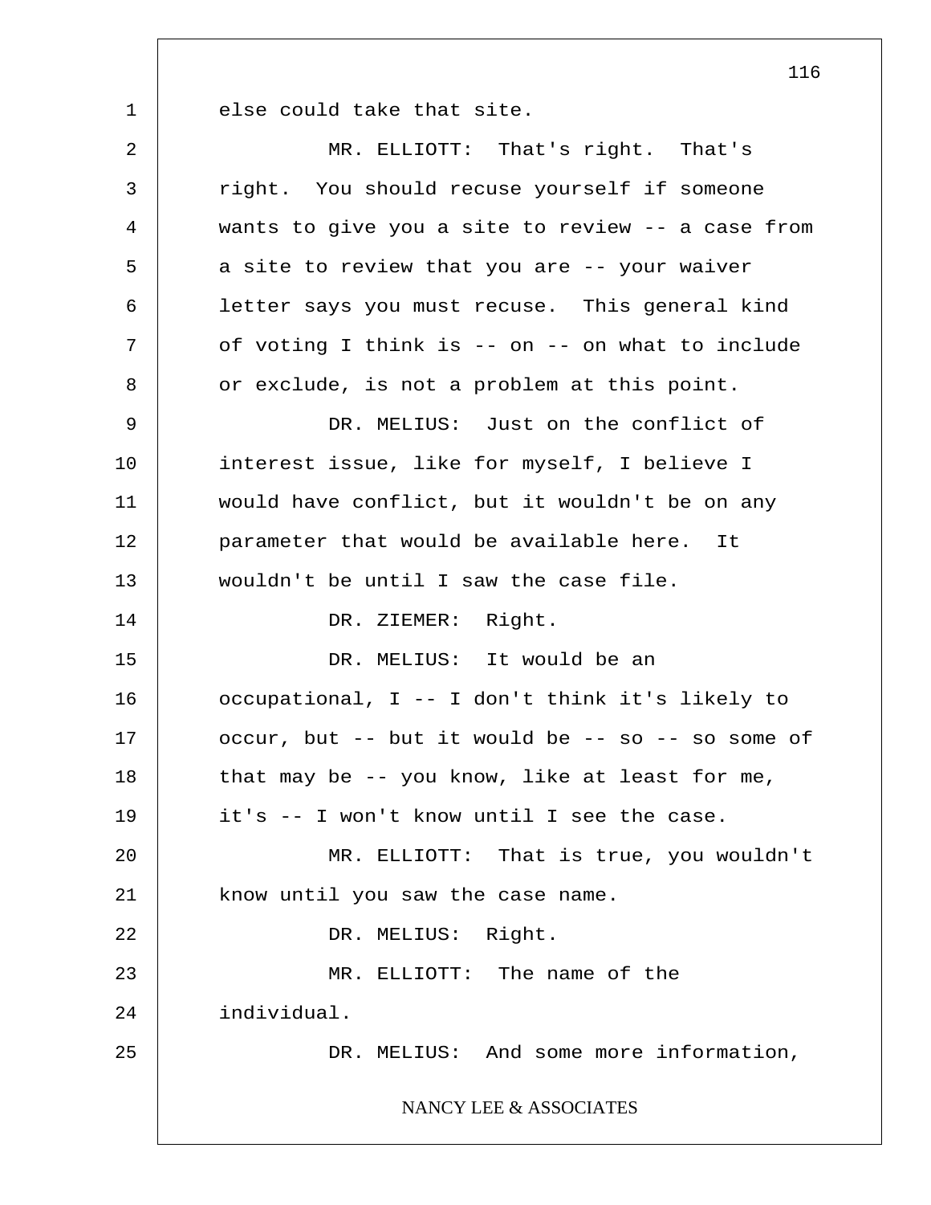else could take that site.

MR. ELLIOTT: That's right. That's right. You should recuse yourself if someone wants to give you a site to review -- a case from a site to review that you are -- your waiver letter says you must recuse. This general kind of voting I think is -- on -- on what to include or exclude, is not a problem at this point.

DR. MELIUS: Just on the conflict of interest issue, like for myself, I believe I would have conflict, but it wouldn't be on any parameter that would be available here. It wouldn't be until I saw the case file.

DR. ZIEMER: Right.

DR. MELIUS: It would be an occupational, I -- I don't think it's likely to occur, but -- but it would be -- so -- so some of that may be -- you know, like at least for me, it's -- I won't know until I see the case.

MR. ELLIOTT: That is true, you wouldn't know until you saw the case name.

DR. MELIUS: Right.

MR. ELLIOTT: The name of the individual.

DR. MELIUS: And some more information,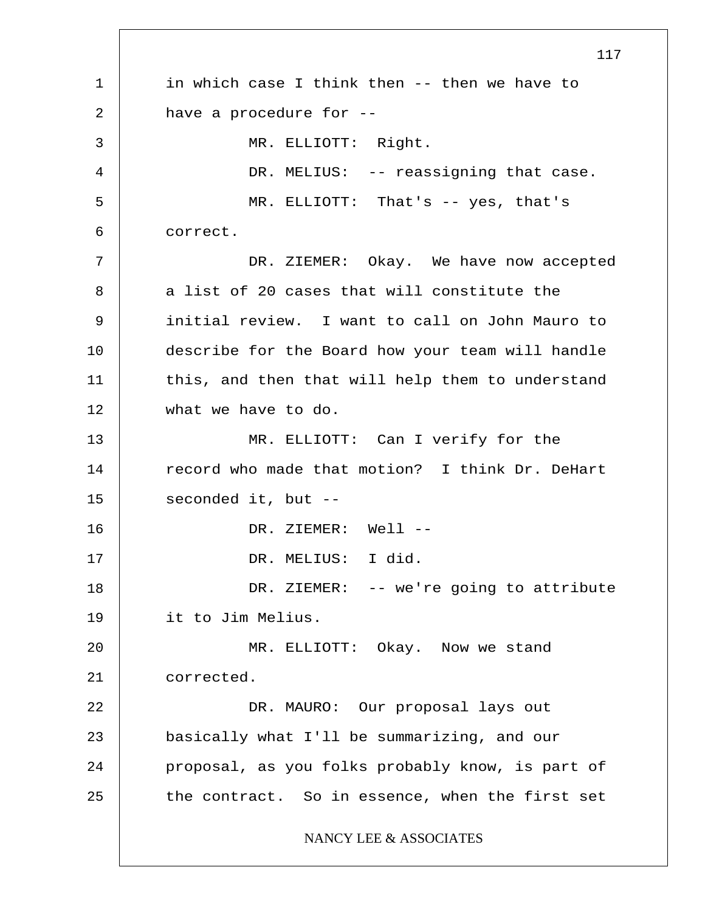in which case I think then -- then we have to have a procedure for --

MR. ELLIOTT: Right.

DR. MELIUS: -- reassigning that case.

MR. ELLIOTT: That's -- yes, that's correct.

DR. ZIEMER: Okay. We have now accepted a list of 20 cases that will constitute the initial review. I want to call on John Mauro to describe for the Board how your team will handle this, and then that will help them to understand what we have to do.

MR. ELLIOTT: Can I verify for the record who made that motion? I think Dr. DeHart seconded it, but --

DR. ZIEMER: Well --

DR. MELIUS: I did.

DR. ZIEMER: -- we're going to attribute it to Jim Melius.

MR. ELLIOTT: Okay. Now we stand corrected.

DR. MAURO: Our proposal lays out basically what I'll be summarizing, and our proposal, as you folks probably know, is part of the contract. So in essence, when the first set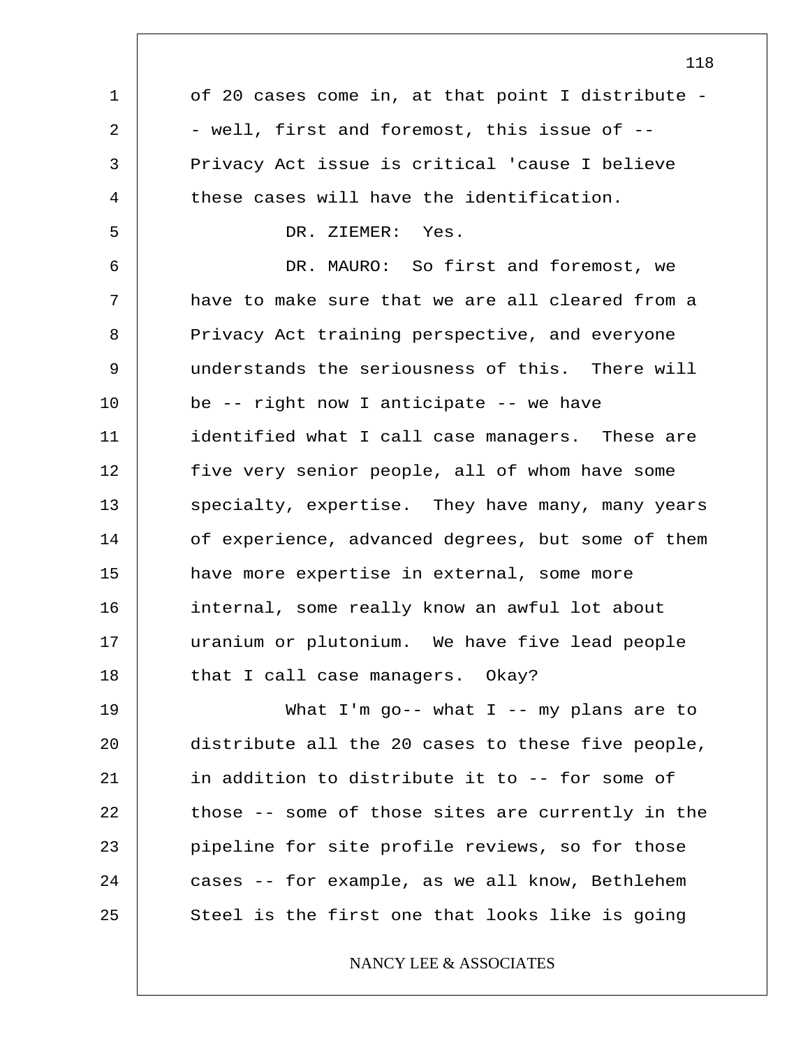of 20 cases come in, at that point I distribute -- well, first and foremost, this issue of -- Privacy Act issue is critical 'cause I believe these cases will have the identification.

DR. ZIEMER: Yes.

DR. MAURO: So first and foremost, we have to make sure that we are all cleared from a Privacy Act training perspective, and everyone understands the seriousness of this. There will be -- right now I anticipate -- we have identified what I call case managers. These are five very senior people, all of whom have some specialty, expertise. They have many, many years of experience, advanced degrees, but some of them have more expertise in external, some more internal, some really know an awful lot about uranium or plutonium. We have five lead people that I call case managers. Okay?

What I'm go-- what I -- my plans are to distribute all the 20 cases to these five people, in addition to distribute it to -- for some of those -- some of those sites are currently in the pipeline for site profile reviews, so for those cases -- for example, as we all know, Bethlehem Steel is the first one that looks like is going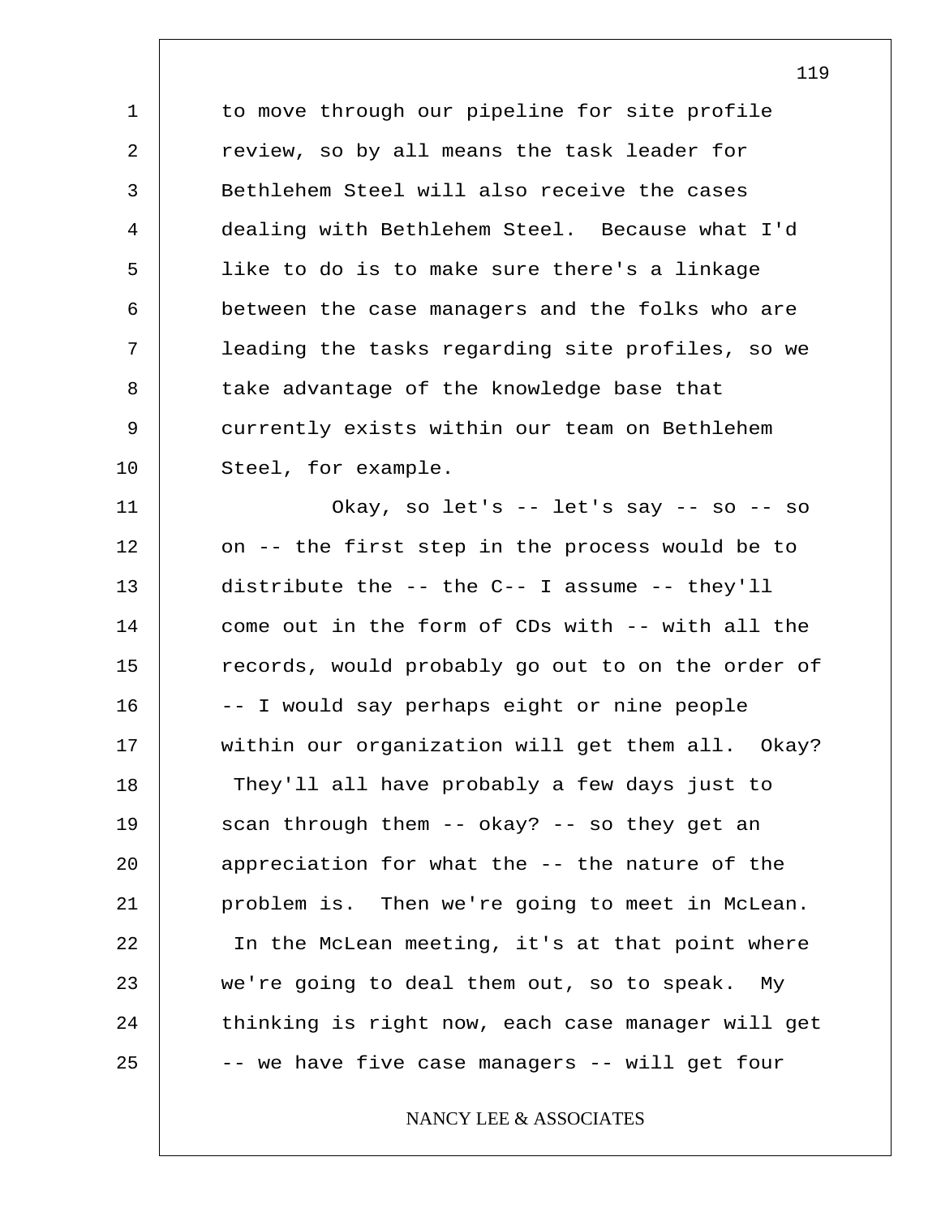to move through our pipeline for site profile review, so by all means the task leader for Bethlehem Steel will also receive the cases dealing with Bethlehem Steel. Because what I'd like to do is to make sure there's a linkage between the case managers and the folks who are leading the tasks regarding site profiles, so we take advantage of the knowledge base that currently exists within our team on Bethlehem Steel, for example.

Okay, so let's -- let's say -- so -- so on -- the first step in the process would be to distribute the -- the C-- I assume -- they'll come out in the form of CDs with -- with all the records, would probably go out to on the order of -- I would say perhaps eight or nine people within our organization will get them all. Okay? They'll all have probably a few days just to scan through them -- okay? -- so they get an appreciation for what the -- the nature of the problem is. Then we're going to meet in McLean. In the McLean meeting, it's at that point where we're going to deal them out, so to speak. My thinking is right now, each case manager will get -- we have five case managers -- will get four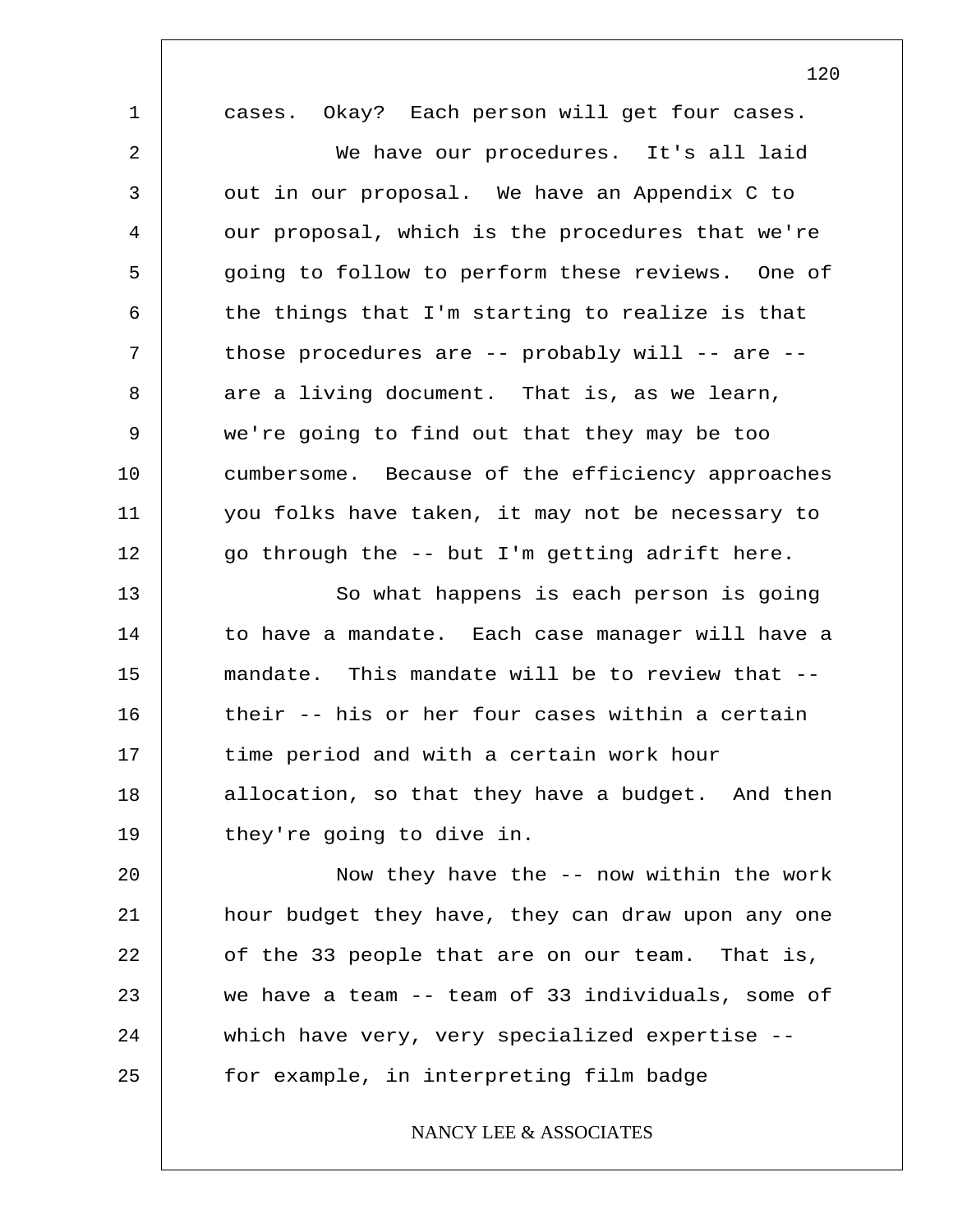cases. Okay? Each person will get four cases.

We have our procedures. It's all laid out in our proposal. We have an Appendix C to our proposal, which is the procedures that we're going to follow to perform these reviews. One of the things that I'm starting to realize is that those procedures are -- probably will -- are -- are a living document. That is, as we learn, we're going to find out that they may be too cumbersome. Because of the efficiency approaches you folks have taken, it may not be necessary to go through the -- but I'm getting adrift here.

So what happens is each person is going to have a mandate. Each case manager will have a mandate. This mandate will be to review that -- their -- his or her four cases within a certain time period and with a certain work hour allocation, so that they have a budget. And then they're going to dive in.

Now they have the -- now within the work hour budget they have, they can draw upon any one of the 33 people that are on our team. That is, we have a team -- team of 33 individuals, some of which have very, very specialized expertise -- for example, in interpreting film badge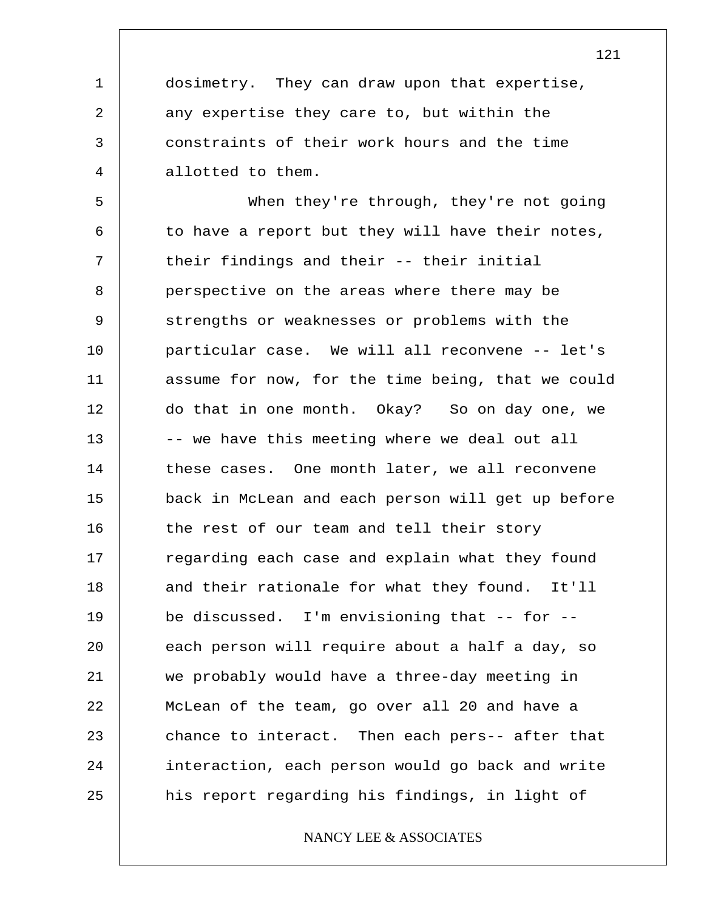dosimetry. They can draw upon that expertise, any expertise they care to, but within the constraints of their work hours and the time allotted to them.

When they're through, they're not going to have a report but they will have their notes, their findings and their -- their initial perspective on the areas where there may be strengths or weaknesses or problems with the particular case. We will all reconvene -- let's assume for now, for the time being, that we could do that in one month. Okay? So on day one, we -- we have this meeting where we deal out all these cases. One month later, we all reconvene back in McLean and each person will get up before the rest of our team and tell their story regarding each case and explain what they found and their rationale for what they found. It'll be discussed. I'm envisioning that -- for -- each person will require about a half a day, so we probably would have a three-day meeting in McLean of the team, go over all 20 and have a chance to interact. Then each pers-- after that interaction, each person would go back and write his report regarding his findings, in light of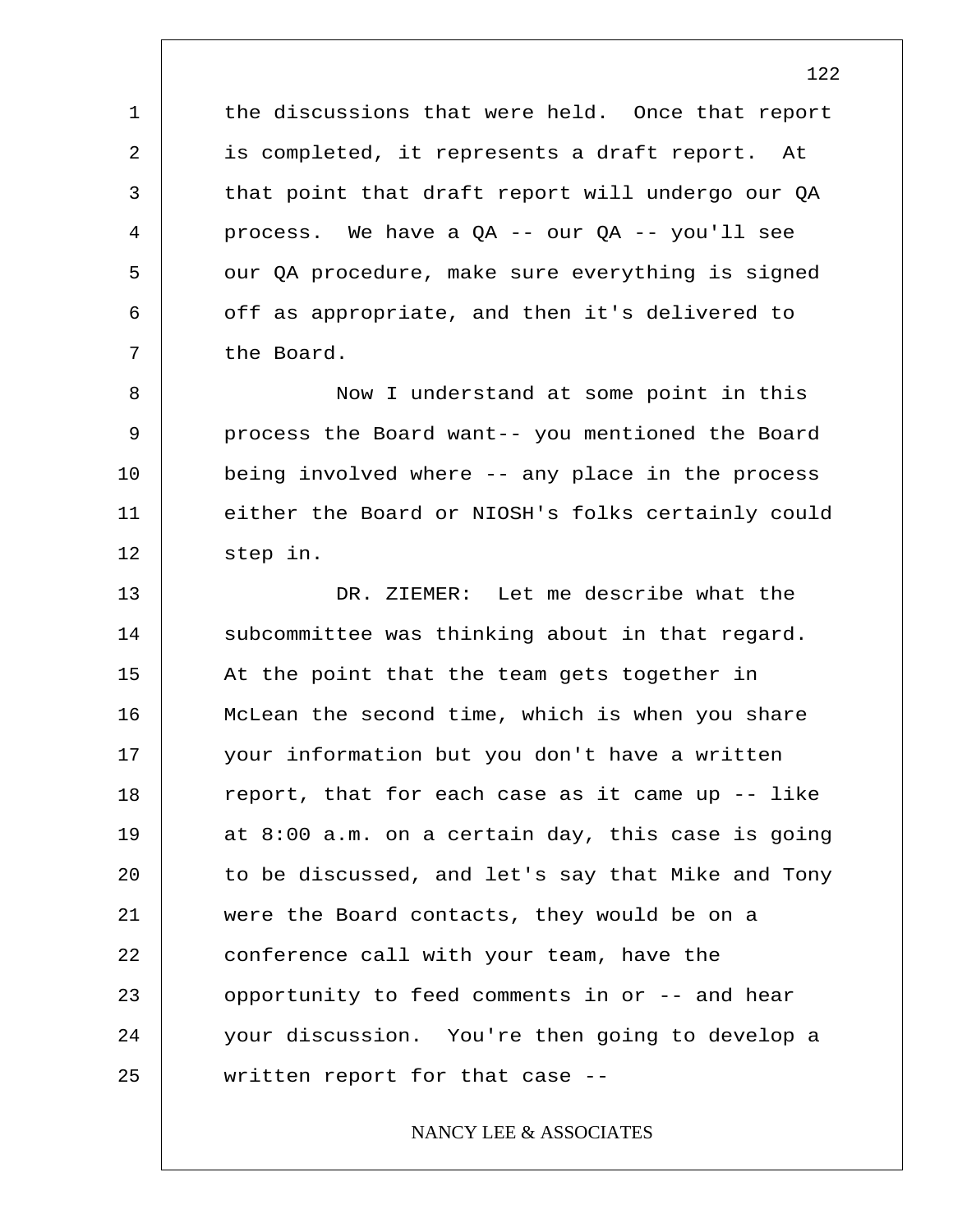the discussions that were held. Once that report is completed, it represents a draft report. At that point that draft report will undergo our QA process. We have a QA -- our QA -- you'll see our QA procedure, make sure everything is signed off as appropriate, and then it's delivered to the Board.

Now I understand at some point in this process the Board want-- you mentioned the Board being involved where -- any place in the process either the Board or NIOSH's folks certainly could step in.

DR. ZIEMER: Let me describe what the subcommittee was thinking about in that regard. At the point that the team gets together in McLean the second time, which is when you share your information but you don't have a written report, that for each case as it came up -- like at 8:00 a.m. on a certain day, this case is going to be discussed, and let's say that Mike and Tony were the Board contacts, they would be on a conference call with your team, have the opportunity to feed comments in or -- and hear your discussion. You're then going to develop a written report for that case --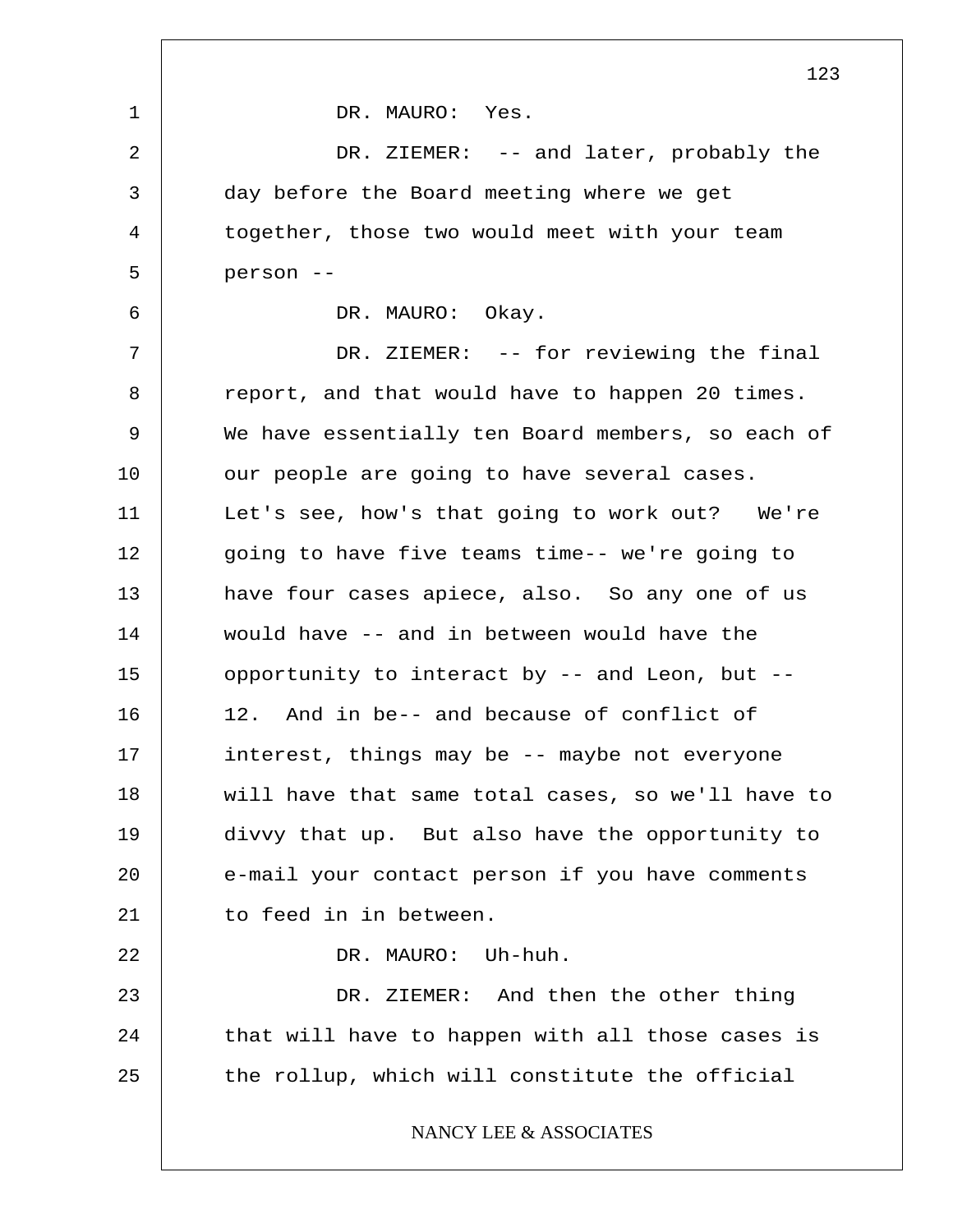DR. MAURO: Yes.

DR. ZIEMER: -- and later, probably the day before the Board meeting where we get together, those two would meet with your team person --

DR. MAURO: Okay.

DR. ZIEMER: -- for reviewing the final report, and that would have to happen 20 times. We have essentially ten Board members, so each of our people are going to have several cases. Let's see, how's that going to work out? We're going to have five teams time-- we're going to have four cases apiece, also. So any one of us would have -- and in between would have the opportunity to interact by -- and Leon, but -- 12. And in be-- and because of conflict of interest, things may be -- maybe not everyone will have that same total cases, so we'll have to divvy that up. But also have the opportunity to e-mail your contact person if you have comments to feed in in between.

DR. MAURO: Uh-huh.

DR. ZIEMER: And then the other thing that will have to happen with all those cases is the rollup, which will constitute the official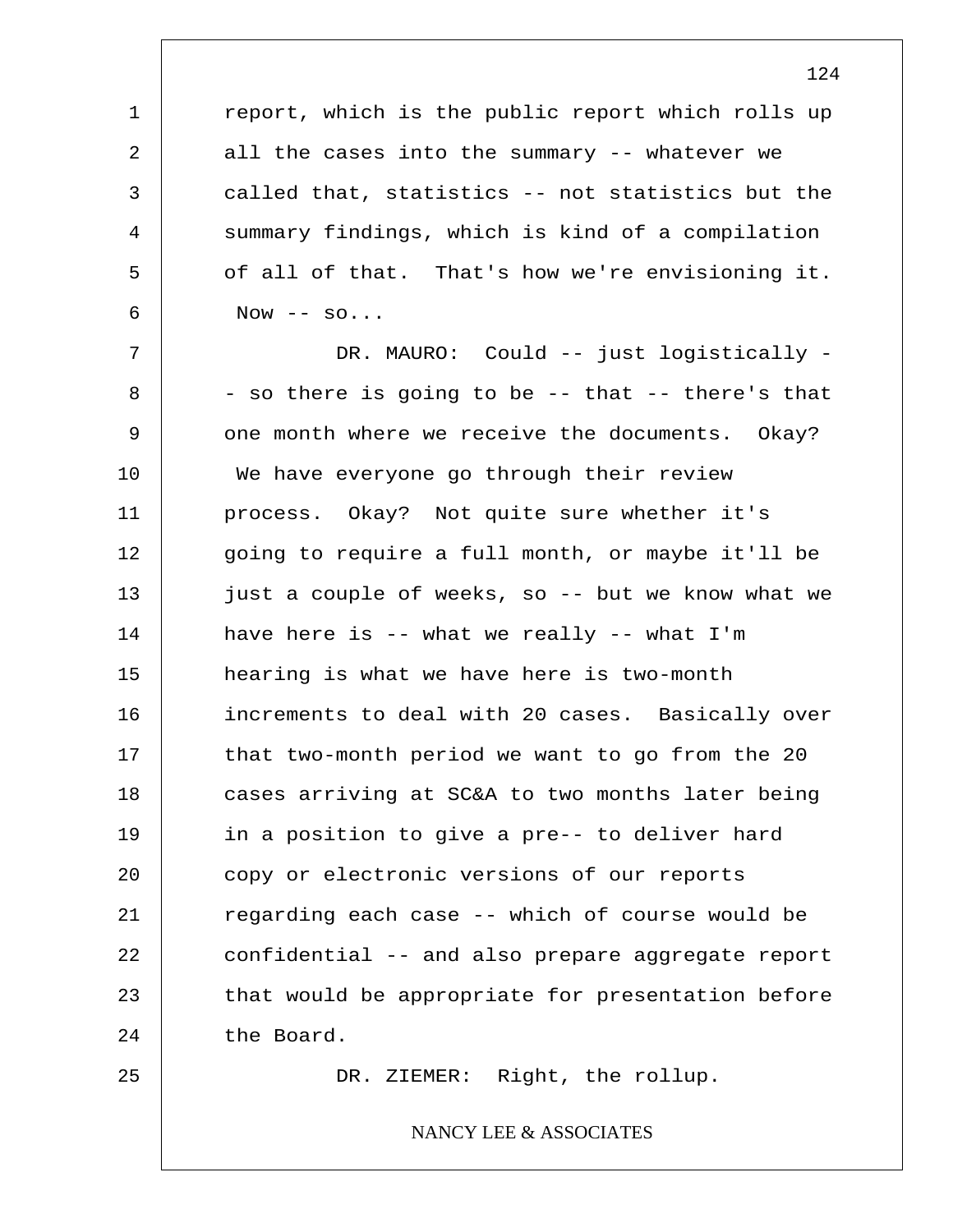report, which is the public report which rolls up all the cases into the summary -- whatever we called that, statistics -- not statistics but the summary findings, which is kind of a compilation of all of that. That's how we're envisioning it. Now -- so...

DR. MAURO: Could -- just logistically -- so there is going to be -- that -- there's that one month where we receive the documents. Okay? We have everyone go through their review process. Okay? Not quite sure whether it's going to require a full month, or maybe it'll be just a couple of weeks, so -- but we know what we have here is -- what we really -- what I'm hearing is what we have here is two-month increments to deal with 20 cases. Basically over that two-month period we want to go from the 20 cases arriving at SC&A to two months later being in a position to give a pre-- to deliver hard copy or electronic versions of our reports regarding each case -- which of course would be confidential -- and also prepare aggregate report that would be appropriate for presentation before the Board.

DR. ZIEMER: Right, the rollup.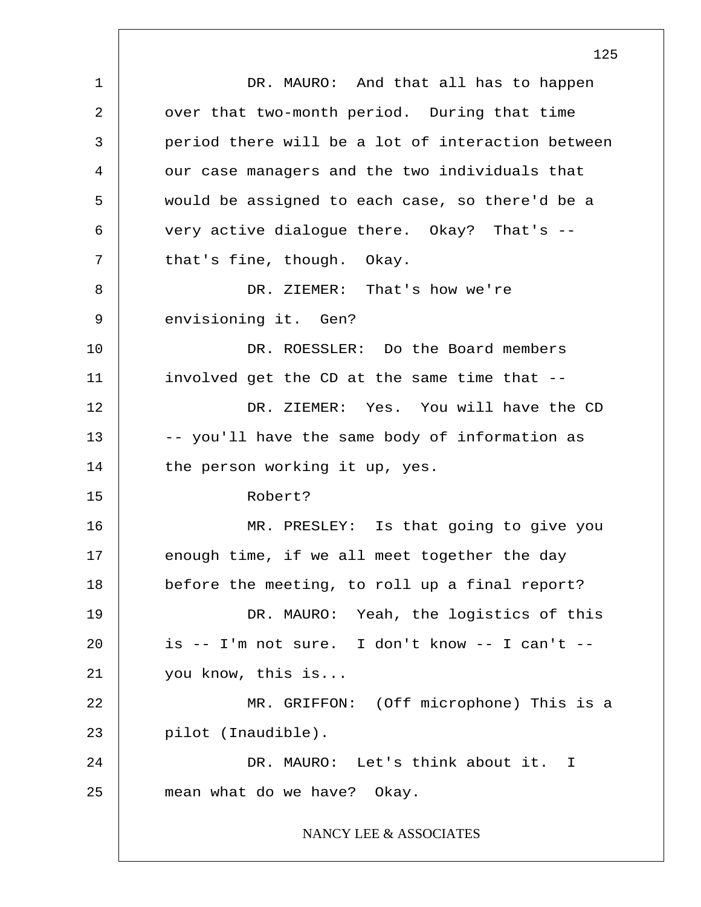DR. MAURO: And that all has to happen over that two-month period. During that time period there will be a lot of interaction between our case managers and the two individuals that would be assigned to each case, so there'd be a very active dialogue there. Okay? That's -- that's fine, though. Okay.

DR. ZIEMER: That's how we're envisioning it. Gen?

DR. ROESSLER: Do the Board members involved get the CD at the same time that --

DR. ZIEMER: Yes. You will have the CD -- you'll have the same body of information as the person working it up, yes.

Robert?

MR. PRESLEY: Is that going to give you enough time, if we all meet together the day before the meeting, to roll up a final report?

DR. MAURO: Yeah, the logistics of this is -- I'm not sure. I don't know -- I can't -- you know, this is...

MR. GRIFFON: (Off microphone) This is a pilot (Inaudible).

DR. MAURO: Let's think about it. I mean what do we have? Okay.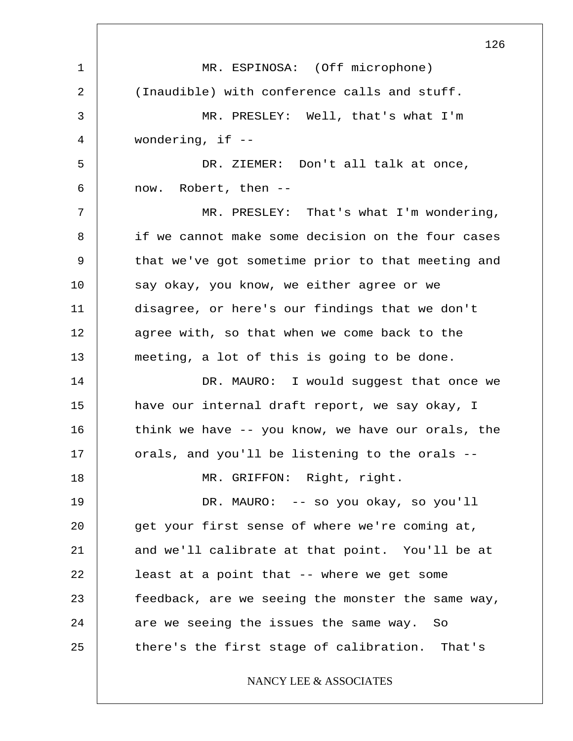MR. ESPINOSA: (Off microphone) (Inaudible) with conference calls and stuff.

MR. PRESLEY: Well, that's what I'm wondering, if --

DR. ZIEMER: Don't all talk at once, now. Robert, then --

MR. PRESLEY: That's what I'm wondering, if we cannot make some decision on the four cases that we've got sometime prior to that meeting and say okay, you know, we either agree or we disagree, or here's our findings that we don't agree with, so that when we come back to the meeting, a lot of this is going to be done.

DR. MAURO: I would suggest that once we have our internal draft report, we say okay, I think we have -- you know, we have our orals, the orals, and you'll be listening to the orals --

MR. GRIFFON: Right, right.

DR. MAURO: -- so you okay, so you'll get your first sense of where we're coming at, and we'll calibrate at that point. You'll be at least at a point that -- where we get some feedback, are we seeing the monster the same way, are we seeing the issues the same way. So there's the first stage of calibration. That's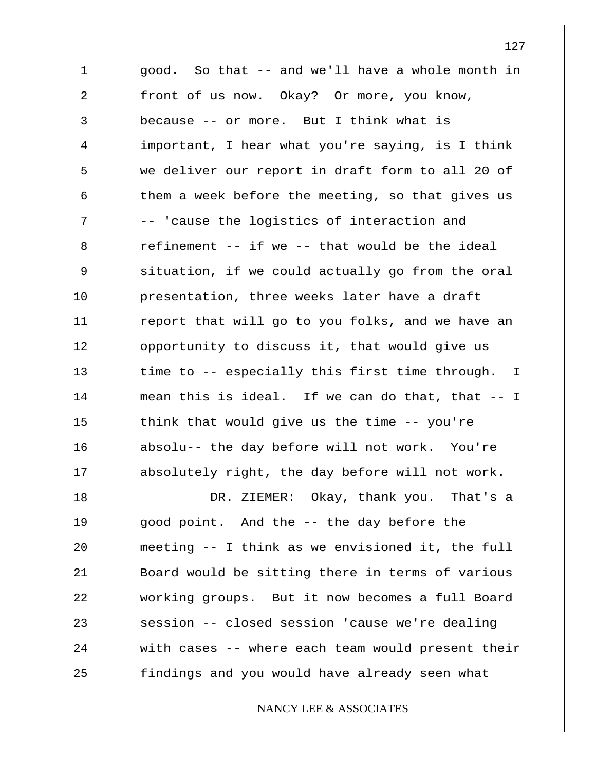good. So that -- and we'll have a whole month in front of us now. Okay? Or more, you know, because -- or more. But I think what is important, I hear what you're saying, is I think we deliver our report in draft form to all 20 of them a week before the meeting, so that gives us -- 'cause the logistics of interaction and refinement -- if we -- that would be the ideal situation, if we could actually go from the oral presentation, three weeks later have a draft report that will go to you folks, and we have an opportunity to discuss it, that would give us time to -- especially this first time through. I mean this is ideal. If we can do that, that -- I think that would give us the time -- you're absolu-- the day before will not work. You're absolutely right, the day before will not work.

DR. ZIEMER: Okay, thank you. That's a good point. And the -- the day before the meeting -- I think as we envisioned it, the full Board would be sitting there in terms of various working groups. But it now becomes a full Board session -- closed session 'cause we're dealing with cases -- where each team would present their findings and you would have already seen what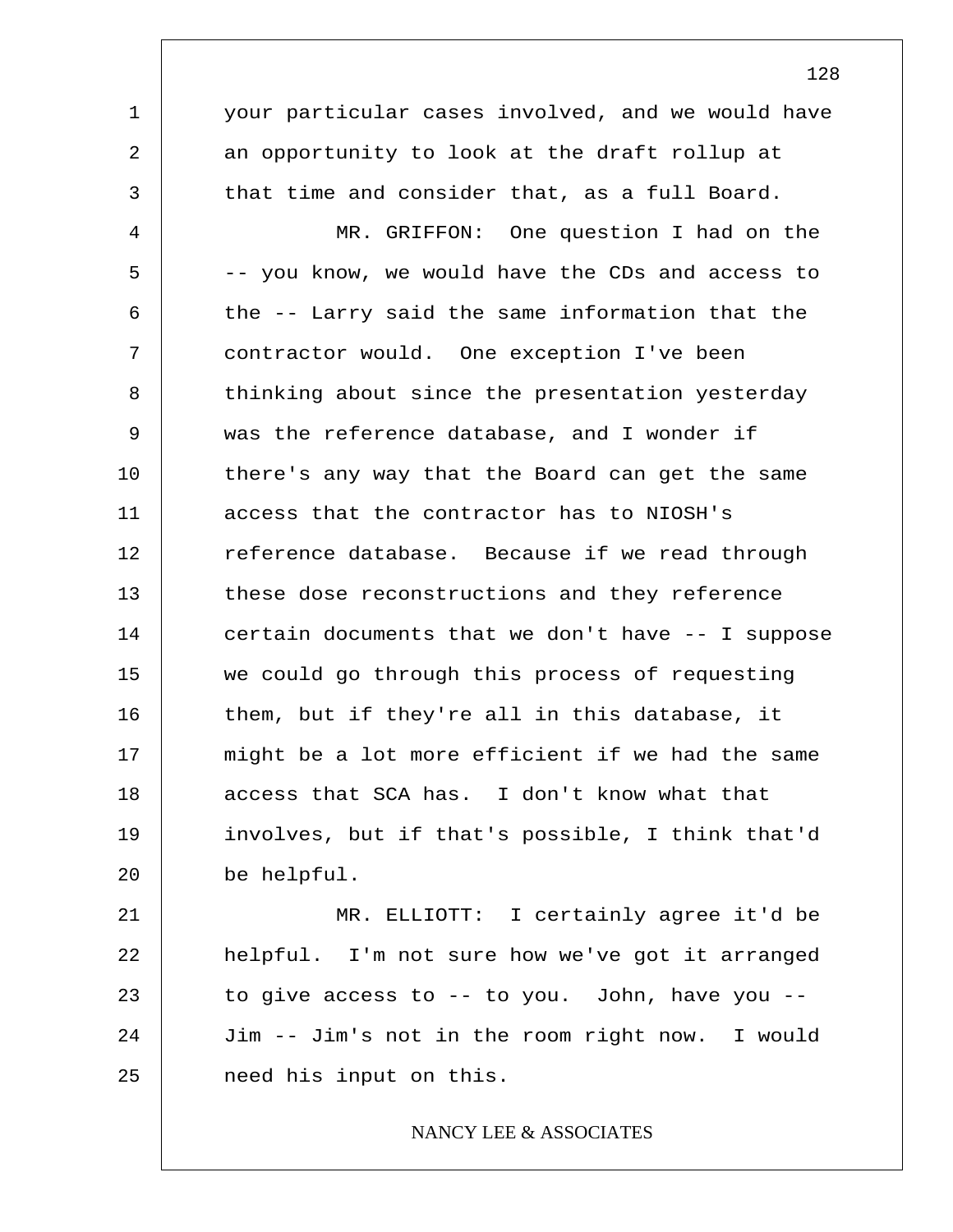your particular cases involved, and we would have an opportunity to look at the draft rollup at that time and consider that, as a full Board.

MR. GRIFFON: One question I had on the -- you know, we would have the CDs and access to the -- Larry said the same information that the contractor would. One exception I've been thinking about since the presentation yesterday was the reference database, and I wonder if there's any way that the Board can get the same access that the contractor has to NIOSH's reference database. Because if we read through these dose reconstructions and they reference certain documents that we don't have -- I suppose we could go through this process of requesting them, but if they're all in this database, it might be a lot more efficient if we had the same access that SCA has. I don't know what that involves, but if that's possible, I think that'd be helpful.

MR. ELLIOTT: I certainly agree it'd be helpful. I'm not sure how we've got it arranged to give access to -- to you. John, have you -- Jim -- Jim's not in the room right now. I would need his input on this.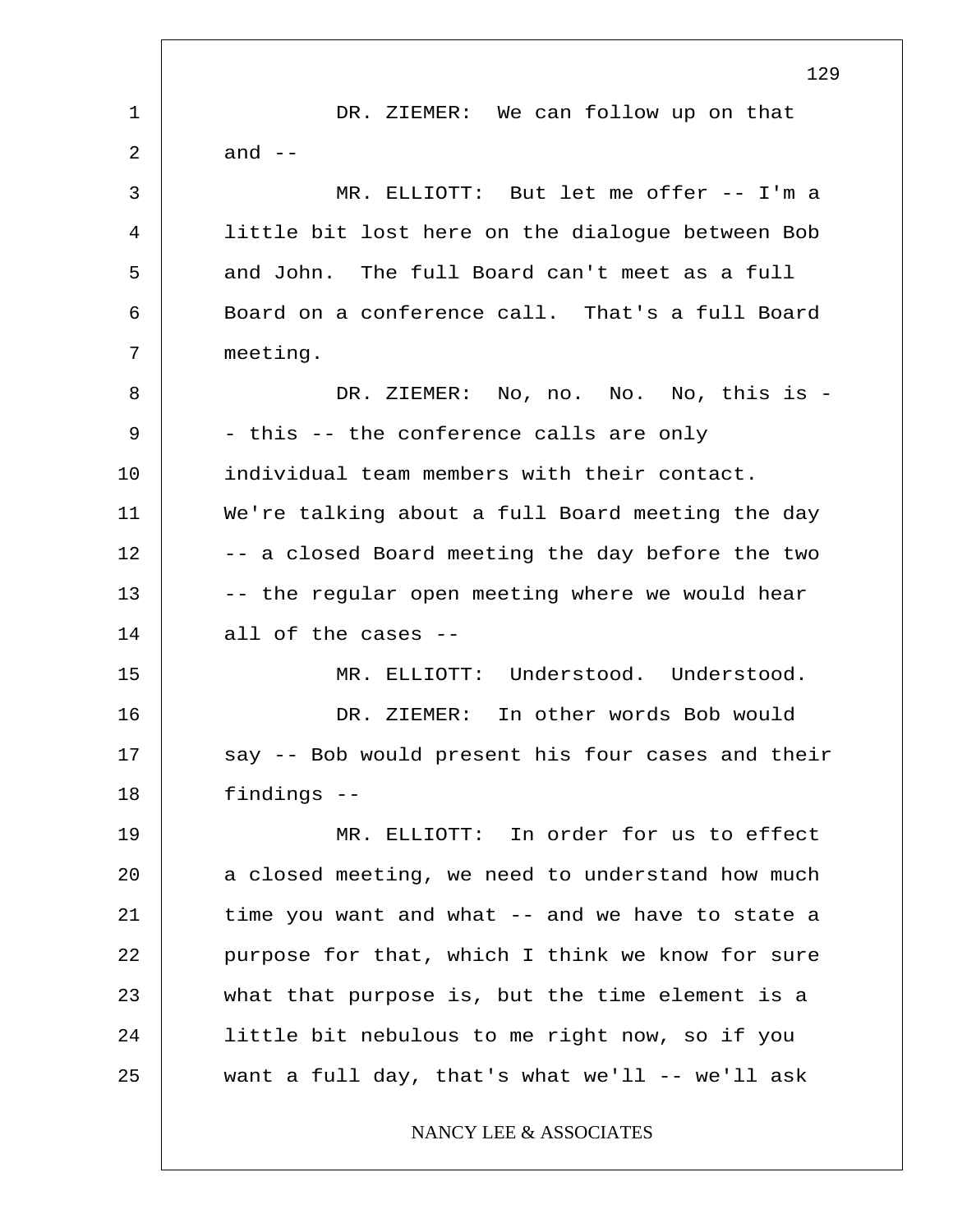DR. ZIEMER: We can follow up on that and --

MR. ELLIOTT: But let me offer -- I'm a little bit lost here on the dialogue between Bob and John. The full Board can't meet as a full Board on a conference call. That's a full Board meeting.

DR. ZIEMER: No, no. No. No, this is -- this -- the conference calls are only individual team members with their contact. We're talking about a full Board meeting the day -- a closed Board meeting the day before the two -- the regular open meeting where we would hear all of the cases --

MR. ELLIOTT: Understood. Understood.

DR. ZIEMER: In other words Bob would say -- Bob would present his four cases and their findings --

MR. ELLIOTT: In order for us to effect a closed meeting, we need to understand how much time you want and what -- and we have to state a purpose for that, which I think we know for sure what that purpose is, but the time element is a little bit nebulous to me right now, so if you want a full day, that's what we'll -- we'll ask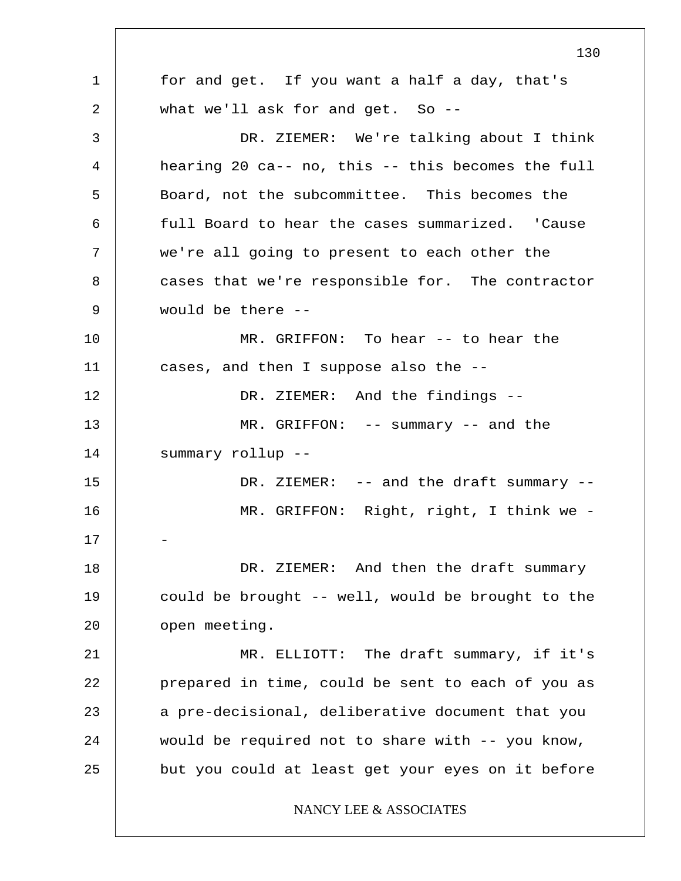for and get. If you want a half a day, that's what we'll ask for and get. So --

DR. ZIEMER: We're talking about I think hearing 20 ca-- no, this -- this becomes the full Board, not the subcommittee. This becomes the full Board to hear the cases summarized. 'Cause we're all going to present to each other the cases that we're responsible for. The contractor would be there --

MR. GRIFFON: To hear -- to hear the cases, and then I suppose also the --

DR. ZIEMER: And the findings --

MR. GRIFFON: -- summary -- and the summary rollup --

DR. ZIEMER: -- and the draft summary --

MR. GRIFFON: Right, right, I think we --

DR. ZIEMER: And then the draft summary could be brought -- well, would be brought to the open meeting.

MR. ELLIOTT: The draft summary, if it's prepared in time, could be sent to each of you as a pre-decisional, deliberative document that you would be required not to share with -- you know, but you could at least get your eyes on it before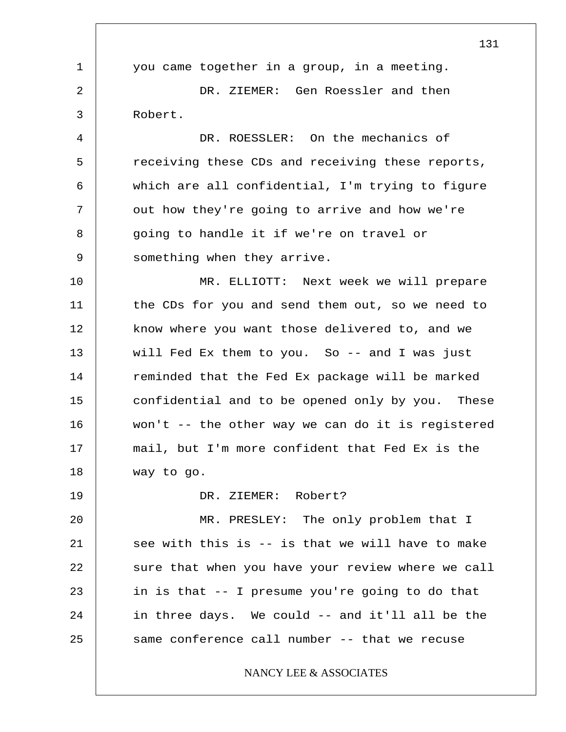you came together in a group, in a meeting.

DR. ZIEMER: Gen Roessler and then Robert.

DR. ROESSLER: On the mechanics of receiving these CDs and receiving these reports, which are all confidential, I'm trying to figure out how they're going to arrive and how we're going to handle it if we're on travel or something when they arrive.

MR. ELLIOTT: Next week we will prepare the CDs for you and send them out, so we need to know where you want those delivered to, and we will Fed Ex them to you. So -- and I was just reminded that the Fed Ex package will be marked confidential and to be opened only by you. These won't -- the other way we can do it is registered mail, but I'm more confident that Fed Ex is the way to go.

DR. ZIEMER: Robert?

MR. PRESLEY: The only problem that I see with this is -- is that we will have to make sure that when you have your review where we call in is that -- I presume you're going to do that in three days. We could -- and it'll all be the same conference call number -- that we recuse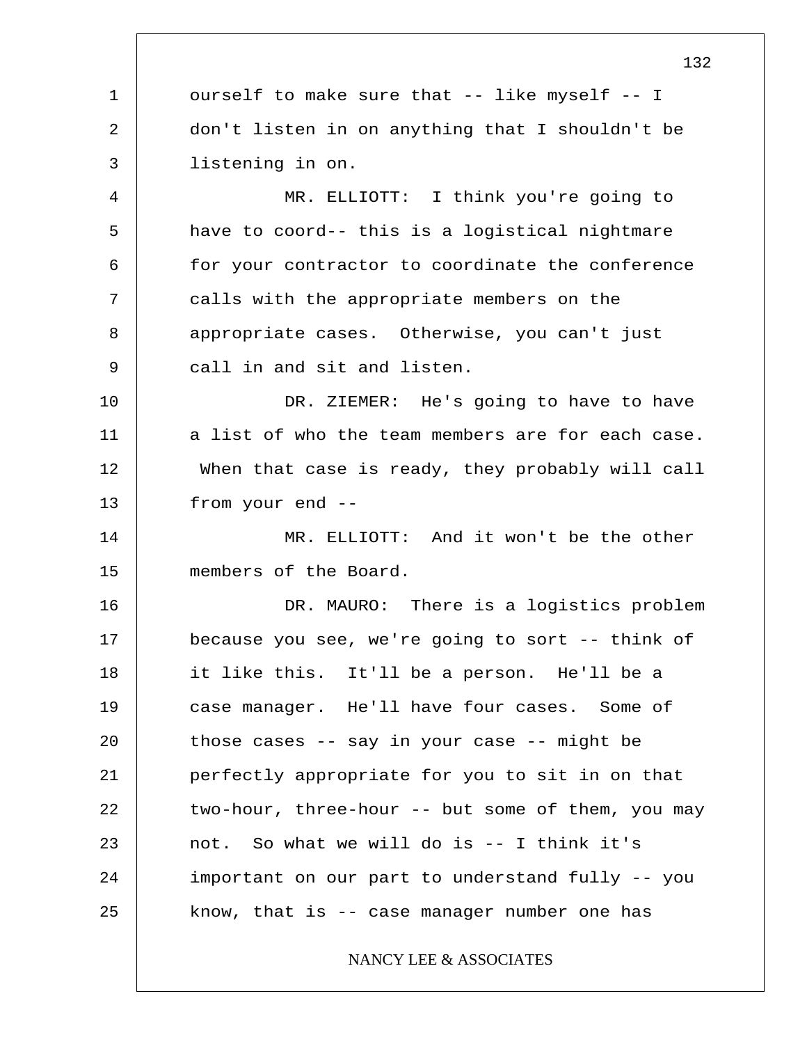ourself to make sure that -- like myself -- I don't listen in on anything that I shouldn't be listening in on.

MR. ELLIOTT: I think you're going to have to coord-- this is a logistical nightmare for your contractor to coordinate the conference calls with the appropriate members on the appropriate cases. Otherwise, you can't just call in and sit and listen.

DR. ZIEMER: He's going to have to have a list of who the team members are for each case. When that case is ready, they probably will call from your end --

MR. ELLIOTT: And it won't be the other members of the Board.

DR. MAURO: There is a logistics problem because you see, we're going to sort -- think of it like this. It'll be a person. He'll be a case manager. He'll have four cases. Some of those cases -- say in your case -- might be perfectly appropriate for you to sit in on that two-hour, three-hour -- but some of them, you may not. So what we will do is -- I think it's important on our part to understand fully -- you know, that is -- case manager number one has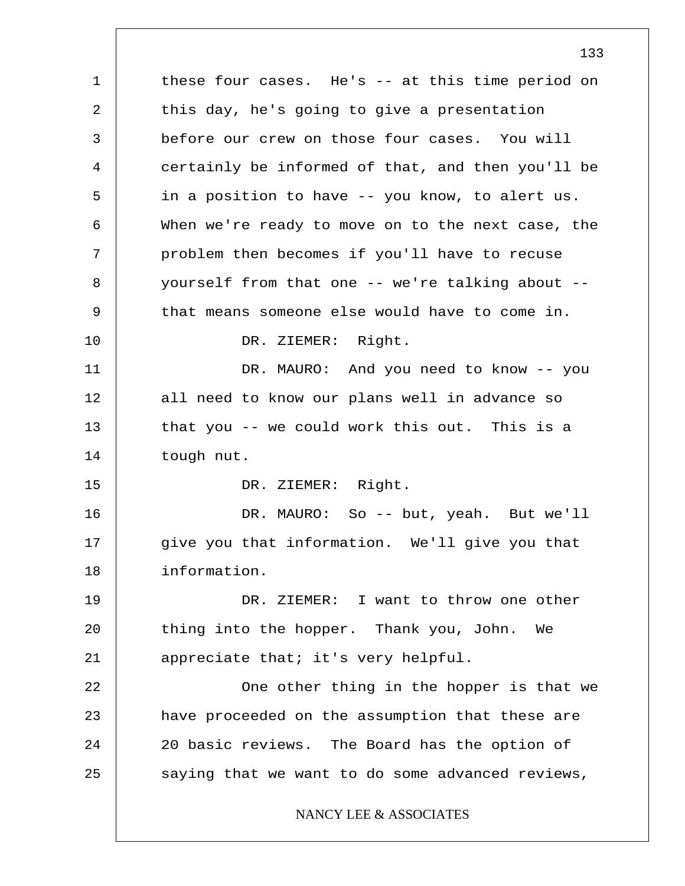these four cases. He's -- at this time period on this day, he's going to give a presentation before our crew on those four cases. You will certainly be informed of that, and then you'll be in a position to have -- you know, to alert us. When we're ready to move on to the next case, the problem then becomes if you'll have to recuse yourself from that one -- we're talking about -- that means someone else would have to come in.

DR. ZIEMER: Right.

DR. MAURO: And you need to know -- you all need to know our plans well in advance so that you -- we could work this out. This is a tough nut.

DR. ZIEMER: Right.

DR. MAURO: So -- but, yeah. But we'll give you that information. We'll give you that information.

DR. ZIEMER: I want to throw one other thing into the hopper. Thank you, John. We appreciate that; it's very helpful.

One other thing in the hopper is that we have proceeded on the assumption that these are 20 basic reviews. The Board has the option of saying that we want to do some advanced reviews,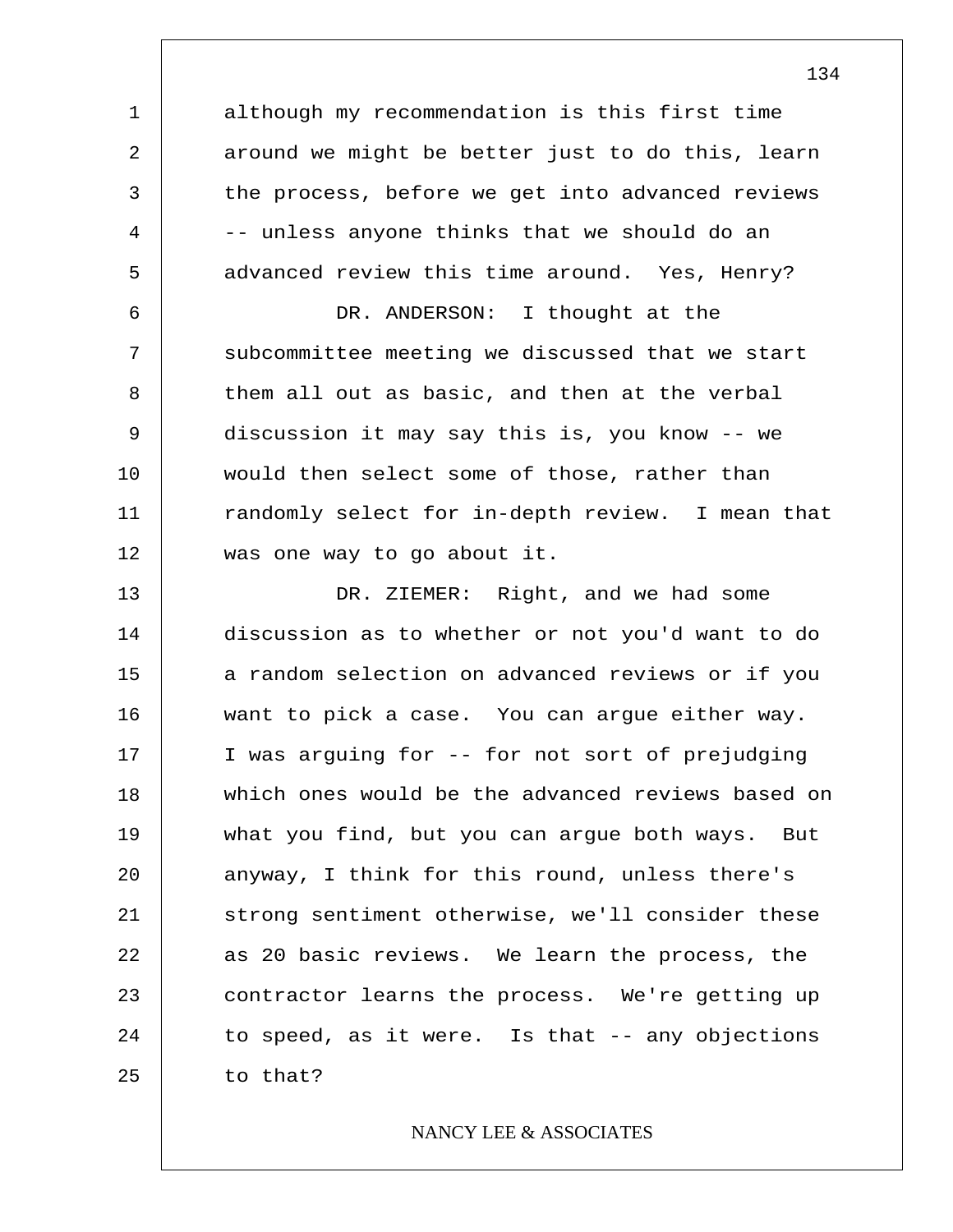although my recommendation is this first time around we might be better just to do this, learn the process, before we get into advanced reviews -- unless anyone thinks that we should do an advanced review this time around. Yes, Henry?

DR. ANDERSON: I thought at the subcommittee meeting we discussed that we start them all out as basic, and then at the verbal discussion it may say this is, you know -- we would then select some of those, rather than randomly select for in-depth review. I mean that was one way to go about it.

DR. ZIEMER: Right, and we had some discussion as to whether or not you'd want to do a random selection on advanced reviews or if you want to pick a case. You can argue either way. I was arguing for -- for not sort of prejudging which ones would be the advanced reviews based on what you find, but you can argue both ways. But anyway, I think for this round, unless there's strong sentiment otherwise, we'll consider these as 20 basic reviews. We learn the process, the contractor learns the process. We're getting up to speed, as it were. Is that -- any objections to that?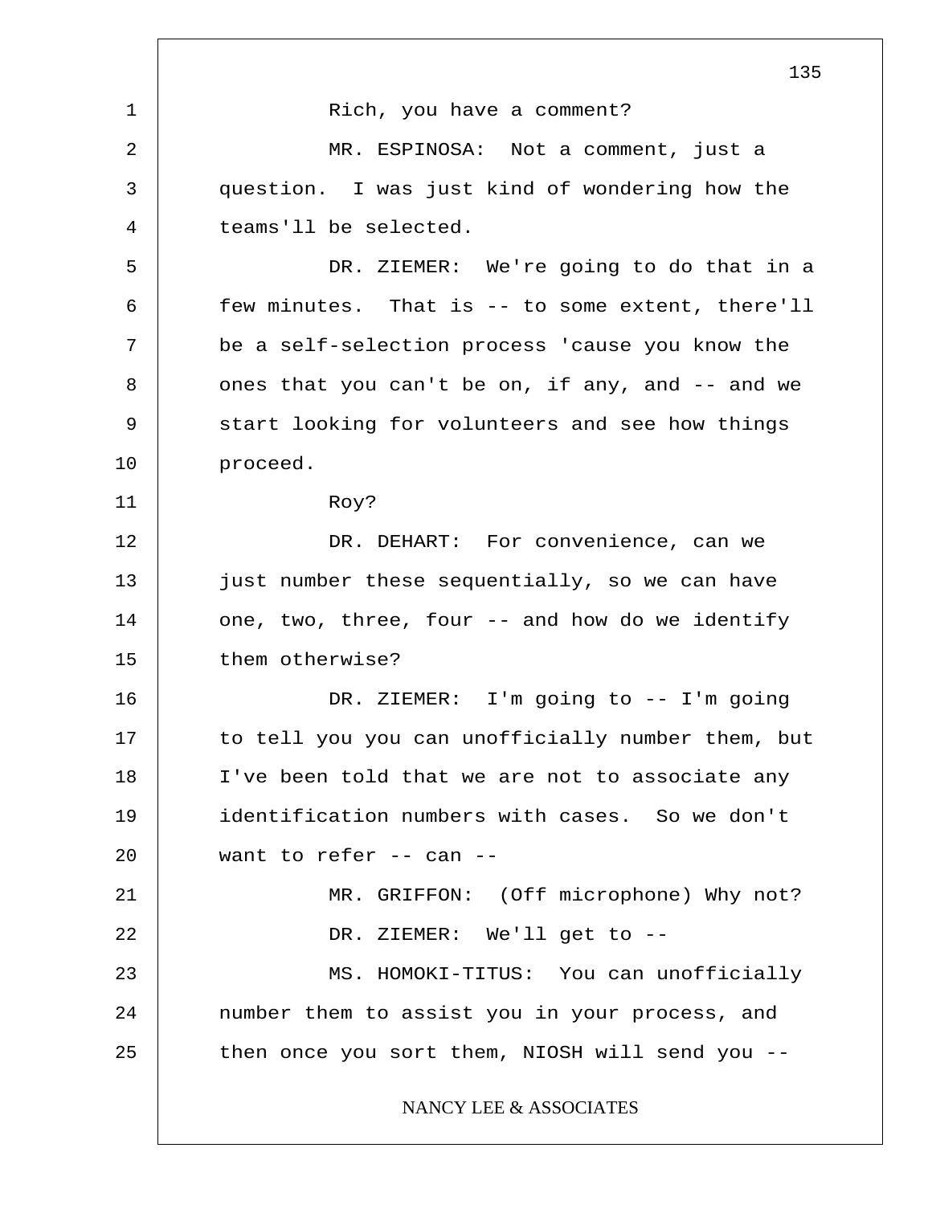Rich, you have a comment?

MR. ESPINOSA: Not a comment, just a question. I was just kind of wondering how the teams'll be selected.

DR. ZIEMER: We're going to do that in a few minutes. That is -- to some extent, there'll be a self-selection process 'cause you know the ones that you can't be on, if any, and -- and we start looking for volunteers and see how things proceed.

Roy?

DR. DEHART: For convenience, can we just number these sequentially, so we can have one, two, three, four -- and how do we identify them otherwise?

DR. ZIEMER: I'm going to -- I'm going to tell you you can unofficially number them, but I've been told that we are not to associate any identification numbers with cases. So we don't want to refer -- can --

MR. GRIFFON: (Off microphone) Why not?

DR. ZIEMER: We'll get to --

MS. HOMOKI-TITUS: You can unofficially number them to assist you in your process, and then once you sort them, NIOSH will send you --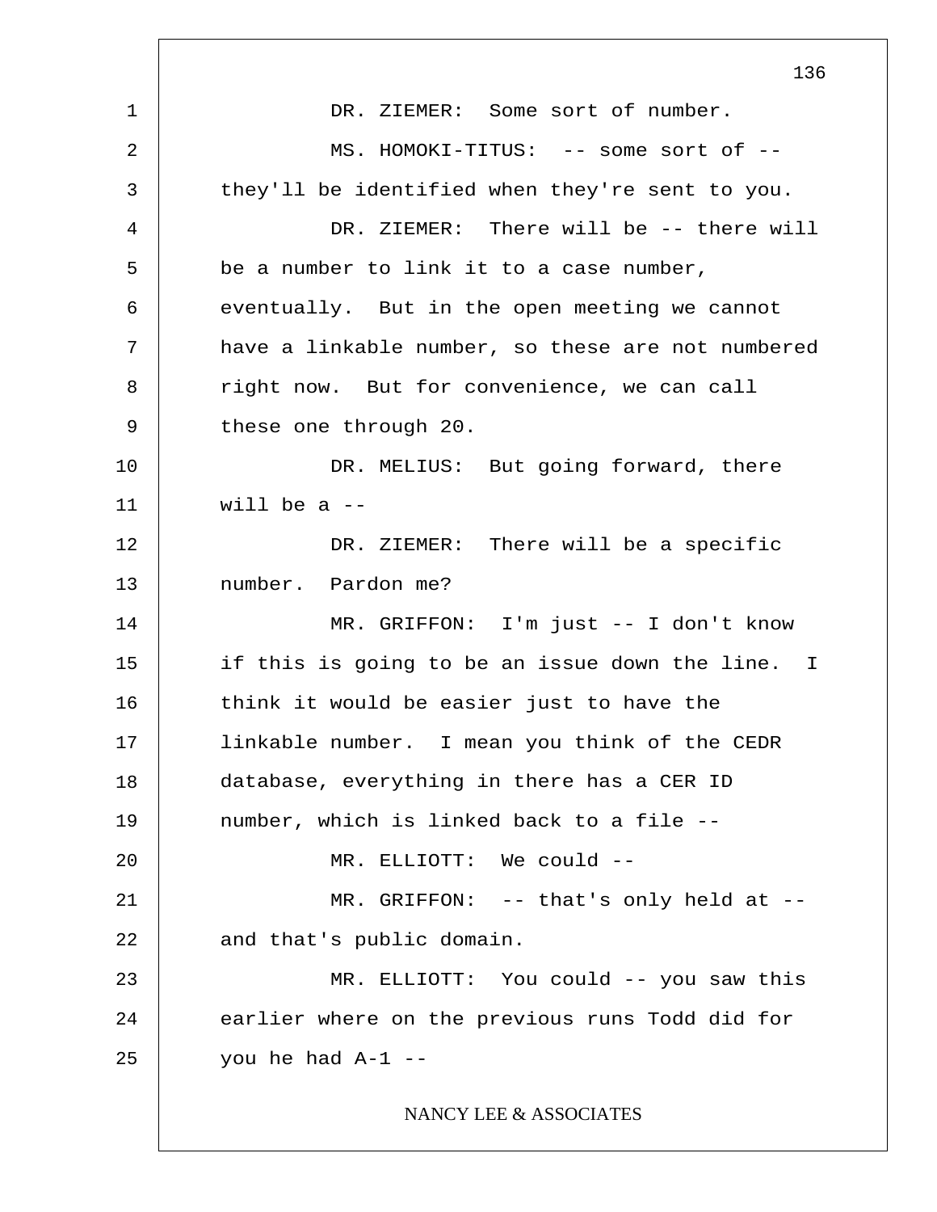DR. ZIEMER: Some sort of number.

MS. HOMOKI-TITUS: -- some sort of -- they'll be identified when they're sent to you.

DR. ZIEMER: There will be -- there will be a number to link it to a case number, eventually. But in the open meeting we cannot have a linkable number, so these are not numbered right now. But for convenience, we can call these one through 20.

DR. MELIUS: But going forward, there will be a --

DR. ZIEMER: There will be a specific number. Pardon me?

MR. GRIFFON: I'm just -- I don't know if this is going to be an issue down the line. I think it would be easier just to have the linkable number. I mean you think of the CEDR database, everything in there has a CER ID number, which is linked back to a file --

MR. ELLIOTT: We could --

MR. GRIFFON: -- that's only held at -- and that's public domain.

MR. ELLIOTT: You could -- you saw this earlier where on the previous runs Todd did for you he had A-1 --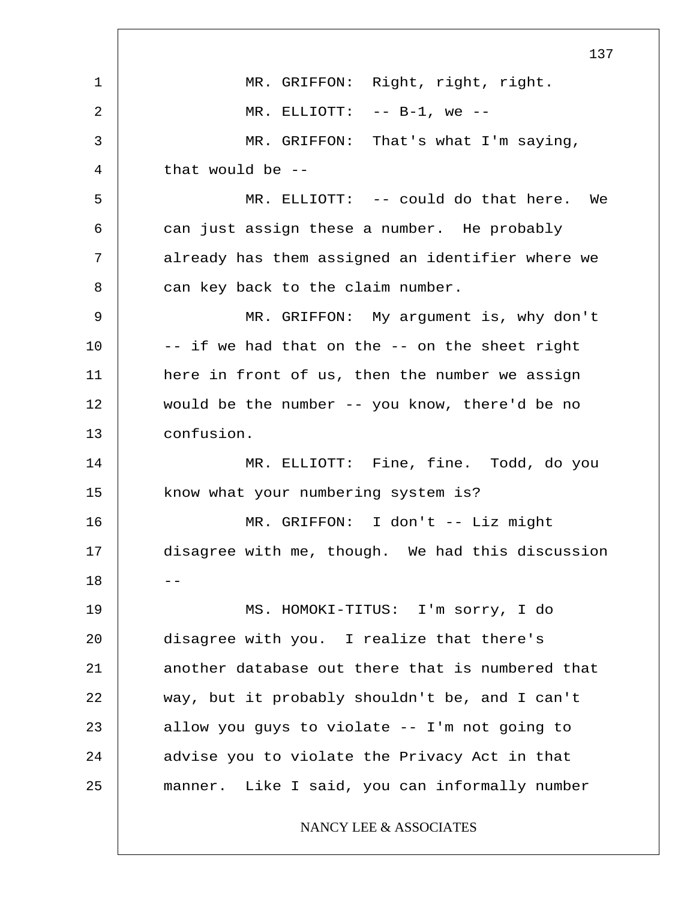MR. GRIFFON: Right, right, right.

MR. ELLIOTT: -- B-1, we --

MR. GRIFFON: That's what I'm saying, that would be --

MR. ELLIOTT: -- could do that here. We can just assign these a number. He probably already has them assigned an identifier where we can key back to the claim number.

MR. GRIFFON: My argument is, why don't -- if we had that on the -- on the sheet right here in front of us, then the number we assign would be the number -- you know, there'd be no confusion.

MR. ELLIOTT: Fine, fine. Todd, do you know what your numbering system is?

MR. GRIFFON: I don't -- Liz might disagree with me, though. We had this discussion --

MS. HOMOKI-TITUS: I'm sorry, I do disagree with you. I realize that there's another database out there that is numbered that way, but it probably shouldn't be, and I can't allow you guys to violate -- I'm not going to advise you to violate the Privacy Act in that manner. Like I said, you can informally number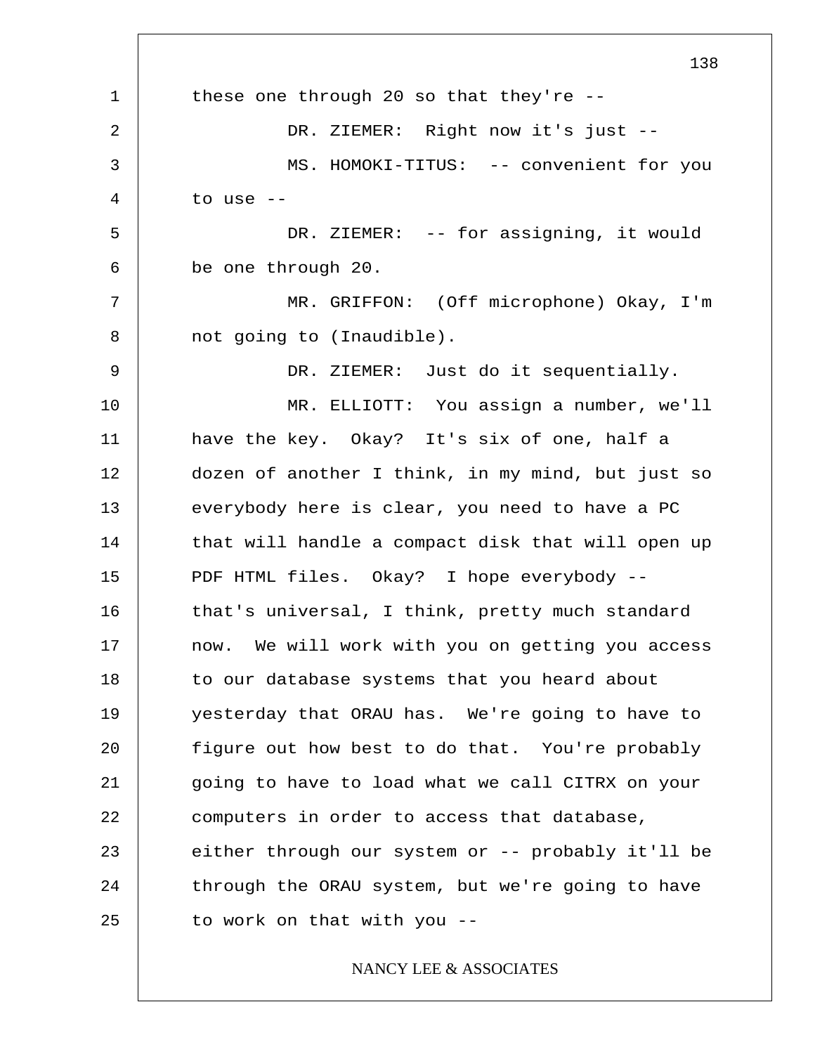these one through 20 so that they're --

DR. ZIEMER: Right now it's just --

MS. HOMOKI-TITUS: -- convenient for you to use --

DR. ZIEMER: -- for assigning, it would be one through 20.

MR. GRIFFON: (Off microphone) Okay, I'm not going to (Inaudible).

DR. ZIEMER: Just do it sequentially.

MR. ELLIOTT: You assign a number, we'll have the key. Okay? It's six of one, half a dozen of another I think, in my mind, but just so everybody here is clear, you need to have a PC that will handle a compact disk that will open up PDF HTML files. Okay? I hope everybody -- that's universal, I think, pretty much standard now. We will work with you on getting you access to our database systems that you heard about yesterday that ORAU has. We're going to have to figure out how best to do that. You're probably going to have to load what we call CITRX on your computers in order to access that database, either through our system or -- probably it'll be through the ORAU system, but we're going to have to work on that with you --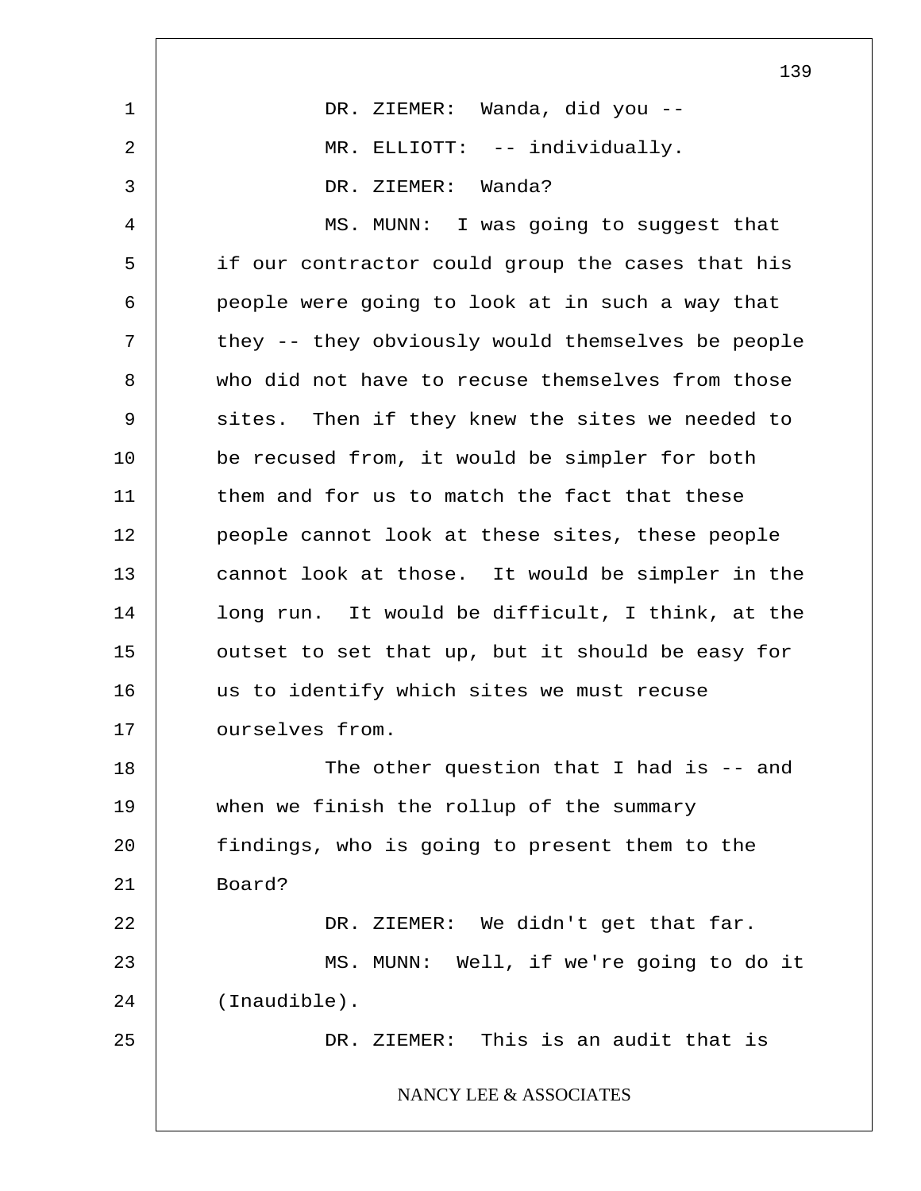DR. ZIEMER: Wanda, did you --

MR. ELLIOTT: -- individually.

DR. ZIEMER: Wanda?

MS. MUNN: I was going to suggest that if our contractor could group the cases that his people were going to look at in such a way that they -- they obviously would themselves be people who did not have to recuse themselves from those sites. Then if they knew the sites we needed to be recused from, it would be simpler for both them and for us to match the fact that these people cannot look at these sites, these people cannot look at those. It would be simpler in the long run. It would be difficult, I think, at the outset to set that up, but it should be easy for us to identify which sites we must recuse ourselves from.

The other question that I had is -- and when we finish the rollup of the summary findings, who is going to present them to the Board?

DR. ZIEMER: We didn't get that far.

MS. MUNN: Well, if we're going to do it (Inaudible).

DR. ZIEMER: This is an audit that is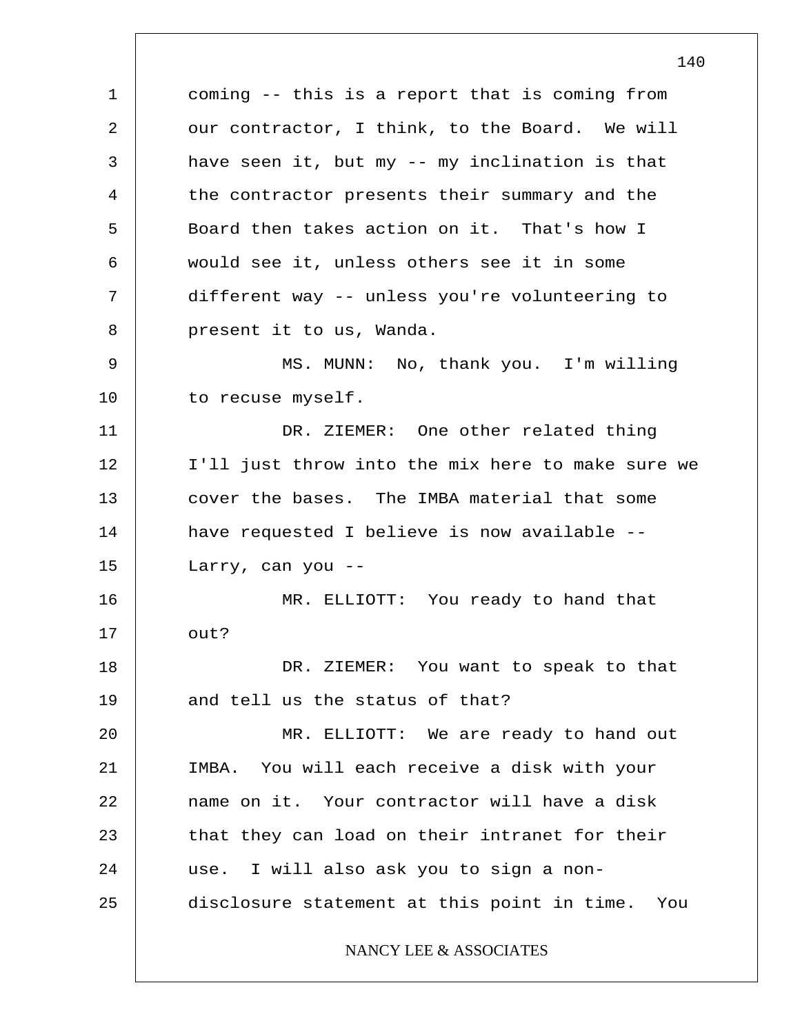coming -- this is a report that is coming from our contractor, I think, to the Board. We will have seen it, but my -- my inclination is that the contractor presents their summary and the Board then takes action on it. That's how I would see it, unless others see it in some different way -- unless you're volunteering to present it to us, Wanda.

MS. MUNN: No, thank you. I'm willing to recuse myself.

DR. ZIEMER: One other related thing I'll just throw into the mix here to make sure we cover the bases. The IMBA material that some have requested I believe is now available -- Larry, can you --

MR. ELLIOTT: You ready to hand that out?

DR. ZIEMER: You want to speak to that and tell us the status of that?

MR. ELLIOTT: We are ready to hand out IMBA. You will each receive a disk with your name on it. Your contractor will have a disk that they can load on their intranet for their use. I will also ask you to sign a non-disclosure statement at this point in time. You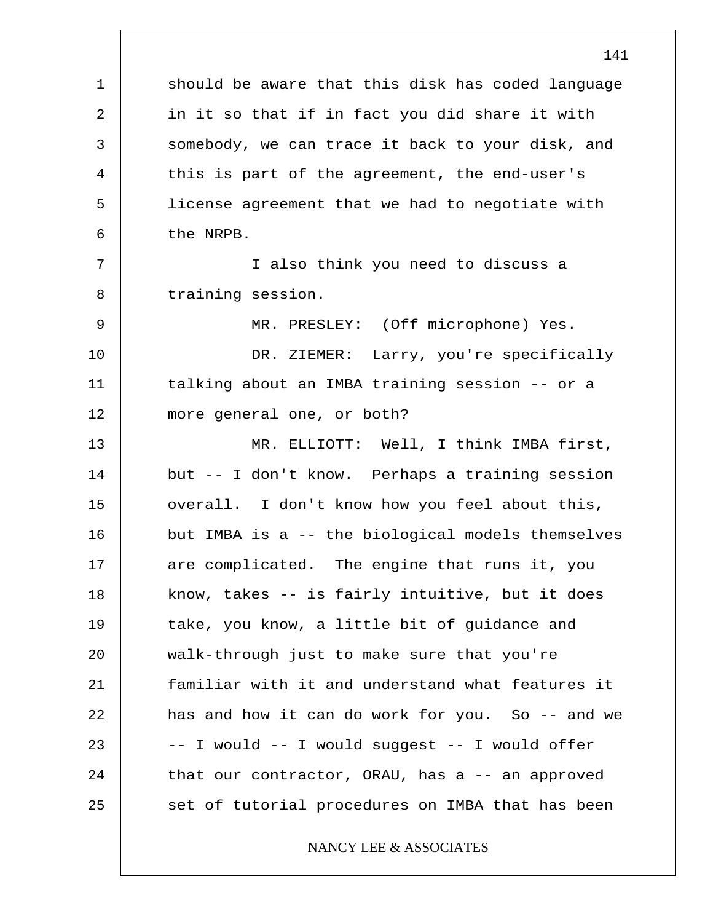should be aware that this disk has coded language in it so that if in fact you did share it with somebody, we can trace it back to your disk, and this is part of the agreement, the end-user's license agreement that we had to negotiate with the NRPB.

I also think you need to discuss a training session.

MR. PRESLEY: (Off microphone) Yes.

DR. ZIEMER: Larry, you're specifically talking about an IMBA training session -- or a more general one, or both?

MR. ELLIOTT: Well, I think IMBA first, but -- I don't know. Perhaps a training session overall. I don't know how you feel about this, but IMBA is a -- the biological models themselves are complicated. The engine that runs it, you know, takes -- is fairly intuitive, but it does take, you know, a little bit of guidance and walk-through just to make sure that you're familiar with it and understand what features it has and how it can do work for you. So -- and we -- I would -- I would suggest -- I would offer that our contractor, ORAU, has a -- an approved set of tutorial procedures on IMBA that has been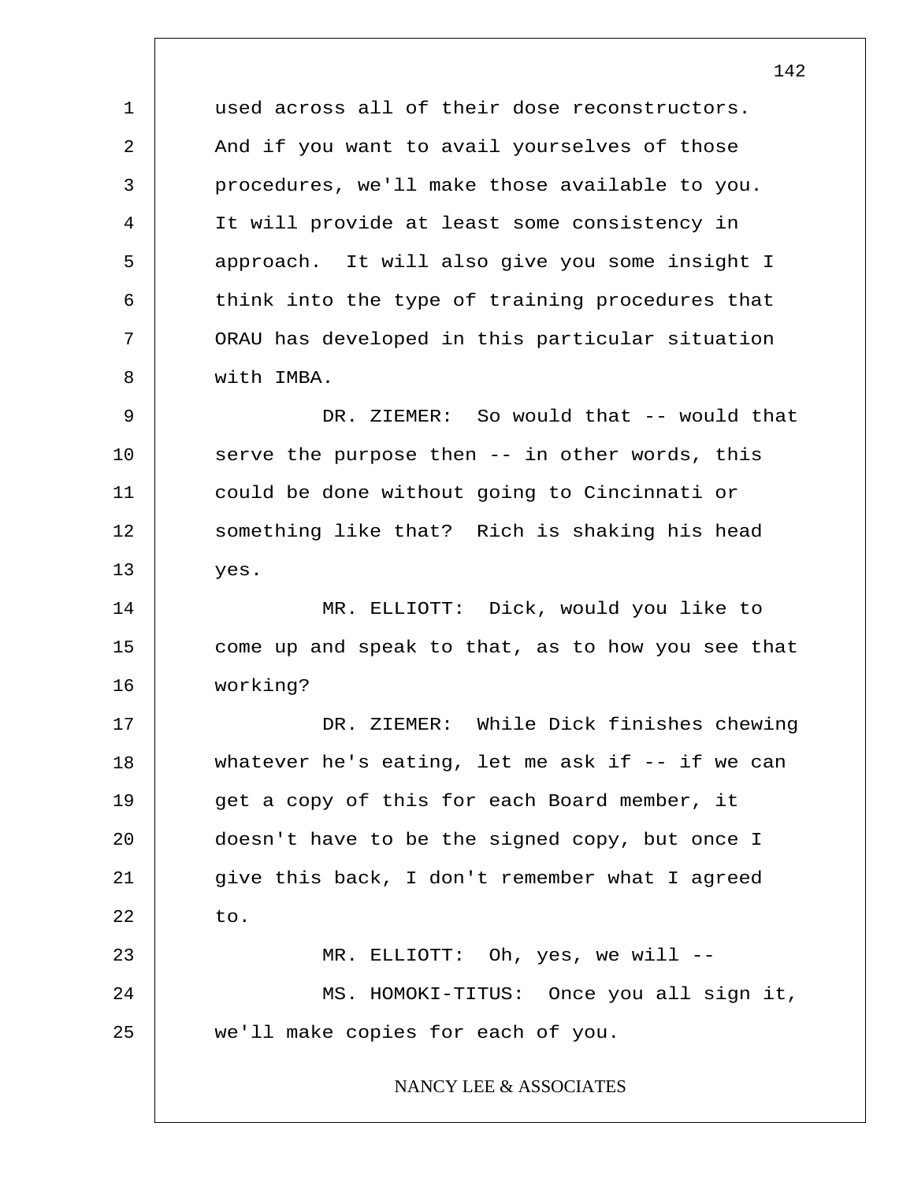used across all of their dose reconstructors. And if you want to avail yourselves of those procedures, we'll make those available to you. It will provide at least some consistency in approach. It will also give you some insight I think into the type of training procedures that ORAU has developed in this particular situation with IMBA.

DR. ZIEMER: So would that -- would that serve the purpose then -- in other words, this could be done without going to Cincinnati or something like that? Rich is shaking his head yes.

MR. ELLIOTT: Dick, would you like to come up and speak to that, as to how you see that working?

DR. ZIEMER: While Dick finishes chewing whatever he's eating, let me ask if -- if we can get a copy of this for each Board member, it doesn't have to be the signed copy, but once I give this back, I don't remember what I agreed to.

MR. ELLIOTT: Oh, yes, we will --

MS. HOMOKI-TITUS: Once you all sign it, we'll make copies for each of you.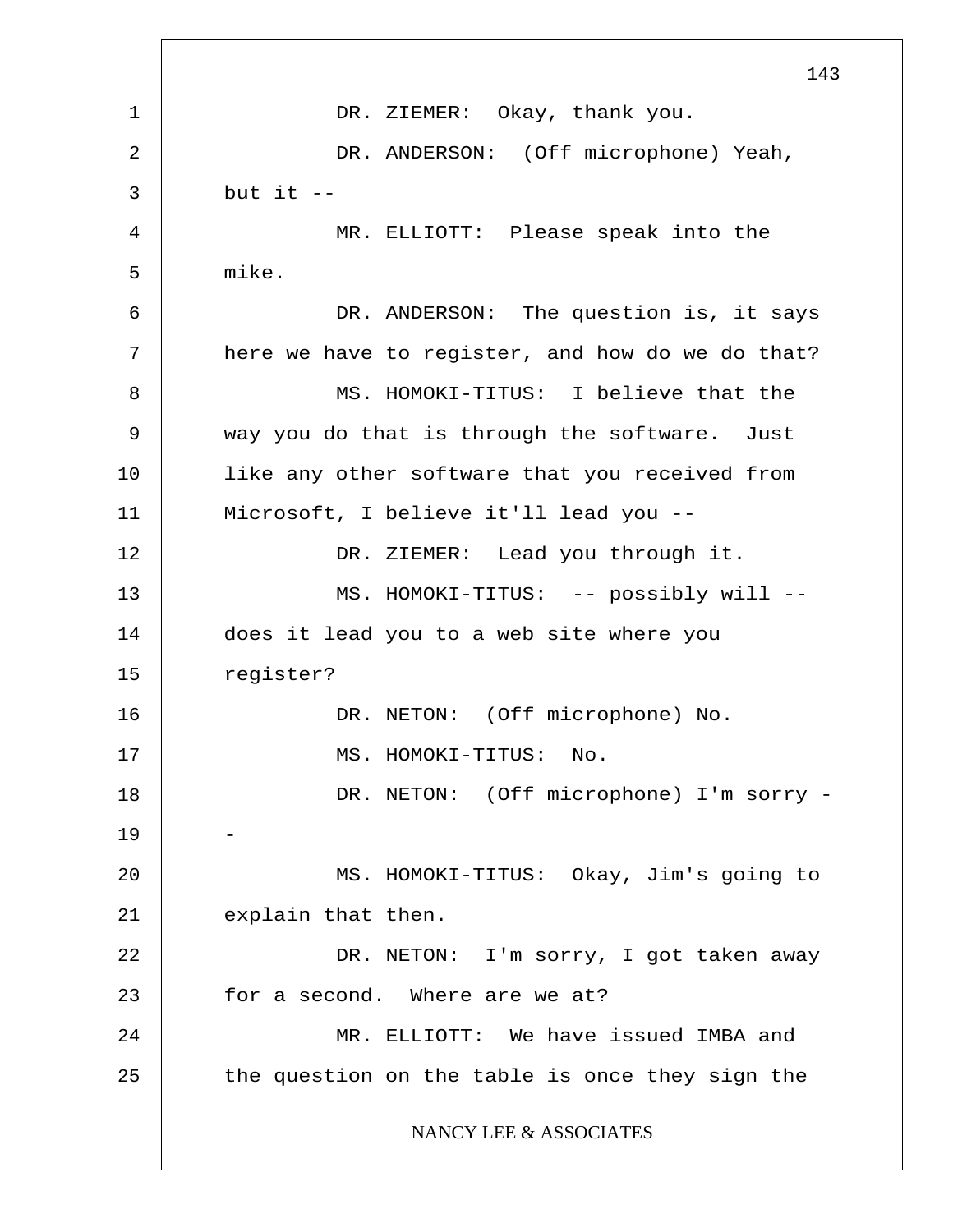DR. ZIEMER: Okay, thank you.

DR. ANDERSON: (Off microphone) Yeah, but it --

MR. ELLIOTT: Please speak into the mike.

DR. ANDERSON: The question is, it says here we have to register, and how do we do that?

MS. HOMOKI-TITUS: I believe that the way you do that is through the software. Just like any other software that you received from Microsoft, I believe it'll lead you --

DR. ZIEMER: Lead you through it.

MS. HOMOKI-TITUS: -- possibly will -- does it lead you to a web site where you register?

DR. NETON: (Off microphone) No.

MS. HOMOKI-TITUS: No.

DR. NETON: (Off microphone) I'm sorry --

MS. HOMOKI-TITUS: Okay, Jim's going to explain that then.

DR. NETON: I'm sorry, I got taken away for a second. Where are we at?

MR. ELLIOTT: We have issued IMBA and the question on the table is once they sign the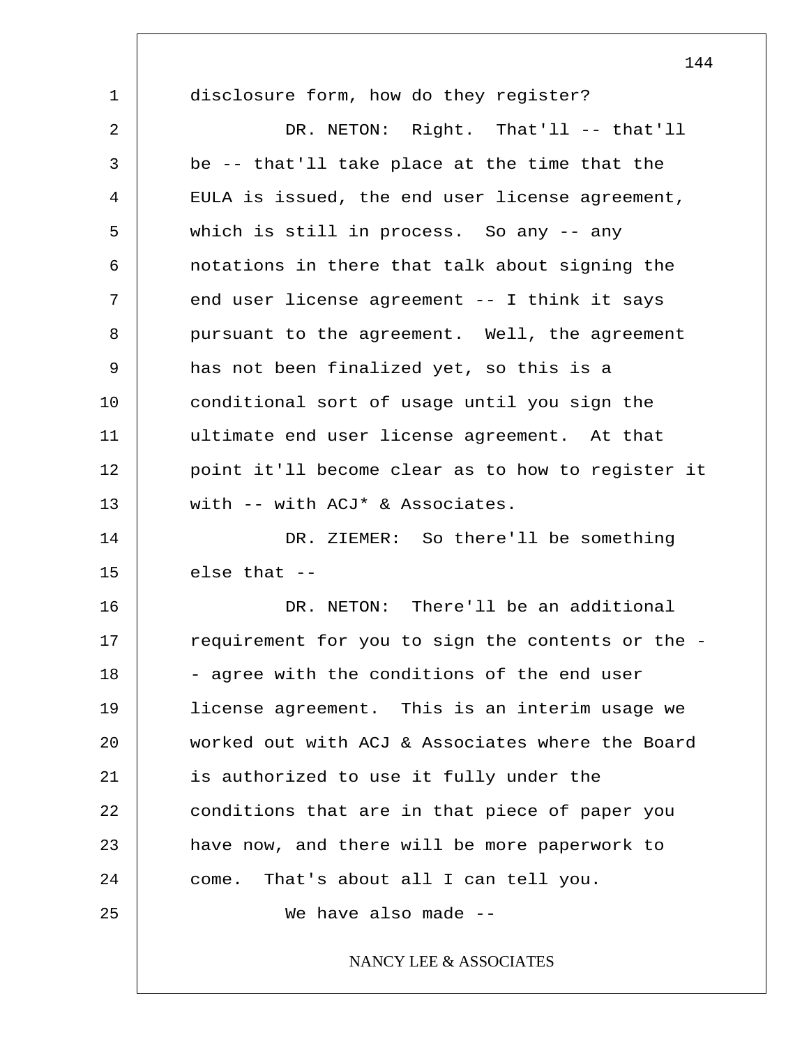disclosure form, how do they register?

DR. NETON: Right. That'll -- that'll be -- that'll take place at the time that the EULA is issued, the end user license agreement, which is still in process. So any -- any notations in there that talk about signing the end user license agreement -- I think it says pursuant to the agreement. Well, the agreement has not been finalized yet, so this is a conditional sort of usage until you sign the ultimate end user license agreement. At that point it'll become clear as to how to register it with -- with ACJ* & Associates.

DR. ZIEMER: So there'll be something else that --

DR. NETON: There'll be an additional requirement for you to sign the contents or the -- agree with the conditions of the end user license agreement. This is an interim usage we worked out with ACJ & Associates where the Board is authorized to use it fully under the conditions that are in that piece of paper you have now, and there will be more paperwork to come. That's about all I can tell you.

We have also made --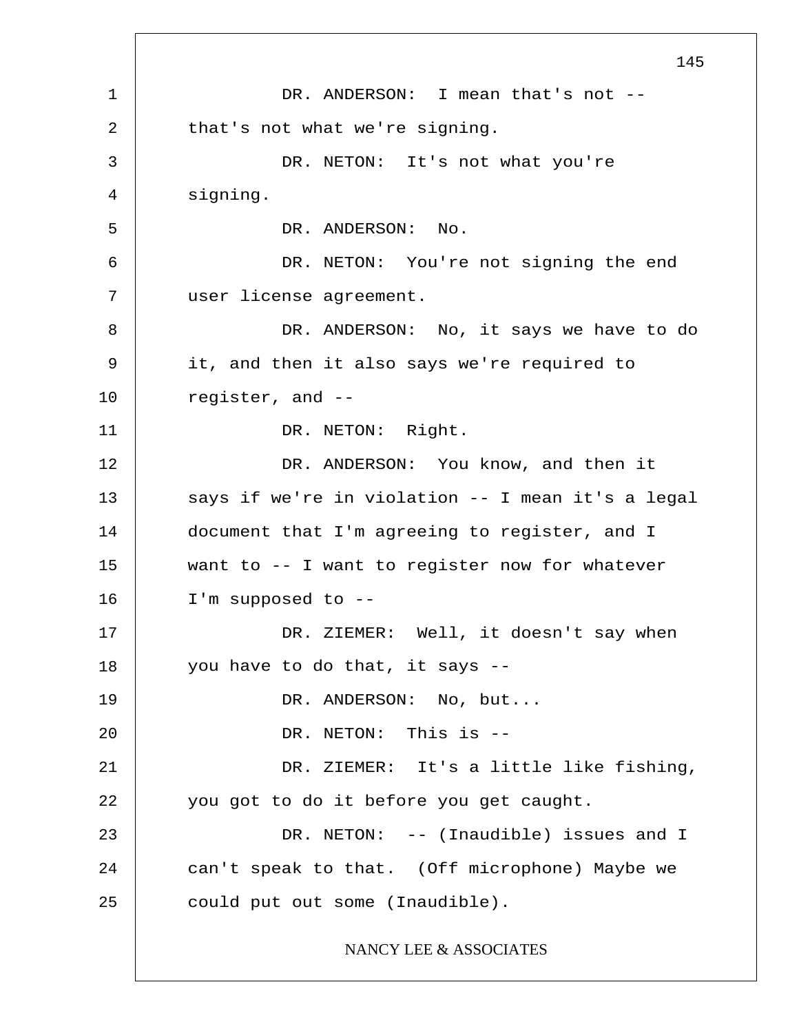DR. ANDERSON: I mean that's not -- that's not what we're signing.

DR. NETON: It's not what you're signing.

DR. ANDERSON: No.

DR. NETON: You're not signing the end user license agreement.

DR. ANDERSON: No, it says we have to do it, and then it also says we're required to register, and --

DR. NETON: Right.

DR. ANDERSON: You know, and then it says if we're in violation -- I mean it's a legal document that I'm agreeing to register, and I want to -- I want to register now for whatever I'm supposed to --

DR. ZIEMER: Well, it doesn't say when you have to do that, it says --

DR. ANDERSON: No, but...

DR. NETON: This is --

DR. ZIEMER: It's a little like fishing, you got to do it before you get caught.

DR. NETON: -- (Inaudible) issues and I can't speak to that. (Off microphone) Maybe we could put out some (Inaudible).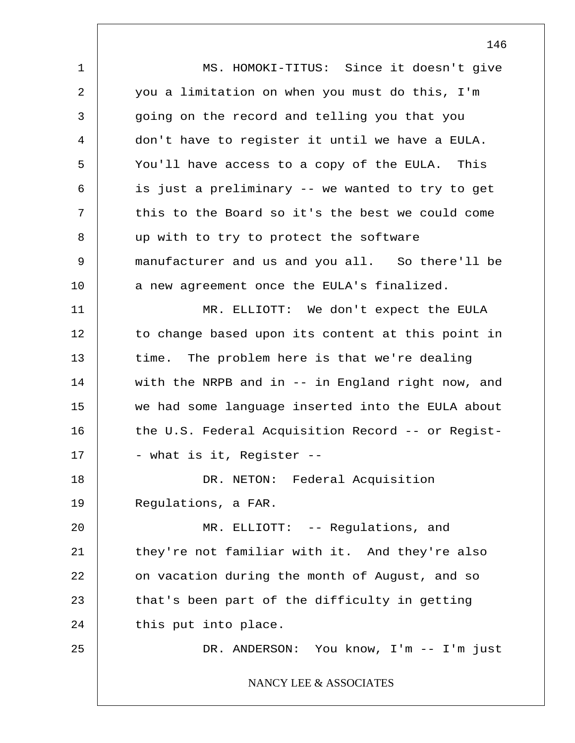MS. HOMOKI-TITUS: Since it doesn't give you a limitation on when you must do this, I'm going on the record and telling you that you don't have to register it until we have a EULA. You'll have access to a copy of the EULA. This is just a preliminary -- we wanted to try to get this to the Board so it's the best we could come up with to try to protect the software manufacturer and us and you all. So there'll be a new agreement once the EULA's finalized.

MR. ELLIOTT: We don't expect the EULA to change based upon its content at this point in time. The problem here is that we're dealing with the NRPB and in -- in England right now, and we had some language inserted into the EULA about the U.S. Federal Acquisition Record -- or Regist- - what is it, Register --

DR. NETON: Federal Acquisition Regulations, a FAR.

MR. ELLIOTT: -- Regulations, and they're not familiar with it. And they're also on vacation during the month of August, and so that's been part of the difficulty in getting this put into place.

DR. ANDERSON: You know, I'm -- I'm just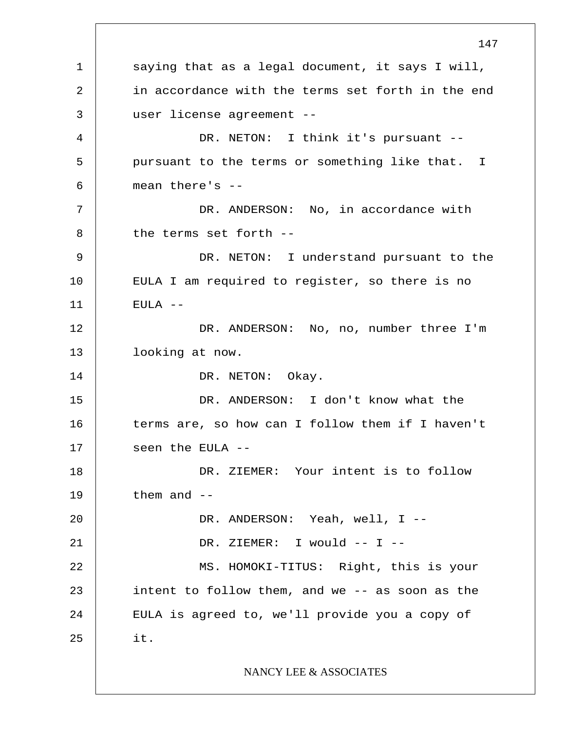saying that as a legal document, it says I will, in accordance with the terms set forth in the end user license agreement --

DR. NETON: I think it's pursuant -- pursuant to the terms or something like that. I mean there's --

DR. ANDERSON: No, in accordance with the terms set forth --

DR. NETON: I understand pursuant to the EULA I am required to register, so there is no EULA --

DR. ANDERSON: No, no, number three I'm looking at now.

DR. NETON: Okay.

DR. ANDERSON: I don't know what the terms are, so how can I follow them if I haven't seen the EULA --

DR. ZIEMER: Your intent is to follow them and --

DR. ANDERSON: Yeah, well, I --

DR. ZIEMER: I would -- I --

MS. HOMOKI-TITUS: Right, this is your intent to follow them, and we -- as soon as the EULA is agreed to, we'll provide you a copy of it.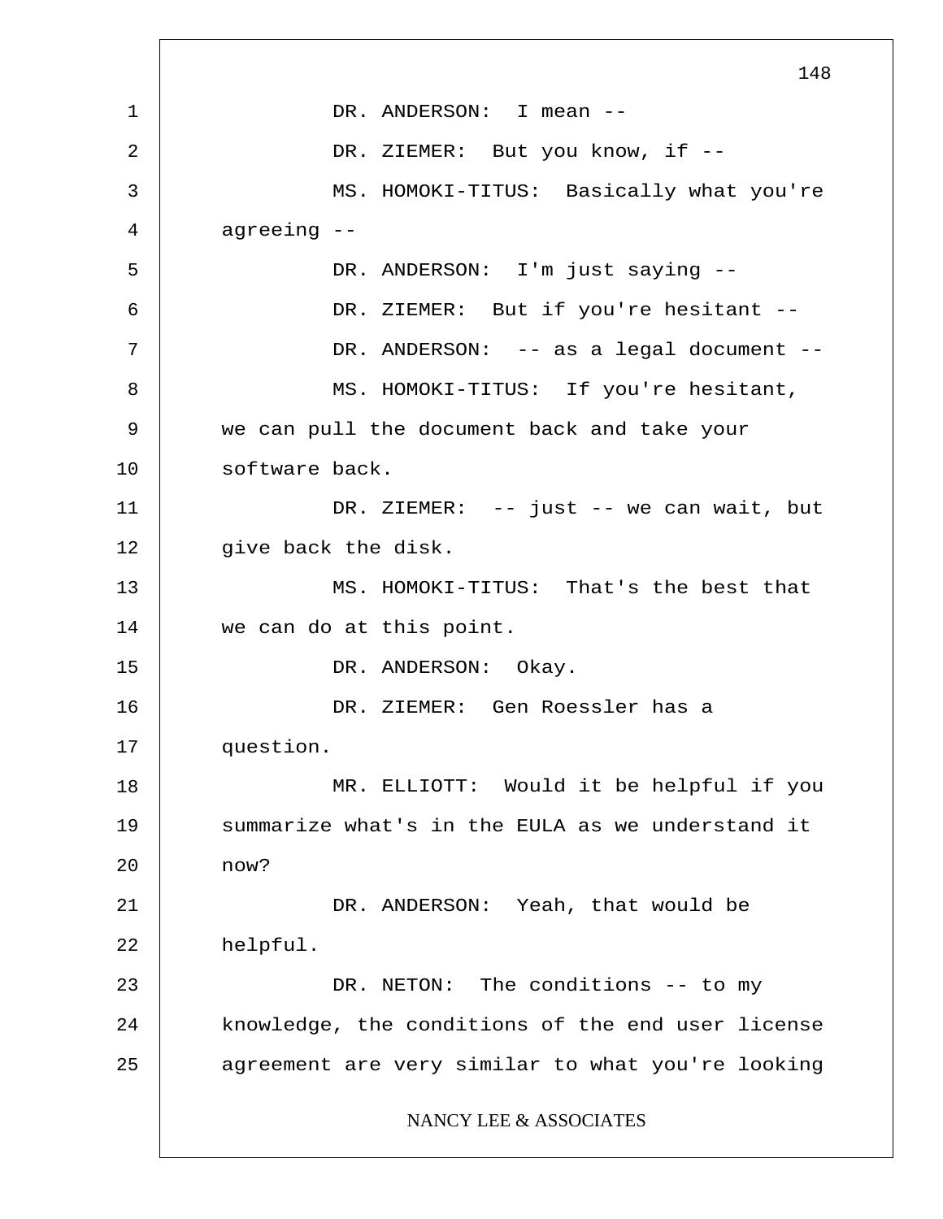DR. ANDERSON: I mean --

DR. ZIEMER: But you know, if --

MS. HOMOKI-TITUS: Basically what you're agreeing --

DR. ANDERSON: I'm just saying --

DR. ZIEMER: But if you're hesitant --

DR. ANDERSON: -- as a legal document --

MS. HOMOKI-TITUS: If you're hesitant, we can pull the document back and take your software back.

DR. ZIEMER: -- just -- we can wait, but give back the disk.

MS. HOMOKI-TITUS: That's the best that we can do at this point.

DR. ANDERSON: Okay.

DR. ZIEMER: Gen Roessler has a question.

MR. ELLIOTT: Would it be helpful if you summarize what's in the EULA as we understand it now?

DR. ANDERSON: Yeah, that would be helpful.

DR. NETON: The conditions -- to my knowledge, the conditions of the end user license agreement are very similar to what you're looking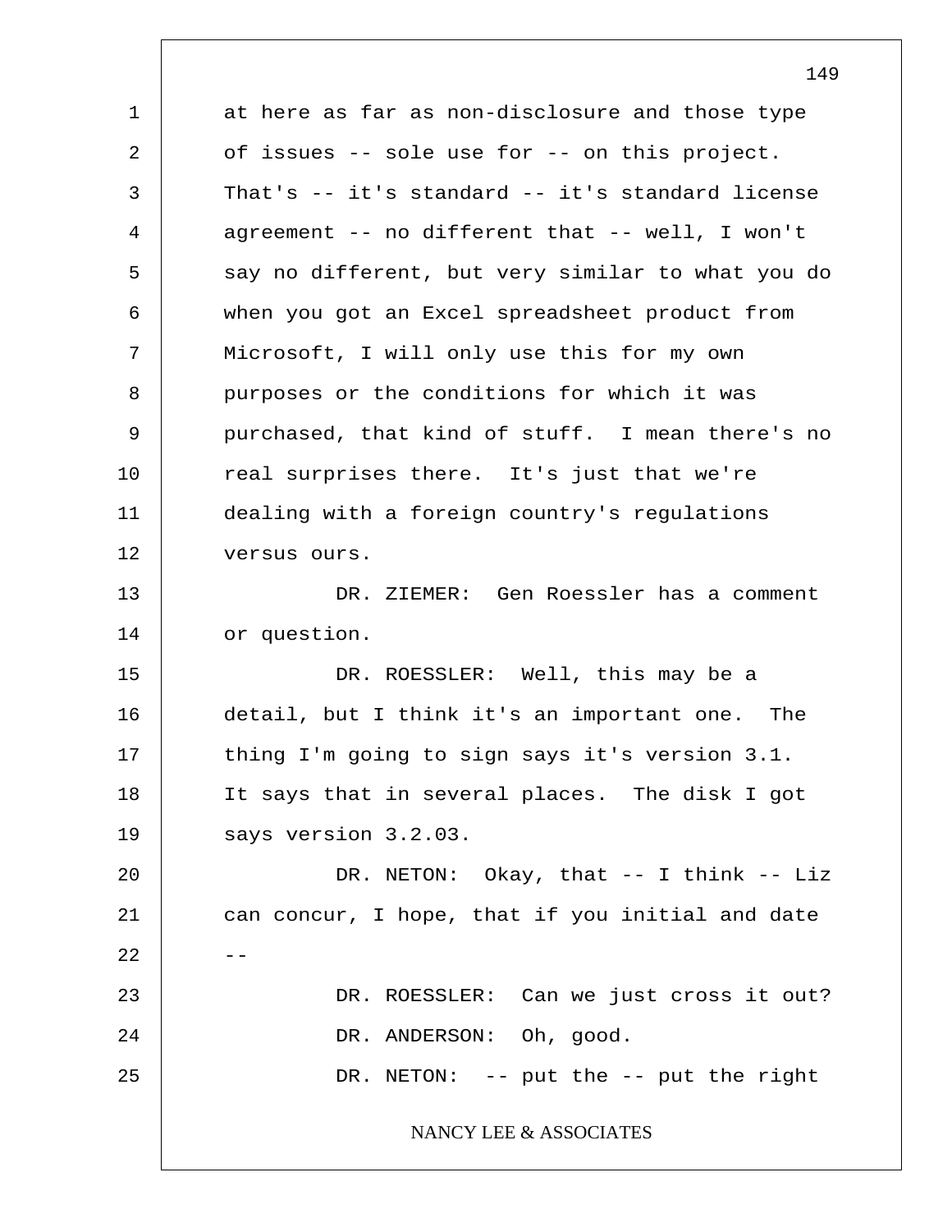at here as far as non-disclosure and those type of issues -- sole use for -- on this project. That's -- it's standard -- it's standard license agreement -- no different that -- well, I won't say no different, but very similar to what you do when you got an Excel spreadsheet product from Microsoft, I will only use this for my own purposes or the conditions for which it was purchased, that kind of stuff. I mean there's no real surprises there. It's just that we're dealing with a foreign country's regulations versus ours.

DR. ZIEMER: Gen Roessler has a comment or question.

DR. ROESSLER: Well, this may be a detail, but I think it's an important one. The thing I'm going to sign says it's version 3.1. It says that in several places. The disk I got says version 3.2.03.

DR. NETON: Okay, that -- I think -- Liz can concur, I hope, that if you initial and date --

DR. ROESSLER: Can we just cross it out?

DR. ANDERSON: Oh, good.

DR. NETON: -- put the -- put the right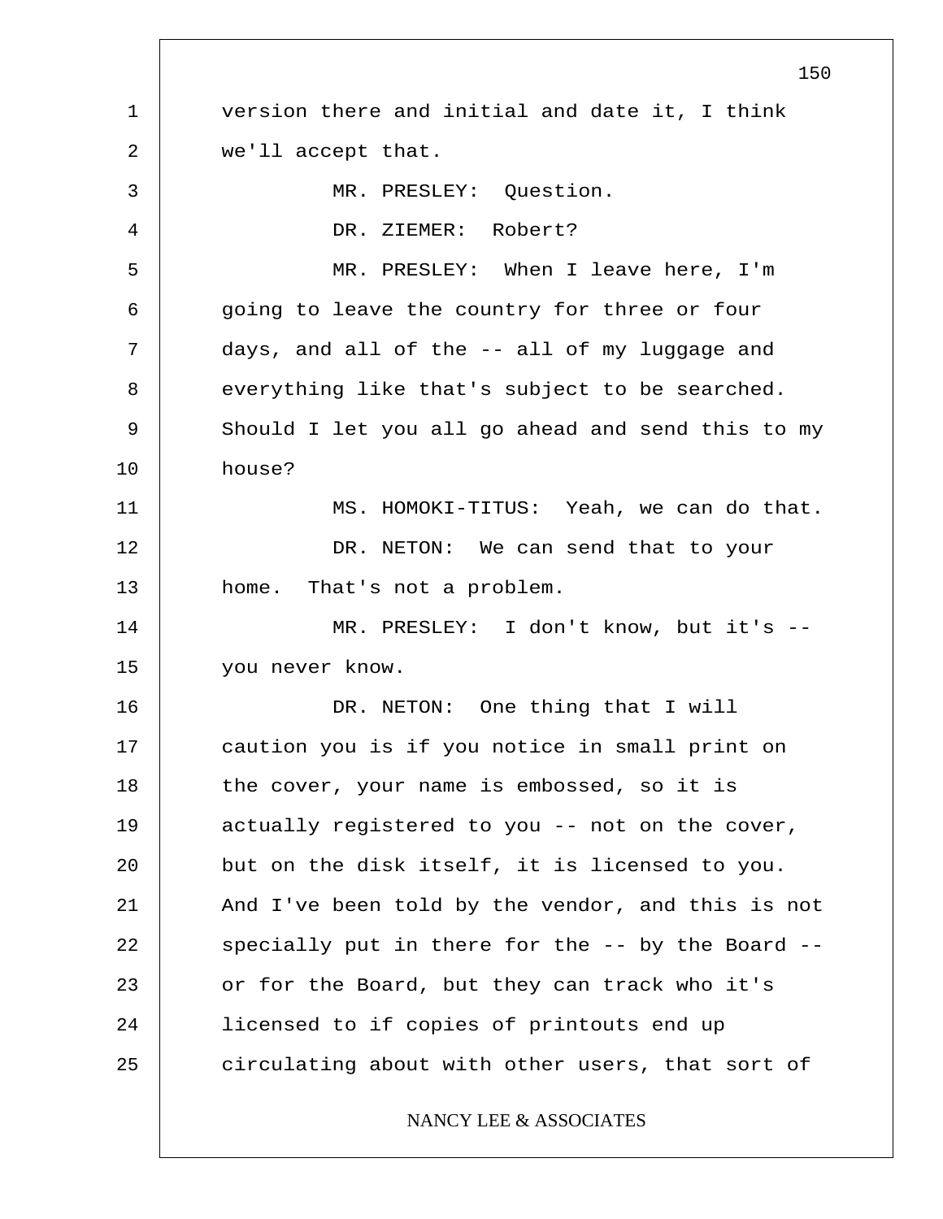version there and initial and date it, I think we'll accept that.

MR. PRESLEY: Question.

DR. ZIEMER: Robert?

MR. PRESLEY: When I leave here, I'm going to leave the country for three or four days, and all of the -- all of my luggage and everything like that's subject to be searched. Should I let you all go ahead and send this to my house?

MS. HOMOKI-TITUS: Yeah, we can do that.

DR. NETON: We can send that to your home. That's not a problem.

MR. PRESLEY: I don't know, but it's -- you never know.

DR. NETON: One thing that I will caution you is if you notice in small print on the cover, your name is embossed, so it is actually registered to you -- not on the cover, but on the disk itself, it is licensed to you. And I've been told by the vendor, and this is not specially put in there for the -- by the Board -- or for the Board, but they can track who it's licensed to if copies of printouts end up circulating about with other users, that sort of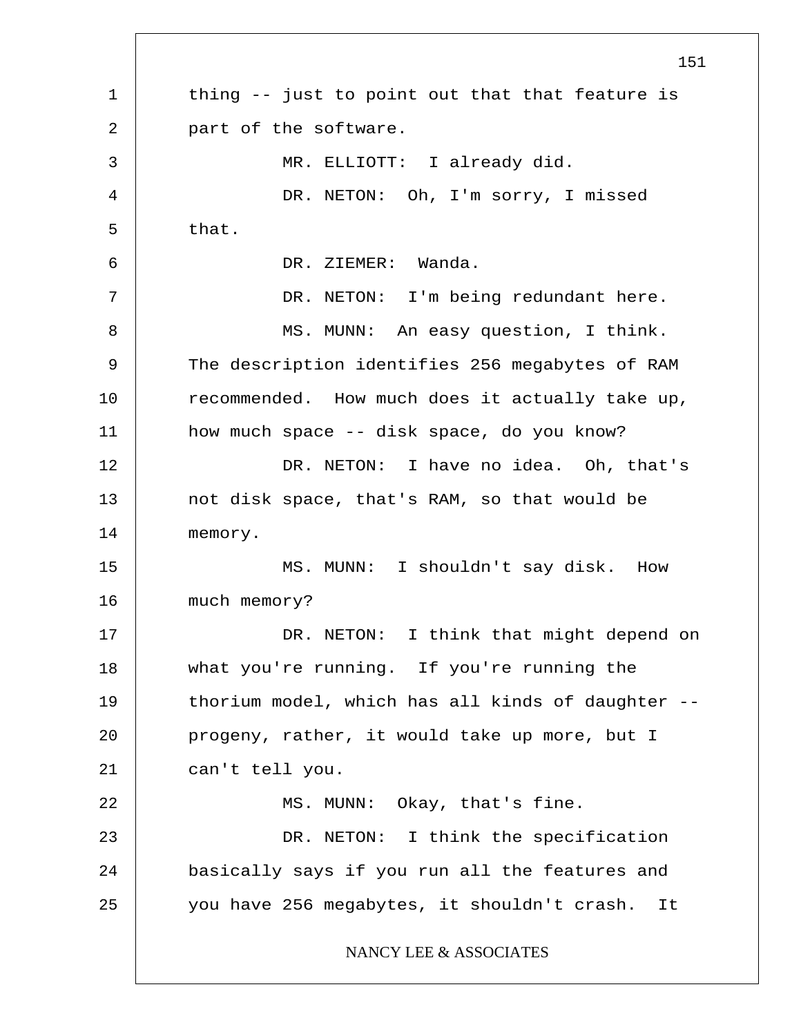thing -- just to point out that that feature is part of the software.

MR. ELLIOTT: I already did.

DR. NETON: Oh, I'm sorry, I missed that.

DR. ZIEMER: Wanda.

DR. NETON: I'm being redundant here.

MS. MUNN: An easy question, I think. The description identifies 256 megabytes of RAM recommended. How much does it actually take up, how much space -- disk space, do you know?

DR. NETON: I have no idea. Oh, that's not disk space, that's RAM, so that would be memory.

MS. MUNN: I shouldn't say disk. How much memory?

DR. NETON: I think that might depend on what you're running. If you're running the thorium model, which has all kinds of daughter -- progeny, rather, it would take up more, but I can't tell you.

MS. MUNN: Okay, that's fine.

DR. NETON: I think the specification basically says if you run all the features and you have 256 megabytes, it shouldn't crash. It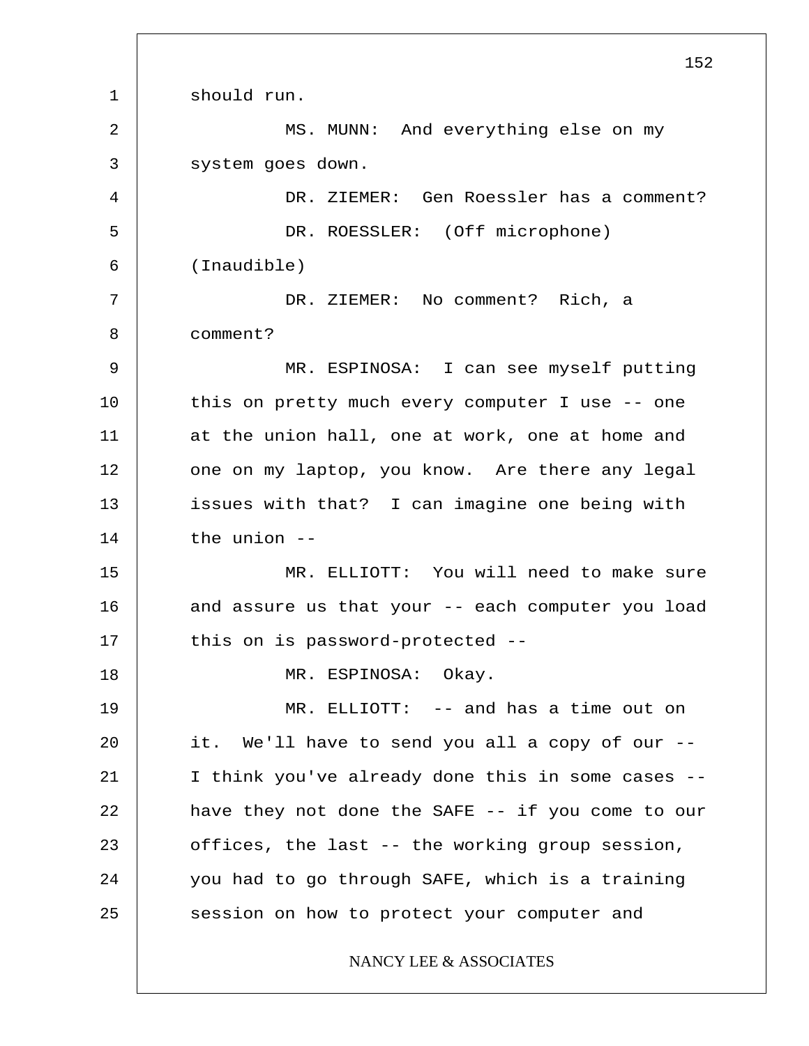should run.

MS. MUNN: And everything else on my system goes down.

DR. ZIEMER: Gen Roessler has a comment?

DR. ROESSLER: (Off microphone) (Inaudible)

DR. ZIEMER: No comment? Rich, a comment?

MR. ESPINOSA: I can see myself putting this on pretty much every computer I use -- one at the union hall, one at work, one at home and one on my laptop, you know. Are there any legal issues with that? I can imagine one being with the union --

MR. ELLIOTT: You will need to make sure and assure us that your -- each computer you load this on is password-protected --

MR. ESPINOSA: Okay.

MR. ELLIOTT: -- and has a time out on it. We'll have to send you all a copy of our -- I think you've already done this in some cases -- have they not done the SAFE -- if you come to our offices, the last -- the working group session, you had to go through SAFE, which is a training session on how to protect your computer and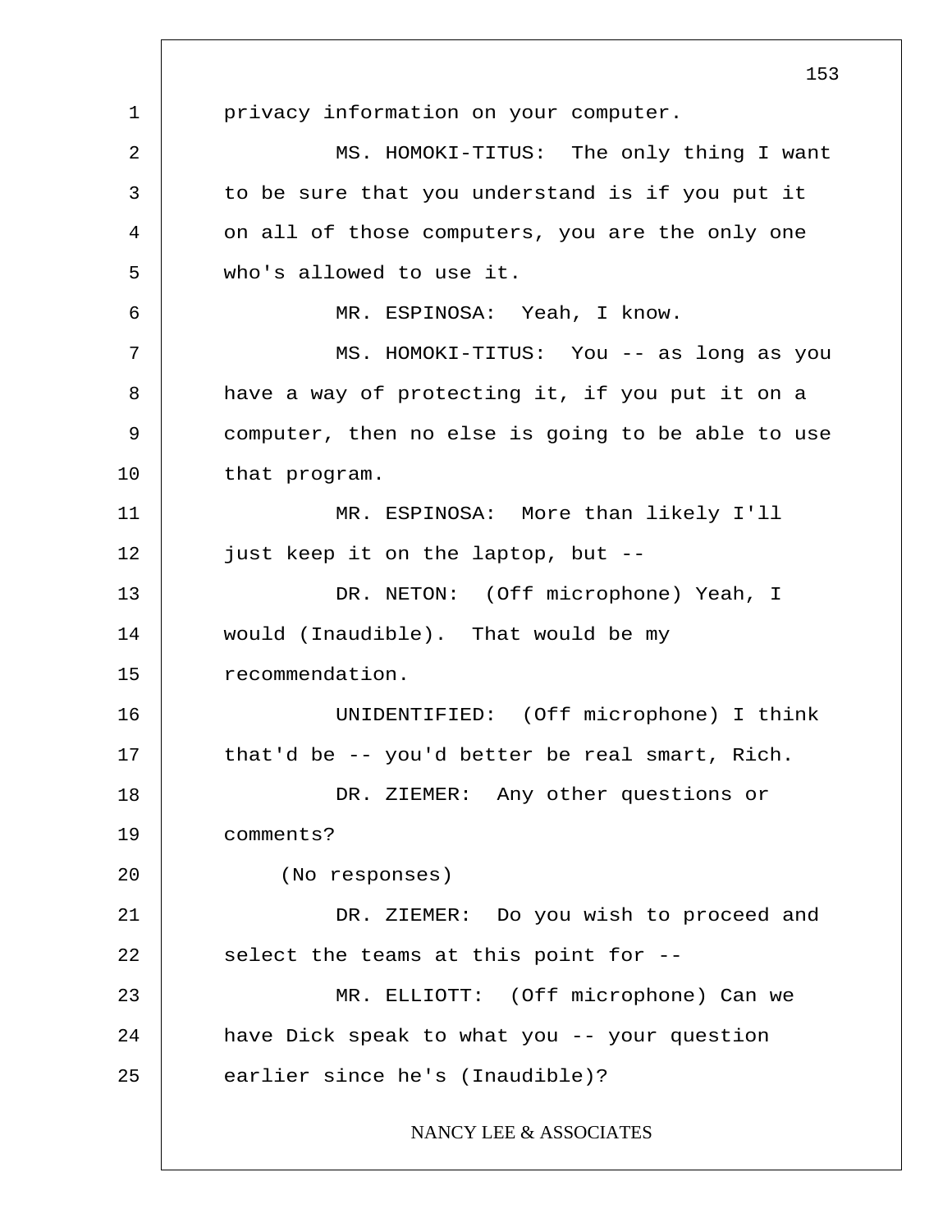privacy information on your computer.

MS. HOMOKI-TITUS: The only thing I want to be sure that you understand is if you put it on all of those computers, you are the only one who's allowed to use it.

MR. ESPINOSA: Yeah, I know.

MS. HOMOKI-TITUS: You -- as long as you have a way of protecting it, if you put it on a computer, then no else is going to be able to use that program.

MR. ESPINOSA: More than likely I'll just keep it on the laptop, but --

DR. NETON: (Off microphone) Yeah, I would (Inaudible). That would be my recommendation.

UNIDENTIFIED: (Off microphone) I think that'd be -- you'd better be real smart, Rich.

DR. ZIEMER: Any other questions or comments?

(No responses)

DR. ZIEMER: Do you wish to proceed and select the teams at this point for --

MR. ELLIOTT: (Off microphone) Can we have Dick speak to what you -- your question earlier since he's (Inaudible)?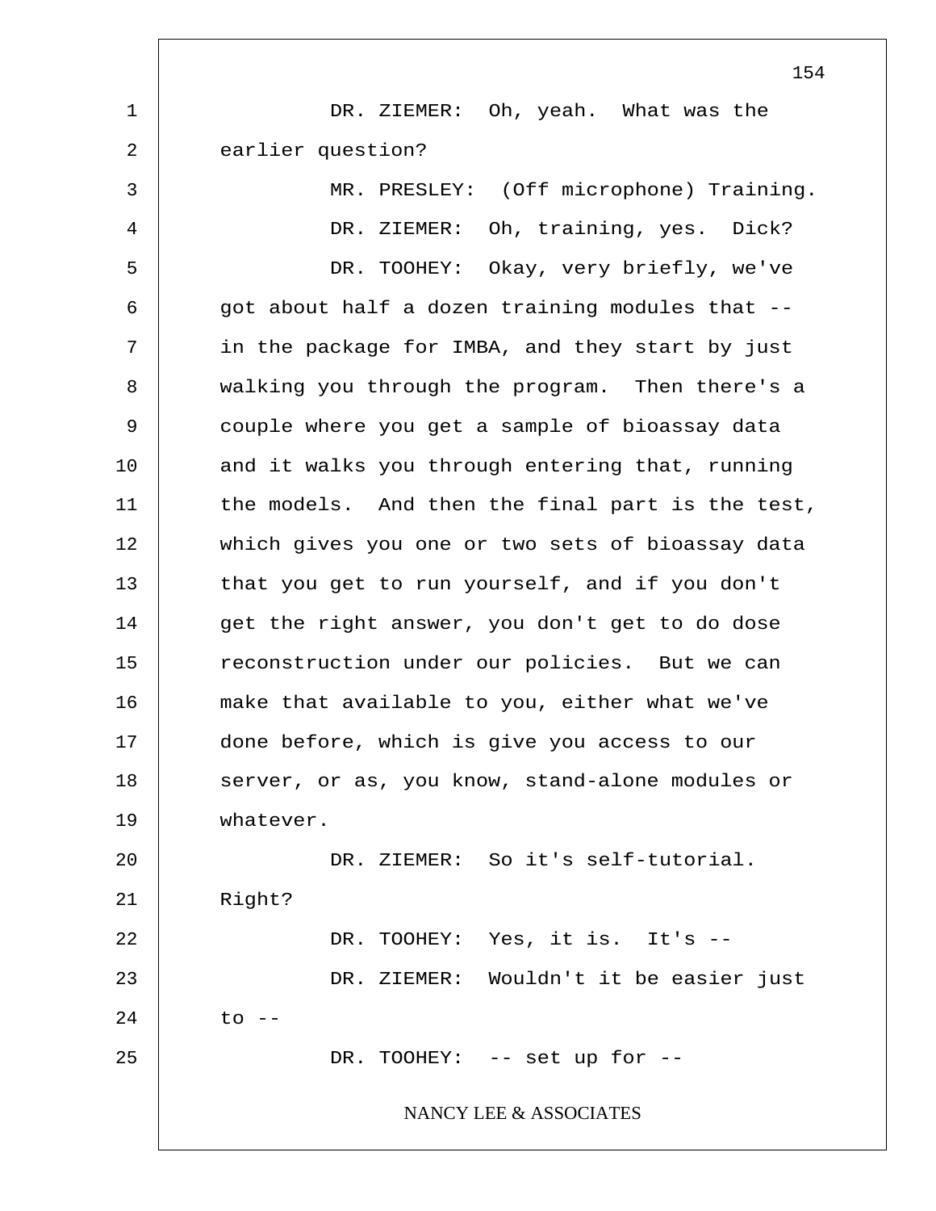DR. ZIEMER: Oh, yeah. What was the earlier question?

MR. PRESLEY: (Off microphone) Training.

DR. ZIEMER: Oh, training, yes. Dick?

DR. TOOHEY: Okay, very briefly, we've got about half a dozen training modules that -- in the package for IMBA, and they start by just walking you through the program. Then there's a couple where you get a sample of bioassay data and it walks you through entering that, running the models. And then the final part is the test, which gives you one or two sets of bioassay data that you get to run yourself, and if you don't get the right answer, you don't get to do dose reconstruction under our policies. But we can make that available to you, either what we've done before, which is give you access to our server, or as, you know, stand-alone modules or whatever.

DR. ZIEMER: So it's self-tutorial. Right?

DR. TOOHEY: Yes, it is. It's --

DR. ZIEMER: Wouldn't it be easier just to --

DR. TOOHEY: -- set up for --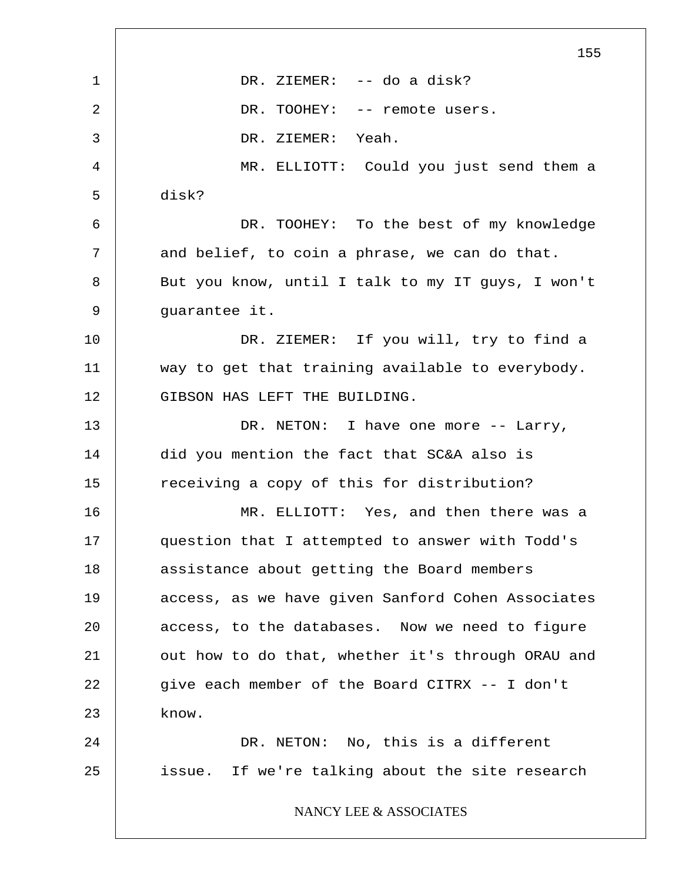DR. ZIEMER: -- do a disk?

DR. TOOHEY: -- remote users.

DR. ZIEMER: Yeah.

MR. ELLIOTT: Could you just send them a disk?

DR. TOOHEY: To the best of my knowledge and belief, to coin a phrase, we can do that. But you know, until I talk to my IT guys, I won't guarantee it.

DR. ZIEMER: If you will, try to find a way to get that training available to everybody. GIBSON HAS LEFT THE BUILDING.

DR. NETON: I have one more -- Larry, did you mention the fact that SC&A also is receiving a copy of this for distribution?

MR. ELLIOTT: Yes, and then there was a question that I attempted to answer with Todd's assistance about getting the Board members access, as we have given Sanford Cohen Associates access, to the databases. Now we need to figure out how to do that, whether it's through ORAU and give each member of the Board CITRX -- I don't know.

DR. NETON: No, this is a different issue. If we're talking about the site research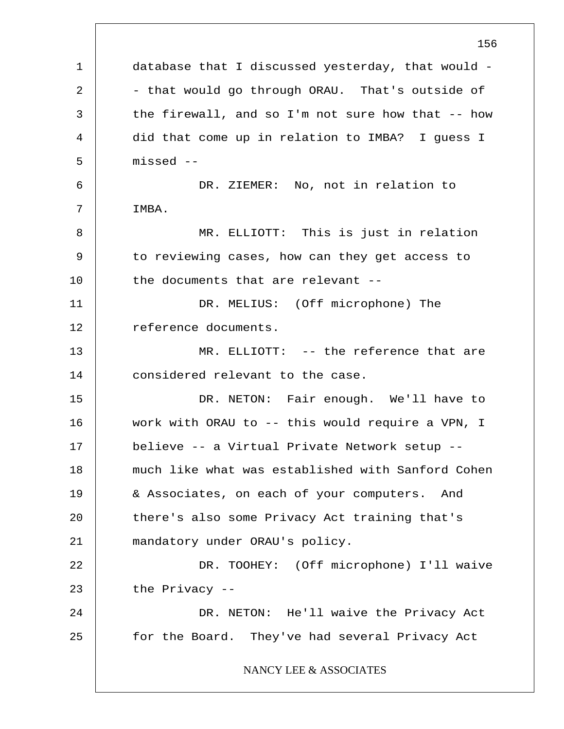database that I discussed yesterday, that would -- that would go through ORAU. That's outside of the firewall, and so I'm not sure how that -- how did that come up in relation to IMBA? I guess I missed --

DR. ZIEMER: No, not in relation to IMBA.

MR. ELLIOTT: This is just in relation to reviewing cases, how can they get access to the documents that are relevant --

DR. MELIUS: (Off microphone) The reference documents.

MR. ELLIOTT: -- the reference that are considered relevant to the case.

DR. NETON: Fair enough. We'll have to work with ORAU to -- this would require a VPN, I believe -- a Virtual Private Network setup -- much like what was established with Sanford Cohen & Associates, on each of your computers. And there's also some Privacy Act training that's mandatory under ORAU's policy.

DR. TOOHEY: (Off microphone) I'll waive the Privacy --

DR. NETON: He'll waive the Privacy Act for the Board. They've had several Privacy Act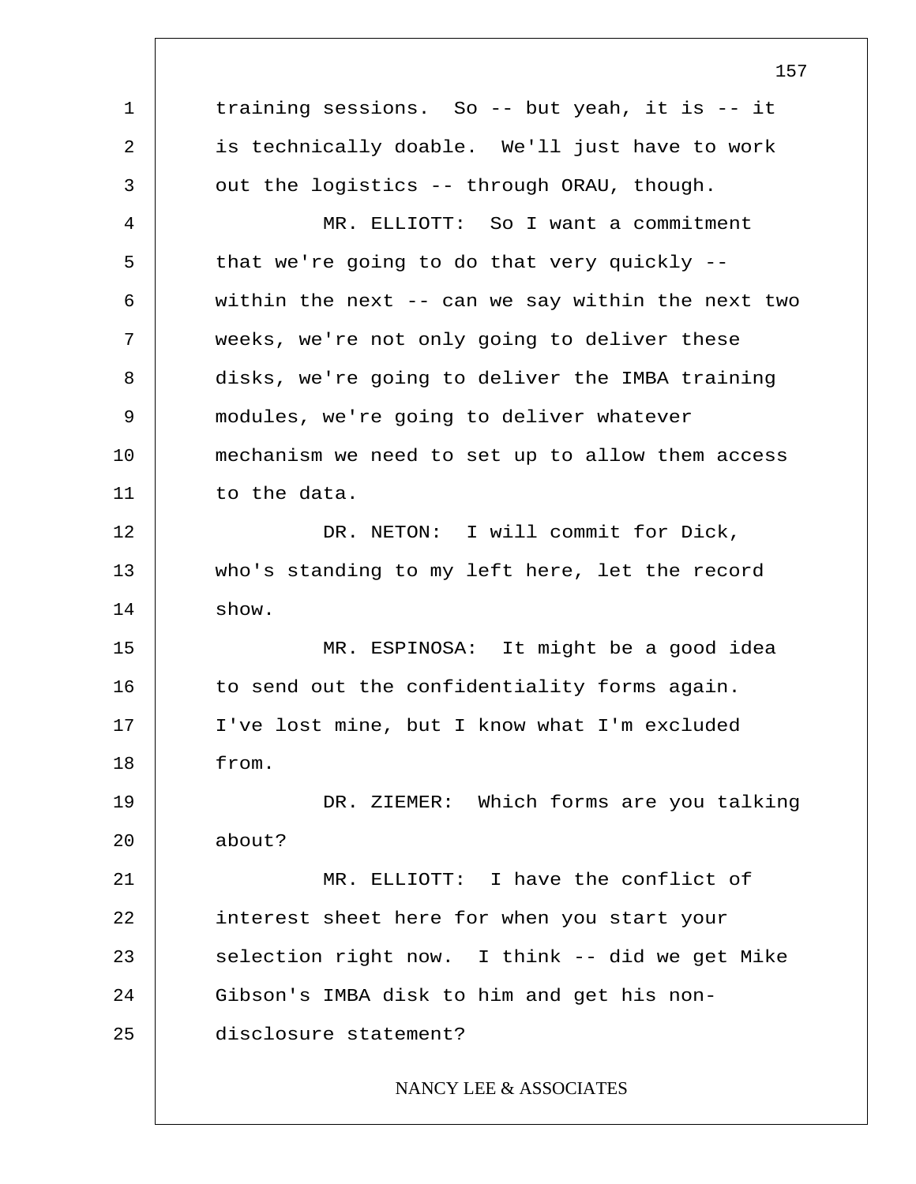training sessions. So -- but yeah, it is -- it is technically doable. We'll just have to work out the logistics -- through ORAU, though.

MR. ELLIOTT: So I want a commitment that we're going to do that very quickly -- within the next -- can we say within the next two weeks, we're not only going to deliver these disks, we're going to deliver the IMBA training modules, we're going to deliver whatever mechanism we need to set up to allow them access to the data.

DR. NETON: I will commit for Dick, who's standing to my left here, let the record show.

MR. ESPINOSA: It might be a good idea to send out the confidentiality forms again. I've lost mine, but I know what I'm excluded from.

DR. ZIEMER: Which forms are you talking about?

MR. ELLIOTT: I have the conflict of interest sheet here for when you start your selection right now. I think -- did we get Mike Gibson's IMBA disk to him and get his non-disclosure statement?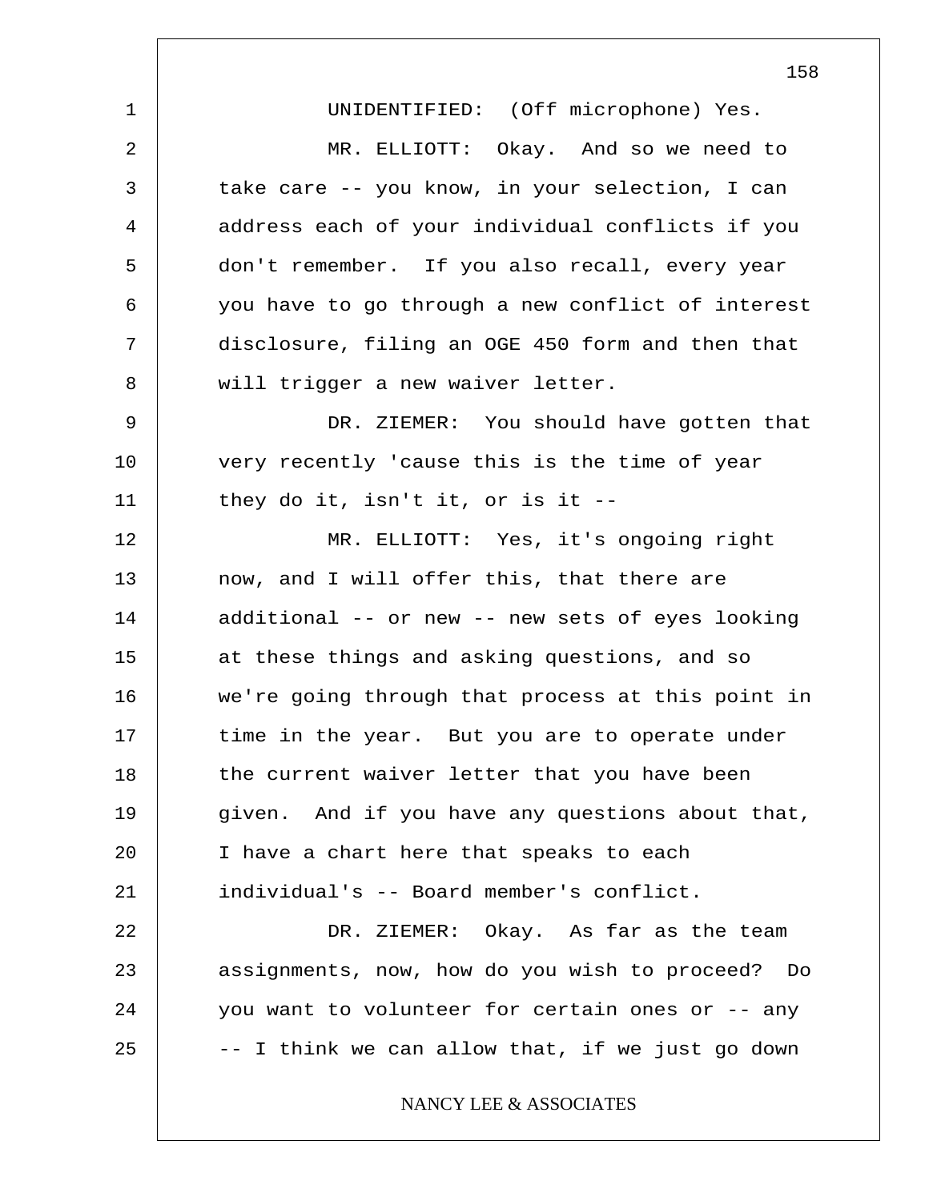UNIDENTIFIED: (Off microphone) Yes.

MR. ELLIOTT: Okay. And so we need to take care -- you know, in your selection, I can address each of your individual conflicts if you don't remember. If you also recall, every year you have to go through a new conflict of interest disclosure, filing an OGE 450 form and then that will trigger a new waiver letter.

DR. ZIEMER: You should have gotten that very recently 'cause this is the time of year they do it, isn't it, or is it --

MR. ELLIOTT: Yes, it's ongoing right now, and I will offer this, that there are additional -- or new -- new sets of eyes looking at these things and asking questions, and so we're going through that process at this point in time in the year. But you are to operate under the current waiver letter that you have been given. And if you have any questions about that, I have a chart here that speaks to each individual's -- Board member's conflict.

DR. ZIEMER: Okay. As far as the team assignments, now, how do you wish to proceed? Do you want to volunteer for certain ones or -- any -- I think we can allow that, if we just go down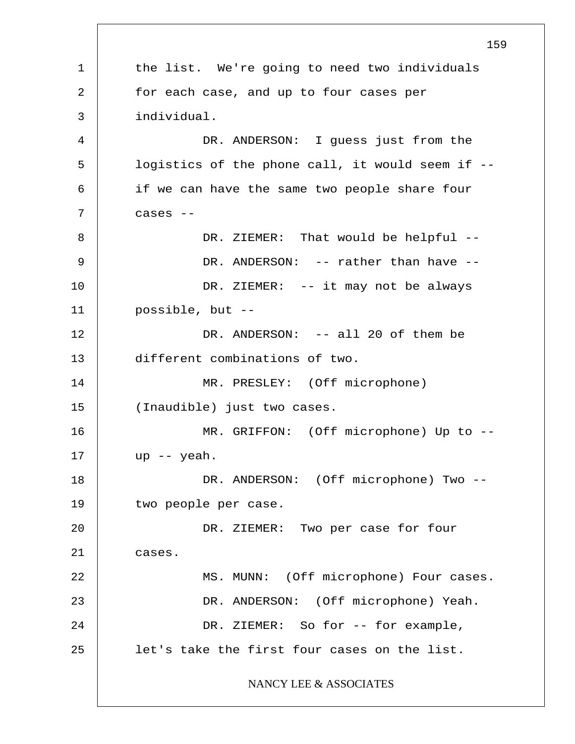the list. We're going to need two individuals for each case, and up to four cases per individual.

DR. ANDERSON: I guess just from the logistics of the phone call, it would seem if -- if we can have the same two people share four cases --

DR. ZIEMER: That would be helpful --

DR. ANDERSON: -- rather than have --

DR. ZIEMER: -- it may not be always possible, but --

DR. ANDERSON: -- all 20 of them be different combinations of two.

MR. PRESLEY: (Off microphone) (Inaudible) just two cases.

MR. GRIFFON: (Off microphone) Up to -- up -- yeah.

DR. ANDERSON: (Off microphone) Two -- two people per case.

DR. ZIEMER: Two per case for four cases.

MS. MUNN: (Off microphone) Four cases.

DR. ANDERSON: (Off microphone) Yeah.

DR. ZIEMER: So for -- for example, let's take the first four cases on the list.

NANCY LEE & ASSOCIATES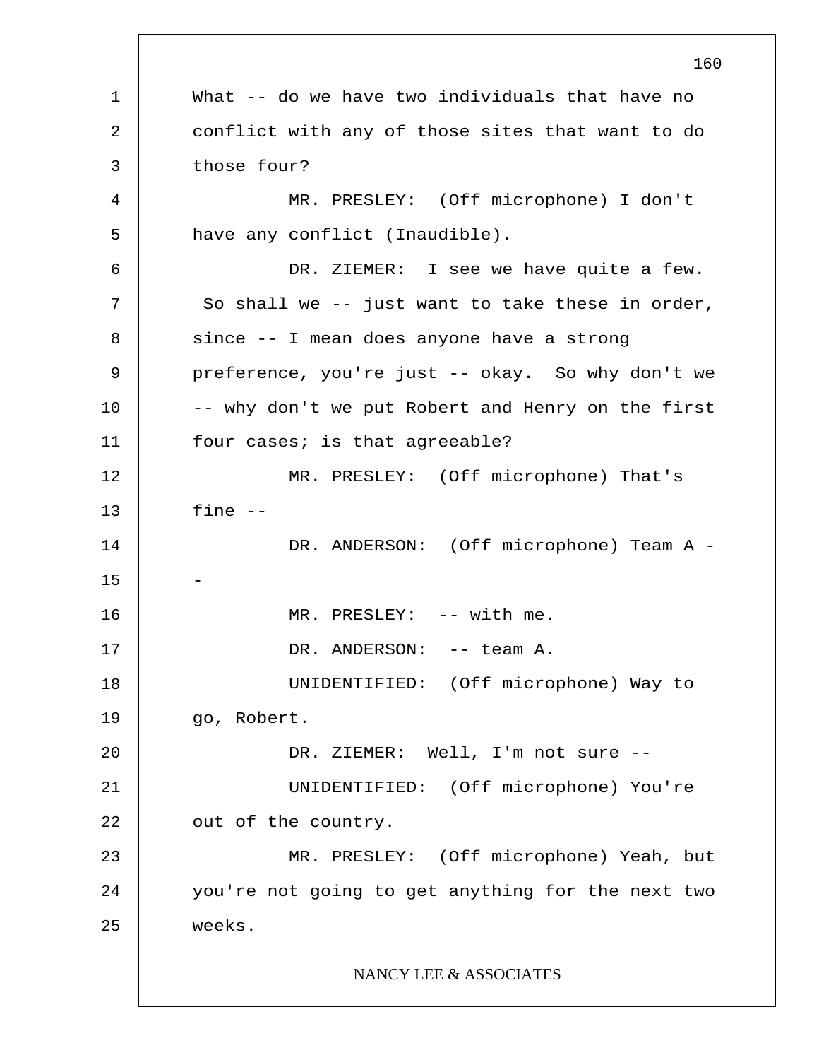What -- do we have two individuals that have no conflict with any of those sites that want to do those four?

MR. PRESLEY: (Off microphone) I don't have any conflict (Inaudible).

DR. ZIEMER: I see we have quite a few. So shall we -- just want to take these in order, since -- I mean does anyone have a strong preference, you're just -- okay. So why don't we -- why don't we put Robert and Henry on the first four cases; is that agreeable?

MR. PRESLEY: (Off microphone) That's fine --

DR. ANDERSON: (Off microphone) Team A --

MR. PRESLEY: -- with me.

DR. ANDERSON: -- team A.

UNIDENTIFIED: (Off microphone) Way to go, Robert.

DR. ZIEMER: Well, I'm not sure --

UNIDENTIFIED: (Off microphone) You're out of the country.

MR. PRESLEY: (Off microphone) Yeah, but you're not going to get anything for the next two weeks.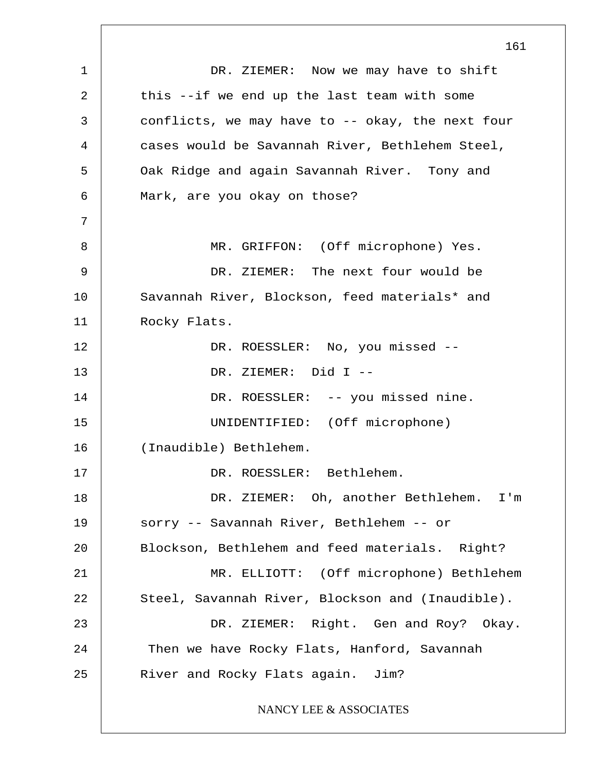DR. ZIEMER: Now we may have to shift this --if we end up the last team with some conflicts, we may have to -- okay, the next four cases would be Savannah River, Bethlehem Steel, Oak Ridge and again Savannah River. Tony and Mark, are you okay on those?

MR. GRIFFON: (Off microphone) Yes.

DR. ZIEMER: The next four would be Savannah River, Blockson, feed materials* and Rocky Flats.

DR. ROESSLER: No, you missed --

DR. ZIEMER: Did I --

DR. ROESSLER: -- you missed nine.

UNIDENTIFIED: (Off microphone) (Inaudible) Bethlehem.

DR. ROESSLER: Bethlehem.

DR. ZIEMER: Oh, another Bethlehem. I'm sorry -- Savannah River, Bethlehem -- or Blockson, Bethlehem and feed materials. Right?

MR. ELLIOTT: (Off microphone) Bethlehem Steel, Savannah River, Blockson and (Inaudible).

DR. ZIEMER: Right. Gen and Roy? Okay. Then we have Rocky Flats, Hanford, Savannah River and Rocky Flats again. Jim?

NANCY LEE & ASSOCIATES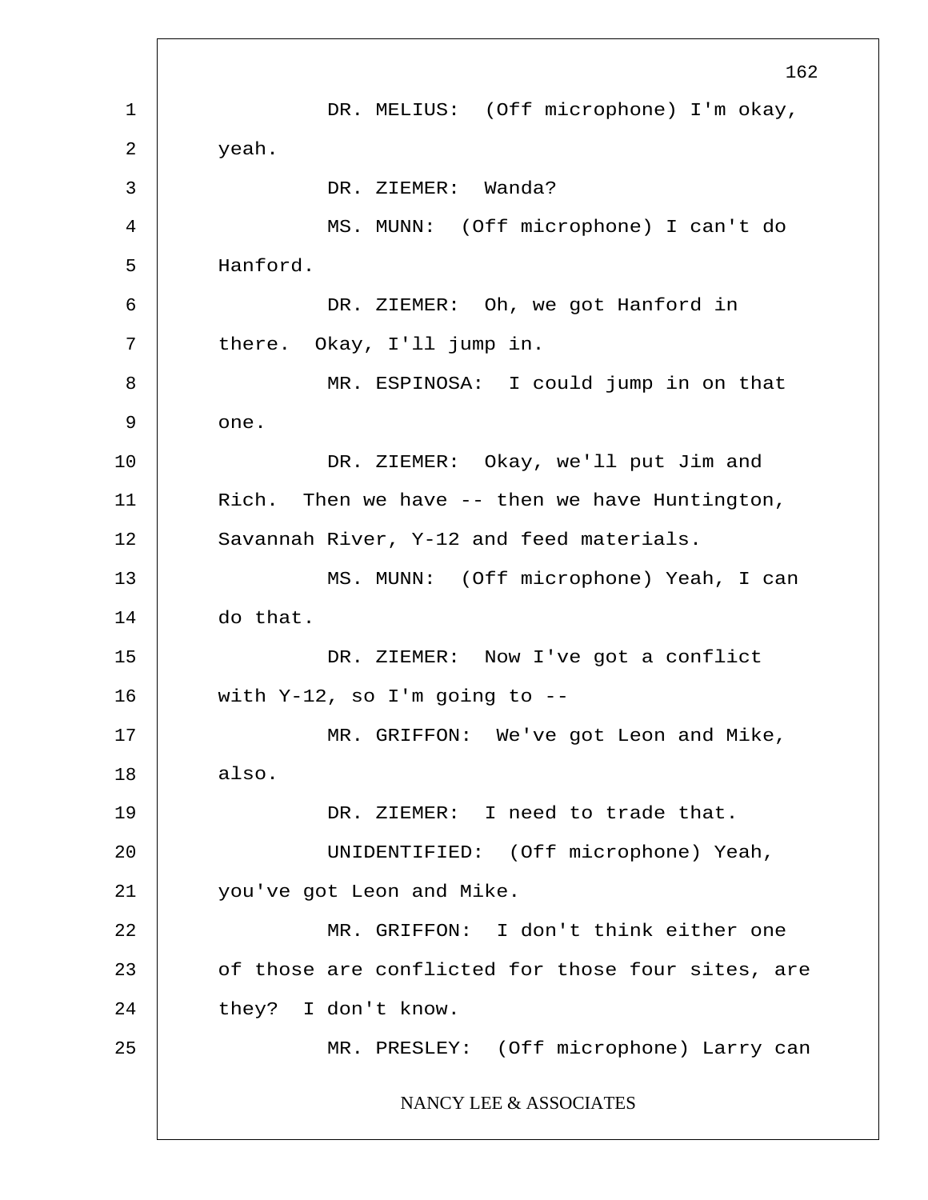DR. MELIUS: (Off microphone) I'm okay, yeah.

DR. ZIEMER: Wanda?

MS. MUNN: (Off microphone) I can't do Hanford.

DR. ZIEMER: Oh, we got Hanford in there. Okay, I'll jump in.

MR. ESPINOSA: I could jump in on that one.

DR. ZIEMER: Okay, we'll put Jim and Rich. Then we have -- then we have Huntington, Savannah River, Y-12 and feed materials.

MS. MUNN: (Off microphone) Yeah, I can do that.

DR. ZIEMER: Now I've got a conflict with Y-12, so I'm going to --

MR. GRIFFON: We've got Leon and Mike, also.

DR. ZIEMER: I need to trade that.

UNIDENTIFIED: (Off microphone) Yeah, you've got Leon and Mike.

MR. GRIFFON: I don't think either one of those are conflicted for those four sites, are they? I don't know.

MR. PRESLEY: (Off microphone) Larry can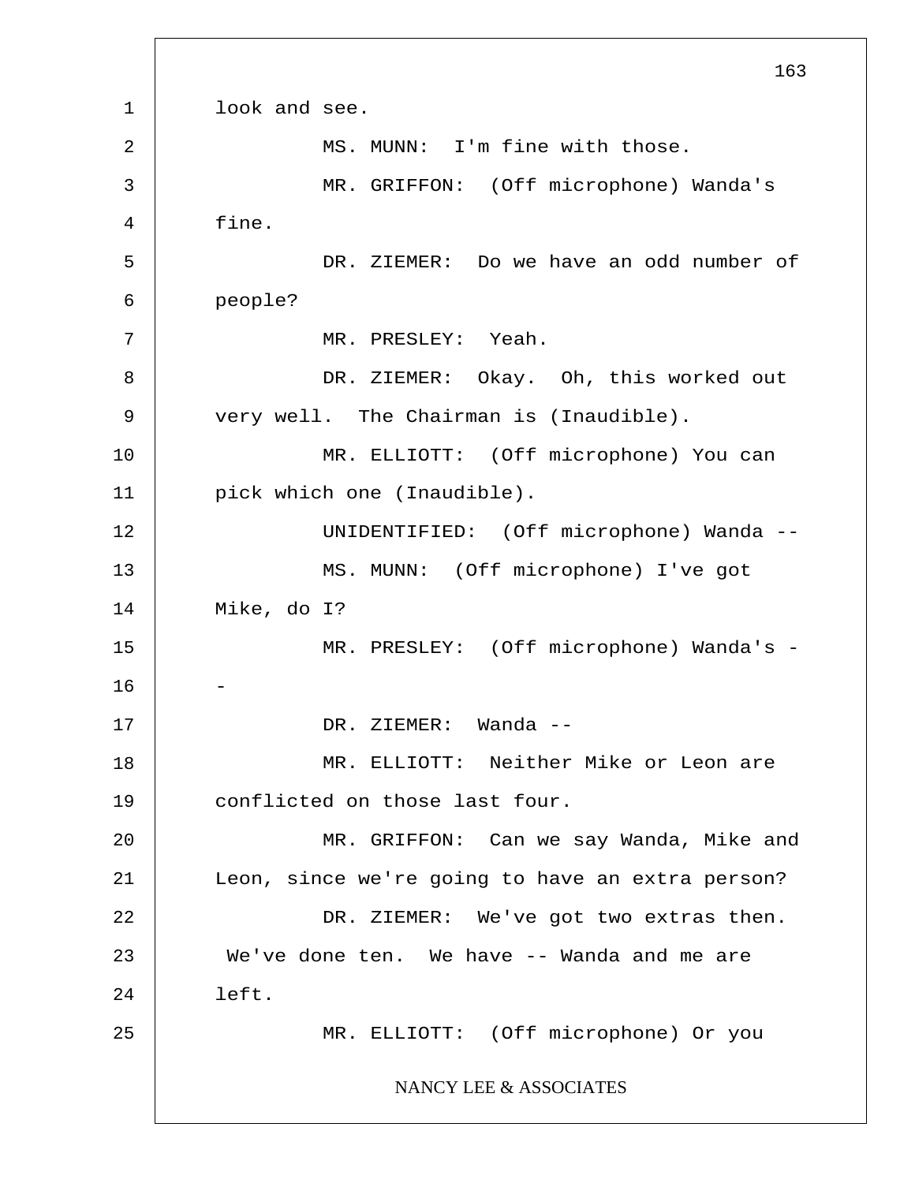look and see.

MS. MUNN: I'm fine with those.

MR. GRIFFON: (Off microphone) Wanda's fine.

DR. ZIEMER: Do we have an odd number of people?

MR. PRESLEY: Yeah.

DR. ZIEMER: Okay. Oh, this worked out very well. The Chairman is (Inaudible).

MR. ELLIOTT: (Off microphone) You can pick which one (Inaudible).

UNIDENTIFIED: (Off microphone) Wanda --

MS. MUNN: (Off microphone) I've got Mike, do I?

MR. PRESLEY: (Off microphone) Wanda's --

DR. ZIEMER: Wanda --

MR. ELLIOTT: Neither Mike or Leon are conflicted on those last four.

MR. GRIFFON: Can we say Wanda, Mike and Leon, since we're going to have an extra person?

DR. ZIEMER: We've got two extras then. We've done ten. We have -- Wanda and me are left.

MR. ELLIOTT: (Off microphone) Or you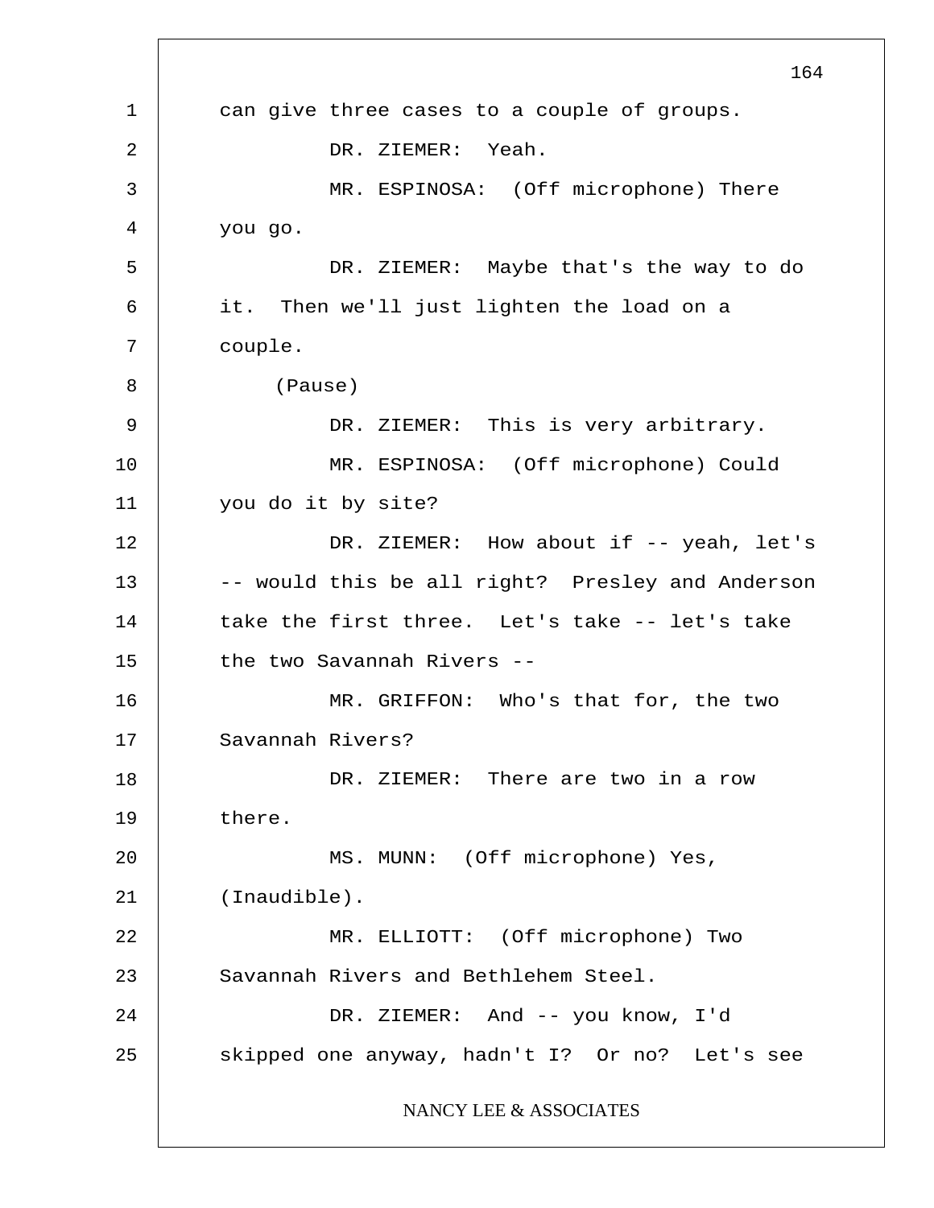can give three cases to a couple of groups.

DR. ZIEMER: Yeah.

MR. ESPINOSA: (Off microphone) There you go.

DR. ZIEMER: Maybe that's the way to do it. Then we'll just lighten the load on a couple.

(Pause)

DR. ZIEMER: This is very arbitrary.

MR. ESPINOSA: (Off microphone) Could you do it by site?

DR. ZIEMER: How about if -- yeah, let's -- would this be all right? Presley and Anderson take the first three. Let's take -- let's take the two Savannah Rivers --

MR. GRIFFON: Who's that for, the two Savannah Rivers?

DR. ZIEMER: There are two in a row there.

MS. MUNN: (Off microphone) Yes, (Inaudible).

MR. ELLIOTT: (Off microphone) Two Savannah Rivers and Bethlehem Steel.

DR. ZIEMER: And -- you know, I'd skipped one anyway, hadn't I? Or no? Let's see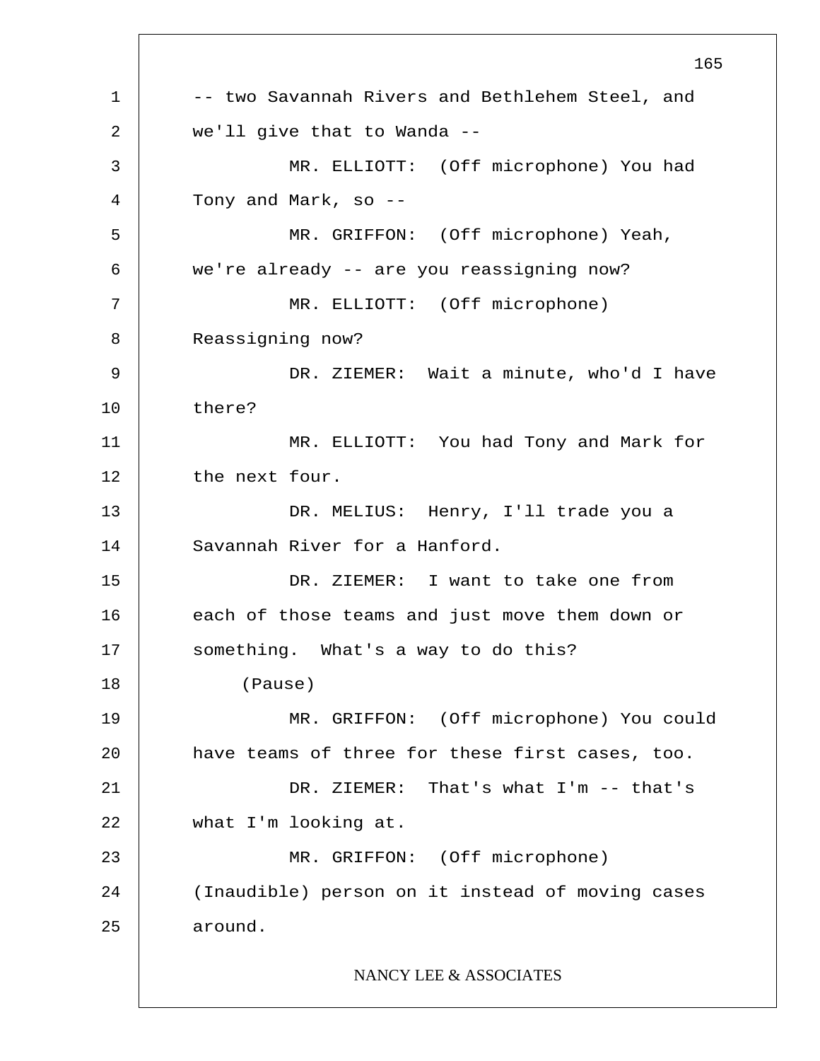-- two Savannah Rivers and Bethlehem Steel, and we'll give that to Wanda --

MR. ELLIOTT: (Off microphone) You had Tony and Mark, so --

MR. GRIFFON: (Off microphone) Yeah, we're already -- are you reassigning now?

MR. ELLIOTT: (Off microphone) Reassigning now?

DR. ZIEMER: Wait a minute, who'd I have there?

MR. ELLIOTT: You had Tony and Mark for the next four.

DR. MELIUS: Henry, I'll trade you a Savannah River for a Hanford.

DR. ZIEMER: I want to take one from each of those teams and just move them down or something. What's a way to do this?

(Pause)

MR. GRIFFON: (Off microphone) You could have teams of three for these first cases, too.

DR. ZIEMER: That's what I'm -- that's what I'm looking at.

MR. GRIFFON: (Off microphone) (Inaudible) person on it instead of moving cases around.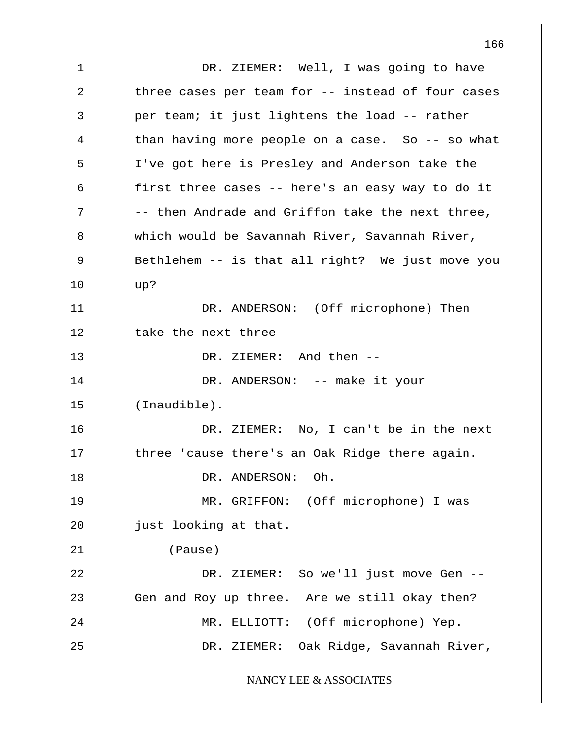DR. ZIEMER: Well, I was going to have three cases per team for -- instead of four cases per team; it just lightens the load -- rather than having more people on a case. So -- so what I've got here is Presley and Anderson take the first three cases -- here's an easy way to do it -- then Andrade and Griffon take the next three, which would be Savannah River, Savannah River, Bethlehem -- is that all right? We just move you up?

DR. ANDERSON: (Off microphone) Then take the next three --

DR. ZIEMER: And then --

DR. ANDERSON: -- make it your (Inaudible).

DR. ZIEMER: No, I can't be in the next three 'cause there's an Oak Ridge there again.

DR. ANDERSON: Oh.

MR. GRIFFON: (Off microphone) I was just looking at that.

(Pause)

DR. ZIEMER: So we'll just move Gen -- Gen and Roy up three. Are we still okay then?

MR. ELLIOTT: (Off microphone) Yep.

DR. ZIEMER: Oak Ridge, Savannah River,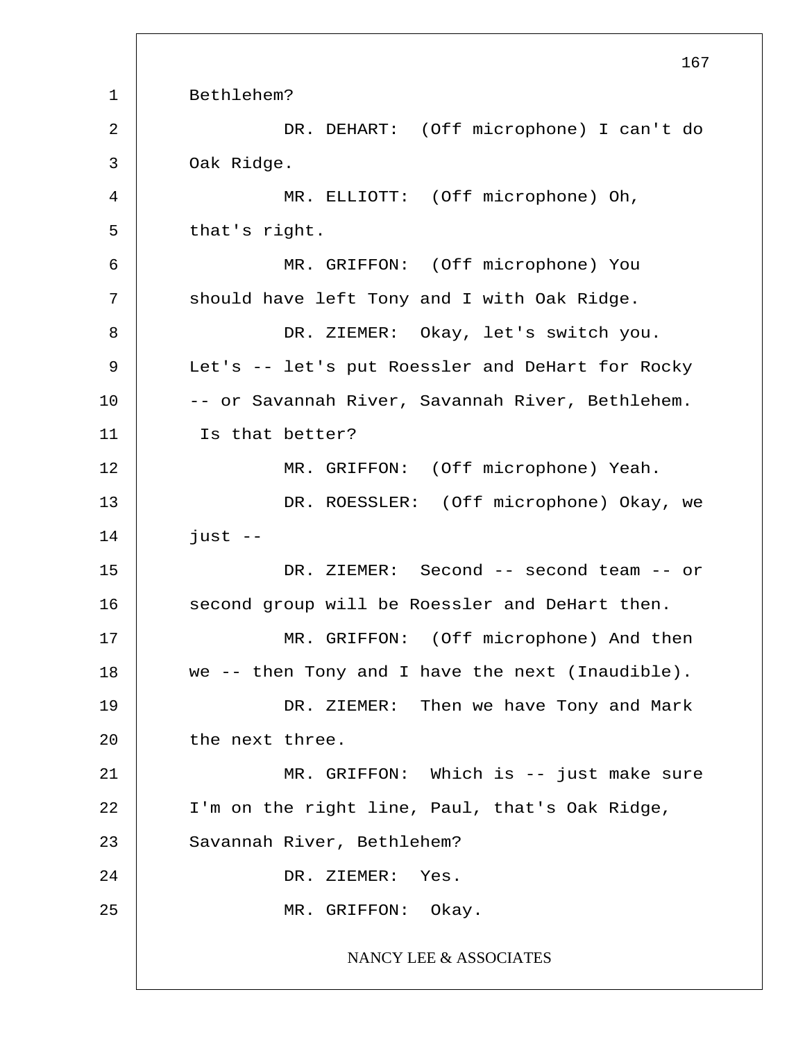Bethlehem?

DR. DEHART: (Off microphone) I can't do Oak Ridge.

MR. ELLIOTT: (Off microphone) Oh, that's right.

MR. GRIFFON: (Off microphone) You should have left Tony and I with Oak Ridge.

DR. ZIEMER: Okay, let's switch you. Let's -- let's put Roessler and DeHart for Rocky -- or Savannah River, Savannah River, Bethlehem. Is that better?

MR. GRIFFON: (Off microphone) Yeah.

DR. ROESSLER: (Off microphone) Okay, we just --

DR. ZIEMER: Second -- second team -- or second group will be Roessler and DeHart then.

MR. GRIFFON: (Off microphone) And then we -- then Tony and I have the next (Inaudible).

DR. ZIEMER: Then we have Tony and Mark the next three.

MR. GRIFFON: Which is -- just make sure I'm on the right line, Paul, that's Oak Ridge, Savannah River, Bethlehem?

DR. ZIEMER: Yes.

MR. GRIFFON: Okay.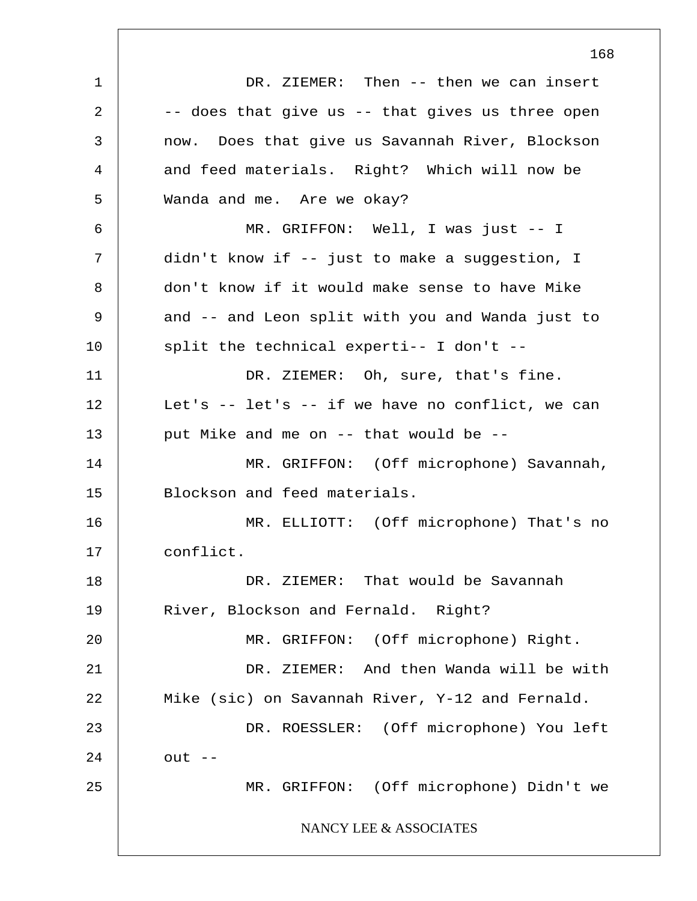DR. ZIEMER: Then -- then we can insert -- does that give us -- that gives us three open now. Does that give us Savannah River, Blockson and feed materials. Right? Which will now be Wanda and me. Are we okay?

MR. GRIFFON: Well, I was just -- I didn't know if -- just to make a suggestion, I don't know if it would make sense to have Mike and -- and Leon split with you and Wanda just to split the technical experti-- I don't --

DR. ZIEMER: Oh, sure, that's fine. Let's -- let's -- if we have no conflict, we can put Mike and me on -- that would be --

MR. GRIFFON: (Off microphone) Savannah, Blockson and feed materials.

MR. ELLIOTT: (Off microphone) That's no conflict.

DR. ZIEMER: That would be Savannah River, Blockson and Fernald. Right?

MR. GRIFFON: (Off microphone) Right.

DR. ZIEMER: And then Wanda will be with Mike (sic) on Savannah River, Y-12 and Fernald.

DR. ROESSLER: (Off microphone) You left out --

MR. GRIFFON: (Off microphone) Didn't we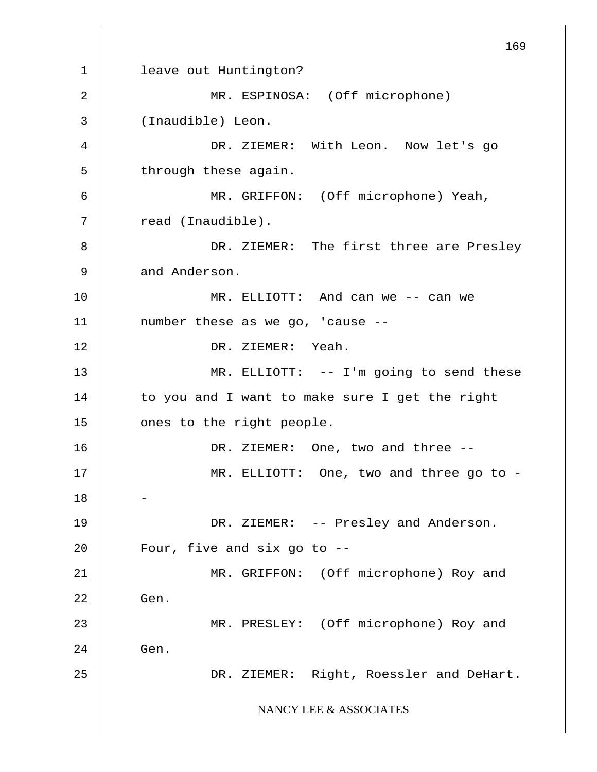leave out Huntington?

MR. ESPINOSA: (Off microphone) (Inaudible) Leon.

DR. ZIEMER: With Leon. Now let's go through these again.

MR. GRIFFON: (Off microphone) Yeah, read (Inaudible).

DR. ZIEMER: The first three are Presley and Anderson.

MR. ELLIOTT: And can we -- can we number these as we go, 'cause --

DR. ZIEMER: Yeah.

MR. ELLIOTT: -- I'm going to send these to you and I want to make sure I get the right ones to the right people.

DR. ZIEMER: One, two and three --

MR. ELLIOTT: One, two and three go to --

DR. ZIEMER: -- Presley and Anderson. Four, five and six go to --

MR. GRIFFON: (Off microphone) Roy and Gen.

MR. PRESLEY: (Off microphone) Roy and Gen.

DR. ZIEMER: Right, Roessler and DeHart.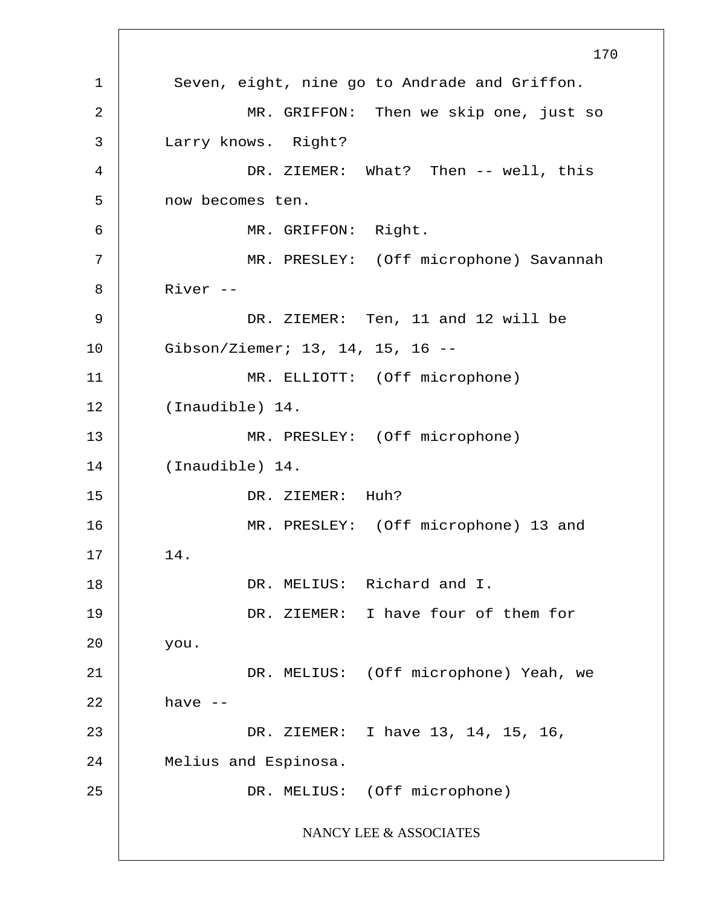Seven, eight, nine go to Andrade and Griffon.

MR. GRIFFON: Then we skip one, just so Larry knows. Right?

DR. ZIEMER: What? Then -- well, this now becomes ten.

MR. GRIFFON: Right.

MR. PRESLEY: (Off microphone) Savannah River --

DR. ZIEMER: Ten, 11 and 12 will be Gibson/Ziemer; 13, 14, 15, 16 --

MR. ELLIOTT: (Off microphone) (Inaudible) 14.

MR. PRESLEY: (Off microphone) (Inaudible) 14.

DR. ZIEMER: Huh?

MR. PRESLEY: (Off microphone) 13 and 14.

DR. MELIUS: Richard and I.

DR. ZIEMER: I have four of them for you.

DR. MELIUS: (Off microphone) Yeah, we have --

DR. ZIEMER: I have 13, 14, 15, 16, Melius and Espinosa.

DR. MELIUS: (Off microphone)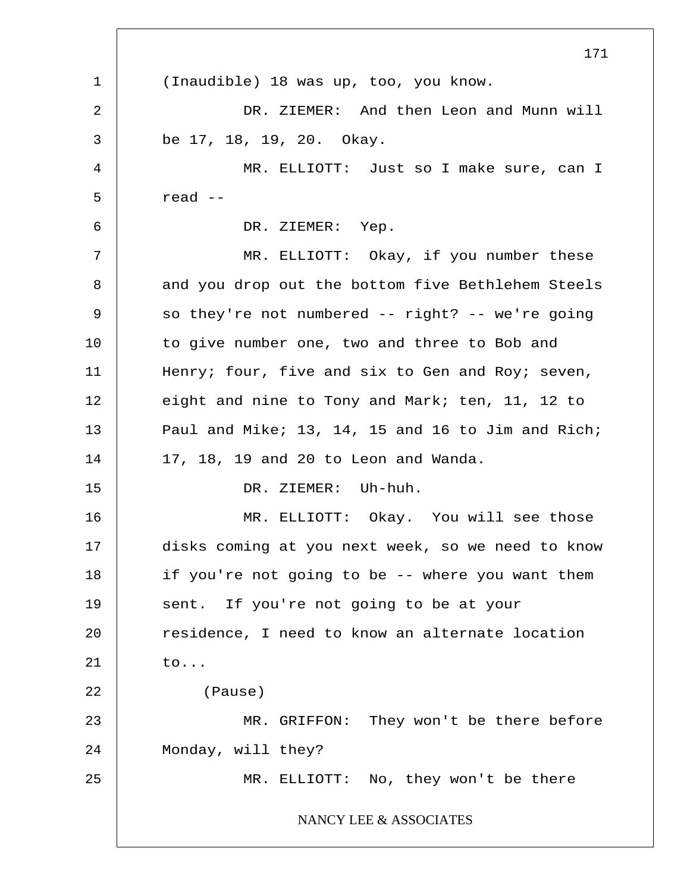(Inaudible) 18 was up, too, you know.

DR. ZIEMER: And then Leon and Munn will be 17, 18, 19, 20. Okay.

MR. ELLIOTT: Just so I make sure, can I read --

DR. ZIEMER: Yep.

MR. ELLIOTT: Okay, if you number these and you drop out the bottom five Bethlehem Steels so they're not numbered -- right? -- we're going to give number one, two and three to Bob and Henry; four, five and six to Gen and Roy; seven, eight and nine to Tony and Mark; ten, 11, 12 to Paul and Mike; 13, 14, 15 and 16 to Jim and Rich; 17, 18, 19 and 20 to Leon and Wanda.

DR. ZIEMER: Uh-huh.

MR. ELLIOTT: Okay. You will see those disks coming at you next week, so we need to know if you're not going to be -- where you want them sent. If you're not going to be at your residence, I need to know an alternate location to...

(Pause)

MR. GRIFFON: They won't be there before Monday, will they?

MR. ELLIOTT: No, they won't be there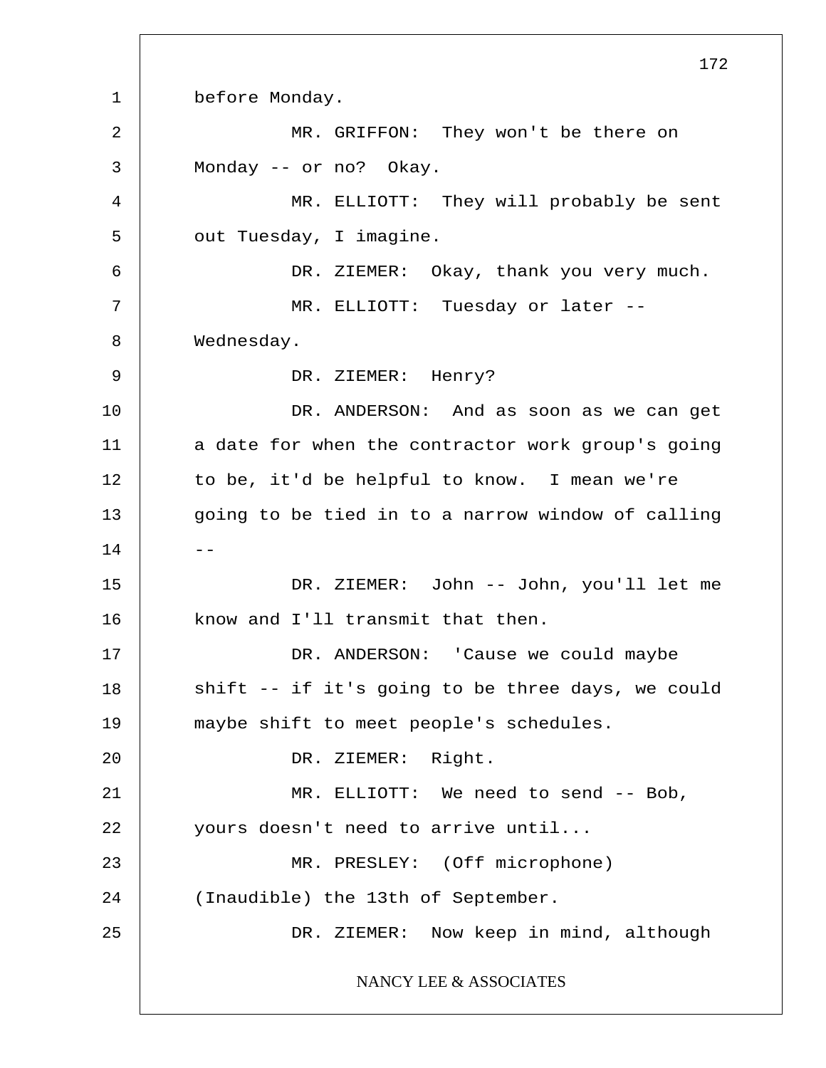before Monday.

MR. GRIFFON: They won't be there on Monday -- or no? Okay.

MR. ELLIOTT: They will probably be sent out Tuesday, I imagine.

DR. ZIEMER: Okay, thank you very much.

MR. ELLIOTT: Tuesday or later -- Wednesday.

DR. ZIEMER: Henry?

DR. ANDERSON: And as soon as we can get a date for when the contractor work group's going to be, it'd be helpful to know. I mean we're going to be tied in to a narrow window of calling --

DR. ZIEMER: John -- John, you'll let me know and I'll transmit that then.

DR. ANDERSON: 'Cause we could maybe shift -- if it's going to be three days, we could maybe shift to meet people's schedules.

DR. ZIEMER: Right.

MR. ELLIOTT: We need to send -- Bob, yours doesn't need to arrive until...

MR. PRESLEY: (Off microphone) (Inaudible) the 13th of September.

DR. ZIEMER: Now keep in mind, although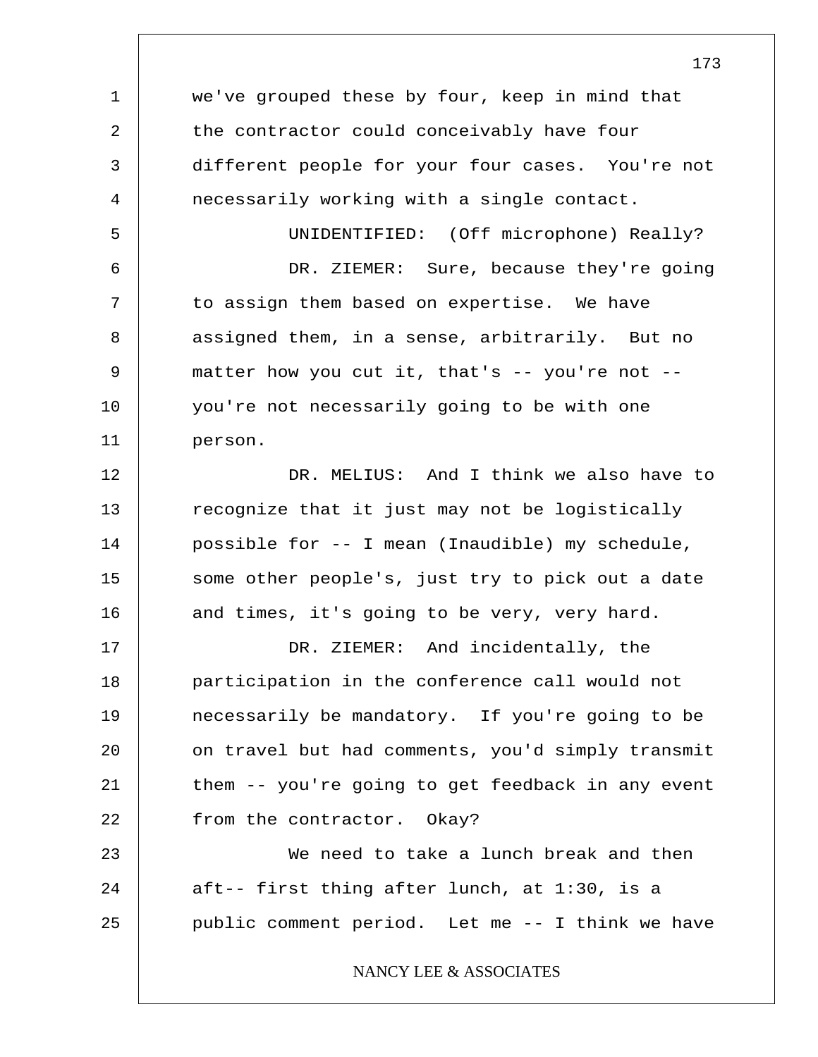we've grouped these by four, keep in mind that the contractor could conceivably have four different people for your four cases. You're not necessarily working with a single contact.

UNIDENTIFIED: (Off microphone) Really?

DR. ZIEMER: Sure, because they're going to assign them based on expertise. We have assigned them, in a sense, arbitrarily. But no matter how you cut it, that's -- you're not -- you're not necessarily going to be with one person.

DR. MELIUS: And I think we also have to recognize that it just may not be logistically possible for -- I mean (Inaudible) my schedule, some other people's, just try to pick out a date and times, it's going to be very, very hard.

DR. ZIEMER: And incidentally, the participation in the conference call would not necessarily be mandatory. If you're going to be on travel but had comments, you'd simply transmit them -- you're going to get feedback in any event from the contractor. Okay?

We need to take a lunch break and then aft-- first thing after lunch, at 1:30, is a public comment period. Let me -- I think we have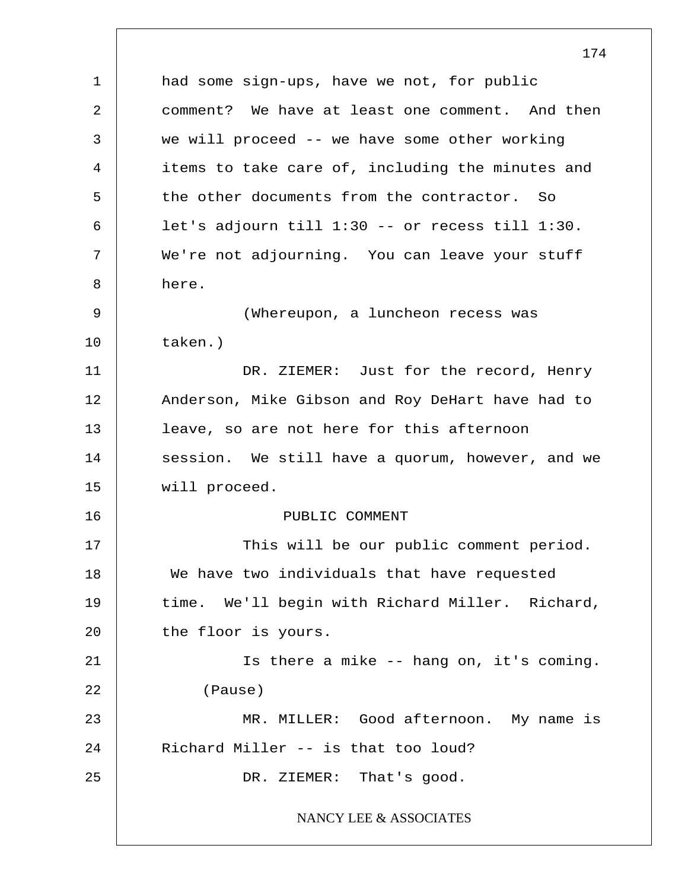had some sign-ups, have we not, for public comment? We have at least one comment. And then we will proceed -- we have some other working items to take care of, including the minutes and the other documents from the contractor. So let's adjourn till 1:30 -- or recess till 1:30. We're not adjourning. You can leave your stuff here.

(Whereupon, a luncheon recess was taken.)

DR. ZIEMER: Just for the record, Henry Anderson, Mike Gibson and Roy DeHart have had to leave, so are not here for this afternoon session. We still have a quorum, however, and we will proceed.

## PUBLIC COMMENT

This will be our public comment period. We have two individuals that have requested time. We'll begin with Richard Miller. Richard, the floor is yours.

Is there a mike -- hang on, it's coming.

(Pause)

MR. MILLER: Good afternoon. My name is Richard Miller -- is that too loud?

DR. ZIEMER: That's good.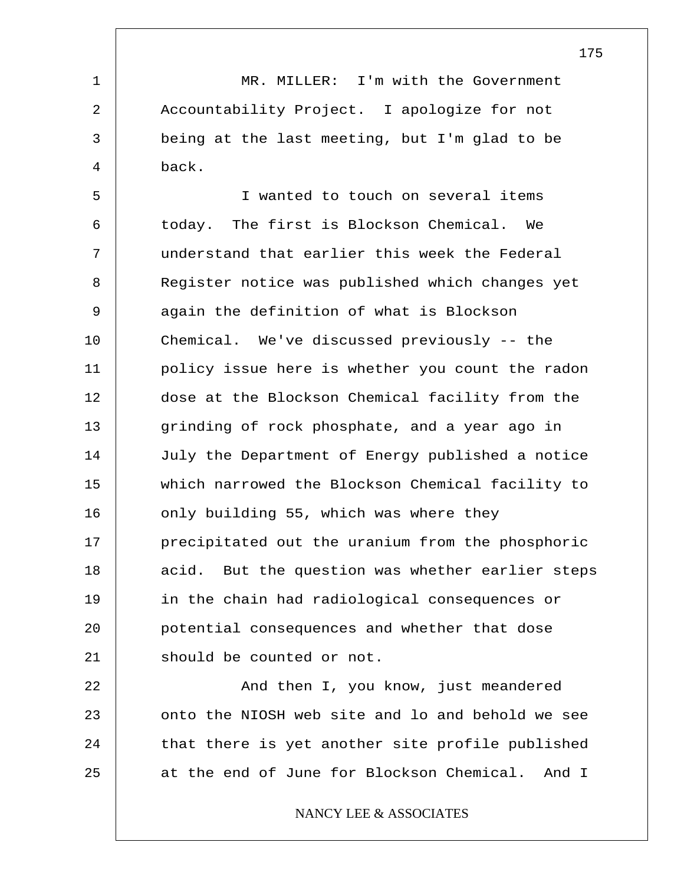MR. MILLER: I'm with the Government Accountability Project. I apologize for not being at the last meeting, but I'm glad to be back.

I wanted to touch on several items today. The first is Blockson Chemical. We understand that earlier this week the Federal Register notice was published which changes yet again the definition of what is Blockson Chemical. We've discussed previously -- the policy issue here is whether you count the radon dose at the Blockson Chemical facility from the grinding of rock phosphate, and a year ago in July the Department of Energy published a notice which narrowed the Blockson Chemical facility to only building 55, which was where they precipitated out the uranium from the phosphoric acid. But the question was whether earlier steps in the chain had radiological consequences or potential consequences and whether that dose should be counted or not.

And then I, you know, just meandered onto the NIOSH web site and lo and behold we see that there is yet another site profile published at the end of June for Blockson Chemical. And I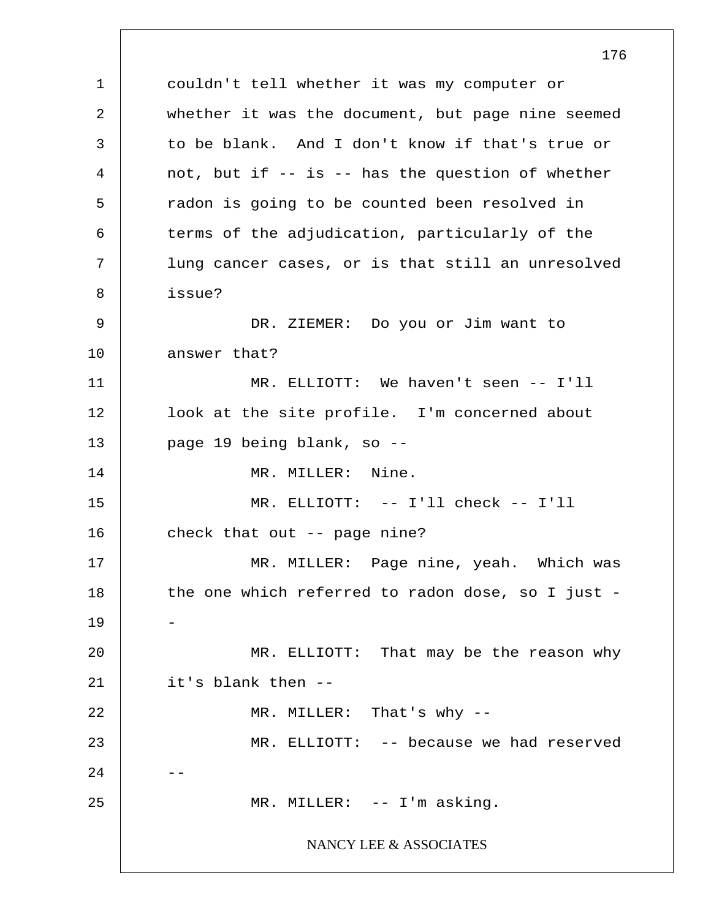couldn't tell whether it was my computer or whether it was the document, but page nine seemed to be blank. And I don't know if that's true or not, but if -- is -- has the question of whether radon is going to be counted been resolved in terms of the adjudication, particularly of the lung cancer cases, or is that still an unresolved issue?

DR. ZIEMER: Do you or Jim want to answer that?

MR. ELLIOTT: We haven't seen -- I'll look at the site profile. I'm concerned about page 19 being blank, so --

MR. MILLER: Nine.

MR. ELLIOTT: -- I'll check -- I'll check that out -- page nine?

MR. MILLER: Page nine, yeah. Which was the one which referred to radon dose, so I just --

MR. ELLIOTT: That may be the reason why it's blank then --

MR. MILLER: That's why --

MR. ELLIOTT: -- because we had reserved --

MR. MILLER: -- I'm asking.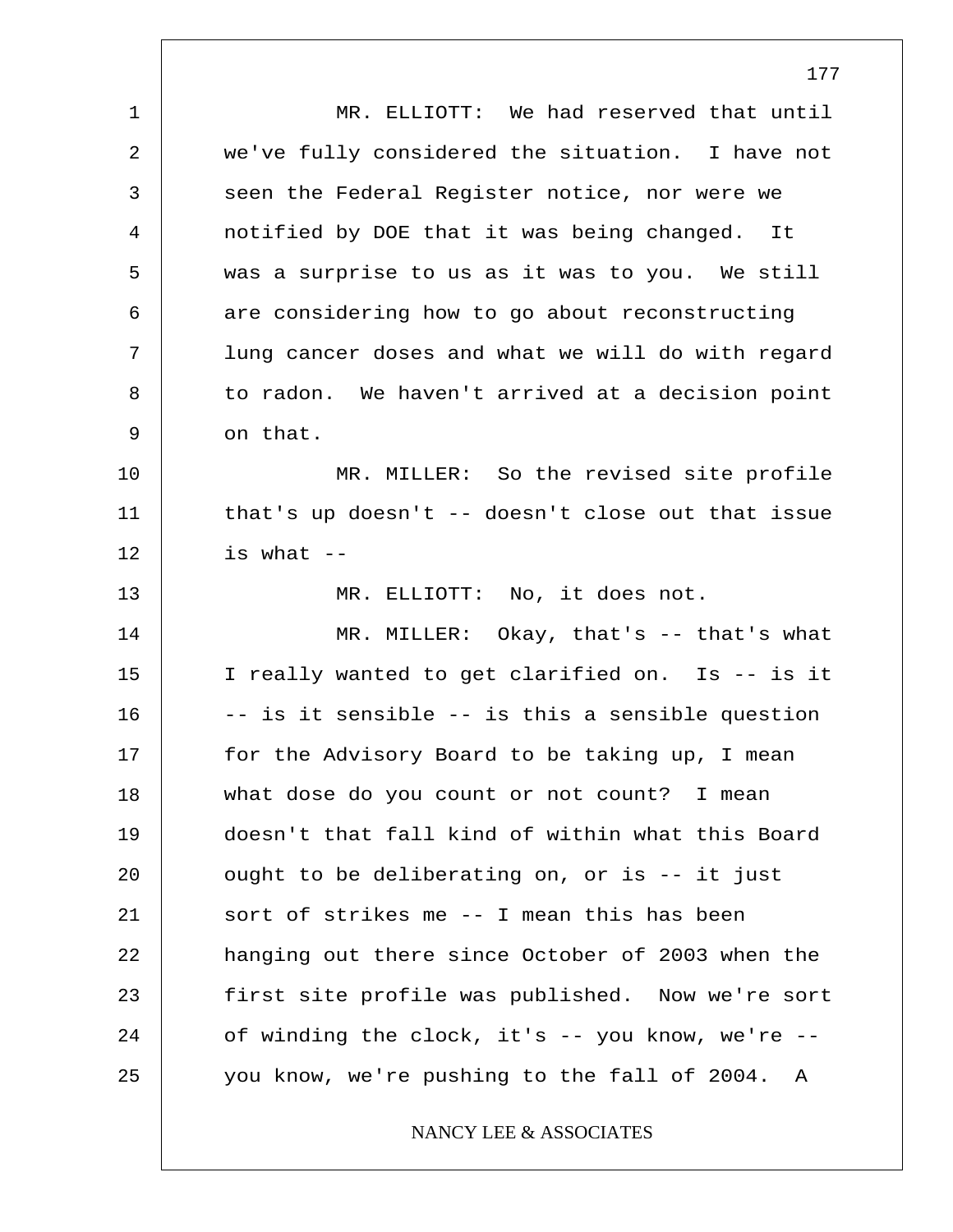MR. ELLIOTT: We had reserved that until we've fully considered the situation. I have not seen the Federal Register notice, nor were we notified by DOE that it was being changed. It was a surprise to us as it was to you. We still are considering how to go about reconstructing lung cancer doses and what we will do with regard to radon. We haven't arrived at a decision point on that.

MR. MILLER: So the revised site profile that's up doesn't -- doesn't close out that issue is what --

MR. ELLIOTT: No, it does not.

MR. MILLER: Okay, that's -- that's what I really wanted to get clarified on. Is -- is it -- is it sensible -- is this a sensible question for the Advisory Board to be taking up, I mean what dose do you count or not count? I mean doesn't that fall kind of within what this Board ought to be deliberating on, or is -- it just sort of strikes me -- I mean this has been hanging out there since October of 2003 when the first site profile was published. Now we're sort of winding the clock, it's -- you know, we're -- you know, we're pushing to the fall of 2004. A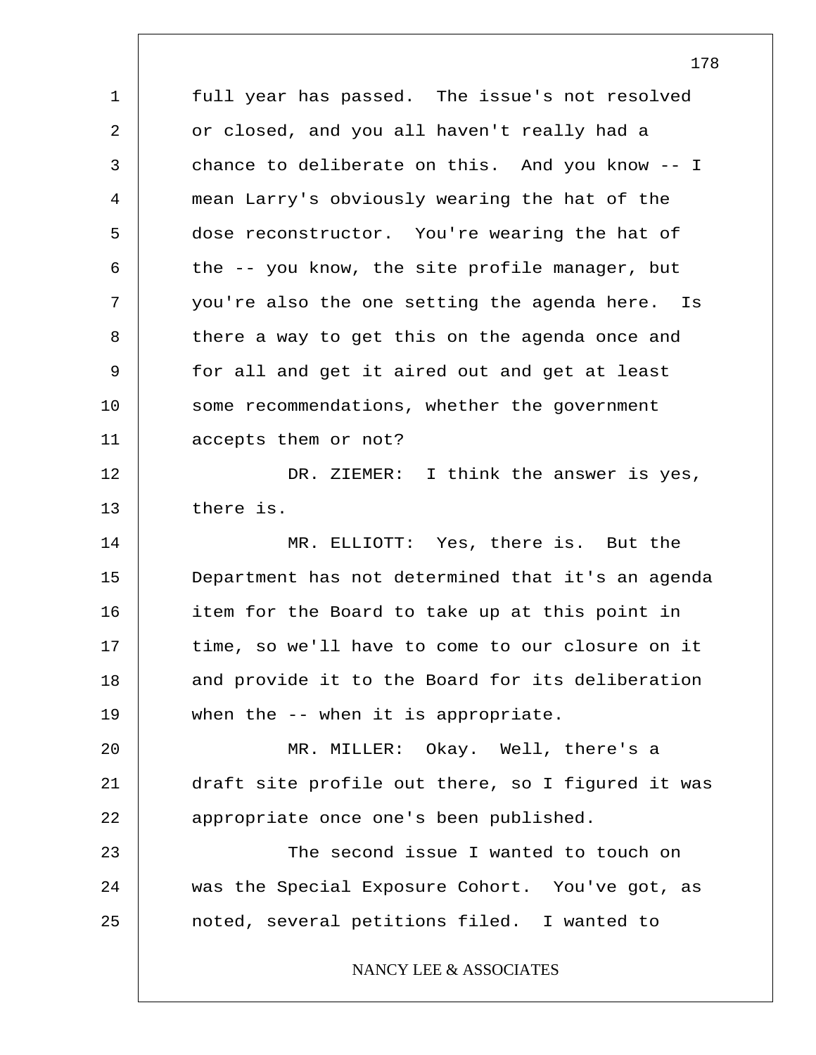full year has passed. The issue's not resolved or closed, and you all haven't really had a chance to deliberate on this. And you know -- I mean Larry's obviously wearing the hat of the dose reconstructor. You're wearing the hat of the -- you know, the site profile manager, but you're also the one setting the agenda here. Is there a way to get this on the agenda once and for all and get it aired out and get at least some recommendations, whether the government accepts them or not?

DR. ZIEMER: I think the answer is yes, there is.

MR. ELLIOTT: Yes, there is. But the Department has not determined that it's an agenda item for the Board to take up at this point in time, so we'll have to come to our closure on it and provide it to the Board for its deliberation when the -- when it is appropriate.

MR. MILLER: Okay. Well, there's a draft site profile out there, so I figured it was appropriate once one's been published.

The second issue I wanted to touch on was the Special Exposure Cohort. You've got, as noted, several petitions filed. I wanted to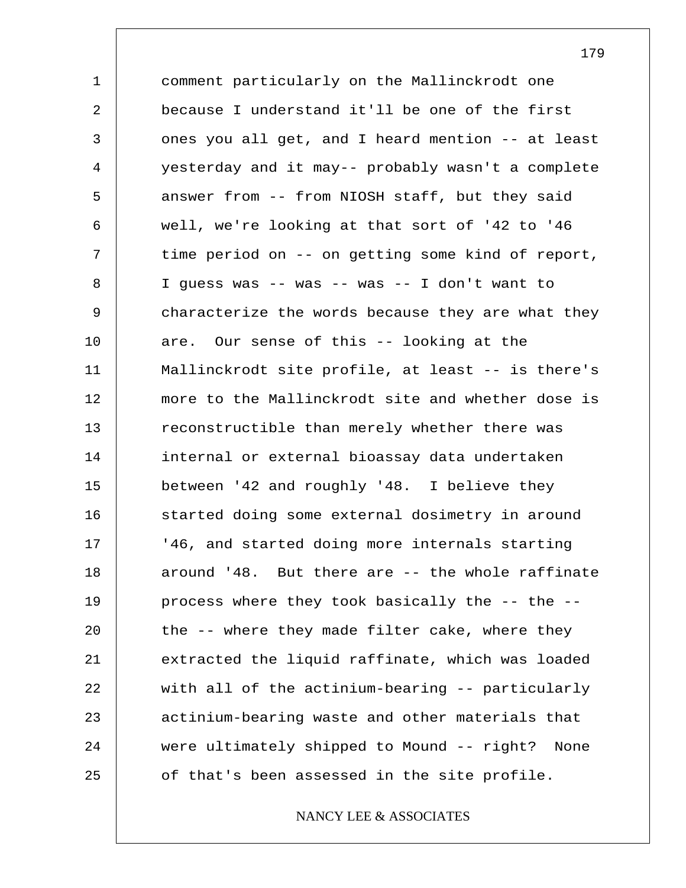comment particularly on the Mallinckrodt one because I understand it'll be one of the first ones you all get, and I heard mention -- at least yesterday and it may-- probably wasn't a complete answer from -- from NIOSH staff, but they said well, we're looking at that sort of '42 to '46 time period on -- on getting some kind of report, I guess was -- was -- was -- I don't want to characterize the words because they are what they are. Our sense of this -- looking at the Mallinckrodt site profile, at least -- is there's more to the Mallinckrodt site and whether dose is reconstructible than merely whether there was internal or external bioassay data undertaken between '42 and roughly '48. I believe they started doing some external dosimetry in around '46, and started doing more internals starting around '48. But there are -- the whole raffinate process where they took basically the -- the -- the -- where they made filter cake, where they extracted the liquid raffinate, which was loaded with all of the actinium-bearing -- particularly actinium-bearing waste and other materials that were ultimately shipped to Mound -- right? None of that's been assessed in the site profile.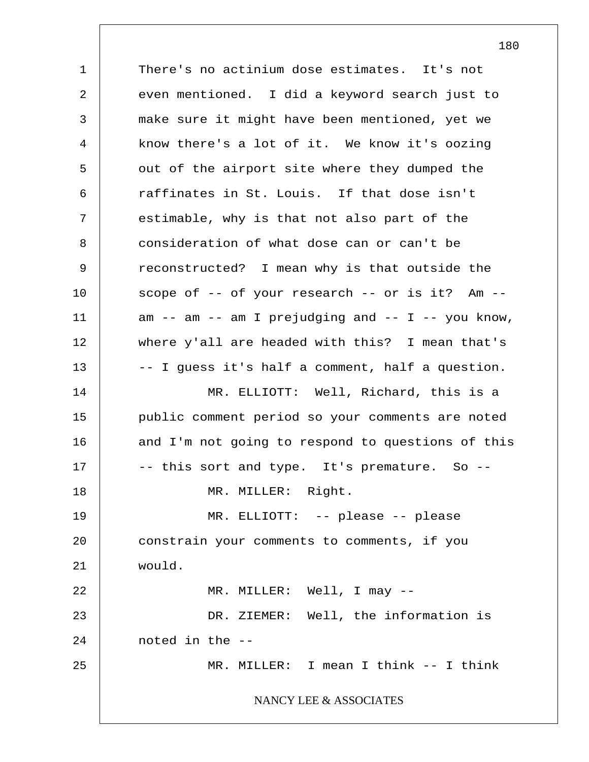There's no actinium dose estimates. It's not even mentioned. I did a keyword search just to make sure it might have been mentioned, yet we know there's a lot of it. We know it's oozing out of the airport site where they dumped the raffinates in St. Louis. If that dose isn't estimable, why is that not also part of the consideration of what dose can or can't be reconstructed? I mean why is that outside the scope of -- of your research -- or is it? Am -- am -- am -- am I prejudging and -- I -- you know, where y'all are headed with this? I mean that's -- I guess it's half a comment, half a question.

MR. ELLIOTT: Well, Richard, this is a public comment period so your comments are noted and I'm not going to respond to questions of this -- this sort and type. It's premature. So --

MR. MILLER: Right.

MR. ELLIOTT: -- please -- please constrain your comments to comments, if you would.

MR. MILLER: Well, I may --

DR. ZIEMER: Well, the information is noted in the --

MR. MILLER: I mean I think -- I think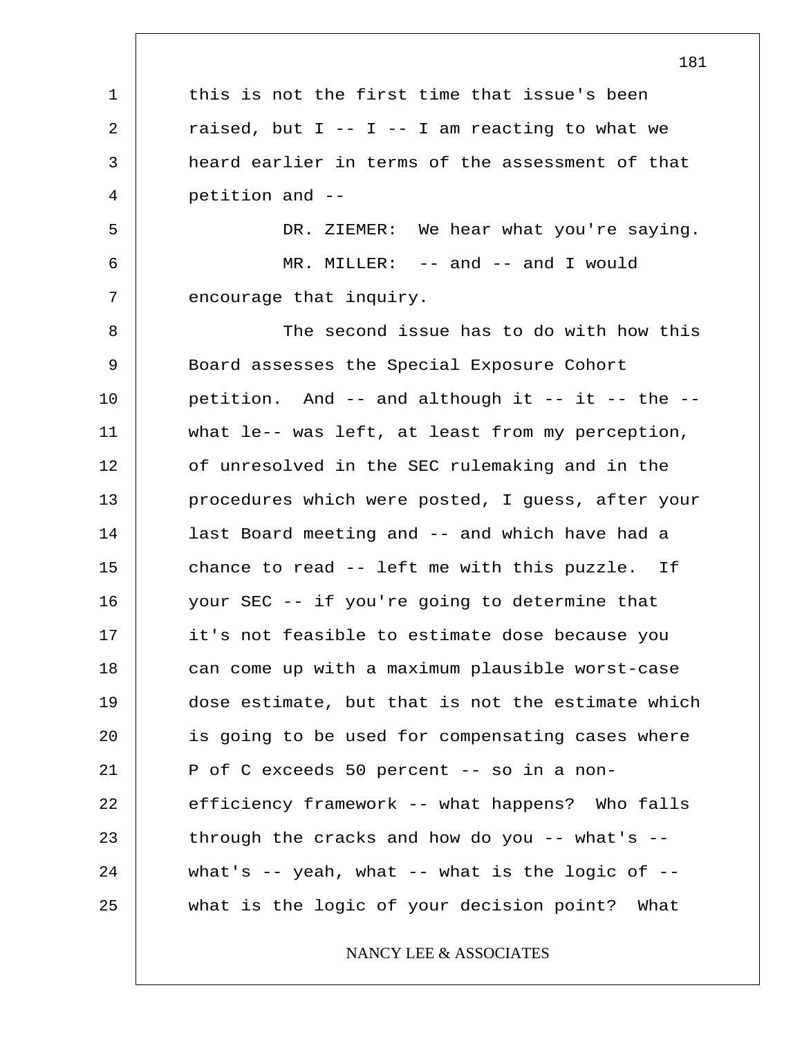this is not the first time that issue's been raised, but I -- I -- I am reacting to what we heard earlier in terms of the assessment of that petition and --

DR. ZIEMER: We hear what you're saying.

MR. MILLER: -- and -- and I would encourage that inquiry.

The second issue has to do with how this Board assesses the Special Exposure Cohort petition. And -- and although it -- it -- the -- what le-- was left, at least from my perception, of unresolved in the SEC rulemaking and in the procedures which were posted, I guess, after your last Board meeting and -- and which have had a chance to read -- left me with this puzzle. If your SEC -- if you're going to determine that it's not feasible to estimate dose because you can come up with a maximum plausible worst-case dose estimate, but that is not the estimate which is going to be used for compensating cases where P of C exceeds 50 percent -- so in a non-efficiency framework -- what happens? Who falls through the cracks and how do you -- what's -- what's -- yeah, what -- what is the logic of -- what is the logic of your decision point? What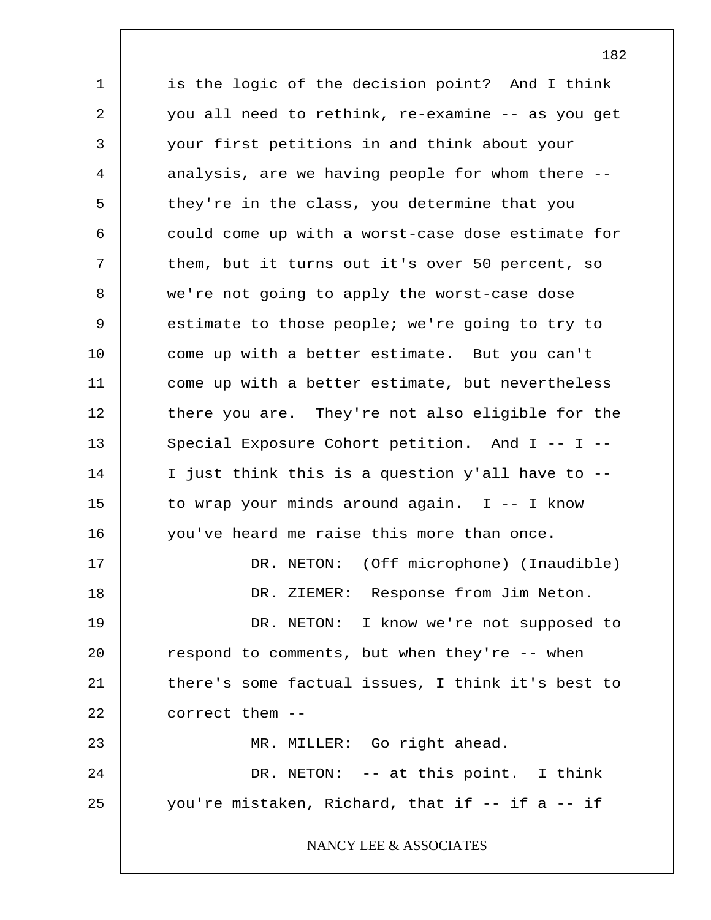is the logic of the decision point? And I think you all need to rethink, re-examine -- as you get your first petitions in and think about your analysis, are we having people for whom there -- they're in the class, you determine that you could come up with a worst-case dose estimate for them, but it turns out it's over 50 percent, so we're not going to apply the worst-case dose estimate to those people; we're going to try to come up with a better estimate. But you can't come up with a better estimate, but nevertheless there you are. They're not also eligible for the Special Exposure Cohort petition. And I -- I -- I just think this is a question y'all have to -- to wrap your minds around again. I -- I know you've heard me raise this more than once.

DR. NETON: (Off microphone) (Inaudible)

DR. ZIEMER: Response from Jim Neton.

DR. NETON: I know we're not supposed to respond to comments, but when they're -- when there's some factual issues, I think it's best to correct them --

MR. MILLER: Go right ahead.

DR. NETON: -- at this point. I think you're mistaken, Richard, that if -- if a -- if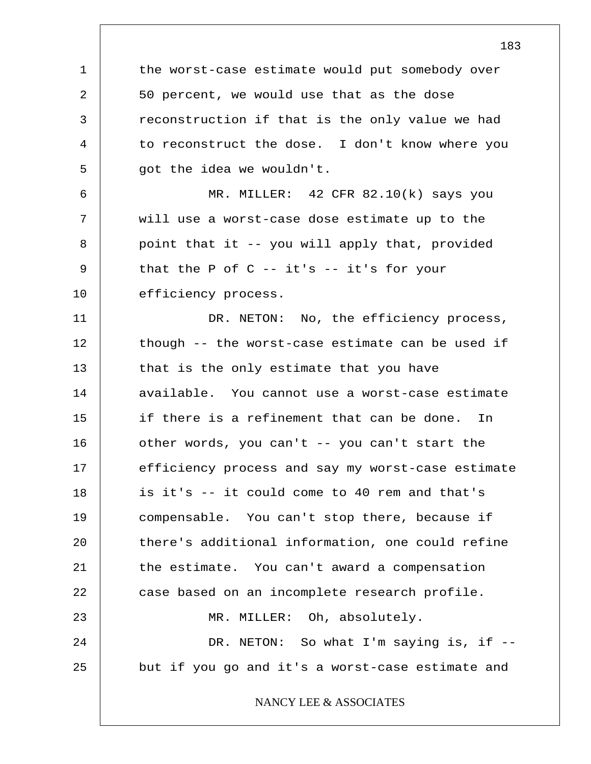the worst-case estimate would put somebody over 50 percent, we would use that as the dose reconstruction if that is the only value we had to reconstruct the dose. I don't know where you got the idea we wouldn't.

MR. MILLER: 42 CFR 82.10(k) says you will use a worst-case dose estimate up to the point that it -- you will apply that, provided that the P of C -- it's -- it's for your efficiency process.

DR. NETON: No, the efficiency process, though -- the worst-case estimate can be used if that is the only estimate that you have available. You cannot use a worst-case estimate if there is a refinement that can be done. In other words, you can't -- you can't start the efficiency process and say my worst-case estimate is it's -- it could come to 40 rem and that's compensable. You can't stop there, because if there's additional information, one could refine the estimate. You can't award a compensation case based on an incomplete research profile.

MR. MILLER: Oh, absolutely.

DR. NETON: So what I'm saying is, if -- but if you go and it's a worst-case estimate and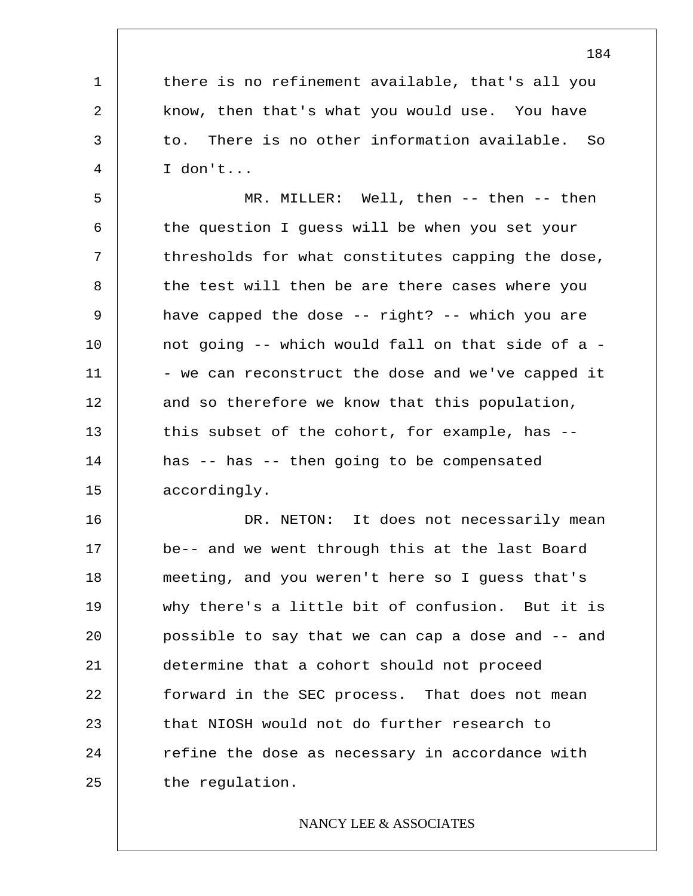there is no refinement available, that's all you know, then that's what you would use. You have to. There is no other information available. So I don't...

MR. MILLER: Well, then -- then -- then the question I guess will be when you set your thresholds for what constitutes capping the dose, the test will then be are there cases where you have capped the dose -- right? -- which you are not going -- which would fall on that side of a -- we can reconstruct the dose and we've capped it and so therefore we know that this population, this subset of the cohort, for example, has -- has -- has -- then going to be compensated accordingly.

DR. NETON: It does not necessarily mean be-- and we went through this at the last Board meeting, and you weren't here so I guess that's why there's a little bit of confusion. But it is possible to say that we can cap a dose and -- and determine that a cohort should not proceed forward in the SEC process. That does not mean that NIOSH would not do further research to refine the dose as necessary in accordance with the regulation.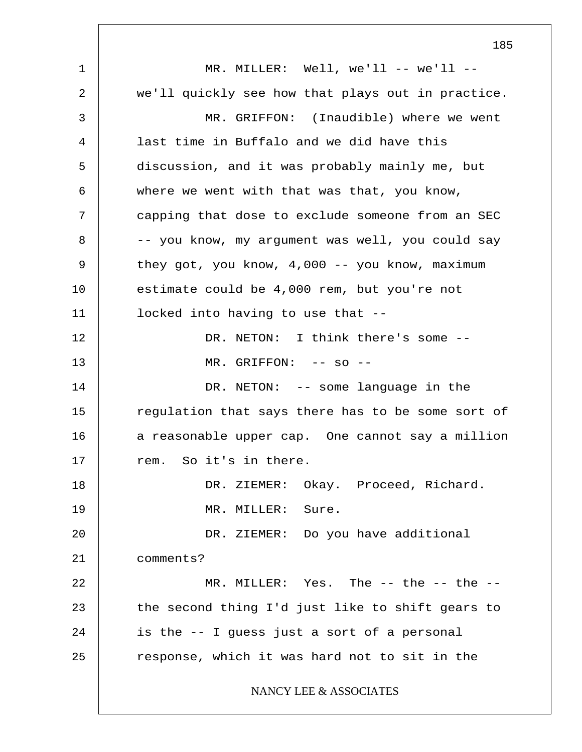MR. MILLER: Well, we'll -- we'll -- we'll quickly see how that plays out in practice.

MR. GRIFFON: (Inaudible) where we went last time in Buffalo and we did have this discussion, and it was probably mainly me, but where we went with that was that, you know, capping that dose to exclude someone from an SEC -- you know, my argument was well, you could say they got, you know, 4,000 -- you know, maximum estimate could be 4,000 rem, but you're not locked into having to use that --

DR. NETON: I think there's some --

MR. GRIFFON: -- so --

DR. NETON: -- some language in the regulation that says there has to be some sort of a reasonable upper cap. One cannot say a million rem. So it's in there.

DR. ZIEMER: Okay. Proceed, Richard.

MR. MILLER: Sure.

DR. ZIEMER: Do you have additional comments?

MR. MILLER: Yes. The -- the -- the -- the second thing I'd just like to shift gears to is the -- I guess just a sort of a personal response, which it was hard not to sit in the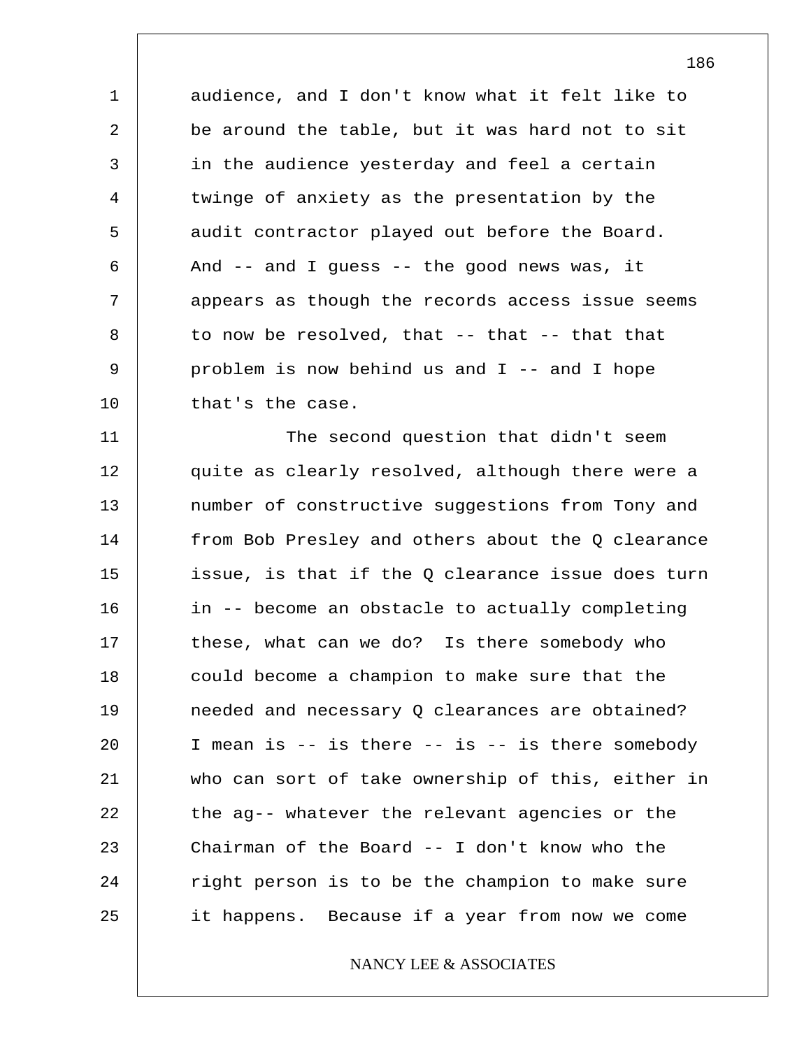audience, and I don't know what it felt like to be around the table, but it was hard not to sit in the audience yesterday and feel a certain twinge of anxiety as the presentation by the audit contractor played out before the Board. And -- and I guess -- the good news was, it appears as though the records access issue seems to now be resolved, that -- that -- that that problem is now behind us and I -- and I hope that's the case.

The second question that didn't seem quite as clearly resolved, although there were a number of constructive suggestions from Tony and from Bob Presley and others about the Q clearance issue, is that if the Q clearance issue does turn in -- become an obstacle to actually completing these, what can we do? Is there somebody who could become a champion to make sure that the needed and necessary Q clearances are obtained? I mean is -- is there -- is -- is there somebody who can sort of take ownership of this, either in the ag-- whatever the relevant agencies or the Chairman of the Board -- I don't know who the right person is to be the champion to make sure it happens. Because if a year from now we come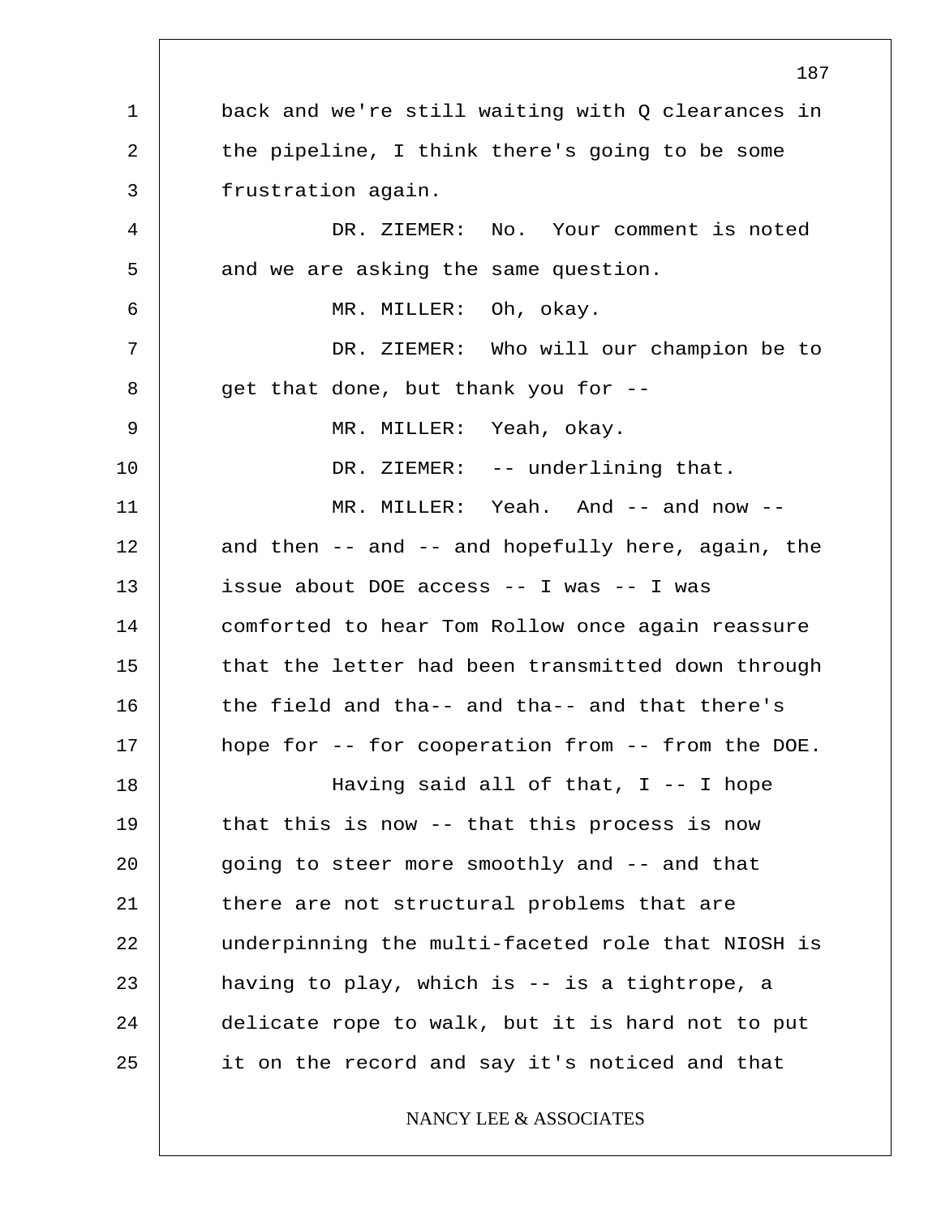back and we're still waiting with Q clearances in the pipeline, I think there's going to be some frustration again.

DR. ZIEMER: No. Your comment is noted and we are asking the same question.

MR. MILLER: Oh, okay.

DR. ZIEMER: Who will our champion be to get that done, but thank you for --

MR. MILLER: Yeah, okay.

DR. ZIEMER: -- underlining that.

MR. MILLER: Yeah. And -- and now -- and then -- and -- and hopefully here, again, the issue about DOE access -- I was -- I was comforted to hear Tom Rollow once again reassure that the letter had been transmitted down through the field and tha-- and tha-- and that there's hope for -- for cooperation from -- from the DOE.

Having said all of that, I -- I hope that this is now -- that this process is now going to steer more smoothly and -- and that there are not structural problems that are underpinning the multi-faceted role that NIOSH is having to play, which is -- is a tightrope, a delicate rope to walk, but it is hard not to put it on the record and say it's noticed and that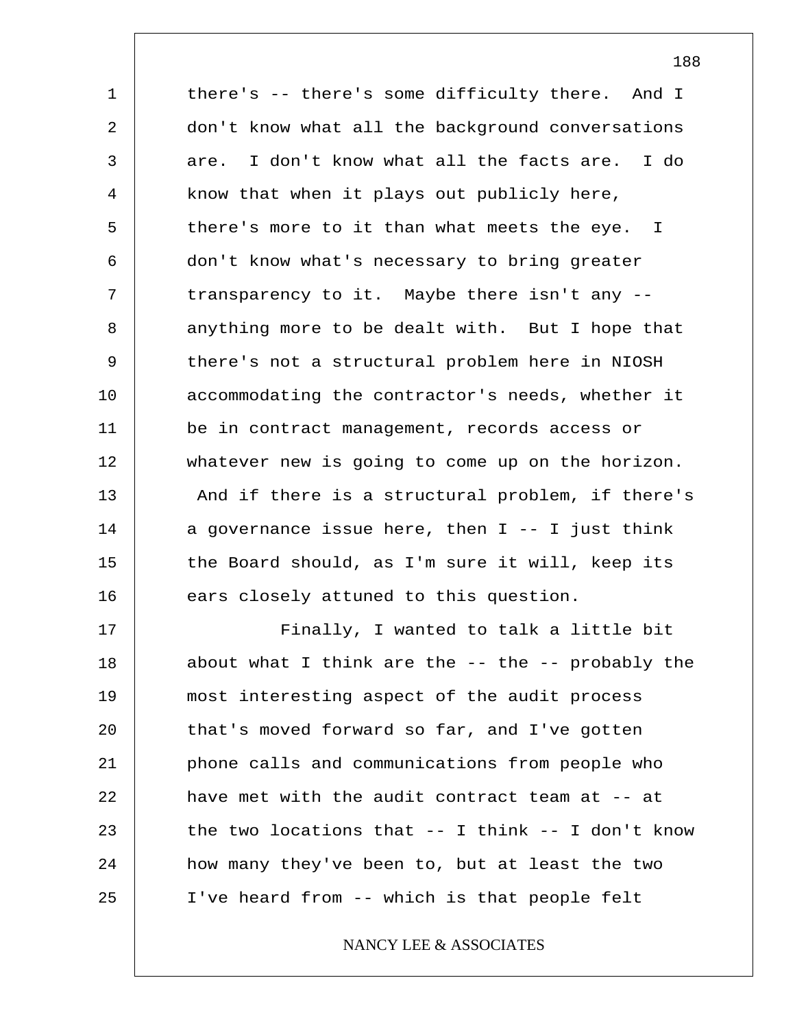there's -- there's some difficulty there. And I don't know what all the background conversations are. I don't know what all the facts are. I do know that when it plays out publicly here, there's more to it than what meets the eye. I don't know what's necessary to bring greater transparency to it. Maybe there isn't any -- anything more to be dealt with. But I hope that there's not a structural problem here in NIOSH accommodating the contractor's needs, whether it be in contract management, records access or whatever new is going to come up on the horizon. And if there is a structural problem, if there's a governance issue here, then I -- I just think the Board should, as I'm sure it will, keep its ears closely attuned to this question.

Finally, I wanted to talk a little bit about what I think are the -- the -- probably the most interesting aspect of the audit process that's moved forward so far, and I've gotten phone calls and communications from people who have met with the audit contract team at -- at the two locations that -- I think -- I don't know how many they've been to, but at least the two I've heard from -- which is that people felt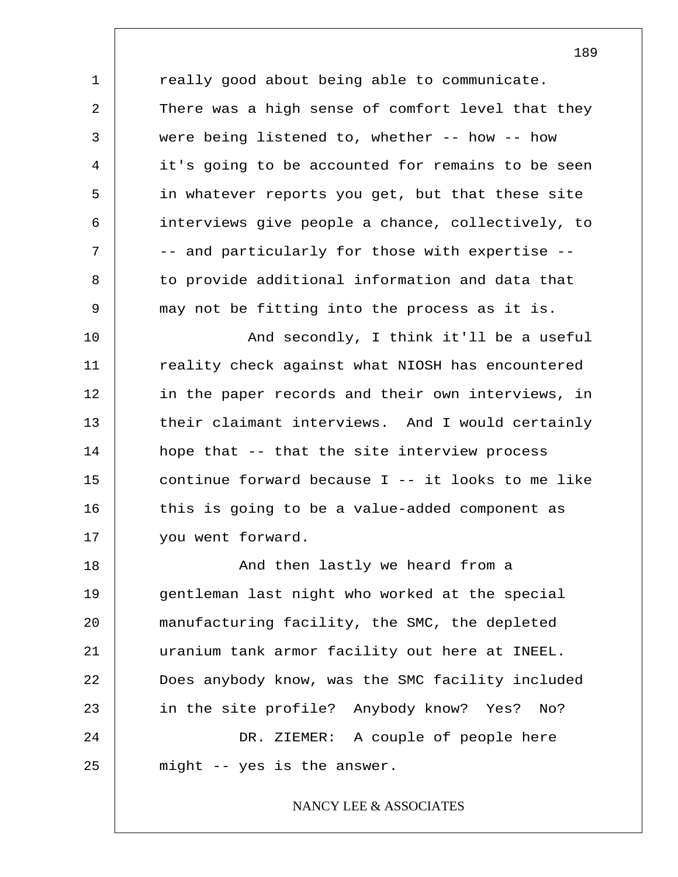really good about being able to communicate. There was a high sense of comfort level that they were being listened to, whether -- how -- how it's going to be accounted for remains to be seen in whatever reports you get, but that these site interviews give people a chance, collectively, to -- and particularly for those with expertise -- to provide additional information and data that may not be fitting into the process as it is.

And secondly, I think it'll be a useful reality check against what NIOSH has encountered in the paper records and their own interviews, in their claimant interviews. And I would certainly hope that -- that the site interview process continue forward because I -- it looks to me like this is going to be a value-added component as you went forward.

And then lastly we heard from a gentleman last night who worked at the special manufacturing facility, the SMC, the depleted uranium tank armor facility out here at INEEL. Does anybody know, was the SMC facility included in the site profile? Anybody know? Yes? No?

DR. ZIEMER: A couple of people here might -- yes is the answer.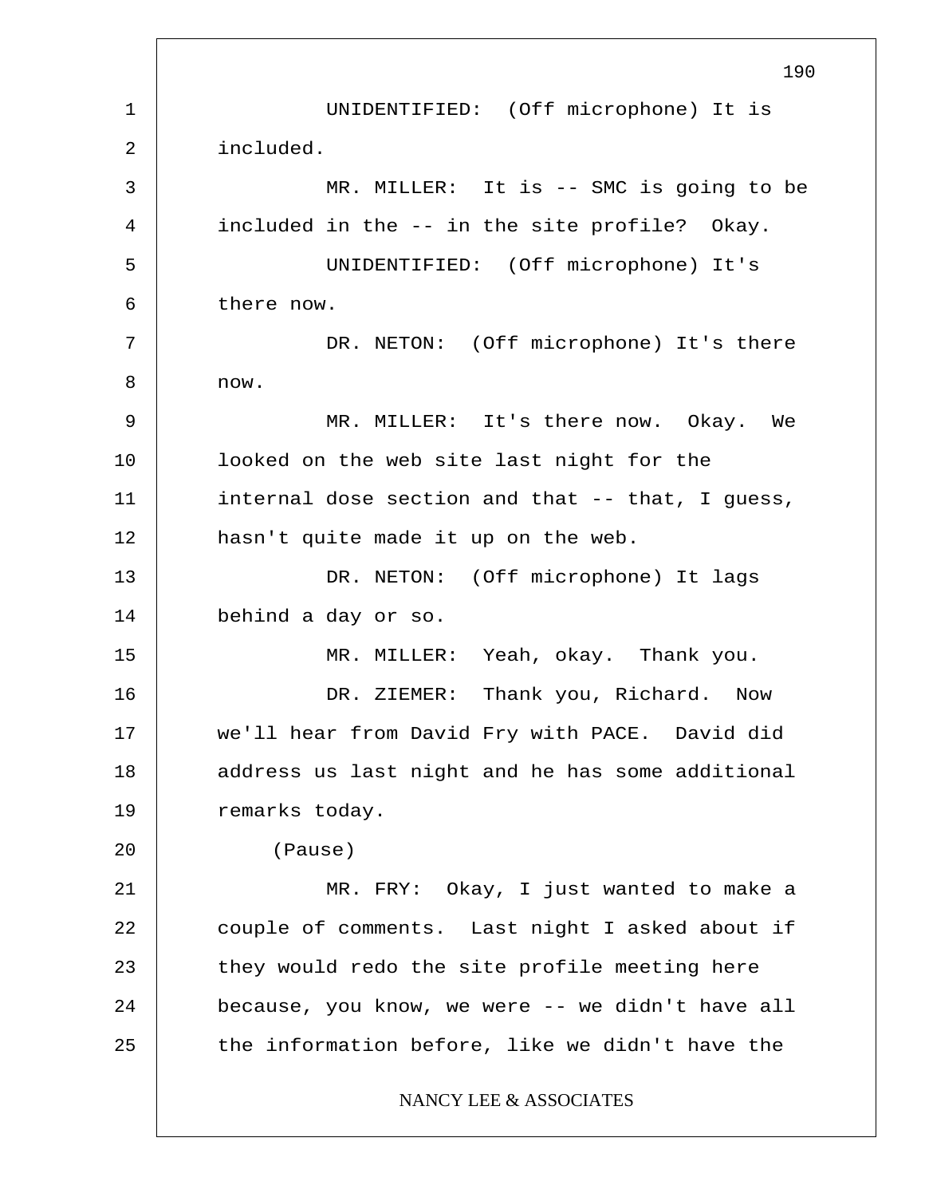UNIDENTIFIED: (Off microphone) It is included.

MR. MILLER: It is -- SMC is going to be included in the -- in the site profile? Okay.

UNIDENTIFIED: (Off microphone) It's there now.

DR. NETON: (Off microphone) It's there now.

MR. MILLER: It's there now. Okay. We looked on the web site last night for the internal dose section and that -- that, I guess, hasn't quite made it up on the web.

DR. NETON: (Off microphone) It lags behind a day or so.

MR. MILLER: Yeah, okay. Thank you.

DR. ZIEMER: Thank you, Richard. Now we'll hear from David Fry with PACE. David did address us last night and he has some additional remarks today.

(Pause)

MR. FRY: Okay, I just wanted to make a couple of comments. Last night I asked about if they would redo the site profile meeting here because, you know, we were -- we didn't have all the information before, like we didn't have the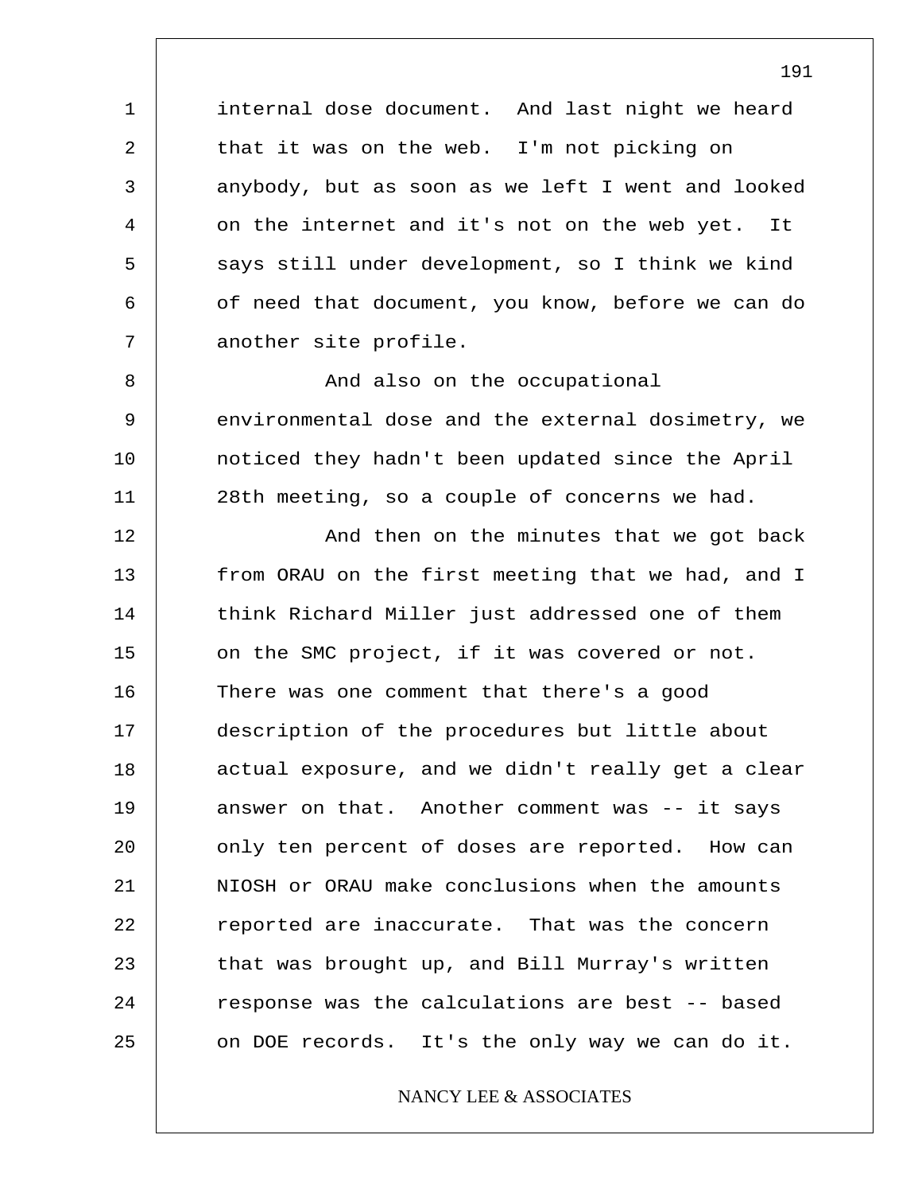internal dose document. And last night we heard that it was on the web. I'm not picking on anybody, but as soon as we left I went and looked on the internet and it's not on the web yet. It says still under development, so I think we kind of need that document, you know, before we can do another site profile.

And also on the occupational environmental dose and the external dosimetry, we noticed they hadn't been updated since the April 28th meeting, so a couple of concerns we had.

And then on the minutes that we got back from ORAU on the first meeting that we had, and I think Richard Miller just addressed one of them on the SMC project, if it was covered or not. There was one comment that there's a good description of the procedures but little about actual exposure, and we didn't really get a clear answer on that. Another comment was -- it says only ten percent of doses are reported. How can NIOSH or ORAU make conclusions when the amounts reported are inaccurate. That was the concern that was brought up, and Bill Murray's written response was the calculations are best -- based on DOE records. It's the only way we can do it.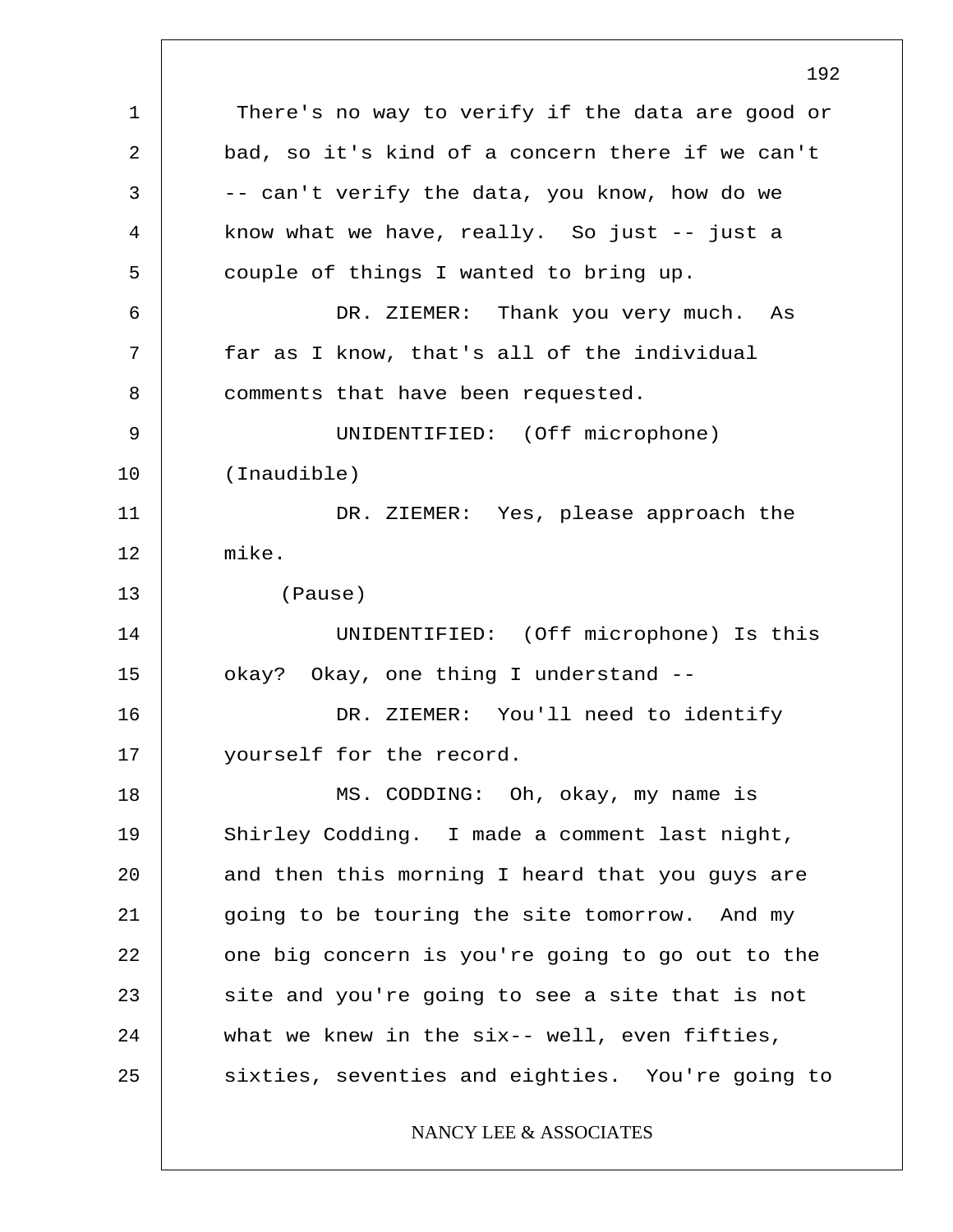There's no way to verify if the data are good or bad, so it's kind of a concern there if we can't -- can't verify the data, you know, how do we know what we have, really. So just -- just a couple of things I wanted to bring up.

DR. ZIEMER: Thank you very much. As far as I know, that's all of the individual comments that have been requested.

UNIDENTIFIED: (Off microphone) (Inaudible)

DR. ZIEMER: Yes, please approach the mike.

(Pause)

UNIDENTIFIED: (Off microphone) Is this okay? Okay, one thing I understand --

DR. ZIEMER: You'll need to identify yourself for the record.

MS. CODDING: Oh, okay, my name is Shirley Codding. I made a comment last night, and then this morning I heard that you guys are going to be touring the site tomorrow. And my one big concern is you're going to go out to the site and you're going to see a site that is not what we knew in the six-- well, even fifties, sixties, seventies and eighties. You're going to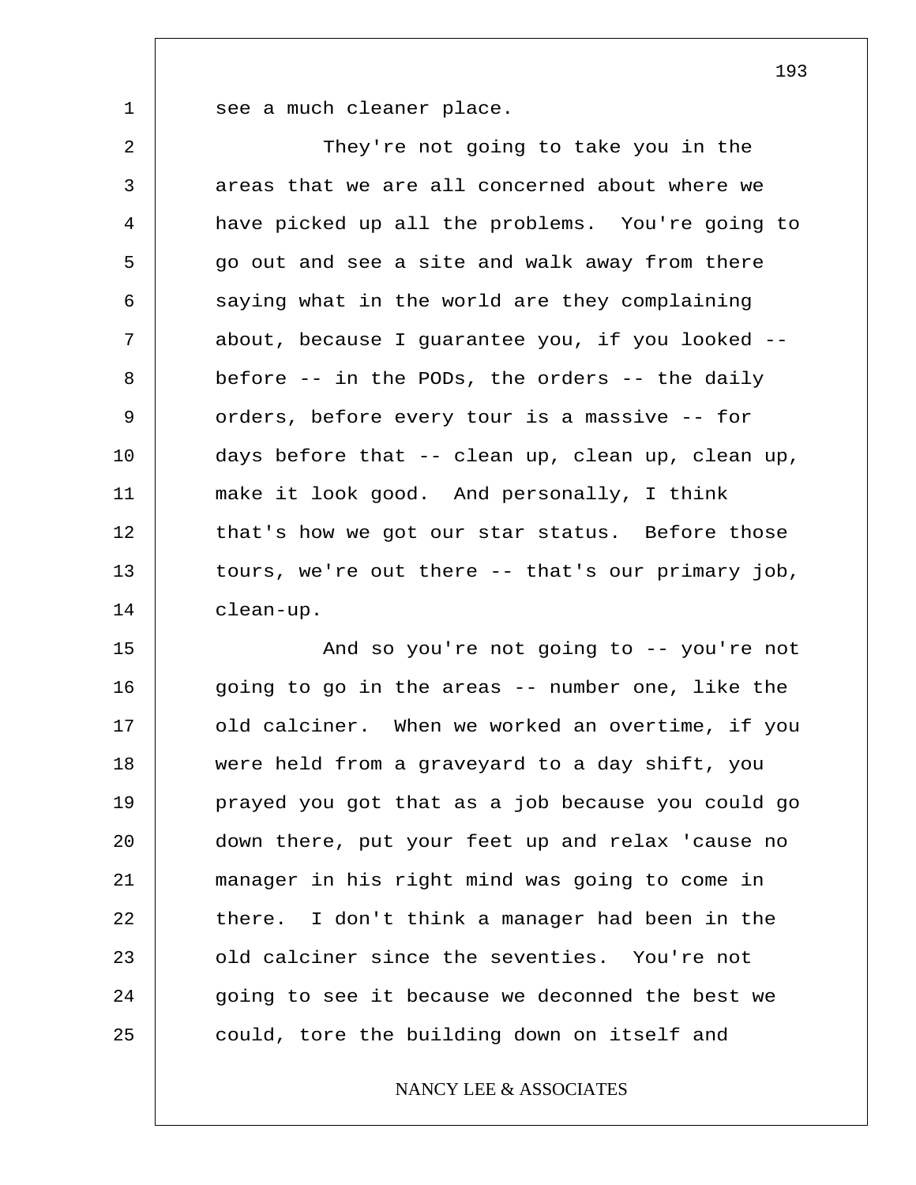see a much cleaner place.

They're not going to take you in the areas that we are all concerned about where we have picked up all the problems. You're going to go out and see a site and walk away from there saying what in the world are they complaining about, because I guarantee you, if you looked -- before -- in the PODs, the orders -- the daily orders, before every tour is a massive -- for days before that -- clean up, clean up, clean up, make it look good. And personally, I think that's how we got our star status. Before those tours, we're out there -- that's our primary job, clean-up.

And so you're not going to -- you're not going to go in the areas -- number one, like the old calciner. When we worked an overtime, if you were held from a graveyard to a day shift, you prayed you got that as a job because you could go down there, put your feet up and relax 'cause no manager in his right mind was going to come in there. I don't think a manager had been in the old calciner since the seventies. You're not going to see it because we deconned the best we could, tore the building down on itself and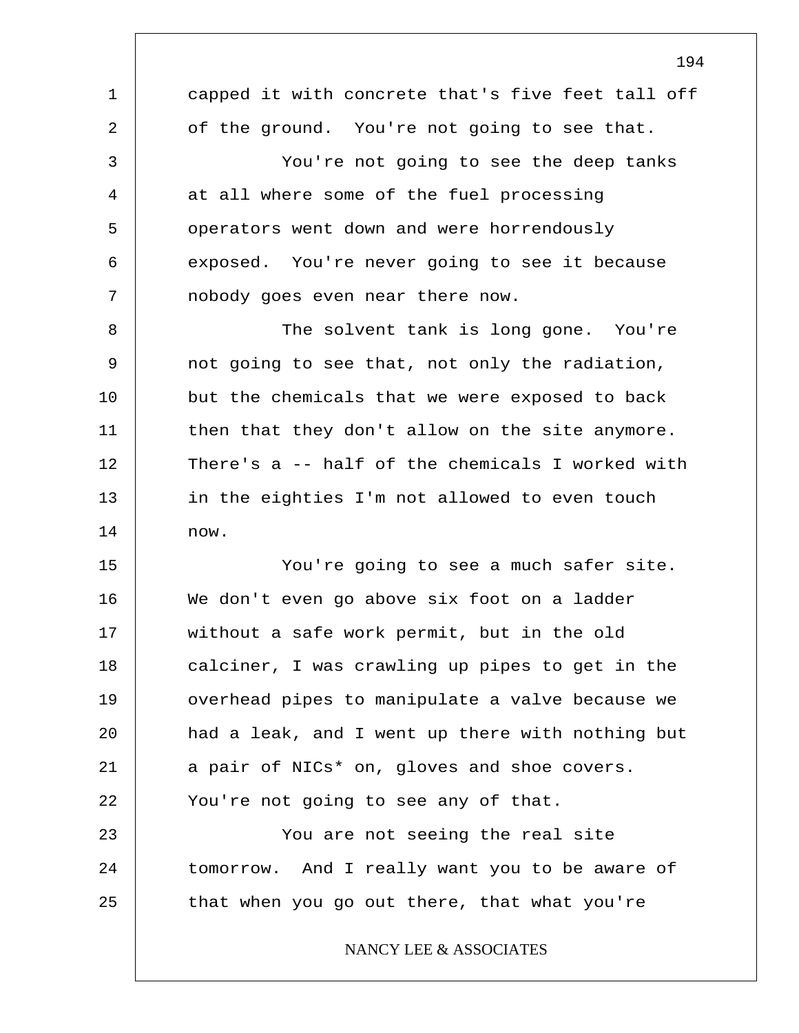capped it with concrete that's five feet tall off of the ground. You're not going to see that.

You're not going to see the deep tanks at all where some of the fuel processing operators went down and were horrendously exposed. You're never going to see it because nobody goes even near there now.

The solvent tank is long gone. You're not going to see that, not only the radiation, but the chemicals that we were exposed to back then that they don't allow on the site anymore. There's a -- half of the chemicals I worked with in the eighties I'm not allowed to even touch now.

You're going to see a much safer site. We don't even go above six foot on a ladder without a safe work permit, but in the old calciner, I was crawling up pipes to get in the overhead pipes to manipulate a valve because we had a leak, and I went up there with nothing but a pair of NICs* on, gloves and shoe covers. You're not going to see any of that.

You are not seeing the real site tomorrow. And I really want you to be aware of that when you go out there, that what you're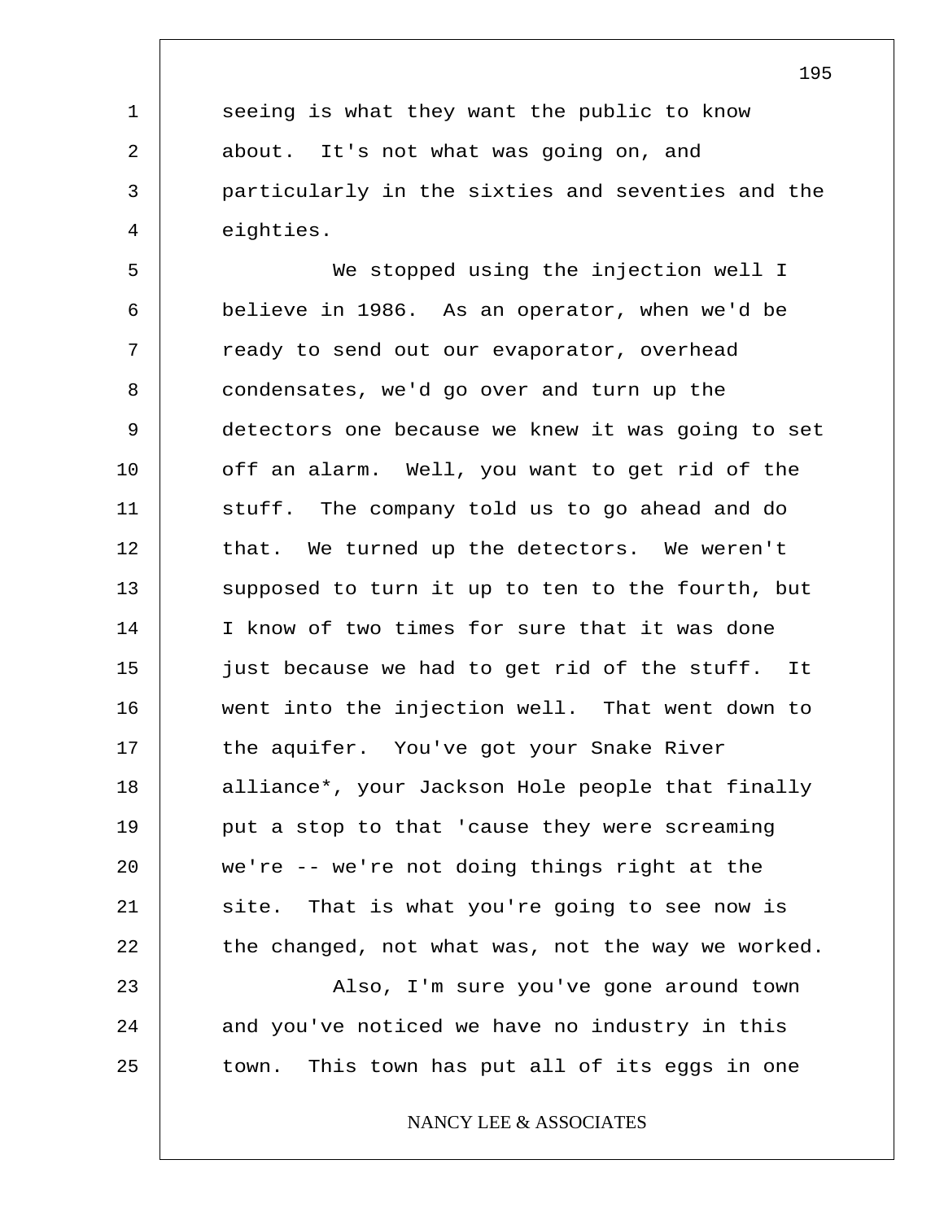seeing is what they want the public to know about. It's not what was going on, and particularly in the sixties and seventies and the eighties.

We stopped using the injection well I believe in 1986. As an operator, when we'd be ready to send out our evaporator, overhead condensates, we'd go over and turn up the detectors one because we knew it was going to set off an alarm. Well, you want to get rid of the stuff. The company told us to go ahead and do that. We turned up the detectors. We weren't supposed to turn it up to ten to the fourth, but I know of two times for sure that it was done just because we had to get rid of the stuff. It went into the injection well. That went down to the aquifer. You've got your Snake River alliance*, your Jackson Hole people that finally put a stop to that 'cause they were screaming we're -- we're not doing things right at the site. That is what you're going to see now is the changed, not what was, not the way we worked.

Also, I'm sure you've gone around town and you've noticed we have no industry in this town. This town has put all of its eggs in one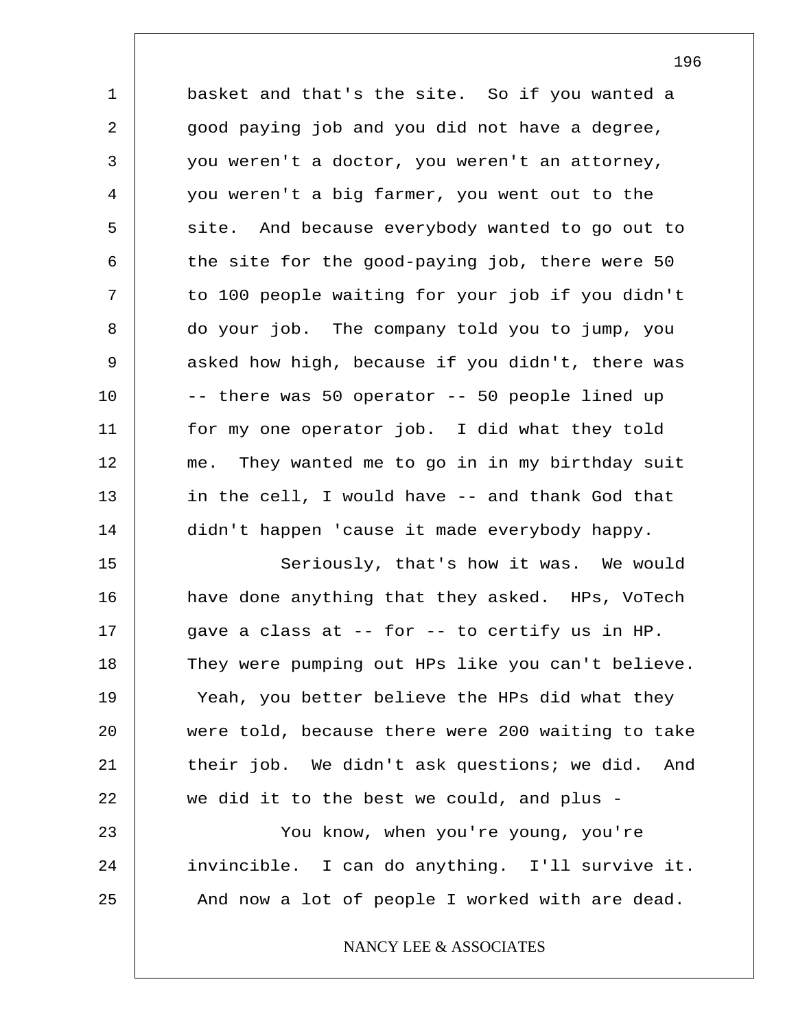basket and that's the site. So if you wanted a good paying job and you did not have a degree, you weren't a doctor, you weren't an attorney, you weren't a big farmer, you went out to the site. And because everybody wanted to go out to the site for the good-paying job, there were 50 to 100 people waiting for your job if you didn't do your job. The company told you to jump, you asked how high, because if you didn't, there was -- there was 50 operator -- 50 people lined up for my one operator job. I did what they told me. They wanted me to go in in my birthday suit in the cell, I would have -- and thank God that didn't happen 'cause it made everybody happy.

Seriously, that's how it was. We would have done anything that they asked. HPs, VoTech gave a class at -- for -- to certify us in HP. They were pumping out HPs like you can't believe. Yeah, you better believe the HPs did what they were told, because there were 200 waiting to take their job. We didn't ask questions; we did. And we did it to the best we could, and plus -

You know, when you're young, you're invincible. I can do anything. I'll survive it. And now a lot of people I worked with are dead.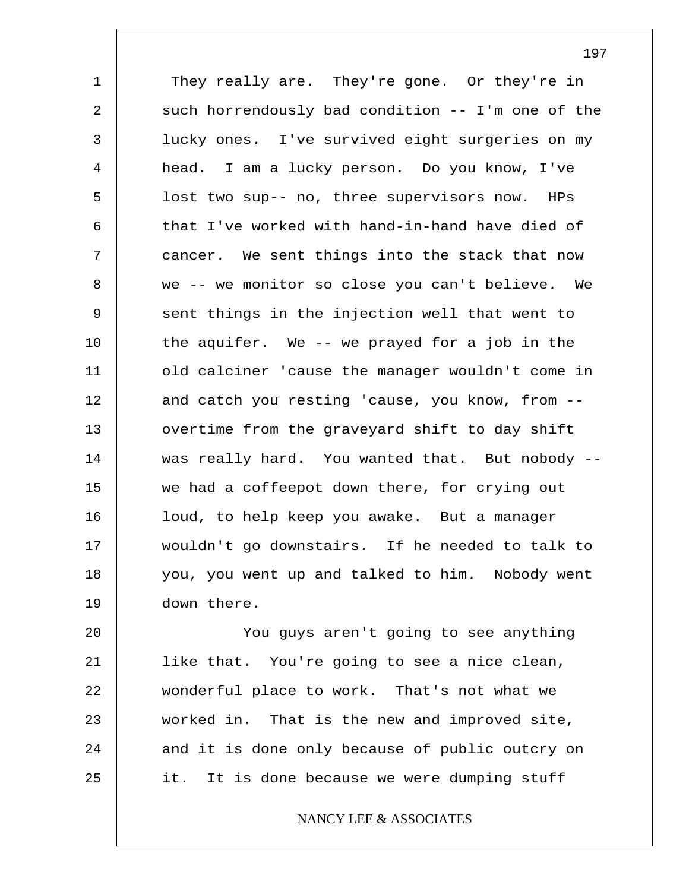They really are. They're gone. Or they're in such horrendously bad condition -- I'm one of the lucky ones. I've survived eight surgeries on my head. I am a lucky person. Do you know, I've lost two sup-- no, three supervisors now. HPs that I've worked with hand-in-hand have died of cancer. We sent things into the stack that now we -- we monitor so close you can't believe. We sent things in the injection well that went to the aquifer. We -- we prayed for a job in the old calciner 'cause the manager wouldn't come in and catch you resting 'cause, you know, from -- overtime from the graveyard shift to day shift was really hard. You wanted that. But nobody -- we had a coffeepot down there, for crying out loud, to help keep you awake. But a manager wouldn't go downstairs. If he needed to talk to you, you went up and talked to him. Nobody went down there.

You guys aren't going to see anything like that. You're going to see a nice clean, wonderful place to work. That's not what we worked in. That is the new and improved site, and it is done only because of public outcry on it. It is done because we were dumping stuff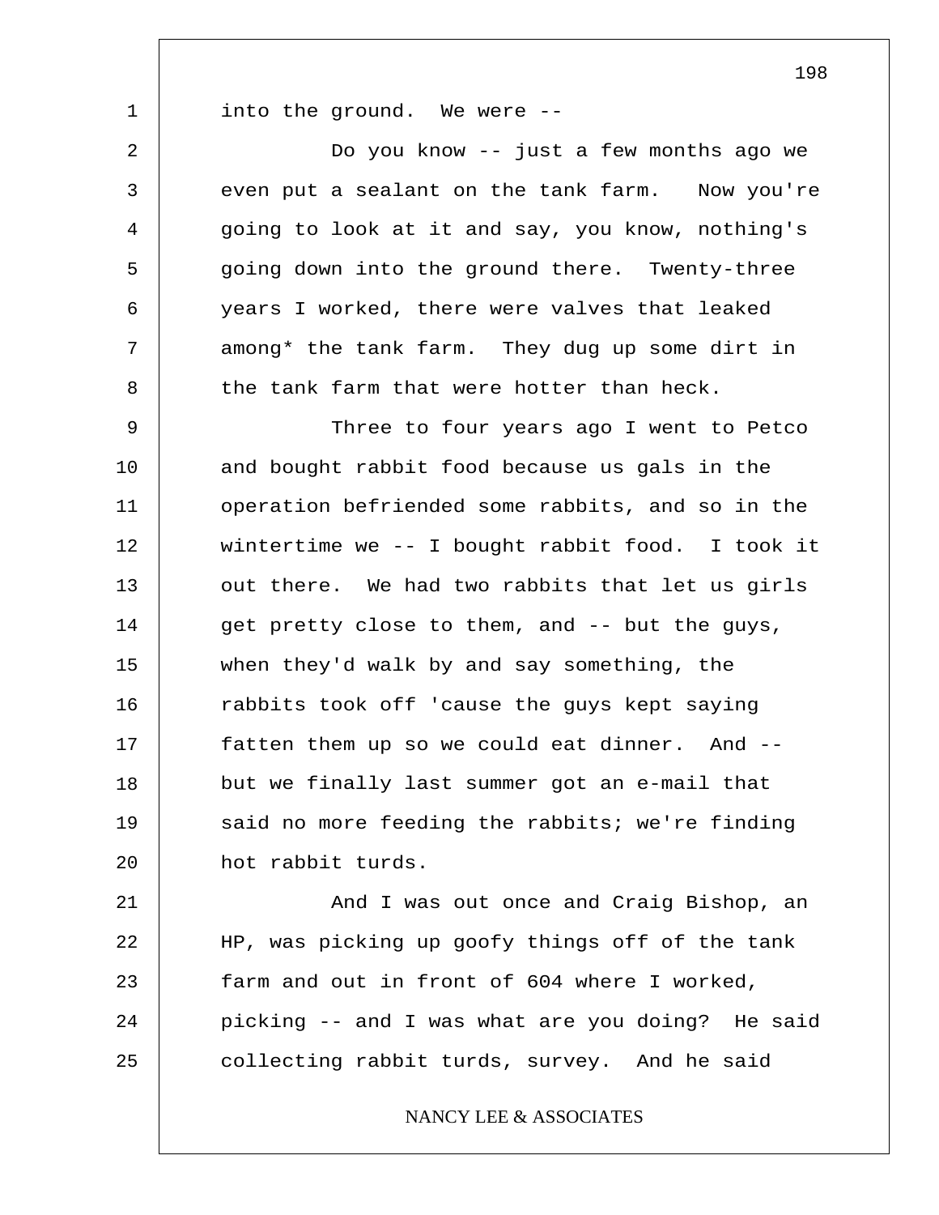into the ground. We were --

Do you know -- just a few months ago we even put a sealant on the tank farm. Now you're going to look at it and say, you know, nothing's going down into the ground there. Twenty-three years I worked, there were valves that leaked among* the tank farm. They dug up some dirt in the tank farm that were hotter than heck.

Three to four years ago I went to Petco and bought rabbit food because us gals in the operation befriended some rabbits, and so in the wintertime we -- I bought rabbit food. I took it out there. We had two rabbits that let us girls get pretty close to them, and -- but the guys, when they'd walk by and say something, the rabbits took off 'cause the guys kept saying fatten them up so we could eat dinner. And -- but we finally last summer got an e-mail that said no more feeding the rabbits; we're finding hot rabbit turds.

And I was out once and Craig Bishop, an HP, was picking up goofy things off of the tank farm and out in front of 604 where I worked, picking -- and I was what are you doing? He said collecting rabbit turds, survey. And he said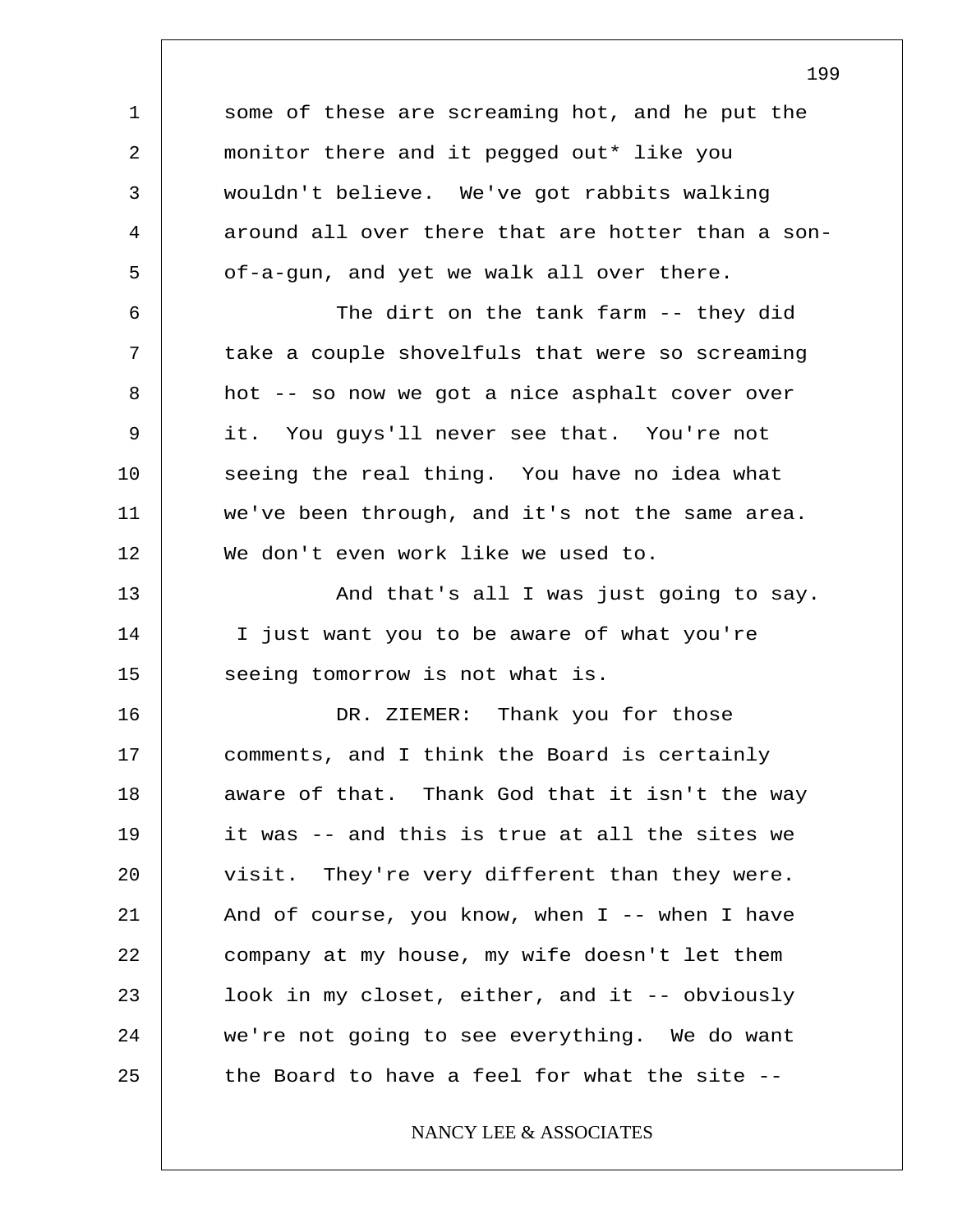some of these are screaming hot, and he put the monitor there and it pegged out* like you wouldn't believe. We've got rabbits walking around all over there that are hotter than a son-of-a-gun, and yet we walk all over there.

The dirt on the tank farm -- they did take a couple shovelfuls that were so screaming hot -- so now we got a nice asphalt cover over it. You guys'll never see that. You're not seeing the real thing. You have no idea what we've been through, and it's not the same area. We don't even work like we used to.

And that's all I was just going to say. I just want you to be aware of what you're seeing tomorrow is not what is.

DR. ZIEMER: Thank you for those comments, and I think the Board is certainly aware of that. Thank God that it isn't the way it was -- and this is true at all the sites we visit. They're very different than they were. And of course, you know, when I -- when I have company at my house, my wife doesn't let them look in my closet, either, and it -- obviously we're not going to see everything. We do want the Board to have a feel for what the site --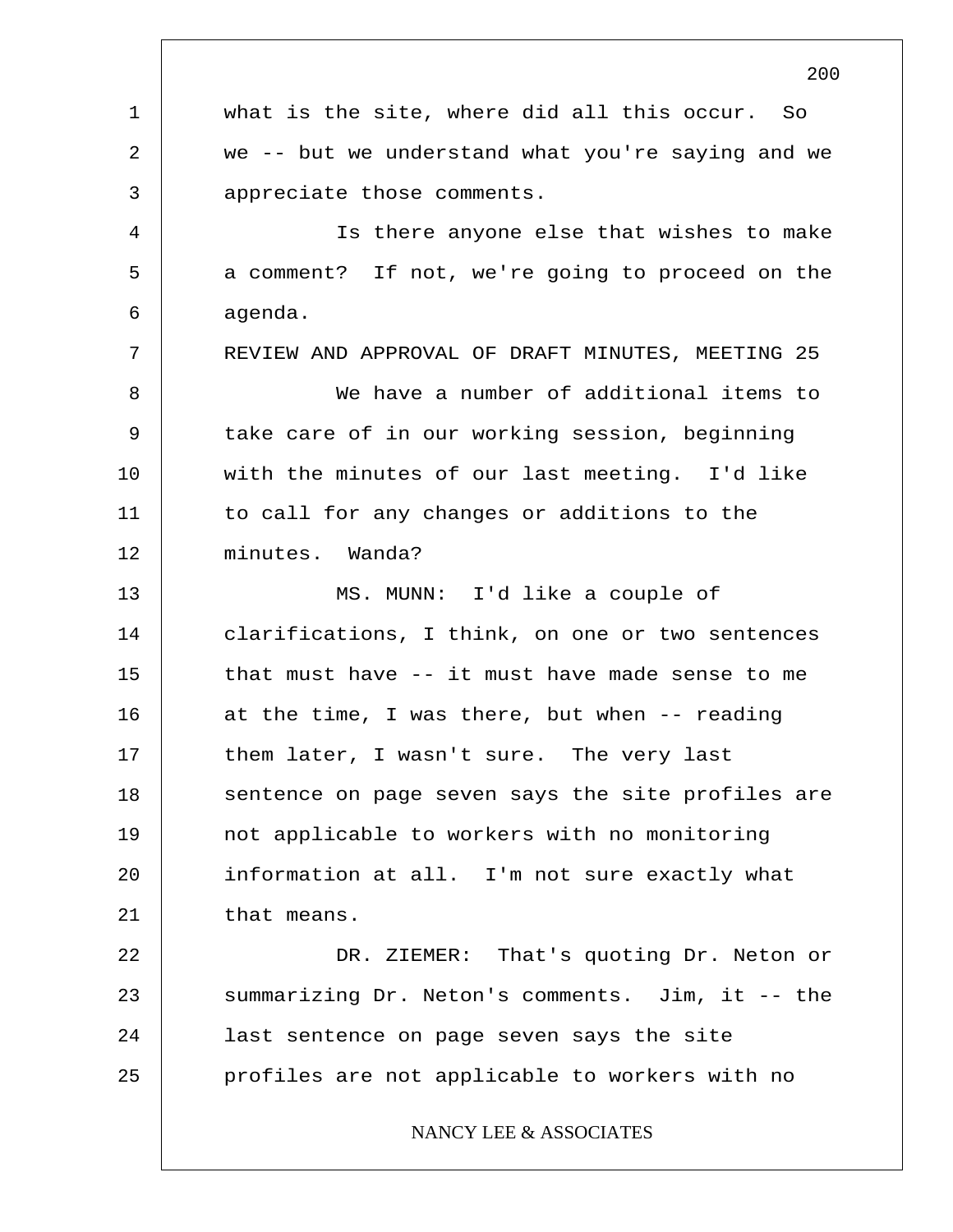what is the site, where did all this occur. So we -- but we understand what you're saying and we appreciate those comments.

Is there anyone else that wishes to make a comment? If not, we're going to proceed on the agenda.

## REVIEW AND APPROVAL OF DRAFT MINUTES, MEETING 25

We have a number of additional items to take care of in our working session, beginning with the minutes of our last meeting. I'd like to call for any changes or additions to the minutes. Wanda?

MS. MUNN: I'd like a couple of clarifications, I think, on one or two sentences that must have -- it must have made sense to me at the time, I was there, but when -- reading them later, I wasn't sure. The very last sentence on page seven says the site profiles are not applicable to workers with no monitoring information at all. I'm not sure exactly what that means.

DR. ZIEMER: That's quoting Dr. Neton or summarizing Dr. Neton's comments. Jim, it -- the last sentence on page seven says the site profiles are not applicable to workers with no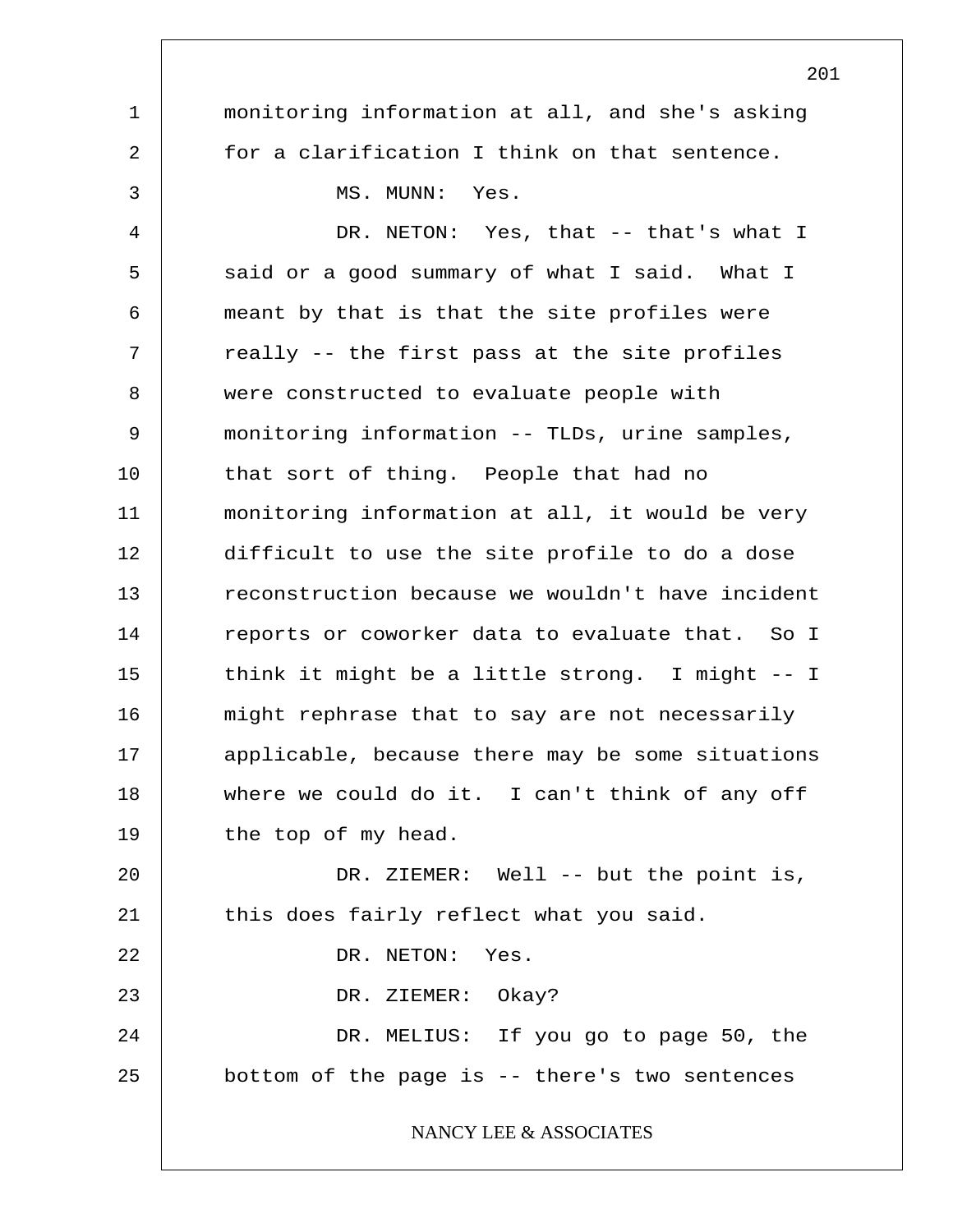monitoring information at all, and she's asking for a clarification I think on that sentence.

MS. MUNN: Yes.

DR. NETON: Yes, that -- that's what I said or a good summary of what I said. What I meant by that is that the site profiles were really -- the first pass at the site profiles were constructed to evaluate people with monitoring information -- TLDs, urine samples, that sort of thing. People that had no monitoring information at all, it would be very difficult to use the site profile to do a dose reconstruction because we wouldn't have incident reports or coworker data to evaluate that. So I think it might be a little strong. I might -- I might rephrase that to say are not necessarily applicable, because there may be some situations where we could do it. I can't think of any off the top of my head.

DR. ZIEMER: Well -- but the point is, this does fairly reflect what you said.

DR. NETON: Yes.

DR. ZIEMER: Okay?

DR. MELIUS: If you go to page 50, the bottom of the page is -- there's two sentences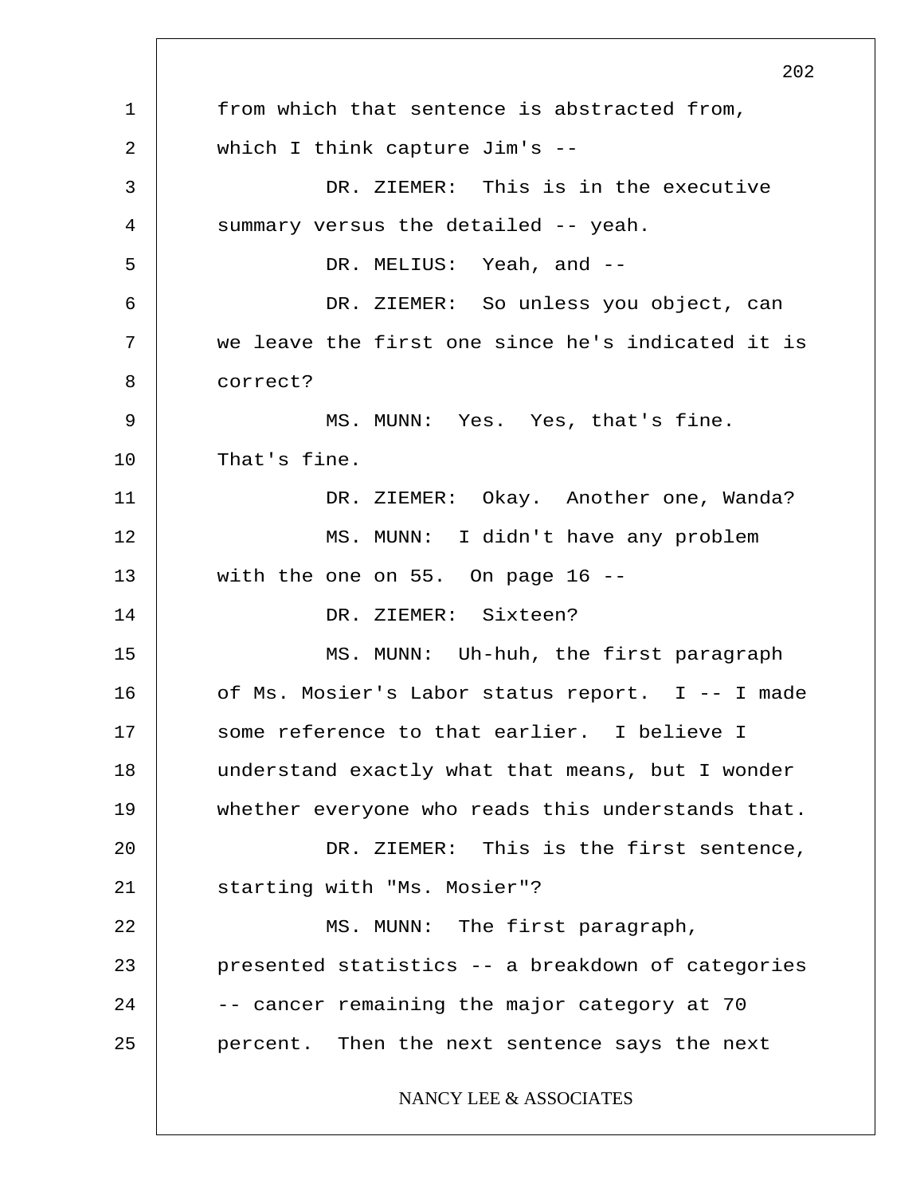from which that sentence is abstracted from, which I think capture Jim's --

DR. ZIEMER: This is in the executive summary versus the detailed -- yeah.

DR. MELIUS: Yeah, and --

DR. ZIEMER: So unless you object, can we leave the first one since he's indicated it is correct?

MS. MUNN: Yes. Yes, that's fine. That's fine.

DR. ZIEMER: Okay. Another one, Wanda?

MS. MUNN: I didn't have any problem with the one on 55. On page 16 --

DR. ZIEMER: Sixteen?

MS. MUNN: Uh-huh, the first paragraph of Ms. Mosier's Labor status report. I -- I made some reference to that earlier. I believe I understand exactly what that means, but I wonder whether everyone who reads this understands that.

DR. ZIEMER: This is the first sentence, starting with "Ms. Mosier"?

MS. MUNN: The first paragraph, presented statistics -- a breakdown of categories -- cancer remaining the major category at 70 percent. Then the next sentence says the next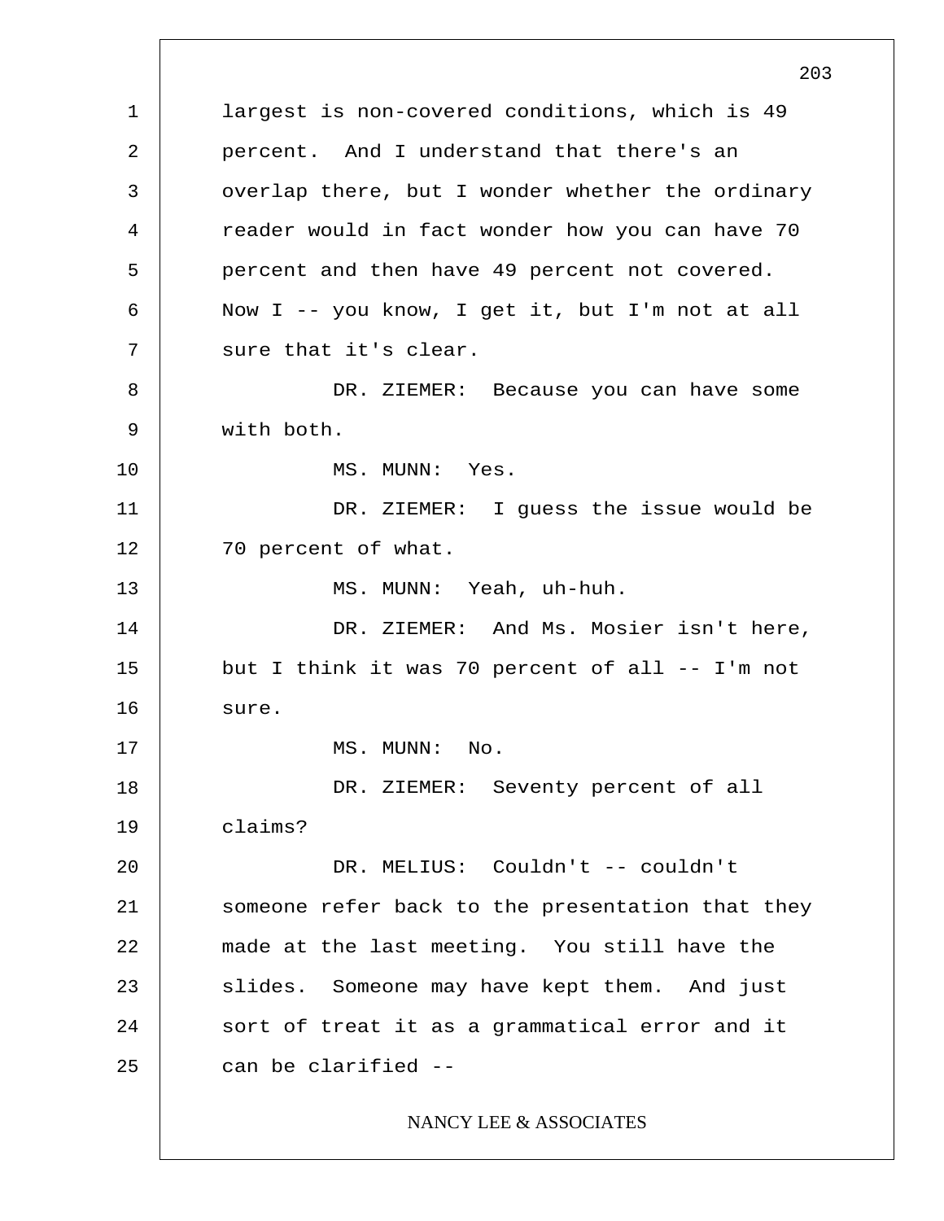largest is non-covered conditions, which is 49 percent. And I understand that there's an overlap there, but I wonder whether the ordinary reader would in fact wonder how you can have 70 percent and then have 49 percent not covered. Now I -- you know, I get it, but I'm not at all sure that it's clear.

DR. ZIEMER: Because you can have some with both.

MS. MUNN: Yes.

DR. ZIEMER: I guess the issue would be 70 percent of what.

MS. MUNN: Yeah, uh-huh.

DR. ZIEMER: And Ms. Mosier isn't here, but I think it was 70 percent of all -- I'm not sure.

MS. MUNN: No.

DR. ZIEMER: Seventy percent of all claims?

DR. MELIUS: Couldn't -- couldn't someone refer back to the presentation that they made at the last meeting. You still have the slides. Someone may have kept them. And just sort of treat it as a grammatical error and it can be clarified --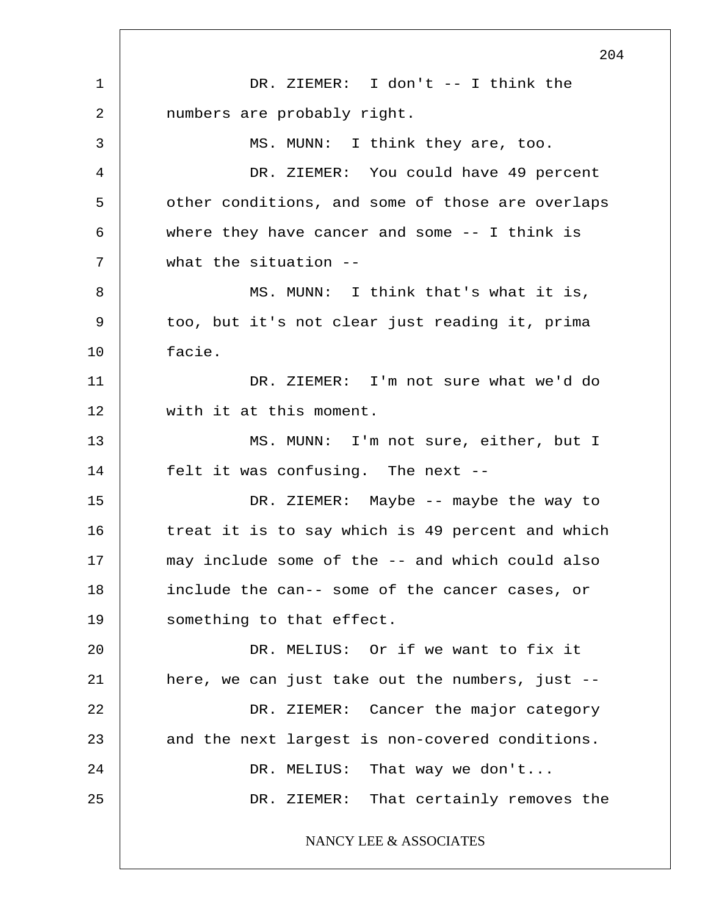DR. ZIEMER: I don't -- I think the numbers are probably right.

MS. MUNN: I think they are, too.

DR. ZIEMER: You could have 49 percent other conditions, and some of those are overlaps where they have cancer and some -- I think is what the situation --

MS. MUNN: I think that's what it is, too, but it's not clear just reading it, prima facie.

DR. ZIEMER: I'm not sure what we'd do with it at this moment.

MS. MUNN: I'm not sure, either, but I felt it was confusing. The next --

DR. ZIEMER: Maybe -- maybe the way to treat it is to say which is 49 percent and which may include some of the -- and which could also include the can-- some of the cancer cases, or something to that effect.

DR. MELIUS: Or if we want to fix it here, we can just take out the numbers, just --

DR. ZIEMER: Cancer the major category and the next largest is non-covered conditions.

DR. MELIUS: That way we don't...

DR. ZIEMER: That certainly removes the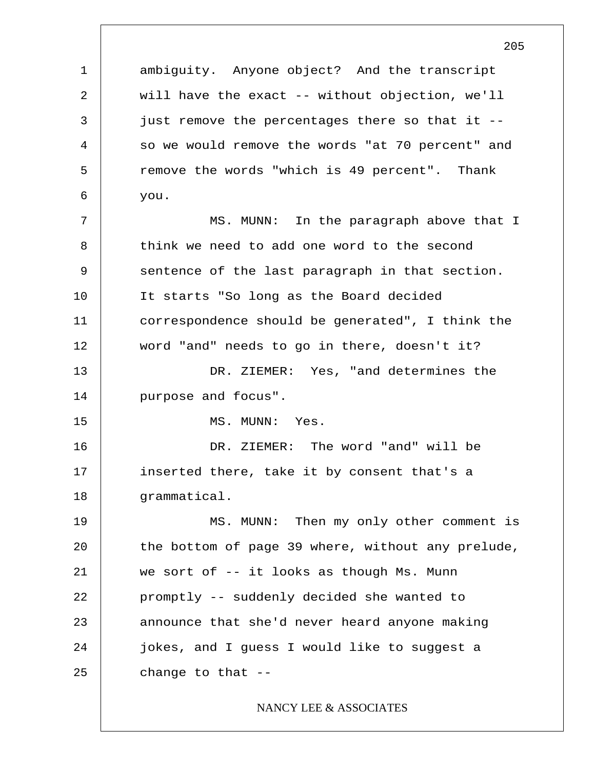ambiguity. Anyone object? And the transcript will have the exact -- without objection, we'll just remove the percentages there so that it -- so we would remove the words "at 70 percent" and remove the words "which is 49 percent". Thank you.

MS. MUNN: In the paragraph above that I think we need to add one word to the second sentence of the last paragraph in that section. It starts "So long as the Board decided correspondence should be generated", I think the word "and" needs to go in there, doesn't it?

DR. ZIEMER: Yes, "and determines the purpose and focus".

MS. MUNN: Yes.

DR. ZIEMER: The word "and" will be inserted there, take it by consent that's a grammatical.

MS. MUNN: Then my only other comment is the bottom of page 39 where, without any prelude, we sort of -- it looks as though Ms. Munn promptly -- suddenly decided she wanted to announce that she'd never heard anyone making jokes, and I guess I would like to suggest a change to that --

NANCY LEE & ASSOCIATES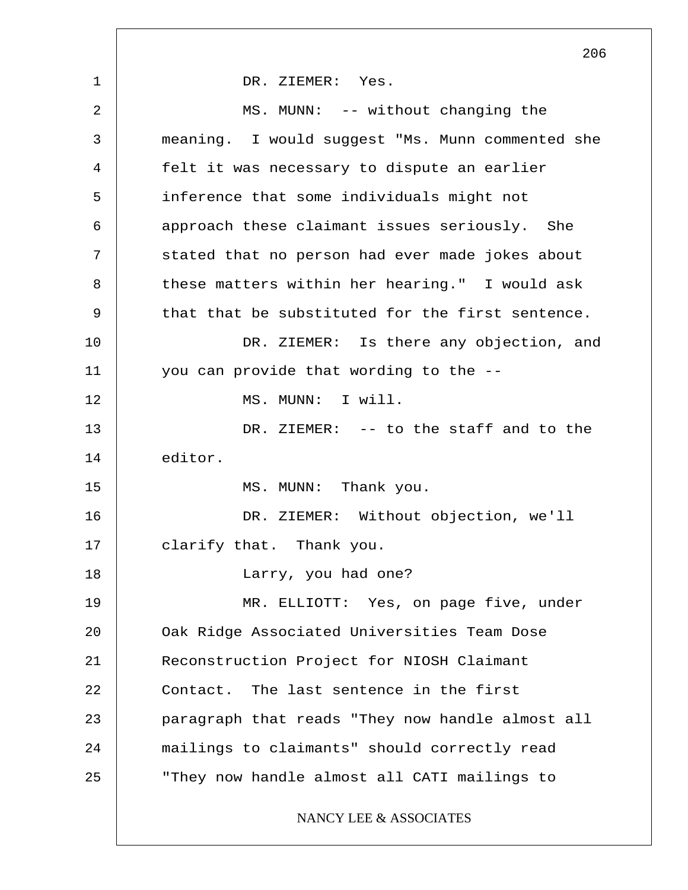DR. ZIEMER: Yes.

MS. MUNN: -- without changing the meaning. I would suggest "Ms. Munn commented she felt it was necessary to dispute an earlier inference that some individuals might not approach these claimant issues seriously. She stated that no person had ever made jokes about these matters within her hearing." I would ask that that be substituted for the first sentence.

DR. ZIEMER: Is there any objection, and you can provide that wording to the --

MS. MUNN: I will.

DR. ZIEMER: -- to the staff and to the editor.

MS. MUNN: Thank you.

DR. ZIEMER: Without objection, we'll clarify that. Thank you.

Larry, you had one?

MR. ELLIOTT: Yes, on page five, under Oak Ridge Associated Universities Team Dose Reconstruction Project for NIOSH Claimant Contact. The last sentence in the first paragraph that reads "They now handle almost all mailings to claimants" should correctly read "They now handle almost all CATI mailings to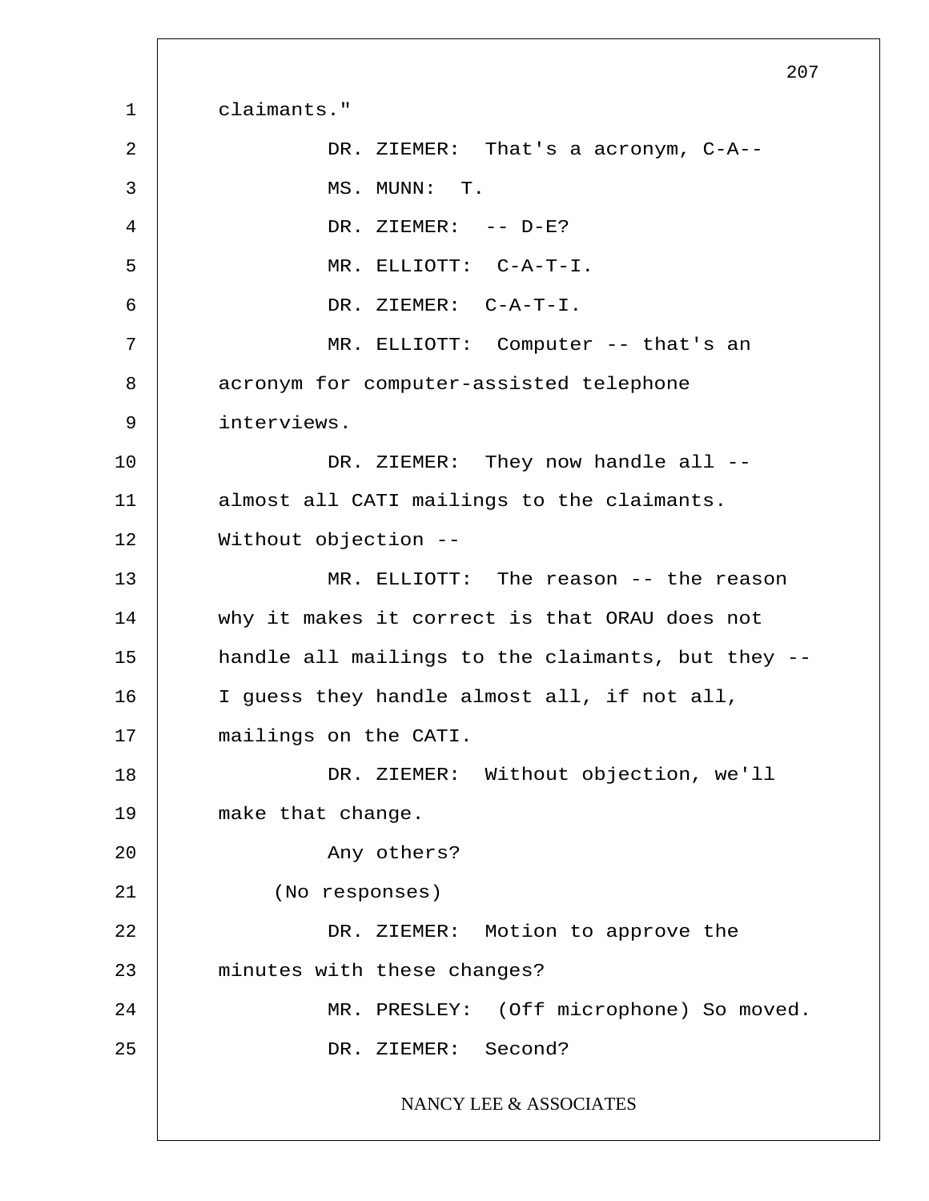claimants."

DR. ZIEMER: That's a acronym, C-A--

MS. MUNN: T.

DR. ZIEMER: -- D-E?

MR. ELLIOTT: C-A-T-I.

DR. ZIEMER: C-A-T-I.

MR. ELLIOTT: Computer -- that's an acronym for computer-assisted telephone interviews.

DR. ZIEMER: They now handle all -- almost all CATI mailings to the claimants. Without objection --

MR. ELLIOTT: The reason -- the reason why it makes it correct is that ORAU does not handle all mailings to the claimants, but they -- I guess they handle almost all, if not all, mailings on the CATI.

DR. ZIEMER: Without objection, we'll make that change.

Any others?

(No responses)

DR. ZIEMER: Motion to approve the minutes with these changes?

MR. PRESLEY: (Off microphone) So moved.

DR. ZIEMER: Second?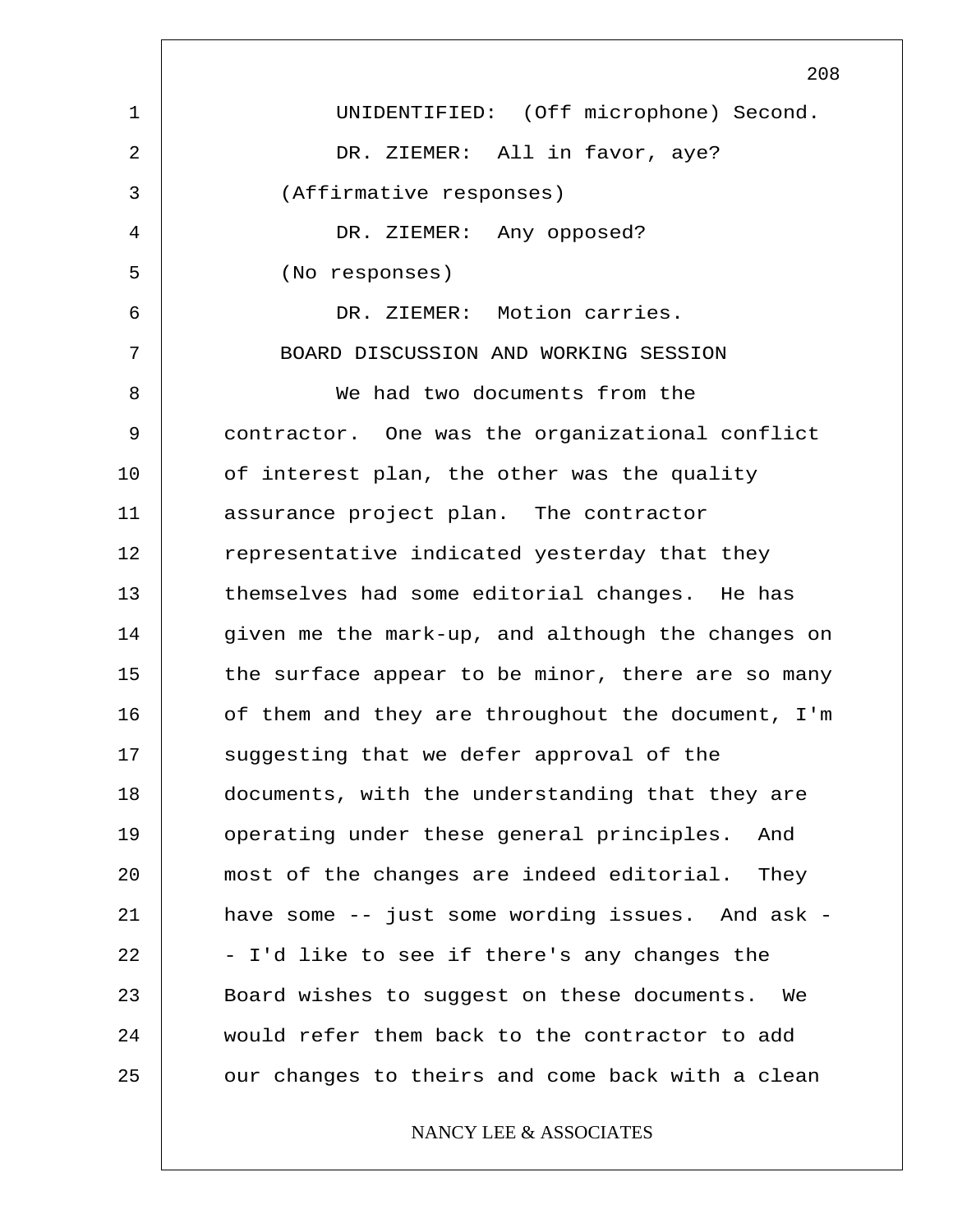UNIDENTIFIED: (Off microphone) Second.

DR. ZIEMER: All in favor, aye?

(Affirmative responses)

DR. ZIEMER: Any opposed?

(No responses)

DR. ZIEMER: Motion carries.

BOARD DISCUSSION AND WORKING SESSION

We had two documents from the contractor. One was the organizational conflict of interest plan, the other was the quality assurance project plan. The contractor representative indicated yesterday that they themselves had some editorial changes. He has given me the mark-up, and although the changes on the surface appear to be minor, there are so many of them and they are throughout the document, I'm suggesting that we defer approval of the documents, with the understanding that they are operating under these general principles. And most of the changes are indeed editorial. They have some -- just some wording issues. And ask -- I'd like to see if there's any changes the Board wishes to suggest on these documents. We would refer them back to the contractor to add our changes to theirs and come back with a clean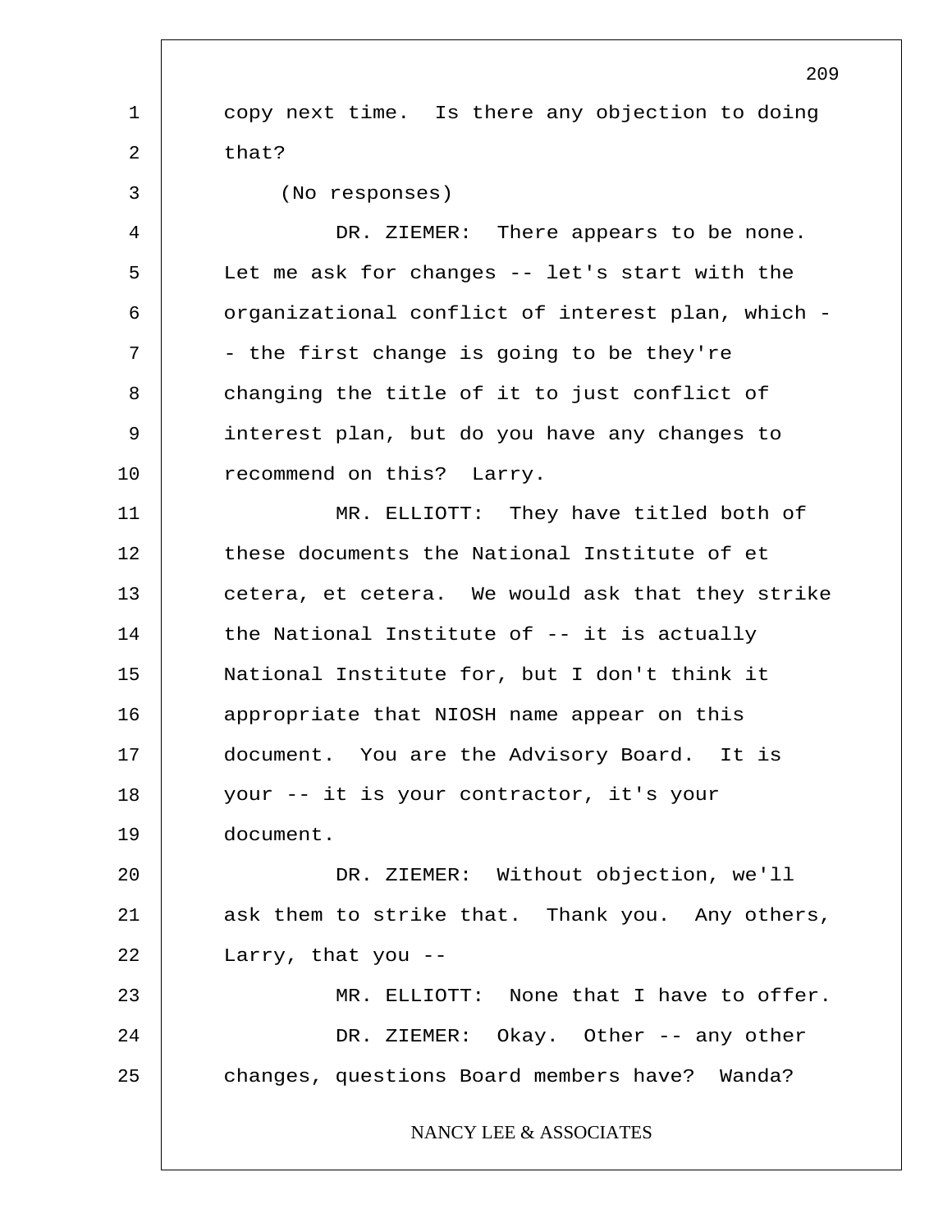copy next time. Is there any objection to doing that?

(No responses)

DR. ZIEMER: There appears to be none. Let me ask for changes -- let's start with the organizational conflict of interest plan, which -- the first change is going to be they're changing the title of it to just conflict of interest plan, but do you have any changes to recommend on this? Larry.

MR. ELLIOTT: They have titled both of these documents the National Institute of et cetera, et cetera. We would ask that they strike the National Institute of -- it is actually National Institute for, but I don't think it appropriate that NIOSH name appear on this document. You are the Advisory Board. It is your -- it is your contractor, it's your document.

DR. ZIEMER: Without objection, we'll ask them to strike that. Thank you. Any others, Larry, that you --

MR. ELLIOTT: None that I have to offer.

DR. ZIEMER: Okay. Other -- any other changes, questions Board members have? Wanda?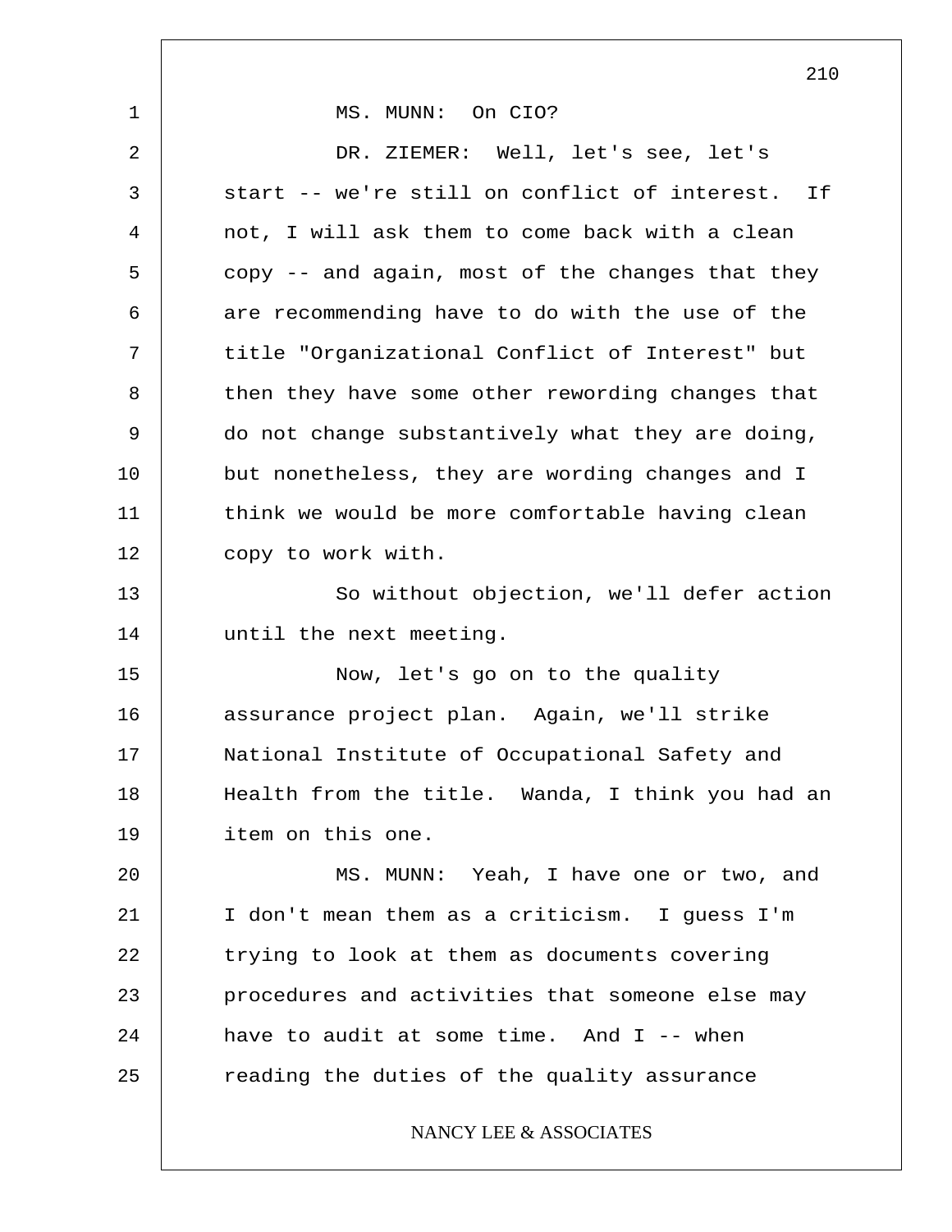MS. MUNN: On CIO?

DR. ZIEMER: Well, let's see, let's start -- we're still on conflict of interest. If not, I will ask them to come back with a clean copy -- and again, most of the changes that they are recommending have to do with the use of the title "Organizational Conflict of Interest" but then they have some other rewording changes that do not change substantively what they are doing, but nonetheless, they are wording changes and I think we would be more comfortable having clean copy to work with.

So without objection, we'll defer action until the next meeting.

Now, let's go on to the quality assurance project plan. Again, we'll strike National Institute of Occupational Safety and Health from the title. Wanda, I think you had an item on this one.

MS. MUNN: Yeah, I have one or two, and I don't mean them as a criticism. I guess I'm trying to look at them as documents covering procedures and activities that someone else may have to audit at some time. And I -- when reading the duties of the quality assurance

NANCY LEE & ASSOCIATES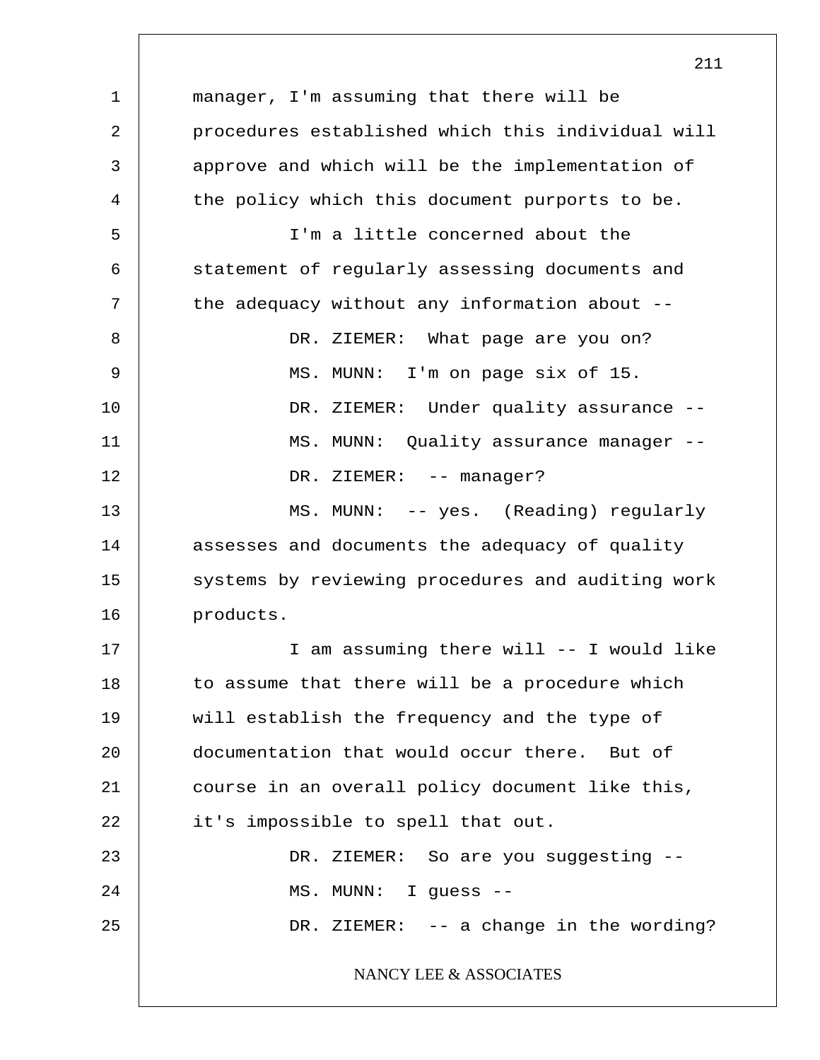manager, I'm assuming that there will be procedures established which this individual will approve and which will be the implementation of the policy which this document purports to be.

I'm a little concerned about the statement of regularly assessing documents and the adequacy without any information about --

DR. ZIEMER: What page are you on?

MS. MUNN: I'm on page six of 15.

DR. ZIEMER: Under quality assurance --

MS. MUNN: Quality assurance manager --

DR. ZIEMER: -- manager?

MS. MUNN: -- yes. (Reading) regularly assesses and documents the adequacy of quality systems by reviewing procedures and auditing work products.

I am assuming there will -- I would like to assume that there will be a procedure which will establish the frequency and the type of documentation that would occur there. But of course in an overall policy document like this, it's impossible to spell that out.

DR. ZIEMER: So are you suggesting --

MS. MUNN: I guess --

DR. ZIEMER: -- a change in the wording?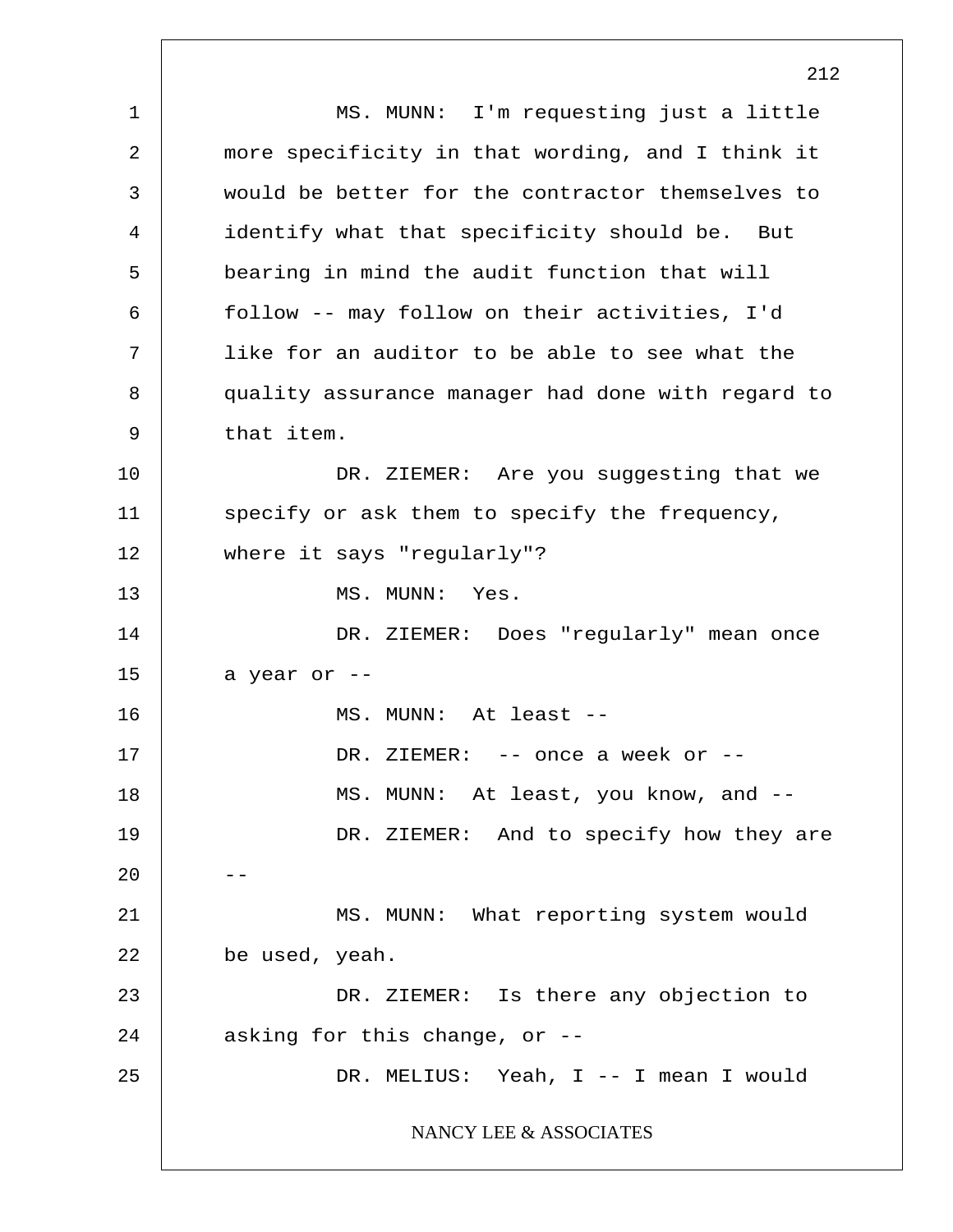MS. MUNN: I'm requesting just a little more specificity in that wording, and I think it would be better for the contractor themselves to identify what that specificity should be. But bearing in mind the audit function that will follow -- may follow on their activities, I'd like for an auditor to be able to see what the quality assurance manager had done with regard to that item.

DR. ZIEMER: Are you suggesting that we specify or ask them to specify the frequency, where it says "regularly"?

MS. MUNN: Yes.

DR. ZIEMER: Does "regularly" mean once a year or --

MS. MUNN: At least --

DR. ZIEMER: -- once a week or --

MS. MUNN: At least, you know, and --

DR. ZIEMER: And to specify how they are --

MS. MUNN: What reporting system would be used, yeah.

DR. ZIEMER: Is there any objection to asking for this change, or --

DR. MELIUS: Yeah, I -- I mean I would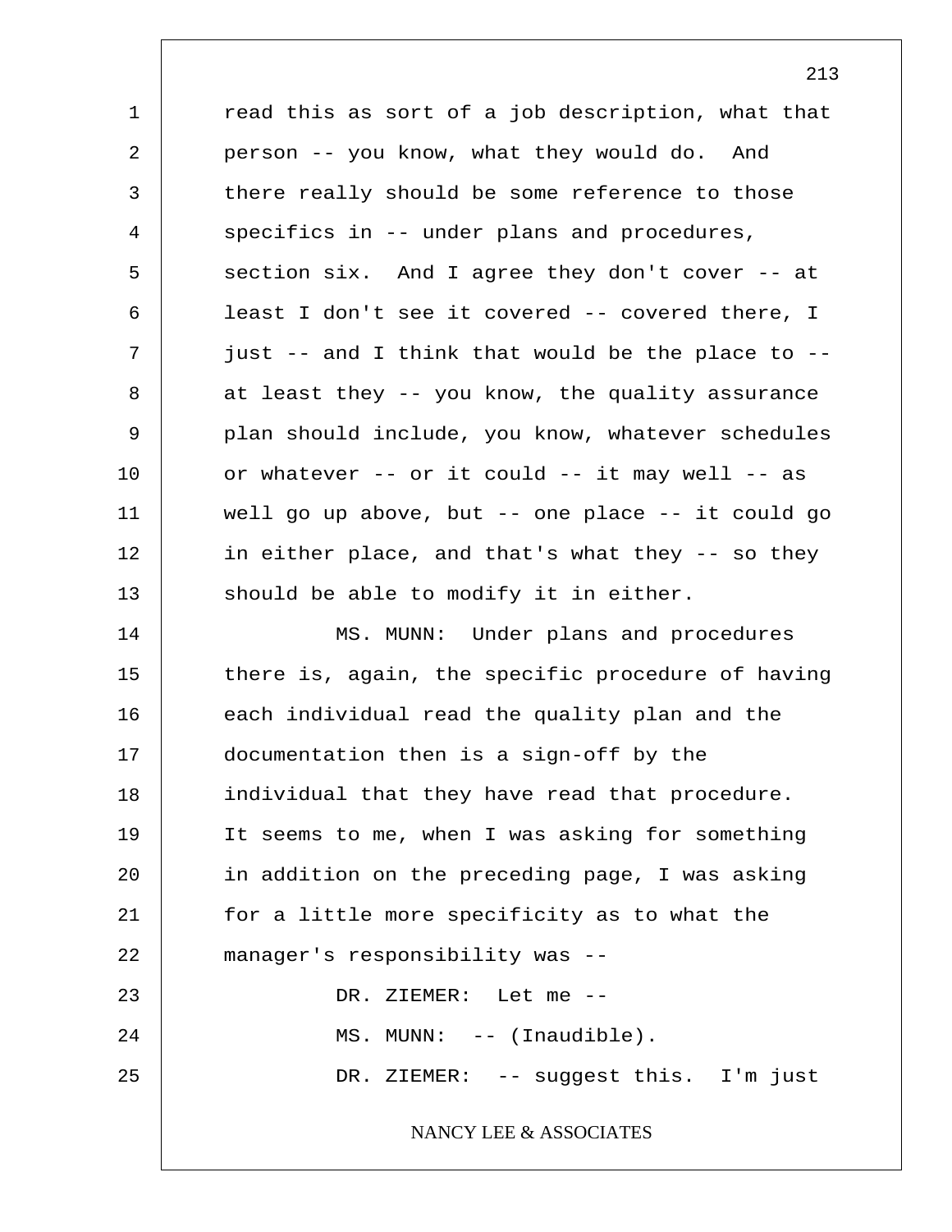read this as sort of a job description, what that person -- you know, what they would do. And there really should be some reference to those specifics in -- under plans and procedures, section six. And I agree they don't cover -- at least I don't see it covered -- covered there, I just -- and I think that would be the place to -- at least they -- you know, the quality assurance plan should include, you know, whatever schedules or whatever -- or it could -- it may well -- as well go up above, but -- one place -- it could go in either place, and that's what they -- so they should be able to modify it in either.

MS. MUNN: Under plans and procedures there is, again, the specific procedure of having each individual read the quality plan and the documentation then is a sign-off by the individual that they have read that procedure. It seems to me, when I was asking for something in addition on the preceding page, I was asking for a little more specificity as to what the manager's responsibility was --

DR. ZIEMER: Let me --

MS. MUNN: -- (Inaudible).

DR. ZIEMER: -- suggest this. I'm just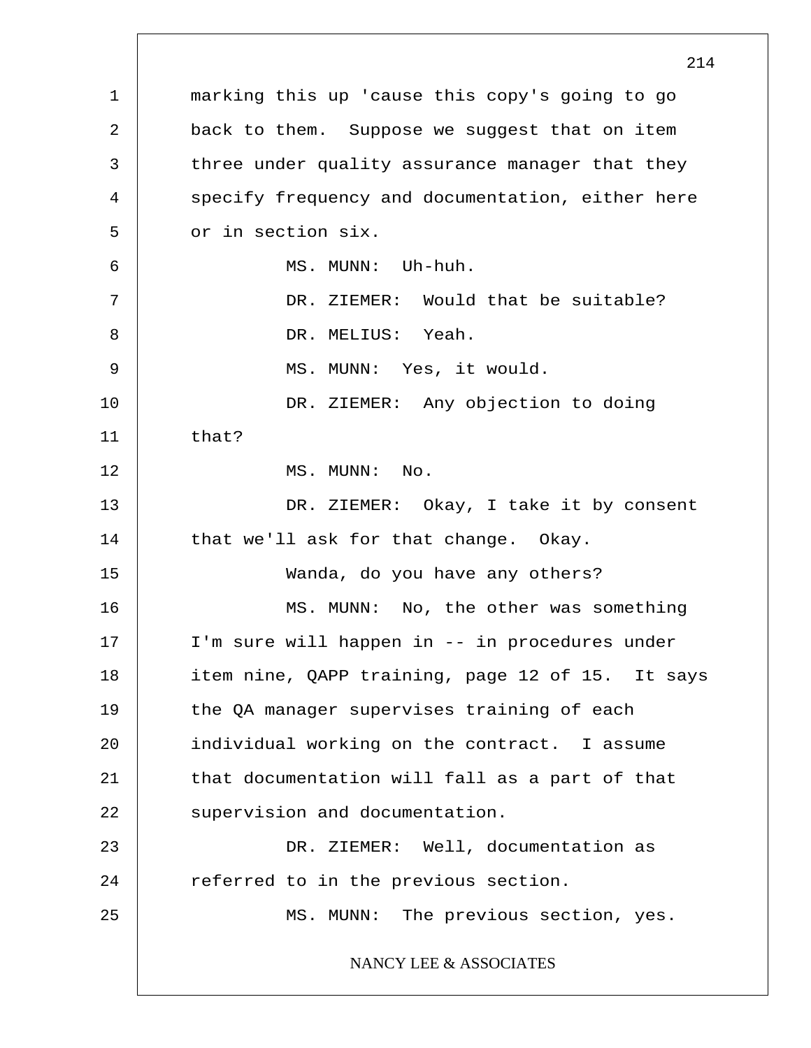marking this up 'cause this copy's going to go back to them. Suppose we suggest that on item three under quality assurance manager that they specify frequency and documentation, either here or in section six.

MS. MUNN: Uh-huh.

DR. ZIEMER: Would that be suitable?

DR. MELIUS: Yeah.

MS. MUNN: Yes, it would.

DR. ZIEMER: Any objection to doing that?

MS. MUNN: No.

DR. ZIEMER: Okay, I take it by consent that we'll ask for that change. Okay.

Wanda, do you have any others?

MS. MUNN: No, the other was something I'm sure will happen in -- in procedures under item nine, QAPP training, page 12 of 15. It says the QA manager supervises training of each individual working on the contract. I assume that documentation will fall as a part of that supervision and documentation.

DR. ZIEMER: Well, documentation as referred to in the previous section.

MS. MUNN: The previous section, yes.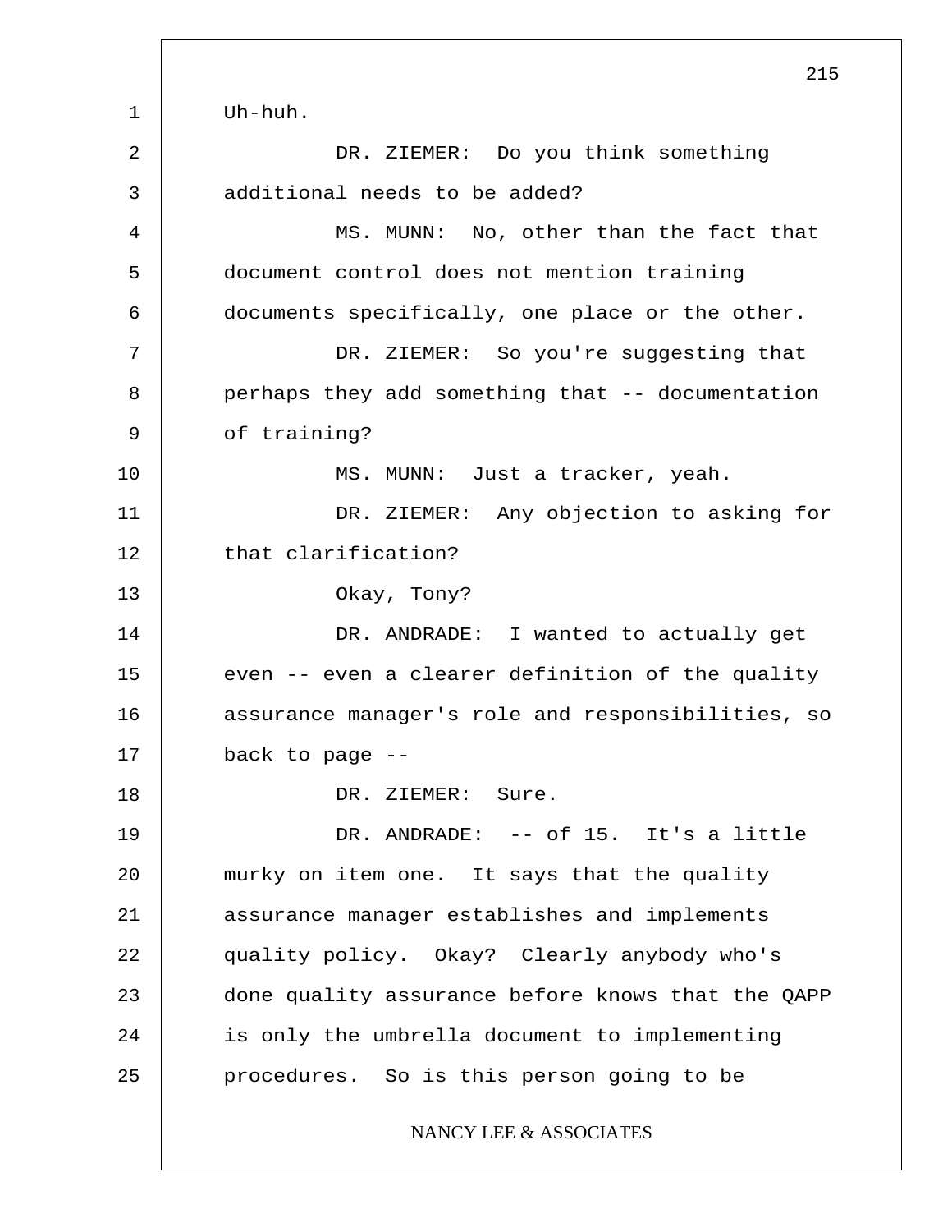Uh-huh.

DR. ZIEMER: Do you think something additional needs to be added?

MS. MUNN: No, other than the fact that document control does not mention training documents specifically, one place or the other.

DR. ZIEMER: So you're suggesting that perhaps they add something that -- documentation of training?

MS. MUNN: Just a tracker, yeah.

DR. ZIEMER: Any objection to asking for that clarification?

Okay, Tony?

DR. ANDRADE: I wanted to actually get even -- even a clearer definition of the quality assurance manager's role and responsibilities, so back to page --

DR. ZIEMER: Sure.

DR. ANDRADE: -- of 15. It's a little murky on item one. It says that the quality assurance manager establishes and implements quality policy. Okay? Clearly anybody who's done quality assurance before knows that the QAPP is only the umbrella document to implementing procedures. So is this person going to be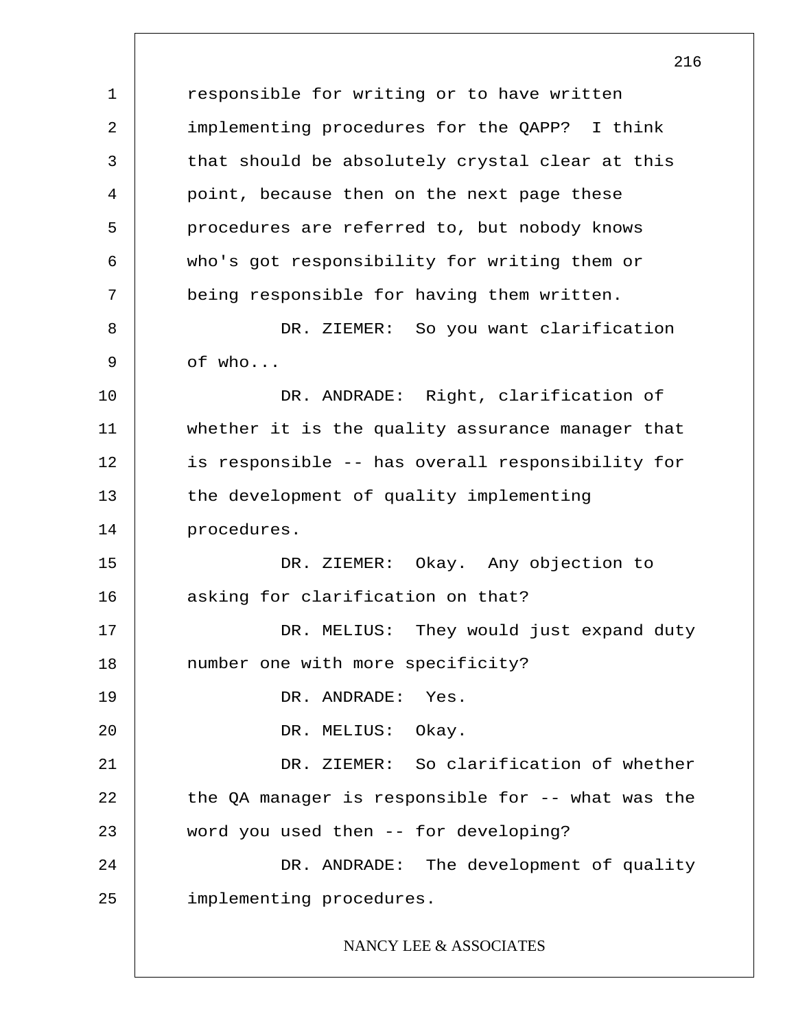responsible for writing or to have written implementing procedures for the QAPP? I think that should be absolutely crystal clear at this point, because then on the next page these procedures are referred to, but nobody knows who's got responsibility for writing them or being responsible for having them written.

DR. ZIEMER: So you want clarification of who...

DR. ANDRADE: Right, clarification of whether it is the quality assurance manager that is responsible -- has overall responsibility for the development of quality implementing procedures.

DR. ZIEMER: Okay. Any objection to asking for clarification on that?

DR. MELIUS: They would just expand duty number one with more specificity?

DR. ANDRADE: Yes.

DR. MELIUS: Okay.

DR. ZIEMER: So clarification of whether the QA manager is responsible for -- what was the word you used then -- for developing?

DR. ANDRADE: The development of quality implementing procedures.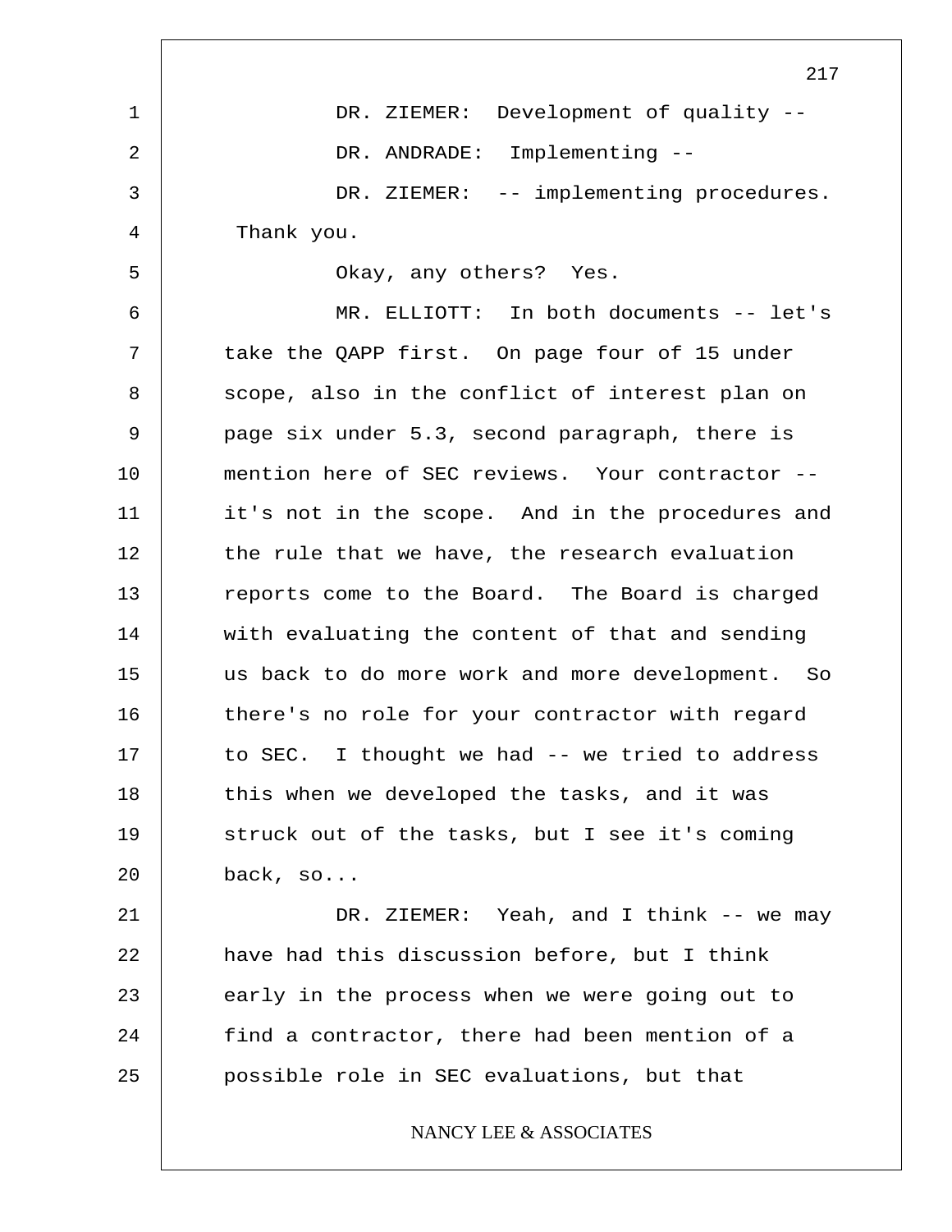DR. ZIEMER: Development of quality --

DR. ANDRADE: Implementing --

DR. ZIEMER: -- implementing procedures. Thank you.

Okay, any others? Yes.

MR. ELLIOTT: In both documents -- let's take the QAPP first. On page four of 15 under scope, also in the conflict of interest plan on page six under 5.3, second paragraph, there is mention here of SEC reviews. Your contractor -- it's not in the scope. And in the procedures and the rule that we have, the research evaluation reports come to the Board. The Board is charged with evaluating the content of that and sending us back to do more work and more development. So there's no role for your contractor with regard to SEC. I thought we had -- we tried to address this when we developed the tasks, and it was struck out of the tasks, but I see it's coming back, so...

DR. ZIEMER: Yeah, and I think -- we may have had this discussion before, but I think early in the process when we were going out to find a contractor, there had been mention of a possible role in SEC evaluations, but that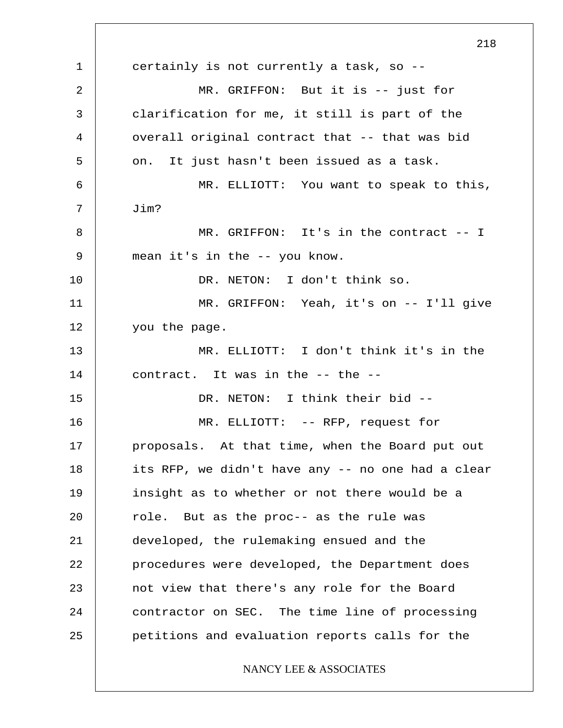certainly is not currently a task, so --

MR. GRIFFON: But it is -- just for clarification for me, it still is part of the overall original contract that -- that was bid on. It just hasn't been issued as a task.

MR. ELLIOTT: You want to speak to this, Jim?

MR. GRIFFON: It's in the contract -- I mean it's in the -- you know.

DR. NETON: I don't think so.

MR. GRIFFON: Yeah, it's on -- I'll give you the page.

MR. ELLIOTT: I don't think it's in the contract. It was in the -- the --

DR. NETON: I think their bid --

MR. ELLIOTT: -- RFP, request for proposals. At that time, when the Board put out its RFP, we didn't have any -- no one had a clear insight as to whether or not there would be a role. But as the proc-- as the rule was developed, the rulemaking ensued and the procedures were developed, the Department does not view that there's any role for the Board contractor on SEC. The time line of processing petitions and evaluation reports calls for the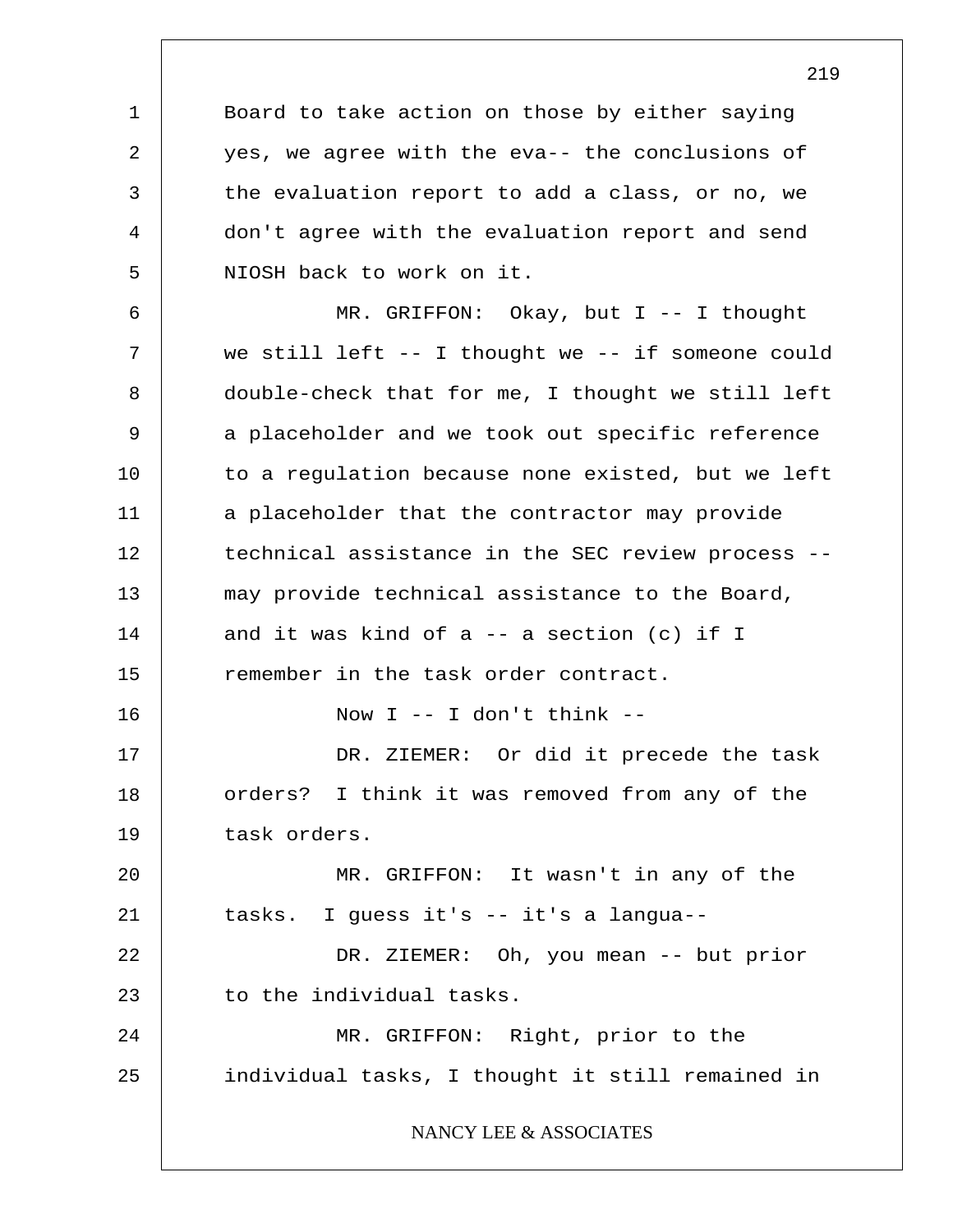Board to take action on those by either saying yes, we agree with the eva-- the conclusions of the evaluation report to add a class, or no, we don't agree with the evaluation report and send NIOSH back to work on it.

MR. GRIFFON: Okay, but I -- I thought we still left -- I thought we -- if someone could double-check that for me, I thought we still left a placeholder and we took out specific reference to a regulation because none existed, but we left a placeholder that the contractor may provide technical assistance in the SEC review process -- may provide technical assistance to the Board, and it was kind of a -- a section (c) if I remember in the task order contract.

Now I -- I don't think --

DR. ZIEMER: Or did it precede the task orders? I think it was removed from any of the task orders.

MR. GRIFFON: It wasn't in any of the tasks. I guess it's -- it's a langua--

DR. ZIEMER: Oh, you mean -- but prior to the individual tasks.

MR. GRIFFON: Right, prior to the individual tasks, I thought it still remained in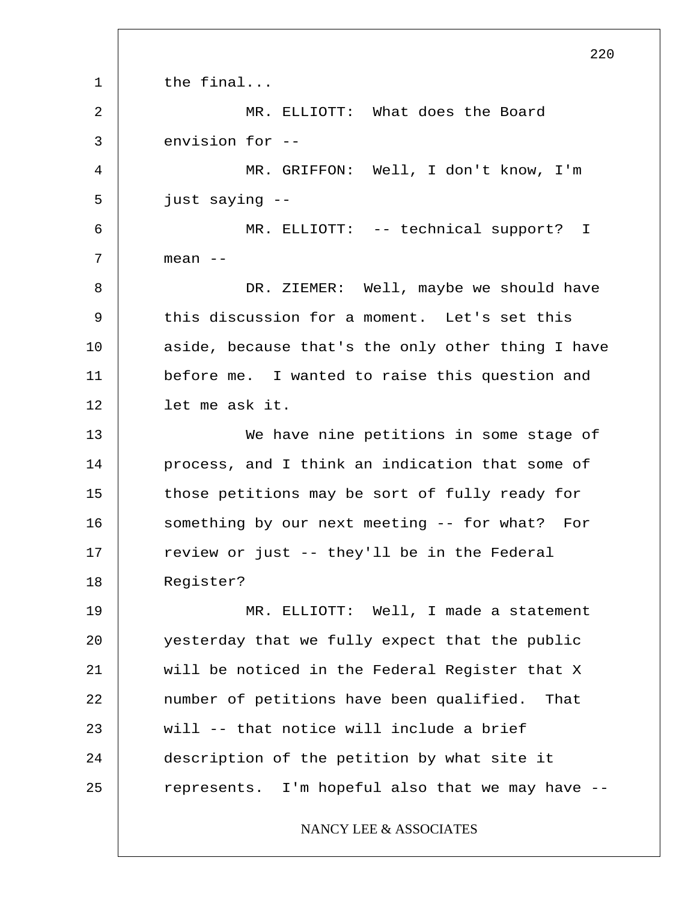the final...

MR. ELLIOTT: What does the Board envision for --

MR. GRIFFON: Well, I don't know, I'm just saying --

MR. ELLIOTT: -- technical support? I mean --

DR. ZIEMER: Well, maybe we should have this discussion for a moment. Let's set this aside, because that's the only other thing I have before me. I wanted to raise this question and let me ask it.

We have nine petitions in some stage of process, and I think an indication that some of those petitions may be sort of fully ready for something by our next meeting -- for what? For review or just -- they'll be in the Federal Register?

MR. ELLIOTT: Well, I made a statement yesterday that we fully expect that the public will be noticed in the Federal Register that X number of petitions have been qualified. That will -- that notice will include a brief description of the petition by what site it represents. I'm hopeful also that we may have --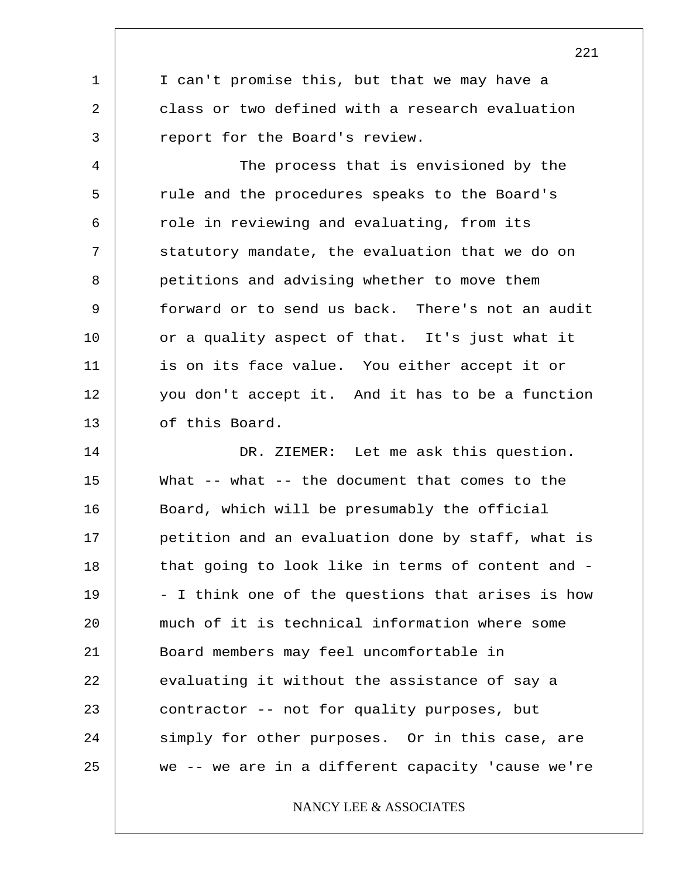I can't promise this, but that we may have a class or two defined with a research evaluation report for the Board's review.

The process that is envisioned by the rule and the procedures speaks to the Board's role in reviewing and evaluating, from its statutory mandate, the evaluation that we do on petitions and advising whether to move them forward or to send us back. There's not an audit or a quality aspect of that. It's just what it is on its face value. You either accept it or you don't accept it. And it has to be a function of this Board.

DR. ZIEMER: Let me ask this question. What -- what -- the document that comes to the Board, which will be presumably the official petition and an evaluation done by staff, what is that going to look like in terms of content and -- I think one of the questions that arises is how much of it is technical information where some Board members may feel uncomfortable in evaluating it without the assistance of say a contractor -- not for quality purposes, but simply for other purposes. Or in this case, are we -- we are in a different capacity 'cause we're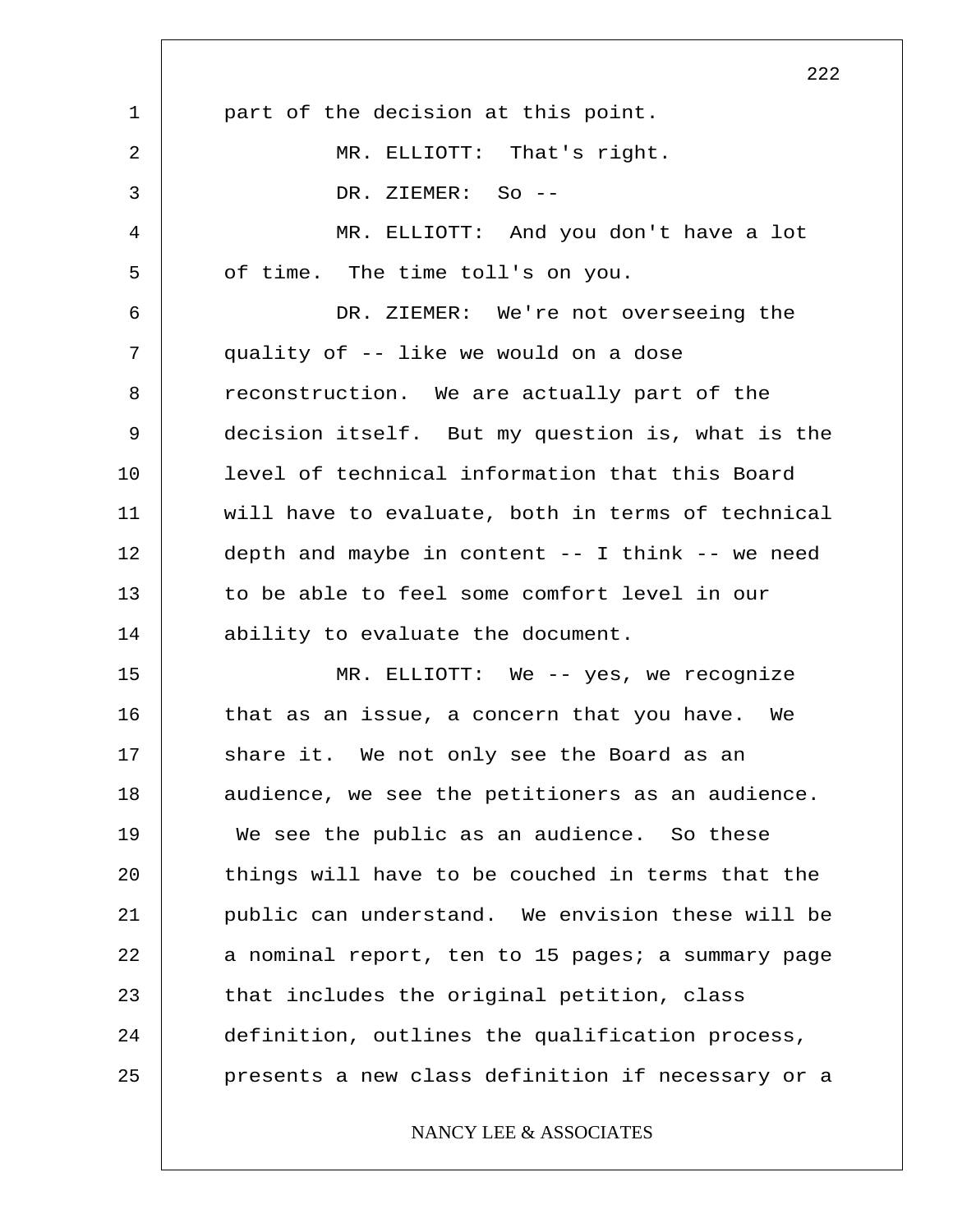part of the decision at this point.

MR. ELLIOTT: That's right.

DR. ZIEMER: So --

MR. ELLIOTT: And you don't have a lot of time. The time toll's on you.

DR. ZIEMER: We're not overseeing the quality of -- like we would on a dose reconstruction. We are actually part of the decision itself. But my question is, what is the level of technical information that this Board will have to evaluate, both in terms of technical depth and maybe in content -- I think -- we need to be able to feel some comfort level in our ability to evaluate the document.

MR. ELLIOTT: We -- yes, we recognize that as an issue, a concern that you have. We share it. We not only see the Board as an audience, we see the petitioners as an audience. We see the public as an audience. So these things will have to be couched in terms that the public can understand. We envision these will be a nominal report, ten to 15 pages; a summary page that includes the original petition, class definition, outlines the qualification process, presents a new class definition if necessary or a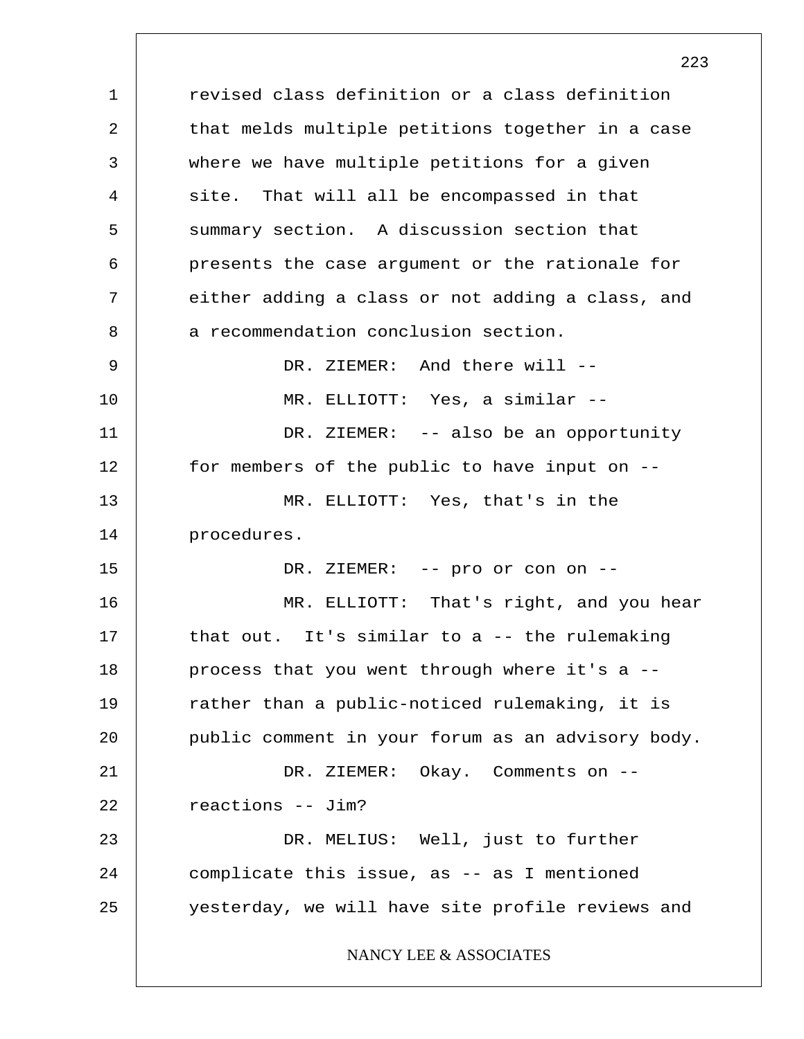revised class definition or a class definition that melds multiple petitions together in a case where we have multiple petitions for a given site. That will all be encompassed in that summary section. A discussion section that presents the case argument or the rationale for either adding a class or not adding a class, and a recommendation conclusion section.

DR. ZIEMER: And there will --

MR. ELLIOTT: Yes, a similar --

DR. ZIEMER: -- also be an opportunity for members of the public to have input on --

MR. ELLIOTT: Yes, that's in the procedures.

DR. ZIEMER: -- pro or con on --

MR. ELLIOTT: That's right, and you hear that out. It's similar to a -- the rulemaking process that you went through where it's a -- rather than a public-noticed rulemaking, it is public comment in your forum as an advisory body.

DR. ZIEMER: Okay. Comments on -- reactions -- Jim?

DR. MELIUS: Well, just to further complicate this issue, as -- as I mentioned yesterday, we will have site profile reviews and

NANCY LEE & ASSOCIATES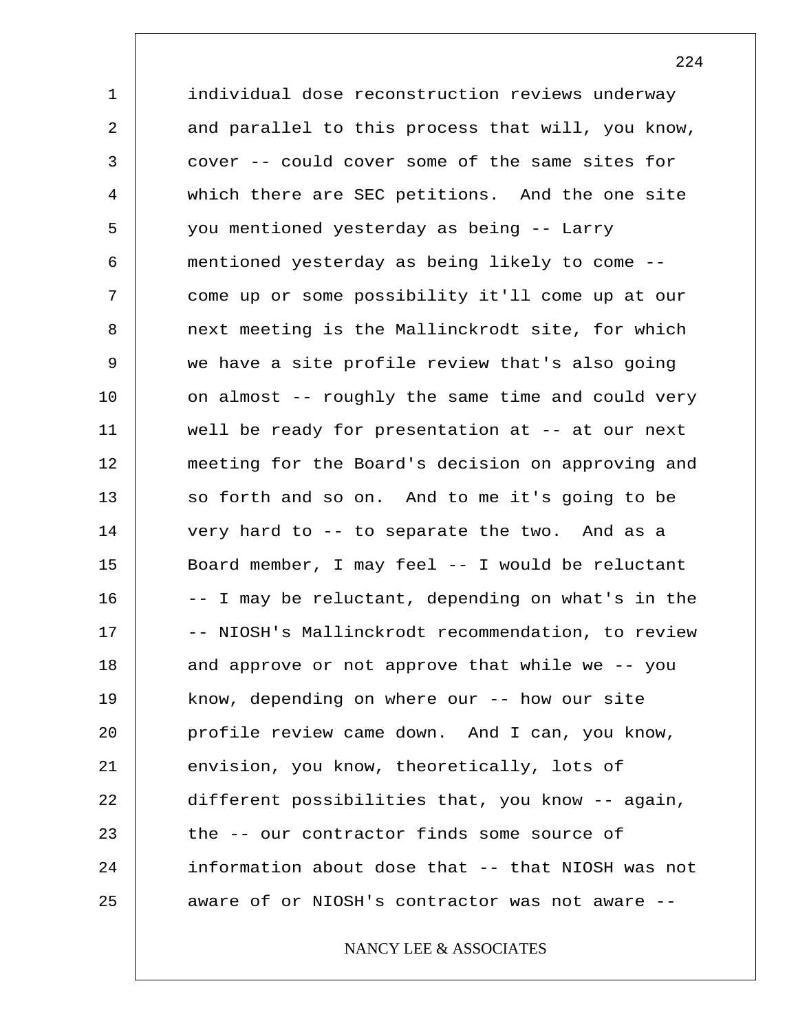individual dose reconstruction reviews underway and parallel to this process that will, you know, cover -- could cover some of the same sites for which there are SEC petitions. And the one site you mentioned yesterday as being -- Larry mentioned yesterday as being likely to come -- come up or some possibility it'll come up at our next meeting is the Mallinckrodt site, for which we have a site profile review that's also going on almost -- roughly the same time and could very well be ready for presentation at -- at our next meeting for the Board's decision on approving and so forth and so on. And to me it's going to be very hard to -- to separate the two. And as a Board member, I may feel -- I would be reluctant -- I may be reluctant, depending on what's in the -- NIOSH's Mallinckrodt recommendation, to review and approve or not approve that while we -- you know, depending on where our -- how our site profile review came down. And I can, you know, envision, you know, theoretically, lots of different possibilities that, you know -- again, the -- our contractor finds some source of information about dose that -- that NIOSH was not aware of or NIOSH's contractor was not aware --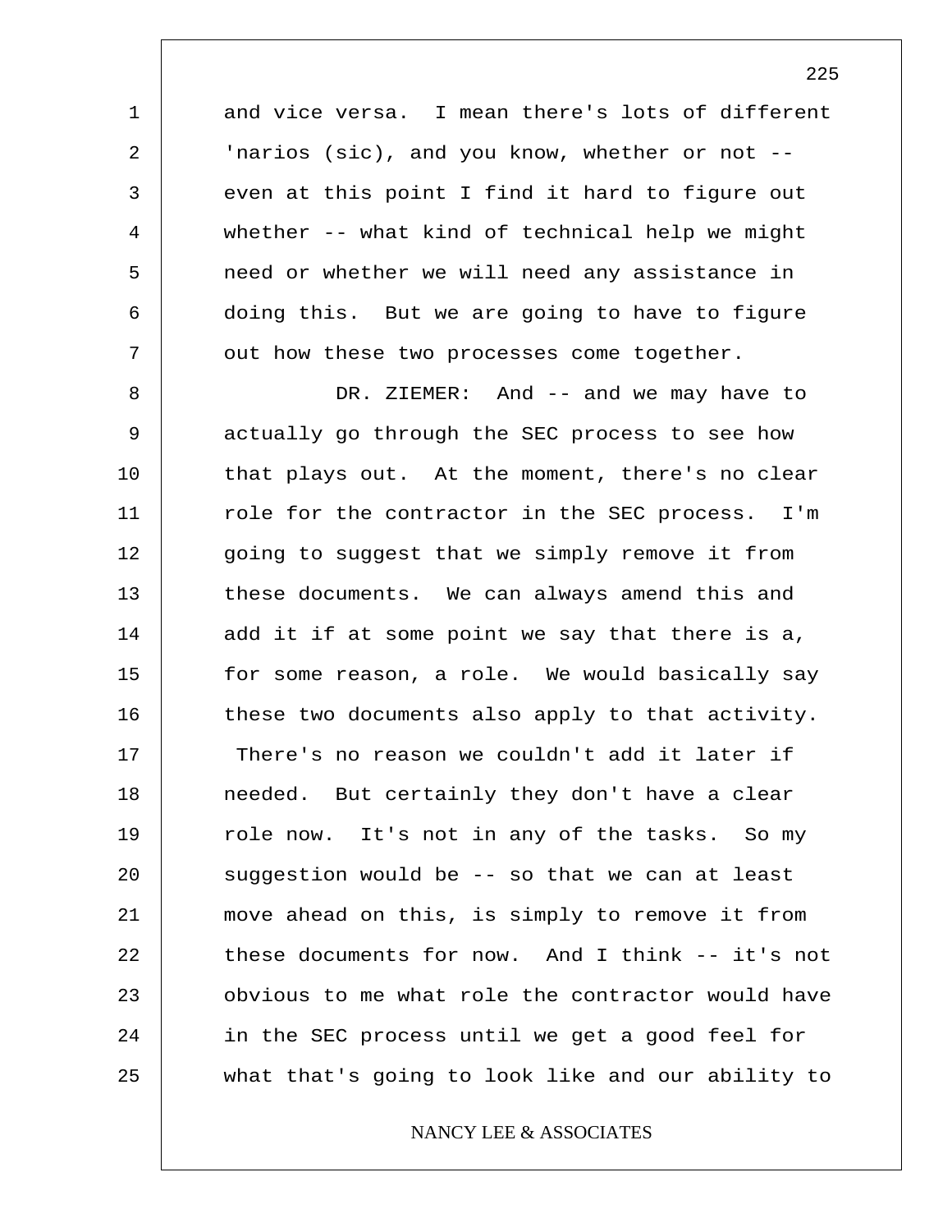and vice versa. I mean there's lots of different 'narios (sic), and you know, whether or not -- even at this point I find it hard to figure out whether -- what kind of technical help we might need or whether we will need any assistance in doing this. But we are going to have to figure out how these two processes come together.

DR. ZIEMER: And -- and we may have to actually go through the SEC process to see how that plays out. At the moment, there's no clear role for the contractor in the SEC process. I'm going to suggest that we simply remove it from these documents. We can always amend this and add it if at some point we say that there is a, for some reason, a role. We would basically say these two documents also apply to that activity. There's no reason we couldn't add it later if needed. But certainly they don't have a clear role now. It's not in any of the tasks. So my suggestion would be -- so that we can at least move ahead on this, is simply to remove it from these documents for now. And I think -- it's not obvious to me what role the contractor would have in the SEC process until we get a good feel for what that's going to look like and our ability to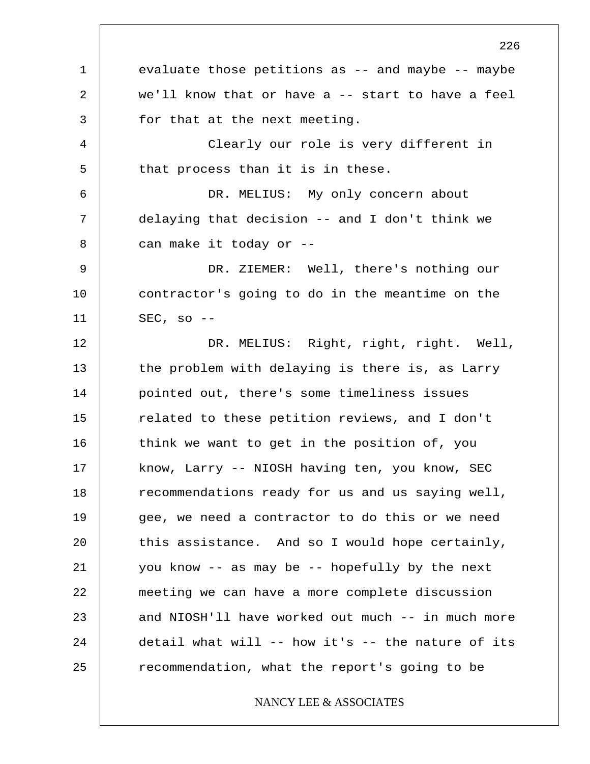evaluate those petitions as -- and maybe -- maybe we'll know that or have a -- start to have a feel for that at the next meeting.

Clearly our role is very different in that process than it is in these.

DR. MELIUS: My only concern about delaying that decision -- and I don't think we can make it today or --

DR. ZIEMER: Well, there's nothing our contractor's going to do in the meantime on the SEC, so --

DR. MELIUS: Right, right, right. Well, the problem with delaying is there is, as Larry pointed out, there's some timeliness issues related to these petition reviews, and I don't think we want to get in the position of, you know, Larry -- NIOSH having ten, you know, SEC recommendations ready for us and us saying well, gee, we need a contractor to do this or we need this assistance. And so I would hope certainly, you know -- as may be -- hopefully by the next meeting we can have a more complete discussion and NIOSH'll have worked out much -- in much more detail what will -- how it's -- the nature of its recommendation, what the report's going to be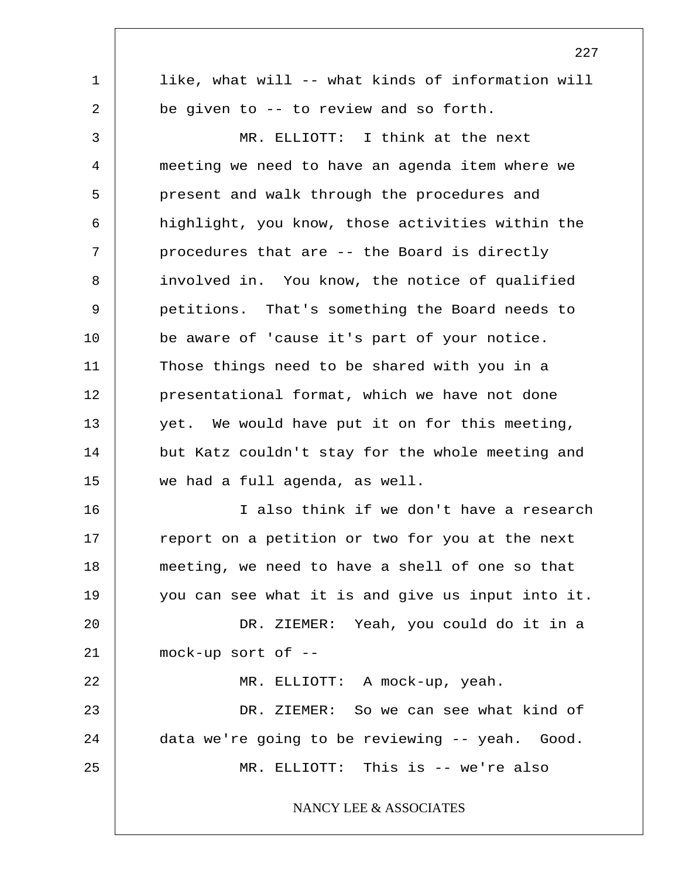like, what will -- what kinds of information will be given to -- to review and so forth.

MR. ELLIOTT: I think at the next meeting we need to have an agenda item where we present and walk through the procedures and highlight, you know, those activities within the procedures that are -- the Board is directly involved in. You know, the notice of qualified petitions. That's something the Board needs to be aware of 'cause it's part of your notice. Those things need to be shared with you in a presentational format, which we have not done yet. We would have put it on for this meeting, but Katz couldn't stay for the whole meeting and we had a full agenda, as well.

I also think if we don't have a research report on a petition or two for you at the next meeting, we need to have a shell of one so that you can see what it is and give us input into it.

DR. ZIEMER: Yeah, you could do it in a mock-up sort of --

MR. ELLIOTT: A mock-up, yeah.

DR. ZIEMER: So we can see what kind of data we're going to be reviewing -- yeah. Good.

MR. ELLIOTT: This is -- we're also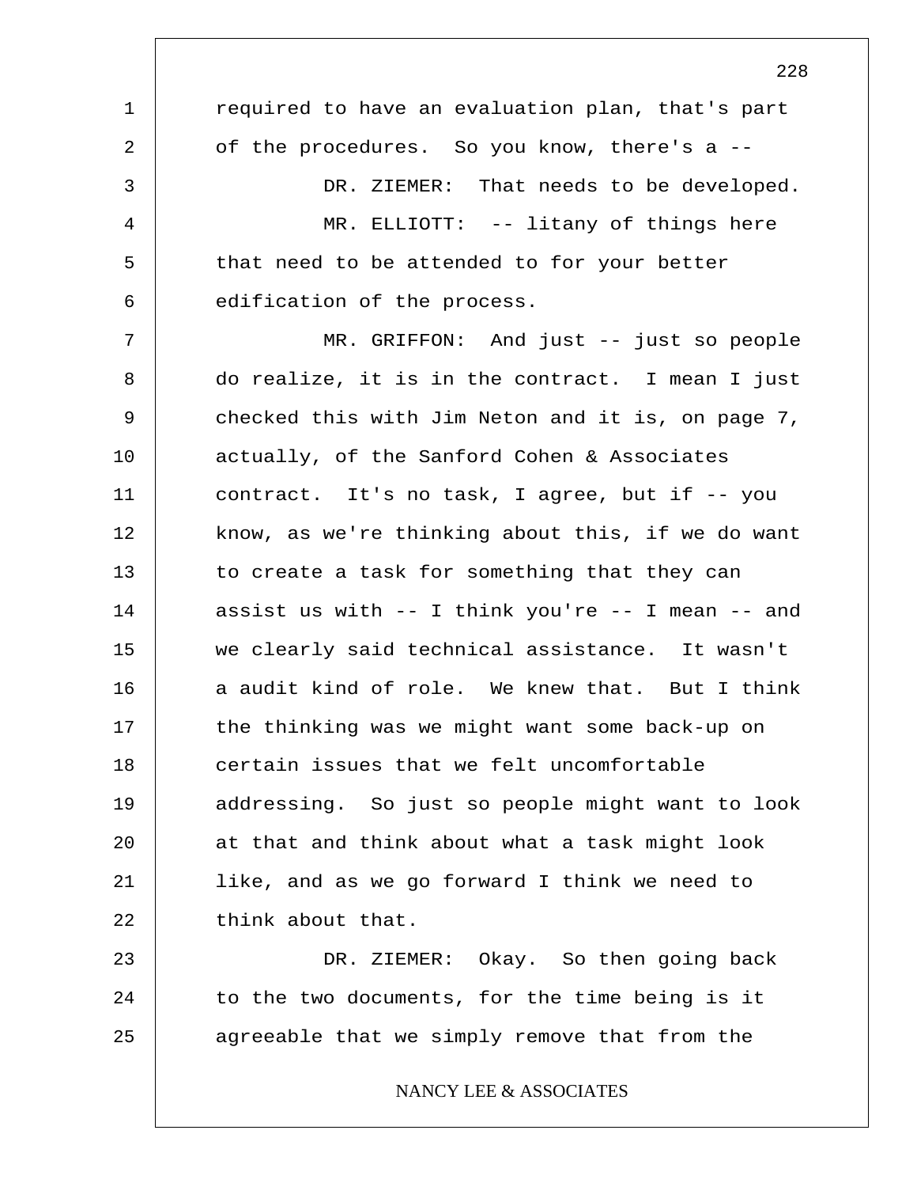required to have an evaluation plan, that's part of the procedures. So you know, there's a --

DR. ZIEMER: That needs to be developed.

MR. ELLIOTT: -- litany of things here that need to be attended to for your better edification of the process.

MR. GRIFFON: And just -- just so people do realize, it is in the contract. I mean I just checked this with Jim Neton and it is, on page 7, actually, of the Sanford Cohen & Associates contract. It's no task, I agree, but if -- you know, as we're thinking about this, if we do want to create a task for something that they can assist us with -- I think you're -- I mean -- and we clearly said technical assistance. It wasn't a audit kind of role. We knew that. But I think the thinking was we might want some back-up on certain issues that we felt uncomfortable addressing. So just so people might want to look at that and think about what a task might look like, and as we go forward I think we need to think about that.

DR. ZIEMER: Okay. So then going back to the two documents, for the time being is it agreeable that we simply remove that from the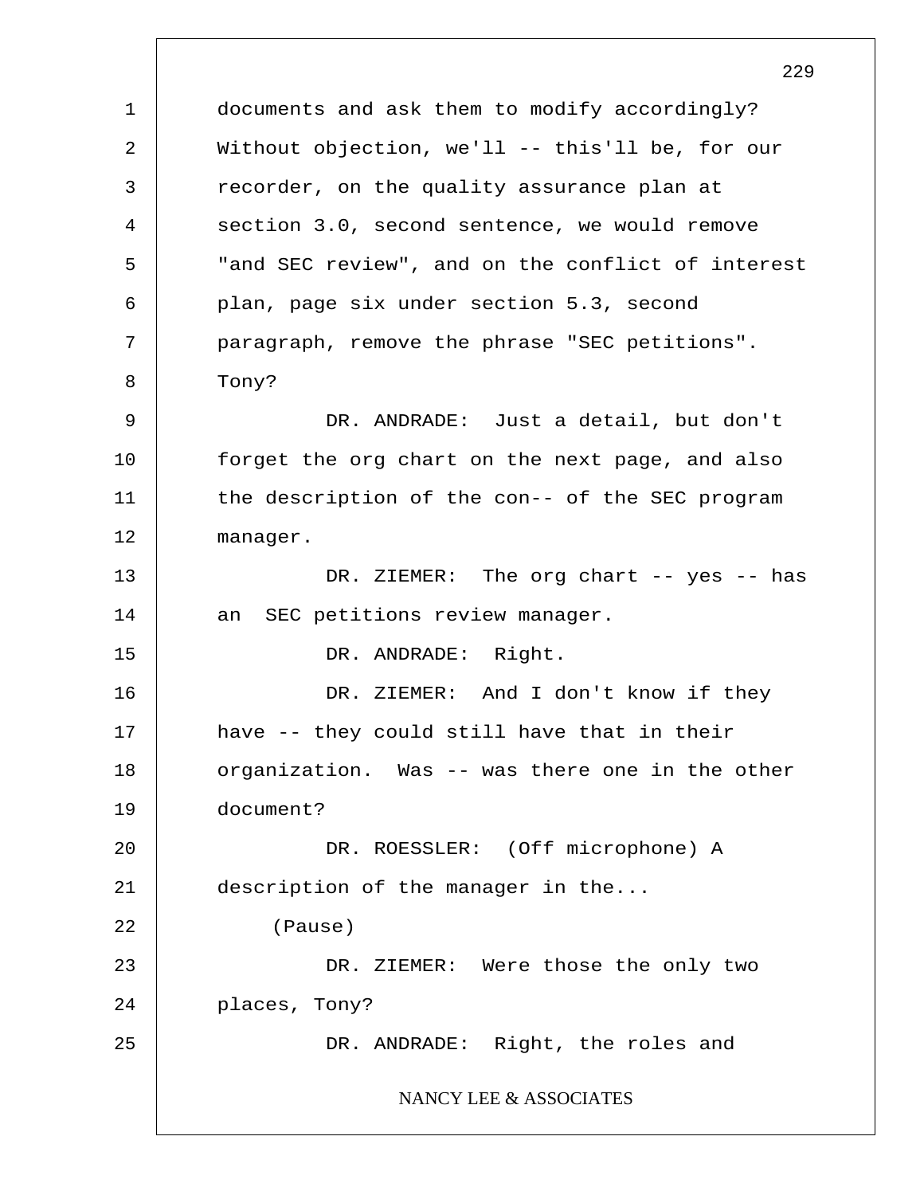documents and ask them to modify accordingly? Without objection, we'll -- this'll be, for our recorder, on the quality assurance plan at section 3.0, second sentence, we would remove "and SEC review", and on the conflict of interest plan, page six under section 5.3, second paragraph, remove the phrase "SEC petitions". Tony?

DR. ANDRADE: Just a detail, but don't forget the org chart on the next page, and also the description of the con-- of the SEC program manager.

DR. ZIEMER: The org chart -- yes -- has an SEC petitions review manager.

DR. ANDRADE: Right.

DR. ZIEMER: And I don't know if they have -- they could still have that in their organization. Was -- was there one in the other document?

DR. ROESSLER: (Off microphone) A description of the manager in the...

(Pause)

DR. ZIEMER: Were those the only two places, Tony?

DR. ANDRADE: Right, the roles and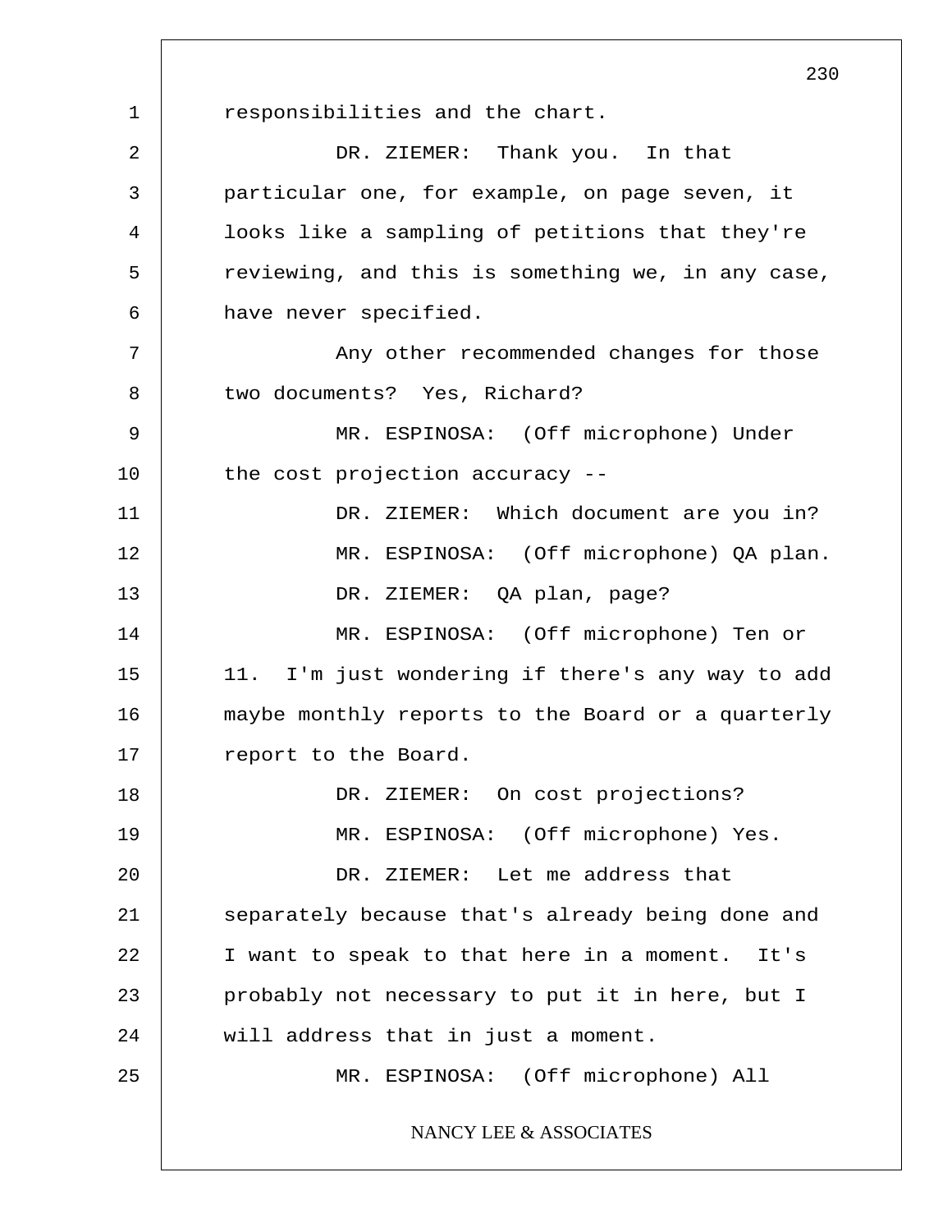responsibilities and the chart.

DR. ZIEMER: Thank you. In that particular one, for example, on page seven, it looks like a sampling of petitions that they're reviewing, and this is something we, in any case, have never specified.

Any other recommended changes for those two documents? Yes, Richard?

MR. ESPINOSA: (Off microphone) Under the cost projection accuracy --

DR. ZIEMER: Which document are you in?

MR. ESPINOSA: (Off microphone) QA plan.

DR. ZIEMER: QA plan, page?

MR. ESPINOSA: (Off microphone) Ten or 11. I'm just wondering if there's any way to add maybe monthly reports to the Board or a quarterly report to the Board.

DR. ZIEMER: On cost projections?

MR. ESPINOSA: (Off microphone) Yes.

DR. ZIEMER: Let me address that separately because that's already being done and I want to speak to that here in a moment. It's probably not necessary to put it in here, but I will address that in just a moment.

MR. ESPINOSA: (Off microphone) All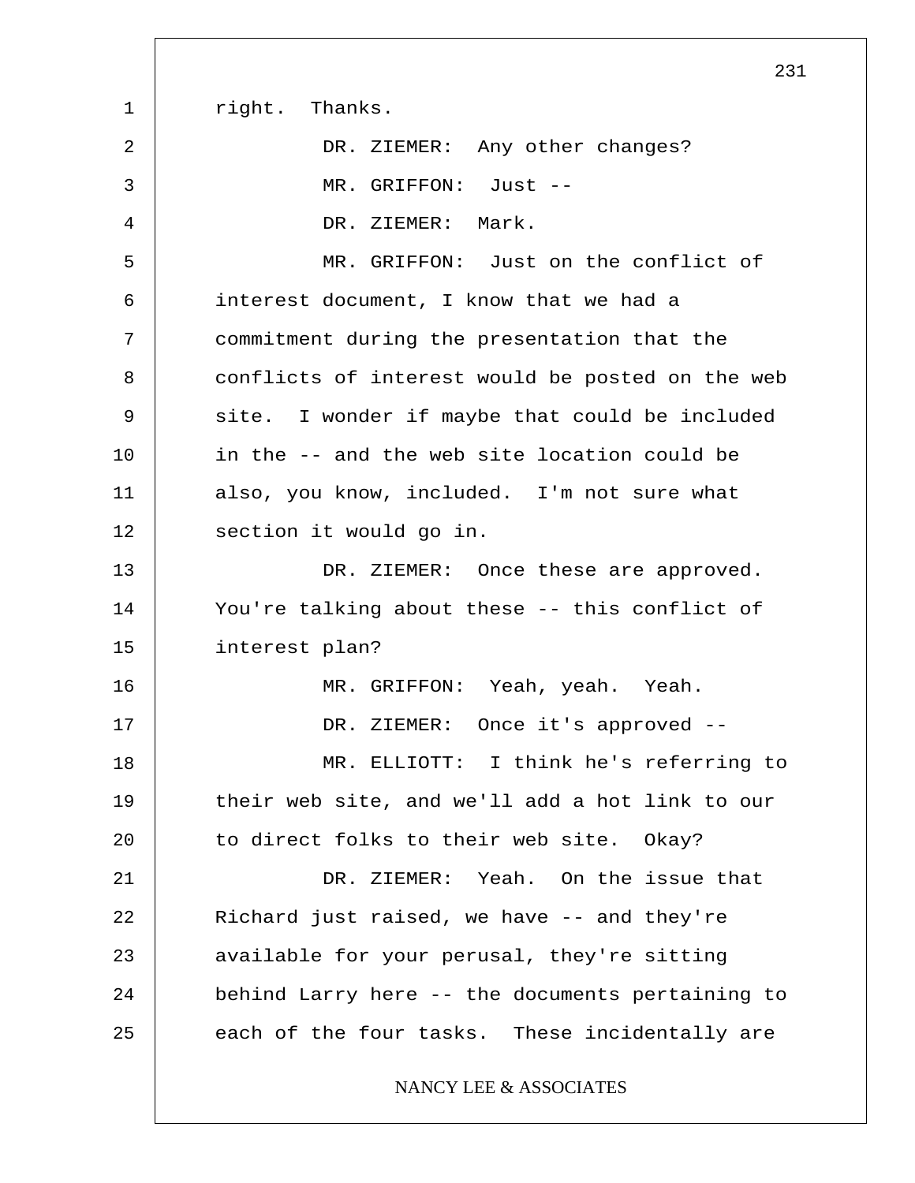right. Thanks.

DR. ZIEMER: Any other changes?

MR. GRIFFON: Just --

DR. ZIEMER: Mark.

MR. GRIFFON: Just on the conflict of interest document, I know that we had a commitment during the presentation that the conflicts of interest would be posted on the web site. I wonder if maybe that could be included in the -- and the web site location could be also, you know, included. I'm not sure what section it would go in.

DR. ZIEMER: Once these are approved. You're talking about these -- this conflict of interest plan?

MR. GRIFFON: Yeah, yeah. Yeah.

DR. ZIEMER: Once it's approved --

MR. ELLIOTT: I think he's referring to their web site, and we'll add a hot link to our to direct folks to their web site. Okay?

DR. ZIEMER: Yeah. On the issue that Richard just raised, we have -- and they're available for your perusal, they're sitting behind Larry here -- the documents pertaining to each of the four tasks. These incidentally are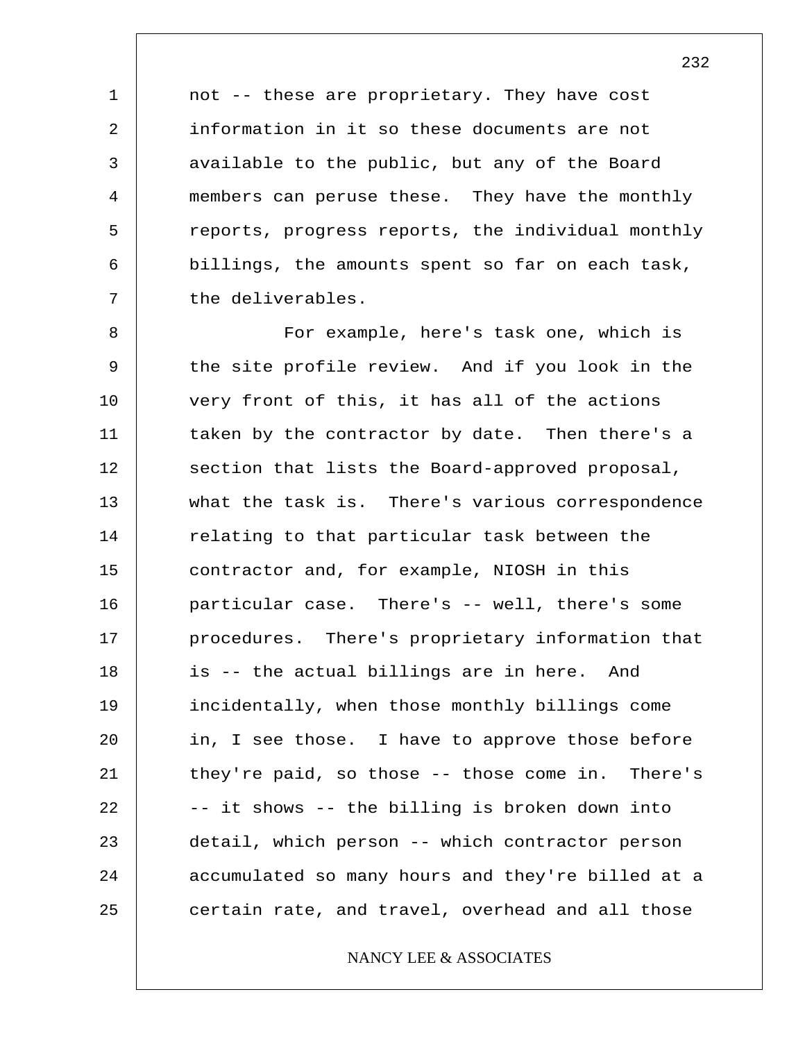not -- these are proprietary. They have cost information in it so these documents are not available to the public, but any of the Board members can peruse these. They have the monthly reports, progress reports, the individual monthly billings, the amounts spent so far on each task, the deliverables.

For example, here's task one, which is the site profile review. And if you look in the very front of this, it has all of the actions taken by the contractor by date. Then there's a section that lists the Board-approved proposal, what the task is. There's various correspondence relating to that particular task between the contractor and, for example, NIOSH in this particular case. There's -- well, there's some procedures. There's proprietary information that is -- the actual billings are in here. And incidentally, when those monthly billings come in, I see those. I have to approve those before they're paid, so those -- those come in. There's -- it shows -- the billing is broken down into detail, which person -- which contractor person accumulated so many hours and they're billed at a certain rate, and travel, overhead and all those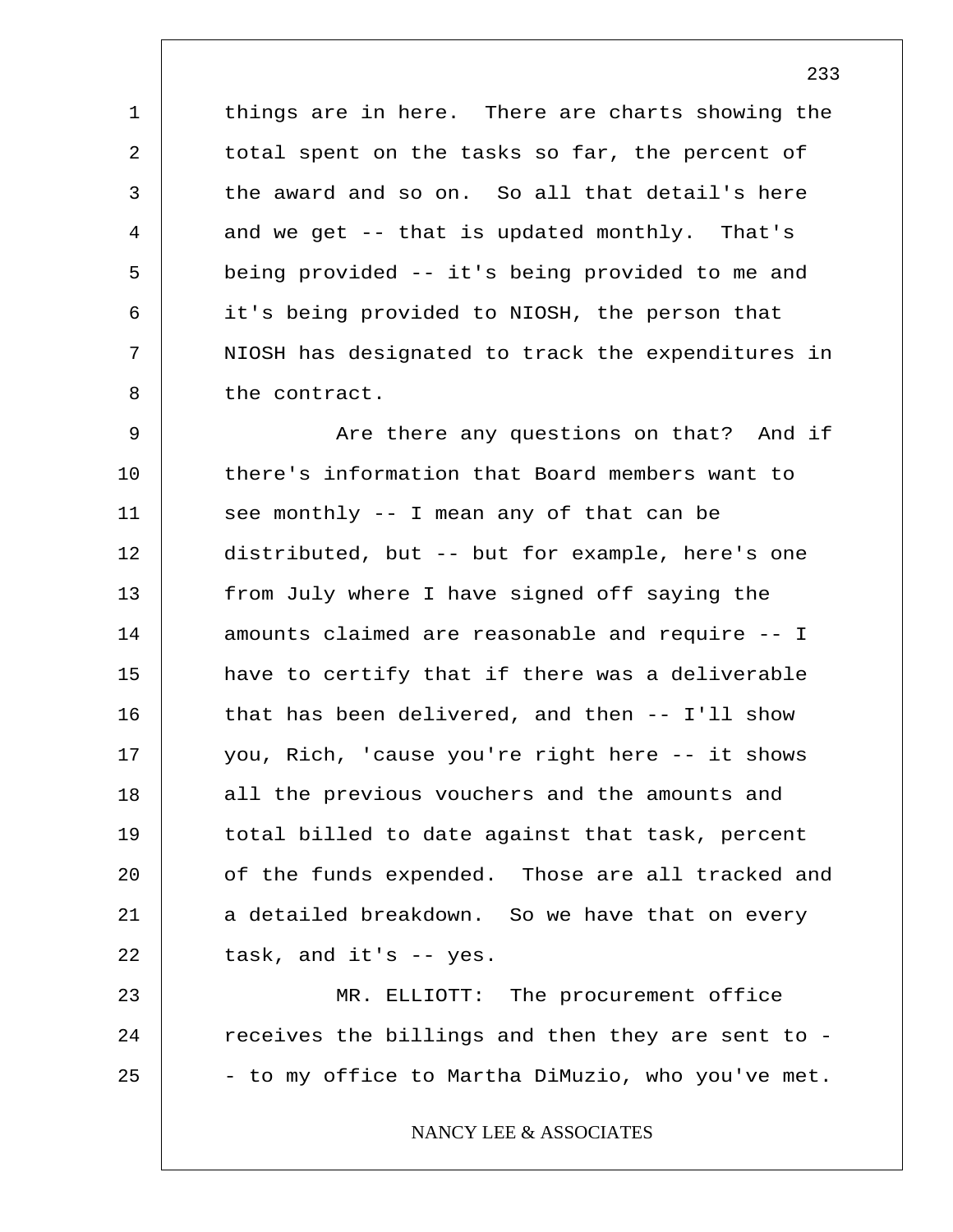things are in here. There are charts showing the total spent on the tasks so far, the percent of the award and so on. So all that detail's here and we get -- that is updated monthly. That's being provided -- it's being provided to me and it's being provided to NIOSH, the person that NIOSH has designated to track the expenditures in the contract.

Are there any questions on that? And if there's information that Board members want to see monthly -- I mean any of that can be distributed, but -- but for example, here's one from July where I have signed off saying the amounts claimed are reasonable and require -- I have to certify that if there was a deliverable that has been delivered, and then -- I'll show you, Rich, 'cause you're right here -- it shows all the previous vouchers and the amounts and total billed to date against that task, percent of the funds expended. Those are all tracked and a detailed breakdown. So we have that on every task, and it's -- yes.

MR. ELLIOTT: The procurement office receives the billings and then they are sent to -- to my office to Martha DiMuzio, who you've met.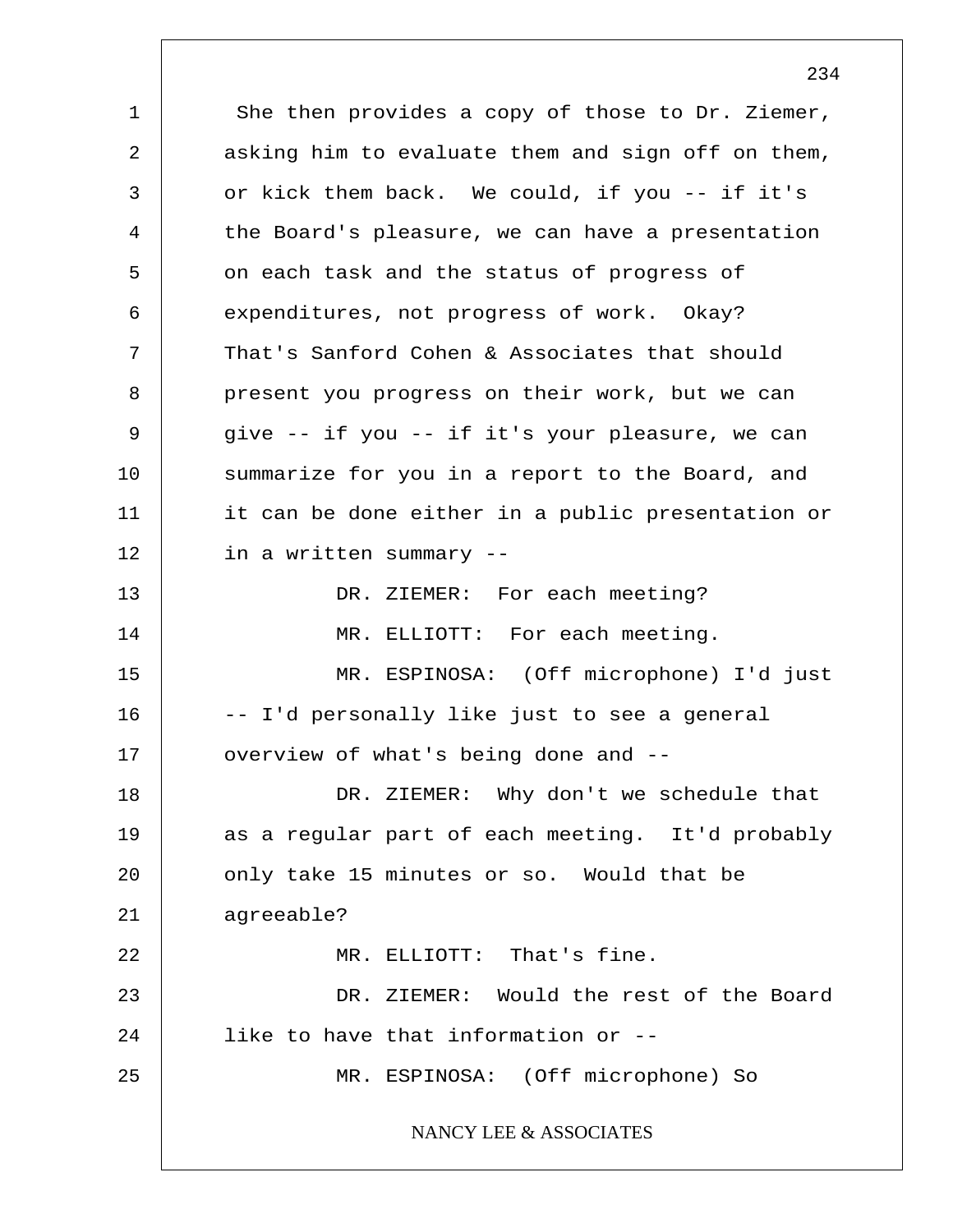She then provides a copy of those to Dr. Ziemer, asking him to evaluate them and sign off on them, or kick them back. We could, if you -- if it's the Board's pleasure, we can have a presentation on each task and the status of progress of expenditures, not progress of work. Okay? That's Sanford Cohen & Associates that should present you progress on their work, but we can give -- if you -- if it's your pleasure, we can summarize for you in a report to the Board, and it can be done either in a public presentation or in a written summary --

DR. ZIEMER: For each meeting?

MR. ELLIOTT: For each meeting.

MR. ESPINOSA: (Off microphone) I'd just -- I'd personally like just to see a general overview of what's being done and --

DR. ZIEMER: Why don't we schedule that as a regular part of each meeting. It'd probably only take 15 minutes or so. Would that be agreeable?

MR. ELLIOTT: That's fine.

DR. ZIEMER: Would the rest of the Board like to have that information or --

MR. ESPINOSA: (Off microphone) So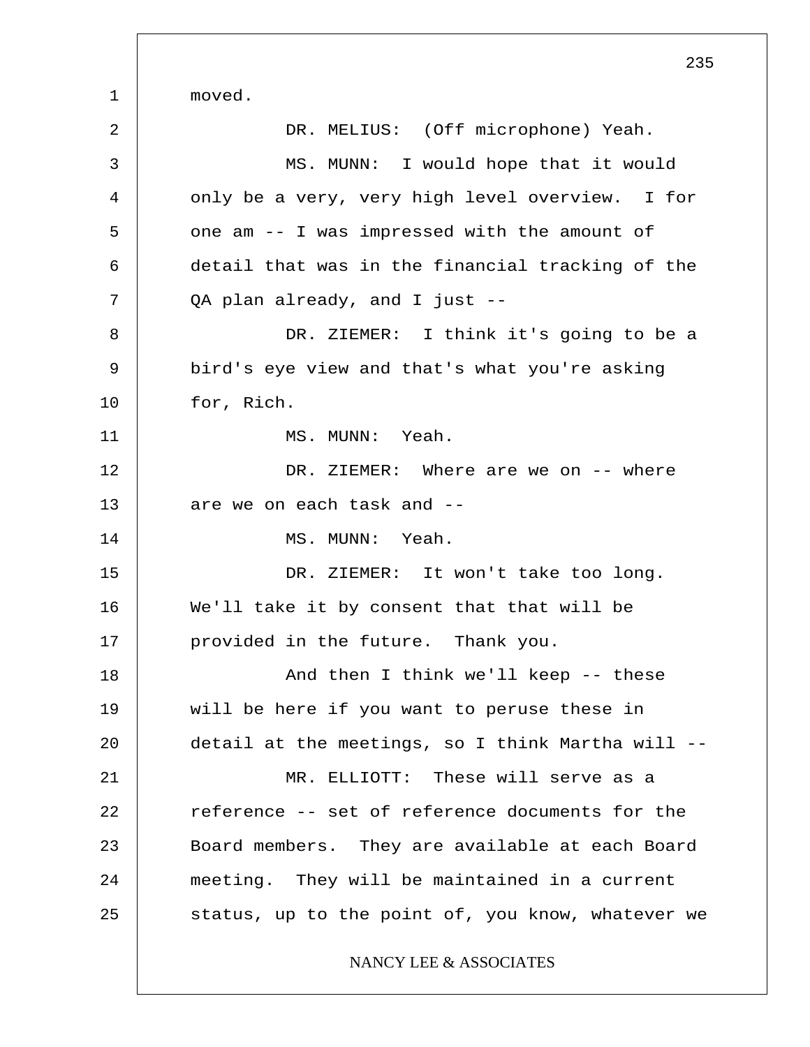moved.

DR. MELIUS: (Off microphone) Yeah.

MS. MUNN: I would hope that it would only be a very, very high level overview. I for one am -- I was impressed with the amount of detail that was in the financial tracking of the QA plan already, and I just --

DR. ZIEMER: I think it's going to be a bird's eye view and that's what you're asking for, Rich.

MS. MUNN: Yeah.

DR. ZIEMER: Where are we on -- where are we on each task and --

MS. MUNN: Yeah.

DR. ZIEMER: It won't take too long. We'll take it by consent that that will be provided in the future. Thank you.

And then I think we'll keep -- these will be here if you want to peruse these in detail at the meetings, so I think Martha will --

MR. ELLIOTT: These will serve as a reference -- set of reference documents for the Board members. They are available at each Board meeting. They will be maintained in a current status, up to the point of, you know, whatever we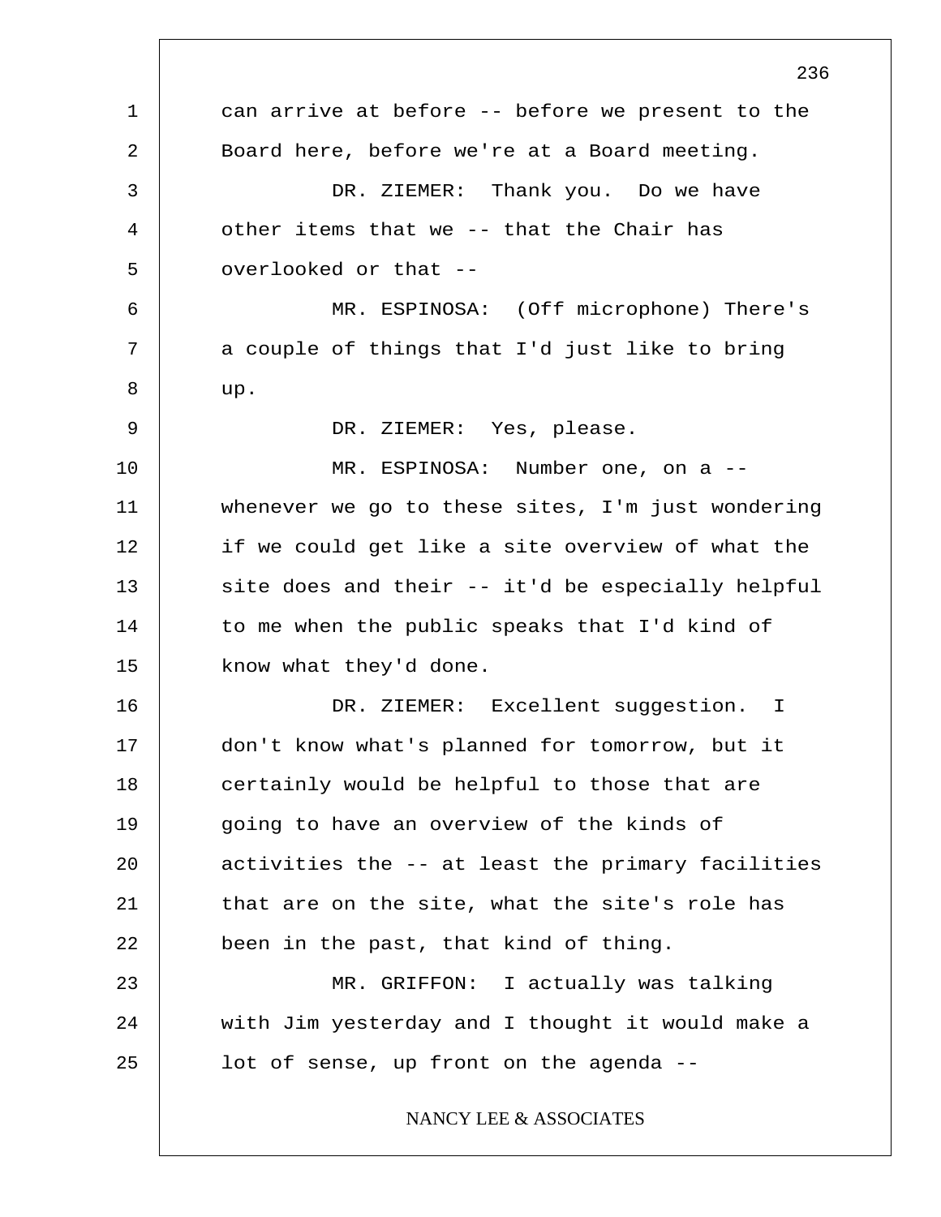can arrive at before -- before we present to the Board here, before we're at a Board meeting.

DR. ZIEMER: Thank you. Do we have other items that we -- that the Chair has overlooked or that --

MR. ESPINOSA: (Off microphone) There's a couple of things that I'd just like to bring up.

DR. ZIEMER: Yes, please.

MR. ESPINOSA: Number one, on a -- whenever we go to these sites, I'm just wondering if we could get like a site overview of what the site does and their -- it'd be especially helpful to me when the public speaks that I'd kind of know what they'd done.

DR. ZIEMER: Excellent suggestion. I don't know what's planned for tomorrow, but it certainly would be helpful to those that are going to have an overview of the kinds of activities the -- at least the primary facilities that are on the site, what the site's role has been in the past, that kind of thing.

MR. GRIFFON: I actually was talking with Jim yesterday and I thought it would make a lot of sense, up front on the agenda --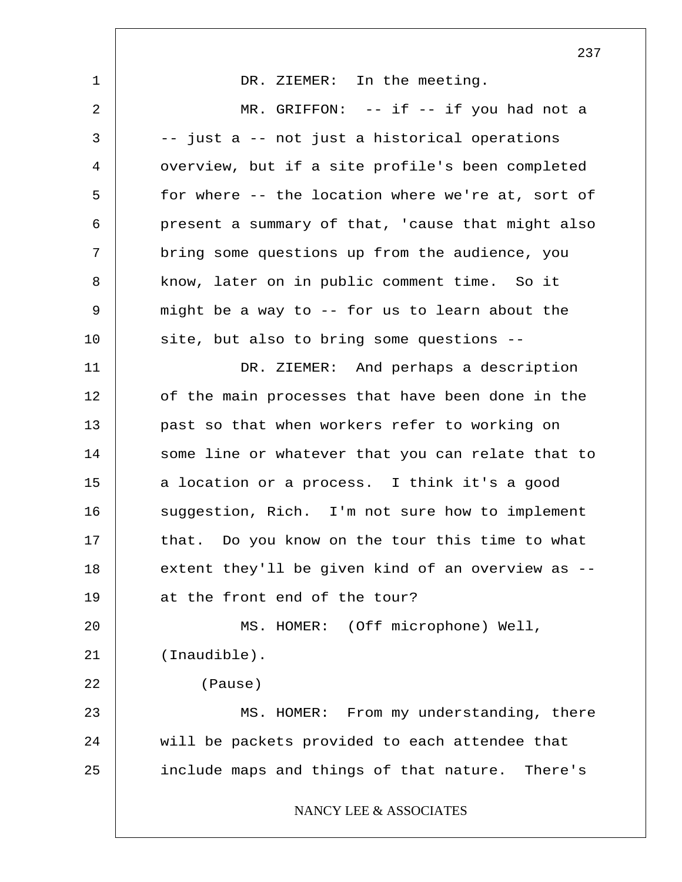DR. ZIEMER: In the meeting.

MR. GRIFFON: -- if -- if you had not a -- just a -- not just a historical operations overview, but if a site profile's been completed for where -- the location where we're at, sort of present a summary of that, 'cause that might also bring some questions up from the audience, you know, later on in public comment time. So it might be a way to -- for us to learn about the site, but also to bring some questions --

DR. ZIEMER: And perhaps a description of the main processes that have been done in the past so that when workers refer to working on some line or whatever that you can relate that to a location or a process. I think it's a good suggestion, Rich. I'm not sure how to implement that. Do you know on the tour this time to what extent they'll be given kind of an overview as -- at the front end of the tour?

MS. HOMER: (Off microphone) Well, (Inaudible).

(Pause)

MS. HOMER: From my understanding, there will be packets provided to each attendee that include maps and things of that nature. There's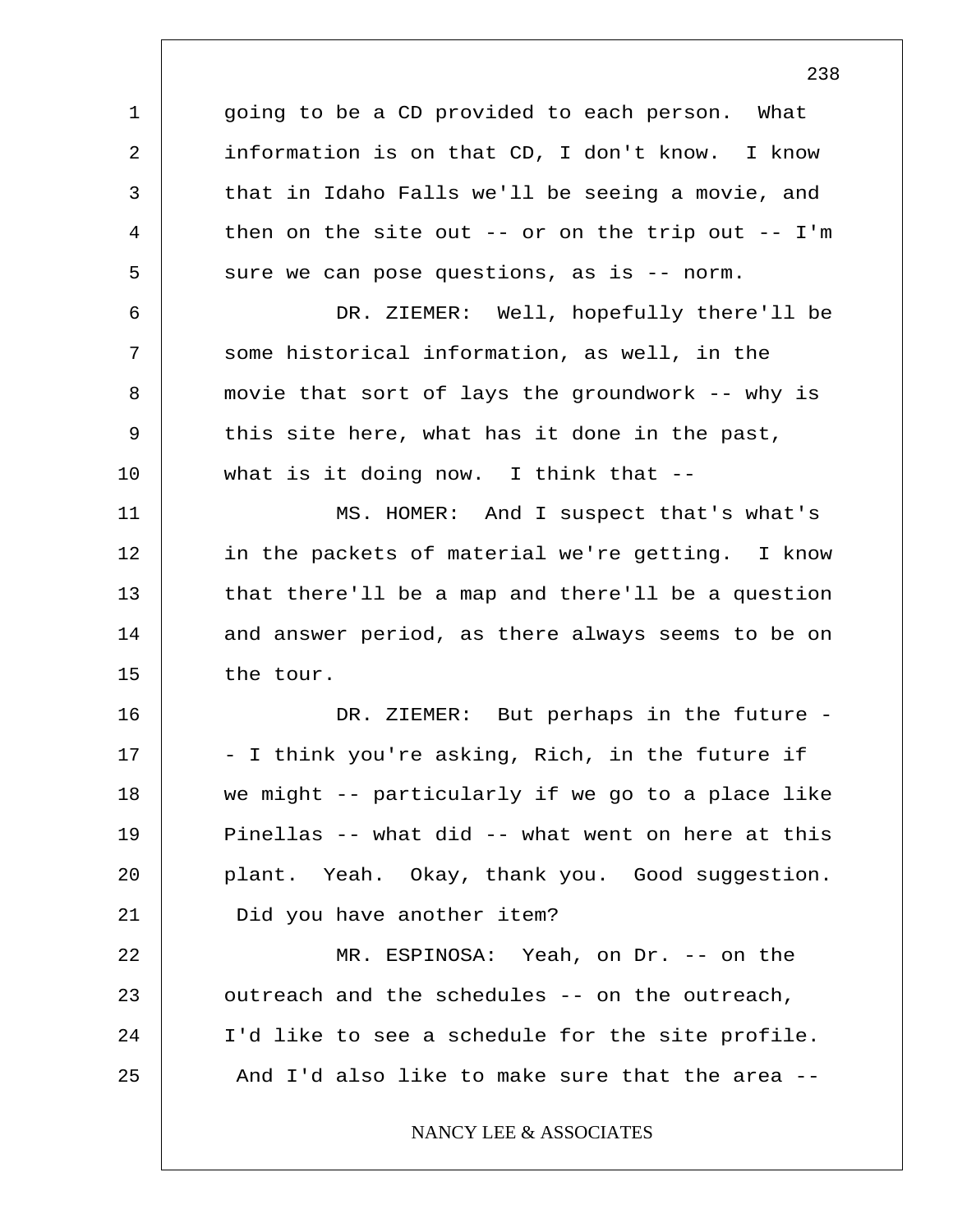going to be a CD provided to each person. What information is on that CD, I don't know. I know that in Idaho Falls we'll be seeing a movie, and then on the site out -- or on the trip out -- I'm sure we can pose questions, as is -- norm.

DR. ZIEMER: Well, hopefully there'll be some historical information, as well, in the movie that sort of lays the groundwork -- why is this site here, what has it done in the past, what is it doing now. I think that --

MS. HOMER: And I suspect that's what's in the packets of material we're getting. I know that there'll be a map and there'll be a question and answer period, as there always seems to be on the tour.

DR. ZIEMER: But perhaps in the future -- I think you're asking, Rich, in the future if we might -- particularly if we go to a place like Pinellas -- what did -- what went on here at this plant. Yeah. Okay, thank you. Good suggestion. Did you have another item?

MR. ESPINOSA: Yeah, on Dr. -- on the outreach and the schedules -- on the outreach, I'd like to see a schedule for the site profile. And I'd also like to make sure that the area --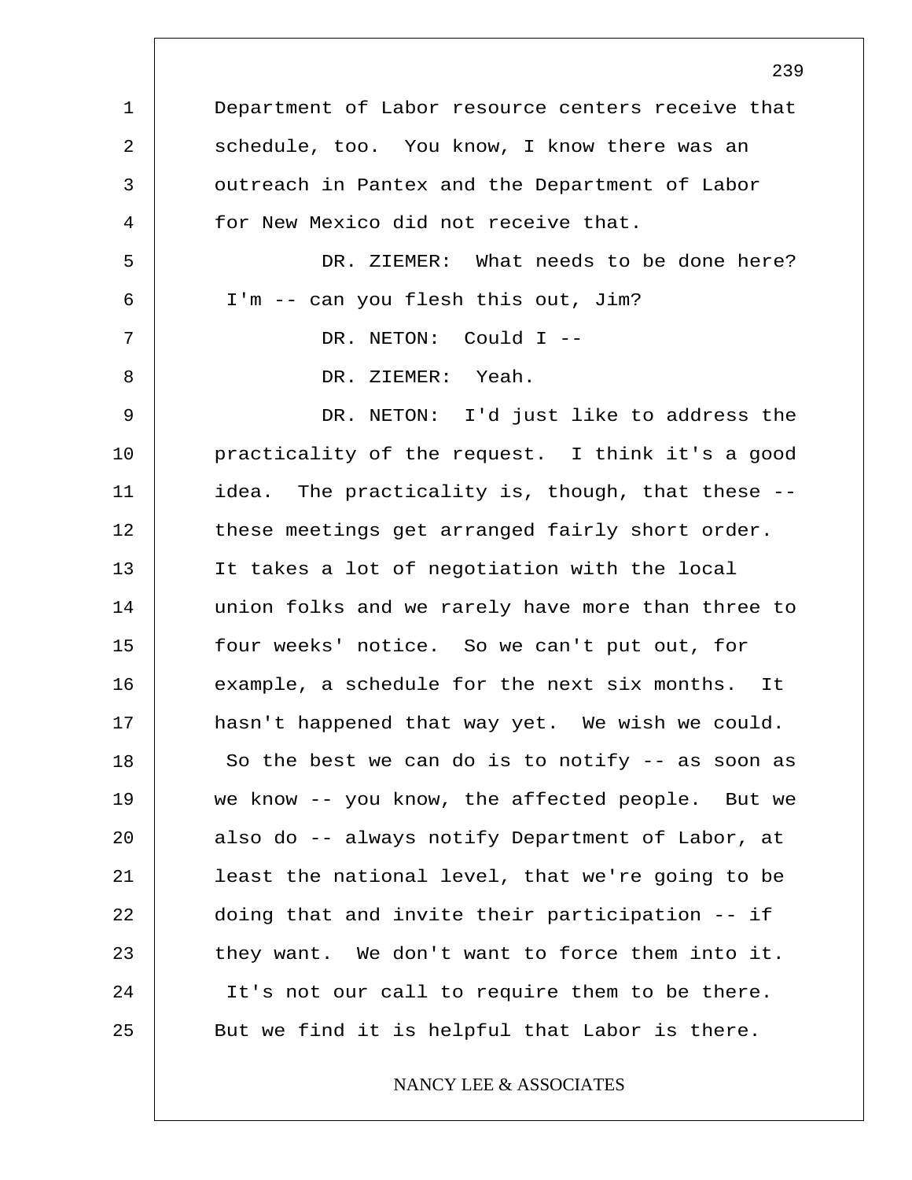Department of Labor resource centers receive that schedule, too. You know, I know there was an outreach in Pantex and the Department of Labor for New Mexico did not receive that.

DR. ZIEMER: What needs to be done here? I'm -- can you flesh this out, Jim?

DR. NETON: Could I --

DR. ZIEMER: Yeah.

DR. NETON: I'd just like to address the practicality of the request. I think it's a good idea. The practicality is, though, that these -- these meetings get arranged fairly short order. It takes a lot of negotiation with the local union folks and we rarely have more than three to four weeks' notice. So we can't put out, for example, a schedule for the next six months. It hasn't happened that way yet. We wish we could. So the best we can do is to notify -- as soon as we know -- you know, the affected people. But we also do -- always notify Department of Labor, at least the national level, that we're going to be doing that and invite their participation -- if they want. We don't want to force them into it. It's not our call to require them to be there. But we find it is helpful that Labor is there.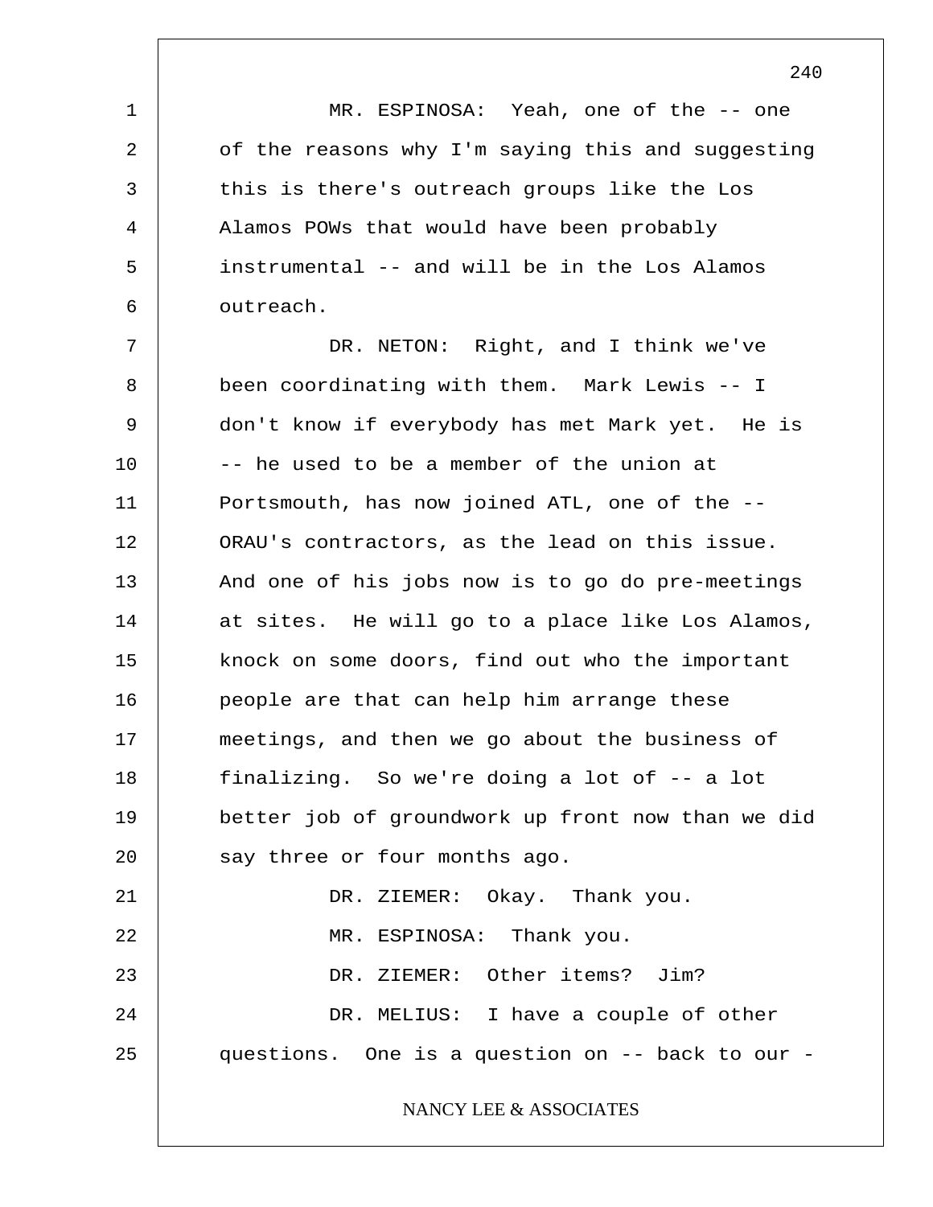MR. ESPINOSA: Yeah, one of the -- one of the reasons why I'm saying this and suggesting this is there's outreach groups like the Los Alamos POWs that would have been probably instrumental -- and will be in the Los Alamos outreach.

DR. NETON: Right, and I think we've been coordinating with them. Mark Lewis -- I don't know if everybody has met Mark yet. He is -- he used to be a member of the union at Portsmouth, has now joined ATL, one of the -- ORAU's contractors, as the lead on this issue. And one of his jobs now is to go do pre-meetings at sites. He will go to a place like Los Alamos, knock on some doors, find out who the important people are that can help him arrange these meetings, and then we go about the business of finalizing. So we're doing a lot of -- a lot better job of groundwork up front now than we did say three or four months ago.

DR. ZIEMER: Okay. Thank you.

MR. ESPINOSA: Thank you.

DR. ZIEMER: Other items? Jim?

DR. MELIUS: I have a couple of other questions. One is a question on -- back to our -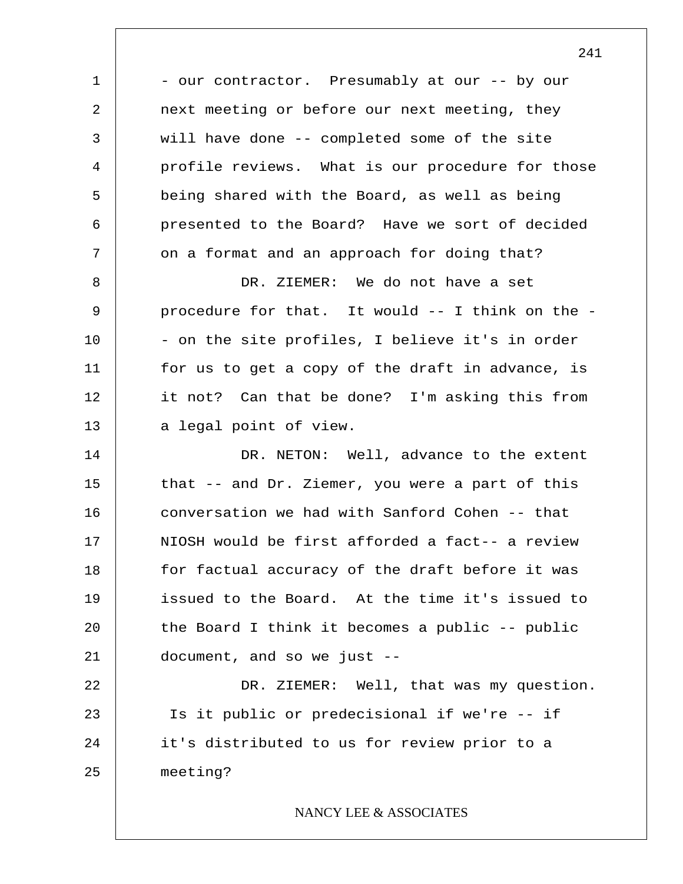- our contractor. Presumably at our -- by our next meeting or before our next meeting, they will have done -- completed some of the site profile reviews. What is our procedure for those being shared with the Board, as well as being presented to the Board? Have we sort of decided on a format and an approach for doing that?

DR. ZIEMER: We do not have a set procedure for that. It would -- I think on the -- on the site profiles, I believe it's in order for us to get a copy of the draft in advance, is it not? Can that be done? I'm asking this from a legal point of view.

DR. NETON: Well, advance to the extent that -- and Dr. Ziemer, you were a part of this conversation we had with Sanford Cohen -- that NIOSH would be first afforded a fact-- a review for factual accuracy of the draft before it was issued to the Board. At the time it's issued to the Board I think it becomes a public -- public document, and so we just --

DR. ZIEMER: Well, that was my question. Is it public or predecisional if we're -- if it's distributed to us for review prior to a meeting?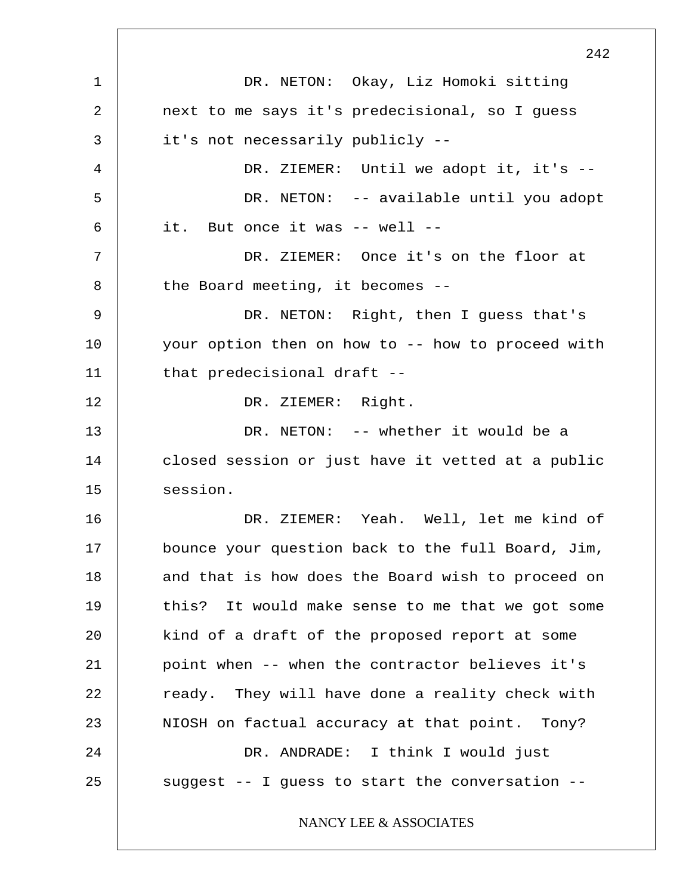DR. NETON: Okay, Liz Homoki sitting next to me says it's predecisional, so I guess it's not necessarily publicly --

DR. ZIEMER: Until we adopt it, it's --

DR. NETON: -- available until you adopt it. But once it was -- well --

DR. ZIEMER: Once it's on the floor at the Board meeting, it becomes --

DR. NETON: Right, then I guess that's your option then on how to -- how to proceed with that predecisional draft --

DR. ZIEMER: Right.

DR. NETON: -- whether it would be a closed session or just have it vetted at a public session.

DR. ZIEMER: Yeah. Well, let me kind of bounce your question back to the full Board, Jim, and that is how does the Board wish to proceed on this? It would make sense to me that we got some kind of a draft of the proposed report at some point when -- when the contractor believes it's ready. They will have done a reality check with NIOSH on factual accuracy at that point. Tony?

DR. ANDRADE: I think I would just suggest -- I guess to start the conversation --

NANCY LEE & ASSOCIATES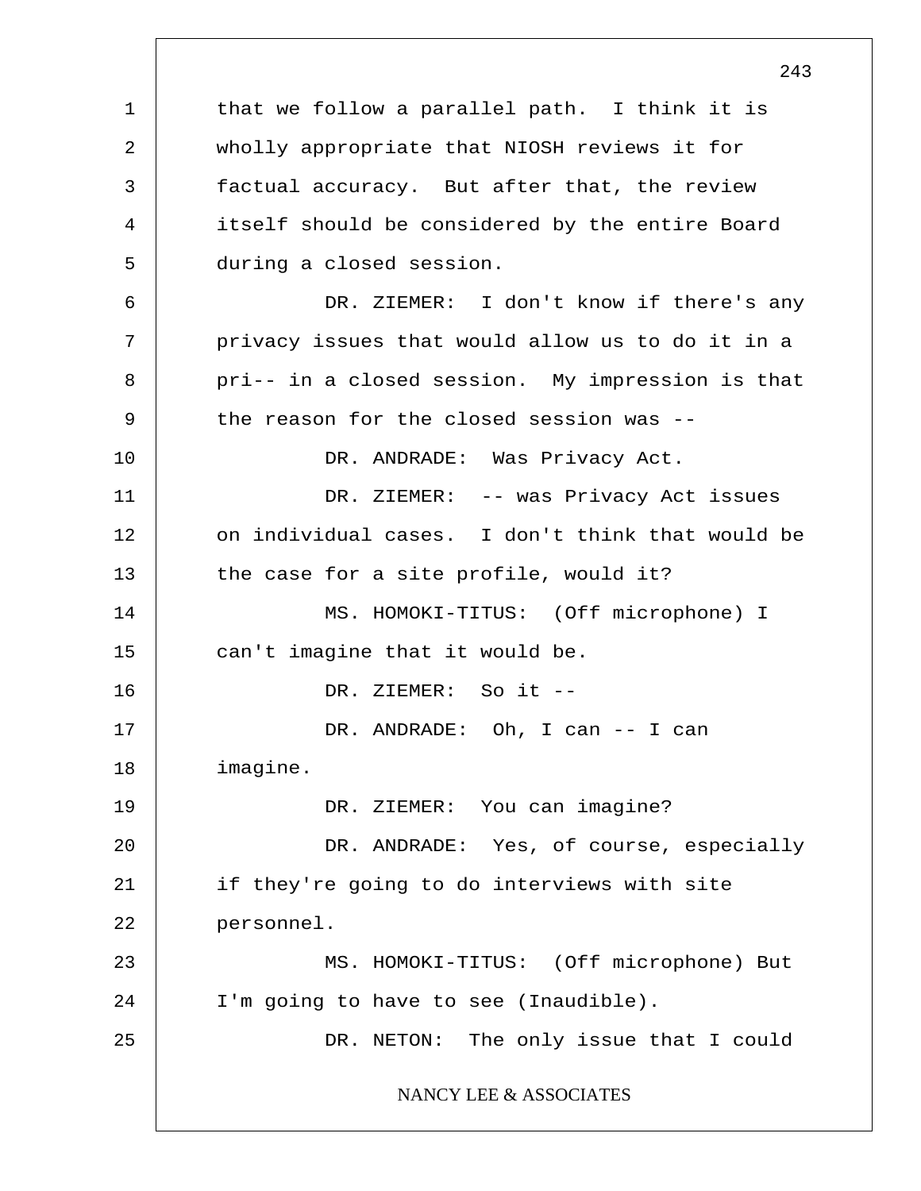that we follow a parallel path. I think it is wholly appropriate that NIOSH reviews it for factual accuracy. But after that, the review itself should be considered by the entire Board during a closed session.

DR. ZIEMER: I don't know if there's any privacy issues that would allow us to do it in a pri-- in a closed session. My impression is that the reason for the closed session was --

DR. ANDRADE: Was Privacy Act.

DR. ZIEMER: -- was Privacy Act issues on individual cases. I don't think that would be the case for a site profile, would it?

MS. HOMOKI-TITUS: (Off microphone) I can't imagine that it would be.

DR. ZIEMER: So it --

DR. ANDRADE: Oh, I can -- I can imagine.

DR. ZIEMER: You can imagine?

DR. ANDRADE: Yes, of course, especially if they're going to do interviews with site personnel.

MS. HOMOKI-TITUS: (Off microphone) But I'm going to have to see (Inaudible).

DR. NETON: The only issue that I could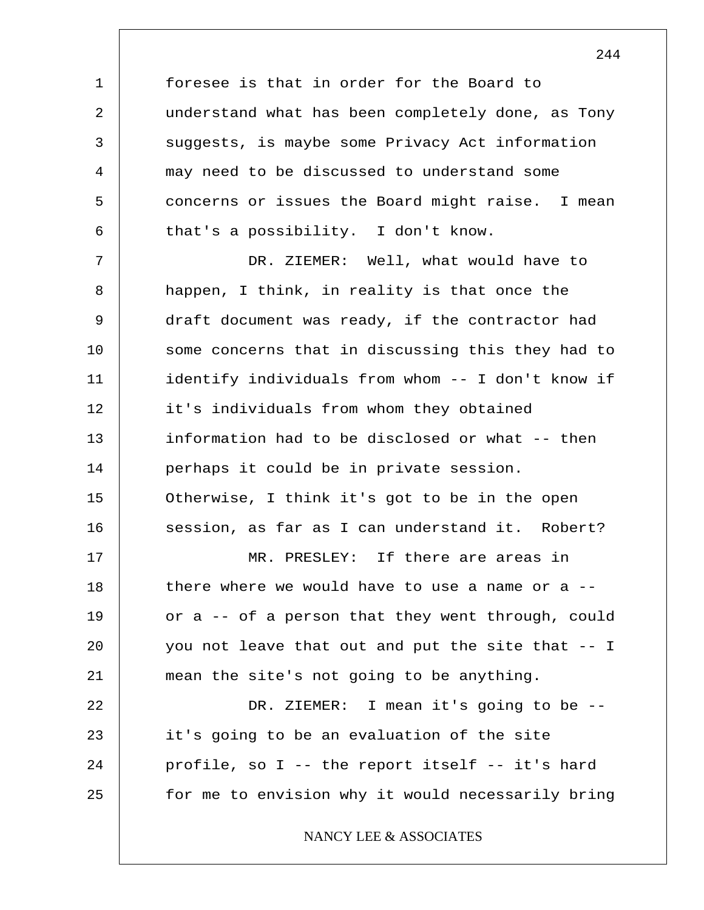foresee is that in order for the Board to understand what has been completely done, as Tony suggests, is maybe some Privacy Act information may need to be discussed to understand some concerns or issues the Board might raise. I mean that's a possibility. I don't know.

DR. ZIEMER: Well, what would have to happen, I think, in reality is that once the draft document was ready, if the contractor had some concerns that in discussing this they had to identify individuals from whom -- I don't know if it's individuals from whom they obtained information had to be disclosed or what -- then perhaps it could be in private session. Otherwise, I think it's got to be in the open session, as far as I can understand it. Robert?

MR. PRESLEY: If there are areas in there where we would have to use a name or a -- or a -- of a person that they went through, could you not leave that out and put the site that -- I mean the site's not going to be anything.

DR. ZIEMER: I mean it's going to be -- it's going to be an evaluation of the site profile, so I -- the report itself -- it's hard for me to envision why it would necessarily bring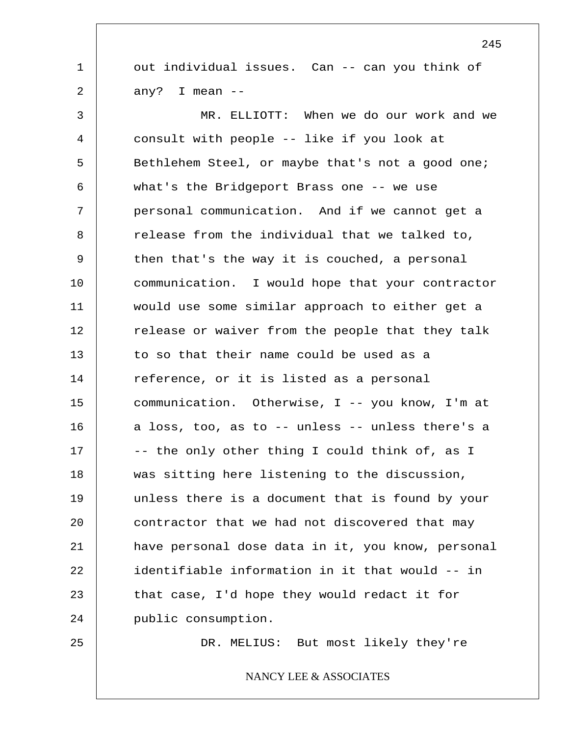out individual issues. Can -- can you think of any? I mean --

MR. ELLIOTT: When we do our work and we consult with people -- like if you look at Bethlehem Steel, or maybe that's not a good one; what's the Bridgeport Brass one -- we use personal communication. And if we cannot get a release from the individual that we talked to, then that's the way it is couched, a personal communication. I would hope that your contractor would use some similar approach to either get a release or waiver from the people that they talk to so that their name could be used as a reference, or it is listed as a personal communication. Otherwise, I -- you know, I'm at a loss, too, as to -- unless -- unless there's a -- the only other thing I could think of, as I was sitting here listening to the discussion, unless there is a document that is found by your contractor that we had not discovered that may have personal dose data in it, you know, personal identifiable information in it that would -- in that case, I'd hope they would redact it for public consumption.

DR. MELIUS: But most likely they're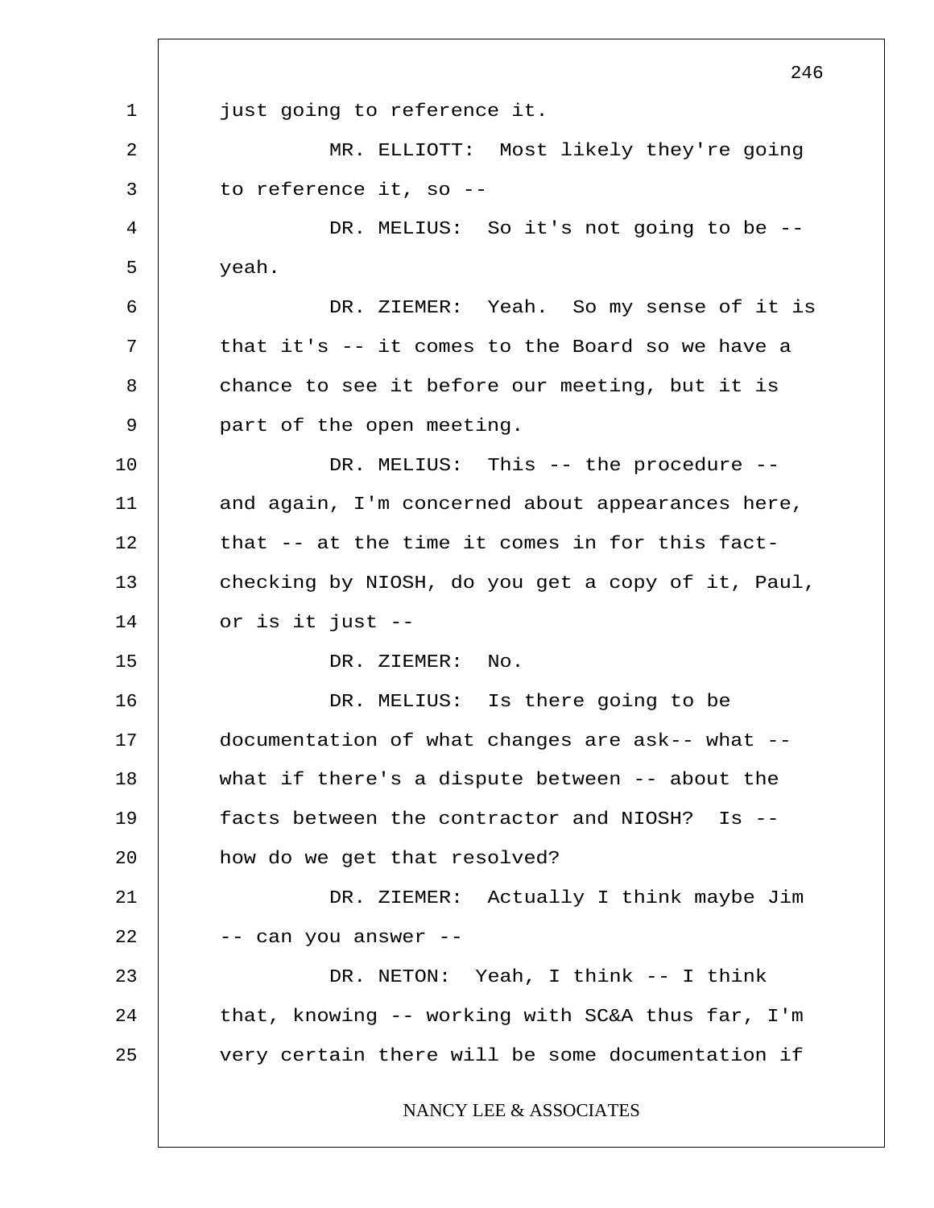just going to reference it.

MR. ELLIOTT: Most likely they're going to reference it, so --

DR. MELIUS: So it's not going to be -- yeah.

DR. ZIEMER: Yeah. So my sense of it is that it's -- it comes to the Board so we have a chance to see it before our meeting, but it is part of the open meeting.

DR. MELIUS: This -- the procedure -- and again, I'm concerned about appearances here, that -- at the time it comes in for this fact-checking by NIOSH, do you get a copy of it, Paul, or is it just --

DR. ZIEMER: No.

DR. MELIUS: Is there going to be documentation of what changes are ask-- what -- what if there's a dispute between -- about the facts between the contractor and NIOSH? Is -- how do we get that resolved?

DR. ZIEMER: Actually I think maybe Jim -- can you answer --

DR. NETON: Yeah, I think -- I think that, knowing -- working with SC&A thus far, I'm very certain there will be some documentation if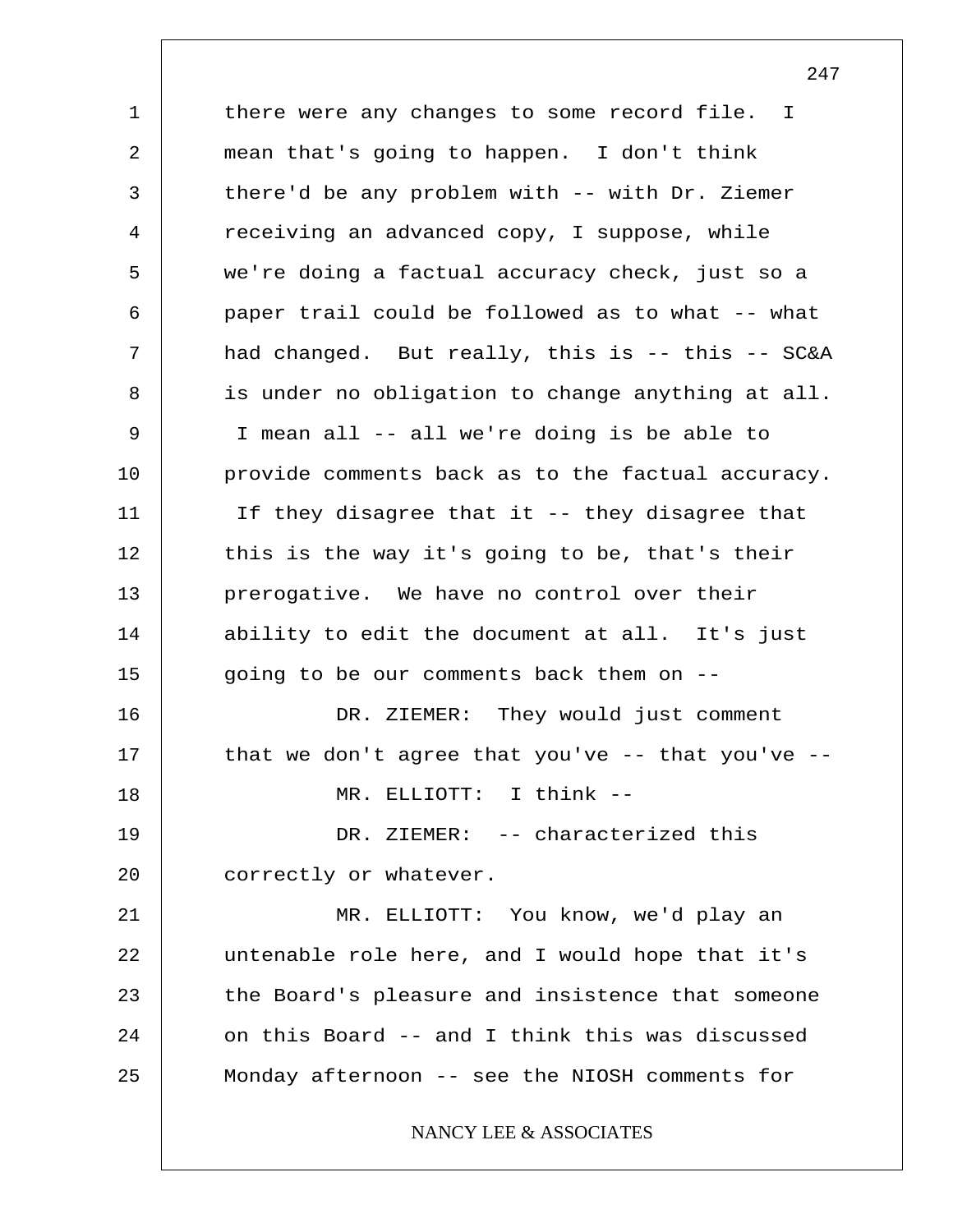there were any changes to some record file. I mean that's going to happen. I don't think there'd be any problem with -- with Dr. Ziemer receiving an advanced copy, I suppose, while we're doing a factual accuracy check, just so a paper trail could be followed as to what -- what had changed. But really, this is -- this -- SC&A is under no obligation to change anything at all. I mean all -- all we're doing is be able to provide comments back as to the factual accuracy. If they disagree that it -- they disagree that this is the way it's going to be, that's their prerogative. We have no control over their ability to edit the document at all. It's just going to be our comments back them on --

DR. ZIEMER: They would just comment that we don't agree that you've -- that you've --

MR. ELLIOTT: I think --

DR. ZIEMER: -- characterized this correctly or whatever.

MR. ELLIOTT: You know, we'd play an untenable role here, and I would hope that it's the Board's pleasure and insistence that someone on this Board -- and I think this was discussed Monday afternoon -- see the NIOSH comments for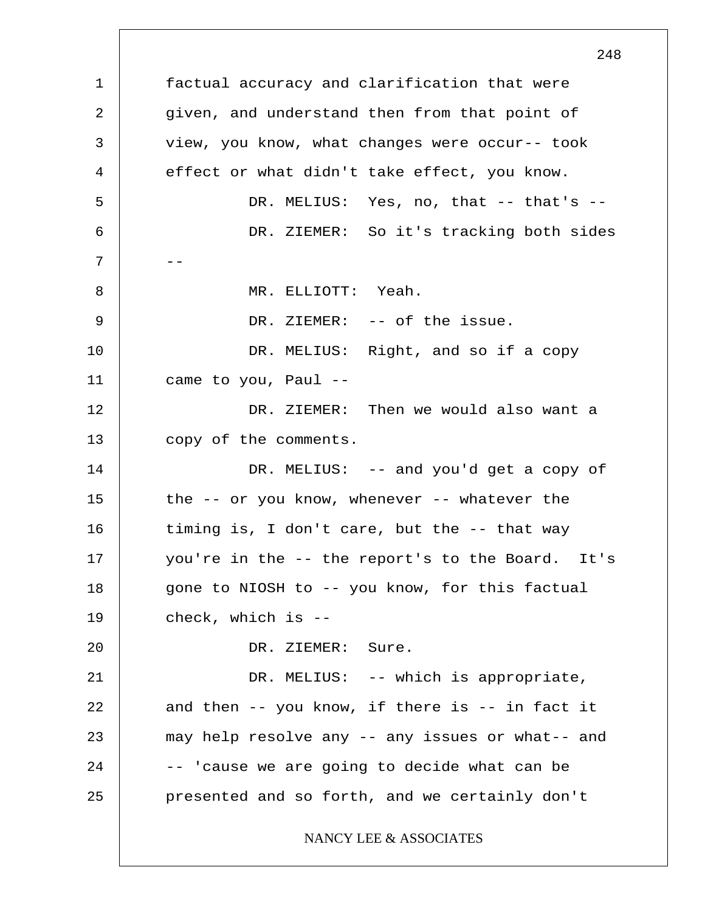factual accuracy and clarification that were given, and understand then from that point of view, you know, what changes were occur-- took effect or what didn't take effect, you know.

DR. MELIUS: Yes, no, that -- that's --

DR. ZIEMER: So it's tracking both sides --

MR. ELLIOTT: Yeah.

DR. ZIEMER: -- of the issue.

DR. MELIUS: Right, and so if a copy came to you, Paul --

DR. ZIEMER: Then we would also want a copy of the comments.

DR. MELIUS: -- and you'd get a copy of the -- or you know, whenever -- whatever the timing is, I don't care, but the -- that way you're in the -- the report's to the Board. It's gone to NIOSH to -- you know, for this factual check, which is --

DR. ZIEMER: Sure.

DR. MELIUS: -- which is appropriate, and then -- you know, if there is -- in fact it may help resolve any -- any issues or what-- and -- 'cause we are going to decide what can be presented and so forth, and we certainly don't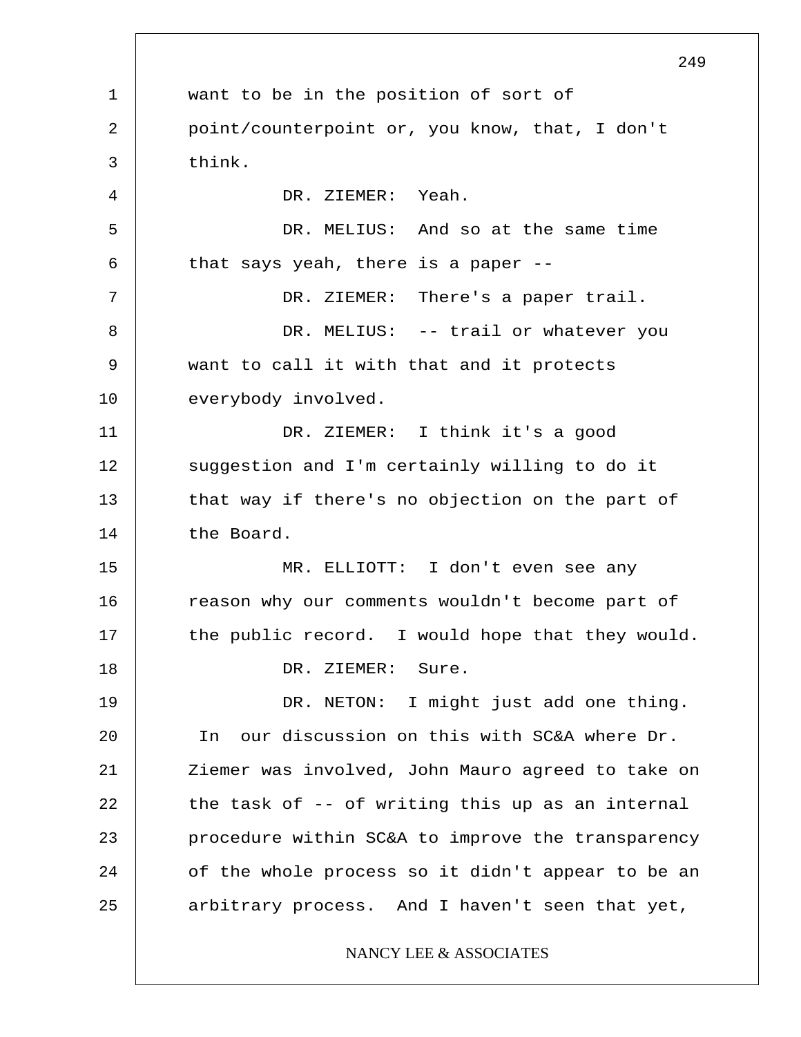want to be in the position of sort of point/counterpoint or, you know, that, I don't think.

DR. ZIEMER: Yeah.

DR. MELIUS: And so at the same time that says yeah, there is a paper --

DR. ZIEMER: There's a paper trail.

DR. MELIUS: -- trail or whatever you want to call it with that and it protects everybody involved.

DR. ZIEMER: I think it's a good suggestion and I'm certainly willing to do it that way if there's no objection on the part of the Board.

MR. ELLIOTT: I don't even see any reason why our comments wouldn't become part of the public record. I would hope that they would.

DR. ZIEMER: Sure.

DR. NETON: I might just add one thing. In our discussion on this with SC&A where Dr. Ziemer was involved, John Mauro agreed to take on the task of -- of writing this up as an internal procedure within SC&A to improve the transparency of the whole process so it didn't appear to be an arbitrary process. And I haven't seen that yet,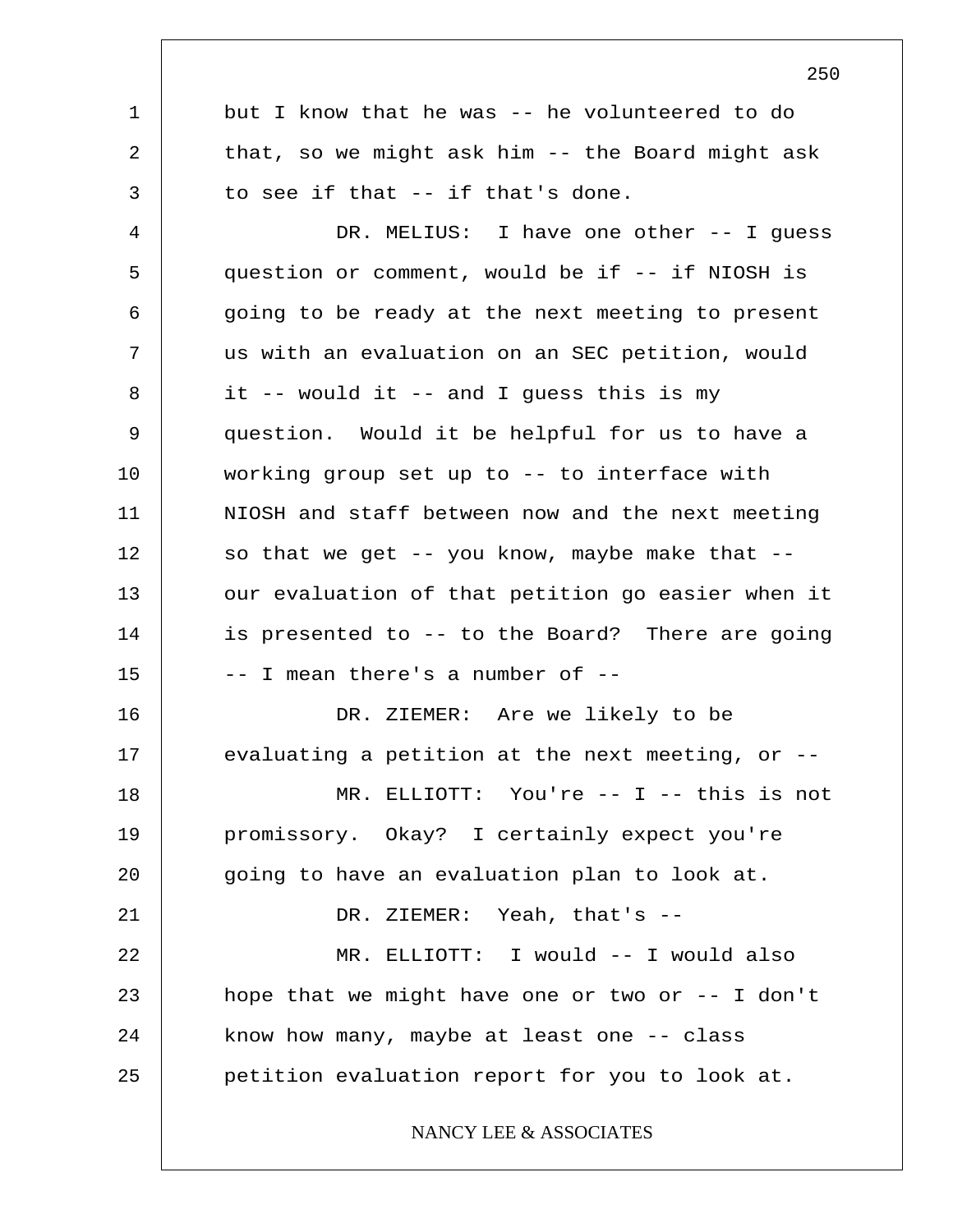but I know that he was -- he volunteered to do that, so we might ask him -- the Board might ask to see if that -- if that's done.

DR. MELIUS: I have one other -- I guess question or comment, would be if -- if NIOSH is going to be ready at the next meeting to present us with an evaluation on an SEC petition, would it -- would it -- and I guess this is my question. Would it be helpful for us to have a working group set up to -- to interface with NIOSH and staff between now and the next meeting so that we get -- you know, maybe make that -- our evaluation of that petition go easier when it is presented to -- to the Board? There are going -- I mean there's a number of --

DR. ZIEMER: Are we likely to be evaluating a petition at the next meeting, or --

MR. ELLIOTT: You're -- I -- this is not promissory. Okay? I certainly expect you're going to have an evaluation plan to look at.

DR. ZIEMER: Yeah, that's --

MR. ELLIOTT: I would -- I would also hope that we might have one or two or -- I don't know how many, maybe at least one -- class petition evaluation report for you to look at.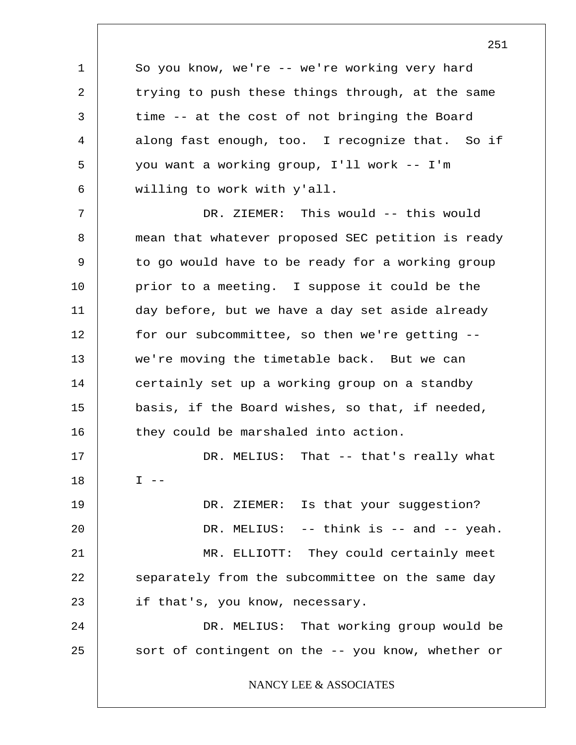So you know, we're -- we're working very hard trying to push these things through, at the same time -- at the cost of not bringing the Board along fast enough, too. I recognize that. So if you want a working group, I'll work -- I'm willing to work with y'all.

DR. ZIEMER: This would -- this would mean that whatever proposed SEC petition is ready to go would have to be ready for a working group prior to a meeting. I suppose it could be the day before, but we have a day set aside already for our subcommittee, so then we're getting -- we're moving the timetable back. But we can certainly set up a working group on a standby basis, if the Board wishes, so that, if needed, they could be marshaled into action.

DR. MELIUS: That -- that's really what I --

DR. ZIEMER: Is that your suggestion?

DR. MELIUS: -- think is -- and -- yeah.

MR. ELLIOTT: They could certainly meet separately from the subcommittee on the same day if that's, you know, necessary.

DR. MELIUS: That working group would be sort of contingent on the -- you know, whether or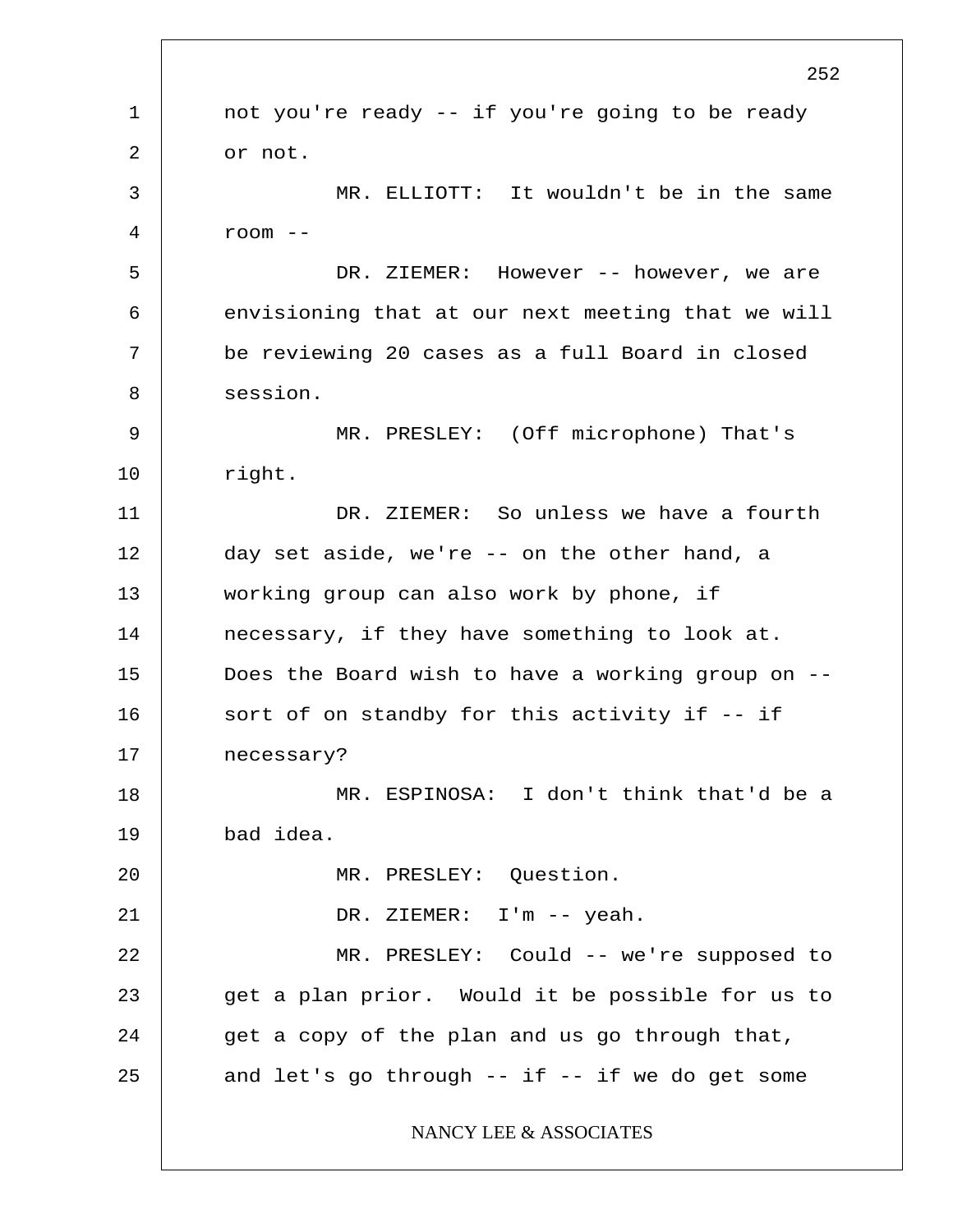not you're ready -- if you're going to be ready or not.

MR. ELLIOTT: It wouldn't be in the same room --

DR. ZIEMER: However -- however, we are envisioning that at our next meeting that we will be reviewing 20 cases as a full Board in closed session.

MR. PRESLEY: (Off microphone) That's right.

DR. ZIEMER: So unless we have a fourth day set aside, we're -- on the other hand, a working group can also work by phone, if necessary, if they have something to look at. Does the Board wish to have a working group on -- sort of on standby for this activity if -- if necessary?

MR. ESPINOSA: I don't think that'd be a bad idea.

MR. PRESLEY: Question.

DR. ZIEMER: I'm -- yeah.

MR. PRESLEY: Could -- we're supposed to get a plan prior. Would it be possible for us to get a copy of the plan and us go through that, and let's go through -- if -- if we do get some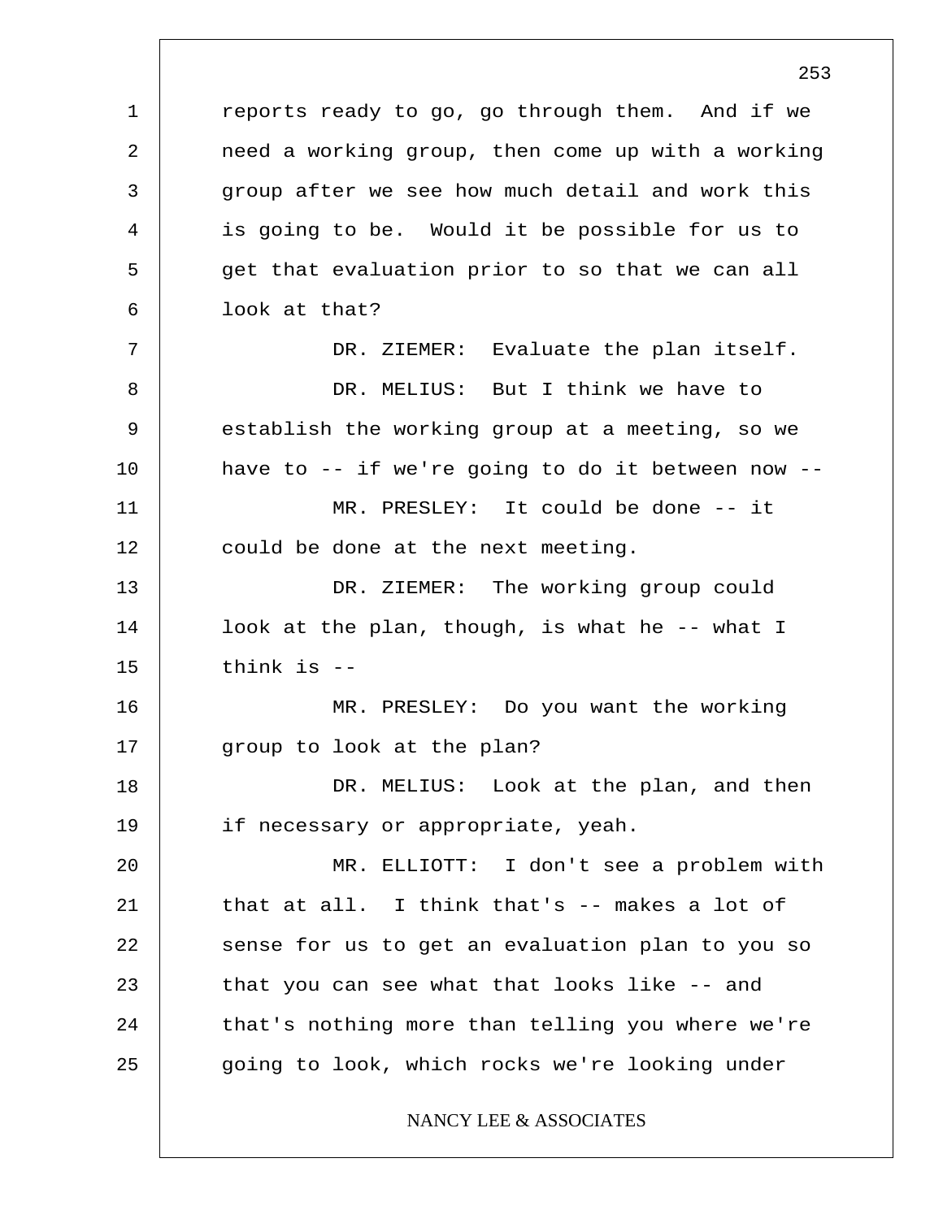reports ready to go, go through them. And if we need a working group, then come up with a working group after we see how much detail and work this is going to be. Would it be possible for us to get that evaluation prior to so that we can all look at that?

DR. ZIEMER: Evaluate the plan itself.

DR. MELIUS: But I think we have to establish the working group at a meeting, so we have to -- if we're going to do it between now --

MR. PRESLEY: It could be done -- it could be done at the next meeting.

DR. ZIEMER: The working group could look at the plan, though, is what he -- what I think is --

MR. PRESLEY: Do you want the working group to look at the plan?

DR. MELIUS: Look at the plan, and then if necessary or appropriate, yeah.

MR. ELLIOTT: I don't see a problem with that at all. I think that's -- makes a lot of sense for us to get an evaluation plan to you so that you can see what that looks like -- and that's nothing more than telling you where we're going to look, which rocks we're looking under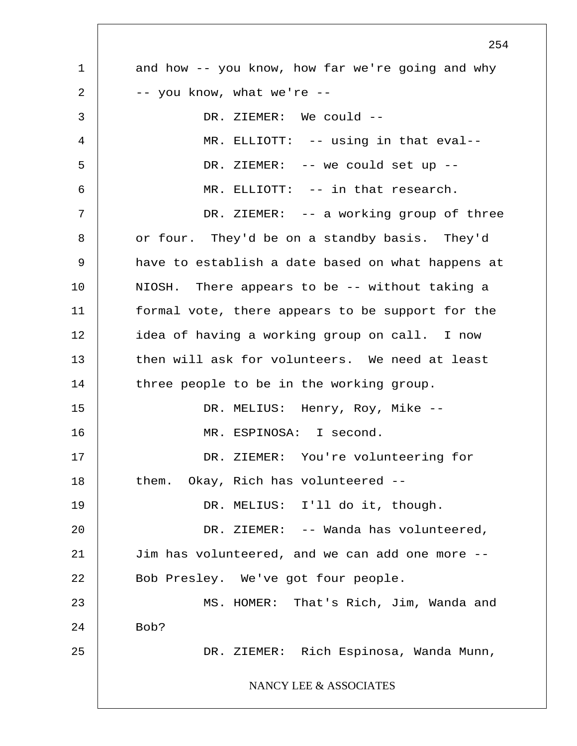and how -- you know, how far we're going and why -- you know, what we're --

DR. ZIEMER: We could --

MR. ELLIOTT: -- using in that eval--

DR. ZIEMER: -- we could set up --

MR. ELLIOTT: -- in that research.

DR. ZIEMER: -- a working group of three or four. They'd be on a standby basis. They'd have to establish a date based on what happens at NIOSH. There appears to be -- without taking a formal vote, there appears to be support for the idea of having a working group on call. I now then will ask for volunteers. We need at least three people to be in the working group.

DR. MELIUS: Henry, Roy, Mike --

MR. ESPINOSA: I second.

DR. ZIEMER: You're volunteering for them. Okay, Rich has volunteered --

DR. MELIUS: I'll do it, though.

DR. ZIEMER: -- Wanda has volunteered, Jim has volunteered, and we can add one more -- Bob Presley. We've got four people.

MS. HOMER: That's Rich, Jim, Wanda and Bob?

DR. ZIEMER: Rich Espinosa, Wanda Munn,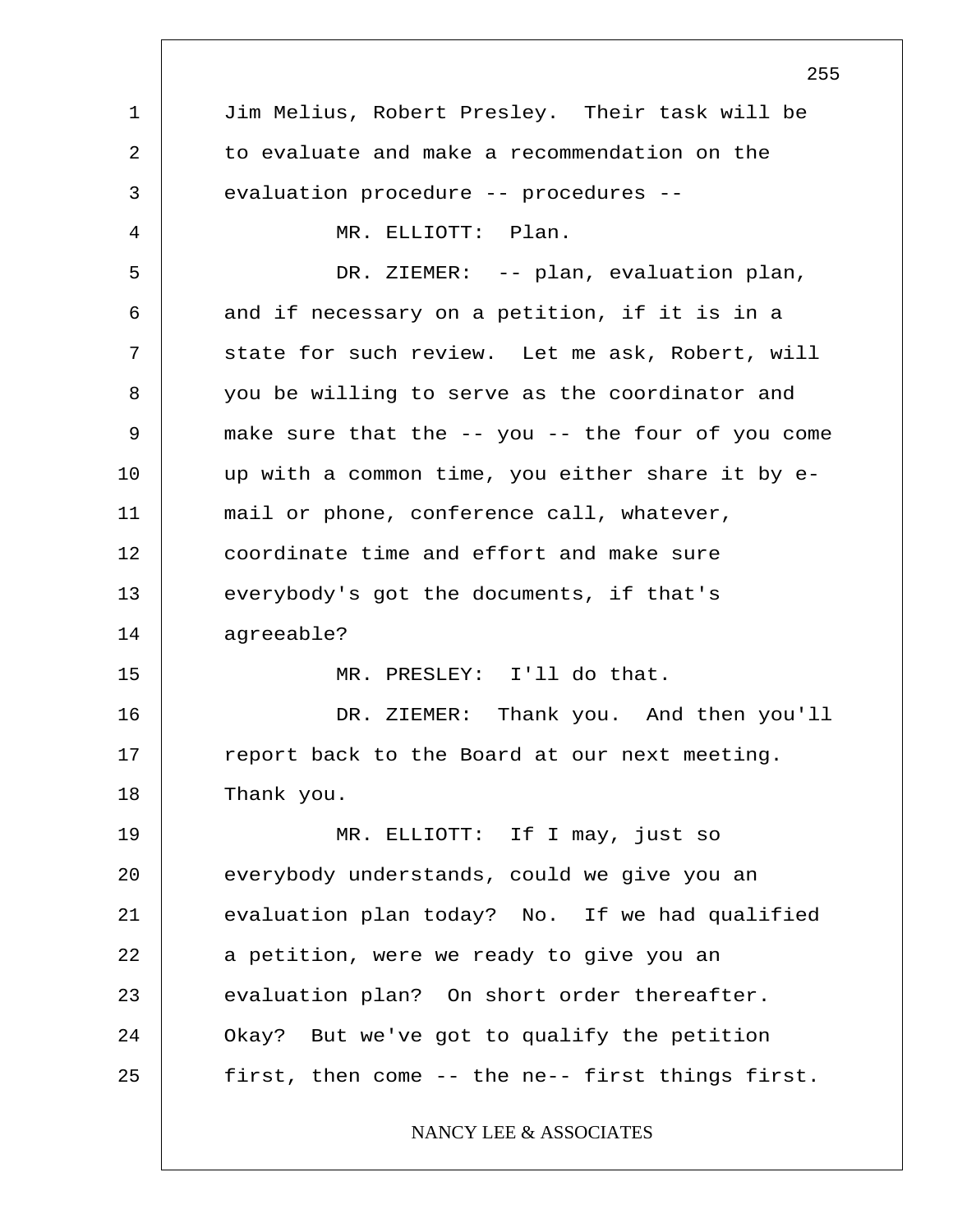Jim Melius, Robert Presley. Their task will be to evaluate and make a recommendation on the evaluation procedure -- procedures --

MR. ELLIOTT: Plan.

DR. ZIEMER: -- plan, evaluation plan, and if necessary on a petition, if it is in a state for such review. Let me ask, Robert, will you be willing to serve as the coordinator and make sure that the -- you -- the four of you come up with a common time, you either share it by e-mail or phone, conference call, whatever, coordinate time and effort and make sure everybody's got the documents, if that's agreeable?

MR. PRESLEY: I'll do that.

DR. ZIEMER: Thank you. And then you'll report back to the Board at our next meeting. Thank you.

MR. ELLIOTT: If I may, just so everybody understands, could we give you an evaluation plan today? No. If we had qualified a petition, were we ready to give you an evaluation plan? On short order thereafter. Okay? But we've got to qualify the petition first, then come -- the ne-- first things first.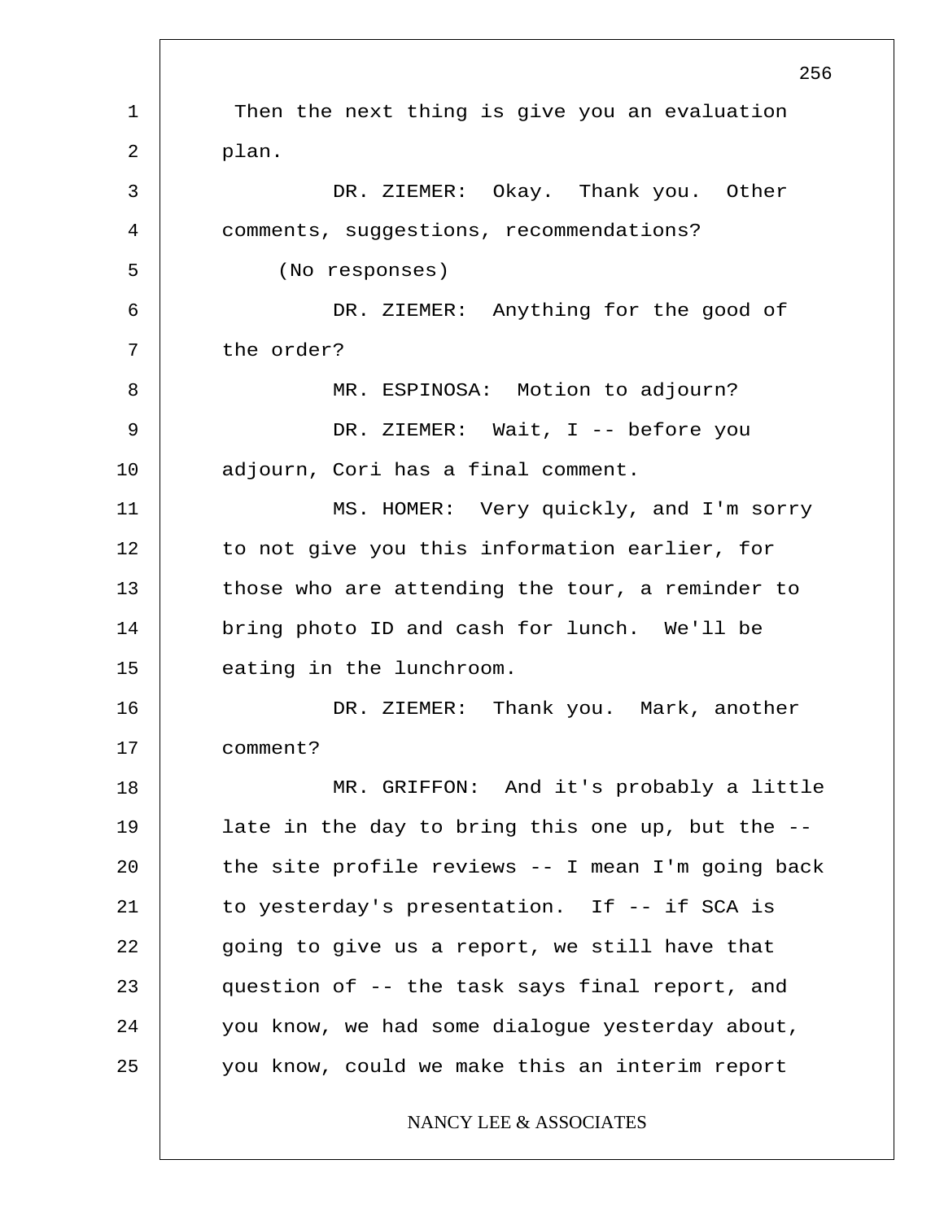Then the next thing is give you an evaluation plan.

DR. ZIEMER: Okay. Thank you. Other comments, suggestions, recommendations?

(No responses)

DR. ZIEMER: Anything for the good of the order?

MR. ESPINOSA: Motion to adjourn?

DR. ZIEMER: Wait, I -- before you adjourn, Cori has a final comment.

MS. HOMER: Very quickly, and I'm sorry to not give you this information earlier, for those who are attending the tour, a reminder to bring photo ID and cash for lunch. We'll be eating in the lunchroom.

DR. ZIEMER: Thank you. Mark, another comment?

MR. GRIFFON: And it's probably a little late in the day to bring this one up, but the -- the site profile reviews -- I mean I'm going back to yesterday's presentation. If -- if SCA is going to give us a report, we still have that question of -- the task says final report, and you know, we had some dialogue yesterday about, you know, could we make this an interim report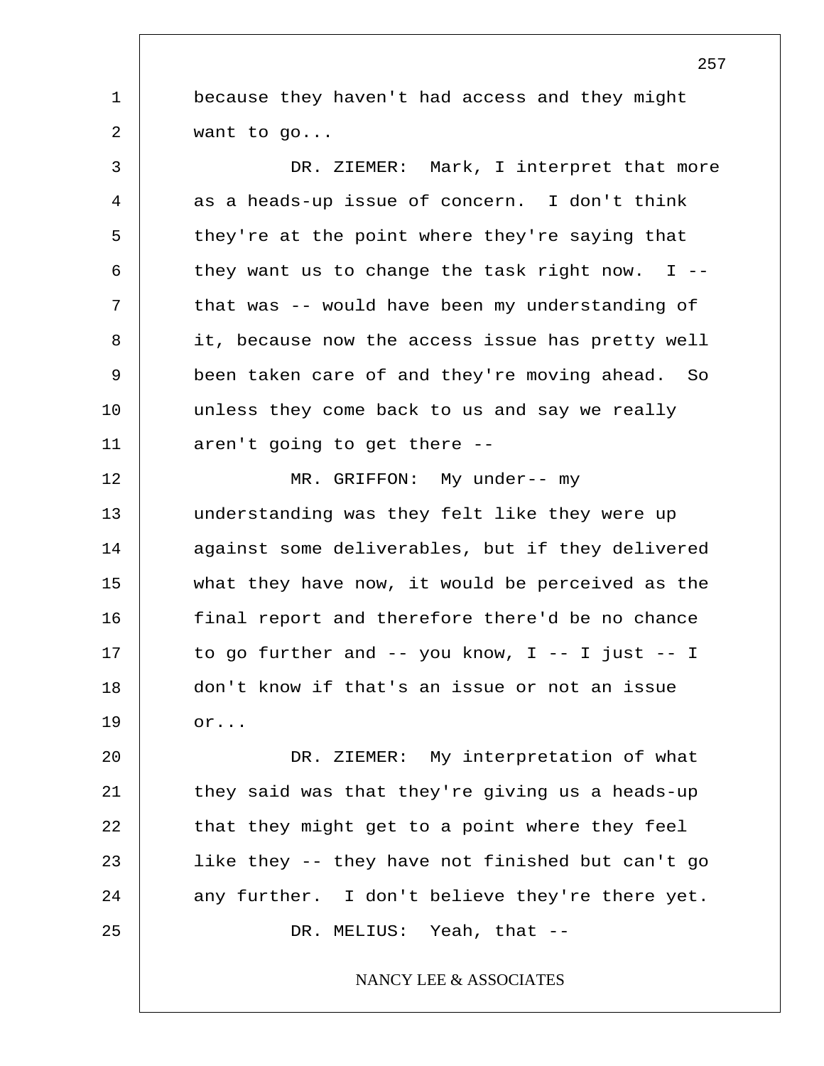because they haven't had access and they might want to go...

DR. ZIEMER: Mark, I interpret that more as a heads-up issue of concern. I don't think they're at the point where they're saying that they want us to change the task right now. I -- that was -- would have been my understanding of it, because now the access issue has pretty well been taken care of and they're moving ahead. So unless they come back to us and say we really aren't going to get there --

MR. GRIFFON: My under-- my understanding was they felt like they were up against some deliverables, but if they delivered what they have now, it would be perceived as the final report and therefore there'd be no chance to go further and -- you know, I -- I just -- I don't know if that's an issue or not an issue or...

DR. ZIEMER: My interpretation of what they said was that they're giving us a heads-up that they might get to a point where they feel like they -- they have not finished but can't go any further. I don't believe they're there yet.

DR. MELIUS: Yeah, that --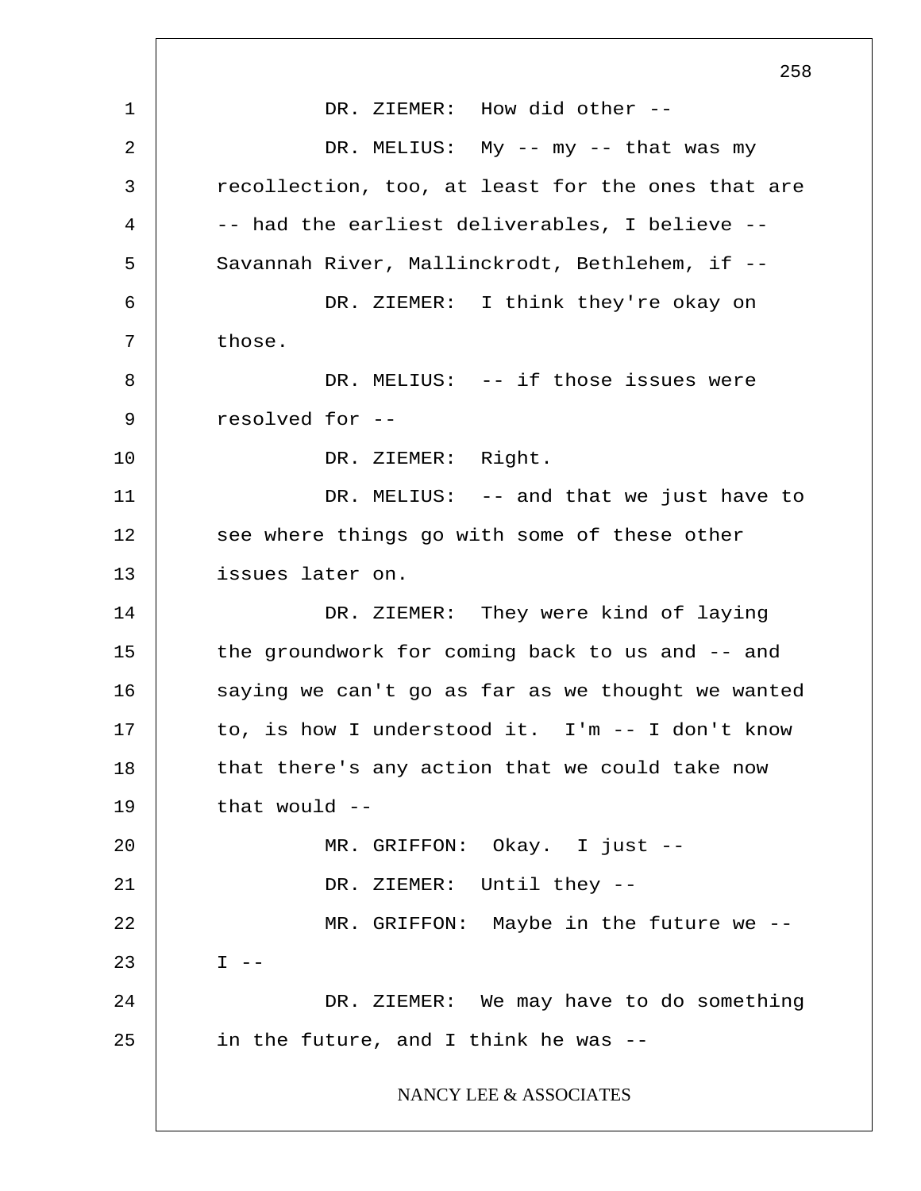DR. ZIEMER: How did other --

DR. MELIUS: My -- my -- that was my recollection, too, at least for the ones that are -- had the earliest deliverables, I believe -- Savannah River, Mallinckrodt, Bethlehem, if --

DR. ZIEMER: I think they're okay on those.

DR. MELIUS: -- if those issues were resolved for --

DR. ZIEMER: Right.

DR. MELIUS: -- and that we just have to see where things go with some of these other issues later on.

DR. ZIEMER: They were kind of laying the groundwork for coming back to us and -- and saying we can't go as far as we thought we wanted to, is how I understood it. I'm -- I don't know that there's any action that we could take now that would --

MR. GRIFFON: Okay. I just --

DR. ZIEMER: Until they --

MR. GRIFFON: Maybe in the future we -- I --

DR. ZIEMER: We may have to do something in the future, and I think he was --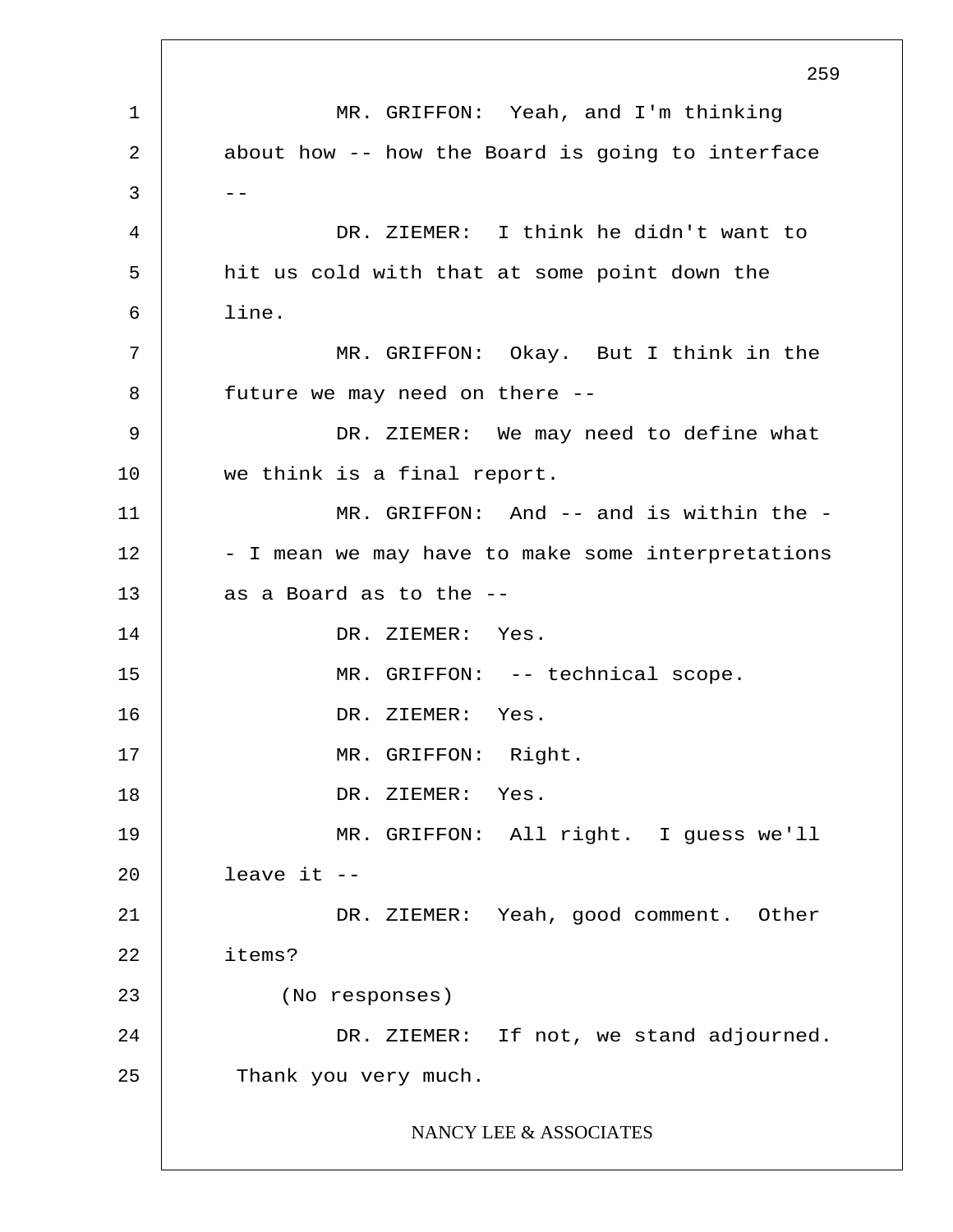MR. GRIFFON: Yeah, and I'm thinking about how -- how the Board is going to interface --

DR. ZIEMER: I think he didn't want to hit us cold with that at some point down the line.

MR. GRIFFON: Okay. But I think in the future we may need on there --

DR. ZIEMER: We may need to define what we think is a final report.

MR. GRIFFON: And -- and is within the -- I mean we may have to make some interpretations as a Board as to the --

DR. ZIEMER: Yes.

MR. GRIFFON: -- technical scope.

DR. ZIEMER: Yes.

MR. GRIFFON: Right.

DR. ZIEMER: Yes.

MR. GRIFFON: All right. I guess we'll leave it --

DR. ZIEMER: Yeah, good comment. Other items?

(No responses)

DR. ZIEMER: If not, we stand adjourned. Thank you very much.

NANCY LEE & ASSOCIATES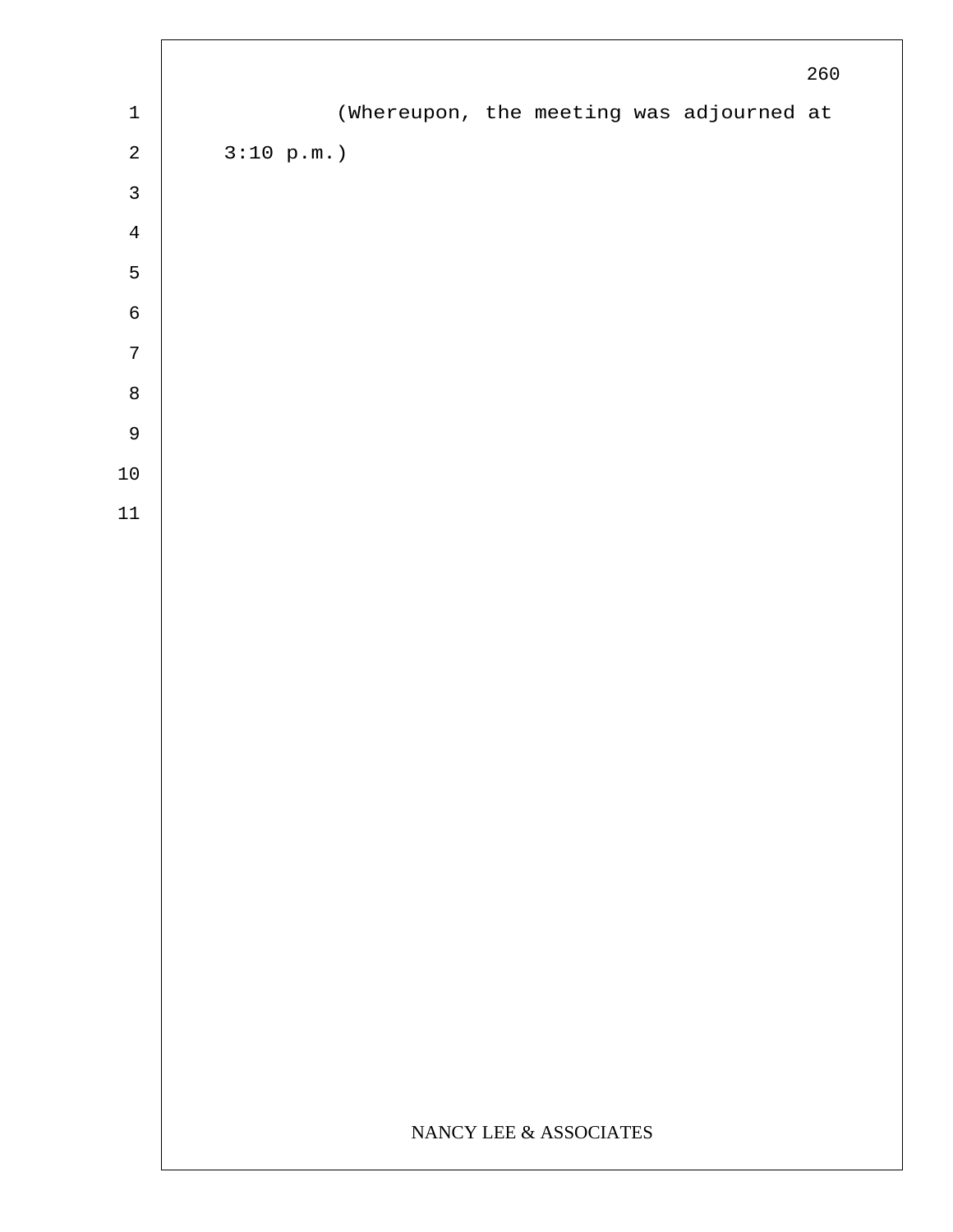(Whereupon, the meeting was adjourned at 3:10 p.m.)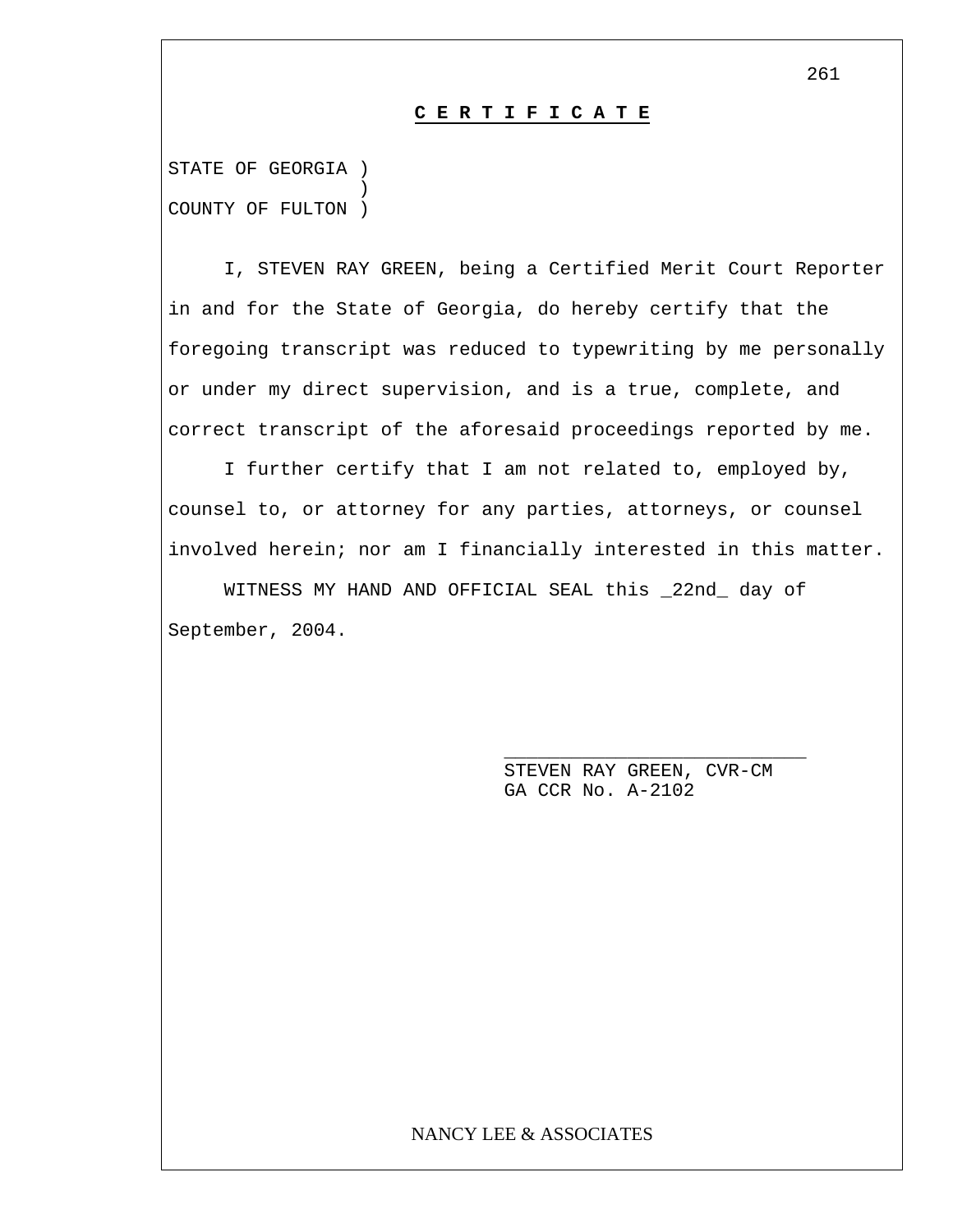# C E R T I F I C A T E

STATE OF GEORGIA )
)
COUNTY OF FULTON )

I, STEVEN RAY GREEN, being a Certified Merit Court Reporter in and for the State of Georgia, do hereby certify that the foregoing transcript was reduced to typewriting by me personally or under my direct supervision, and is a true, complete, and correct transcript of the aforesaid proceedings reported by me.

I further certify that I am not related to, employed by, counsel to, or attorney for any parties, attorneys, or counsel involved herein; nor am I financially interested in this matter.

WITNESS MY HAND AND OFFICIAL SEAL this _22nd_ day of September, 2004.

STEVEN RAY GREEN, CVR-CM
GA CCR No. A-2102